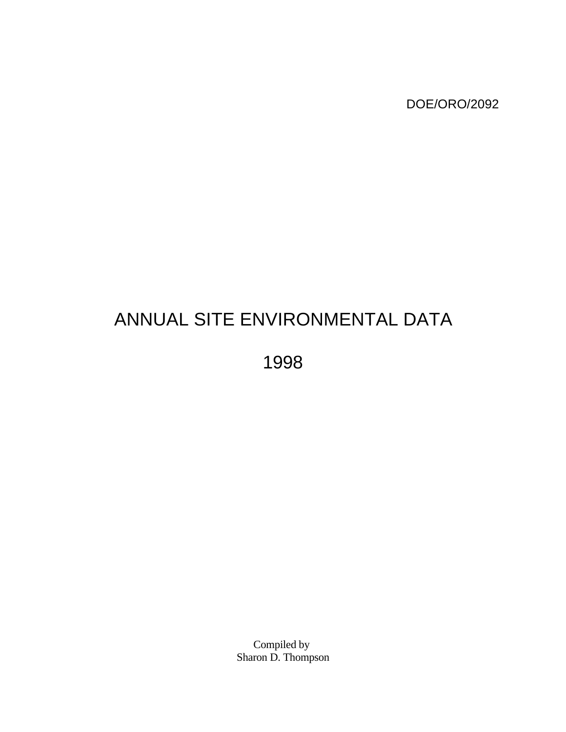DOE/ORO/2092

# ANNUAL SITE ENVIRONMENTAL DATA

# 1998

Compiled by
Sharon D. Thompson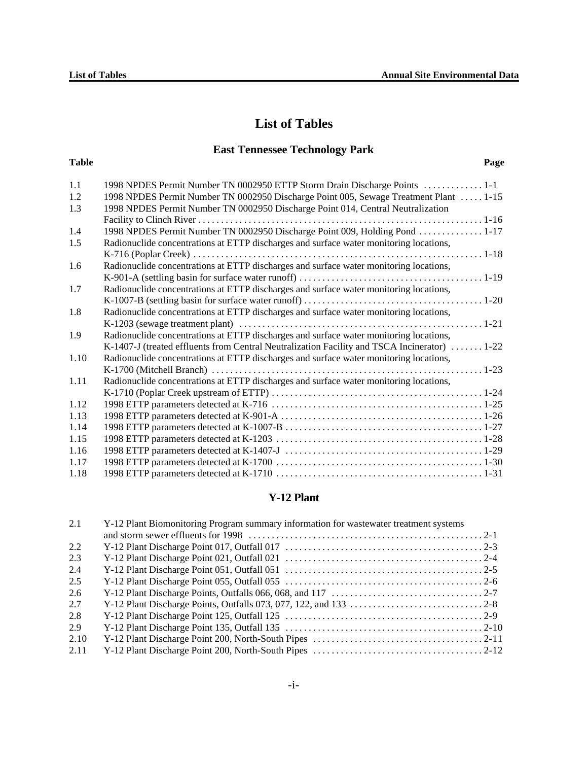# List of Tables

## East Tennessee Technology Park

| Table | | Page |
|---|---|---|
| 1.1 | 1998 NPDES Permit Number TN 0002950 ETTP Storm Drain Discharge Points | 1-1 |
| 1.2 | 1998 NPDES Permit Number TN 0002950 Discharge Point 005, Sewage Treatment Plant | 1-15 |
| 1.3 | 1998 NPDES Permit Number TN 0002950 Discharge Point 014, Central Neutralization Facility to Clinch River | 1-16 |
| 1.4 | 1998 NPDES Permit Number TN 0002950 Discharge Point 009, Holding Pond | 1-17 |
| 1.5 | Radionuclide concentrations at ETTP discharges and surface water monitoring locations, K-716 (Poplar Creek) | 1-18 |
| 1.6 | Radionuclide concentrations at ETTP discharges and surface water monitoring locations, K-901-A (settling basin for surface water runoff) | 1-19 |
| 1.7 | Radionuclide concentrations at ETTP discharges and surface water monitoring locations, K-1007-B (settling basin for surface water runoff) | 1-20 |
| 1.8 | Radionuclide concentrations at ETTP discharges and surface water monitoring locations, K-1203 (sewage treatment plant) | 1-21 |
| 1.9 | Radionuclide concentrations at ETTP discharges and surface water monitoring locations, K-1407-J (treated effluents from Central Neutralization Facility and TSCA Incinerator) | 1-22 |
| 1.10 | Radionuclide concentrations at ETTP discharges and surface water monitoring locations, K-1700 (Mitchell Branch) | 1-23 |
| 1.11 | Radionuclide concentrations at ETTP discharges and surface water monitoring locations, K-1710 (Poplar Creek upstream of ETTP) | 1-24 |
| 1.12 | 1998 ETTP parameters detected at K-716 | 1-25 |
| 1.13 | 1998 ETTP parameters detected at K-901-A | 1-26 |
| 1.14 | 1998 ETTP parameters detected at K-1007-B | 1-27 |
| 1.15 | 1998 ETTP parameters detected at K-1203 | 1-28 |
| 1.16 | 1998 ETTP parameters detected at K-1407-J | 1-29 |
| 1.17 | 1998 ETTP parameters detected at K-1700 | 1-30 |
| 1.18 | 1998 ETTP parameters detected at K-1710 | 1-31 |

## Y-12 Plant

| Table | | Page |
|---|---|---|
| 2.1 | Y-12 Plant Biomonitoring Program summary information for wastewater treatment systems and storm sewer effluents for 1998 | 2-1 |
| 2.2 | Y-12 Plant Discharge Point 017, Outfall 017 | 2-3 |
| 2.3 | Y-12 Plant Discharge Point 021, Outfall 021 | 2-4 |
| 2.4 | Y-12 Plant Discharge Point 051, Outfall 051 | 2-5 |
| 2.5 | Y-12 Plant Discharge Point 055, Outfall 055 | 2-6 |
| 2.6 | Y-12 Plant Discharge Points, Outfalls 066, 068, and 117 | 2-7 |
| 2.7 | Y-12 Plant Discharge Points, Outfalls 073, 077, 122, and 133 | 2-8 |
| 2.8 | Y-12 Plant Discharge Point 125, Outfall 125 | 2-9 |
| 2.9 | Y-12 Plant Discharge Point 135, Outfall 135 | 2-10 |
| 2.10 | Y-12 Plant Discharge Point 200, North-South Pipes | 2-11 |
| 2.11 | Y-12 Plant Discharge Point 200, North-South Pipes | 2-12 |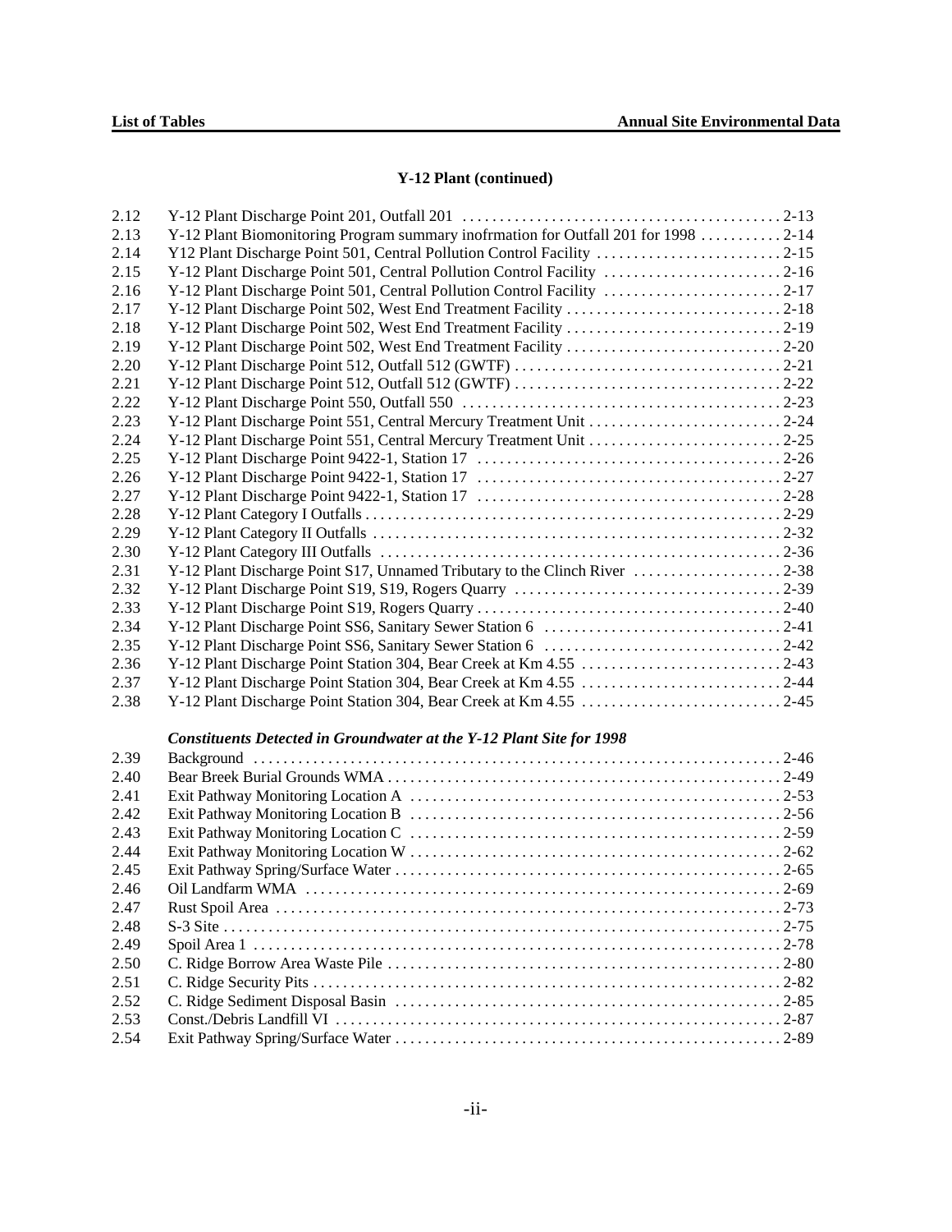## Y-12 Plant (continued)

| | | |
|---|---|---|
| 2.12 | Y-12 Plant Discharge Point 201, Outfall 201 | 2-13 |
| 2.13 | Y-12 Plant Biomonitoring Program summary inofrmation for Outfall 201 for 1998 | 2-14 |
| 2.14 | Y12 Plant Discharge Point 501, Central Pollution Control Facility | 2-15 |
| 2.15 | Y-12 Plant Discharge Point 501, Central Pollution Control Facility | 2-16 |
| 2.16 | Y-12 Plant Discharge Point 501, Central Pollution Control Facility | 2-17 |
| 2.17 | Y-12 Plant Discharge Point 502, West End Treatment Facility | 2-18 |
| 2.18 | Y-12 Plant Discharge Point 502, West End Treatment Facility | 2-19 |
| 2.19 | Y-12 Plant Discharge Point 502, West End Treatment Facility | 2-20 |
| 2.20 | Y-12 Plant Discharge Point 512, Outfall 512 (GWTF) | 2-21 |
| 2.21 | Y-12 Plant Discharge Point 512, Outfall 512 (GWTF) | 2-22 |
| 2.22 | Y-12 Plant Discharge Point 550, Outfall 550 | 2-23 |
| 2.23 | Y-12 Plant Discharge Point 551, Central Mercury Treatment Unit | 2-24 |
| 2.24 | Y-12 Plant Discharge Point 551, Central Mercury Treatment Unit | 2-25 |
| 2.25 | Y-12 Plant Discharge Point 9422-1, Station 17 | 2-26 |
| 2.26 | Y-12 Plant Discharge Point 9422-1, Station 17 | 2-27 |
| 2.27 | Y-12 Plant Discharge Point 9422-1, Station 17 | 2-28 |
| 2.28 | Y-12 Plant Category I Outfalls | 2-29 |
| 2.29 | Y-12 Plant Category II Outfalls | 2-32 |
| 2.30 | Y-12 Plant Category III Outfalls | 2-36 |
| 2.31 | Y-12 Plant Discharge Point S17, Unnamed Tributary to the Clinch River | 2-38 |
| 2.32 | Y-12 Plant Discharge Point S19, S19, Rogers Quarry | 2-39 |
| 2.33 | Y-12 Plant Discharge Point S19, Rogers Quarry | 2-40 |
| 2.34 | Y-12 Plant Discharge Point SS6, Sanitary Sewer Station 6 | 2-41 |
| 2.35 | Y-12 Plant Discharge Point SS6, Sanitary Sewer Station 6 | 2-42 |
| 2.36 | Y-12 Plant Discharge Point Station 304, Bear Creek at Km 4.55 | 2-43 |
| 2.37 | Y-12 Plant Discharge Point Station 304, Bear Creek at Km 4.55 | 2-44 |
| 2.38 | Y-12 Plant Discharge Point Station 304, Bear Creek at Km 4.55 | 2-45 |

***Constituents Detected in Groundwater at the Y-12 Plant Site for 1998***

| | | |
|---|---|---|
| 2.39 | Background | 2-46 |
| 2.40 | Bear Breek Burial Grounds WMA | 2-49 |
| 2.41 | Exit Pathway Monitoring Location A | 2-53 |
| 2.42 | Exit Pathway Monitoring Location B | 2-56 |
| 2.43 | Exit Pathway Monitoring Location C | 2-59 |
| 2.44 | Exit Pathway Monitoring Location W | 2-62 |
| 2.45 | Exit Pathway Spring/Surface Water | 2-65 |
| 2.46 | Oil Landfarm WMA | 2-69 |
| 2.47 | Rust Spoil Area | 2-73 |
| 2.48 | S-3 Site | 2-75 |
| 2.49 | Spoil Area 1 | 2-78 |
| 2.50 | C. Ridge Borrow Area Waste Pile | 2-80 |
| 2.51 | C. Ridge Security Pits | 2-82 |
| 2.52 | C. Ridge Sediment Disposal Basin | 2-85 |
| 2.53 | Const./Debris Landfill VI | 2-87 |
| 2.54 | Exit Pathway Spring/Surface Water | 2-89 |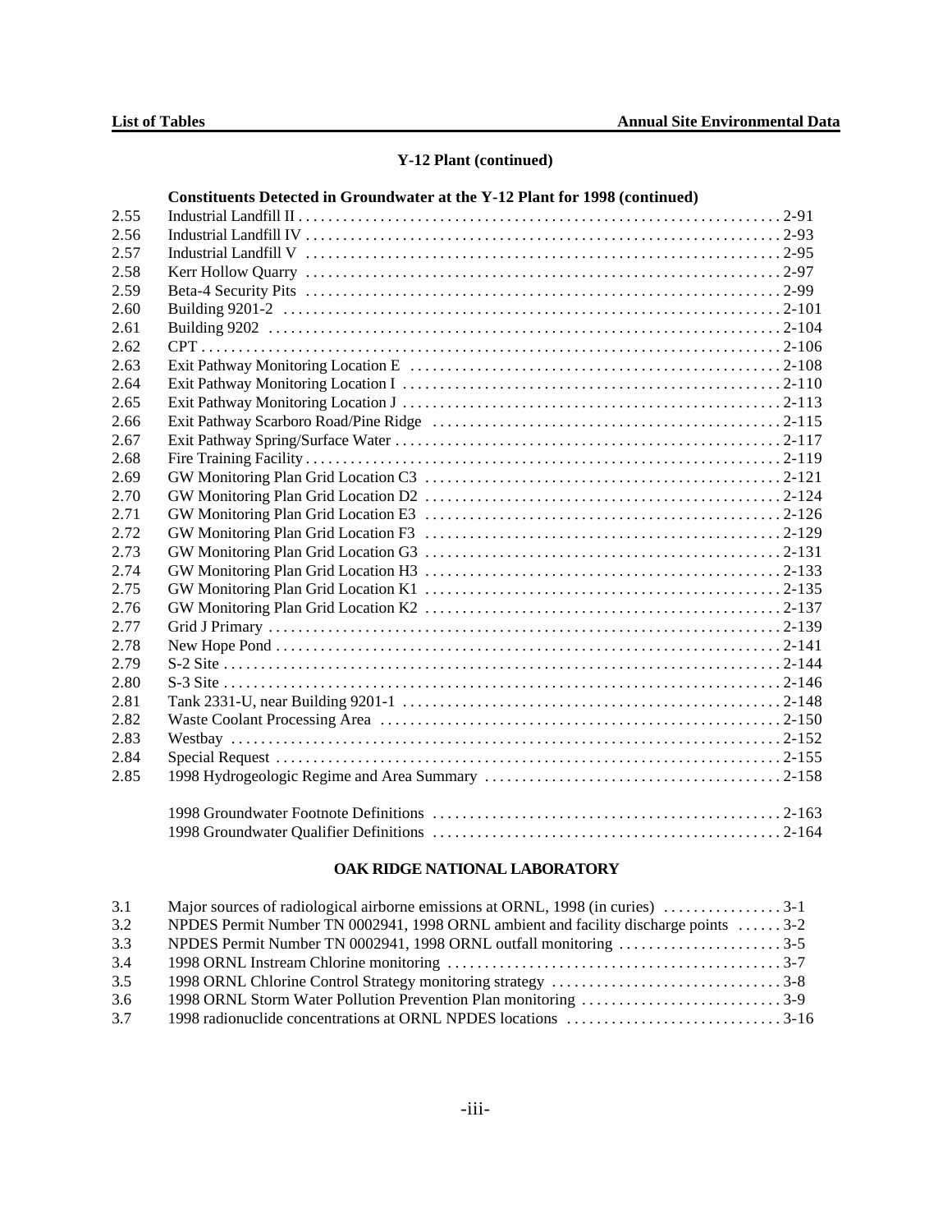## Y-12 Plant (continued)

**Constituents Detected in Groundwater at the Y-12 Plant for 1998 (continued)**

| | | |
|---|---|---|
| 2.55 | Industrial Landfill II | 2-91 |
| 2.56 | Industrial Landfill IV | 2-93 |
| 2.57 | Industrial Landfill V | 2-95 |
| 2.58 | Kerr Hollow Quarry | 2-97 |
| 2.59 | Beta-4 Security Pits | 2-99 |
| 2.60 | Building 9201-2 | 2-101 |
| 2.61 | Building 9202 | 2-104 |
| 2.62 | CPT | 2-106 |
| 2.63 | Exit Pathway Monitoring Location E | 2-108 |
| 2.64 | Exit Pathway Monitoring Location I | 2-110 |
| 2.65 | Exit Pathway Monitoring Location J | 2-113 |
| 2.66 | Exit Pathway Scarboro Road/Pine Ridge | 2-115 |
| 2.67 | Exit Pathway Spring/Surface Water | 2-117 |
| 2.68 | Fire Training Facility | 2-119 |
| 2.69 | GW Monitoring Plan Grid Location C3 | 2-121 |
| 2.70 | GW Monitoring Plan Grid Location D2 | 2-124 |
| 2.71 | GW Monitoring Plan Grid Location E3 | 2-126 |
| 2.72 | GW Monitoring Plan Grid Location F3 | 2-129 |
| 2.73 | GW Monitoring Plan Grid Location G3 | 2-131 |
| 2.74 | GW Monitoring Plan Grid Location H3 | 2-133 |
| 2.75 | GW Monitoring Plan Grid Location K1 | 2-135 |
| 2.76 | GW Monitoring Plan Grid Location K2 | 2-137 |
| 2.77 | Grid J Primary | 2-139 |
| 2.78 | New Hope Pond | 2-141 |
| 2.79 | S-2 Site | 2-144 |
| 2.80 | S-3 Site | 2-146 |
| 2.81 | Tank 2331-U, near Building 9201-1 | 2-148 |
| 2.82 | Waste Coolant Processing Area | 2-150 |
| 2.83 | Westbay | 2-152 |
| 2.84 | Special Request | 2-155 |
| 2.85 | 1998 Hydrogeologic Regime and Area Summary | 2-158 |
| | 1998 Groundwater Footnote Definitions | 2-163 |
| | 1998 Groundwater Qualifier Definitions | 2-164 |

## OAK RIDGE NATIONAL LABORATORY

| | | |
|---|---|---|
| 3.1 | Major sources of radiological airborne emissions at ORNL, 1998 (in curies) | 3-1 |
| 3.2 | NPDES Permit Number TN 0002941, 1998 ORNL ambient and facility discharge points | 3-2 |
| 3.3 | NPDES Permit Number TN 0002941, 1998 ORNL outfall monitoring | 3-5 |
| 3.4 | 1998 ORNL Instream Chlorine monitoring | 3-7 |
| 3.5 | 1998 ORNL Chlorine Control Strategy monitoring strategy | 3-8 |
| 3.6 | 1998 ORNL Storm Water Pollution Prevention Plan monitoring | 3-9 |
| 3.7 | 1998 radionuclide concentrations at ORNL NPDES locations | 3-16 |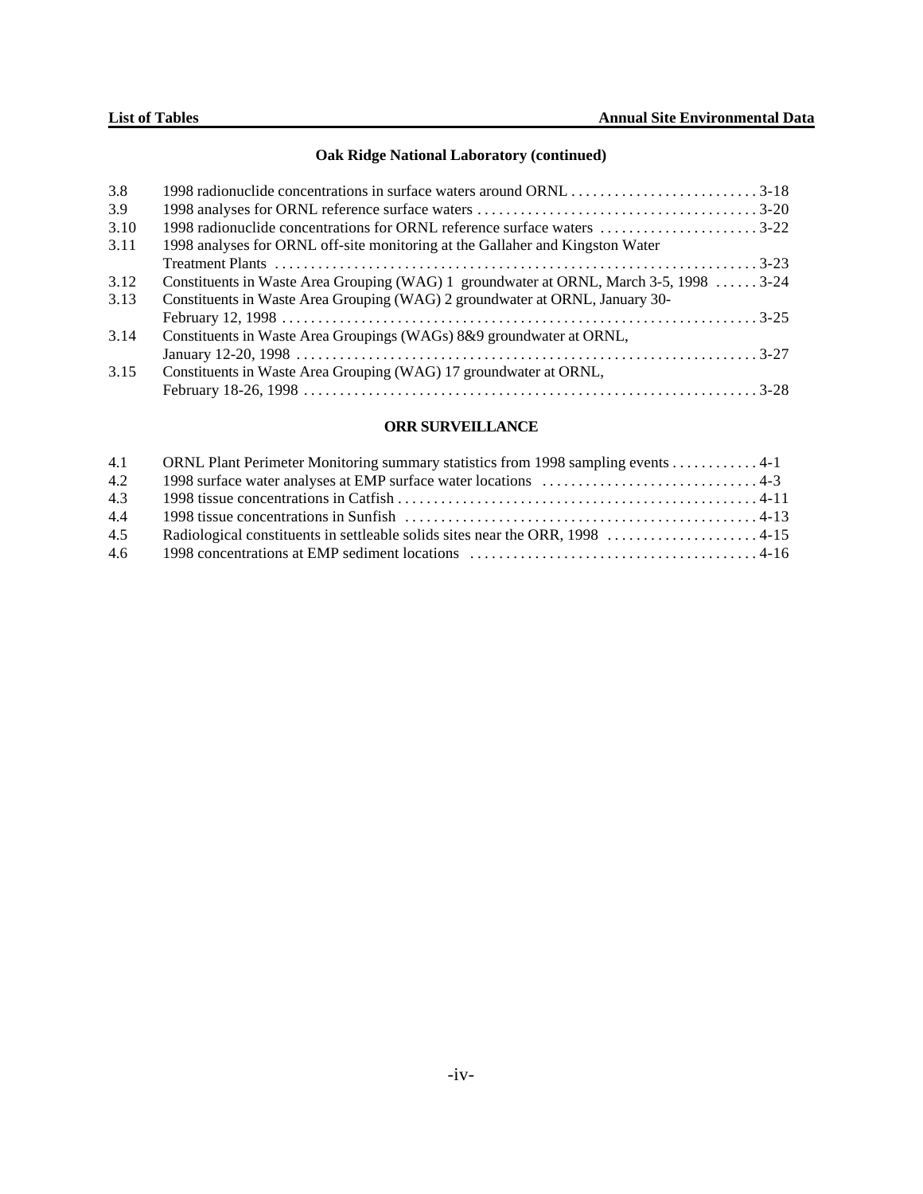## Oak Ridge National Laboratory (continued)

| | | |
|---|---|---|
| 3.8 | 1998 radionuclide concentrations in surface waters around ORNL | 3-18 |
| 3.9 | 1998 analyses for ORNL reference surface waters | 3-20 |
| 3.10 | 1998 radionuclide concentrations for ORNL reference surface waters | 3-22 |
| 3.11 | 1998 analyses for ORNL off-site monitoring at the Gallaher and Kingston Water Treatment Plants | 3-23 |
| 3.12 | Constituents in Waste Area Grouping (WAG) 1 groundwater at ORNL, March 3-5, 1998 | 3-24 |
| 3.13 | Constituents in Waste Area Grouping (WAG) 2 groundwater at ORNL, January 30-February 12, 1998 | 3-25 |
| 3.14 | Constituents in Waste Area Groupings (WAGs) 8&9 groundwater at ORNL, January 12-20, 1998 | 3-27 |
| 3.15 | Constituents in Waste Area Grouping (WAG) 17 groundwater at ORNL, February 18-26, 1998 | 3-28 |

## ORR SURVEILLANCE

| | | |
|---|---|---|
| 4.1 | ORNL Plant Perimeter Monitoring summary statistics from 1998 sampling events | 4-1 |
| 4.2 | 1998 surface water analyses at EMP surface water locations | 4-3 |
| 4.3 | 1998 tissue concentrations in Catfish | 4-11 |
| 4.4 | 1998 tissue concentrations in Sunfish | 4-13 |
| 4.5 | Radiological constituents in settleable solids sites near the ORR, 1998 | 4-15 |
| 4.6 | 1998 concentrations at EMP sediment locations | 4-16 |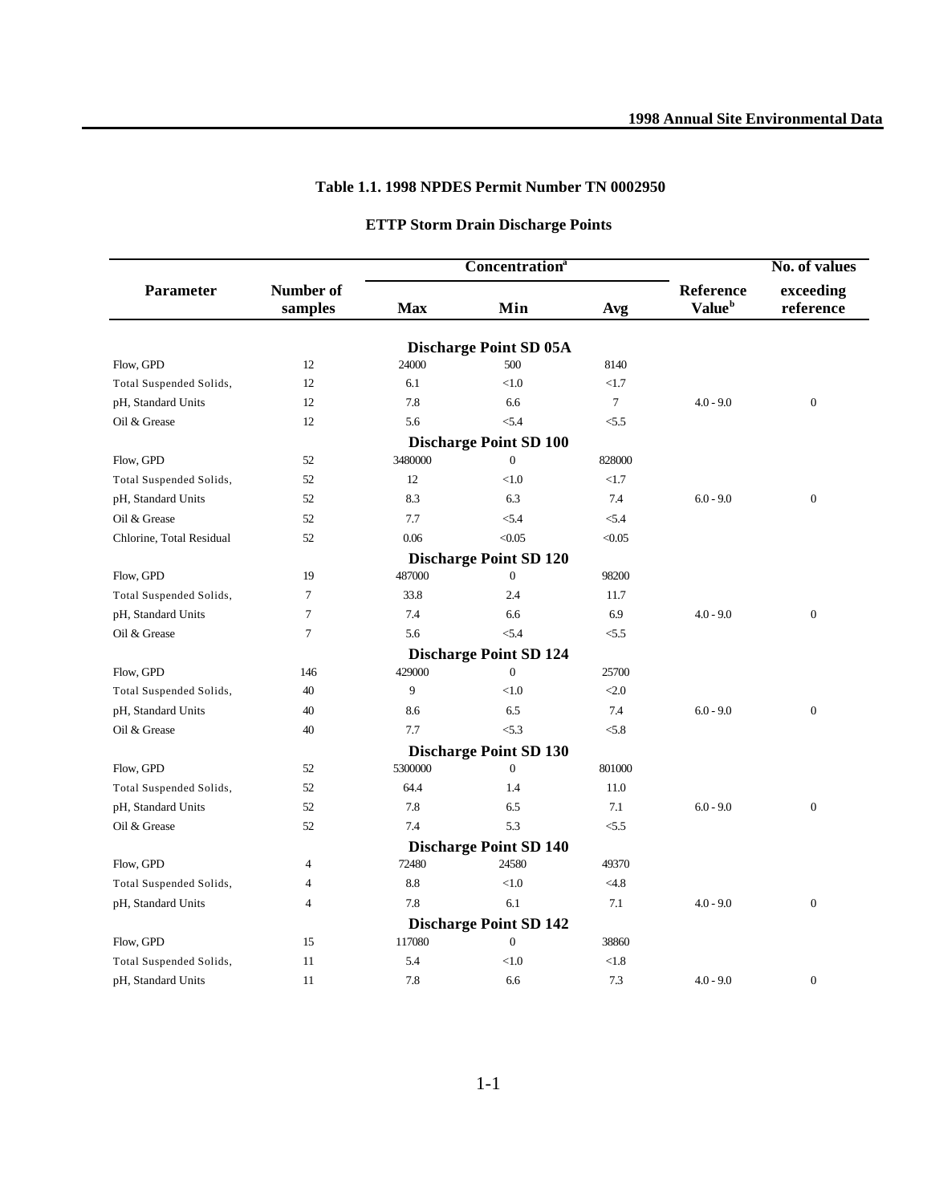## Table 1.1. 1998 NPDES Permit Number TN 0002950

### ETTP Storm Drain Discharge Points

| Parameter | Number of samples | Concentration[a] | | | Reference Value[b] | No. of values exceeding reference |
|---|---|---|---|---|---|---|
| | | Max | Min | Avg | | |
| **Discharge Point SD 05A** | | | | | | |
| Flow, GPD | 12 | 24000 | 500 | 8140 | | |
| Total Suspended Solids, | 12 | 6.1 | <1.0 | <1.7 | | |
| pH, Standard Units | 12 | 7.8 | 6.6 | 7 | 4.0 - 9.0 | 0 |
| Oil & Grease | 12 | 5.6 | <5.4 | <5.5 | | |
| **Discharge Point SD 100** | | | | | | |
| Flow, GPD | 52 | 3480000 | 0 | 828000 | | |
| Total Suspended Solids, | 52 | 12 | <1.0 | <1.7 | | |
| pH, Standard Units | 52 | 8.3 | 6.3 | 7.4 | 6.0 - 9.0 | 0 |
| Oil & Grease | 52 | 7.7 | <5.4 | <5.4 | | |
| Chlorine, Total Residual | 52 | 0.06 | <0.05 | <0.05 | | |
| **Discharge Point SD 120** | | | | | | |
| Flow, GPD | 19 | 487000 | 0 | 98200 | | |
| Total Suspended Solids, | 7 | 33.8 | 2.4 | 11.7 | | |
| pH, Standard Units | 7 | 7.4 | 6.6 | 6.9 | 4.0 - 9.0 | 0 |
| Oil & Grease | 7 | 5.6 | <5.4 | <5.5 | | |
| **Discharge Point SD 124** | | | | | | |
| Flow, GPD | 146 | 429000 | 0 | 25700 | | |
| Total Suspended Solids, | 40 | 9 | <1.0 | <2.0 | | |
| pH, Standard Units | 40 | 8.6 | 6.5 | 7.4 | 6.0 - 9.0 | 0 |
| Oil & Grease | 40 | 7.7 | <5.3 | <5.8 | | |
| **Discharge Point SD 130** | | | | | | |
| Flow, GPD | 52 | 5300000 | 0 | 801000 | | |
| Total Suspended Solids, | 52 | 64.4 | 1.4 | 11.0 | | |
| pH, Standard Units | 52 | 7.8 | 6.5 | 7.1 | 6.0 - 9.0 | 0 |
| Oil & Grease | 52 | 7.4 | 5.3 | <5.5 | | |
| **Discharge Point SD 140** | | | | | | |
| Flow, GPD | 4 | 72480 | 24580 | 49370 | | |
| Total Suspended Solids, | 4 | 8.8 | <1.0 | <4.8 | | |
| pH, Standard Units | 4 | 7.8 | 6.1 | 7.1 | 4.0 - 9.0 | 0 |
| **Discharge Point SD 142** | | | | | | |
| Flow, GPD | 15 | 117080 | 0 | 38860 | | |
| Total Suspended Solids, | 11 | 5.4 | <1.0 | <1.8 | | |
| pH, Standard Units | 11 | 7.8 | 6.6 | 7.3 | 4.0 - 9.0 | 0 |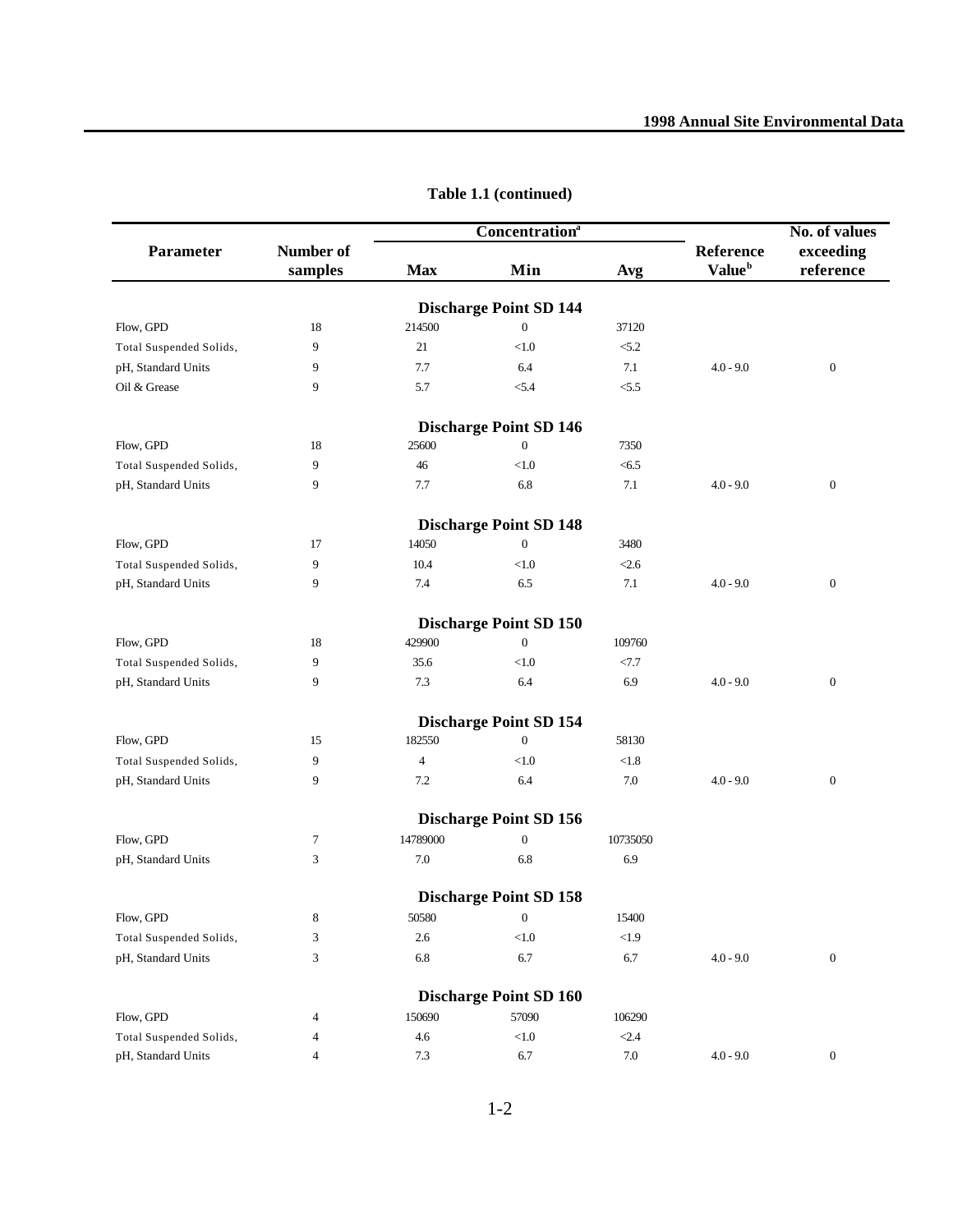**Table 1.1 (continued)**

| Parameter | Number of samples | Concentration[a] Max | Min | Avg | Reference Value[b] | No. of values exceeding reference |
|---|---|---|---|---|---|---|
| | | **Discharge Point SD 144** | | | | |
| Flow, GPD | 18 | 214500 | 0 | 37120 | | |
| Total Suspended Solids, | 9 | 21 | <1.0 | <5.2 | | |
| pH, Standard Units | 9 | 7.7 | 6.4 | 7.1 | 4.0 - 9.0 | 0 |
| Oil & Grease | 9 | 5.7 | <5.4 | <5.5 | | |
| | | **Discharge Point SD 146** | | | | |
| Flow, GPD | 18 | 25600 | 0 | 7350 | | |
| Total Suspended Solids, | 9 | 46 | <1.0 | <6.5 | | |
| pH, Standard Units | 9 | 7.7 | 6.8 | 7.1 | 4.0 - 9.0 | 0 |
| | | **Discharge Point SD 148** | | | | |
| Flow, GPD | 17 | 14050 | 0 | 3480 | | |
| Total Suspended Solids, | 9 | 10.4 | <1.0 | <2.6 | | |
| pH, Standard Units | 9 | 7.4 | 6.5 | 7.1 | 4.0 - 9.0 | 0 |
| | | **Discharge Point SD 150** | | | | |
| Flow, GPD | 18 | 429900 | 0 | 109760 | | |
| Total Suspended Solids, | 9 | 35.6 | <1.0 | <7.7 | | |
| pH, Standard Units | 9 | 7.3 | 6.4 | 6.9 | 4.0 - 9.0 | 0 |
| | | **Discharge Point SD 154** | | | | |
| Flow, GPD | 15 | 182550 | 0 | 58130 | | |
| Total Suspended Solids, | 9 | 4 | <1.0 | <1.8 | | |
| pH, Standard Units | 9 | 7.2 | 6.4 | 7.0 | 4.0 - 9.0 | 0 |
| | | **Discharge Point SD 156** | | | | |
| Flow, GPD | 7 | 14789000 | 0 | 10735050 | | |
| pH, Standard Units | 3 | 7.0 | 6.8 | 6.9 | | |
| | | **Discharge Point SD 158** | | | | |
| Flow, GPD | 8 | 50580 | 0 | 15400 | | |
| Total Suspended Solids, | 3 | 2.6 | <1.0 | <1.9 | | |
| pH, Standard Units | 3 | 6.8 | 6.7 | 6.7 | 4.0 - 9.0 | 0 |
| | | **Discharge Point SD 160** | | | | |
| Flow, GPD | 4 | 150690 | 57090 | 106290 | | |
| Total Suspended Solids, | 4 | 4.6 | <1.0 | <2.4 | | |
| pH, Standard Units | 4 | 7.3 | 6.7 | 7.0 | 4.0 - 9.0 | 0 |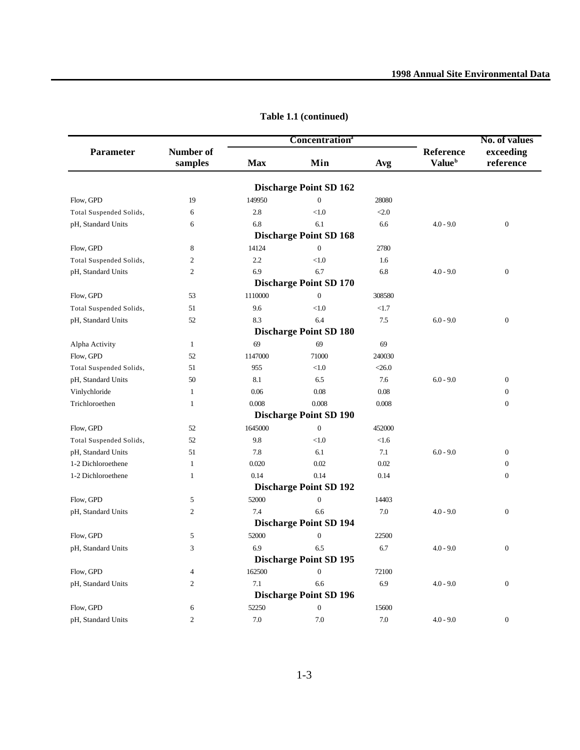**Table 1.1 (continued)**

| Parameter | Number of samples | Concentration[a] | | | Reference Value[b] | No. of values exceeding reference |
|---|---|---|---|---|---|---|
| | | Max | Min | Avg | | |
| | | | **Discharge Point SD 162** | | | |
| Flow, GPD | 19 | 149950 | 0 | 28080 | | |
| Total Suspended Solids, | 6 | 2.8 | <1.0 | <2.0 | | |
| pH, Standard Units | 6 | 6.8 | 6.1 | 6.6 | 4.0 - 9.0 | 0 |
| | | | **Discharge Point SD 168** | | | |
| Flow, GPD | 8 | 14124 | 0 | 2780 | | |
| Total Suspended Solids, | 2 | 2.2 | <1.0 | 1.6 | | |
| pH, Standard Units | 2 | 6.9 | 6.7 | 6.8 | 4.0 - 9.0 | 0 |
| | | | **Discharge Point SD 170** | | | |
| Flow, GPD | 53 | 1110000 | 0 | 308580 | | |
| Total Suspended Solids, | 51 | 9.6 | <1.0 | <1.7 | | |
| pH, Standard Units | 52 | 8.3 | 6.4 | 7.5 | 6.0 - 9.0 | 0 |
| | | | **Discharge Point SD 180** | | | |
| Alpha Activity | 1 | 69 | 69 | 69 | | |
| Flow, GPD | 52 | 1147000 | 71000 | 240030 | | |
| Total Suspended Solids, | 51 | 955 | <1.0 | <26.0 | | |
| pH, Standard Units | 50 | 8.1 | 6.5 | 7.6 | 6.0 - 9.0 | 0 |
| Vinlychloride | 1 | 0.06 | 0.08 | 0.08 | | 0 |
| Trichloroethen | 1 | 0.008 | 0.008 | 0.008 | | 0 |
| | | | **Discharge Point SD 190** | | | |
| Flow, GPD | 52 | 1645000 | 0 | 452000 | | |
| Total Suspended Solids, | 52 | 9.8 | <1.0 | <1.6 | | |
| pH, Standard Units | 51 | 7.8 | 6.1 | 7.1 | 6.0 - 9.0 | 0 |
| 1-2 Dichloroethene | 1 | 0.020 | 0.02 | 0.02 | | 0 |
| 1-2 Dichloroethene | 1 | 0.14 | 0.14 | 0.14 | | 0 |
| | | | **Discharge Point SD 192** | | | |
| Flow, GPD | 5 | 52000 | 0 | 14403 | | |
| pH, Standard Units | 2 | 7.4 | 6.6 | 7.0 | 4.0 - 9.0 | 0 |
| | | | **Discharge Point SD 194** | | | |
| Flow, GPD | 5 | 52000 | 0 | 22500 | | |
| pH, Standard Units | 3 | 6.9 | 6.5 | 6.7 | 4.0 - 9.0 | 0 |
| | | | **Discharge Point SD 195** | | | |
| Flow, GPD | 4 | 162500 | 0 | 72100 | | |
| pH, Standard Units | 2 | 7.1 | 6.6 | 6.9 | 4.0 - 9.0 | 0 |
| | | | **Discharge Point SD 196** | | | |
| Flow, GPD | 6 | 52250 | 0 | 15600 | | |
| pH, Standard Units | 2 | 7.0 | 7.0 | 7.0 | 4.0 - 9.0 | 0 |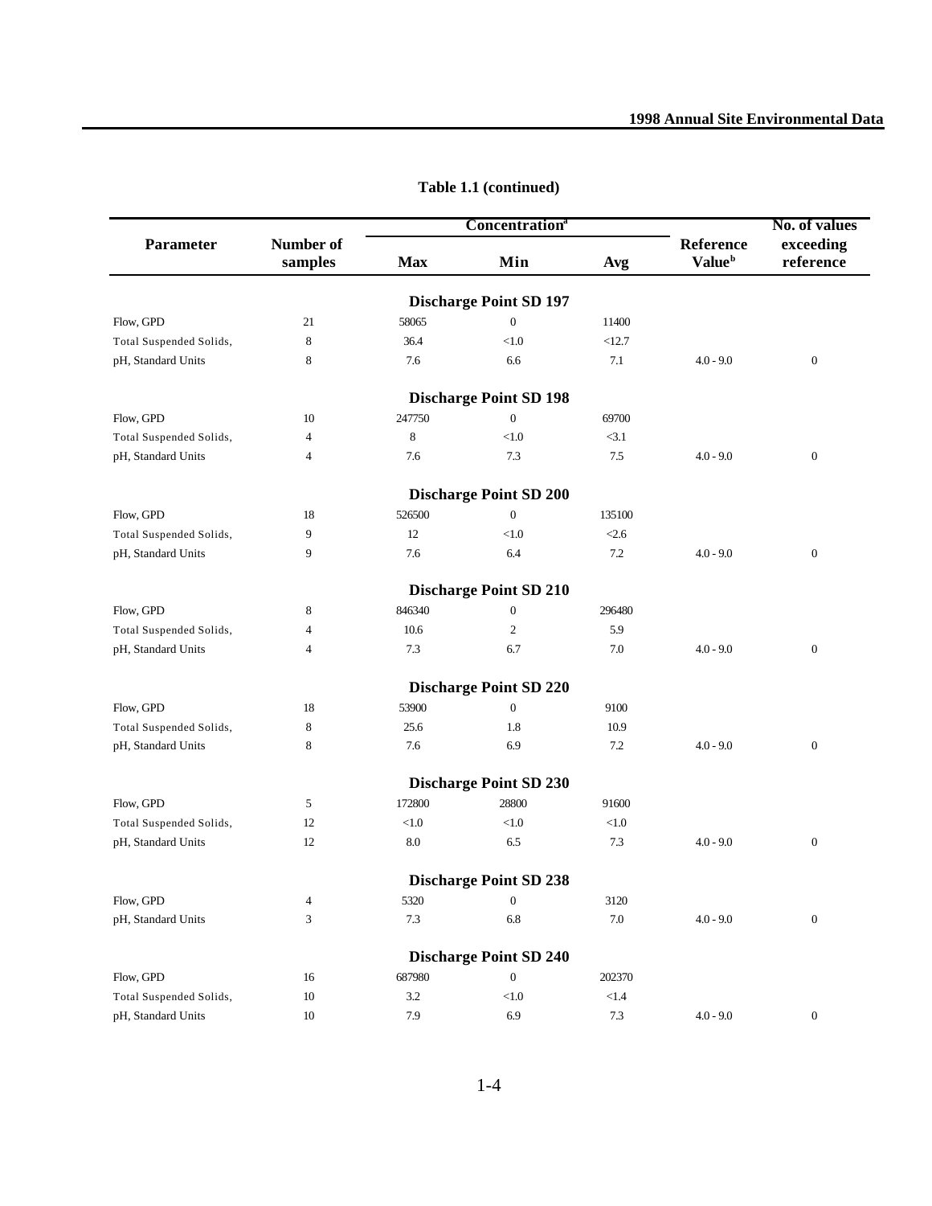**Table 1.1 (continued)**

| Parameter | Number of samples | Concentration[a] Max | Min | Avg | Reference Value[b] | No. of values exceeding reference |
|---|---|---|---|---|---|---|
| | | | **Discharge Point SD 197** | | | |
| Flow, GPD | 21 | 58065 | 0 | 11400 | | |
| Total Suspended Solids, | 8 | 36.4 | <1.0 | <12.7 | | |
| pH, Standard Units | 8 | 7.6 | 6.6 | 7.1 | 4.0 - 9.0 | 0 |
| | | | **Discharge Point SD 198** | | | |
| Flow, GPD | 10 | 247750 | 0 | 69700 | | |
| Total Suspended Solids, | 4 | 8 | <1.0 | <3.1 | | |
| pH, Standard Units | 4 | 7.6 | 7.3 | 7.5 | 4.0 - 9.0 | 0 |
| | | | **Discharge Point SD 200** | | | |
| Flow, GPD | 18 | 526500 | 0 | 135100 | | |
| Total Suspended Solids, | 9 | 12 | <1.0 | <2.6 | | |
| pH, Standard Units | 9 | 7.6 | 6.4 | 7.2 | 4.0 - 9.0 | 0 |
| | | | **Discharge Point SD 210** | | | |
| Flow, GPD | 8 | 846340 | 0 | 296480 | | |
| Total Suspended Solids, | 4 | 10.6 | 2 | 5.9 | | |
| pH, Standard Units | 4 | 7.3 | 6.7 | 7.0 | 4.0 - 9.0 | 0 |
| | | | **Discharge Point SD 220** | | | |
| Flow, GPD | 18 | 53900 | 0 | 9100 | | |
| Total Suspended Solids, | 8 | 25.6 | 1.8 | 10.9 | | |
| pH, Standard Units | 8 | 7.6 | 6.9 | 7.2 | 4.0 - 9.0 | 0 |
| | | | **Discharge Point SD 230** | | | |
| Flow, GPD | 5 | 172800 | 28800 | 91600 | | |
| Total Suspended Solids, | 12 | <1.0 | <1.0 | <1.0 | | |
| pH, Standard Units | 12 | 8.0 | 6.5 | 7.3 | 4.0 - 9.0 | 0 |
| | | | **Discharge Point SD 238** | | | |
| Flow, GPD | 4 | 5320 | 0 | 3120 | | |
| pH, Standard Units | 3 | 7.3 | 6.8 | 7.0 | 4.0 - 9.0 | 0 |
| | | | **Discharge Point SD 240** | | | |
| Flow, GPD | 16 | 687980 | 0 | 202370 | | |
| Total Suspended Solids, | 10 | 3.2 | <1.0 | <1.4 | | |
| pH, Standard Units | 10 | 7.9 | 6.9 | 7.3 | 4.0 - 9.0 | 0 |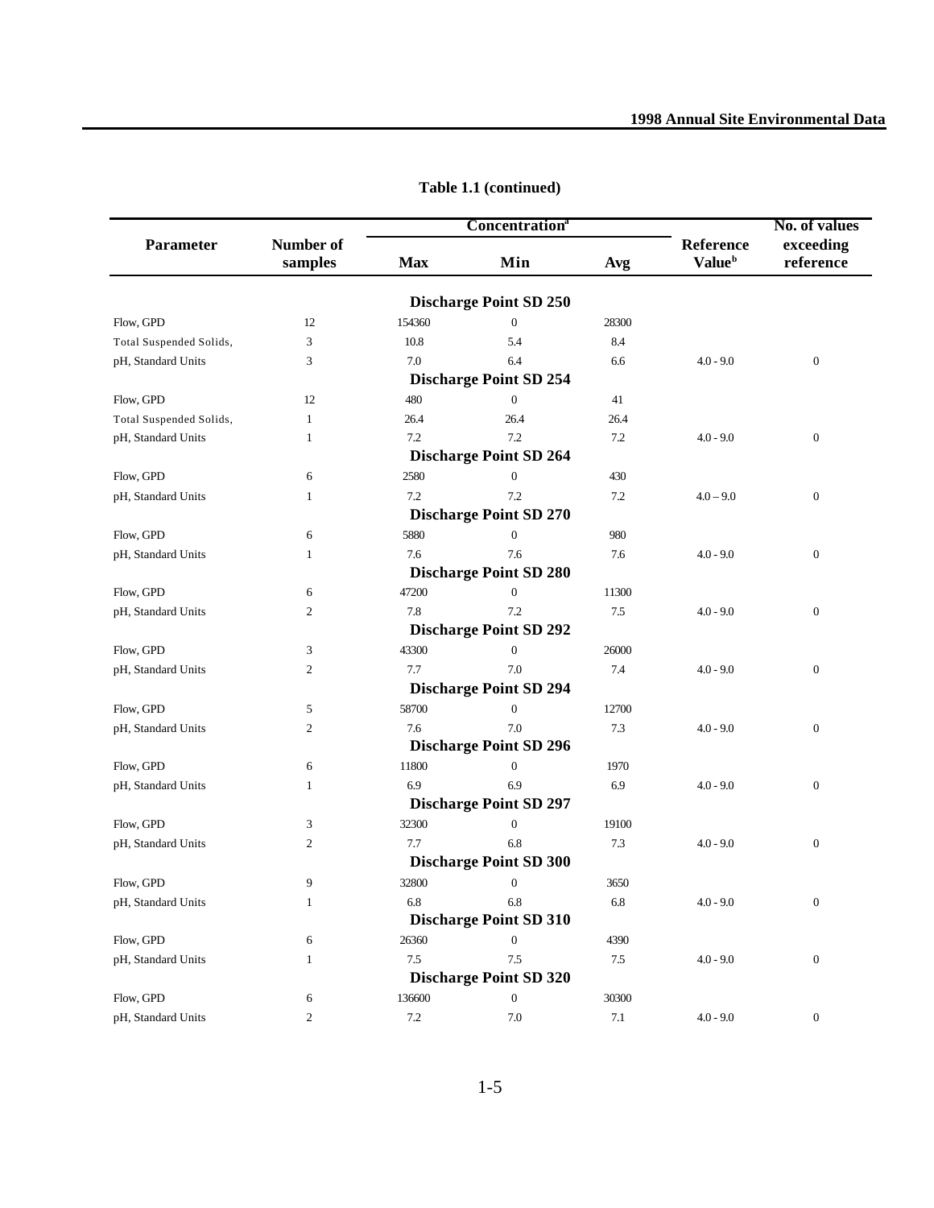**Table 1.1 (continued)**

| Parameter | Number of samples | Concentration[a] | | | Reference Value[b] | No. of values exceeding reference |
|---|---|---|---|---|---|---|
| | | Max | Min | Avg | | |
| | | | **Discharge Point SD 250** | | | |
| Flow, GPD | 12 | 154360 | 0 | 28300 | | |
| Total Suspended Solids, | 3 | 10.8 | 5.4 | 8.4 | | |
| pH, Standard Units | 3 | 7.0 | 6.4 | 6.6 | 4.0 - 9.0 | 0 |
| | | | **Discharge Point SD 254** | | | |
| Flow, GPD | 12 | 480 | 0 | 41 | | |
| Total Suspended Solids, | 1 | 26.4 | 26.4 | 26.4 | | |
| pH, Standard Units | 1 | 7.2 | 7.2 | 7.2 | 4.0 - 9.0 | 0 |
| | | | **Discharge Point SD 264** | | | |
| Flow, GPD | 6 | 2580 | 0 | 430 | | |
| pH, Standard Units | 1 | 7.2 | 7.2 | 7.2 | 4.0 – 9.0 | 0 |
| | | | **Discharge Point SD 270** | | | |
| Flow, GPD | 6 | 5880 | 0 | 980 | | |
| pH, Standard Units | 1 | 7.6 | 7.6 | 7.6 | 4.0 - 9.0 | 0 |
| | | | **Discharge Point SD 280** | | | |
| Flow, GPD | 6 | 47200 | 0 | 11300 | | |
| pH, Standard Units | 2 | 7.8 | 7.2 | 7.5 | 4.0 - 9.0 | 0 |
| | | | **Discharge Point SD 292** | | | |
| Flow, GPD | 3 | 43300 | 0 | 26000 | | |
| pH, Standard Units | 2 | 7.7 | 7.0 | 7.4 | 4.0 - 9.0 | 0 |
| | | | **Discharge Point SD 294** | | | |
| Flow, GPD | 5 | 58700 | 0 | 12700 | | |
| pH, Standard Units | 2 | 7.6 | 7.0 | 7.3 | 4.0 - 9.0 | 0 |
| | | | **Discharge Point SD 296** | | | |
| Flow, GPD | 6 | 11800 | 0 | 1970 | | |
| pH, Standard Units | 1 | 6.9 | 6.9 | 6.9 | 4.0 - 9.0 | 0 |
| | | | **Discharge Point SD 297** | | | |
| Flow, GPD | 3 | 32300 | 0 | 19100 | | |
| pH, Standard Units | 2 | 7.7 | 6.8 | 7.3 | 4.0 - 9.0 | 0 |
| | | | **Discharge Point SD 300** | | | |
| Flow, GPD | 9 | 32800 | 0 | 3650 | | |
| pH, Standard Units | 1 | 6.8 | 6.8 | 6.8 | 4.0 - 9.0 | 0 |
| | | | **Discharge Point SD 310** | | | |
| Flow, GPD | 6 | 26360 | 0 | 4390 | | |
| pH, Standard Units | 1 | 7.5 | 7.5 | 7.5 | 4.0 - 9.0 | 0 |
| | | | **Discharge Point SD 320** | | | |
| Flow, GPD | 6 | 136600 | 0 | 30300 | | |
| pH, Standard Units | 2 | 7.2 | 7.0 | 7.1 | 4.0 - 9.0 | 0 |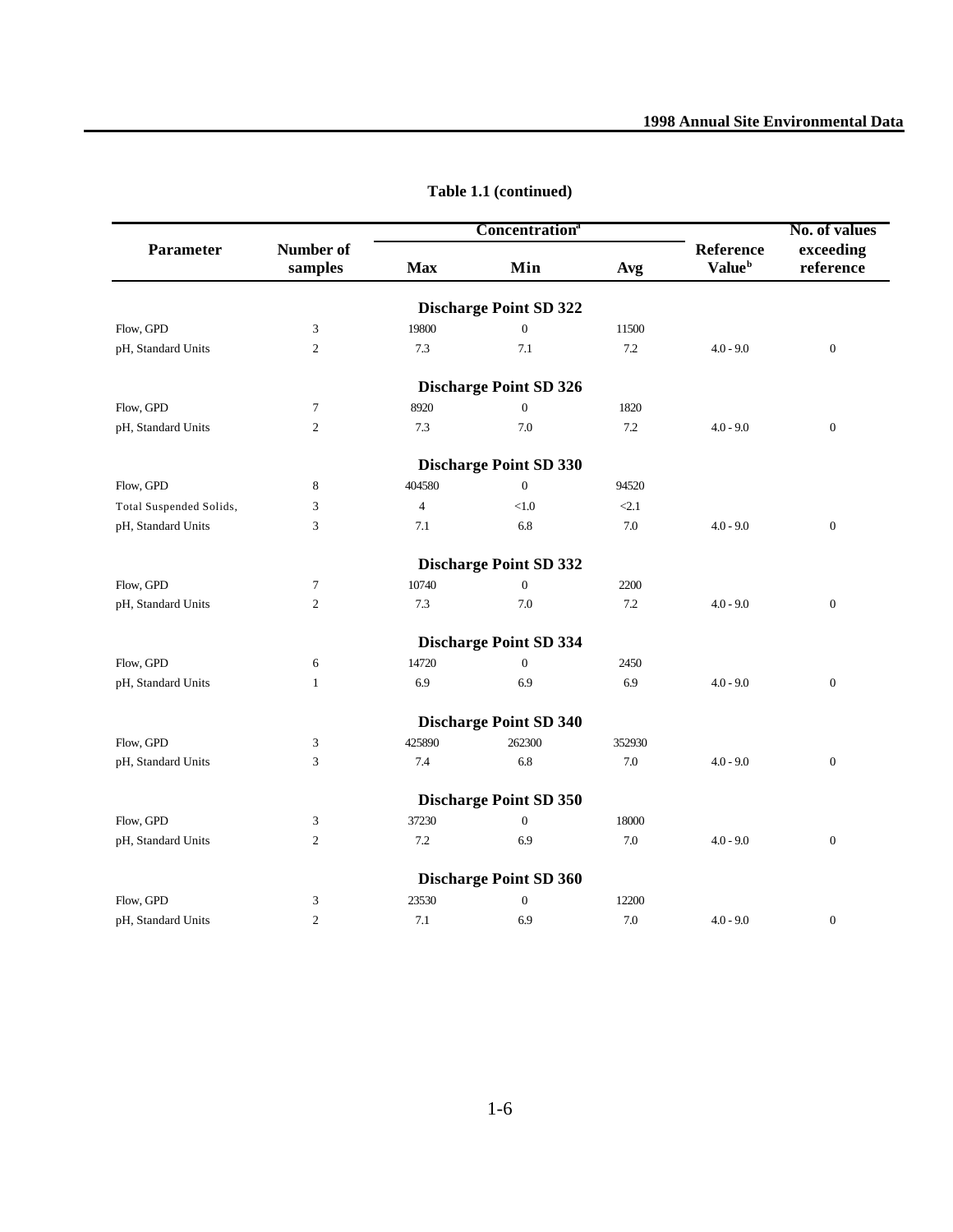**Table 1.1 (continued)**

| Parameter | Number of samples | Concentration[a] | | | Reference Value[b] | No. of values exceeding reference |
|---|---|---|---|---|---|---|
| | | Max | Min | Avg | | |
| **Discharge Point SD 322** | | | | | | |
| Flow, GPD | 3 | 19800 | 0 | 11500 | | |
| pH, Standard Units | 2 | 7.3 | 7.1 | 7.2 | 4.0 - 9.0 | 0 |
| **Discharge Point SD 326** | | | | | | |
| Flow, GPD | 7 | 8920 | 0 | 1820 | | |
| pH, Standard Units | 2 | 7.3 | 7.0 | 7.2 | 4.0 - 9.0 | 0 |
| **Discharge Point SD 330** | | | | | | |
| Flow, GPD | 8 | 404580 | 0 | 94520 | | |
| Total Suspended Solids, | 3 | 4 | <1.0 | <2.1 | | |
| pH, Standard Units | 3 | 7.1 | 6.8 | 7.0 | 4.0 - 9.0 | 0 |
| **Discharge Point SD 332** | | | | | | |
| Flow, GPD | 7 | 10740 | 0 | 2200 | | |
| pH, Standard Units | 2 | 7.3 | 7.0 | 7.2 | 4.0 - 9.0 | 0 |
| **Discharge Point SD 334** | | | | | | |
| Flow, GPD | 6 | 14720 | 0 | 2450 | | |
| pH, Standard Units | 1 | 6.9 | 6.9 | 6.9 | 4.0 - 9.0 | 0 |
| **Discharge Point SD 340** | | | | | | |
| Flow, GPD | 3 | 425890 | 262300 | 352930 | | |
| pH, Standard Units | 3 | 7.4 | 6.8 | 7.0 | 4.0 - 9.0 | 0 |
| **Discharge Point SD 350** | | | | | | |
| Flow, GPD | 3 | 37230 | 0 | 18000 | | |
| pH, Standard Units | 2 | 7.2 | 6.9 | 7.0 | 4.0 - 9.0 | 0 |
| **Discharge Point SD 360** | | | | | | |
| Flow, GPD | 3 | 23530 | 0 | 12200 | | |
| pH, Standard Units | 2 | 7.1 | 6.9 | 7.0 | 4.0 - 9.0 | 0 |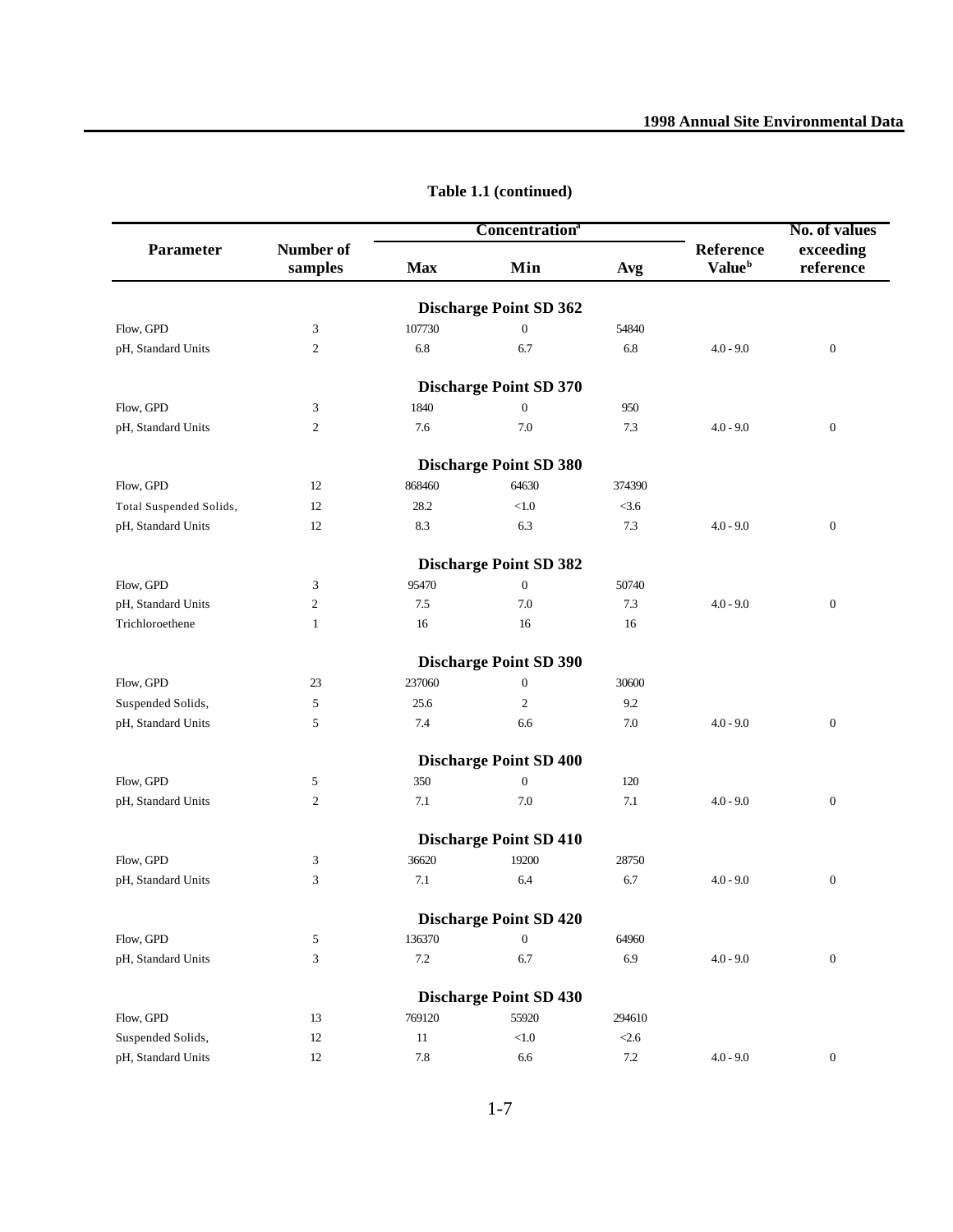**Table 1.1 (continued)**

| Parameter | Number of samples | Concentration[a] | | | Reference Value[b] | No. of values exceeding reference |
|---|---|---|---|---|---|---|
| | | Max | Min | Avg | | |
| | | | **Discharge Point SD 362** | | | |
| Flow, GPD | 3 | 107730 | 0 | 54840 | | |
| pH, Standard Units | 2 | 6.8 | 6.7 | 6.8 | 4.0 - 9.0 | 0 |
| | | | **Discharge Point SD 370** | | | |
| Flow, GPD | 3 | 1840 | 0 | 950 | | |
| pH, Standard Units | 2 | 7.6 | 7.0 | 7.3 | 4.0 - 9.0 | 0 |
| | | | **Discharge Point SD 380** | | | |
| Flow, GPD | 12 | 868460 | 64630 | 374390 | | |
| Total Suspended Solids, | 12 | 28.2 | <1.0 | <3.6 | | |
| pH, Standard Units | 12 | 8.3 | 6.3 | 7.3 | 4.0 - 9.0 | 0 |
| | | | **Discharge Point SD 382** | | | |
| Flow, GPD | 3 | 95470 | 0 | 50740 | | |
| pH, Standard Units | 2 | 7.5 | 7.0 | 7.3 | 4.0 - 9.0 | 0 |
| Trichloroethene | 1 | 16 | 16 | 16 | | |
| | | | **Discharge Point SD 390** | | | |
| Flow, GPD | 23 | 237060 | 0 | 30600 | | |
| Suspended Solids, | 5 | 25.6 | 2 | 9.2 | | |
| pH, Standard Units | 5 | 7.4 | 6.6 | 7.0 | 4.0 - 9.0 | 0 |
| | | | **Discharge Point SD 400** | | | |
| Flow, GPD | 5 | 350 | 0 | 120 | | |
| pH, Standard Units | 2 | 7.1 | 7.0 | 7.1 | 4.0 - 9.0 | 0 |
| | | | **Discharge Point SD 410** | | | |
| Flow, GPD | 3 | 36620 | 19200 | 28750 | | |
| pH, Standard Units | 3 | 7.1 | 6.4 | 6.7 | 4.0 - 9.0 | 0 |
| | | | **Discharge Point SD 420** | | | |
| Flow, GPD | 5 | 136370 | 0 | 64960 | | |
| pH, Standard Units | 3 | 7.2 | 6.7 | 6.9 | 4.0 - 9.0 | 0 |
| | | | **Discharge Point SD 430** | | | |
| Flow, GPD | 13 | 769120 | 55920 | 294610 | | |
| Suspended Solids, | 12 | 11 | <1.0 | <2.6 | | |
| pH, Standard Units | 12 | 7.8 | 6.6 | 7.2 | 4.0 - 9.0 | 0 |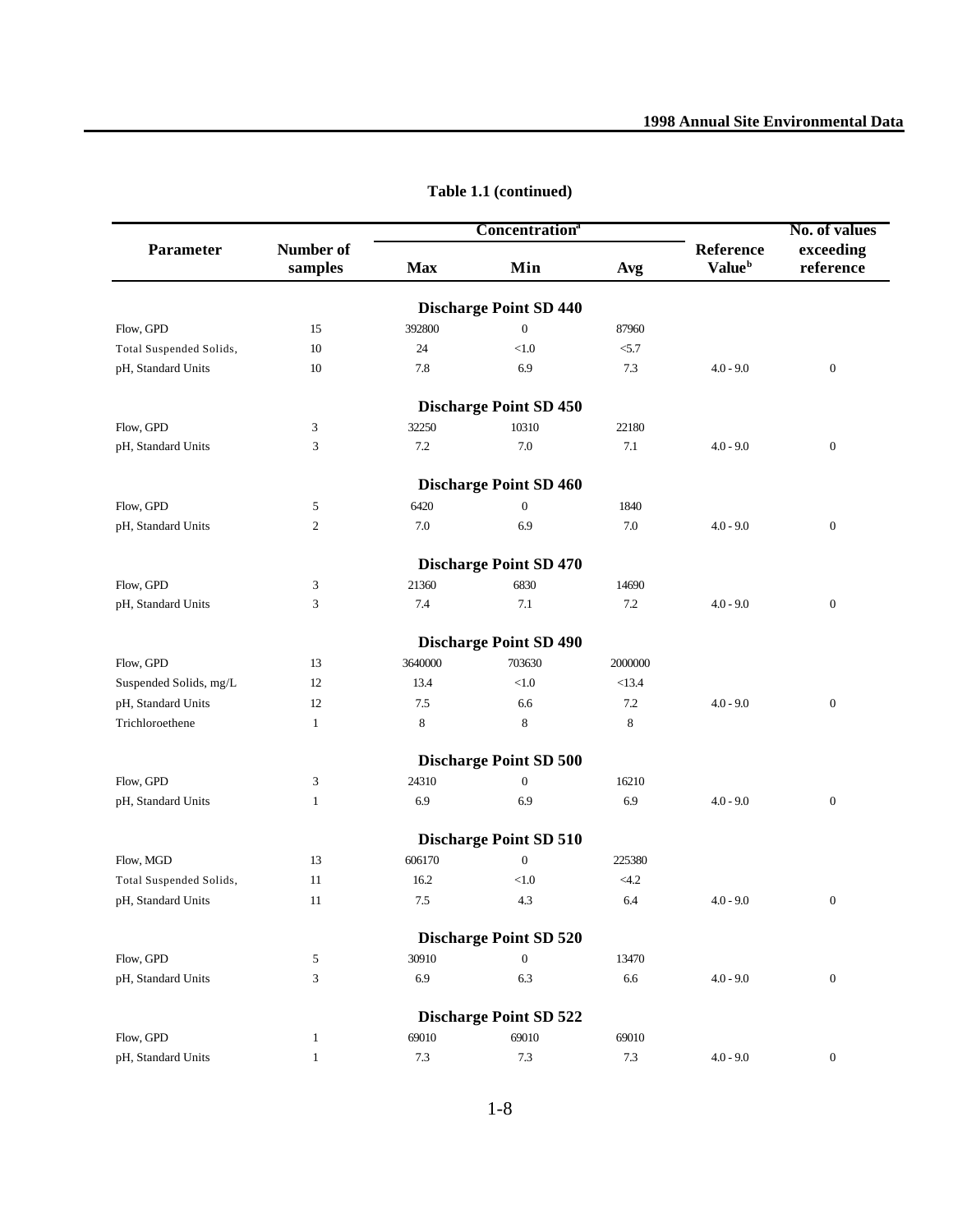**Table 1.1 (continued)**

| Parameter | Number of samples | Concentration[a] Max | Min | Avg | Reference Value[b] | No. of values exceeding reference |
|---|---|---|---|---|---|---|
| | | **Discharge Point SD 440** | | | | |
| Flow, GPD | 15 | 392800 | 0 | 87960 | | |
| Total Suspended Solids, | 10 | 24 | <1.0 | <5.7 | | |
| pH, Standard Units | 10 | 7.8 | 6.9 | 7.3 | 4.0 - 9.0 | 0 |
| | | **Discharge Point SD 450** | | | | |
| Flow, GPD | 3 | 32250 | 10310 | 22180 | | |
| pH, Standard Units | 3 | 7.2 | 7.0 | 7.1 | 4.0 - 9.0 | 0 |
| | | **Discharge Point SD 460** | | | | |
| Flow, GPD | 5 | 6420 | 0 | 1840 | | |
| pH, Standard Units | 2 | 7.0 | 6.9 | 7.0 | 4.0 - 9.0 | 0 |
| | | **Discharge Point SD 470** | | | | |
| Flow, GPD | 3 | 21360 | 6830 | 14690 | | |
| pH, Standard Units | 3 | 7.4 | 7.1 | 7.2 | 4.0 - 9.0 | 0 |
| | | **Discharge Point SD 490** | | | | |
| Flow, GPD | 13 | 3640000 | 703630 | 2000000 | | |
| Suspended Solids, mg/L | 12 | 13.4 | <1.0 | <13.4 | | |
| pH, Standard Units | 12 | 7.5 | 6.6 | 7.2 | 4.0 - 9.0 | 0 |
| Trichloroethene | 1 | 8 | 8 | 8 | | |
| | | **Discharge Point SD 500** | | | | |
| Flow, GPD | 3 | 24310 | 0 | 16210 | | |
| pH, Standard Units | 1 | 6.9 | 6.9 | 6.9 | 4.0 - 9.0 | 0 |
| | | **Discharge Point SD 510** | | | | |
| Flow, MGD | 13 | 606170 | 0 | 225380 | | |
| Total Suspended Solids, | 11 | 16.2 | <1.0 | <4.2 | | |
| pH, Standard Units | 11 | 7.5 | 4.3 | 6.4 | 4.0 - 9.0 | 0 |
| | | **Discharge Point SD 520** | | | | |
| Flow, GPD | 5 | 30910 | 0 | 13470 | | |
| pH, Standard Units | 3 | 6.9 | 6.3 | 6.6 | 4.0 - 9.0 | 0 |
| | | **Discharge Point SD 522** | | | | |
| Flow, GPD | 1 | 69010 | 69010 | 69010 | | |
| pH, Standard Units | 1 | 7.3 | 7.3 | 7.3 | 4.0 - 9.0 | 0 |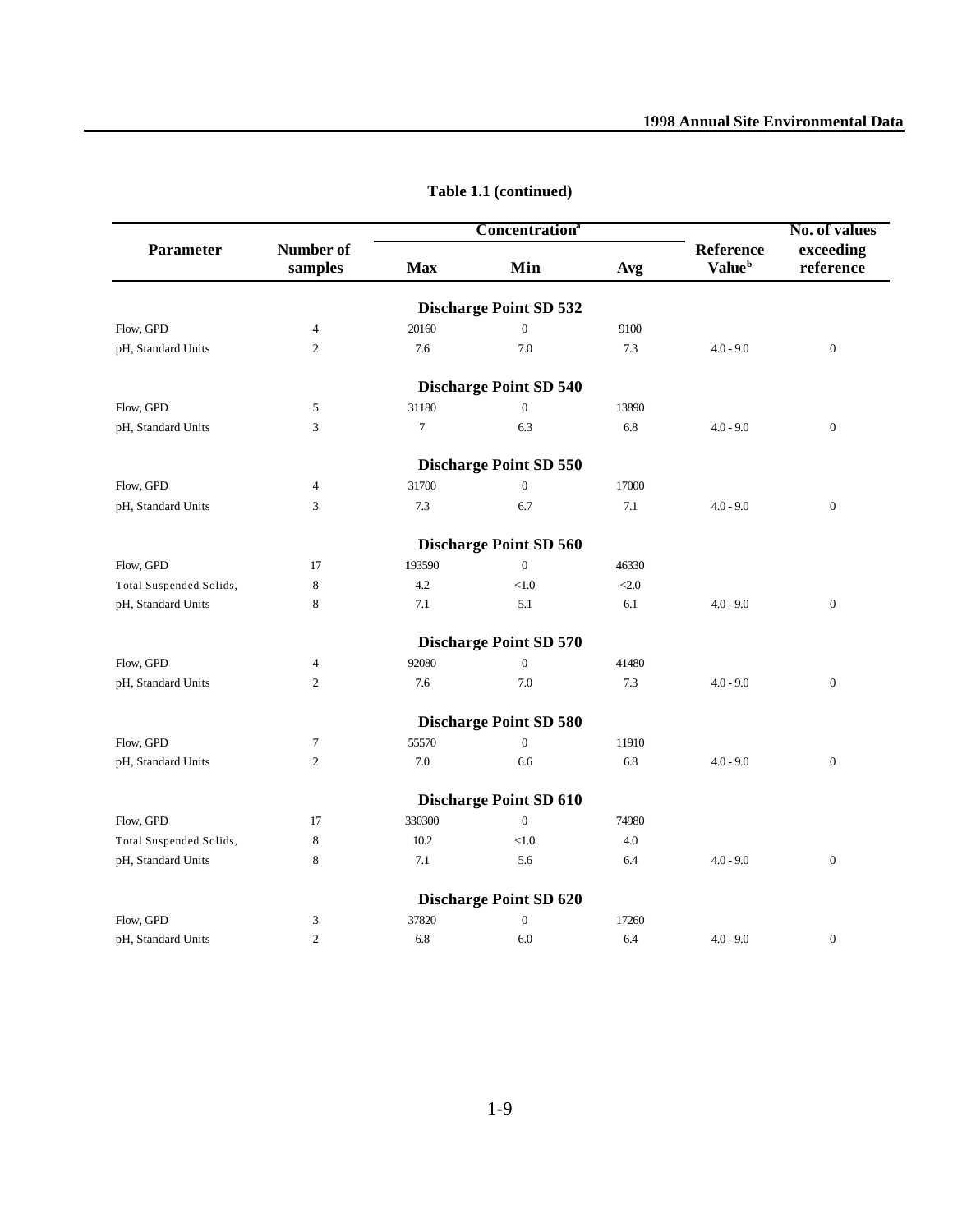**Table 1.1 (continued)**

| Parameter | Number of samples | Concentration[a] | | | Reference Value[b] | No. of values exceeding reference |
|---|---|---|---|---|---|---|
| | | Max | Min | Avg | | |
| **Discharge Point SD 532** | | | | | | |
| Flow, GPD | 4 | 20160 | 0 | 9100 | | |
| pH, Standard Units | 2 | 7.6 | 7.0 | 7.3 | 4.0 - 9.0 | 0 |
| **Discharge Point SD 540** | | | | | | |
| Flow, GPD | 5 | 31180 | 0 | 13890 | | |
| pH, Standard Units | 3 | 7 | 6.3 | 6.8 | 4.0 - 9.0 | 0 |
| **Discharge Point SD 550** | | | | | | |
| Flow, GPD | 4 | 31700 | 0 | 17000 | | |
| pH, Standard Units | 3 | 7.3 | 6.7 | 7.1 | 4.0 - 9.0 | 0 |
| **Discharge Point SD 560** | | | | | | |
| Flow, GPD | 17 | 193590 | 0 | 46330 | | |
| Total Suspended Solids, | 8 | 4.2 | <1.0 | <2.0 | | |
| pH, Standard Units | 8 | 7.1 | 5.1 | 6.1 | 4.0 - 9.0 | 0 |
| **Discharge Point SD 570** | | | | | | |
| Flow, GPD | 4 | 92080 | 0 | 41480 | | |
| pH, Standard Units | 2 | 7.6 | 7.0 | 7.3 | 4.0 - 9.0 | 0 |
| **Discharge Point SD 580** | | | | | | |
| Flow, GPD | 7 | 55570 | 0 | 11910 | | |
| pH, Standard Units | 2 | 7.0 | 6.6 | 6.8 | 4.0 - 9.0 | 0 |
| **Discharge Point SD 610** | | | | | | |
| Flow, GPD | 17 | 330300 | 0 | 74980 | | |
| Total Suspended Solids, | 8 | 10.2 | <1.0 | 4.0 | | |
| pH, Standard Units | 8 | 7.1 | 5.6 | 6.4 | 4.0 - 9.0 | 0 |
| **Discharge Point SD 620** | | | | | | |
| Flow, GPD | 3 | 37820 | 0 | 17260 | | |
| pH, Standard Units | 2 | 6.8 | 6.0 | 6.4 | 4.0 - 9.0 | 0 |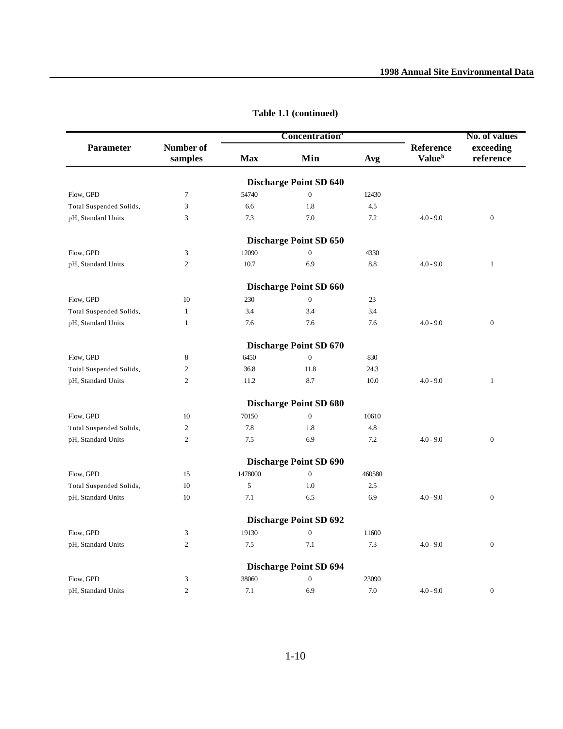**Table 1.1 (continued)**

| Parameter | Number of samples | Concentration[a] | | | Reference Value[b] | No. of values exceeding reference |
|---|---|---|---|---|---|---|
| | | Max | Min | Avg | | |
| | | **Discharge Point SD 640** | | | | |
| Flow, GPD | 7 | 54740 | 0 | 12430 | | |
| Total Suspended Solids, | 3 | 6.6 | 1.8 | 4.5 | | |
| pH, Standard Units | 3 | 7.3 | 7.0 | 7.2 | 4.0 - 9.0 | 0 |
| | | **Discharge Point SD 650** | | | | |
| Flow, GPD | 3 | 12090 | 0 | 4330 | | |
| pH, Standard Units | 2 | 10.7 | 6.9 | 8.8 | 4.0 - 9.0 | 1 |
| | | **Discharge Point SD 660** | | | | |
| Flow, GPD | 10 | 230 | 0 | 23 | | |
| Total Suspended Solids, | 1 | 3.4 | 3.4 | 3.4 | | |
| pH, Standard Units | 1 | 7.6 | 7.6 | 7.6 | 4.0 - 9.0 | 0 |
| | | **Discharge Point SD 670** | | | | |
| Flow, GPD | 8 | 6450 | 0 | 830 | | |
| Total Suspended Solids, | 2 | 36.8 | 11.8 | 24.3 | | |
| pH, Standard Units | 2 | 11.2 | 8.7 | 10.0 | 4.0 - 9.0 | 1 |
| | | **Discharge Point SD 680** | | | | |
| Flow, GPD | 10 | 70150 | 0 | 10610 | | |
| Total Suspended Solids, | 2 | 7.8 | 1.8 | 4.8 | | |
| pH, Standard Units | 2 | 7.5 | 6.9 | 7.2 | 4.0 - 9.0 | 0 |
| | | **Discharge Point SD 690** | | | | |
| Flow, GPD | 15 | 1478000 | 0 | 460580 | | |
| Total Suspended Solids, | 10 | 5 | 1.0 | 2.5 | | |
| pH, Standard Units | 10 | 7.1 | 6.5 | 6.9 | 4.0 - 9.0 | 0 |
| | | **Discharge Point SD 692** | | | | |
| Flow, GPD | 3 | 19130 | 0 | 11600 | | |
| pH, Standard Units | 2 | 7.5 | 7.1 | 7.3 | 4.0 - 9.0 | 0 |
| | | **Discharge Point SD 694** | | | | |
| Flow, GPD | 3 | 38060 | 0 | 23090 | | |
| pH, Standard Units | 2 | 7.1 | 6.9 | 7.0 | 4.0 - 9.0 | 0 |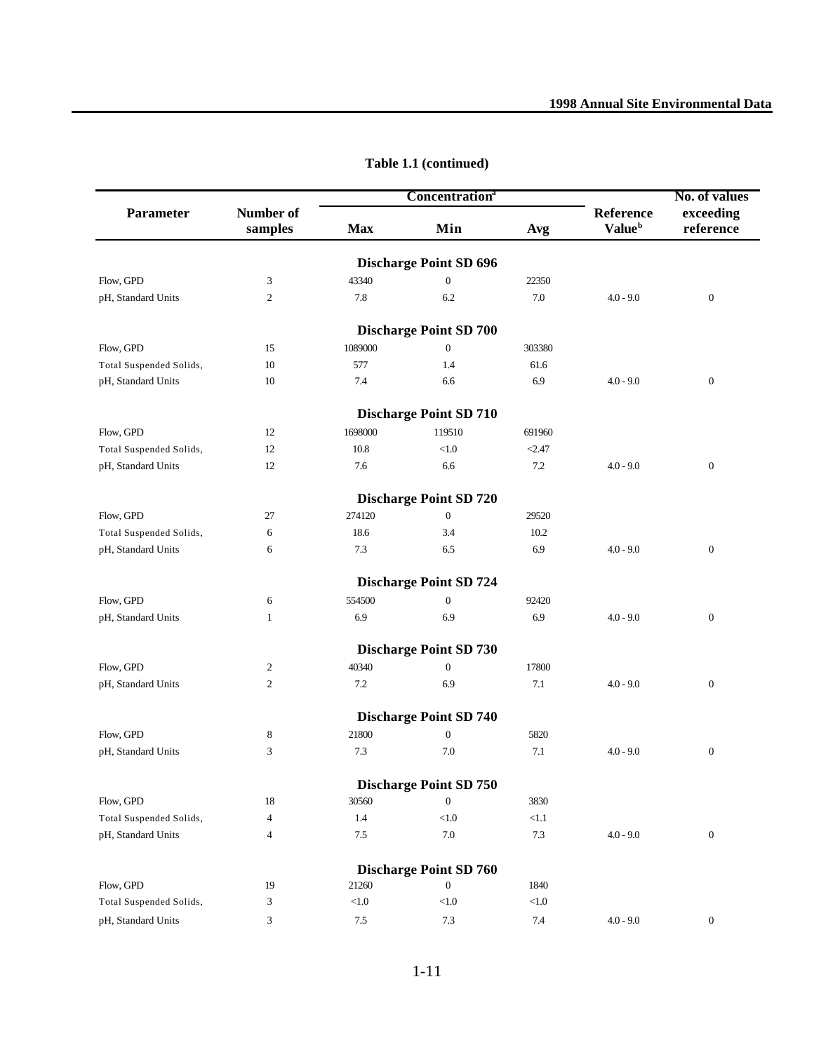**Table 1.1 (continued)**

| Parameter | Number of samples | Concentration[a] Max | Min | Avg | Reference Value[b] | No. of values exceeding reference |
|---|---|---|---|---|---|---|
| | | **Discharge Point SD 696** | | | | |
| Flow, GPD | 3 | 43340 | 0 | 22350 | | |
| pH, Standard Units | 2 | 7.8 | 6.2 | 7.0 | 4.0 - 9.0 | 0 |
| | | **Discharge Point SD 700** | | | | |
| Flow, GPD | 15 | 1089000 | 0 | 303380 | | |
| Total Suspended Solids, | 10 | 577 | 1.4 | 61.6 | | |
| pH, Standard Units | 10 | 7.4 | 6.6 | 6.9 | 4.0 - 9.0 | 0 |
| | | **Discharge Point SD 710** | | | | |
| Flow, GPD | 12 | 1698000 | 119510 | 691960 | | |
| Total Suspended Solids, | 12 | 10.8 | <1.0 | <2.47 | | |
| pH, Standard Units | 12 | 7.6 | 6.6 | 7.2 | 4.0 - 9.0 | 0 |
| | | **Discharge Point SD 720** | | | | |
| Flow, GPD | 27 | 274120 | 0 | 29520 | | |
| Total Suspended Solids, | 6 | 18.6 | 3.4 | 10.2 | | |
| pH, Standard Units | 6 | 7.3 | 6.5 | 6.9 | 4.0 - 9.0 | 0 |
| | | **Discharge Point SD 724** | | | | |
| Flow, GPD | 6 | 554500 | 0 | 92420 | | |
| pH, Standard Units | 1 | 6.9 | 6.9 | 6.9 | 4.0 - 9.0 | 0 |
| | | **Discharge Point SD 730** | | | | |
| Flow, GPD | 2 | 40340 | 0 | 17800 | | |
| pH, Standard Units | 2 | 7.2 | 6.9 | 7.1 | 4.0 - 9.0 | 0 |
| | | **Discharge Point SD 740** | | | | |
| Flow, GPD | 8 | 21800 | 0 | 5820 | | |
| pH, Standard Units | 3 | 7.3 | 7.0 | 7.1 | 4.0 - 9.0 | 0 |
| | | **Discharge Point SD 750** | | | | |
| Flow, GPD | 18 | 30560 | 0 | 3830 | | |
| Total Suspended Solids, | 4 | 1.4 | <1.0 | <1.1 | | |
| pH, Standard Units | 4 | 7.5 | 7.0 | 7.3 | 4.0 - 9.0 | 0 |
| | | **Discharge Point SD 760** | | | | |
| Flow, GPD | 19 | 21260 | 0 | 1840 | | |
| Total Suspended Solids, | 3 | <1.0 | <1.0 | <1.0 | | |
| pH, Standard Units | 3 | 7.5 | 7.3 | 7.4 | 4.0 - 9.0 | 0 |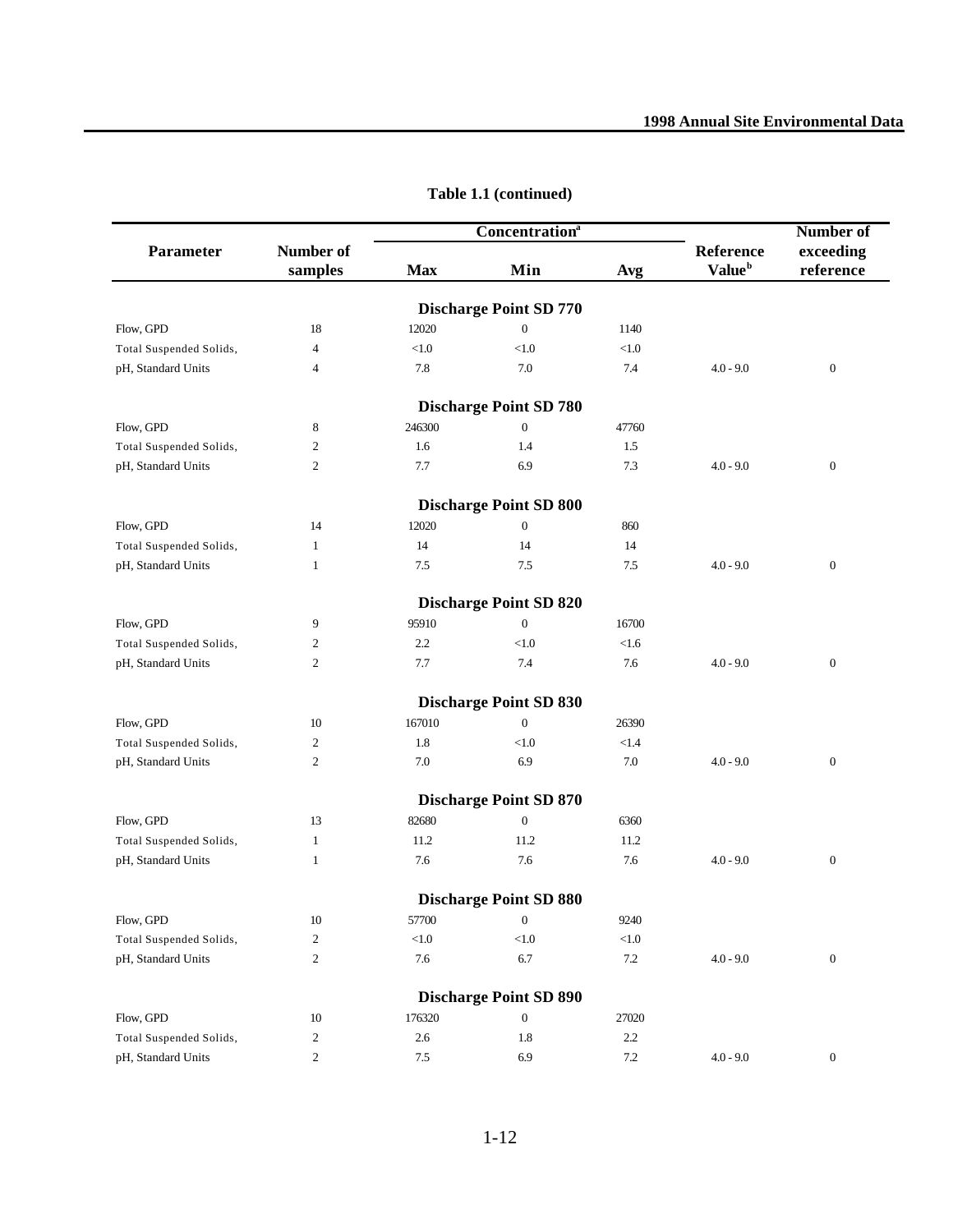**Table 1.1 (continued)**

| Parameter | Number of samples | Concentration[a] | | | Reference Value[b] | Number of exceeding reference |
|---|---|---|---|---|---|---|
| | | Max | Min | Avg | | |
| **Discharge Point SD 770** | | | | | | |
| Flow, GPD | 18 | 12020 | 0 | 1140 | | |
| Total Suspended Solids, | 4 | <1.0 | <1.0 | <1.0 | | |
| pH, Standard Units | 4 | 7.8 | 7.0 | 7.4 | 4.0 - 9.0 | 0 |
| **Discharge Point SD 780** | | | | | | |
| Flow, GPD | 8 | 246300 | 0 | 47760 | | |
| Total Suspended Solids, | 2 | 1.6 | 1.4 | 1.5 | | |
| pH, Standard Units | 2 | 7.7 | 6.9 | 7.3 | 4.0 - 9.0 | 0 |
| **Discharge Point SD 800** | | | | | | |
| Flow, GPD | 14 | 12020 | 0 | 860 | | |
| Total Suspended Solids, | 1 | 14 | 14 | 14 | | |
| pH, Standard Units | 1 | 7.5 | 7.5 | 7.5 | 4.0 - 9.0 | 0 |
| **Discharge Point SD 820** | | | | | | |
| Flow, GPD | 9 | 95910 | 0 | 16700 | | |
| Total Suspended Solids, | 2 | 2.2 | <1.0 | <1.6 | | |
| pH, Standard Units | 2 | 7.7 | 7.4 | 7.6 | 4.0 - 9.0 | 0 |
| **Discharge Point SD 830** | | | | | | |
| Flow, GPD | 10 | 167010 | 0 | 26390 | | |
| Total Suspended Solids, | 2 | 1.8 | <1.0 | <1.4 | | |
| pH, Standard Units | 2 | 7.0 | 6.9 | 7.0 | 4.0 - 9.0 | 0 |
| **Discharge Point SD 870** | | | | | | |
| Flow, GPD | 13 | 82680 | 0 | 6360 | | |
| Total Suspended Solids, | 1 | 11.2 | 11.2 | 11.2 | | |
| pH, Standard Units | 1 | 7.6 | 7.6 | 7.6 | 4.0 - 9.0 | 0 |
| **Discharge Point SD 880** | | | | | | |
| Flow, GPD | 10 | 57700 | 0 | 9240 | | |
| Total Suspended Solids, | 2 | <1.0 | <1.0 | <1.0 | | |
| pH, Standard Units | 2 | 7.6 | 6.7 | 7.2 | 4.0 - 9.0 | 0 |
| **Discharge Point SD 890** | | | | | | |
| Flow, GPD | 10 | 176320 | 0 | 27020 | | |
| Total Suspended Solids, | 2 | 2.6 | 1.8 | 2.2 | | |
| pH, Standard Units | 2 | 7.5 | 6.9 | 7.2 | 4.0 - 9.0 | 0 |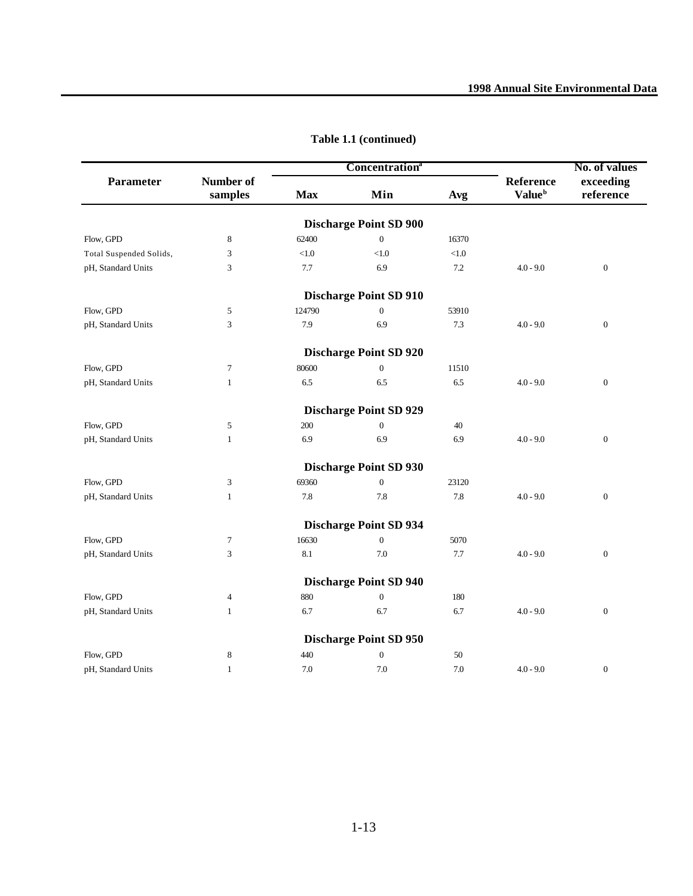**Table 1.1 (continued)**

| Parameter | Number of samples | Concentration[a] | | | Reference Value[b] | No. of values exceeding reference |
|---|---|---|---|---|---|---|
| | | Max | Min | Avg | | |
| **Discharge Point SD 900** | | | | | | |
| Flow, GPD | 8 | 62400 | 0 | 16370 | | |
| Total Suspended Solids, | 3 | <1.0 | <1.0 | <1.0 | | |
| pH, Standard Units | 3 | 7.7 | 6.9 | 7.2 | 4.0 - 9.0 | 0 |
| **Discharge Point SD 910** | | | | | | |
| Flow, GPD | 5 | 124790 | 0 | 53910 | | |
| pH, Standard Units | 3 | 7.9 | 6.9 | 7.3 | 4.0 - 9.0 | 0 |
| **Discharge Point SD 920** | | | | | | |
| Flow, GPD | 7 | 80600 | 0 | 11510 | | |
| pH, Standard Units | 1 | 6.5 | 6.5 | 6.5 | 4.0 - 9.0 | 0 |
| **Discharge Point SD 929** | | | | | | |
| Flow, GPD | 5 | 200 | 0 | 40 | | |
| pH, Standard Units | 1 | 6.9 | 6.9 | 6.9 | 4.0 - 9.0 | 0 |
| **Discharge Point SD 930** | | | | | | |
| Flow, GPD | 3 | 69360 | 0 | 23120 | | |
| pH, Standard Units | 1 | 7.8 | 7.8 | 7.8 | 4.0 - 9.0 | 0 |
| **Discharge Point SD 934** | | | | | | |
| Flow, GPD | 7 | 16630 | 0 | 5070 | | |
| pH, Standard Units | 3 | 8.1 | 7.0 | 7.7 | 4.0 - 9.0 | 0 |
| **Discharge Point SD 940** | | | | | | |
| Flow, GPD | 4 | 880 | 0 | 180 | | |
| pH, Standard Units | 1 | 6.7 | 6.7 | 6.7 | 4.0 - 9.0 | 0 |
| **Discharge Point SD 950** | | | | | | |
| Flow, GPD | 8 | 440 | 0 | 50 | | |
| pH, Standard Units | 1 | 7.0 | 7.0 | 7.0 | 4.0 - 9.0 | 0 |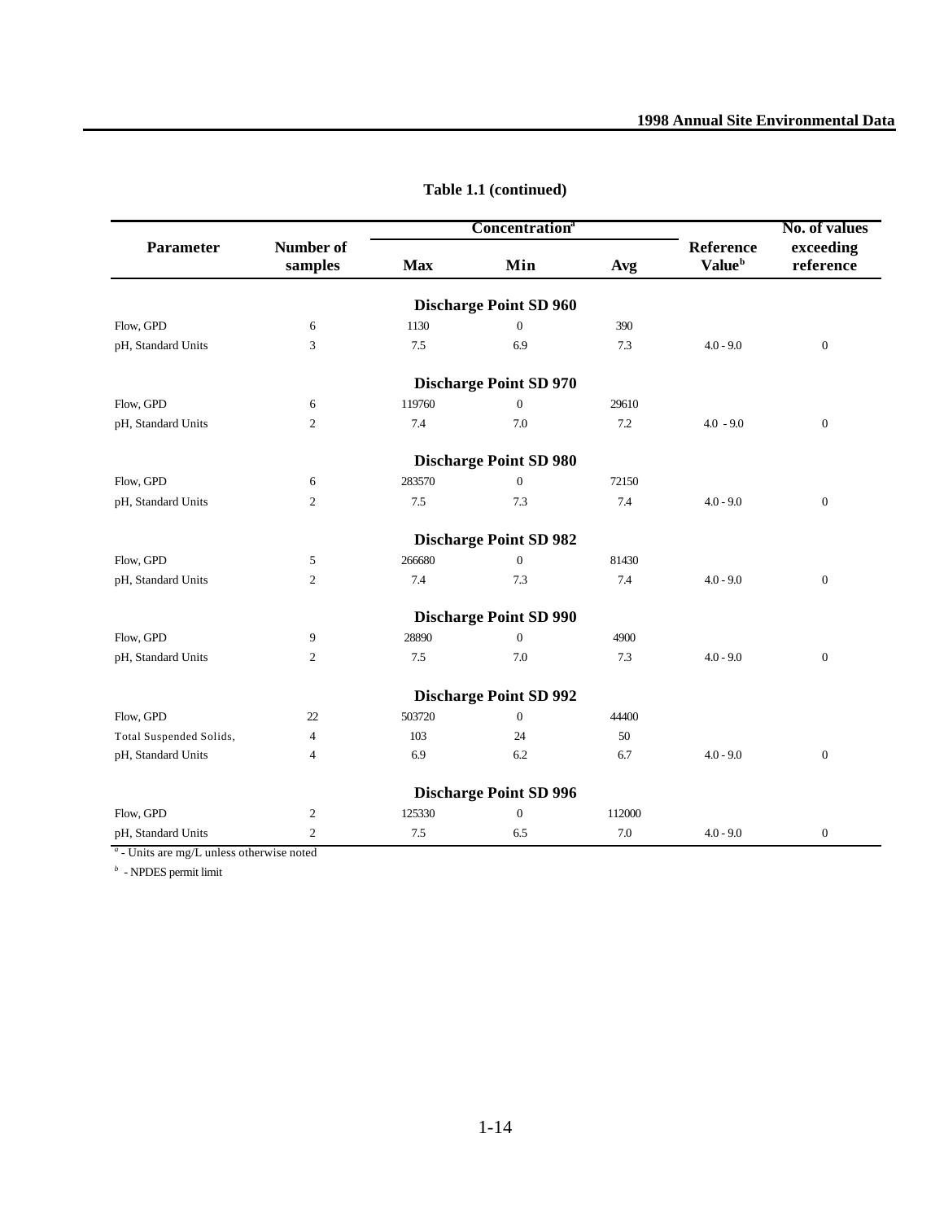**Table 1.1 (continued)**

| Parameter | Number of samples | Concentration[a] Max | Min | Avg | Reference Value[b] | No. of values exceeding reference |
|---|---|---|---|---|---|---|
| **Discharge Point SD 960** | | | | | | |
| Flow, GPD | 6 | 1130 | 0 | 390 | | |
| pH, Standard Units | 3 | 7.5 | 6.9 | 7.3 | 4.0 - 9.0 | 0 |
| **Discharge Point SD 970** | | | | | | |
| Flow, GPD | 6 | 119760 | 0 | 29610 | | |
| pH, Standard Units | 2 | 7.4 | 7.0 | 7.2 | 4.0 - 9.0 | 0 |
| **Discharge Point SD 980** | | | | | | |
| Flow, GPD | 6 | 283570 | 0 | 72150 | | |
| pH, Standard Units | 2 | 7.5 | 7.3 | 7.4 | 4.0 - 9.0 | 0 |
| **Discharge Point SD 982** | | | | | | |
| Flow, GPD | 5 | 266680 | 0 | 81430 | | |
| pH, Standard Units | 2 | 7.4 | 7.3 | 7.4 | 4.0 - 9.0 | 0 |
| **Discharge Point SD 990** | | | | | | |
| Flow, GPD | 9 | 28890 | 0 | 4900 | | |
| pH, Standard Units | 2 | 7.5 | 7.0 | 7.3 | 4.0 - 9.0 | 0 |
| **Discharge Point SD 992** | | | | | | |
| Flow, GPD | 22 | 503720 | 0 | 44400 | | |
| Total Suspended Solids, | 4 | 103 | 24 | 50 | | |
| pH, Standard Units | 4 | 6.9 | 6.2 | 6.7 | 4.0 - 9.0 | 0 |
| **Discharge Point SD 996** | | | | | | |
| Flow, GPD | 2 | 125330 | 0 | 112000 | | |
| pH, Standard Units | 2 | 7.5 | 6.5 | 7.0 | 4.0 - 9.0 | 0 |

[a] - Units are mg/L unless otherwise noted

[b] - NPDES permit limit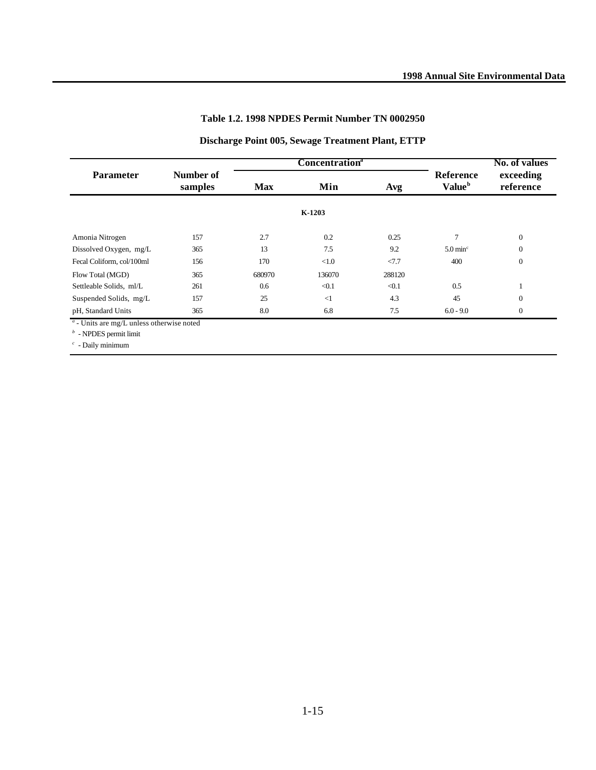**Table 1.2. 1998 NPDES Permit Number TN 0002950**

**Discharge Point 005, Sewage Treatment Plant, ETTP**

| Parameter | Number of samples | Concentration[a] | | | Reference Value[b] | No. of values exceeding reference |
|---|---|---|---|---|---|---|
| | | Max | Min | Avg | | |
| | | | K-1203 | | | |
| Amonia Nitrogen | 157 | 2.7 | 0.2 | 0.25 | 7 | 0 |
| Dissolved Oxygen, mg/L | 365 | 13 | 7.5 | 9.2 | 5.0 min[c] | 0 |
| Fecal Coliform, col/100ml | 156 | 170 | <1.0 | <7.7 | 400 | 0 |
| Flow Total (MGD) | 365 | 680970 | 136070 | 288120 | | |
| Settleable Solids, ml/L | 261 | 0.6 | <0.1 | <0.1 | 0.5 | 1 |
| Suspended Solids, mg/L | 157 | 25 | <1 | 4.3 | 45 | 0 |
| pH, Standard Units | 365 | 8.0 | 6.8 | 7.5 | 6.0 - 9.0 | 0 |

[a] - Units are mg/L unless otherwise noted

[b] - NPDES permit limit

[c] - Daily minimum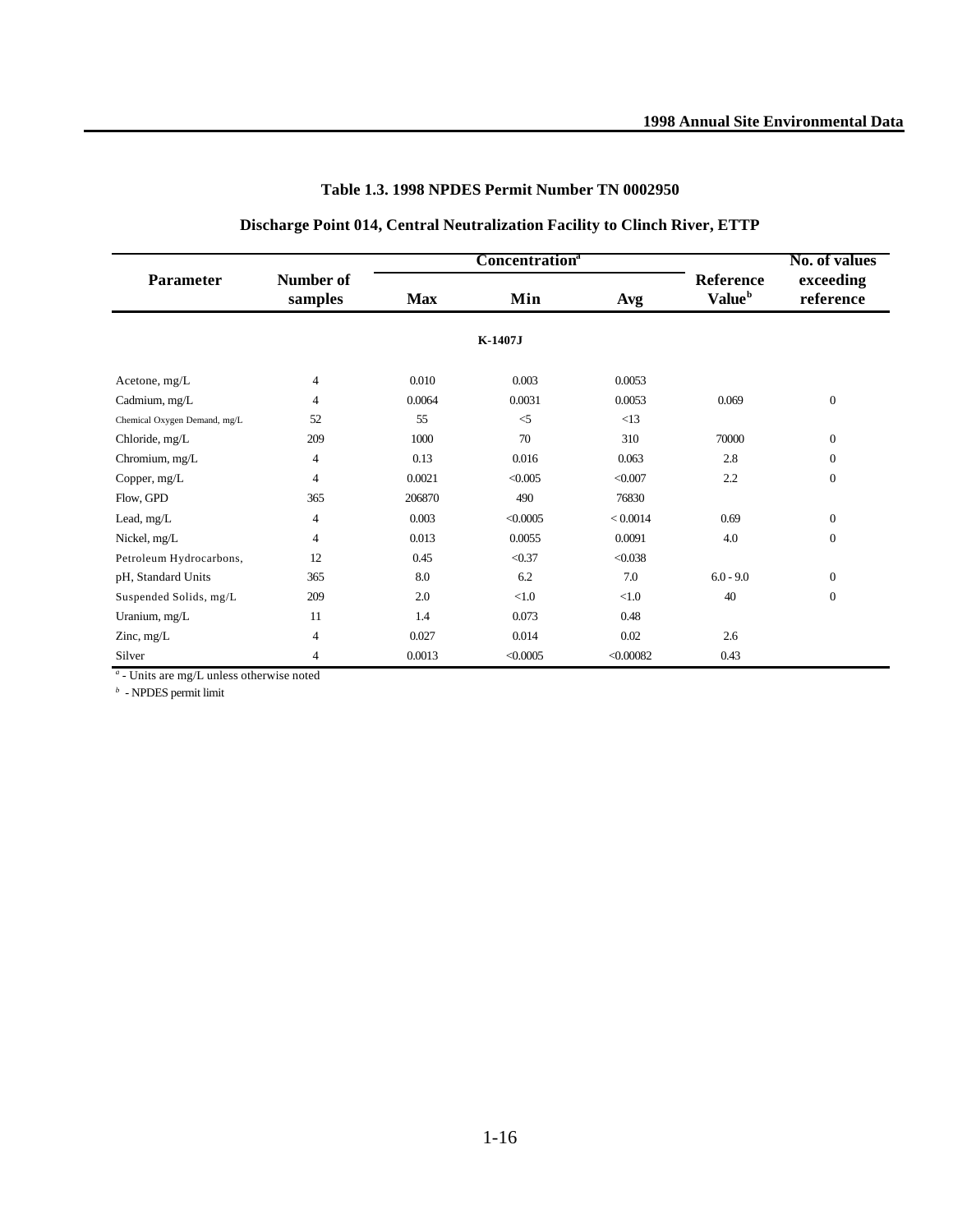**Table 1.3. 1998 NPDES Permit Number TN 0002950**

**Discharge Point 014, Central Neutralization Facility to Clinch River, ETTP**

| Parameter | Number of samples | Concentration[a] Max | Min | Avg | Reference Value[b] | No. of values exceeding reference |
|---|---|---|---|---|---|---|
| | | | **K-1407J** | | | |
| Acetone, mg/L | 4 | 0.010 | 0.003 | 0.0053 | | |
| Cadmium, mg/L | 4 | 0.0064 | 0.0031 | 0.0053 | 0.069 | 0 |
| Chemical Oxygen Demand, mg/L | 52 | 55 | <5 | <13 | | |
| Chloride, mg/L | 209 | 1000 | 70 | 310 | 70000 | 0 |
| Chromium, mg/L | 4 | 0.13 | 0.016 | 0.063 | 2.8 | 0 |
| Copper, mg/L | 4 | 0.0021 | <0.005 | <0.007 | 2.2 | 0 |
| Flow, GPD | 365 | 206870 | 490 | 76830 | | |
| Lead, mg/L | 4 | 0.003 | <0.0005 | < 0.0014 | 0.69 | 0 |
| Nickel, mg/L | 4 | 0.013 | 0.0055 | 0.0091 | 4.0 | 0 |
| Petroleum Hydrocarbons, | 12 | 0.45 | <0.37 | <0.038 | | |
| pH, Standard Units | 365 | 8.0 | 6.2 | 7.0 | 6.0 - 9.0 | 0 |
| Suspended Solids, mg/L | 209 | 2.0 | <1.0 | <1.0 | 40 | 0 |
| Uranium, mg/L | 11 | 1.4 | 0.073 | 0.48 | | |
| Zinc, mg/L | 4 | 0.027 | 0.014 | 0.02 | 2.6 | |
| Silver | 4 | 0.0013 | <0.0005 | <0.00082 | 0.43 | |

[a] - Units are mg/L unless otherwise noted

[b] - NPDES permit limit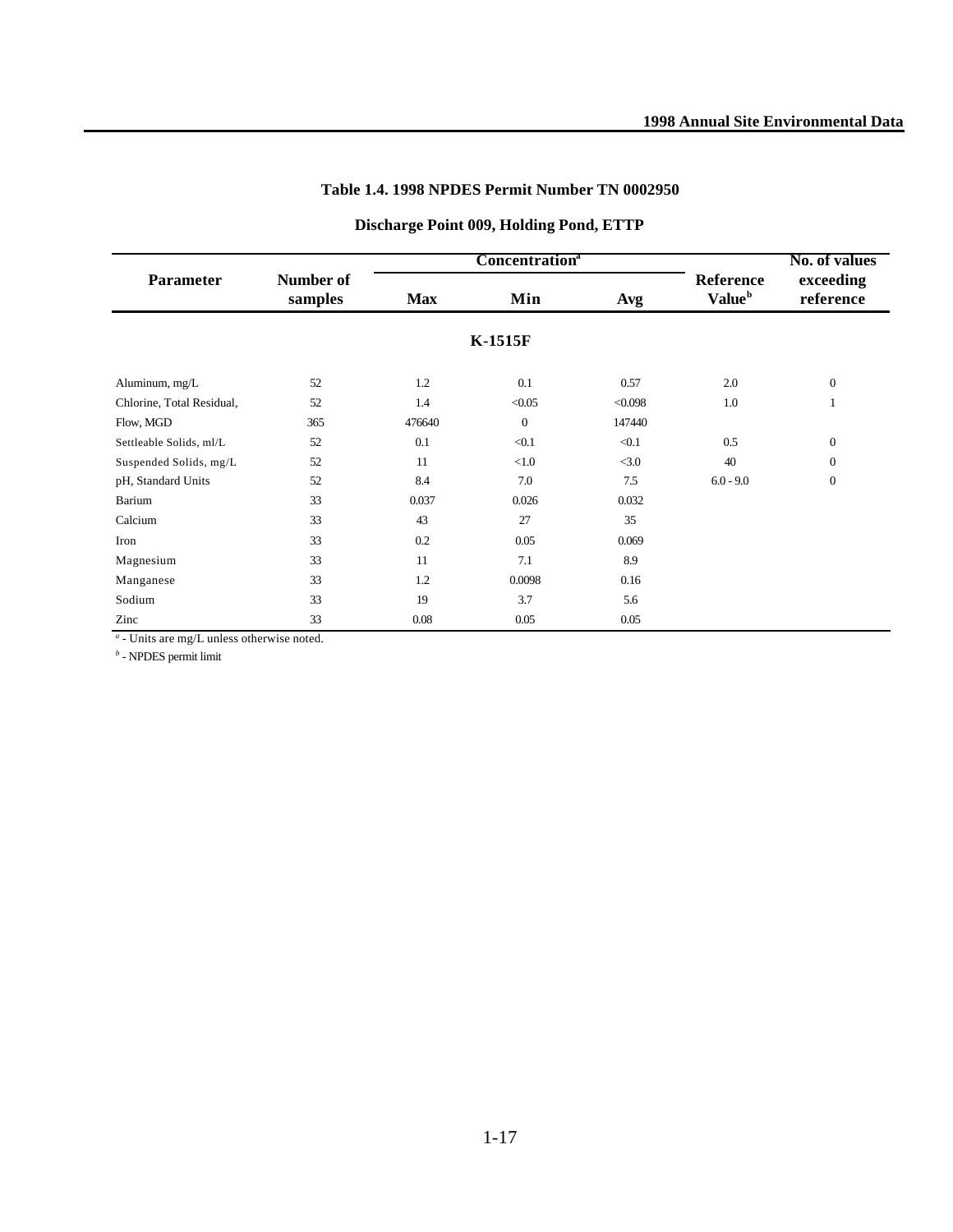### Table 1.4. 1998 NPDES Permit Number TN 0002950

### Discharge Point 009, Holding Pond, ETTP

| Parameter | Number of samples | Concentration[a] | | | Reference Value[b] | No. of values exceeding reference |
|---|---|---|---|---|---|---|
| | | Max | Min | Avg | | |
| **K-1515F** | | | | | | |
| Aluminum, mg/L | 52 | 1.2 | 0.1 | 0.57 | 2.0 | 0 |
| Chlorine, Total Residual, | 52 | 1.4 | <0.05 | <0.098 | 1.0 | 1 |
| Flow, MGD | 365 | 476640 | 0 | 147440 | | |
| Settleable Solids, ml/L | 52 | 0.1 | <0.1 | <0.1 | 0.5 | 0 |
| Suspended Solids, mg/L | 52 | 11 | <1.0 | <3.0 | 40 | 0 |
| pH, Standard Units | 52 | 8.4 | 7.0 | 7.5 | 6.0 - 9.0 | 0 |
| Barium | 33 | 0.037 | 0.026 | 0.032 | | |
| Calcium | 33 | 43 | 27 | 35 | | |
| Iron | 33 | 0.2 | 0.05 | 0.069 | | |
| Magnesium | 33 | 11 | 7.1 | 8.9 | | |
| Manganese | 33 | 1.2 | 0.0098 | 0.16 | | |
| Sodium | 33 | 19 | 3.7 | 5.6 | | |
| Zinc | 33 | 0.08 | 0.05 | 0.05 | | |

[a] - Units are mg/L unless otherwise noted.

[b] - NPDES permit limit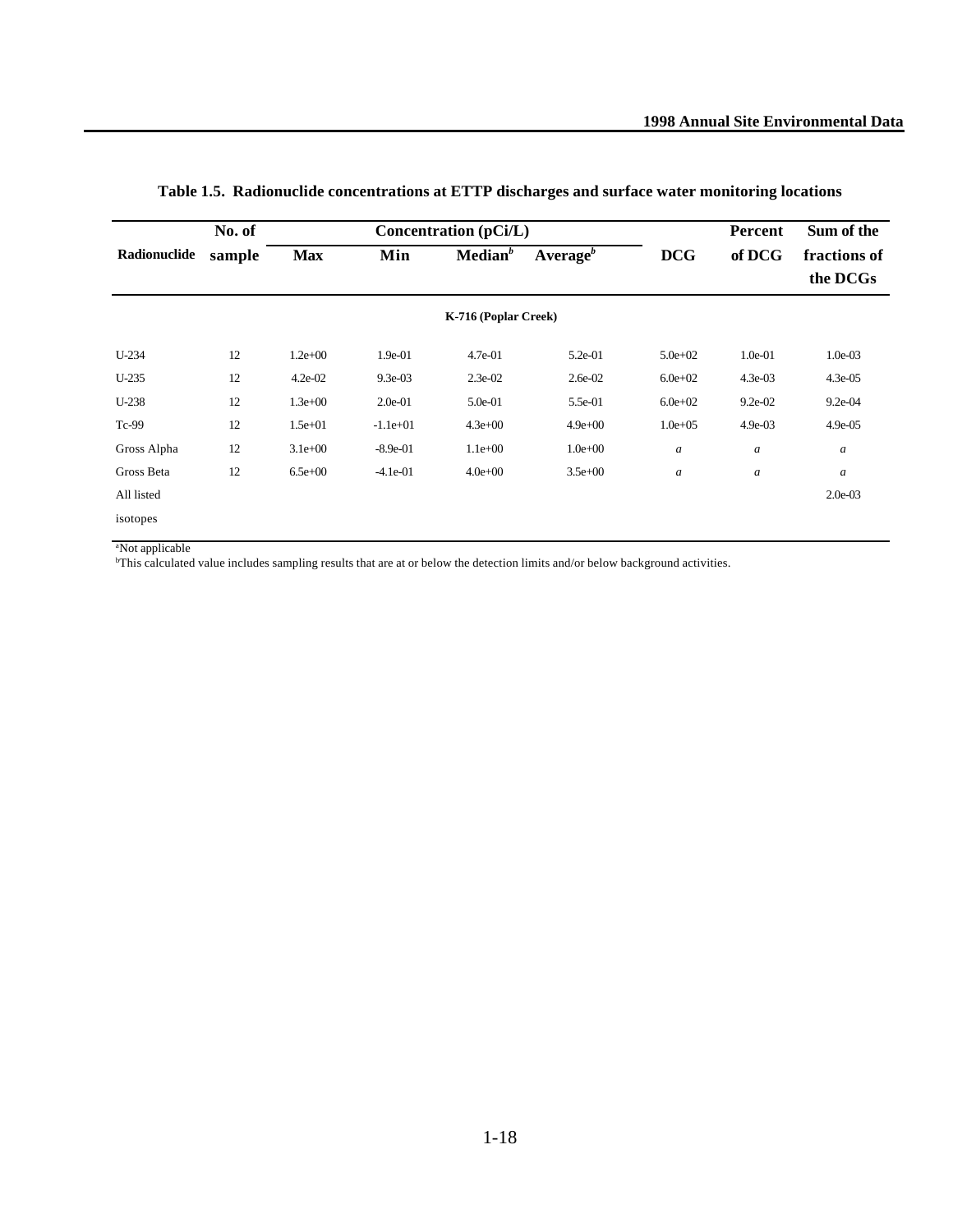**Table 1.5. Radionuclide concentrations at ETTP discharges and surface water monitoring locations**

| Radionuclide | No. of sample | Concentration (pCi/L) | | | | DCG | Percent of DCG | Sum of the fractions of the DCGs |
|---|---|---|---|---|---|---|---|---|
| | | Max | Min | Median[b] | Average[b] | | | |
| **K-716 (Poplar Creek)** | | | | | | | | |
| U-234 | 12 | 1.2e+00 | 1.9e-01 | 4.7e-01 | 5.2e-01 | 5.0e+02 | 1.0e-01 | 1.0e-03 |
| U-235 | 12 | 4.2e-02 | 9.3e-03 | 2.3e-02 | 2.6e-02 | 6.0e+02 | 4.3e-03 | 4.3e-05 |
| U-238 | 12 | 1.3e+00 | 2.0e-01 | 5.0e-01 | 5.5e-01 | 6.0e+02 | 9.2e-02 | 9.2e-04 |
| Tc-99 | 12 | 1.5e+01 | -1.1e+01 | 4.3e+00 | 4.9e+00 | 1.0e+05 | 4.9e-03 | 4.9e-05 |
| Gross Alpha | 12 | 3.1e+00 | -8.9e-01 | 1.1e+00 | 1.0e+00 | *a* | *a* | *a* |
| Gross Beta | 12 | 6.5e+00 | -4.1e-01 | 4.0e+00 | 3.5e+00 | *a* | *a* | *a* |
| All listed isotopes | | | | | | | | 2.0e-03 |

[a]Not applicable
[b]This calculated value includes sampling results that are at or below the detection limits and/or below background activities.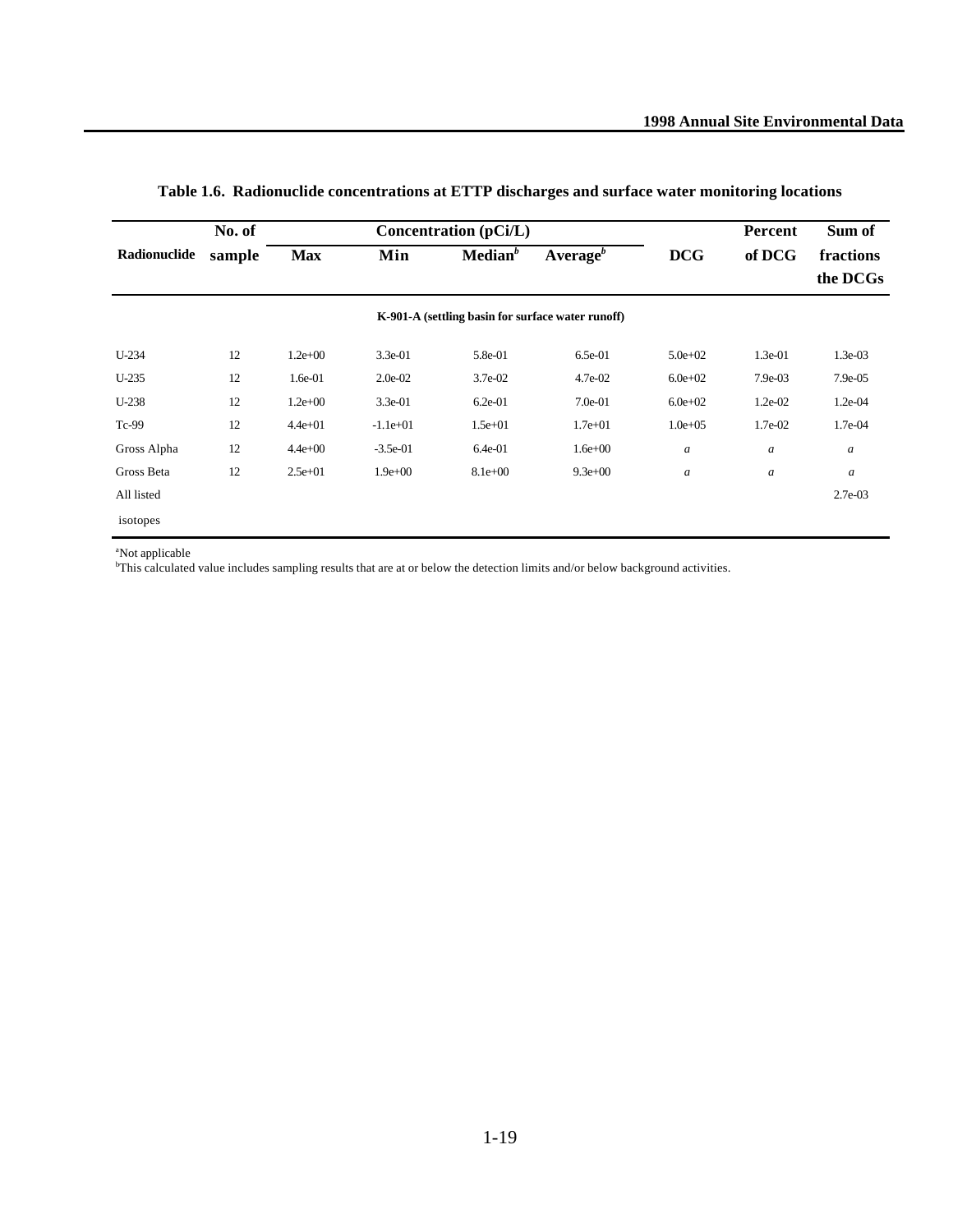**Table 1.6. Radionuclide concentrations at ETTP discharges and surface water monitoring locations**

| Radionuclide | No. of sample | Concentration (pCi/L) | | | | DCG | Percent of DCG | Sum of fractions the DCGs |
|---|---|---|---|---|---|---|---|---|
| | | Max | Min | Median[b] | Average[b] | | | |
| | | | | **K-901-A (settling basin for surface water runoff)** | | | | |
| U-234 | 12 | 1.2e+00 | 3.3e-01 | 5.8e-01 | 6.5e-01 | 5.0e+02 | 1.3e-01 | 1.3e-03 |
| U-235 | 12 | 1.6e-01 | 2.0e-02 | 3.7e-02 | 4.7e-02 | 6.0e+02 | 7.9e-03 | 7.9e-05 |
| U-238 | 12 | 1.2e+00 | 3.3e-01 | 6.2e-01 | 7.0e-01 | 6.0e+02 | 1.2e-02 | 1.2e-04 |
| Tc-99 | 12 | 4.4e+01 | -1.1e+01 | 1.5e+01 | 1.7e+01 | 1.0e+05 | 1.7e-02 | 1.7e-04 |
| Gross Alpha | 12 | 4.4e+00 | -3.5e-01 | 6.4e-01 | 1.6e+00 | *a* | *a* | *a* |
| Gross Beta | 12 | 2.5e+01 | 1.9e+00 | 8.1e+00 | 9.3e+00 | *a* | *a* | *a* |
| All listed isotopes | | | | | | | | 2.7e-03 |

[a]Not applicable
[b]This calculated value includes sampling results that are at or below the detection limits and/or below background activities.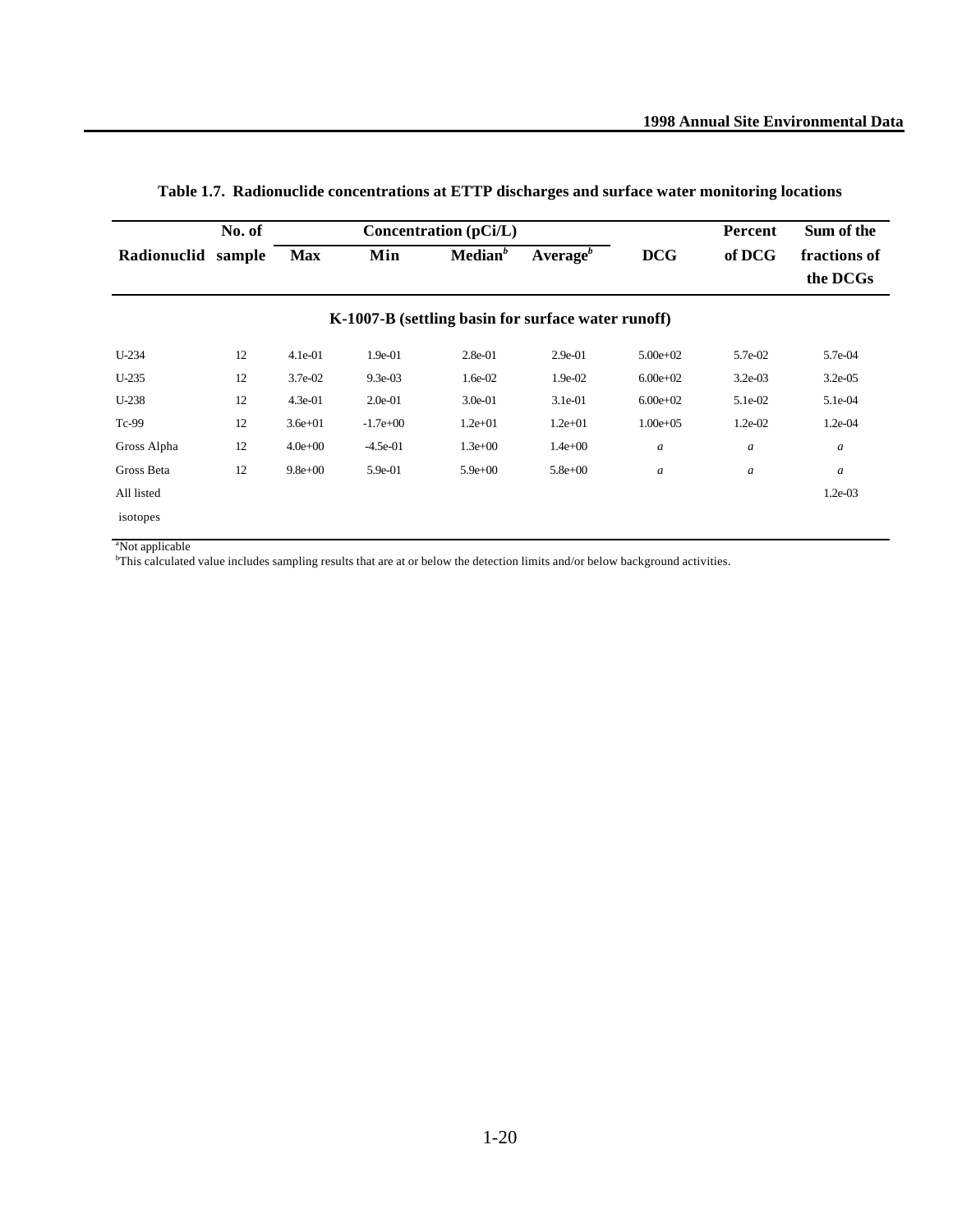**Table 1.7. Radionuclide concentrations at ETTP discharges and surface water monitoring locations**

| Radionuclid | No. of sample | Concentration (pCi/L) | | | | DCG | Percent of DCG | Sum of the fractions of the DCGs |
|---|---|---|---|---|---|---|---|---|
| | | Max | Min | Median[b] | Average[b] | | | |
| **K-1007-B (settling basin for surface water runoff)** | | | | | | | | |
| U-234 | 12 | 4.1e-01 | 1.9e-01 | 2.8e-01 | 2.9e-01 | 5.00e+02 | 5.7e-02 | 5.7e-04 |
| U-235 | 12 | 3.7e-02 | 9.3e-03 | 1.6e-02 | 1.9e-02 | 6.00e+02 | 3.2e-03 | 3.2e-05 |
| U-238 | 12 | 4.3e-01 | 2.0e-01 | 3.0e-01 | 3.1e-01 | 6.00e+02 | 5.1e-02 | 5.1e-04 |
| Tc-99 | 12 | 3.6e+01 | -1.7e+00 | 1.2e+01 | 1.2e+01 | 1.00e+05 | 1.2e-02 | 1.2e-04 |
| Gross Alpha | 12 | 4.0e+00 | -4.5e-01 | 1.3e+00 | 1.4e+00 | *a* | *a* | *a* |
| Gross Beta | 12 | 9.8e+00 | 5.9e-01 | 5.9e+00 | 5.8e+00 | *a* | *a* | *a* |
| All listed isotopes | | | | | | | | 1.2e-03 |

[a]Not applicable
[b]This calculated value includes sampling results that are at or below the detection limits and/or below background activities.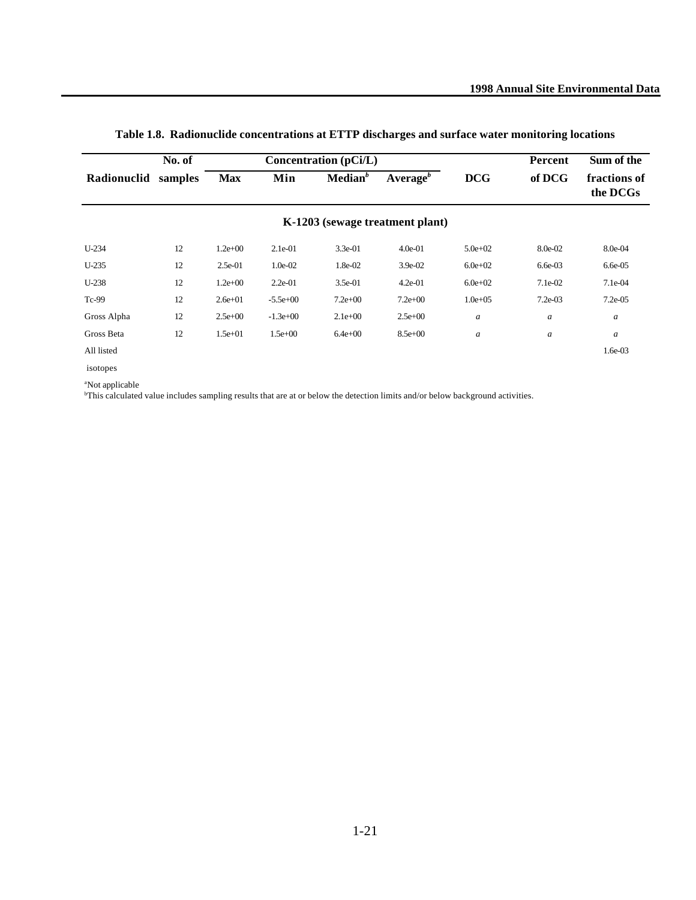**Table 1.8. Radionuclide concentrations at ETTP discharges and surface water monitoring locations**

| Radionuclid | No. of samples | Concentration (pCi/L) Max | Min | Median[b] | Average[b] | DCG | Percent of DCG | Sum of the fractions of the DCGs |
|---|---|---|---|---|---|---|---|---|
| **K-1203 (sewage treatment plant)** | | | | | | | | |
| U-234 | 12 | 1.2e+00 | 2.1e-01 | 3.3e-01 | 4.0e-01 | 5.0e+02 | 8.0e-02 | 8.0e-04 |
| U-235 | 12 | 2.5e-01 | 1.0e-02 | 1.8e-02 | 3.9e-02 | 6.0e+02 | 6.6e-03 | 6.6e-05 |
| U-238 | 12 | 1.2e+00 | 2.2e-01 | 3.5e-01 | 4.2e-01 | 6.0e+02 | 7.1e-02 | 7.1e-04 |
| Tc-99 | 12 | 2.6e+01 | -5.5e+00 | 7.2e+00 | 7.2e+00 | 1.0e+05 | 7.2e-03 | 7.2e-05 |
| Gross Alpha | 12 | 2.5e+00 | -1.3e+00 | 2.1e+00 | 2.5e+00 | *a* | *a* | *a* |
| Gross Beta | 12 | 1.5e+01 | 1.5e+00 | 6.4e+00 | 8.5e+00 | *a* | *a* | *a* |
| All listed isotopes | | | | | | | | 1.6e-03 |

[a]Not applicable
[b]This calculated value includes sampling results that are at or below the detection limits and/or below background activities.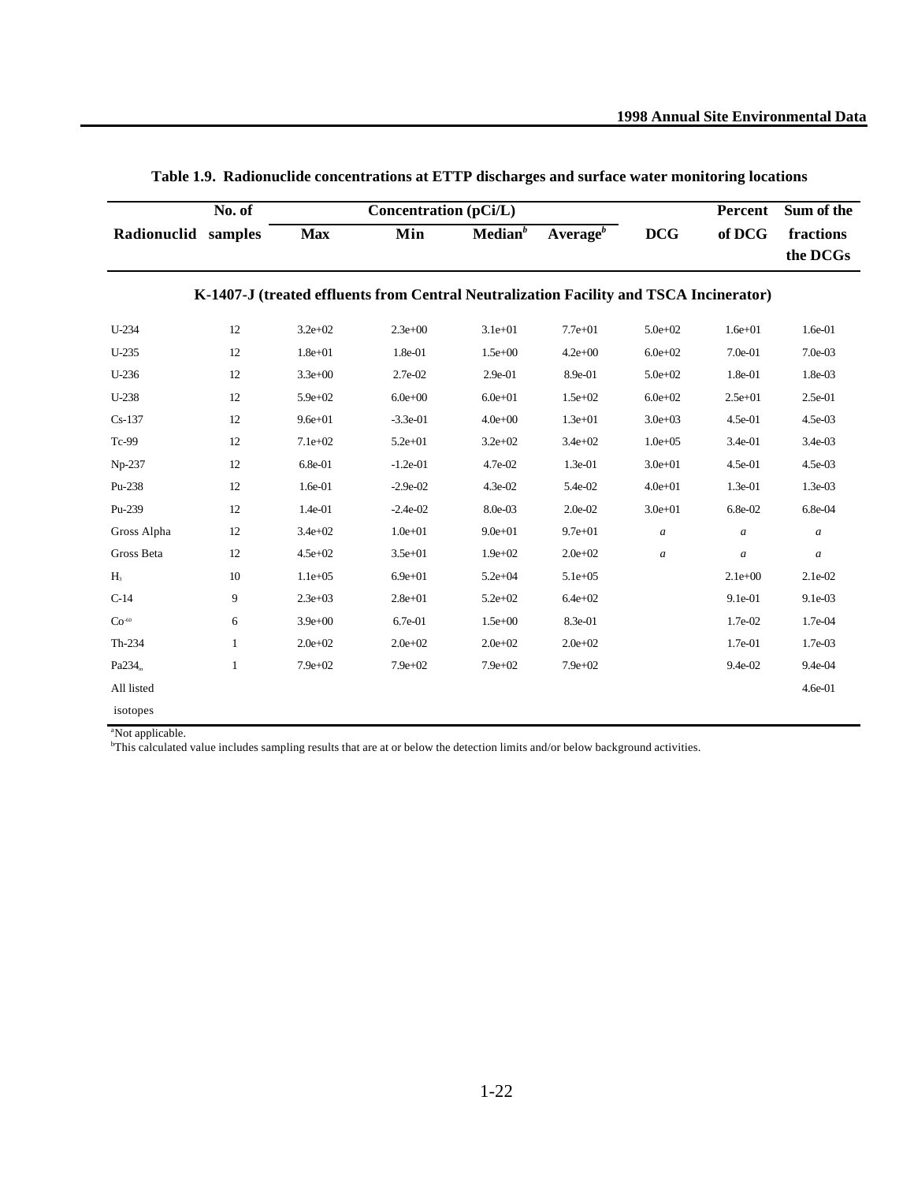**Table 1.9. Radionuclide concentrations at ETTP discharges and surface water monitoring locations**

| Radionuclid | No. of samples | Concentration (pCi/L) | | | | DCG | Percent of DCG | Sum of the fractions the DCGs |
|---|---|---|---|---|---|---|---|---|
| | | Max | Min | Median[b] | Average[b] | | | |
| **K-1407-J (treated effluents from Central Neutralization Facility and TSCA Incinerator)** | | | | | | | | |
| U-234 | 12 | 3.2e+02 | 2.3e+00 | 3.1e+01 | 7.7e+01 | 5.0e+02 | 1.6e+01 | 1.6e-01 |
| U-235 | 12 | 1.8e+01 | 1.8e-01 | 1.5e+00 | 4.2e+00 | 6.0e+02 | 7.0e-01 | 7.0e-03 |
| U-236 | 12 | 3.3e+00 | 2.7e-02 | 2.9e-01 | 8.9e-01 | 5.0e+02 | 1.8e-01 | 1.8e-03 |
| U-238 | 12 | 5.9e+02 | 6.0e+00 | 6.0e+01 | 1.5e+02 | 6.0e+02 | 2.5e+01 | 2.5e-01 |
| Cs-137 | 12 | 9.6e+01 | -3.3e-01 | 4.0e+00 | 1.3e+01 | 3.0e+03 | 4.5e-01 | 4.5e-03 |
| Tc-99 | 12 | 7.1e+02 | 5.2e+01 | 3.2e+02 | 3.4e+02 | 1.0e+05 | 3.4e-01 | 3.4e-03 |
| Np-237 | 12 | 6.8e-01 | -1.2e-01 | 4.7e-02 | 1.3e-01 | 3.0e+01 | 4.5e-01 | 4.5e-03 |
| Pu-238 | 12 | 1.6e-01 | -2.9e-02 | 4.3e-02 | 5.4e-02 | 4.0e+01 | 1.3e-01 | 1.3e-03 |
| Pu-239 | 12 | 1.4e-01 | -2.4e-02 | 8.0e-03 | 2.0e-02 | 3.0e+01 | 6.8e-02 | 6.8e-04 |
| Gross Alpha | 12 | 3.4e+02 | 1.0e+01 | 9.0e+01 | 9.7e+01 | *a* | *a* | *a* |
| Gross Beta | 12 | 4.5e+02 | 3.5e+01 | 1.9e+02 | 2.0e+02 | *a* | *a* | *a* |
| $H_3$ | 10 | 1.1e+05 | 6.9e+01 | 5.2e+04 | 5.1e+05 | | 2.1e+00 | 2.1e-02 |
| C-14 | 9 | 2.3e+03 | 2.8e+01 | 5.2e+02 | 6.4e+02 | | 9.1e-01 | 9.1e-03 |
| $Co^{-60}$ | 6 | 3.9e+00 | 6.7e-01 | 1.5e+00 | 8.3e-01 | | 1.7e-02 | 1.7e-04 |
| Th-234 | 1 | 2.0e+02 | 2.0e+02 | 2.0e+02 | 2.0e+02 | | 1.7e-01 | 1.7e-03 |
| $Pa234_m$ | 1 | 7.9e+02 | 7.9e+02 | 7.9e+02 | 7.9e+02 | | 9.4e-02 | 9.4e-04 |
| All listed isotopes | | | | | | | | 4.6e-01 |

[a]Not applicable.
[b]This calculated value includes sampling results that are at or below the detection limits and/or below background activities.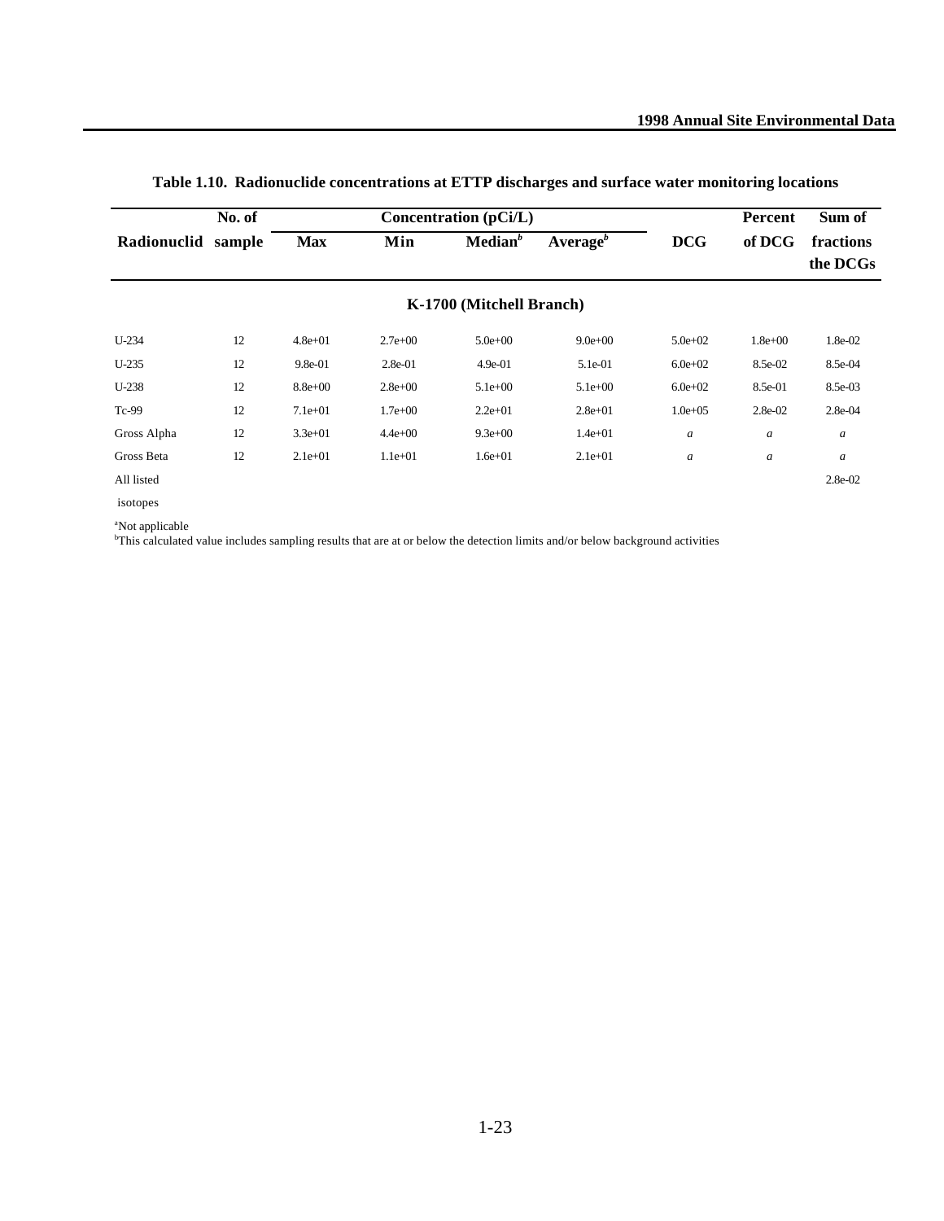**Table 1.10. Radionuclide concentrations at ETTP discharges and surface water monitoring locations**

| Radionuclid | No. of sample | Concentration (pCi/L) Max | Min | Median[b] | Average[b] | DCG | Percent of DCG | Sum of fractions the DCGs |
|---|---|---|---|---|---|---|---|---|
| **K-1700 (Mitchell Branch)** | | | | | | | | |
| U-234 | 12 | 4.8e+01 | 2.7e+00 | 5.0e+00 | 9.0e+00 | 5.0e+02 | 1.8e+00 | 1.8e-02 |
| U-235 | 12 | 9.8e-01 | 2.8e-01 | 4.9e-01 | 5.1e-01 | 6.0e+02 | 8.5e-02 | 8.5e-04 |
| U-238 | 12 | 8.8e+00 | 2.8e+00 | 5.1e+00 | 5.1e+00 | 6.0e+02 | 8.5e-01 | 8.5e-03 |
| Tc-99 | 12 | 7.1e+01 | 1.7e+00 | 2.2e+01 | 2.8e+01 | 1.0e+05 | 2.8e-02 | 2.8e-04 |
| Gross Alpha | 12 | 3.3e+01 | 4.4e+00 | 9.3e+00 | 1.4e+01 | *a* | *a* | *a* |
| Gross Beta | 12 | 2.1e+01 | 1.1e+01 | 1.6e+01 | 2.1e+01 | *a* | *a* | *a* |
| All listed isotopes | | | | | | | | 2.8e-02 |

[a]Not applicable
[b]This calculated value includes sampling results that are at or below the detection limits and/or below background activities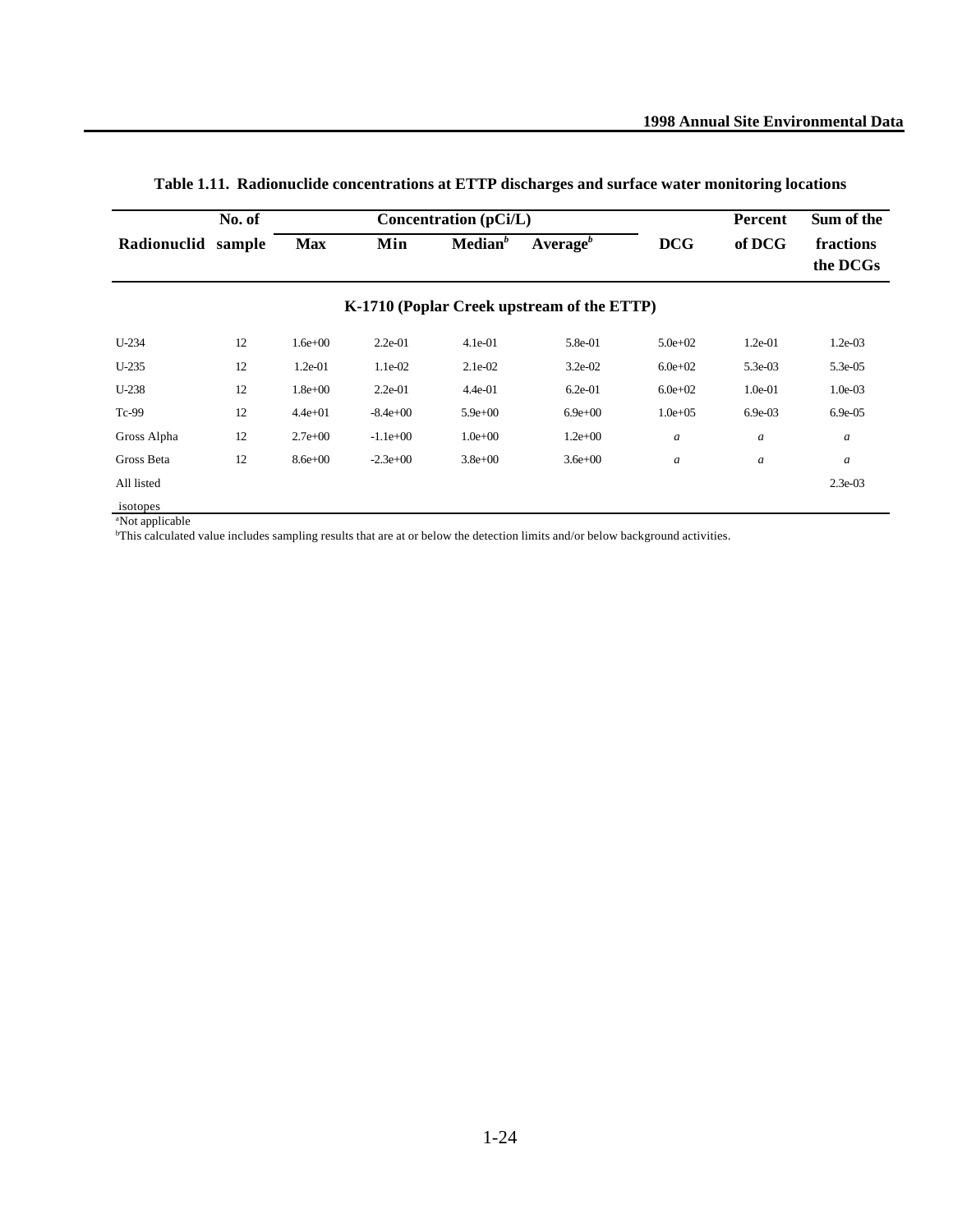**Table 1.11. Radionuclide concentrations at ETTP discharges and surface water monitoring locations**

| Radionuclid | No. of sample | Concentration (pCi/L) | | | | DCG | Percent of DCG | Sum of the fractions the DCGs |
|---|---|---|---|---|---|---|---|---|
| | | Max | Min | Median[b] | Average[b] | | | |
| **K-1710 (Poplar Creek upstream of the ETTP)** | | | | | | | | |
| U-234 | 12 | 1.6e+00 | 2.2e-01 | 4.1e-01 | 5.8e-01 | 5.0e+02 | 1.2e-01 | 1.2e-03 |
| U-235 | 12 | 1.2e-01 | 1.1e-02 | 2.1e-02 | 3.2e-02 | 6.0e+02 | 5.3e-03 | 5.3e-05 |
| U-238 | 12 | 1.8e+00 | 2.2e-01 | 4.4e-01 | 6.2e-01 | 6.0e+02 | 1.0e-01 | 1.0e-03 |
| Tc-99 | 12 | 4.4e+01 | -8.4e+00 | 5.9e+00 | 6.9e+00 | 1.0e+05 | 6.9e-03 | 6.9e-05 |
| Gross Alpha | 12 | 2.7e+00 | -1.1e+00 | 1.0e+00 | 1.2e+00 | *a* | *a* | *a* |
| Gross Beta | 12 | 8.6e+00 | -2.3e+00 | 3.8e+00 | 3.6e+00 | *a* | *a* | *a* |
| All listed isotopes | | | | | | | | 2.3e-03 |

[a]Not applicable

[b]This calculated value includes sampling results that are at or below the detection limits and/or below background activities.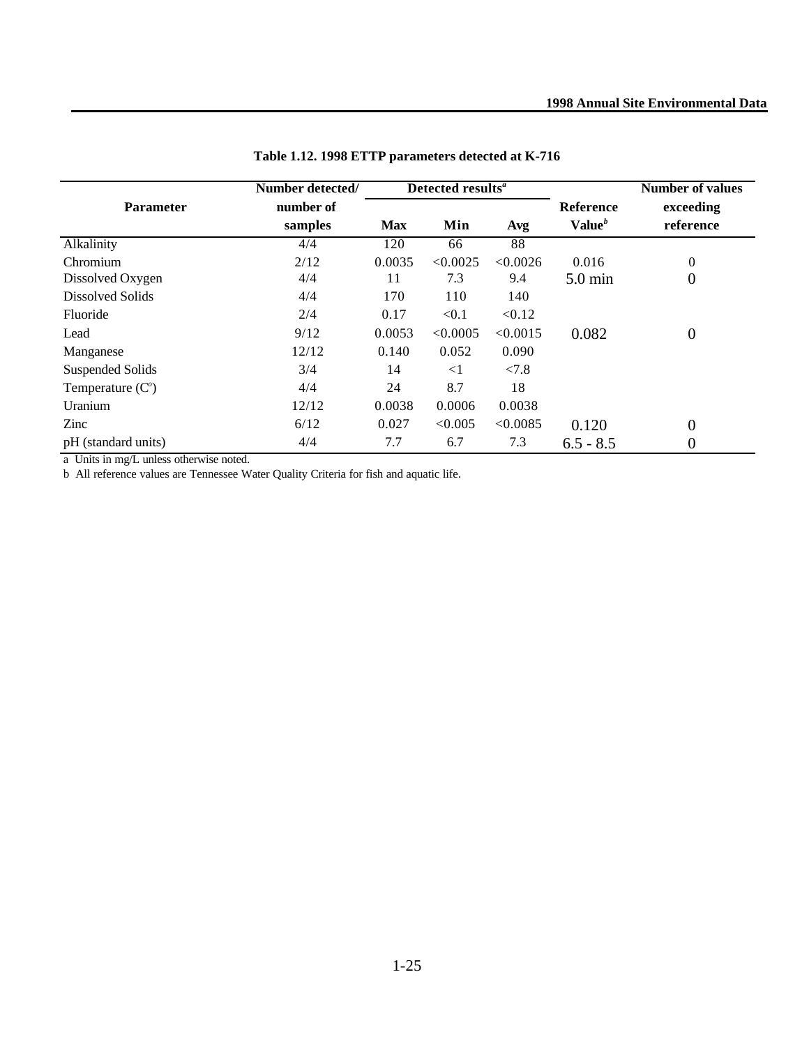**Table 1.12. 1998 ETTP parameters detected at K-716**

| Parameter | Number detected/ number of samples | Detected results[a] | | | Reference Value[b] | Number of values exceeding reference |
|---|---|---|---|---|---|---|
| | | Max | Min | Avg | | |
| Alkalinity | 4/4 | 120 | 66 | 88 | | |
| Chromium | 2/12 | 0.0035 | <0.0025 | <0.0026 | 0.016 | 0 |
| Dissolved Oxygen | 4/4 | 11 | 7.3 | 9.4 | 5.0 min | 0 |
| Dissolved Solids | 4/4 | 170 | 110 | 140 | | |
| Fluoride | 2/4 | 0.17 | <0.1 | <0.12 | | |
| Lead | 9/12 | 0.0053 | <0.0005 | <0.0015 | 0.082 | 0 |
| Manganese | 12/12 | 0.140 | 0.052 | 0.090 | | |
| Suspended Solids | 3/4 | 14 | <1 | <7.8 | | |
| Temperature (C°) | 4/4 | 24 | 8.7 | 18 | | |
| Uranium | 12/12 | 0.0038 | 0.0006 | 0.0038 | | |
| Zinc | 6/12 | 0.027 | <0.005 | <0.0085 | 0.120 | 0 |
| pH (standard units) | 4/4 | 7.7 | 6.7 | 7.3 | 6.5 - 8.5 | 0 |

a Units in mg/L unless otherwise noted.

b All reference values are Tennessee Water Quality Criteria for fish and aquatic life.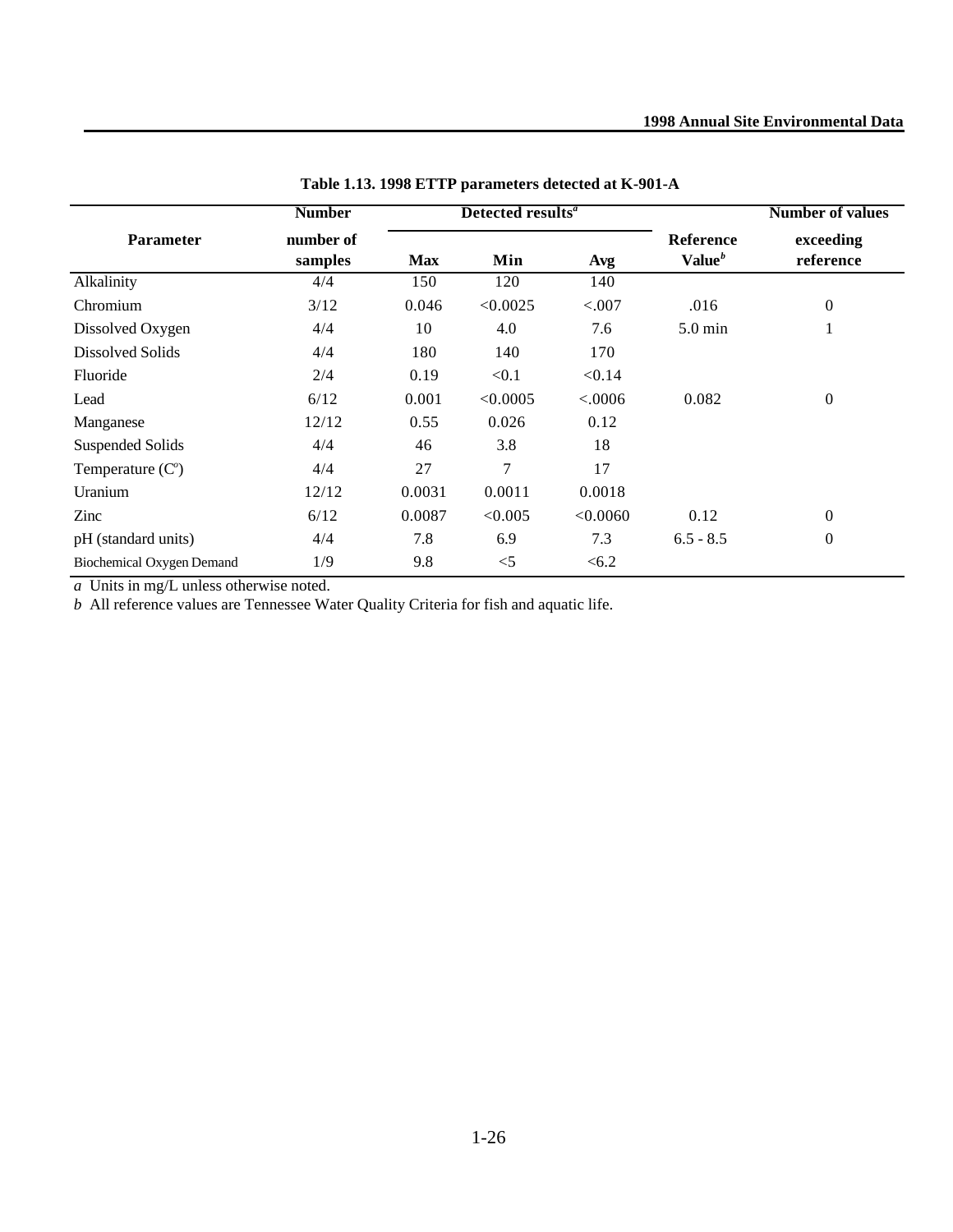**Table 1.13. 1998 ETTP parameters detected at K-901-A**

| Parameter | Number number of samples | Detected results[a] | | | Reference Value[b] | Number of values exceeding reference |
|---|---|---|---|---|---|---|
| | | Max | Min | Avg | | |
| Alkalinity | 4/4 | 150 | 120 | 140 | | |
| Chromium | 3/12 | 0.046 | <0.0025 | <.007 | .016 | 0 |
| Dissolved Oxygen | 4/4 | 10 | 4.0 | 7.6 | 5.0 min | 1 |
| Dissolved Solids | 4/4 | 180 | 140 | 170 | | |
| Fluoride | 2/4 | 0.19 | <0.1 | <0.14 | | |
| Lead | 6/12 | 0.001 | <0.0005 | <.0006 | 0.082 | 0 |
| Manganese | 12/12 | 0.55 | 0.026 | 0.12 | | |
| Suspended Solids | 4/4 | 46 | 3.8 | 18 | | |
| Temperature (C°) | 4/4 | 27 | 7 | 17 | | |
| Uranium | 12/12 | 0.0031 | 0.0011 | 0.0018 | | |
| Zinc | 6/12 | 0.0087 | <0.005 | <0.0060 | 0.12 | 0 |
| pH (standard units) | 4/4 | 7.8 | 6.9 | 7.3 | 6.5 - 8.5 | 0 |
| Biochemical Oxygen Demand | 1/9 | 9.8 | <5 | <6.2 | | |

*a* Units in mg/L unless otherwise noted.
*b* All reference values are Tennessee Water Quality Criteria for fish and aquatic life.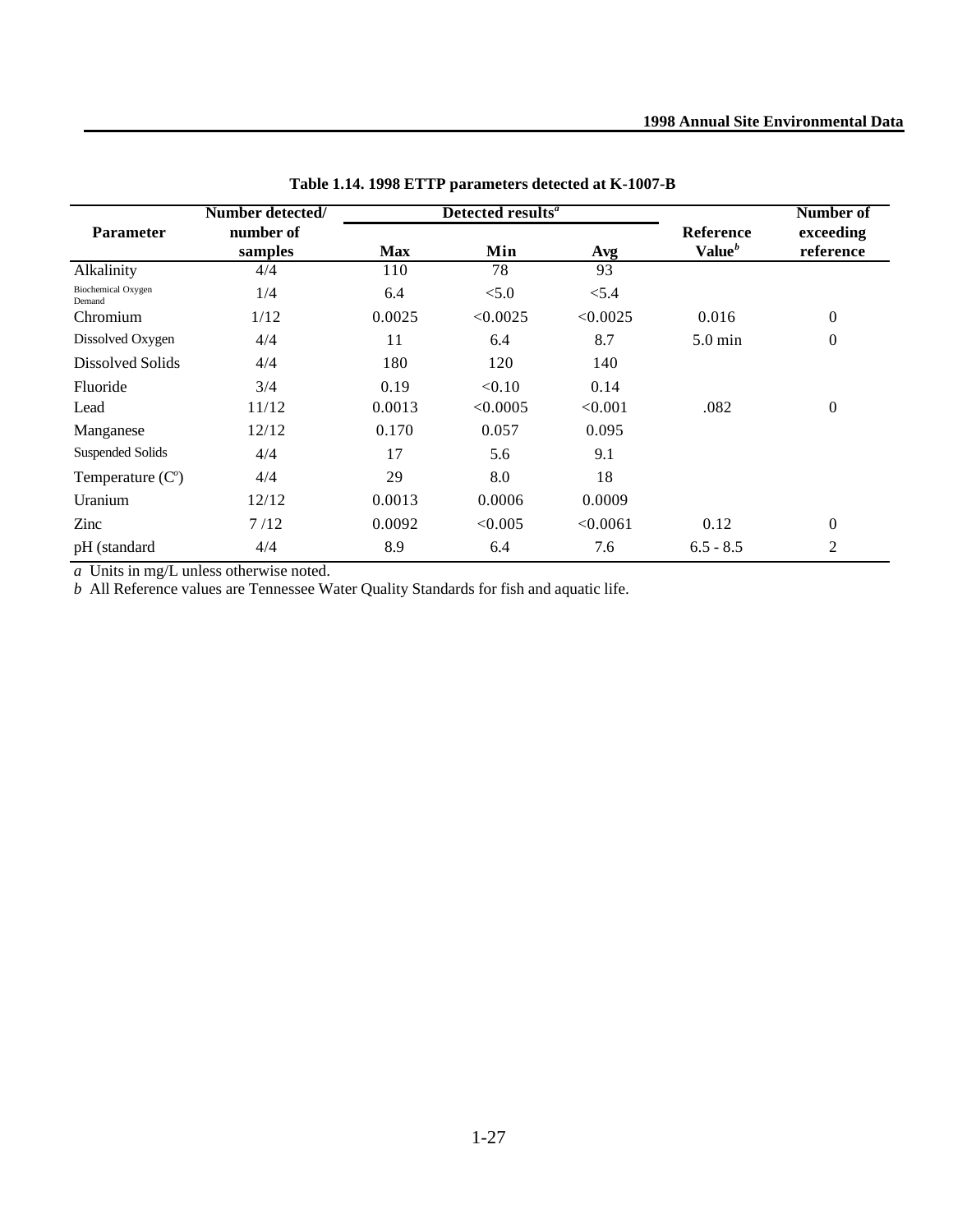**Table 1.14. 1998 ETTP parameters detected at K-1007-B**

| Parameter | Number detected/ number of samples | Detected results[a] | | | Reference Value[b] | Number of exceeding reference |
|---|---|---|---|---|---|---|
| | | Max | Min | Avg | | |
| Alkalinity | 4/4 | 110 | 78 | 93 | | |
| Biochemical Oxygen Demand | 1/4 | 6.4 | <5.0 | <5.4 | | |
| Chromium | 1/12 | 0.0025 | <0.0025 | <0.0025 | 0.016 | 0 |
| Dissolved Oxygen | 4/4 | 11 | 6.4 | 8.7 | 5.0 min | 0 |
| Dissolved Solids | 4/4 | 180 | 120 | 140 | | |
| Fluoride | 3/4 | 0.19 | <0.10 | 0.14 | | |
| Lead | 11/12 | 0.0013 | <0.0005 | <0.001 | .082 | 0 |
| Manganese | 12/12 | 0.170 | 0.057 | 0.095 | | |
| Suspended Solids | 4/4 | 17 | 5.6 | 9.1 | | |
| Temperature (C°) | 4/4 | 29 | 8.0 | 18 | | |
| Uranium | 12/12 | 0.0013 | 0.0006 | 0.0009 | | |
| Zinc | 7 /12 | 0.0092 | <0.005 | <0.0061 | 0.12 | 0 |
| pH (standard | 4/4 | 8.9 | 6.4 | 7.6 | 6.5 - 8.5 | 2 |

*a* Units in mg/L unless otherwise noted.
*b* All Reference values are Tennessee Water Quality Standards for fish and aquatic life.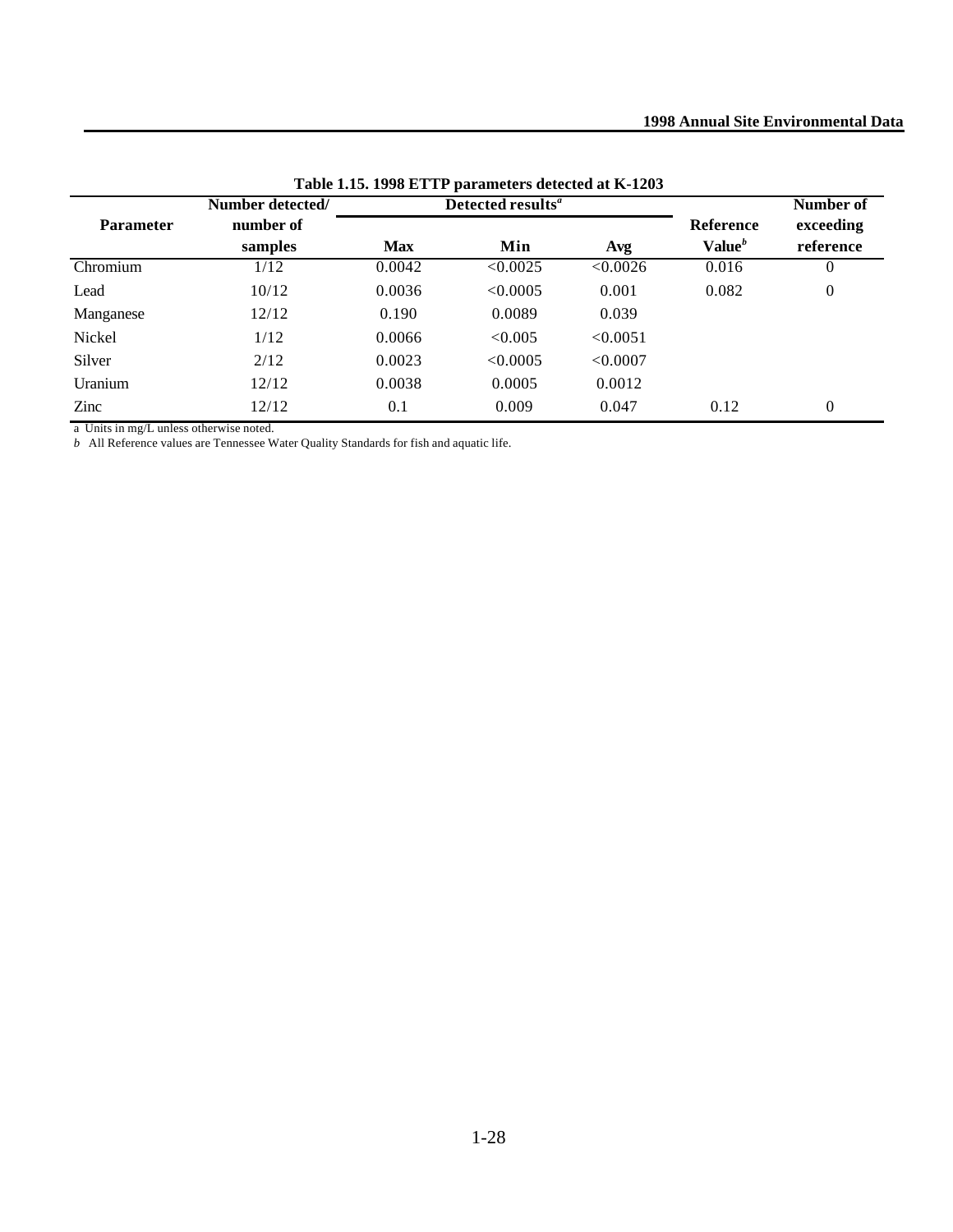**Table 1.15. 1998 ETTP parameters detected at K-1203**

| Parameter | Number detected/ number of samples | Detected results[a] | | | Reference Value[b] | Number of exceeding reference |
|---|---|---|---|---|---|---|
| | | Max | Min | Avg | | |
| Chromium | 1/12 | 0.0042 | <0.0025 | <0.0026 | 0.016 | 0 |
| Lead | 10/12 | 0.0036 | <0.0005 | 0.001 | 0.082 | 0 |
| Manganese | 12/12 | 0.190 | 0.0089 | 0.039 | | |
| Nickel | 1/12 | 0.0066 | <0.005 | <0.0051 | | |
| Silver | 2/12 | 0.0023 | <0.0005 | <0.0007 | | |
| Uranium | 12/12 | 0.0038 | 0.0005 | 0.0012 | | |
| Zinc | 12/12 | 0.1 | 0.009 | 0.047 | 0.12 | 0 |

a Units in mg/L unless otherwise noted.

*b* All Reference values are Tennessee Water Quality Standards for fish and aquatic life.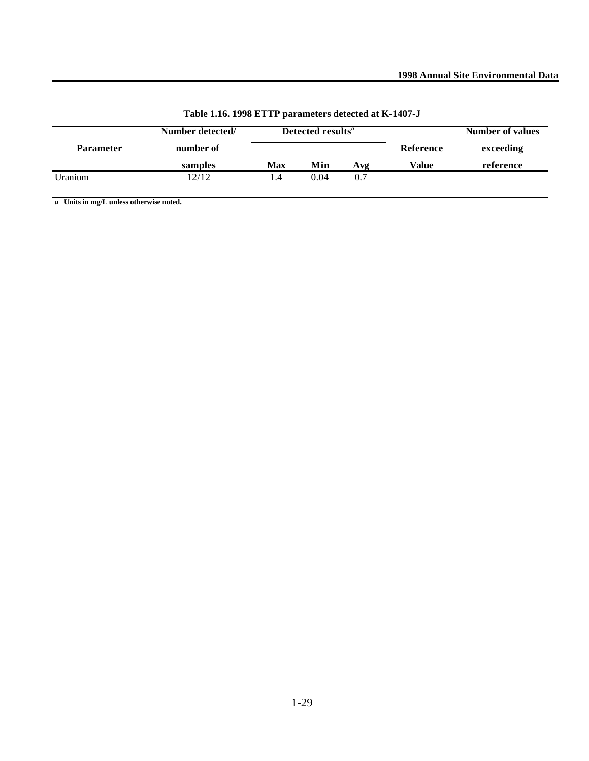**Table 1.16. 1998 ETTP parameters detected at K-1407-J**

| Parameter | Number detected/ number of samples | Detected results[a] | | | Reference Value | Number of values exceeding reference |
|---|---|---|---|---|---|---|
| | | Max | Min | Avg | | |
| Uranium | 12/12 | 1.4 | 0.04 | 0.7 | | |

*a* Units in mg/L unless otherwise noted.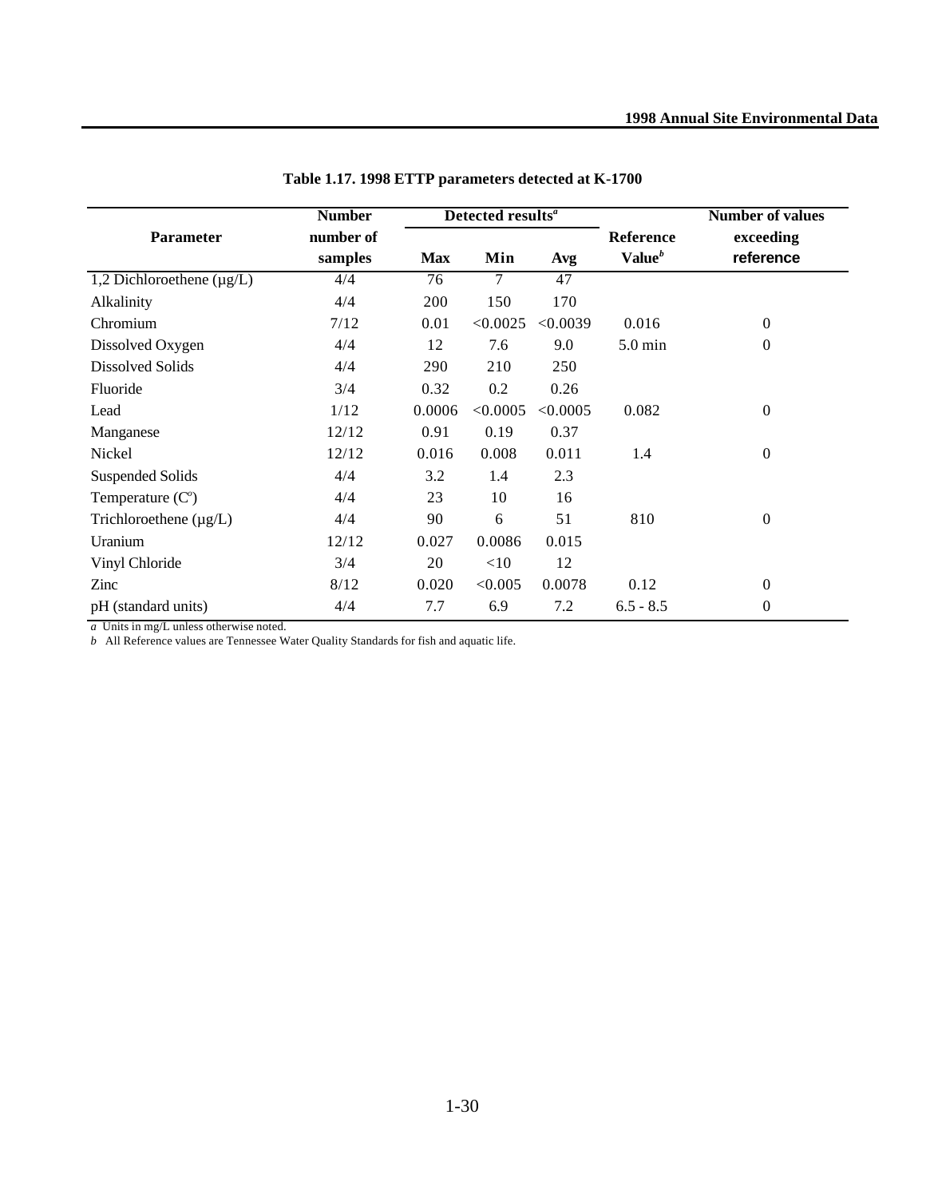**Table 1.17. 1998 ETTP parameters detected at K-1700**

| Parameter | Number number of samples | Detected results[a] | | | Reference Value[b] | Number of values exceeding reference |
|---|---|---|---|---|---|---|
| | | Max | Min | Avg | | |
| 1,2 Dichloroethene (µg/L) | 4/4 | 76 | 7 | 47 | | |
| Alkalinity | 4/4 | 200 | 150 | 170 | | |
| Chromium | 7/12 | 0.01 | <0.0025 | <0.0039 | 0.016 | 0 |
| Dissolved Oxygen | 4/4 | 12 | 7.6 | 9.0 | 5.0 min | 0 |
| Dissolved Solids | 4/4 | 290 | 210 | 250 | | |
| Fluoride | 3/4 | 0.32 | 0.2 | 0.26 | | |
| Lead | 1/12 | 0.0006 | <0.0005 | <0.0005 | 0.082 | 0 |
| Manganese | 12/12 | 0.91 | 0.19 | 0.37 | | |
| Nickel | 12/12 | 0.016 | 0.008 | 0.011 | 1.4 | 0 |
| Suspended Solids | 4/4 | 3.2 | 1.4 | 2.3 | | |
| Temperature (C°) | 4/4 | 23 | 10 | 16 | | |
| Trichloroethene (µg/L) | 4/4 | 90 | 6 | 51 | 810 | 0 |
| Uranium | 12/12 | 0.027 | 0.0086 | 0.015 | | |
| Vinyl Chloride | 3/4 | 20 | <10 | 12 | | |
| Zinc | 8/12 | 0.020 | <0.005 | 0.0078 | 0.12 | 0 |
| pH (standard units) | 4/4 | 7.7 | 6.9 | 7.2 | 6.5 - 8.5 | 0 |

*a* Units in mg/L unless otherwise noted.
*b* All Reference values are Tennessee Water Quality Standards for fish and aquatic life.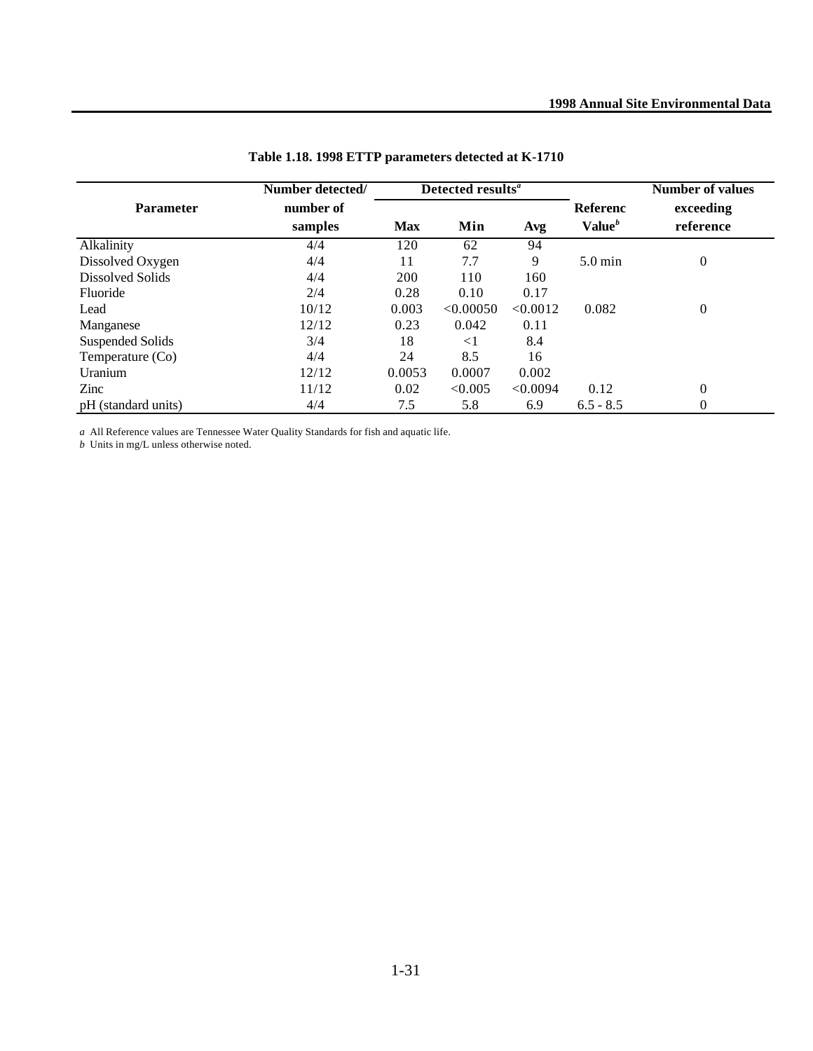**Table 1.18. 1998 ETTP parameters detected at K-1710**

| Parameter | Number detected/ number of samples | Detected results[a] | | | Referenc Value[b] | Number of values exceeding reference |
|---|---|---|---|---|---|---|
| | | Max | Min | Avg | | |
| Alkalinity | 4/4 | 120 | 62 | 94 | | |
| Dissolved Oxygen | 4/4 | 11 | 7.7 | 9 | 5.0 min | 0 |
| Dissolved Solids | 4/4 | 200 | 110 | 160 | | |
| Fluoride | 2/4 | 0.28 | 0.10 | 0.17 | | |
| Lead | 10/12 | 0.003 | <0.00050 | <0.0012 | 0.082 | 0 |
| Manganese | 12/12 | 0.23 | 0.042 | 0.11 | | |
| Suspended Solids | 3/4 | 18 | <1 | 8.4 | | |
| Temperature (Co) | 4/4 | 24 | 8.5 | 16 | | |
| Uranium | 12/12 | 0.0053 | 0.0007 | 0.002 | | |
| Zinc | 11/12 | 0.02 | <0.005 | <0.0094 | 0.12 | 0 |
| pH (standard units) | 4/4 | 7.5 | 5.8 | 6.9 | 6.5 - 8.5 | 0 |

*a* All Reference values are Tennessee Water Quality Standards for fish and aquatic life.
*b* Units in mg/L unless otherwise noted.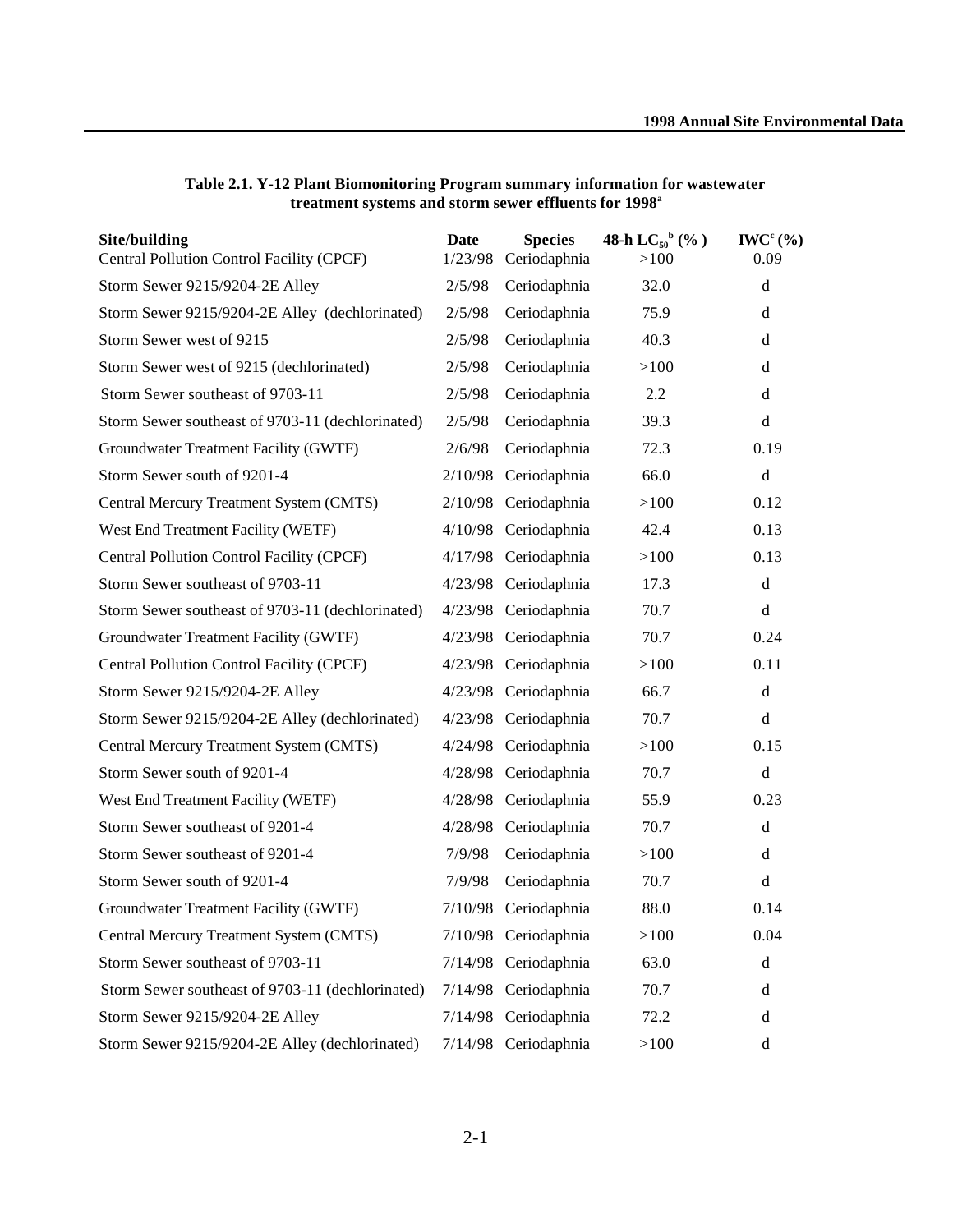**Table 2.1. Y-12 Plant Biomonitoring Program summary information for wastewater treatment systems and storm sewer effluents for 1998[a]**

| Site/building | Date | Species | 48-h $LC_{50}$[b] (%) | IWC[c] (%) |
|---|---|---|---|---|
| Central Pollution Control Facility (CPCF) | 1/23/98 | Ceriodaphnia | >100 | 0.09 |
| Storm Sewer 9215/9204-2E Alley | 2/5/98 | Ceriodaphnia | 32.0 | d |
| Storm Sewer 9215/9204-2E Alley (dechlorinated) | 2/5/98 | Ceriodaphnia | 75.9 | d |
| Storm Sewer west of 9215 | 2/5/98 | Ceriodaphnia | 40.3 | d |
| Storm Sewer west of 9215 (dechlorinated) | 2/5/98 | Ceriodaphnia | >100 | d |
| Storm Sewer southeast of 9703-11 | 2/5/98 | Ceriodaphnia | 2.2 | d |
| Storm Sewer southeast of 9703-11 (dechlorinated) | 2/5/98 | Ceriodaphnia | 39.3 | d |
| Groundwater Treatment Facility (GWTF) | 2/6/98 | Ceriodaphnia | 72.3 | 0.19 |
| Storm Sewer south of 9201-4 | 2/10/98 | Ceriodaphnia | 66.0 | d |
| Central Mercury Treatment System (CMTS) | 2/10/98 | Ceriodaphnia | >100 | 0.12 |
| West End Treatment Facility (WETF) | 4/10/98 | Ceriodaphnia | 42.4 | 0.13 |
| Central Pollution Control Facility (CPCF) | 4/17/98 | Ceriodaphnia | >100 | 0.13 |
| Storm Sewer southeast of 9703-11 | 4/23/98 | Ceriodaphnia | 17.3 | d |
| Storm Sewer southeast of 9703-11 (dechlorinated) | 4/23/98 | Ceriodaphnia | 70.7 | d |
| Groundwater Treatment Facility (GWTF) | 4/23/98 | Ceriodaphnia | 70.7 | 0.24 |
| Central Pollution Control Facility (CPCF) | 4/23/98 | Ceriodaphnia | >100 | 0.11 |
| Storm Sewer 9215/9204-2E Alley | 4/23/98 | Ceriodaphnia | 66.7 | d |
| Storm Sewer 9215/9204-2E Alley (dechlorinated) | 4/23/98 | Ceriodaphnia | 70.7 | d |
| Central Mercury Treatment System (CMTS) | 4/24/98 | Ceriodaphnia | >100 | 0.15 |
| Storm Sewer south of 9201-4 | 4/28/98 | Ceriodaphnia | 70.7 | d |
| West End Treatment Facility (WETF) | 4/28/98 | Ceriodaphnia | 55.9 | 0.23 |
| Storm Sewer southeast of 9201-4 | 4/28/98 | Ceriodaphnia | 70.7 | d |
| Storm Sewer southeast of 9201-4 | 7/9/98 | Ceriodaphnia | >100 | d |
| Storm Sewer south of 9201-4 | 7/9/98 | Ceriodaphnia | 70.7 | d |
| Groundwater Treatment Facility (GWTF) | 7/10/98 | Ceriodaphnia | 88.0 | 0.14 |
| Central Mercury Treatment System (CMTS) | 7/10/98 | Ceriodaphnia | >100 | 0.04 |
| Storm Sewer southeast of 9703-11 | 7/14/98 | Ceriodaphnia | 63.0 | d |
| Storm Sewer southeast of 9703-11 (dechlorinated) | 7/14/98 | Ceriodaphnia | 70.7 | d |
| Storm Sewer 9215/9204-2E Alley | 7/14/98 | Ceriodaphnia | 72.2 | d |
| Storm Sewer 9215/9204-2E Alley (dechlorinated) | 7/14/98 | Ceriodaphnia | >100 | d |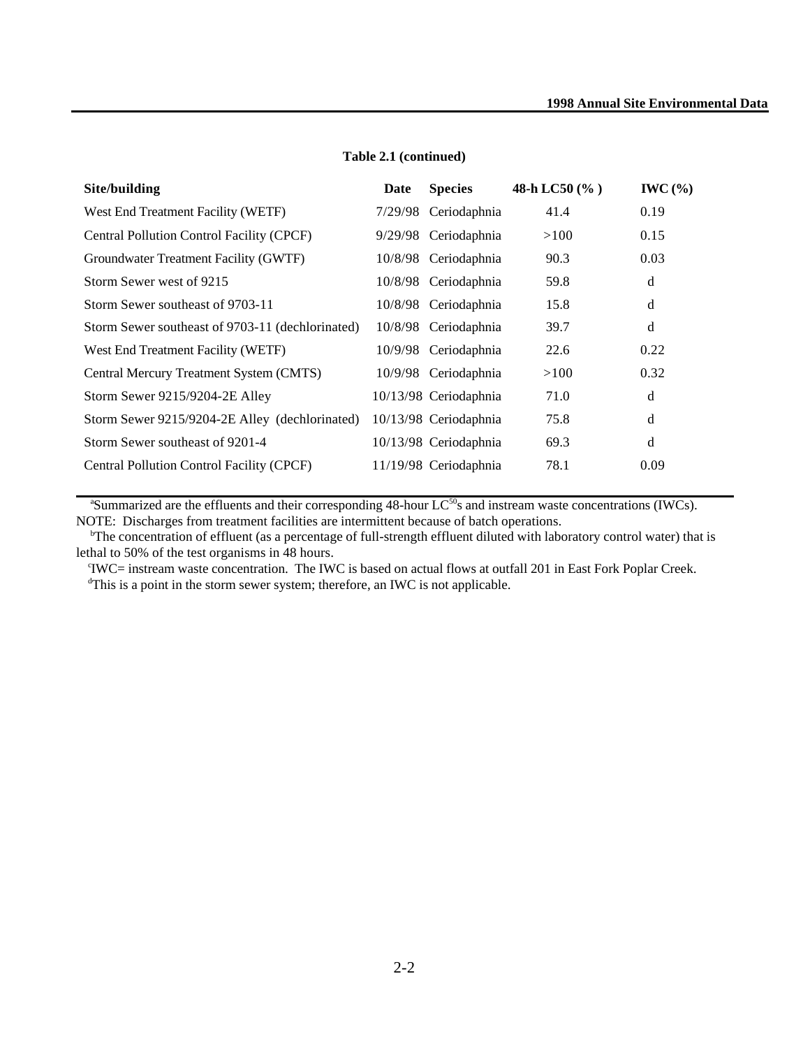**Table 2.1 (continued)**

| Site/building | Date | Species | 48-h LC50 (% ) | IWC (%) |
|---|---|---|---|---|
| West End Treatment Facility (WETF) | 7/29/98 | Ceriodaphnia | 41.4 | 0.19 |
| Central Pollution Control Facility (CPCF) | 9/29/98 | Ceriodaphnia | >100 | 0.15 |
| Groundwater Treatment Facility (GWTF) | 10/8/98 | Ceriodaphnia | 90.3 | 0.03 |
| Storm Sewer west of 9215 | 10/8/98 | Ceriodaphnia | 59.8 | d |
| Storm Sewer southeast of 9703-11 | 10/8/98 | Ceriodaphnia | 15.8 | d |
| Storm Sewer southeast of 9703-11 (dechlorinated) | 10/8/98 | Ceriodaphnia | 39.7 | d |
| West End Treatment Facility (WETF) | 10/9/98 | Ceriodaphnia | 22.6 | 0.22 |
| Central Mercury Treatment System (CMTS) | 10/9/98 | Ceriodaphnia | >100 | 0.32 |
| Storm Sewer 9215/9204-2E Alley | 10/13/98 | Ceriodaphnia | 71.0 | d |
| Storm Sewer 9215/9204-2E Alley (dechlorinated) | 10/13/98 | Ceriodaphnia | 75.8 | d |
| Storm Sewer southeast of 9201-4 | 10/13/98 | Ceriodaphnia | 69.3 | d |
| Central Pollution Control Facility (CPCF) | 11/19/98 | Ceriodaphnia | 78.1 | 0.09 |

[a]Summarized are the effluents and their corresponding 48-hour $LC^{50}$s and instream waste concentrations (IWCs). NOTE: Discharges from treatment facilities are intermittent because of batch operations.

[b]The concentration of effluent (as a percentage of full-strength effluent diluted with laboratory control water) that is lethal to 50% of the test organisms in 48 hours.

[c]IWC= instream waste concentration. The IWC is based on actual flows at outfall 201 in East Fork Poplar Creek.

[d]This is a point in the storm sewer system; therefore, an IWC is not applicable.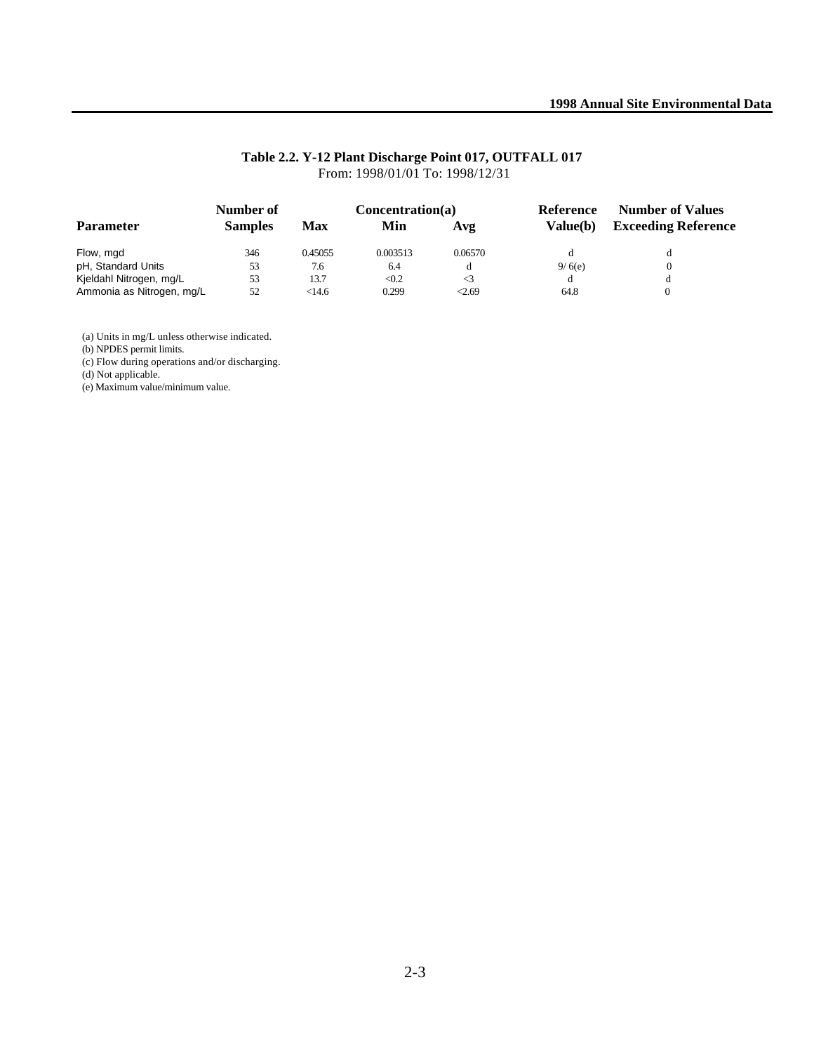**Table 2.2. Y-12 Plant Discharge Point 017, OUTFALL 017**
From: 1998/01/01 To: 1998/12/31

| Parameter | Number of Samples | Concentration(a) Max | Min | Avg | Reference Value(b) | Number of Values Exceeding Reference |
|---|---|---|---|---|---|---|
| Flow, mgd | 346 | 0.45055 | 0.003513 | 0.06570 | d | d |
| pH, Standard Units | 53 | 7.6 | 6.4 | d | 9/ 6(e) | 0 |
| Kjeldahl Nitrogen, mg/L | 53 | 13.7 | <0.2 | <3 | d | d |
| Ammonia as Nitrogen, mg/L | 52 | <14.6 | 0.299 | <2.69 | 64.8 | 0 |

(a) Units in mg/L unless otherwise indicated.
(b) NPDES permit limits.
(c) Flow during operations and/or discharging.
(d) Not applicable.
(e) Maximum value/minimum value.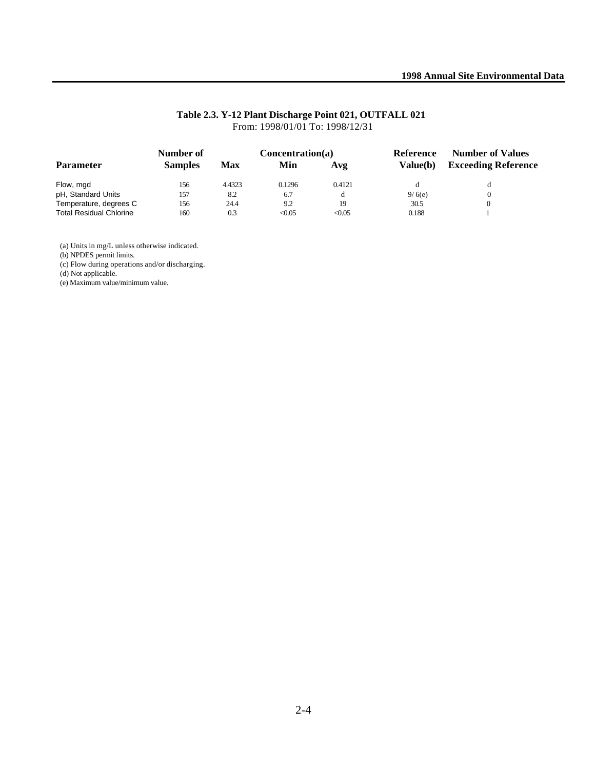**Table 2.3. Y-12 Plant Discharge Point 021, OUTFALL 021**

From: 1998/01/01 To: 1998/12/31

| Parameter | Number of Samples | Concentration(a) Max | Min | Avg | Reference Value(b) | Number of Values Exceeding Reference |
|---|---|---|---|---|---|---|
| Flow, mgd | 156 | 4.4323 | 0.1296 | 0.4121 | d | d |
| pH, Standard Units | 157 | 8.2 | 6.7 | d | 9/ 6(e) | 0 |
| Temperature, degrees C | 156 | 24.4 | 9.2 | 19 | 30.5 | 0 |
| Total Residual Chlorine | 160 | 0.3 | <0.05 | <0.05 | 0.188 | 1 |

(a) Units in mg/L unless otherwise indicated.
(b) NPDES permit limits.
(c) Flow during operations and/or discharging.
(d) Not applicable.
(e) Maximum value/minimum value.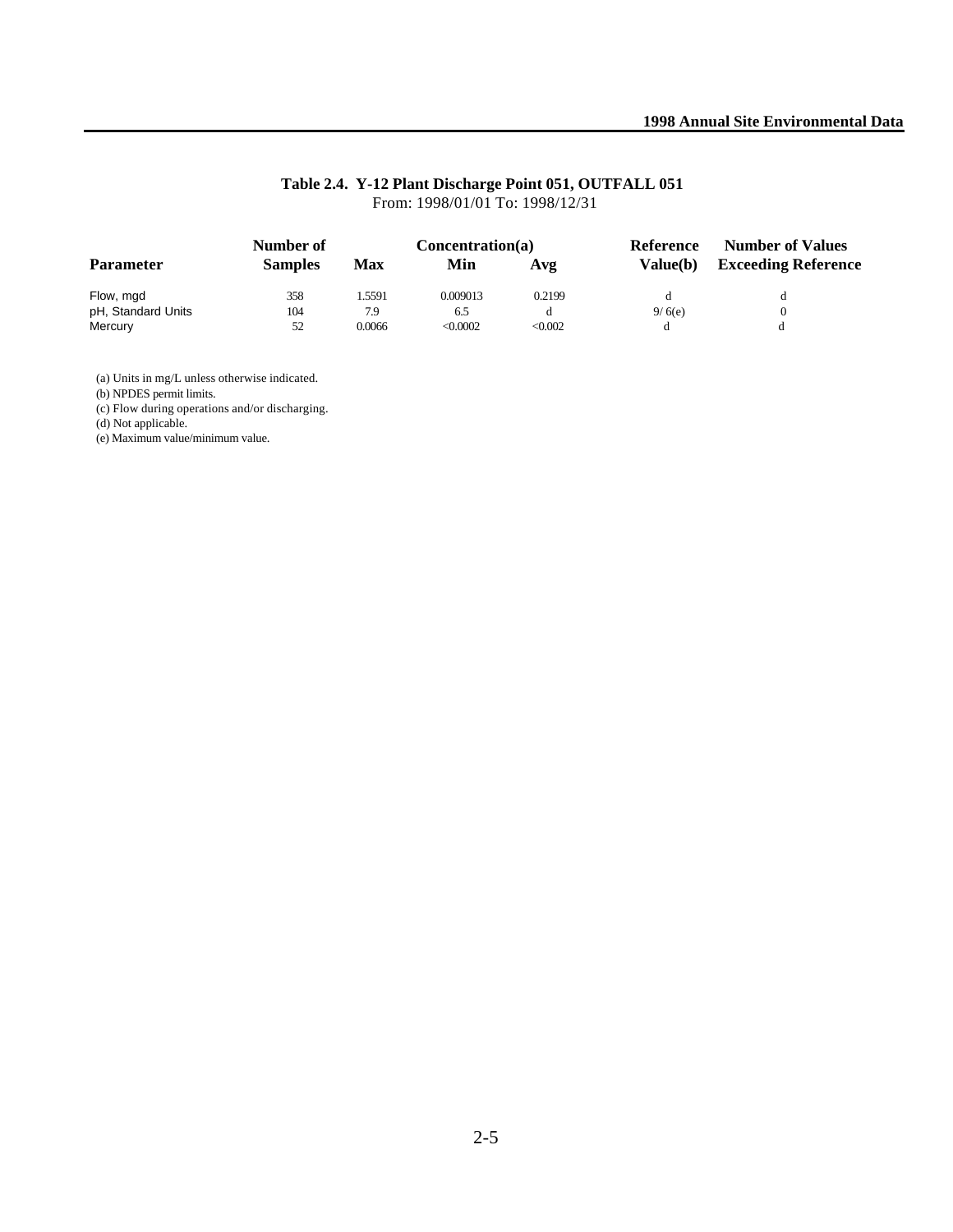## Table 2.4. Y-12 Plant Discharge Point 051, OUTFALL 051

From: 1998/01/01 To: 1998/12/31

| Parameter | Number of Samples | Concentration(a) Max | Min | Avg | Reference Value(b) | Number of Values Exceeding Reference |
|---|---|---|---|---|---|---|
| Flow, mgd | 358 | 1.5591 | 0.009013 | 0.2199 | d | d |
| pH, Standard Units | 104 | 7.9 | 6.5 | d | 9/ 6(e) | 0 |
| Mercury | 52 | 0.0066 | <0.0002 | <0.002 | d | d |

(a) Units in mg/L unless otherwise indicated.
(b) NPDES permit limits.
(c) Flow during operations and/or discharging.
(d) Not applicable.
(e) Maximum value/minimum value.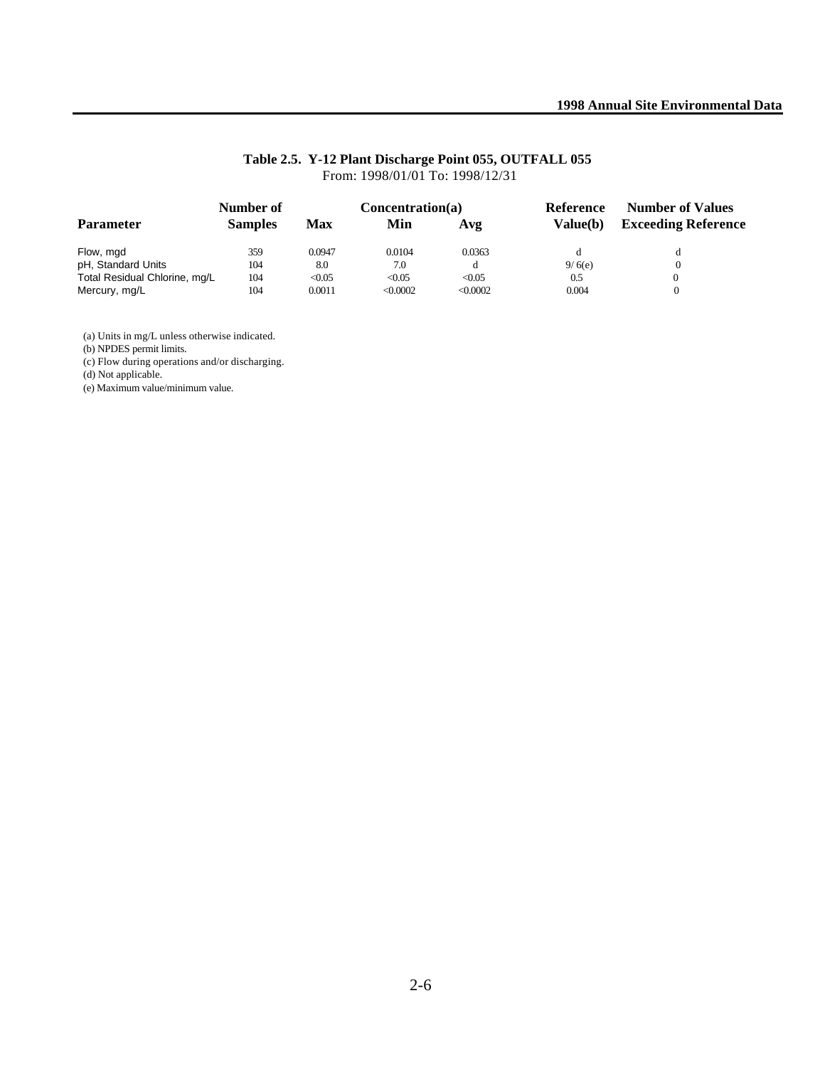**Table 2.5. Y-12 Plant Discharge Point 055, OUTFALL 055**
From: 1998/01/01 To: 1998/12/31

| Parameter | Number of Samples | Concentration(a) Max | Min | Avg | Reference Value(b) | Number of Values Exceeding Reference |
|---|---|---|---|---|---|---|
| Flow, mgd | 359 | 0.0947 | 0.0104 | 0.0363 | d | d |
| pH, Standard Units | 104 | 8.0 | 7.0 | d | 9/ 6(e) | 0 |
| Total Residual Chlorine, mg/L | 104 | <0.05 | <0.05 | <0.05 | 0.5 | 0 |
| Mercury, mg/L | 104 | 0.0011 | <0.0002 | <0.0002 | 0.004 | 0 |

(a) Units in mg/L unless otherwise indicated.
(b) NPDES permit limits.
(c) Flow during operations and/or discharging.
(d) Not applicable.
(e) Maximum value/minimum value.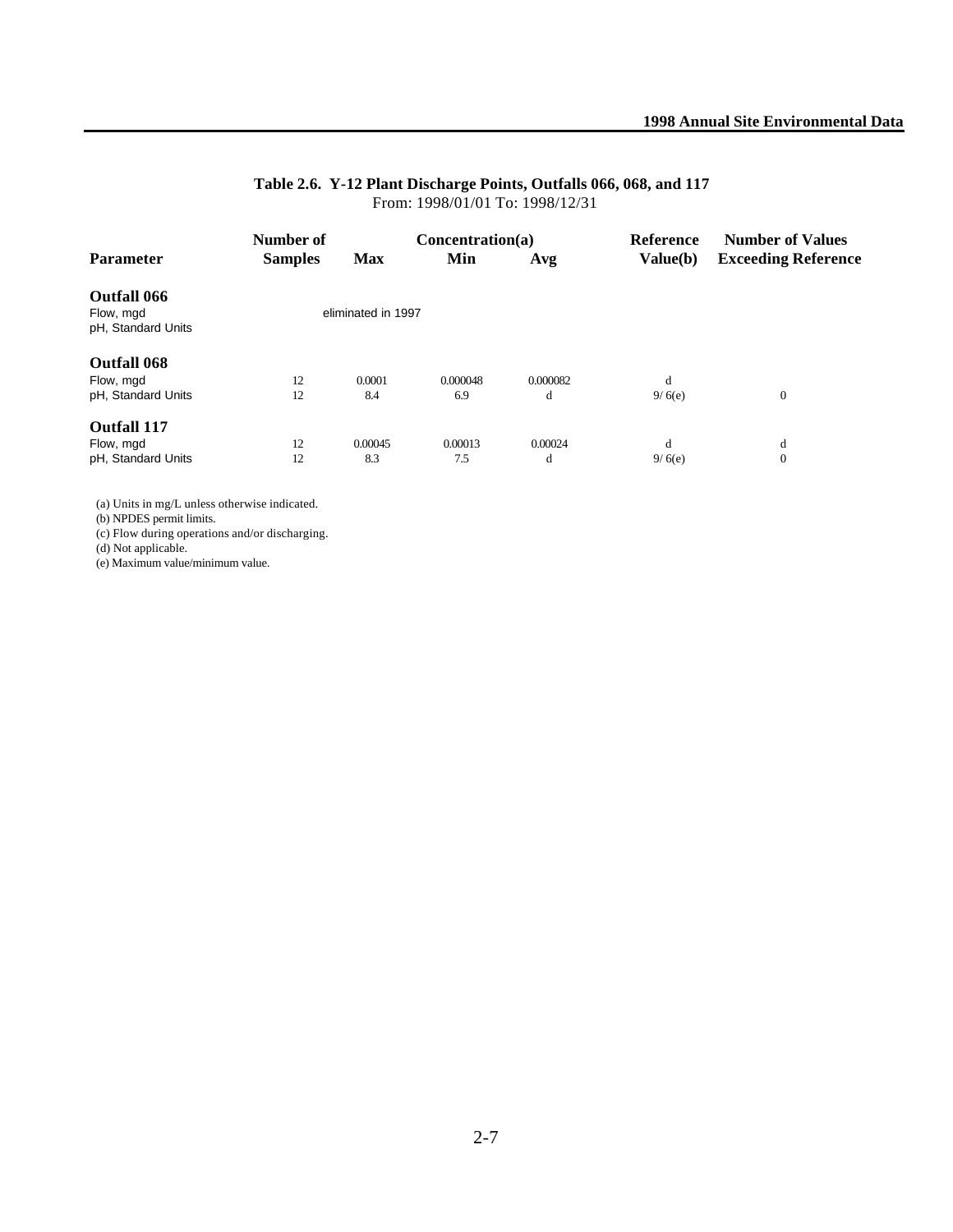## Table 2.6. Y-12 Plant Discharge Points, Outfalls 066, 068, and 117

From: 1998/01/01 To: 1998/12/31

| Parameter | Number of Samples | Concentration(a) Max | Min | Avg | Reference Value(b) | Number of Values Exceeding Reference |
|---|---|---|---|---|---|---|
| **Outfall 066** | | | | | | |
| Flow, mgd | | eliminated in 1997 | | | | |
| pH, Standard Units | | | | | | |
| **Outfall 068** | | | | | | |
| Flow, mgd | 12 | 0.0001 | 0.000048 | 0.000082 | d | |
| pH, Standard Units | 12 | 8.4 | 6.9 | d | 9/ 6(e) | 0 |
| **Outfall 117** | | | | | | |
| Flow, mgd | 12 | 0.00045 | 0.00013 | 0.00024 | d | d |
| pH, Standard Units | 12 | 8.3 | 7.5 | d | 9/ 6(e) | 0 |

(a) Units in mg/L unless otherwise indicated.
(b) NPDES permit limits.
(c) Flow during operations and/or discharging.
(d) Not applicable.
(e) Maximum value/minimum value.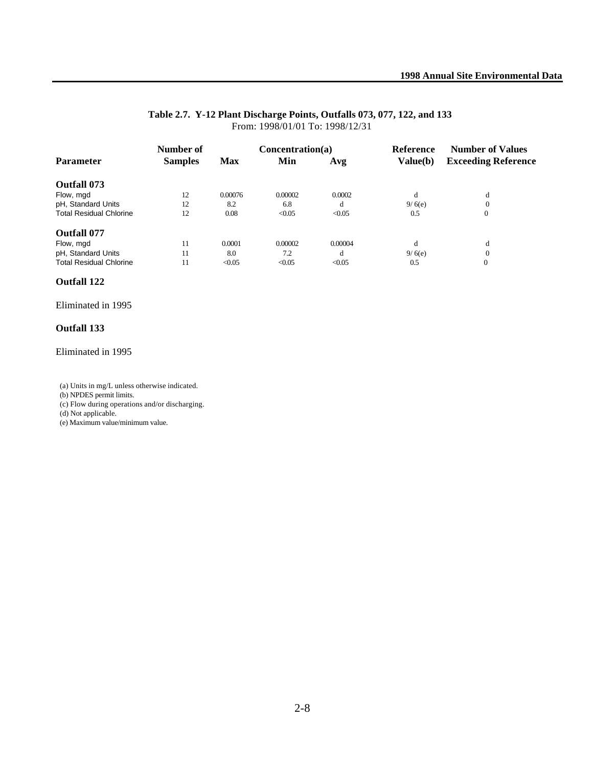**Table 2.7. Y-12 Plant Discharge Points, Outfalls 073, 077, 122, and 133**
From: 1998/01/01 To: 1998/12/31

| Parameter | Number of Samples | Concentration(a) Max | Min | Avg | Reference Value(b) | Number of Values Exceeding Reference |
|---|---|---|---|---|---|---|
| **Outfall 073** | | | | | | |
| Flow, mgd | 12 | 0.00076 | 0.00002 | 0.0002 | d | d |
| pH, Standard Units | 12 | 8.2 | 6.8 | d | 9/ 6(e) | 0 |
| Total Residual Chlorine | 12 | 0.08 | <0.05 | <0.05 | 0.5 | 0 |
| **Outfall 077** | | | | | | |
| Flow, mgd | 11 | 0.0001 | 0.00002 | 0.00004 | d | d |
| pH, Standard Units | 11 | 8.0 | 7.2 | d | 9/ 6(e) | 0 |
| Total Residual Chlorine | 11 | <0.05 | <0.05 | <0.05 | 0.5 | 0 |

**Outfall 122**

Eliminated in 1995

**Outfall 133**

Eliminated in 1995

(a) Units in mg/L unless otherwise indicated.
(b) NPDES permit limits.
(c) Flow during operations and/or discharging.
(d) Not applicable.
(e) Maximum value/minimum value.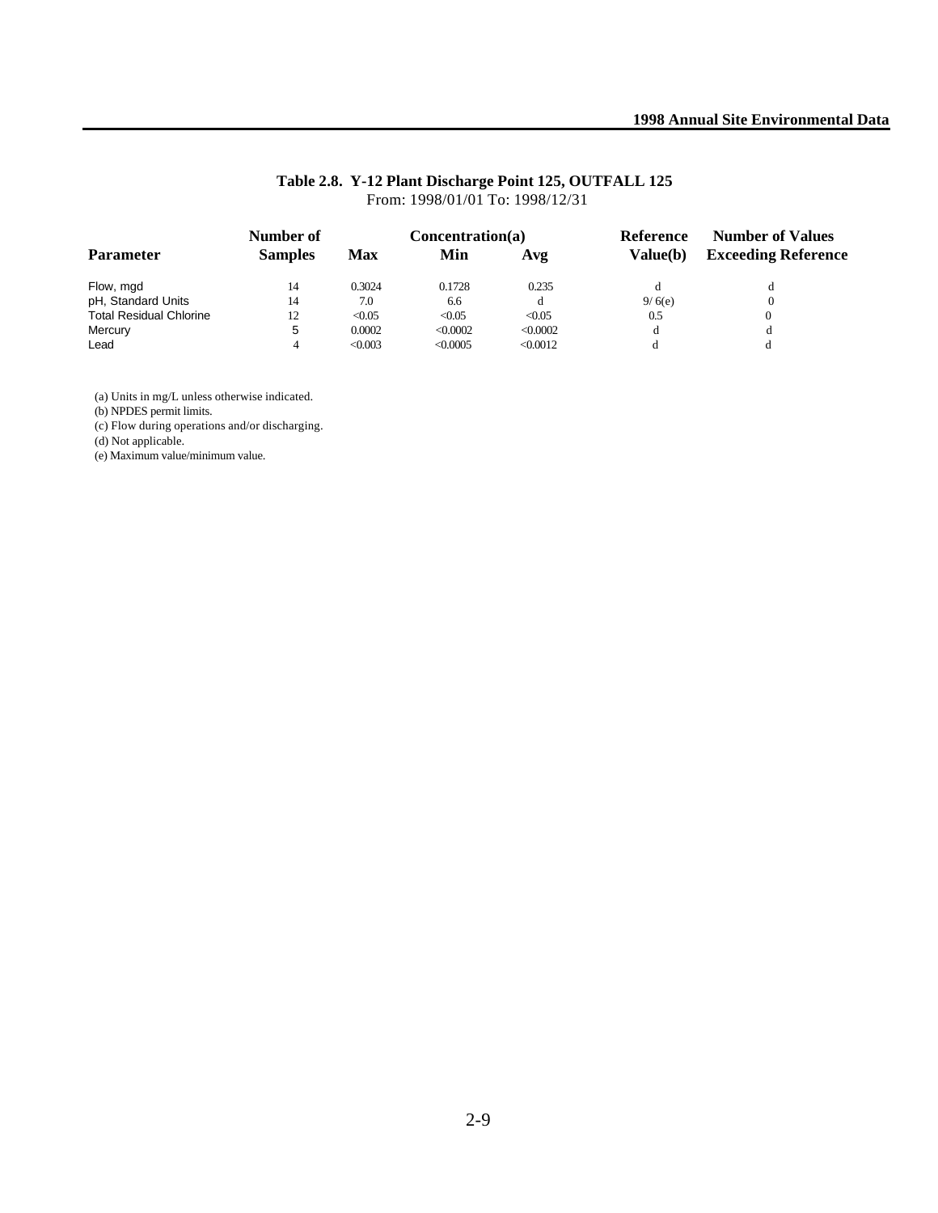**Table 2.8. Y-12 Plant Discharge Point 125, OUTFALL 125**
From: 1998/01/01 To: 1998/12/31

| Parameter | Number of Samples | Concentration(a) Max | Min | Avg | Reference Value(b) | Number of Values Exceeding Reference |
|---|---|---|---|---|---|---|
| Flow, mgd | 14 | 0.3024 | 0.1728 | 0.235 | d | d |
| pH, Standard Units | 14 | 7.0 | 6.6 | d | 9/ 6(e) | 0 |
| Total Residual Chlorine | 12 | <0.05 | <0.05 | <0.05 | 0.5 | 0 |
| Mercury | 5 | 0.0002 | <0.0002 | <0.0002 | d | d |
| Lead | 4 | <0.003 | <0.0005 | <0.0012 | d | d |

(a) Units in mg/L unless otherwise indicated.
(b) NPDES permit limits.
(c) Flow during operations and/or discharging.
(d) Not applicable.
(e) Maximum value/minimum value.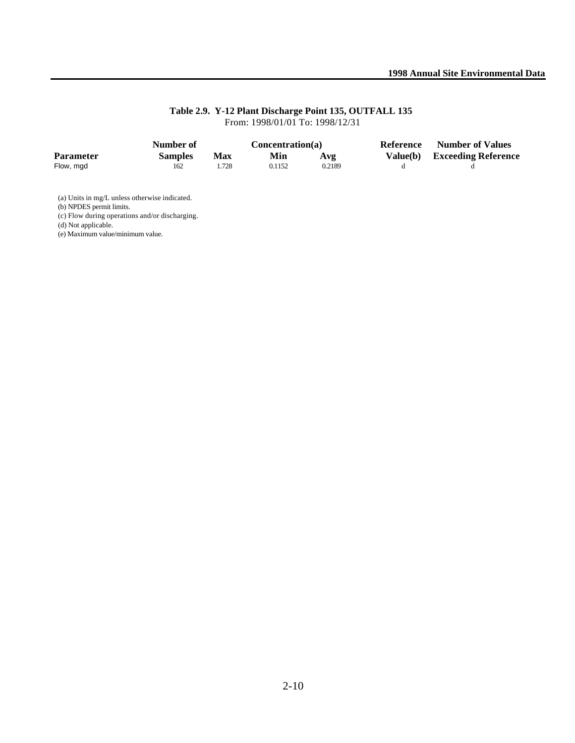**Table 2.9. Y-12 Plant Discharge Point 135, OUTFALL 135**
From: 1998/01/01 To: 1998/12/31

| Parameter | Number of Samples | Concentration(a) Max | Min | Avg | Reference Value(b) | Number of Values Exceeding Reference |
|---|---|---|---|---|---|---|
| Flow, mgd | 162 | 1.728 | 0.1152 | 0.2189 | d | d |

(a) Units in mg/L unless otherwise indicated.
(b) NPDES permit limits.
(c) Flow during operations and/or discharging.
(d) Not applicable.
(e) Maximum value/minimum value.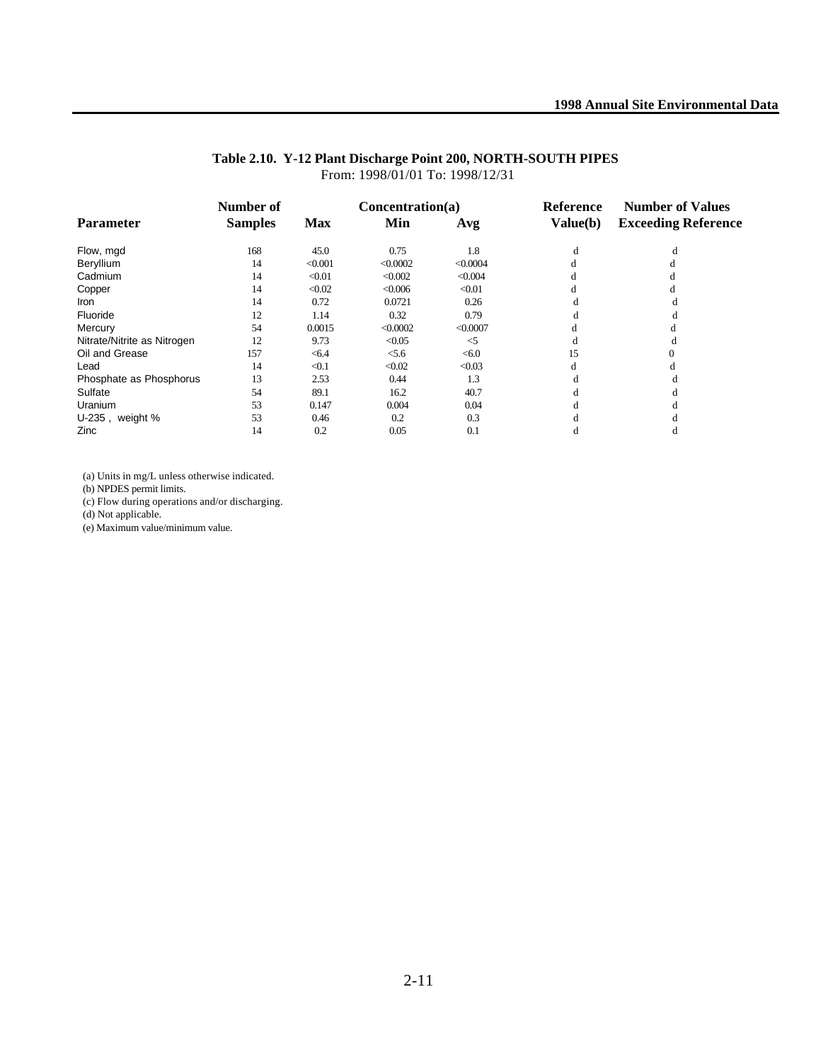**Table 2.10. Y-12 Plant Discharge Point 200, NORTH-SOUTH PIPES**

From: 1998/01/01 To: 1998/12/31

| Parameter | Number of Samples | Concentration(a) Max | Min | Avg | Reference Value(b) | Number of Values Exceeding Reference |
|---|---|---|---|---|---|---|
| Flow, mgd | 168 | 45.0 | 0.75 | 1.8 | d | d |
| Beryllium | 14 | <0.001 | <0.0002 | <0.0004 | d | d |
| Cadmium | 14 | <0.01 | <0.002 | <0.004 | d | d |
| Copper | 14 | <0.02 | <0.006 | <0.01 | d | d |
| Iron | 14 | 0.72 | 0.0721 | 0.26 | d | d |
| Fluoride | 12 | 1.14 | 0.32 | 0.79 | d | d |
| Mercury | 54 | 0.0015 | <0.0002 | <0.0007 | d | d |
| Nitrate/Nitrite as Nitrogen | 12 | 9.73 | <0.05 | <5 | d | d |
| Oil and Grease | 157 | <6.4 | <5.6 | <6.0 | 15 | 0 |
| Lead | 14 | <0.1 | <0.02 | <0.03 | d | d |
| Phosphate as Phosphorus | 13 | 2.53 | 0.44 | 1.3 | d | d |
| Sulfate | 54 | 89.1 | 16.2 | 40.7 | d | d |
| Uranium | 53 | 0.147 | 0.004 | 0.04 | d | d |
| U-235 , weight % | 53 | 0.46 | 0.2 | 0.3 | d | d |
| Zinc | 14 | 0.2 | 0.05 | 0.1 | d | d |

(a) Units in mg/L unless otherwise indicated.
(b) NPDES permit limits.
(c) Flow during operations and/or discharging.
(d) Not applicable.
(e) Maximum value/minimum value.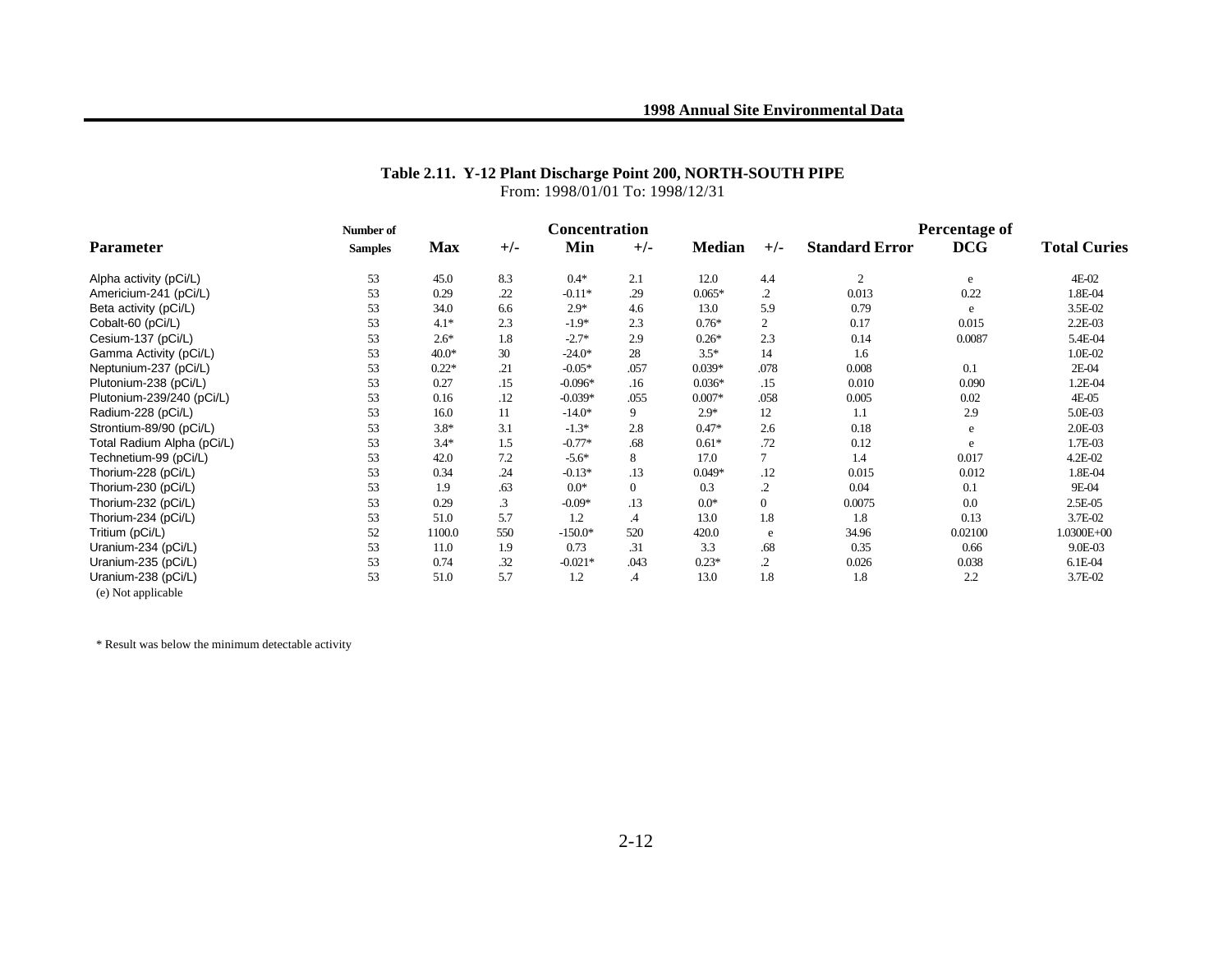## Table 2.11. Y-12 Plant Discharge Point 200, NORTH-SOUTH PIPE

From: 1998/01/01 To: 1998/12/31

| Parameter | Number of Samples | Concentration Max | +/- | Min | +/- | Median | +/- | Standard Error | Percentage of DCG | Total Curies |
|---|---|---|---|---|---|---|---|---|---|---|
| Alpha activity (pCi/L) | 53 | 45.0 | 8.3 | 0.4* | 2.1 | 12.0 | 4.4 | 2 | e | 4E-02 |
| Americium-241 (pCi/L) | 53 | 0.29 | .22 | -0.11* | .29 | 0.065* | .2 | 0.013 | 0.22 | 1.8E-04 |
| Beta activity (pCi/L) | 53 | 34.0 | 6.6 | 2.9* | 4.6 | 13.0 | 5.9 | 0.79 | e | 3.5E-02 |
| Cobalt-60 (pCi/L) | 53 | 4.1* | 2.3 | -1.9* | 2.3 | 0.76* | 2 | 0.17 | 0.015 | 2.2E-03 |
| Cesium-137 (pCi/L) | 53 | 2.6* | 1.8 | -2.7* | 2.9 | 0.26* | 2.3 | 0.14 | 0.0087 | 5.4E-04 |
| Gamma Activity (pCi/L) | 53 | 40.0* | 30 | -24.0* | 28 | 3.5* | 14 | 1.6 | | 1.0E-02 |
| Neptunium-237 (pCi/L) | 53 | 0.22* | .21 | -0.05* | .057 | 0.039* | .078 | 0.008 | 0.1 | 2E-04 |
| Plutonium-238 (pCi/L) | 53 | 0.27 | .15 | -0.096* | .16 | 0.036* | .15 | 0.010 | 0.090 | 1.2E-04 |
| Plutonium-239/240 (pCi/L) | 53 | 0.16 | .12 | -0.039* | .055 | 0.007* | .058 | 0.005 | 0.02 | 4E-05 |
| Radium-228 (pCi/L) | 53 | 16.0 | 11 | -14.0* | 9 | 2.9* | 12 | 1.1 | 2.9 | 5.0E-03 |
| Strontium-89/90 (pCi/L) | 53 | 3.8* | 3.1 | -1.3* | 2.8 | 0.47* | 2.6 | 0.18 | e | 2.0E-03 |
| Total Radium Alpha (pCi/L) | 53 | 3.4* | 1.5 | -0.77* | .68 | 0.61* | .72 | 0.12 | e | 1.7E-03 |
| Technetium-99 (pCi/L) | 53 | 42.0 | 7.2 | -5.6* | 8 | 17.0 | 7 | 1.4 | 0.017 | 4.2E-02 |
| Thorium-228 (pCi/L) | 53 | 0.34 | .24 | -0.13* | .13 | 0.049* | .12 | 0.015 | 0.012 | 1.8E-04 |
| Thorium-230 (pCi/L) | 53 | 1.9 | .63 | 0.0* | 0 | 0.3 | .2 | 0.04 | 0.1 | 9E-04 |
| Thorium-232 (pCi/L) | 53 | 0.29 | .3 | -0.09* | .13 | 0.0* | 0 | 0.0075 | 0.0 | 2.5E-05 |
| Thorium-234 (pCi/L) | 53 | 51.0 | 5.7 | 1.2 | .4 | 13.0 | 1.8 | 1.8 | 0.13 | 3.7E-02 |
| Tritium (pCi/L) | 52 | 1100.0 | 550 | -150.0* | 520 | 420.0 | e | 34.96 | 0.02100 | 1.0300E+00 |
| Uranium-234 (pCi/L) | 53 | 11.0 | 1.9 | 0.73 | .31 | 3.3 | .68 | 0.35 | 0.66 | 9.0E-03 |
| Uranium-235 (pCi/L) | 53 | 0.74 | .32 | -0.021* | .043 | 0.23* | .2 | 0.026 | 0.038 | 6.1E-04 |
| Uranium-238 (pCi/L) | 53 | 51.0 | 5.7 | 1.2 | .4 | 13.0 | 1.8 | 1.8 | 2.2 | 3.7E-02 |

(e) Not applicable

\* Result was below the minimum detectable activity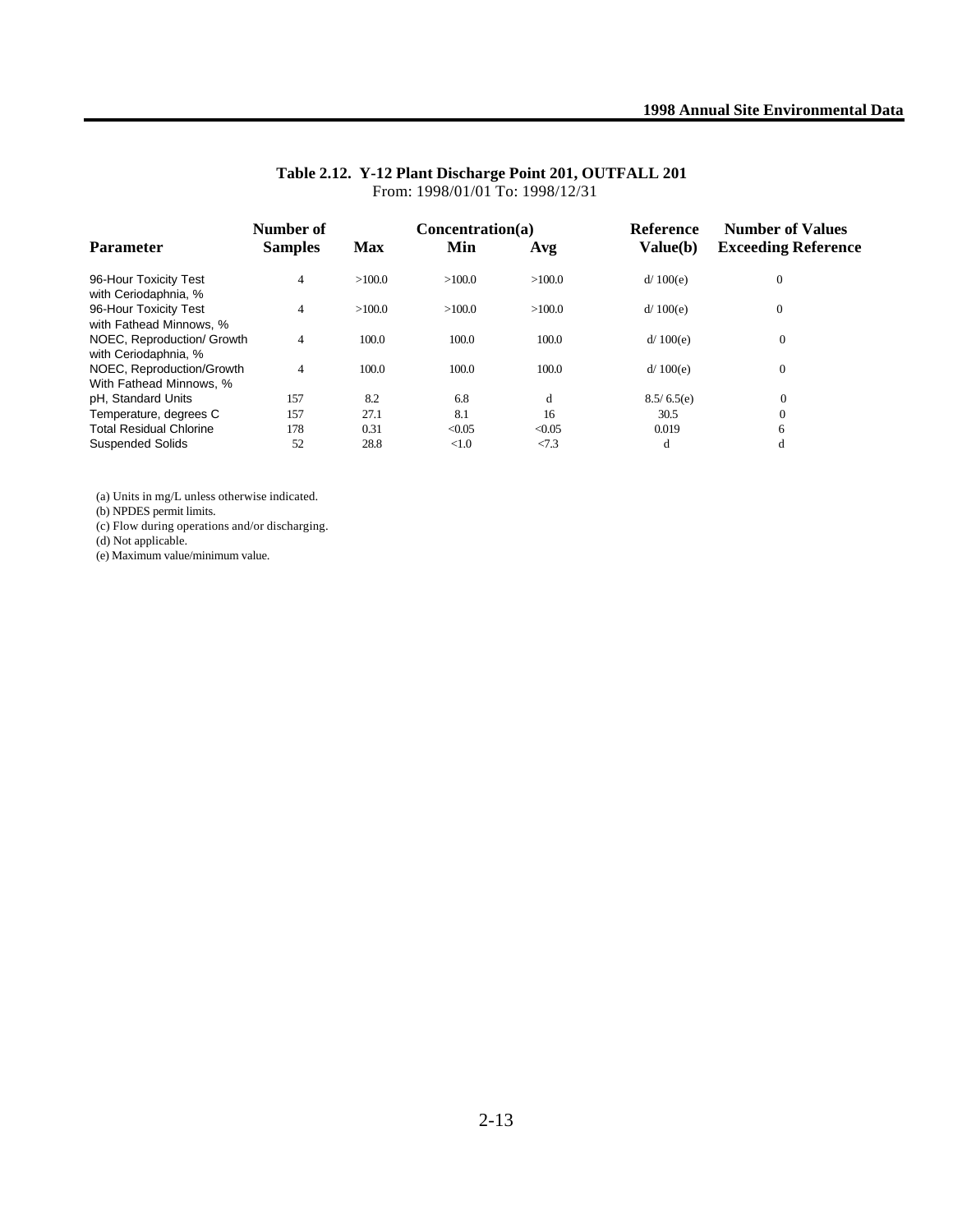**Table 2.12. Y-12 Plant Discharge Point 201, OUTFALL 201**
From: 1998/01/01 To: 1998/12/31

| Parameter | Number of Samples | Concentration(a) Max | Min | Avg | Reference Value(b) | Number of Values Exceeding Reference |
|---|---|---|---|---|---|---|
| 96-Hour Toxicity Test with Ceriodaphnia, % | 4 | >100.0 | >100.0 | >100.0 | d/ 100(e) | 0 |
| 96-Hour Toxicity Test with Fathead Minnows, % | 4 | >100.0 | >100.0 | >100.0 | d/ 100(e) | 0 |
| NOEC, Reproduction/ Growth with Ceriodaphnia, % | 4 | 100.0 | 100.0 | 100.0 | d/ 100(e) | 0 |
| NOEC, Reproduction/Growth With Fathead Minnows, % | 4 | 100.0 | 100.0 | 100.0 | d/ 100(e) | 0 |
| pH, Standard Units | 157 | 8.2 | 6.8 | d | 8.5/ 6.5(e) | 0 |
| Temperature, degrees C | 157 | 27.1 | 8.1 | 16 | 30.5 | 0 |
| Total Residual Chlorine | 178 | 0.31 | <0.05 | <0.05 | 0.019 | 6 |
| Suspended Solids | 52 | 28.8 | <1.0 | <7.3 | d | d |

(a) Units in mg/L unless otherwise indicated.
(b) NPDES permit limits.
(c) Flow during operations and/or discharging.
(d) Not applicable.
(e) Maximum value/minimum value.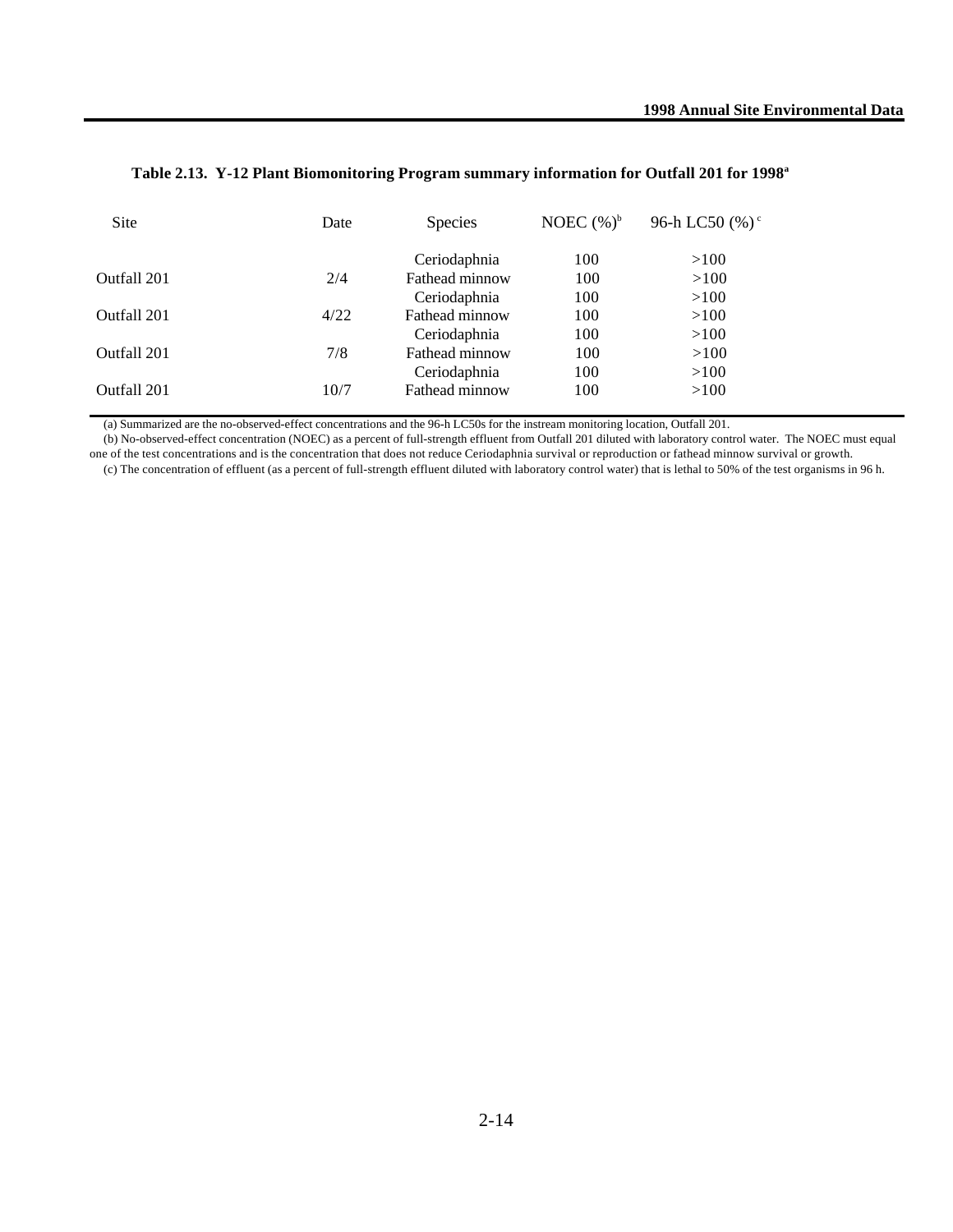**Table 2.13. Y-12 Plant Biomonitoring Program summary information for Outfall 201 for 1998[a]**

| Site | Date | Species | NOEC (%)[b] | 96-h LC50 (%)[c] |
|---|---|---|---|---|
| | | Ceriodaphnia | 100 | >100 |
| Outfall 201 | 2/4 | Fathead minnow | 100 | >100 |
| | | Ceriodaphnia | 100 | >100 |
| Outfall 201 | 4/22 | Fathead minnow | 100 | >100 |
| | | Ceriodaphnia | 100 | >100 |
| Outfall 201 | 7/8 | Fathead minnow | 100 | >100 |
| | | Ceriodaphnia | 100 | >100 |
| Outfall 201 | 10/7 | Fathead minnow | 100 | >100 |

(a) Summarized are the no-observed-effect concentrations and the 96-h LC50s for the instream monitoring location, Outfall 201.

(b) No-observed-effect concentration (NOEC) as a percent of full-strength effluent from Outfall 201 diluted with laboratory control water. The NOEC must equal one of the test concentrations and is the concentration that does not reduce Ceriodaphnia survival or reproduction or fathead minnow survival or growth.

(c) The concentration of effluent (as a percent of full-strength effluent diluted with laboratory control water) that is lethal to 50% of the test organisms in 96 h.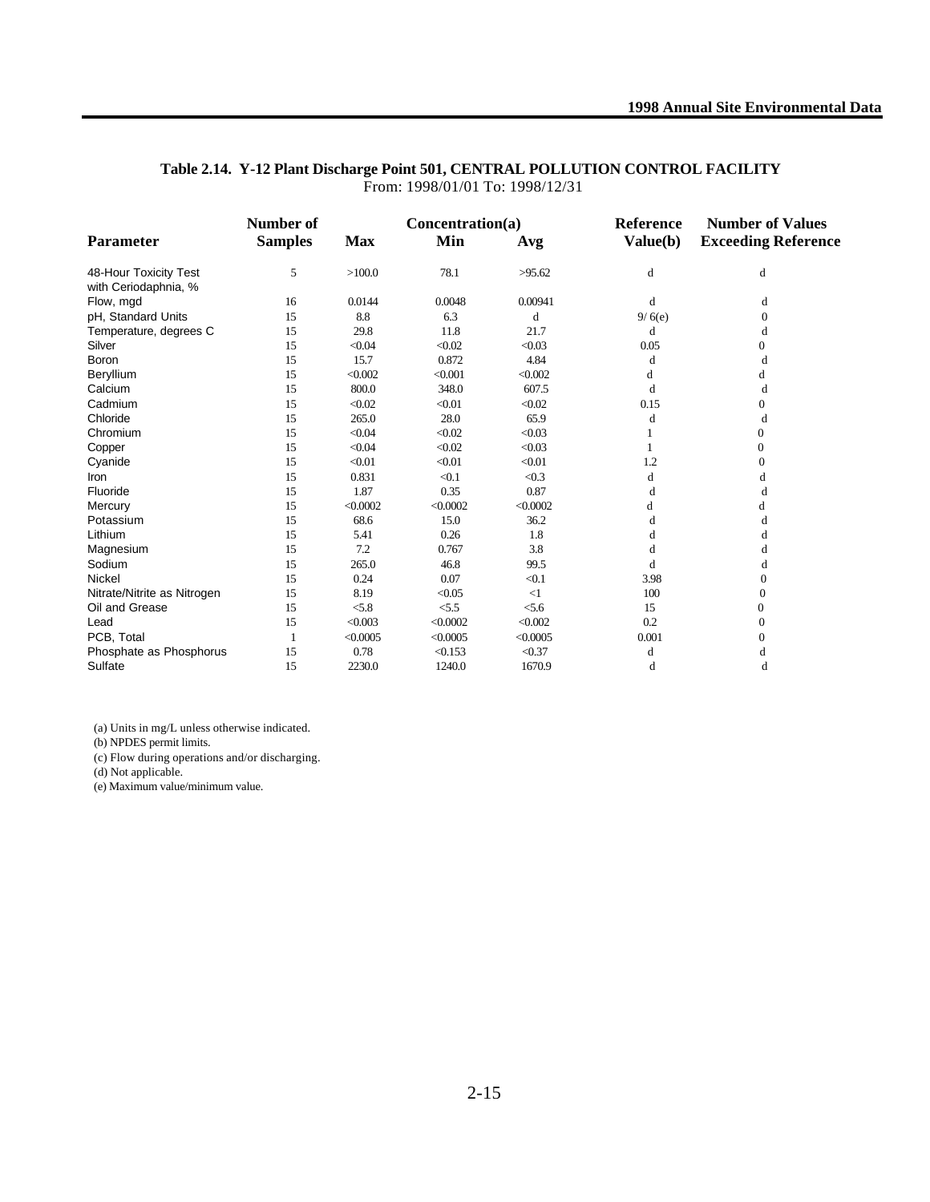**Table 2.14. Y-12 Plant Discharge Point 501, CENTRAL POLLUTION CONTROL FACILITY**

From: 1998/01/01 To: 1998/12/31

| Parameter | Number of Samples | Concentration(a) Max | Min | Avg | Reference Value(b) | Number of Values Exceeding Reference |
|---|---|---|---|---|---|---|
| 48-Hour Toxicity Test with Ceriodaphnia, % | 5 | >100.0 | 78.1 | >95.62 | d | d |
| Flow, mgd | 16 | 0.0144 | 0.0048 | 0.00941 | d | d |
| pH, Standard Units | 15 | 8.8 | 6.3 | d | 9/ 6(e) | 0 |
| Temperature, degrees C | 15 | 29.8 | 11.8 | 21.7 | d | d |
| Silver | 15 | <0.04 | <0.02 | <0.03 | 0.05 | 0 |
| Boron | 15 | 15.7 | 0.872 | 4.84 | d | d |
| Beryllium | 15 | <0.002 | <0.001 | <0.002 | d | d |
| Calcium | 15 | 800.0 | 348.0 | 607.5 | d | d |
| Cadmium | 15 | <0.02 | <0.01 | <0.02 | 0.15 | 0 |
| Chloride | 15 | 265.0 | 28.0 | 65.9 | d | d |
| Chromium | 15 | <0.04 | <0.02 | <0.03 | 1 | 0 |
| Copper | 15 | <0.04 | <0.02 | <0.03 | 1 | 0 |
| Cyanide | 15 | <0.01 | <0.01 | <0.01 | 1.2 | 0 |
| Iron | 15 | 0.831 | <0.1 | <0.3 | d | d |
| Fluoride | 15 | 1.87 | 0.35 | 0.87 | d | d |
| Mercury | 15 | <0.0002 | <0.0002 | <0.0002 | d | d |
| Potassium | 15 | 68.6 | 15.0 | 36.2 | d | d |
| Lithium | 15 | 5.41 | 0.26 | 1.8 | d | d |
| Magnesium | 15 | 7.2 | 0.767 | 3.8 | d | d |
| Sodium | 15 | 265.0 | 46.8 | 99.5 | d | d |
| Nickel | 15 | 0.24 | 0.07 | <0.1 | 3.98 | 0 |
| Nitrate/Nitrite as Nitrogen | 15 | 8.19 | <0.05 | <1 | 100 | 0 |
| Oil and Grease | 15 | <5.8 | <5.5 | <5.6 | 15 | 0 |
| Lead | 15 | <0.003 | <0.0002 | <0.002 | 0.2 | 0 |
| PCB, Total | 1 | <0.0005 | <0.0005 | <0.0005 | 0.001 | 0 |
| Phosphate as Phosphorus | 15 | 0.78 | <0.153 | <0.37 | d | d |
| Sulfate | 15 | 2230.0 | 1240.0 | 1670.9 | d | d |

(a) Units in mg/L unless otherwise indicated.
(b) NPDES permit limits.
(c) Flow during operations and/or discharging.
(d) Not applicable.
(e) Maximum value/minimum value.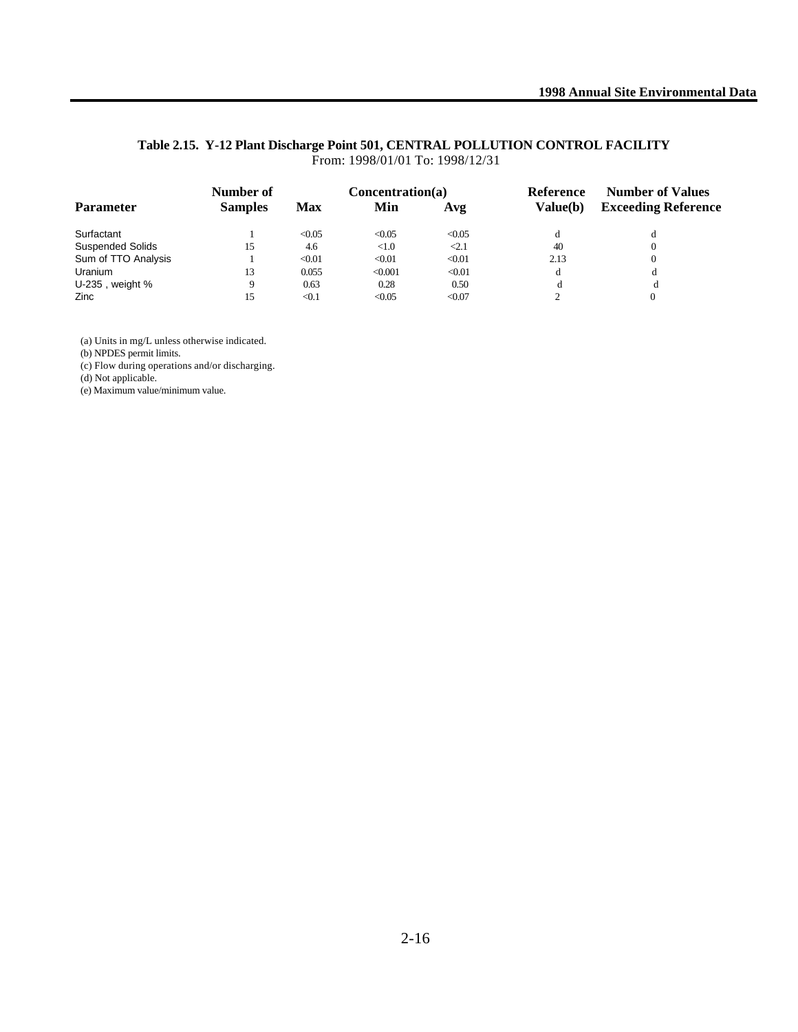## Table 2.15. Y-12 Plant Discharge Point 501, CENTRAL POLLUTION CONTROL FACILITY

From: 1998/01/01 To: 1998/12/31

| Parameter | Number of Samples | Concentration(a) Max | Min | Avg | Reference Value(b) | Number of Values Exceeding Reference |
|---|---|---|---|---|---|---|
| Surfactant | 1 | <0.05 | <0.05 | <0.05 | d | d |
| Suspended Solids | 15 | 4.6 | <1.0 | <2.1 | 40 | 0 |
| Sum of TTO Analysis | 1 | <0.01 | <0.01 | <0.01 | 2.13 | 0 |
| Uranium | 13 | 0.055 | <0.001 | <0.01 | d | d |
| U-235 , weight % | 9 | 0.63 | 0.28 | 0.50 | d | d |
| Zinc | 15 | <0.1 | <0.05 | <0.07 | 2 | 0 |

(a) Units in mg/L unless otherwise indicated.

(b) NPDES permit limits.

(c) Flow during operations and/or discharging.

(d) Not applicable.

(e) Maximum value/minimum value.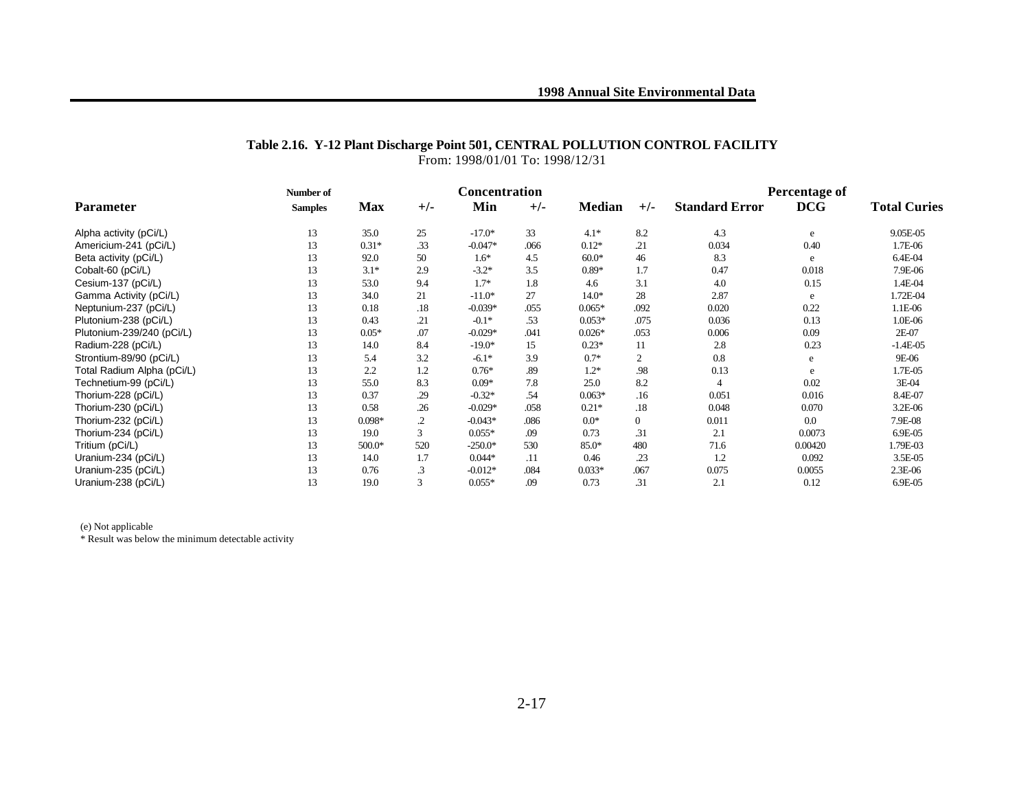**Table 2.16. Y-12 Plant Discharge Point 501, CENTRAL POLLUTION CONTROL FACILITY**
From: 1998/01/01 To: 1998/12/31

| Parameter | Number of Samples | Concentration Max | +/- | Min | +/- | Median | +/- | Standard Error | Percentage of DCG | Total Curies |
|---|---|---|---|---|---|---|---|---|---|---|
| Alpha activity (pCi/L) | 13 | 35.0 | 25 | -17.0* | 33 | 4.1* | 8.2 | 4.3 | e | 9.05E-05 |
| Americium-241 (pCi/L) | 13 | 0.31* | .33 | -0.047* | .066 | 0.12* | .21 | 0.034 | 0.40 | 1.7E-06 |
| Beta activity (pCi/L) | 13 | 92.0 | 50 | 1.6* | 4.5 | 60.0* | 46 | 8.3 | e | 6.4E-04 |
| Cobalt-60 (pCi/L) | 13 | 3.1* | 2.9 | -3.2* | 3.5 | 0.89* | 1.7 | 0.47 | 0.018 | 7.9E-06 |
| Cesium-137 (pCi/L) | 13 | 53.0 | 9.4 | 1.7* | 1.8 | 4.6 | 3.1 | 4.0 | 0.15 | 1.4E-04 |
| Gamma Activity (pCi/L) | 13 | 34.0 | 21 | -11.0* | 27 | 14.0* | 28 | 2.87 | e | 1.72E-04 |
| Neptunium-237 (pCi/L) | 13 | 0.18 | .18 | -0.039* | .055 | 0.065* | .092 | 0.020 | 0.22 | 1.1E-06 |
| Plutonium-238 (pCi/L) | 13 | 0.43 | .21 | -0.1* | .53 | 0.053* | .075 | 0.036 | 0.13 | 1.0E-06 |
| Plutonium-239/240 (pCi/L) | 13 | 0.05* | .07 | -0.029* | .041 | 0.026* | .053 | 0.006 | 0.09 | 2E-07 |
| Radium-228 (pCi/L) | 13 | 14.0 | 8.4 | -19.0* | 15 | 0.23* | 11 | 2.8 | 0.23 | -1.4E-05 |
| Strontium-89/90 (pCi/L) | 13 | 5.4 | 3.2 | -6.1* | 3.9 | 0.7* | 2 | 0.8 | e | 9E-06 |
| Total Radium Alpha (pCi/L) | 13 | 2.2 | 1.2 | 0.76* | .89 | 1.2* | .98 | 0.13 | e | 1.7E-05 |
| Technetium-99 (pCi/L) | 13 | 55.0 | 8.3 | 0.09* | 7.8 | 25.0 | 8.2 | 4 | 0.02 | 3E-04 |
| Thorium-228 (pCi/L) | 13 | 0.37 | .29 | -0.32* | .54 | 0.063* | .16 | 0.051 | 0.016 | 8.4E-07 |
| Thorium-230 (pCi/L) | 13 | 0.58 | .26 | -0.029* | .058 | 0.21* | .18 | 0.048 | 0.070 | 3.2E-06 |
| Thorium-232 (pCi/L) | 13 | 0.098* | .2 | -0.043* | .086 | 0.0* | 0 | 0.011 | 0.0 | 7.9E-08 |
| Thorium-234 (pCi/L) | 13 | 19.0 | 3 | 0.055* | .09 | 0.73 | .31 | 2.1 | 0.0073 | 6.9E-05 |
| Tritium (pCi/L) | 13 | 500.0* | 520 | -250.0* | 530 | 85.0* | 480 | 71.6 | 0.00420 | 1.79E-03 |
| Uranium-234 (pCi/L) | 13 | 14.0 | 1.7 | 0.044* | .11 | 0.46 | .23 | 1.2 | 0.092 | 3.5E-05 |
| Uranium-235 (pCi/L) | 13 | 0.76 | .3 | -0.012* | .084 | 0.033* | .067 | 0.075 | 0.0055 | 2.3E-06 |
| Uranium-238 (pCi/L) | 13 | 19.0 | 3 | 0.055* | .09 | 0.73 | .31 | 2.1 | 0.12 | 6.9E-05 |

(e) Not applicable
* Result was below the minimum detectable activity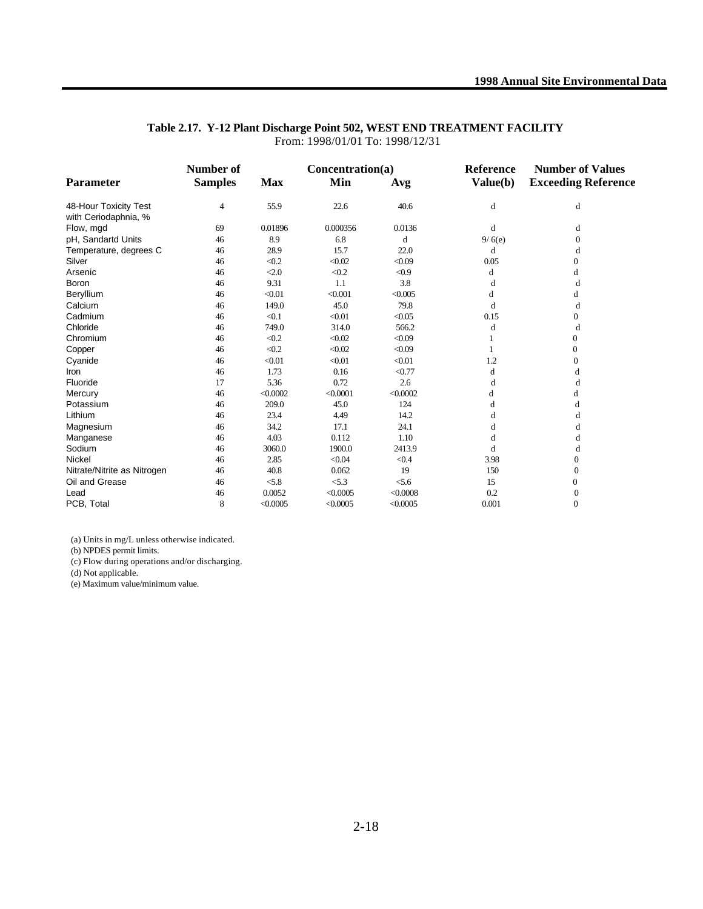**Table 2.17. Y-12 Plant Discharge Point 502, WEST END TREATMENT FACILITY**
From: 1998/01/01 To: 1998/12/31

| Parameter | Number of Samples | Concentration(a) Max | Min | Avg | Reference Value(b) | Number of Values Exceeding Reference |
|---|---|---|---|---|---|---|
| 48-Hour Toxicity Test with Ceriodaphnia, % | 4 | 55.9 | 22.6 | 40.6 | d | d |
| Flow, mgd | 69 | 0.01896 | 0.000356 | 0.0136 | d | d |
| pH, Sandartd Units | 46 | 8.9 | 6.8 | d | 9/ 6(e) | 0 |
| Temperature, degrees C | 46 | 28.9 | 15.7 | 22.0 | d | d |
| Silver | 46 | <0.2 | <0.02 | <0.09 | 0.05 | 0 |
| Arsenic | 46 | <2.0 | <0.2 | <0.9 | d | d |
| Boron | 46 | 9.31 | 1.1 | 3.8 | d | d |
| Beryllium | 46 | <0.01 | <0.001 | <0.005 | d | d |
| Calcium | 46 | 149.0 | 45.0 | 79.8 | d | d |
| Cadmium | 46 | <0.1 | <0.01 | <0.05 | 0.15 | 0 |
| Chloride | 46 | 749.0 | 314.0 | 566.2 | d | d |
| Chromium | 46 | <0.2 | <0.02 | <0.09 | 1 | 0 |
| Copper | 46 | <0.2 | <0.02 | <0.09 | 1 | 0 |
| Cyanide | 46 | <0.01 | <0.01 | <0.01 | 1.2 | 0 |
| Iron | 46 | 1.73 | 0.16 | <0.77 | d | d |
| Fluoride | 17 | 5.36 | 0.72 | 2.6 | d | d |
| Mercury | 46 | <0.0002 | <0.0001 | <0.0002 | d | d |
| Potassium | 46 | 209.0 | 45.0 | 124 | d | d |
| Lithium | 46 | 23.4 | 4.49 | 14.2 | d | d |
| Magnesium | 46 | 34.2 | 17.1 | 24.1 | d | d |
| Manganese | 46 | 4.03 | 0.112 | 1.10 | d | d |
| Sodium | 46 | 3060.0 | 1900.0 | 2413.9 | d | d |
| Nickel | 46 | 2.85 | <0.04 | <0.4 | 3.98 | 0 |
| Nitrate/Nitrite as Nitrogen | 46 | 40.8 | 0.062 | 19 | 150 | 0 |
| Oil and Grease | 46 | <5.8 | <5.3 | <5.6 | 15 | 0 |
| Lead | 46 | 0.0052 | <0.0005 | <0.0008 | 0.2 | 0 |
| PCB, Total | 8 | <0.0005 | <0.0005 | <0.0005 | 0.001 | 0 |

(a) Units in mg/L unless otherwise indicated.
(b) NPDES permit limits.
(c) Flow during operations and/or discharging.
(d) Not applicable.
(e) Maximum value/minimum value.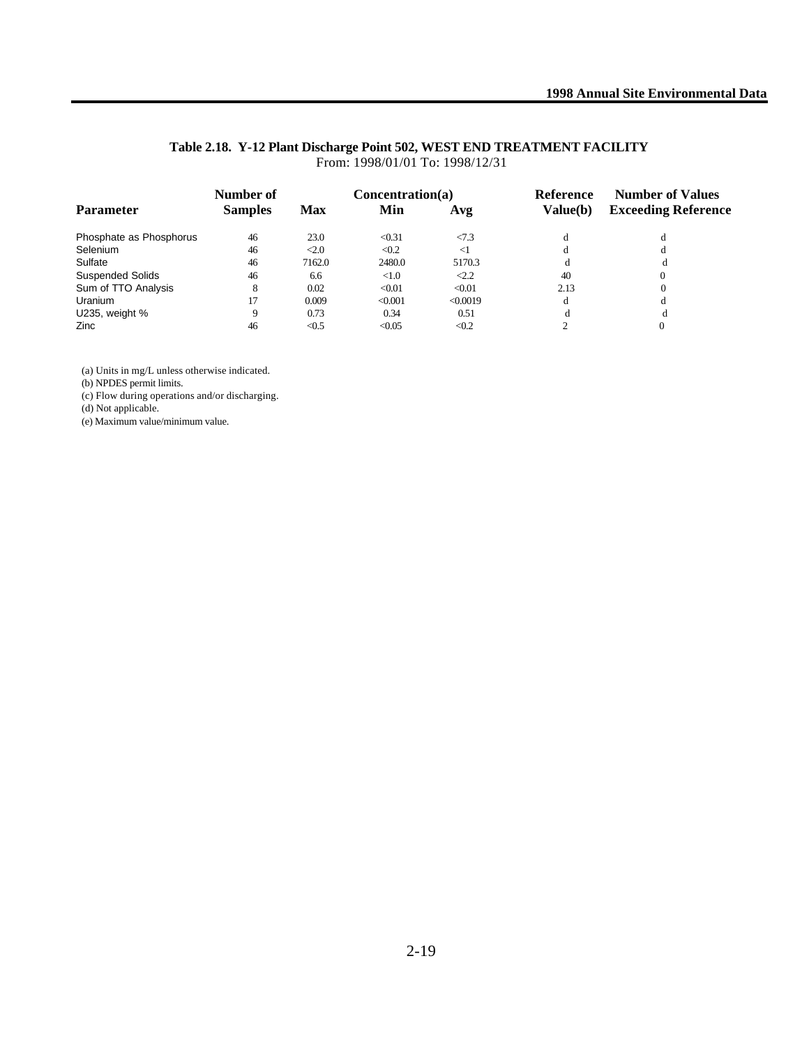**Table 2.18. Y-12 Plant Discharge Point 502, WEST END TREATMENT FACILITY**
From: 1998/01/01 To: 1998/12/31

| Parameter | Number of Samples | Concentration(a) Max | Min | Avg | Reference Value(b) | Number of Values Exceeding Reference |
|---|---|---|---|---|---|---|
| Phosphate as Phosphorus | 46 | 23.0 | <0.31 | <7.3 | d | d |
| Selenium | 46 | <2.0 | <0.2 | <1 | d | d |
| Sulfate | 46 | 7162.0 | 2480.0 | 5170.3 | d | d |
| Suspended Solids | 46 | 6.6 | <1.0 | <2.2 | 40 | 0 |
| Sum of TTO Analysis | 8 | 0.02 | <0.01 | <0.01 | 2.13 | 0 |
| Uranium | 17 | 0.009 | <0.001 | <0.0019 | d | d |
| U235, weight % | 9 | 0.73 | 0.34 | 0.51 | d | d |
| Zinc | 46 | <0.5 | <0.05 | <0.2 | 2 | 0 |

(a) Units in mg/L unless otherwise indicated.
(b) NPDES permit limits.
(c) Flow during operations and/or discharging.
(d) Not applicable.
(e) Maximum value/minimum value.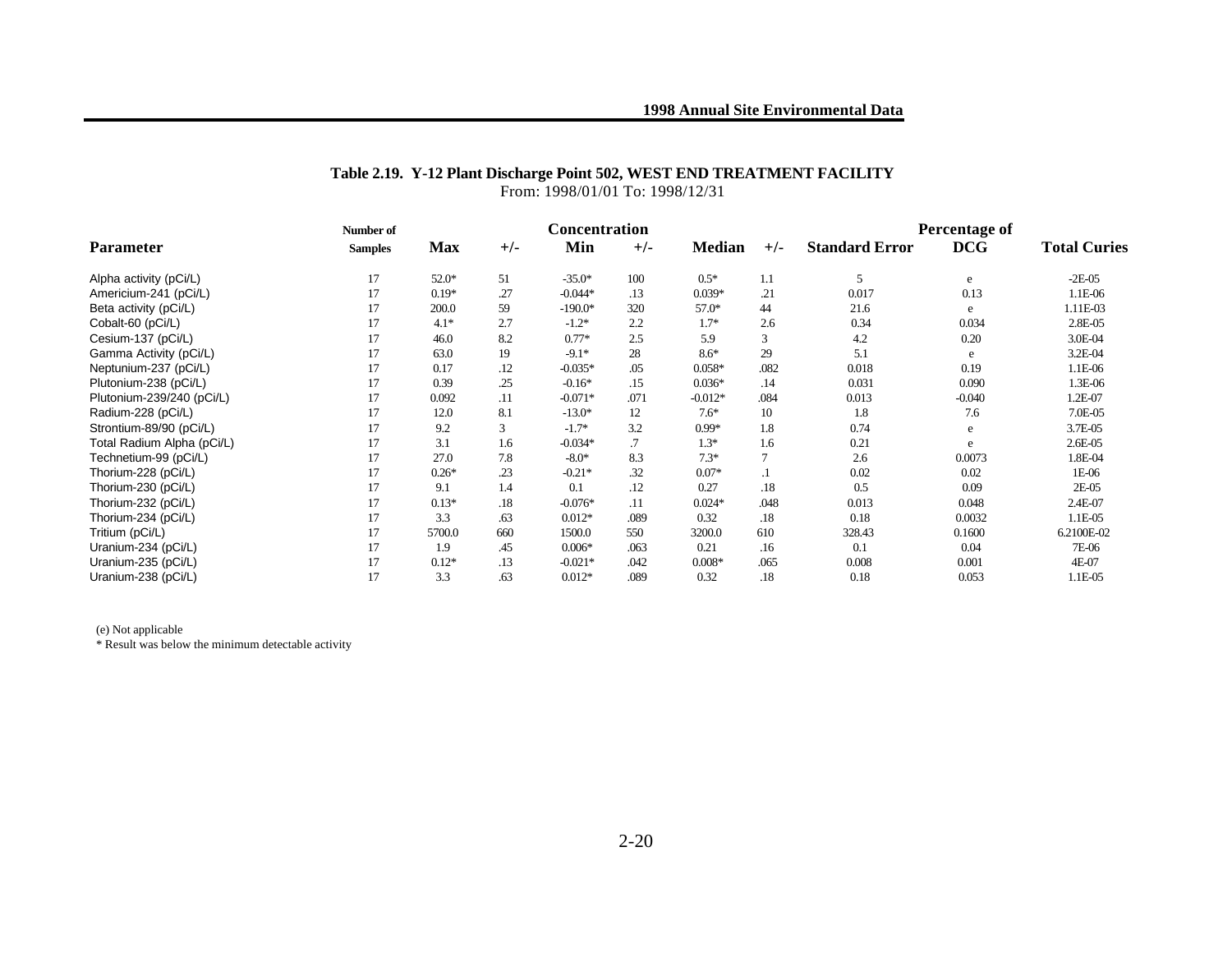## Table 2.19. Y-12 Plant Discharge Point 502, WEST END TREATMENT FACILITY

From: 1998/01/01 To: 1998/12/31

| Parameter | Number of Samples | Concentration Max | +/- | Min | +/- | Median | +/- | Standard Error | Percentage of DCG | Total Curies |
|---|---|---|---|---|---|---|---|---|---|---|
| Alpha activity (pCi/L) | 17 | 52.0* | 51 | -35.0* | 100 | 0.5* | 1.1 | 5 | e | -2E-05 |
| Americium-241 (pCi/L) | 17 | 0.19* | .27 | -0.044* | .13 | 0.039* | .21 | 0.017 | 0.13 | 1.1E-06 |
| Beta activity (pCi/L) | 17 | 200.0 | 59 | -190.0* | 320 | 57.0* | 44 | 21.6 | e | 1.11E-03 |
| Cobalt-60 (pCi/L) | 17 | 4.1* | 2.7 | -1.2* | 2.2 | 1.7* | 2.6 | 0.34 | 0.034 | 2.8E-05 |
| Cesium-137 (pCi/L) | 17 | 46.0 | 8.2 | 0.77* | 2.5 | 5.9 | 3 | 4.2 | 0.20 | 3.0E-04 |
| Gamma Activity (pCi/L) | 17 | 63.0 | 19 | -9.1* | 28 | 8.6* | 29 | 5.1 | e | 3.2E-04 |
| Neptunium-237 (pCi/L) | 17 | 0.17 | .12 | -0.035* | .05 | 0.058* | .082 | 0.018 | 0.19 | 1.1E-06 |
| Plutonium-238 (pCi/L) | 17 | 0.39 | .25 | -0.16* | .15 | 0.036* | .14 | 0.031 | 0.090 | 1.3E-06 |
| Plutonium-239/240 (pCi/L) | 17 | 0.092 | .11 | -0.071* | .071 | -0.012* | .084 | 0.013 | -0.040 | 1.2E-07 |
| Radium-228 (pCi/L) | 17 | 12.0 | 8.1 | -13.0* | 12 | 7.6* | 10 | 1.8 | 7.6 | 7.0E-05 |
| Strontium-89/90 (pCi/L) | 17 | 9.2 | 3 | -1.7* | 3.2 | 0.99* | 1.8 | 0.74 | e | 3.7E-05 |
| Total Radium Alpha (pCi/L) | 17 | 3.1 | 1.6 | -0.034* | .7 | 1.3* | 1.6 | 0.21 | e | 2.6E-05 |
| Technetium-99 (pCi/L) | 17 | 27.0 | 7.8 | -8.0* | 8.3 | 7.3* | 7 | 2.6 | 0.0073 | 1.8E-04 |
| Thorium-228 (pCi/L) | 17 | 0.26* | .23 | -0.21* | .32 | 0.07* | .1 | 0.02 | 0.02 | 1E-06 |
| Thorium-230 (pCi/L) | 17 | 9.1 | 1.4 | 0.1 | .12 | 0.27 | .18 | 0.5 | 0.09 | 2E-05 |
| Thorium-232 (pCi/L) | 17 | 0.13* | .18 | -0.076* | .11 | 0.024* | .048 | 0.013 | 0.048 | 2.4E-07 |
| Thorium-234 (pCi/L) | 17 | 3.3 | .63 | 0.012* | .089 | 0.32 | .18 | 0.18 | 0.0032 | 1.1E-05 |
| Tritium (pCi/L) | 17 | 5700.0 | 660 | 1500.0 | 550 | 3200.0 | 610 | 328.43 | 0.1600 | 6.2100E-02 |
| Uranium-234 (pCi/L) | 17 | 1.9 | .45 | 0.006* | .063 | 0.21 | .16 | 0.1 | 0.04 | 7E-06 |
| Uranium-235 (pCi/L) | 17 | 0.12* | .13 | -0.021* | .042 | 0.008* | .065 | 0.008 | 0.001 | 4E-07 |
| Uranium-238 (pCi/L) | 17 | 3.3 | .63 | 0.012* | .089 | 0.32 | .18 | 0.18 | 0.053 | 1.1E-05 |

(e) Not applicable

* Result was below the minimum detectable activity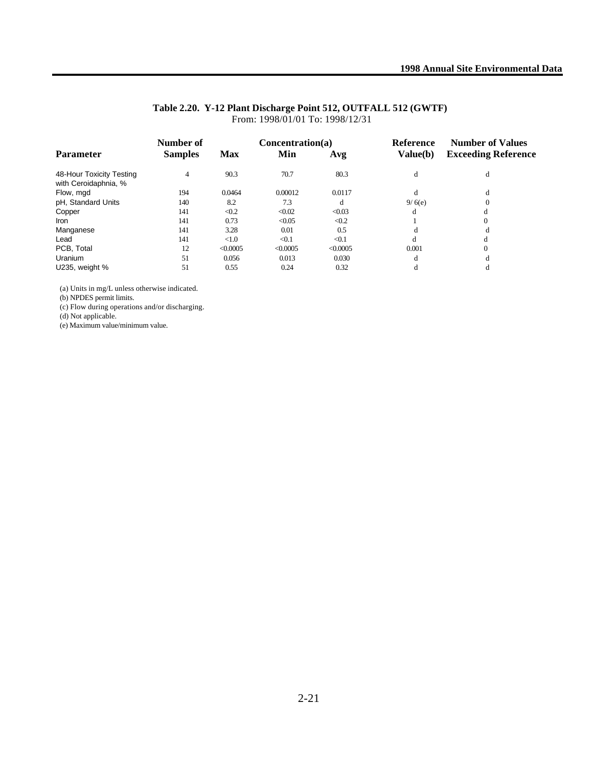**Table 2.20. Y-12 Plant Discharge Point 512, OUTFALL 512 (GWTF)**
From: 1998/01/01 To: 1998/12/31

| Parameter | Number of Samples | Concentration(a) Max | Min | Avg | Reference Value(b) | Number of Values Exceeding Reference |
|---|---|---|---|---|---|---|
| 48-Hour Toxicity Testing with Ceroidaphnia, % | 4 | 90.3 | 70.7 | 80.3 | d | d |
| Flow, mgd | 194 | 0.0464 | 0.00012 | 0.0117 | d | d |
| pH, Standard Units | 140 | 8.2 | 7.3 | d | 9/ 6(e) | 0 |
| Copper | 141 | <0.2 | <0.02 | <0.03 | d | d |
| Iron | 141 | 0.73 | <0.05 | <0.2 | 1 | 0 |
| Manganese | 141 | 3.28 | 0.01 | 0.5 | d | d |
| Lead | 141 | <1.0 | <0.1 | <0.1 | d | d |
| PCB, Total | 12 | <0.0005 | <0.0005 | <0.0005 | 0.001 | 0 |
| Uranium | 51 | 0.056 | 0.013 | 0.030 | d | d |
| U235, weight % | 51 | 0.55 | 0.24 | 0.32 | d | d |

(a) Units in mg/L unless otherwise indicated.
(b) NPDES permit limits.
(c) Flow during operations and/or discharging.
(d) Not applicable.
(e) Maximum value/minimum value.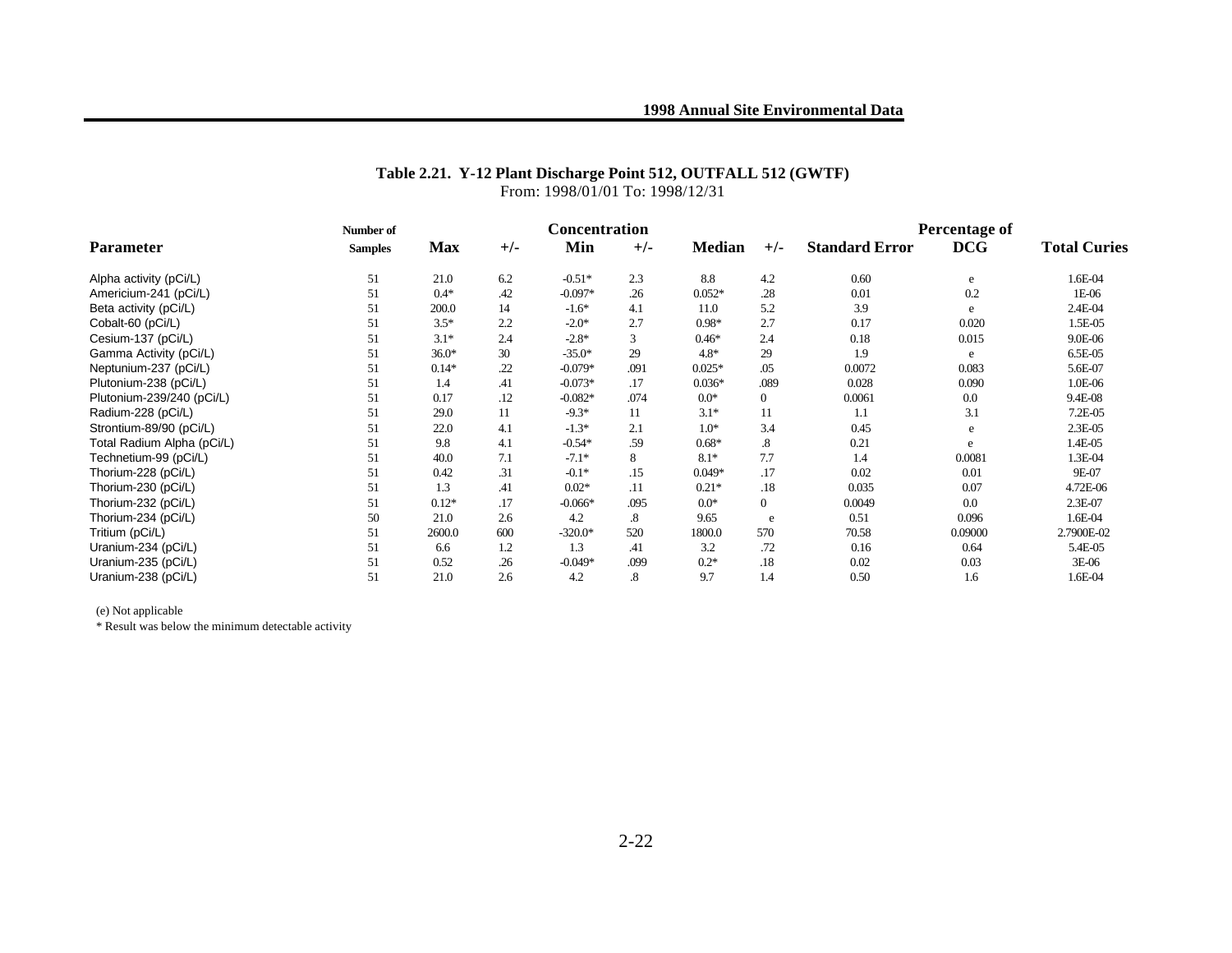**Table 2.21. Y-12 Plant Discharge Point 512, OUTFALL 512 (GWTF)**
From: 1998/01/01 To: 1998/12/31

| Parameter | Number of Samples | Concentration Max | +/- | Min | +/- | Median | +/- | Standard Error | Percentage of DCG | Total Curies |
|---|---|---|---|---|---|---|---|---|---|---|
| Alpha activity (pCi/L) | 51 | 21.0 | 6.2 | -0.51* | 2.3 | 8.8 | 4.2 | 0.60 | e | 1.6E-04 |
| Americium-241 (pCi/L) | 51 | 0.4* | .42 | -0.097* | .26 | 0.052* | .28 | 0.01 | 0.2 | 1E-06 |
| Beta activity (pCi/L) | 51 | 200.0 | 14 | -1.6* | 4.1 | 11.0 | 5.2 | 3.9 | e | 2.4E-04 |
| Cobalt-60 (pCi/L) | 51 | 3.5* | 2.2 | -2.0* | 2.7 | 0.98* | 2.7 | 0.17 | 0.020 | 1.5E-05 |
| Cesium-137 (pCi/L) | 51 | 3.1* | 2.4 | -2.8* | 3 | 0.46* | 2.4 | 0.18 | 0.015 | 9.0E-06 |
| Gamma Activity (pCi/L) | 51 | 36.0* | 30 | -35.0* | 29 | 4.8* | 29 | 1.9 | e | 6.5E-05 |
| Neptunium-237 (pCi/L) | 51 | 0.14* | .22 | -0.079* | .091 | 0.025* | .05 | 0.0072 | 0.083 | 5.6E-07 |
| Plutonium-238 (pCi/L) | 51 | 1.4 | .41 | -0.073* | .17 | 0.036* | .089 | 0.028 | 0.090 | 1.0E-06 |
| Plutonium-239/240 (pCi/L) | 51 | 0.17 | .12 | -0.082* | .074 | 0.0* | 0 | 0.0061 | 0.0 | 9.4E-08 |
| Radium-228 (pCi/L) | 51 | 29.0 | 11 | -9.3* | 11 | 3.1* | 11 | 1.1 | 3.1 | 7.2E-05 |
| Strontium-89/90 (pCi/L) | 51 | 22.0 | 4.1 | -1.3* | 2.1 | 1.0* | 3.4 | 0.45 | e | 2.3E-05 |
| Total Radium Alpha (pCi/L) | 51 | 9.8 | 4.1 | -0.54* | .59 | 0.68* | .8 | 0.21 | e | 1.4E-05 |
| Technetium-99 (pCi/L) | 51 | 40.0 | 7.1 | -7.1* | 8 | 8.1* | 7.7 | 1.4 | 0.0081 | 1.3E-04 |
| Thorium-228 (pCi/L) | 51 | 0.42 | .31 | -0.1* | .15 | 0.049* | .17 | 0.02 | 0.01 | 9E-07 |
| Thorium-230 (pCi/L) | 51 | 1.3 | .41 | 0.02* | .11 | 0.21* | .18 | 0.035 | 0.07 | 4.72E-06 |
| Thorium-232 (pCi/L) | 51 | 0.12* | .17 | -0.066* | .095 | 0.0* | 0 | 0.0049 | 0.0 | 2.3E-07 |
| Thorium-234 (pCi/L) | 50 | 21.0 | 2.6 | 4.2 | .8 | 9.65 | e | 0.51 | 0.096 | 1.6E-04 |
| Tritium (pCi/L) | 51 | 2600.0 | 600 | -320.0* | 520 | 1800.0 | 570 | 70.58 | 0.09000 | 2.7900E-02 |
| Uranium-234 (pCi/L) | 51 | 6.6 | 1.2 | 1.3 | .41 | 3.2 | .72 | 0.16 | 0.64 | 5.4E-05 |
| Uranium-235 (pCi/L) | 51 | 0.52 | .26 | -0.049* | .099 | 0.2* | .18 | 0.02 | 0.03 | 3E-06 |
| Uranium-238 (pCi/L) | 51 | 21.0 | 2.6 | 4.2 | .8 | 9.7 | 1.4 | 0.50 | 1.6 | 1.6E-04 |

(e) Not applicable

* Result was below the minimum detectable activity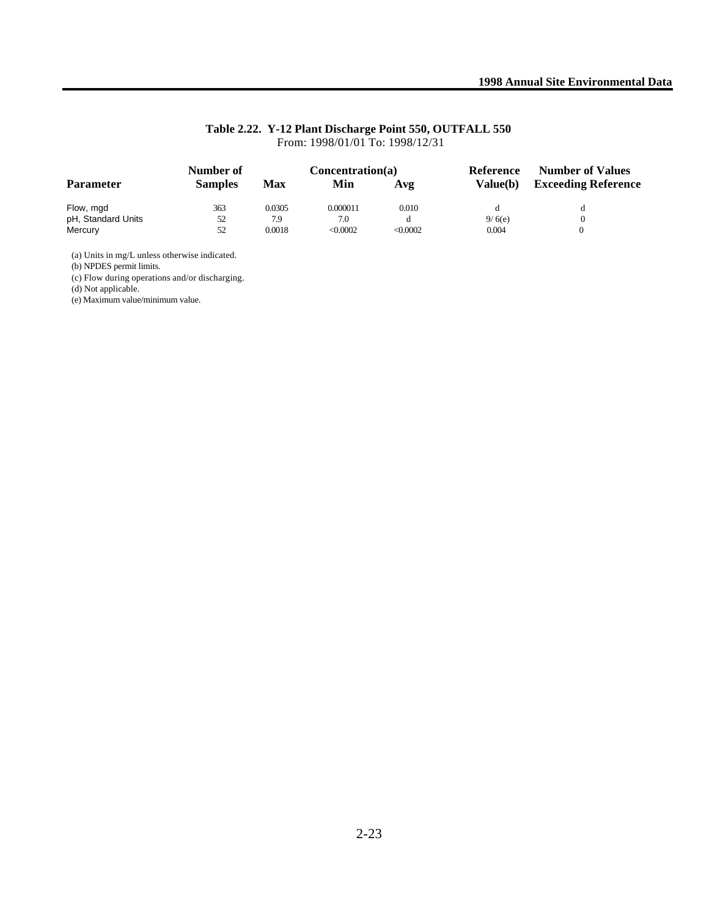**Table 2.22. Y-12 Plant Discharge Point 550, OUTFALL 550**
From: 1998/01/01 To: 1998/12/31

| Parameter | Number of Samples | Concentration(a) Max | Min | Avg | Reference Value(b) | Number of Values Exceeding Reference |
|---|---|---|---|---|---|---|
| Flow, mgd | 363 | 0.0305 | 0.000011 | 0.010 | d | d |
| pH, Standard Units | 52 | 7.9 | 7.0 | d | 9/ 6(e) | 0 |
| Mercury | 52 | 0.0018 | <0.0002 | <0.0002 | 0.004 | 0 |

(a) Units in mg/L unless otherwise indicated.
(b) NPDES permit limits.
(c) Flow during operations and/or discharging.
(d) Not applicable.
(e) Maximum value/minimum value.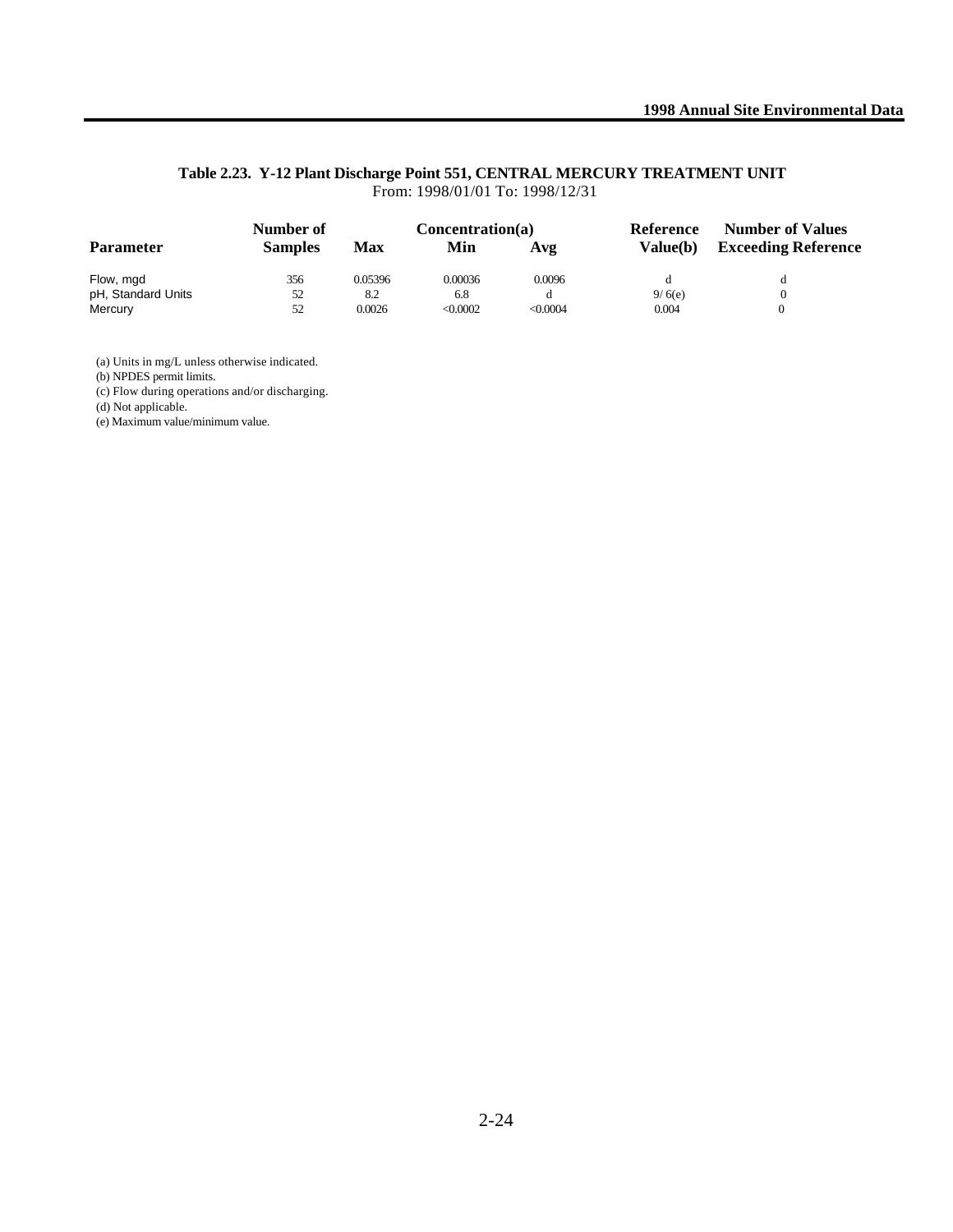**Table 2.23. Y-12 Plant Discharge Point 551, CENTRAL MERCURY TREATMENT UNIT**
From: 1998/01/01 To: 1998/12/31

| Parameter | Number of Samples | Concentration(a) Max | Min | Avg | Reference Value(b) | Number of Values Exceeding Reference |
|---|---|---|---|---|---|---|
| Flow, mgd | 356 | 0.05396 | 0.00036 | 0.0096 | d | d |
| pH, Standard Units | 52 | 8.2 | 6.8 | d | 9/ 6(e) | 0 |
| Mercury | 52 | 0.0026 | <0.0002 | <0.0004 | 0.004 | 0 |

(a) Units in mg/L unless otherwise indicated.
(b) NPDES permit limits.
(c) Flow during operations and/or discharging.
(d) Not applicable.
(e) Maximum value/minimum value.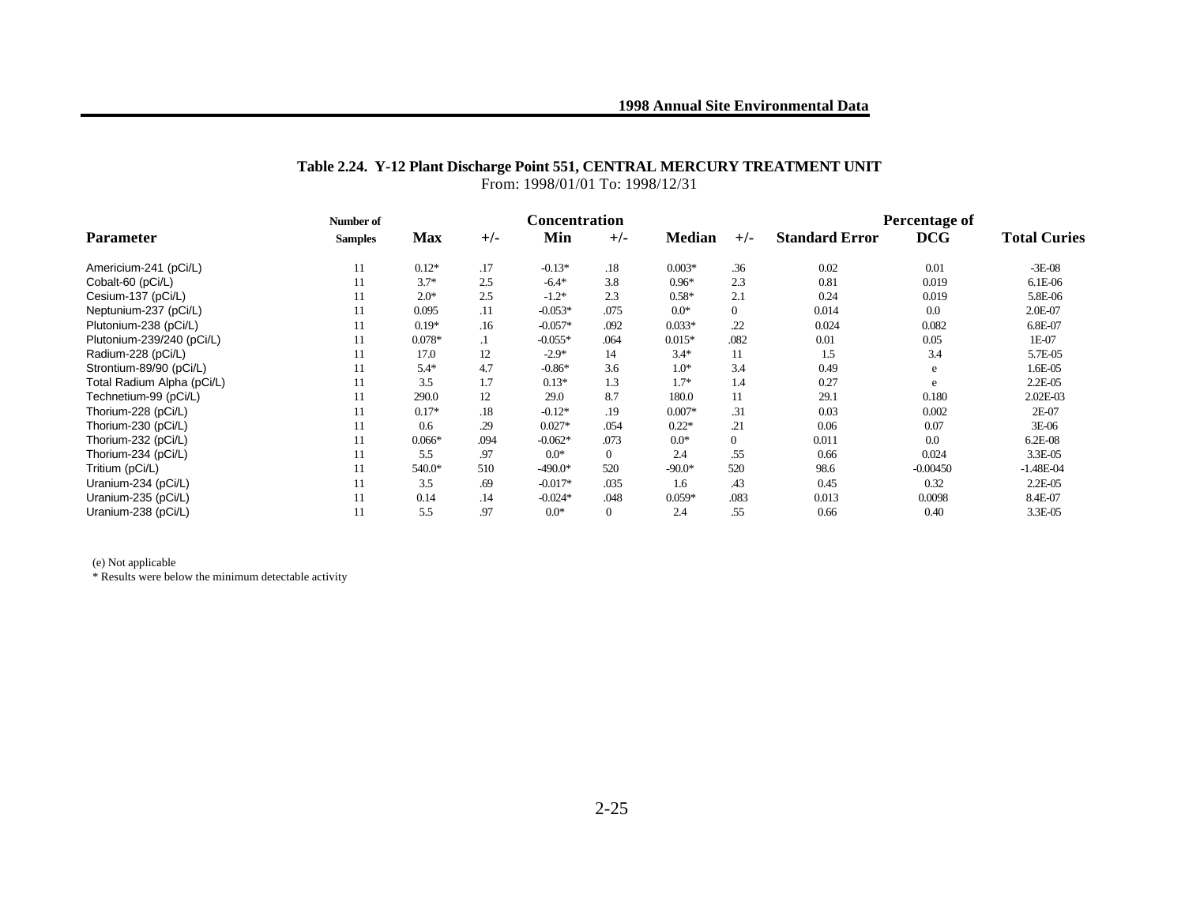## Table 2.24. Y-12 Plant Discharge Point 551, CENTRAL MERCURY TREATMENT UNIT

From: 1998/01/01 To: 1998/12/31

| Parameter | Number of Samples | Concentration Max | +/- | Min | +/- | Median | +/- | Standard Error | Percentage of DCG | Total Curies |
|---|---|---|---|---|---|---|---|---|---|---|
| Americium-241 (pCi/L) | 11 | 0.12* | .17 | -0.13* | .18 | 0.003* | .36 | 0.02 | 0.01 | -3E-08 |
| Cobalt-60 (pCi/L) | 11 | 3.7* | 2.5 | -6.4* | 3.8 | 0.96* | 2.3 | 0.81 | 0.019 | 6.1E-06 |
| Cesium-137 (pCi/L) | 11 | 2.0* | 2.5 | -1.2* | 2.3 | 0.58* | 2.1 | 0.24 | 0.019 | 5.8E-06 |
| Neptunium-237 (pCi/L) | 11 | 0.095 | .11 | -0.053* | .075 | 0.0* | 0 | 0.014 | 0.0 | 2.0E-07 |
| Plutonium-238 (pCi/L) | 11 | 0.19* | .16 | -0.057* | .092 | 0.033* | .22 | 0.024 | 0.082 | 6.8E-07 |
| Plutonium-239/240 (pCi/L) | 11 | 0.078* | .1 | -0.055* | .064 | 0.015* | .082 | 0.01 | 0.05 | 1E-07 |
| Radium-228 (pCi/L) | 11 | 17.0 | 12 | -2.9* | 14 | 3.4* | 11 | 1.5 | 3.4 | 5.7E-05 |
| Strontium-89/90 (pCi/L) | 11 | 5.4* | 4.7 | -0.86* | 3.6 | 1.0* | 3.4 | 0.49 | e | 1.6E-05 |
| Total Radium Alpha (pCi/L) | 11 | 3.5 | 1.7 | 0.13* | 1.3 | 1.7* | 1.4 | 0.27 | e | 2.2E-05 |
| Technetium-99 (pCi/L) | 11 | 290.0 | 12 | 29.0 | 8.7 | 180.0 | 11 | 29.1 | 0.180 | 2.02E-03 |
| Thorium-228 (pCi/L) | 11 | 0.17* | .18 | -0.12* | .19 | 0.007* | .31 | 0.03 | 0.002 | 2E-07 |
| Thorium-230 (pCi/L) | 11 | 0.6 | .29 | 0.027* | .054 | 0.22* | .21 | 0.06 | 0.07 | 3E-06 |
| Thorium-232 (pCi/L) | 11 | 0.066* | .094 | -0.062* | .073 | 0.0* | 0 | 0.011 | 0.0 | 6.2E-08 |
| Thorium-234 (pCi/L) | 11 | 5.5 | .97 | 0.0* | 0 | 2.4 | .55 | 0.66 | 0.024 | 3.3E-05 |
| Tritium (pCi/L) | 11 | 540.0* | 510 | -490.0* | 520 | -90.0* | 520 | 98.6 | -0.00450 | -1.48E-04 |
| Uranium-234 (pCi/L) | 11 | 3.5 | .69 | -0.017* | .035 | 1.6 | .43 | 0.45 | 0.32 | 2.2E-05 |
| Uranium-235 (pCi/L) | 11 | 0.14 | .14 | -0.024* | .048 | 0.059* | .083 | 0.013 | 0.0098 | 8.4E-07 |
| Uranium-238 (pCi/L) | 11 | 5.5 | .97 | 0.0* | 0 | 2.4 | .55 | 0.66 | 0.40 | 3.3E-05 |

(e) Not applicable

* Results were below the minimum detectable activity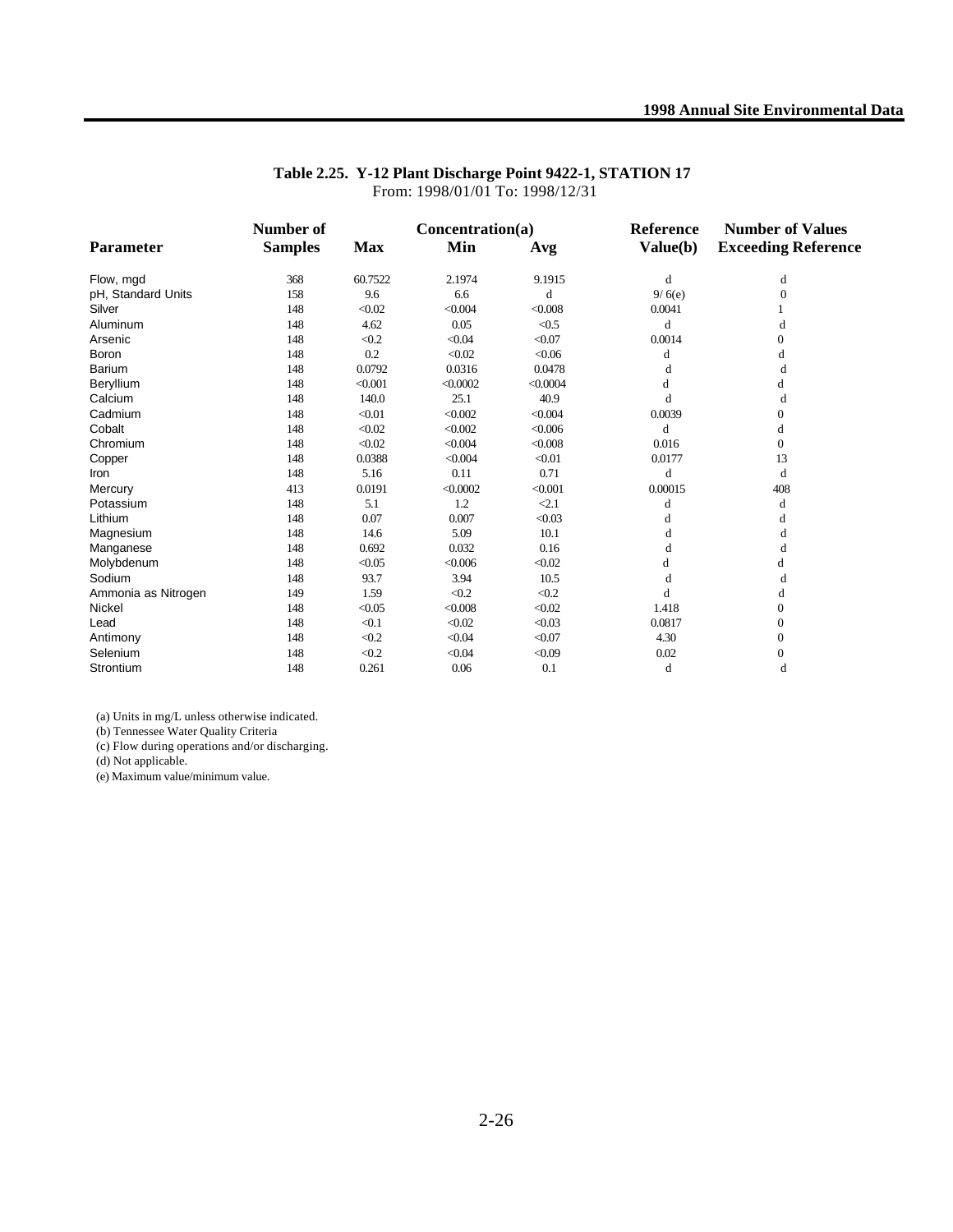**Table 2.25. Y-12 Plant Discharge Point 9422-1, STATION 17**
From: 1998/01/01 To: 1998/12/31

| Parameter | Number of Samples | Concentration(a) Max | Min | Avg | Reference Value(b) | Number of Values Exceeding Reference |
|---|---|---|---|---|---|---|
| Flow, mgd | 368 | 60.7522 | 2.1974 | 9.1915 | d | d |
| pH, Standard Units | 158 | 9.6 | 6.6 | d | 9/ 6(e) | 0 |
| Silver | 148 | <0.02 | <0.004 | <0.008 | 0.0041 | 1 |
| Aluminum | 148 | 4.62 | 0.05 | <0.5 | d | d |
| Arsenic | 148 | <0.2 | <0.04 | <0.07 | 0.0014 | 0 |
| Boron | 148 | 0.2 | <0.02 | <0.06 | d | d |
| Barium | 148 | 0.0792 | 0.0316 | 0.0478 | d | d |
| Beryllium | 148 | <0.001 | <0.0002 | <0.0004 | d | d |
| Calcium | 148 | 140.0 | 25.1 | 40.9 | d | d |
| Cadmium | 148 | <0.01 | <0.002 | <0.004 | 0.0039 | 0 |
| Cobalt | 148 | <0.02 | <0.002 | <0.006 | d | d |
| Chromium | 148 | <0.02 | <0.004 | <0.008 | 0.016 | 0 |
| Copper | 148 | 0.0388 | <0.004 | <0.01 | 0.0177 | 13 |
| Iron | 148 | 5.16 | 0.11 | 0.71 | d | d |
| Mercury | 413 | 0.0191 | <0.0002 | <0.001 | 0.00015 | 408 |
| Potassium | 148 | 5.1 | 1.2 | <2.1 | d | d |
| Lithium | 148 | 0.07 | 0.007 | <0.03 | d | d |
| Magnesium | 148 | 14.6 | 5.09 | 10.1 | d | d |
| Manganese | 148 | 0.692 | 0.032 | 0.16 | d | d |
| Molybdenum | 148 | <0.05 | <0.006 | <0.02 | d | d |
| Sodium | 148 | 93.7 | 3.94 | 10.5 | d | d |
| Ammonia as Nitrogen | 149 | 1.59 | <0.2 | <0.2 | d | d |
| Nickel | 148 | <0.05 | <0.008 | <0.02 | 1.418 | 0 |
| Lead | 148 | <0.1 | <0.02 | <0.03 | 0.0817 | 0 |
| Antimony | 148 | <0.2 | <0.04 | <0.07 | 4.30 | 0 |
| Selenium | 148 | <0.2 | <0.04 | <0.09 | 0.02 | 0 |
| Strontium | 148 | 0.261 | 0.06 | 0.1 | d | d |

(a) Units in mg/L unless otherwise indicated.
(b) Tennessee Water Quality Criteria
(c) Flow during operations and/or discharging.
(d) Not applicable.
(e) Maximum value/minimum value.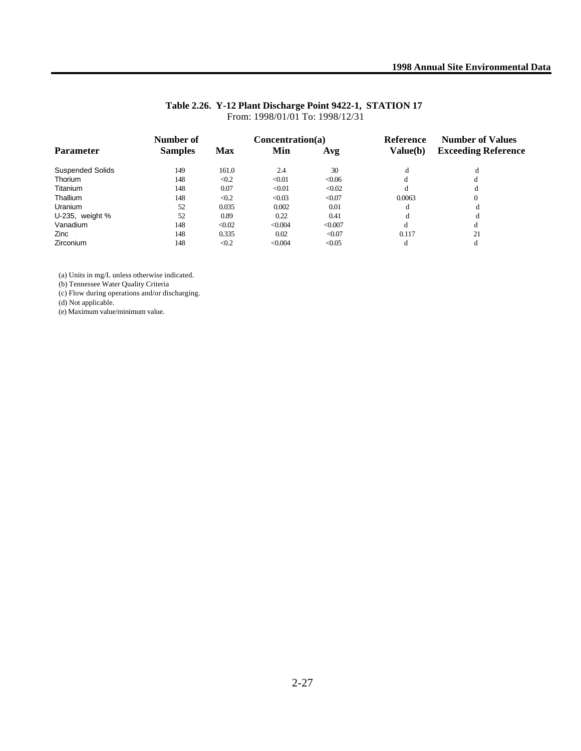**Table 2.26. Y-12 Plant Discharge Point 9422-1, STATION 17**
From: 1998/01/01 To: 1998/12/31

| Parameter | Number of Samples | Concentration(a) Max | Min | Avg | Reference Value(b) | Number of Values Exceeding Reference |
|---|---|---|---|---|---|---|
| Suspended Solids | 149 | 161.0 | 2.4 | 30 | d | d |
| Thorium | 148 | <0.2 | <0.01 | <0.06 | d | d |
| Titanium | 148 | 0.07 | <0.01 | <0.02 | d | d |
| Thallium | 148 | <0.2 | <0.03 | <0.07 | 0.0063 | 0 |
| Uranium | 52 | 0.035 | 0.002 | 0.01 | d | d |
| U-235, weight % | 52 | 0.89 | 0.22 | 0.41 | d | d |
| Vanadium | 148 | <0.02 | <0.004 | <0.007 | d | d |
| Zinc | 148 | 0.335 | 0.02 | <0.07 | 0.117 | 21 |
| Zirconium | 148 | <0.2 | <0.004 | <0.05 | d | d |

(a) Units in mg/L unless otherwise indicated.
(b) Tennessee Water Quality Criteria
(c) Flow during operations and/or discharging.
(d) Not applicable.
(e) Maximum value/minimum value.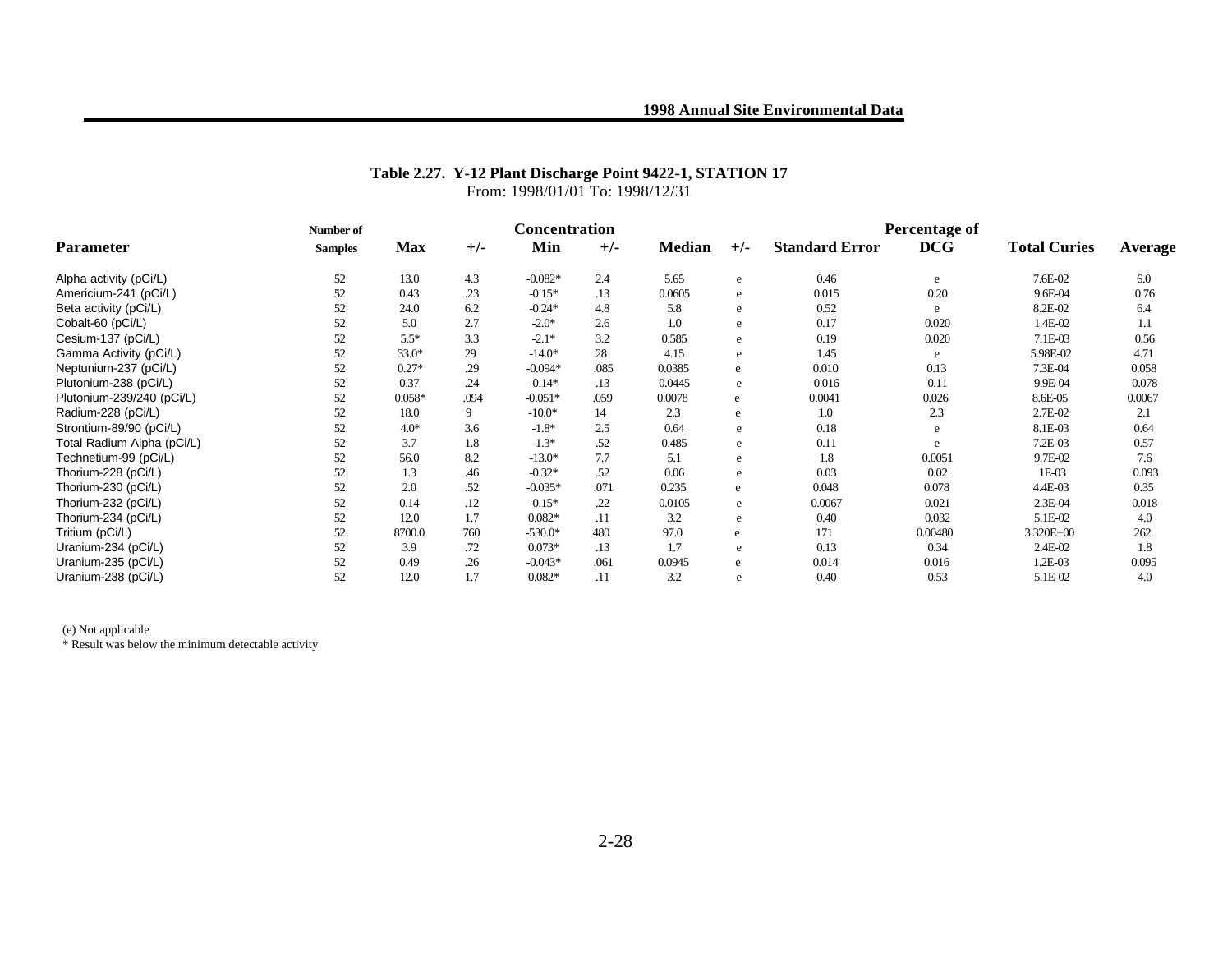**Table 2.27. Y-12 Plant Discharge Point 9422-1, STATION 17**

From: 1998/01/01 To: 1998/12/31

| Parameter | Number of Samples | Concentration Max | +/- | Min | +/- | Median | +/- | Standard Error | Percentage of DCG | Total Curies | Average |
|---|---|---|---|---|---|---|---|---|---|---|---|
| Alpha activity (pCi/L) | 52 | 13.0 | 4.3 | -0.082* | 2.4 | 5.65 | e | 0.46 | e | 7.6E-02 | 6.0 |
| Americium-241 (pCi/L) | 52 | 0.43 | .23 | -0.15* | .13 | 0.0605 | e | 0.015 | 0.20 | 9.6E-04 | 0.76 |
| Beta activity (pCi/L) | 52 | 24.0 | 6.2 | -0.24* | 4.8 | 5.8 | e | 0.52 | e | 8.2E-02 | 6.4 |
| Cobalt-60 (pCi/L) | 52 | 5.0 | 2.7 | -2.0* | 2.6 | 1.0 | e | 0.17 | 0.020 | 1.4E-02 | 1.1 |
| Cesium-137 (pCi/L) | 52 | 5.5* | 3.3 | -2.1* | 3.2 | 0.585 | e | 0.19 | 0.020 | 7.1E-03 | 0.56 |
| Gamma Activity (pCi/L) | 52 | 33.0* | 29 | -14.0* | 28 | 4.15 | e | 1.45 | e | 5.98E-02 | 4.71 |
| Neptunium-237 (pCi/L) | 52 | 0.27* | .29 | -0.094* | .085 | 0.0385 | e | 0.010 | 0.13 | 7.3E-04 | 0.058 |
| Plutonium-238 (pCi/L) | 52 | 0.37 | .24 | -0.14* | .13 | 0.0445 | e | 0.016 | 0.11 | 9.9E-04 | 0.078 |
| Plutonium-239/240 (pCi/L) | 52 | 0.058* | .094 | -0.051* | .059 | 0.0078 | e | 0.0041 | 0.026 | 8.6E-05 | 0.0067 |
| Radium-228 (pCi/L) | 52 | 18.0 | 9 | -10.0* | 14 | 2.3 | e | 1.0 | 2.3 | 2.7E-02 | 2.1 |
| Strontium-89/90 (pCi/L) | 52 | 4.0* | 3.6 | -1.8* | 2.5 | 0.64 | e | 0.18 | e | 8.1E-03 | 0.64 |
| Total Radium Alpha (pCi/L) | 52 | 3.7 | 1.8 | -1.3* | .52 | 0.485 | e | 0.11 | e | 7.2E-03 | 0.57 |
| Technetium-99 (pCi/L) | 52 | 56.0 | 8.2 | -13.0* | 7.7 | 5.1 | e | 1.8 | 0.0051 | 9.7E-02 | 7.6 |
| Thorium-228 (pCi/L) | 52 | 1.3 | .46 | -0.32* | .52 | 0.06 | e | 0.03 | 0.02 | 1E-03 | 0.093 |
| Thorium-230 (pCi/L) | 52 | 2.0 | .52 | -0.035* | .071 | 0.235 | e | 0.048 | 0.078 | 4.4E-03 | 0.35 |
| Thorium-232 (pCi/L) | 52 | 0.14 | .12 | -0.15* | .22 | 0.0105 | e | 0.0067 | 0.021 | 2.3E-04 | 0.018 |
| Thorium-234 (pCi/L) | 52 | 12.0 | 1.7 | 0.082* | .11 | 3.2 | e | 0.40 | 0.032 | 5.1E-02 | 4.0 |
| Tritium (pCi/L) | 52 | 8700.0 | 760 | -530.0* | 480 | 97.0 | e | 171 | 0.00480 | 3.320E+00 | 262 |
| Uranium-234 (pCi/L) | 52 | 3.9 | .72 | 0.073* | .13 | 1.7 | e | 0.13 | 0.34 | 2.4E-02 | 1.8 |
| Uranium-235 (pCi/L) | 52 | 0.49 | .26 | -0.043* | .061 | 0.0945 | e | 0.014 | 0.016 | 1.2E-03 | 0.095 |
| Uranium-238 (pCi/L) | 52 | 12.0 | 1.7 | 0.082* | .11 | 3.2 | e | 0.40 | 0.53 | 5.1E-02 | 4.0 |

(e) Not applicable

* Result was below the minimum detectable activity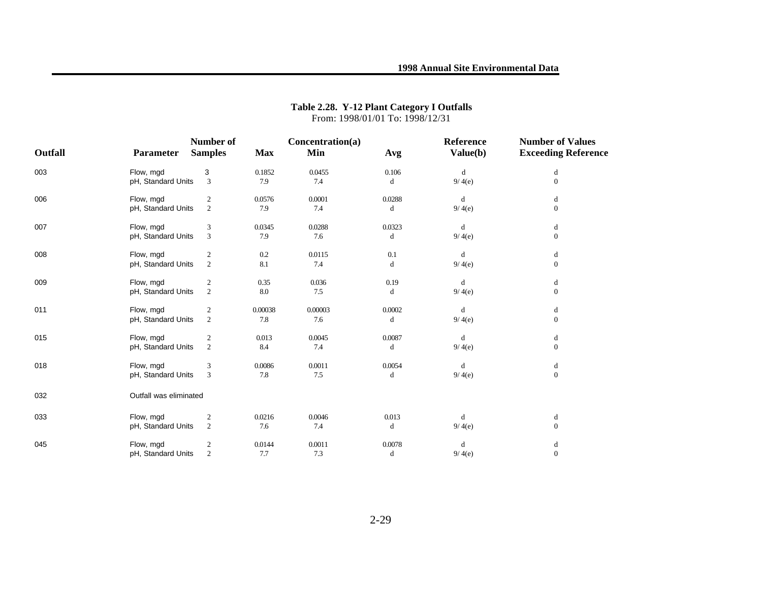**Table 2.28. Y-12 Plant Category I Outfalls**
From: 1998/01/01 To: 1998/12/31

| Outfall | Parameter | Number of Samples | Concentration(a) Max | Min | Avg | Reference Value(b) | Number of Values Exceeding Reference |
|---|---|---|---|---|---|---|---|
| 003 | Flow, mgd | 3 | 0.1852 | 0.0455 | 0.106 | d | d |
| | pH, Standard Units | 3 | 7.9 | 7.4 | d | 9/ 4(e) | 0 |
| 006 | Flow, mgd | 2 | 0.0576 | 0.0001 | 0.0288 | d | d |
| | pH, Standard Units | 2 | 7.9 | 7.4 | d | 9/ 4(e) | 0 |
| 007 | Flow, mgd | 3 | 0.0345 | 0.0288 | 0.0323 | d | d |
| | pH, Standard Units | 3 | 7.9 | 7.6 | d | 9/ 4(e) | 0 |
| 008 | Flow, mgd | 2 | 0.2 | 0.0115 | 0.1 | d | d |
| | pH, Standard Units | 2 | 8.1 | 7.4 | d | 9/ 4(e) | 0 |
| 009 | Flow, mgd | 2 | 0.35 | 0.036 | 0.19 | d | d |
| | pH, Standard Units | 2 | 8.0 | 7.5 | d | 9/ 4(e) | 0 |
| 011 | Flow, mgd | 2 | 0.00038 | 0.00003 | 0.0002 | d | d |
| | pH, Standard Units | 2 | 7.8 | 7.6 | d | 9/ 4(e) | 0 |
| 015 | Flow, mgd | 2 | 0.013 | 0.0045 | 0.0087 | d | d |
| | pH, Standard Units | 2 | 8.4 | 7.4 | d | 9/ 4(e) | 0 |
| 018 | Flow, mgd | 3 | 0.0086 | 0.0011 | 0.0054 | d | d |
| | pH, Standard Units | 3 | 7.8 | 7.5 | d | 9/ 4(e) | 0 |
| 032 | Outfall was eliminated | | | | | | |
| 033 | Flow, mgd | 2 | 0.0216 | 0.0046 | 0.013 | d | d |
| | pH, Standard Units | 2 | 7.6 | 7.4 | d | 9/ 4(e) | 0 |
| 045 | Flow, mgd | 2 | 0.0144 | 0.0011 | 0.0078 | d | d |
| | pH, Standard Units | 2 | 7.7 | 7.3 | d | 9/ 4(e) | 0 |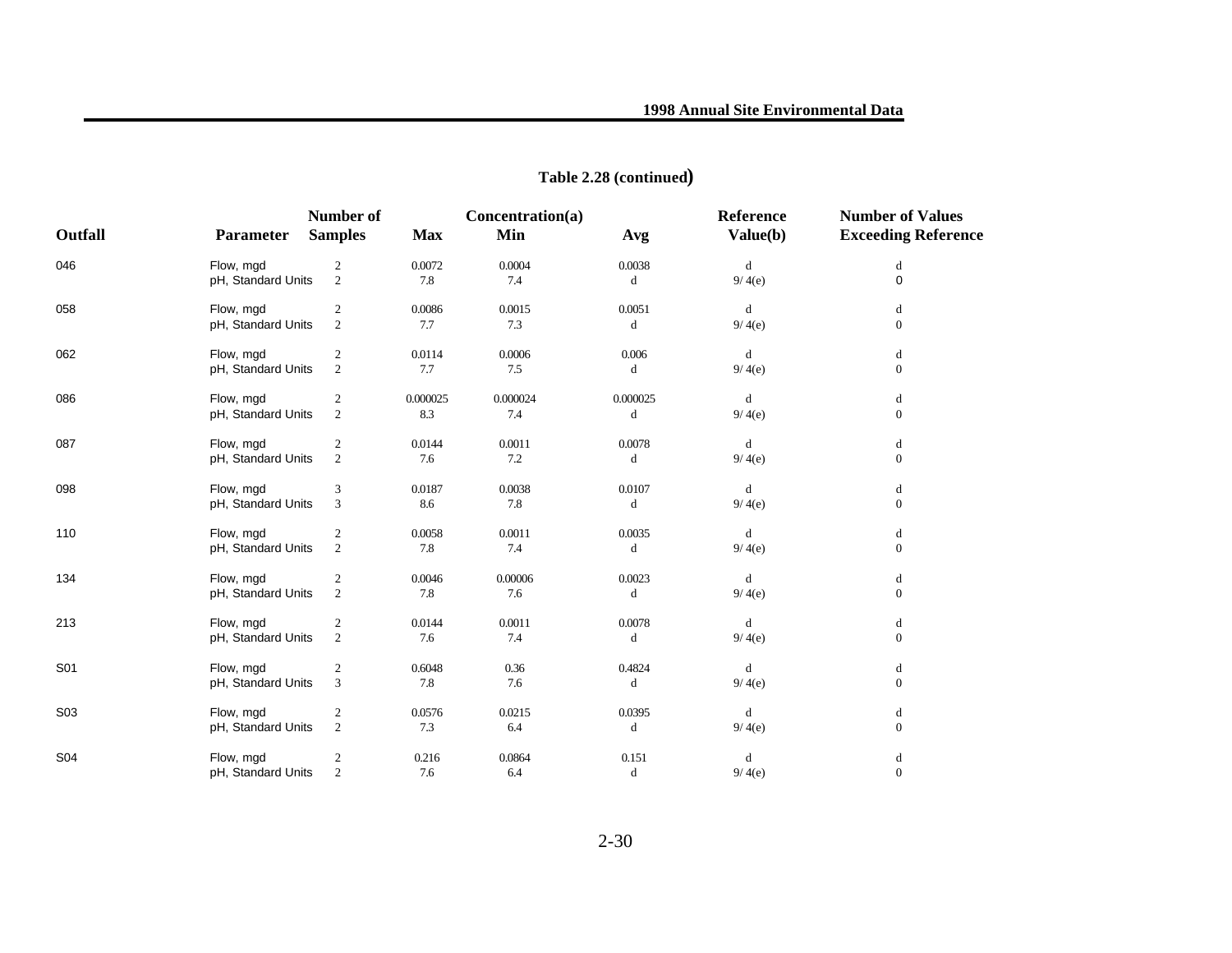## Table 2.28 (continued)

| Outfall | Parameter | Number of Samples | Concentration(a) Max | Min | Avg | Reference Value(b) | Number of Values Exceeding Reference |
|---|---|---|---|---|---|---|---|
| 046 | Flow, mgd | 2 | 0.0072 | 0.0004 | 0.0038 | d | d |
| | pH, Standard Units | 2 | 7.8 | 7.4 | d | 9/ 4(e) | 0 |
| 058 | Flow, mgd | 2 | 0.0086 | 0.0015 | 0.0051 | d | d |
| | pH, Standard Units | 2 | 7.7 | 7.3 | d | 9/ 4(e) | 0 |
| 062 | Flow, mgd | 2 | 0.0114 | 0.0006 | 0.006 | d | d |
| | pH, Standard Units | 2 | 7.7 | 7.5 | d | 9/ 4(e) | 0 |
| 086 | Flow, mgd | 2 | 0.000025 | 0.000024 | 0.000025 | d | d |
| | pH, Standard Units | 2 | 8.3 | 7.4 | d | 9/ 4(e) | 0 |
| 087 | Flow, mgd | 2 | 0.0144 | 0.0011 | 0.0078 | d | d |
| | pH, Standard Units | 2 | 7.6 | 7.2 | d | 9/ 4(e) | 0 |
| 098 | Flow, mgd | 3 | 0.0187 | 0.0038 | 0.0107 | d | d |
| | pH, Standard Units | 3 | 8.6 | 7.8 | d | 9/ 4(e) | 0 |
| 110 | Flow, mgd | 2 | 0.0058 | 0.0011 | 0.0035 | d | d |
| | pH, Standard Units | 2 | 7.8 | 7.4 | d | 9/ 4(e) | 0 |
| 134 | Flow, mgd | 2 | 0.0046 | 0.00006 | 0.0023 | d | d |
| | pH, Standard Units | 2 | 7.8 | 7.6 | d | 9/ 4(e) | 0 |
| 213 | Flow, mgd | 2 | 0.0144 | 0.0011 | 0.0078 | d | d |
| | pH, Standard Units | 2 | 7.6 | 7.4 | d | 9/ 4(e) | 0 |
| S01 | Flow, mgd | 2 | 0.6048 | 0.36 | 0.4824 | d | d |
| | pH, Standard Units | 3 | 7.8 | 7.6 | d | 9/ 4(e) | 0 |
| S03 | Flow, mgd | 2 | 0.0576 | 0.0215 | 0.0395 | d | d |
| | pH, Standard Units | 2 | 7.3 | 6.4 | d | 9/ 4(e) | 0 |
| S04 | Flow, mgd | 2 | 0.216 | 0.0864 | 0.151 | d | d |
| | pH, Standard Units | 2 | 7.6 | 6.4 | d | 9/ 4(e) | 0 |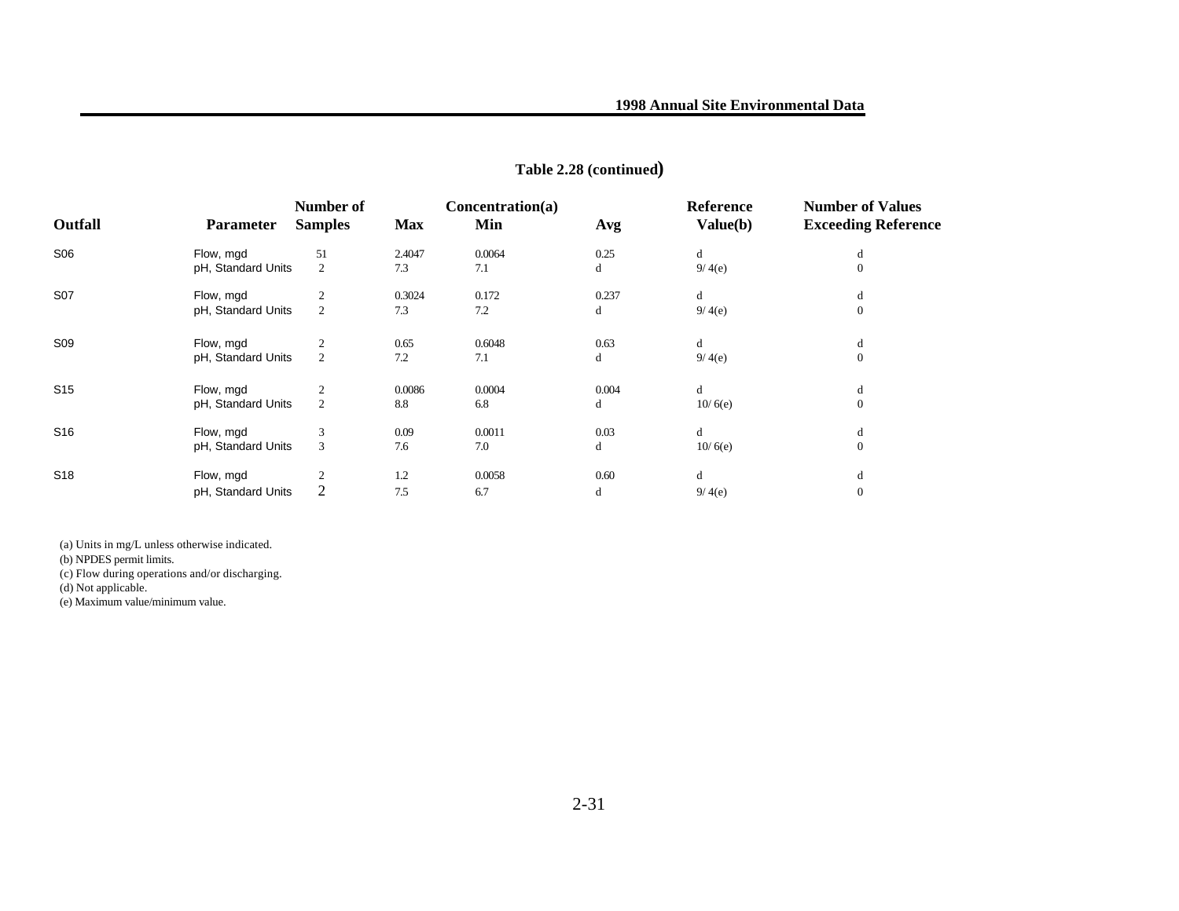## Table 2.28 (continued)

| Outfall | Parameter | Number of Samples | Concentration(a) Max | Min | Avg | Reference Value(b) | Number of Values Exceeding Reference |
|---|---|---|---|---|---|---|---|
| S06 | Flow, mgd | 51 | 2.4047 | 0.0064 | 0.25 | d | d |
| | pH, Standard Units | 2 | 7.3 | 7.1 | d | 9/ 4(e) | 0 |
| S07 | Flow, mgd | 2 | 0.3024 | 0.172 | 0.237 | d | d |
| | pH, Standard Units | 2 | 7.3 | 7.2 | d | 9/ 4(e) | 0 |
| S09 | Flow, mgd | 2 | 0.65 | 0.6048 | 0.63 | d | d |
| | pH, Standard Units | 2 | 7.2 | 7.1 | d | 9/ 4(e) | 0 |
| S15 | Flow, mgd | 2 | 0.0086 | 0.0004 | 0.004 | d | d |
| | pH, Standard Units | 2 | 8.8 | 6.8 | d | 10/ 6(e) | 0 |
| S16 | Flow, mgd | 3 | 0.09 | 0.0011 | 0.03 | d | d |
| | pH, Standard Units | 3 | 7.6 | 7.0 | d | 10/ 6(e) | 0 |
| S18 | Flow, mgd | 2 | 1.2 | 0.0058 | 0.60 | d | d |
| | pH, Standard Units | 2 | 7.5 | 6.7 | d | 9/ 4(e) | 0 |

(a) Units in mg/L unless otherwise indicated.
(b) NPDES permit limits.
(c) Flow during operations and/or discharging.
(d) Not applicable.
(e) Maximum value/minimum value.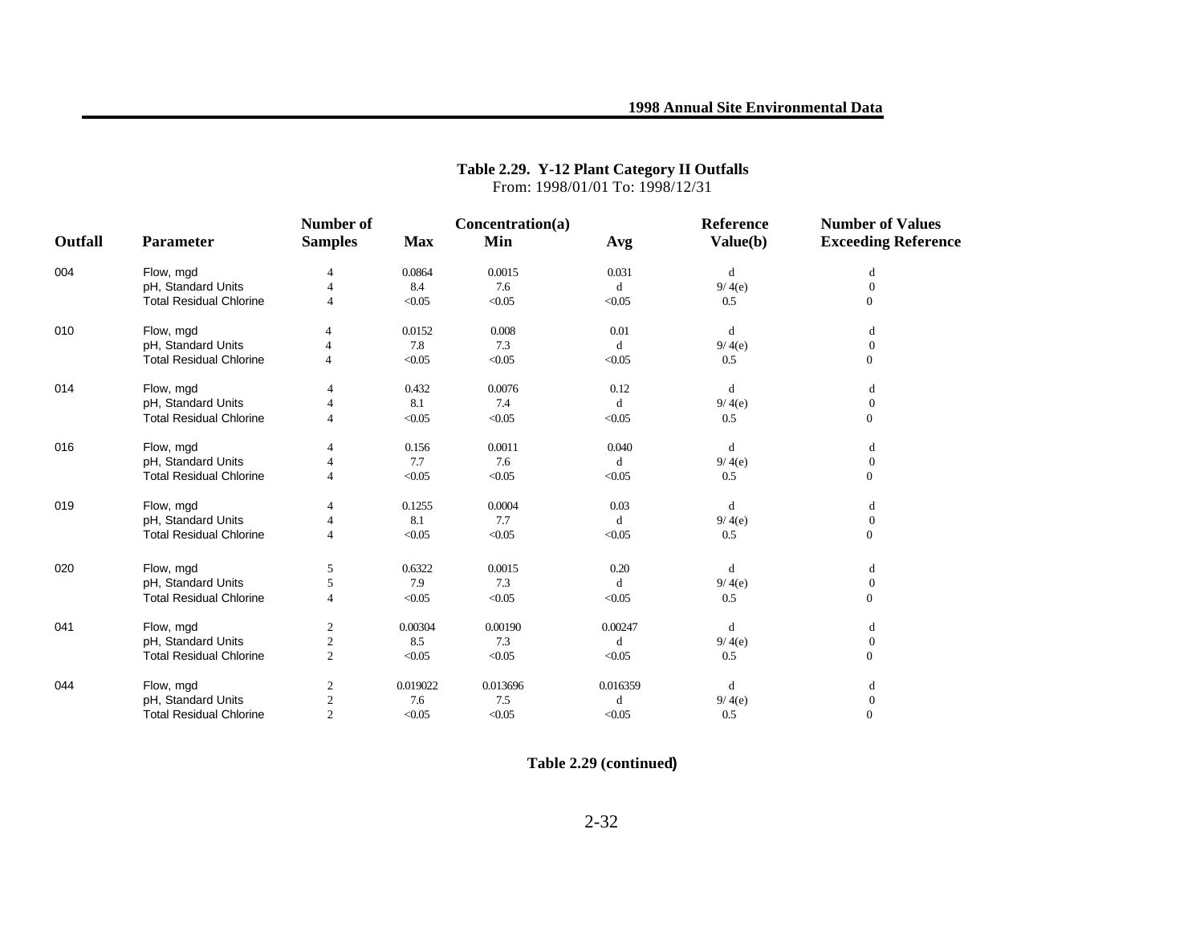**Table 2.29. Y-12 Plant Category II Outfalls**
From: 1998/01/01 To: 1998/12/31

| Outfall | Parameter | Number of Samples | Concentration(a) Max | Min | Avg | Reference Value(b) | Number of Values Exceeding Reference |
|---|---|---|---|---|---|---|---|
| 004 | Flow, mgd | 4 | 0.0864 | 0.0015 | 0.031 | d | d |
| | pH, Standard Units | 4 | 8.4 | 7.6 | d | 9/ 4(e) | 0 |
| | Total Residual Chlorine | 4 | <0.05 | <0.05 | <0.05 | 0.5 | 0 |
| 010 | Flow, mgd | 4 | 0.0152 | 0.008 | 0.01 | d | d |
| | pH, Standard Units | 4 | 7.8 | 7.3 | d | 9/ 4(e) | 0 |
| | Total Residual Chlorine | 4 | <0.05 | <0.05 | <0.05 | 0.5 | 0 |
| 014 | Flow, mgd | 4 | 0.432 | 0.0076 | 0.12 | d | d |
| | pH, Standard Units | 4 | 8.1 | 7.4 | d | 9/ 4(e) | 0 |
| | Total Residual Chlorine | 4 | <0.05 | <0.05 | <0.05 | 0.5 | 0 |
| 016 | Flow, mgd | 4 | 0.156 | 0.0011 | 0.040 | d | d |
| | pH, Standard Units | 4 | 7.7 | 7.6 | d | 9/ 4(e) | 0 |
| | Total Residual Chlorine | 4 | <0.05 | <0.05 | <0.05 | 0.5 | 0 |
| 019 | Flow, mgd | 4 | 0.1255 | 0.0004 | 0.03 | d | d |
| | pH, Standard Units | 4 | 8.1 | 7.7 | d | 9/ 4(e) | 0 |
| | Total Residual Chlorine | 4 | <0.05 | <0.05 | <0.05 | 0.5 | 0 |
| 020 | Flow, mgd | 5 | 0.6322 | 0.0015 | 0.20 | d | d |
| | pH, Standard Units | 5 | 7.9 | 7.3 | d | 9/ 4(e) | 0 |
| | Total Residual Chlorine | 4 | <0.05 | <0.05 | <0.05 | 0.5 | 0 |
| 041 | Flow, mgd | 2 | 0.00304 | 0.00190 | 0.00247 | d | d |
| | pH, Standard Units | 2 | 8.5 | 7.3 | d | 9/ 4(e) | 0 |
| | Total Residual Chlorine | 2 | <0.05 | <0.05 | <0.05 | 0.5 | 0 |
| 044 | Flow, mgd | 2 | 0.019022 | 0.013696 | 0.016359 | d | d |
| | pH, Standard Units | 2 | 7.6 | 7.5 | d | 9/ 4(e) | 0 |
| | Total Residual Chlorine | 2 | <0.05 | <0.05 | <0.05 | 0.5 | 0 |

**Table 2.29 (continued)**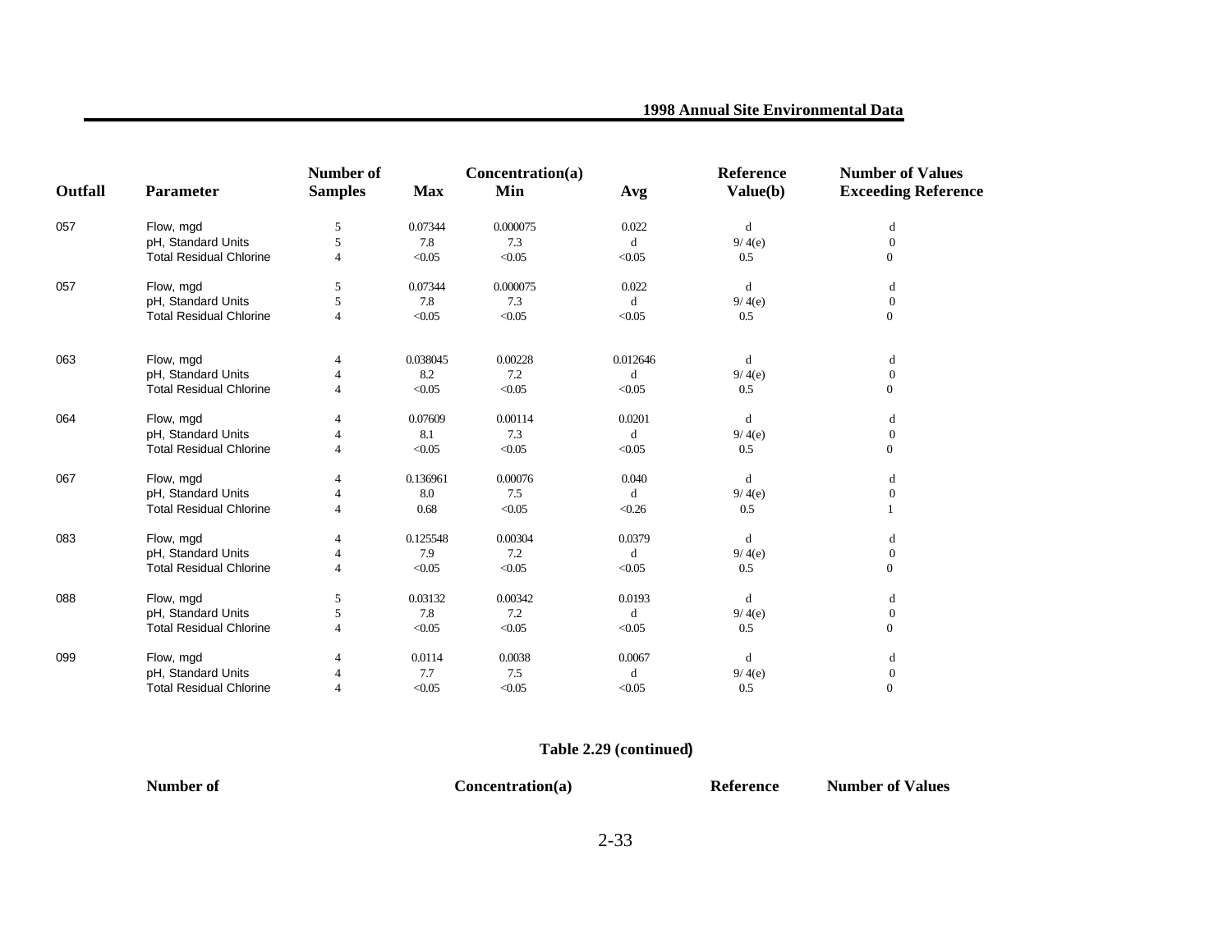| Outfall | Parameter | Number of Samples | Max | Concentration(a) Min | Avg | Reference Value(b) | Number of Values Exceeding Reference |
|---|---|---|---|---|---|---|---|
| 057 | Flow, mgd | 5 | 0.07344 | 0.000075 | 0.022 | d | d |
| | pH, Standard Units | 5 | 7.8 | 7.3 | d | 9/ 4(e) | 0 |
| | Total Residual Chlorine | 4 | <0.05 | <0.05 | <0.05 | 0.5 | 0 |
| 057 | Flow, mgd | 5 | 0.07344 | 0.000075 | 0.022 | d | d |
| | pH, Standard Units | 5 | 7.8 | 7.3 | d | 9/ 4(e) | 0 |
| | Total Residual Chlorine | 4 | <0.05 | <0.05 | <0.05 | 0.5 | 0 |
| 063 | Flow, mgd | 4 | 0.038045 | 0.00228 | 0.012646 | d | d |
| | pH, Standard Units | 4 | 8.2 | 7.2 | d | 9/ 4(e) | 0 |
| | Total Residual Chlorine | 4 | <0.05 | <0.05 | <0.05 | 0.5 | 0 |
| 064 | Flow, mgd | 4 | 0.07609 | 0.00114 | 0.0201 | d | d |
| | pH, Standard Units | 4 | 8.1 | 7.3 | d | 9/ 4(e) | 0 |
| | Total Residual Chlorine | 4 | <0.05 | <0.05 | <0.05 | 0.5 | 0 |
| 067 | Flow, mgd | 4 | 0.136961 | 0.00076 | 0.040 | d | d |
| | pH, Standard Units | 4 | 8.0 | 7.5 | d | 9/ 4(e) | 0 |
| | Total Residual Chlorine | 4 | 0.68 | <0.05 | <0.26 | 0.5 | 1 |
| 083 | Flow, mgd | 4 | 0.125548 | 0.00304 | 0.0379 | d | d |
| | pH, Standard Units | 4 | 7.9 | 7.2 | d | 9/ 4(e) | 0 |
| | Total Residual Chlorine | 4 | <0.05 | <0.05 | <0.05 | 0.5 | 0 |
| 088 | Flow, mgd | 5 | 0.03132 | 0.00342 | 0.0193 | d | d |
| | pH, Standard Units | 5 | 7.8 | 7.2 | d | 9/ 4(e) | 0 |
| | Total Residual Chlorine | 4 | <0.05 | <0.05 | <0.05 | 0.5 | 0 |
| 099 | Flow, mgd | 4 | 0.0114 | 0.0038 | 0.0067 | d | d |
| | pH, Standard Units | 4 | 7.7 | 7.5 | d | 9/ 4(e) | 0 |
| | Total Residual Chlorine | 4 | <0.05 | <0.05 | <0.05 | 0.5 | 0 |

**Table 2.29 (continued)**

| Number of | Concentration(a) | Reference | Number of Values |
|---|---|---|---|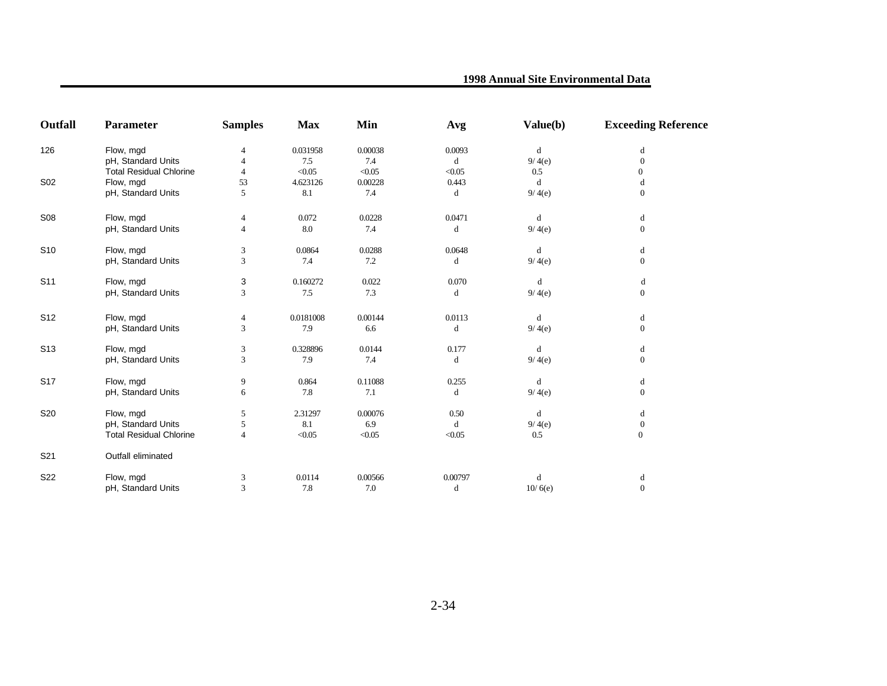| Outfall | Parameter | Samples | Max | Min | Avg | Value(b) | Exceeding Reference |
|---|---|---|---|---|---|---|---|
| 126 | Flow, mgd | 4 | 0.031958 | 0.00038 | 0.0093 | d | d |
| | pH, Standard Units | 4 | 7.5 | 7.4 | d | 9/ 4(e) | 0 |
| | Total Residual Chlorine | 4 | <0.05 | <0.05 | <0.05 | 0.5 | 0 |
| S02 | Flow, mgd | 53 | 4.623126 | 0.00228 | 0.443 | d | d |
| | pH, Standard Units | 5 | 8.1 | 7.4 | d | 9/ 4(e) | 0 |
| S08 | Flow, mgd | 4 | 0.072 | 0.0228 | 0.0471 | d | d |
| | pH, Standard Units | 4 | 8.0 | 7.4 | d | 9/ 4(e) | 0 |
| S10 | Flow, mgd | 3 | 0.0864 | 0.0288 | 0.0648 | d | d |
| | pH, Standard Units | 3 | 7.4 | 7.2 | d | 9/ 4(e) | 0 |
| S11 | Flow, mgd | 3 | 0.160272 | 0.022 | 0.070 | d | d |
| | pH, Standard Units | 3 | 7.5 | 7.3 | d | 9/ 4(e) | 0 |
| S12 | Flow, mgd | 4 | 0.0181008 | 0.00144 | 0.0113 | d | d |
| | pH, Standard Units | 3 | 7.9 | 6.6 | d | 9/ 4(e) | 0 |
| S13 | Flow, mgd | 3 | 0.328896 | 0.0144 | 0.177 | d | d |
| | pH, Standard Units | 3 | 7.9 | 7.4 | d | 9/ 4(e) | 0 |
| S17 | Flow, mgd | 9 | 0.864 | 0.11088 | 0.255 | d | d |
| | pH, Standard Units | 6 | 7.8 | 7.1 | d | 9/ 4(e) | 0 |
| S20 | Flow, mgd | 5 | 2.31297 | 0.00076 | 0.50 | d | d |
| | pH, Standard Units | 5 | 8.1 | 6.9 | d | 9/ 4(e) | 0 |
| | Total Residual Chlorine | 4 | <0.05 | <0.05 | <0.05 | 0.5 | 0 |
| S21 | Outfall eliminated | | | | | | |
| S22 | Flow, mgd | 3 | 0.0114 | 0.00566 | 0.00797 | d | d |
| | pH, Standard Units | 3 | 7.8 | 7.0 | d | 10/ 6(e) | 0 |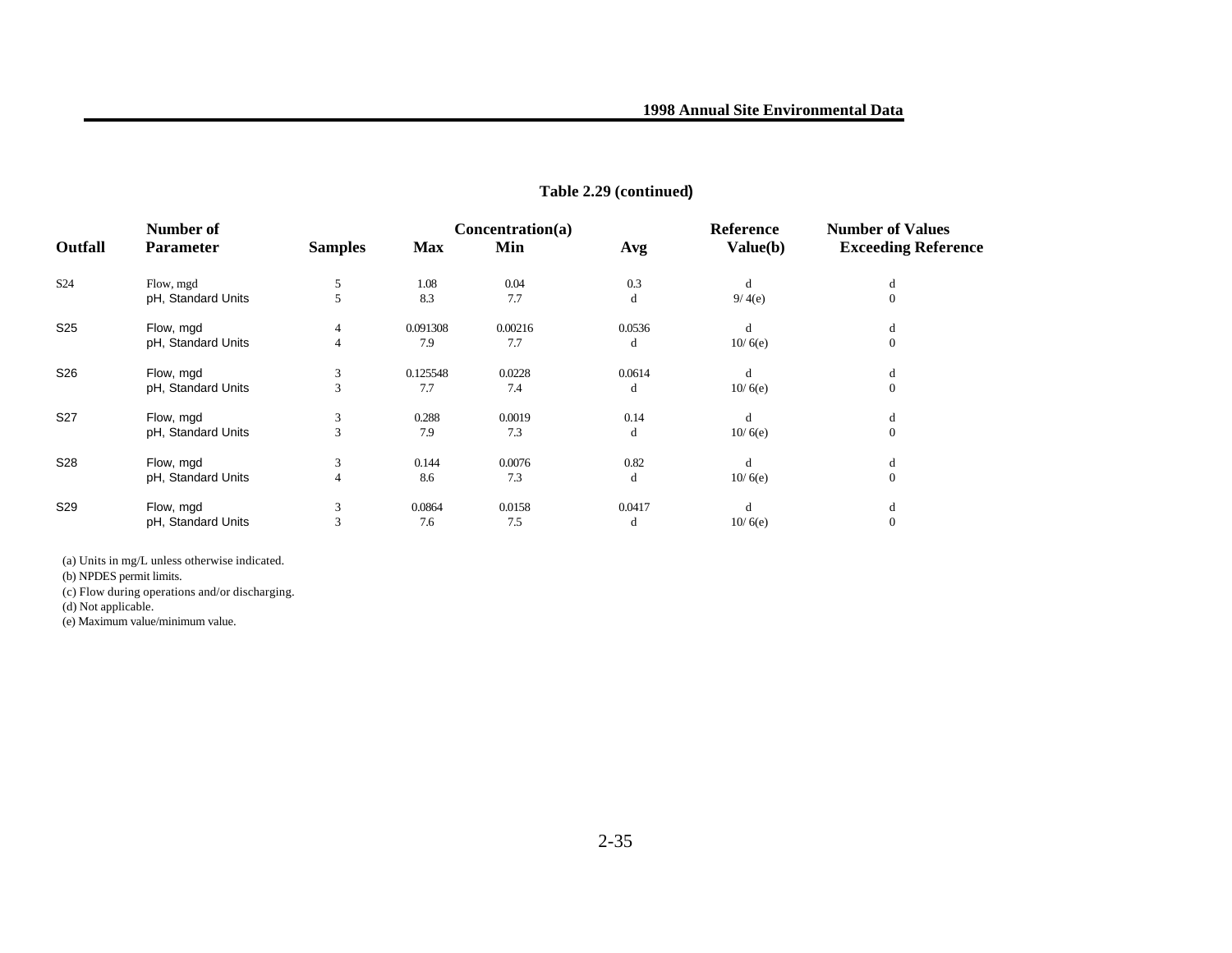## Table 2.29 (continued)

| Outfall | Parameter | Number of Samples | Concentration(a) Max | Min | Avg | Reference Value(b) | Number of Values Exceeding Reference |
|---|---|---|---|---|---|---|---|
| S24 | Flow, mgd | 5 | 1.08 | 0.04 | 0.3 | d | d |
| | pH, Standard Units | 5 | 8.3 | 7.7 | d | 9/ 4(e) | 0 |
| S25 | Flow, mgd | 4 | 0.091308 | 0.00216 | 0.0536 | d | d |
| | pH, Standard Units | 4 | 7.9 | 7.7 | d | 10/ 6(e) | 0 |
| S26 | Flow, mgd | 3 | 0.125548 | 0.0228 | 0.0614 | d | d |
| | pH, Standard Units | 3 | 7.7 | 7.4 | d | 10/ 6(e) | 0 |
| S27 | Flow, mgd | 3 | 0.288 | 0.0019 | 0.14 | d | d |
| | pH, Standard Units | 3 | 7.9 | 7.3 | d | 10/ 6(e) | 0 |
| S28 | Flow, mgd | 3 | 0.144 | 0.0076 | 0.82 | d | d |
| | pH, Standard Units | 4 | 8.6 | 7.3 | d | 10/ 6(e) | 0 |
| S29 | Flow, mgd | 3 | 0.0864 | 0.0158 | 0.0417 | d | d |
| | pH, Standard Units | 3 | 7.6 | 7.5 | d | 10/ 6(e) | 0 |

(a) Units in mg/L unless otherwise indicated.
(b) NPDES permit limits.
(c) Flow during operations and/or discharging.
(d) Not applicable.
(e) Maximum value/minimum value.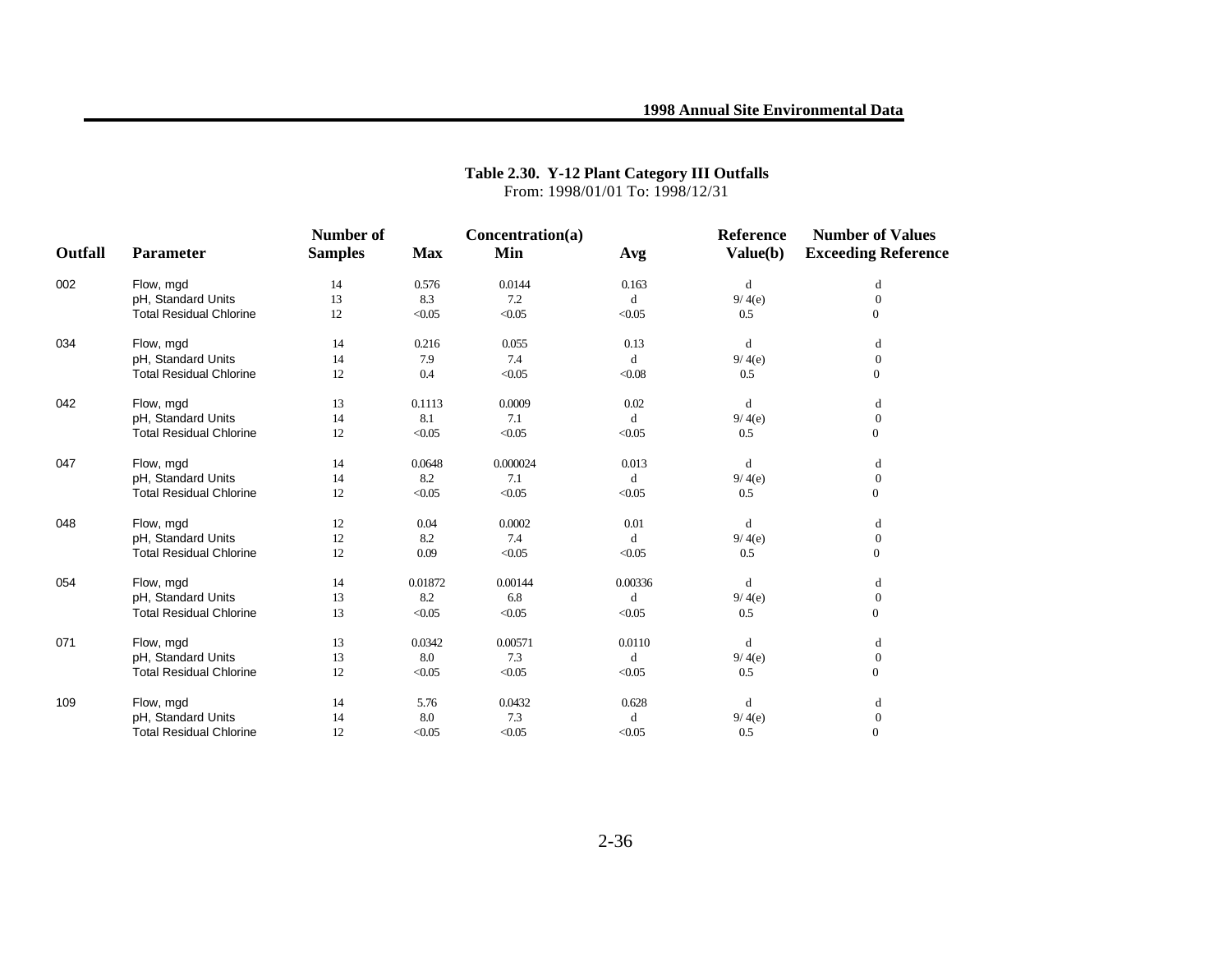**Table 2.30. Y-12 Plant Category III Outfalls**
From: 1998/01/01 To: 1998/12/31

| Outfall | Parameter | Number of Samples | Concentration(a) Max | Min | Avg | Reference Value(b) | Number of Values Exceeding Reference |
|---|---|---|---|---|---|---|---|
| 002 | Flow, mgd | 14 | 0.576 | 0.0144 | 0.163 | d | d |
| | pH, Standard Units | 13 | 8.3 | 7.2 | d | 9/ 4(e) | 0 |
| | Total Residual Chlorine | 12 | <0.05 | <0.05 | <0.05 | 0.5 | 0 |
| 034 | Flow, mgd | 14 | 0.216 | 0.055 | 0.13 | d | d |
| | pH, Standard Units | 14 | 7.9 | 7.4 | d | 9/ 4(e) | 0 |
| | Total Residual Chlorine | 12 | 0.4 | <0.05 | <0.08 | 0.5 | 0 |
| 042 | Flow, mgd | 13 | 0.1113 | 0.0009 | 0.02 | d | d |
| | pH, Standard Units | 14 | 8.1 | 7.1 | d | 9/ 4(e) | 0 |
| | Total Residual Chlorine | 12 | <0.05 | <0.05 | <0.05 | 0.5 | 0 |
| 047 | Flow, mgd | 14 | 0.0648 | 0.000024 | 0.013 | d | d |
| | pH, Standard Units | 14 | 8.2 | 7.1 | d | 9/ 4(e) | 0 |
| | Total Residual Chlorine | 12 | <0.05 | <0.05 | <0.05 | 0.5 | 0 |
| 048 | Flow, mgd | 12 | 0.04 | 0.0002 | 0.01 | d | d |
| | pH, Standard Units | 12 | 8.2 | 7.4 | d | 9/ 4(e) | 0 |
| | Total Residual Chlorine | 12 | 0.09 | <0.05 | <0.05 | 0.5 | 0 |
| 054 | Flow, mgd | 14 | 0.01872 | 0.00144 | 0.00336 | d | d |
| | pH, Standard Units | 13 | 8.2 | 6.8 | d | 9/ 4(e) | 0 |
| | Total Residual Chlorine | 13 | <0.05 | <0.05 | <0.05 | 0.5 | 0 |
| 071 | Flow, mgd | 13 | 0.0342 | 0.00571 | 0.0110 | d | d |
| | pH, Standard Units | 13 | 8.0 | 7.3 | d | 9/ 4(e) | 0 |
| | Total Residual Chlorine | 12 | <0.05 | <0.05 | <0.05 | 0.5 | 0 |
| 109 | Flow, mgd | 14 | 5.76 | 0.0432 | 0.628 | d | d |
| | pH, Standard Units | 14 | 8.0 | 7.3 | d | 9/ 4(e) | 0 |
| | Total Residual Chlorine | 12 | <0.05 | <0.05 | <0.05 | 0.5 | 0 |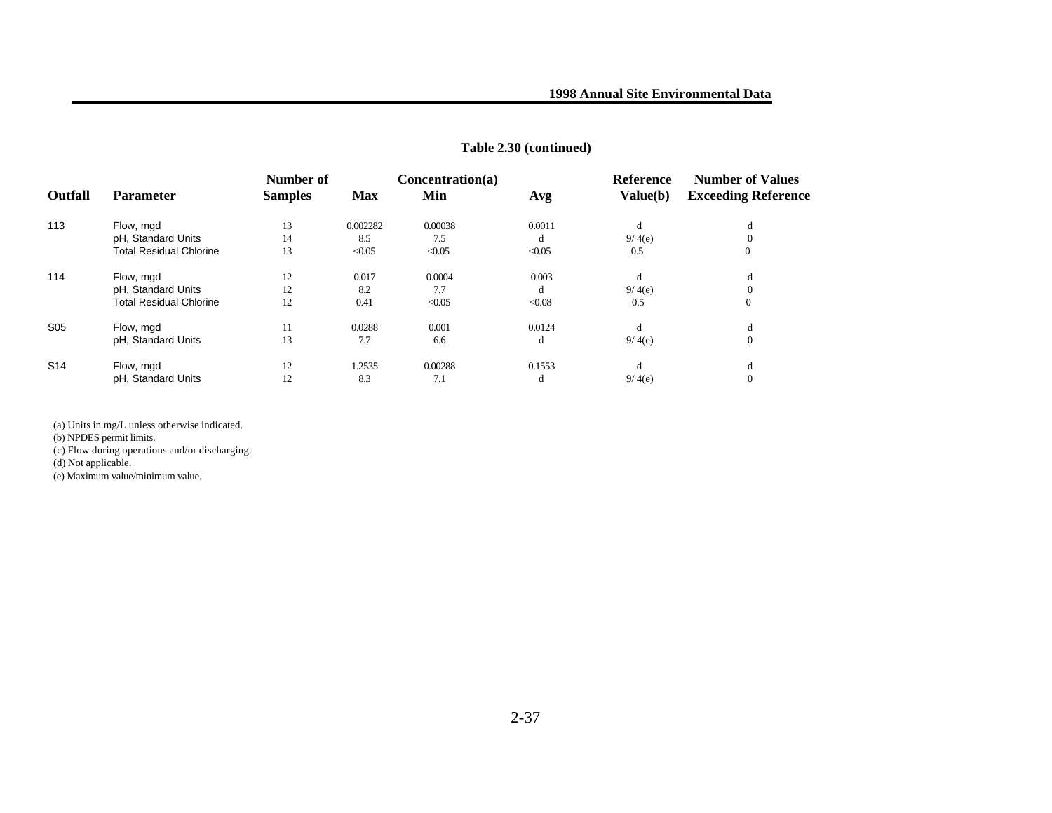**Table 2.30 (continued)**

| Outfall | Parameter | Number of Samples | Concentration(a) Max | Min | Avg | Reference Value(b) | Number of Values Exceeding Reference |
|---|---|---|---|---|---|---|---|
| 113 | Flow, mgd | 13 | 0.002282 | 0.00038 | 0.0011 | d | d |
| | pH, Standard Units | 14 | 8.5 | 7.5 | d | 9/ 4(e) | 0 |
| | Total Residual Chlorine | 13 | <0.05 | <0.05 | <0.05 | 0.5 | 0 |
| 114 | Flow, mgd | 12 | 0.017 | 0.0004 | 0.003 | d | d |
| | pH, Standard Units | 12 | 8.2 | 7.7 | d | 9/ 4(e) | 0 |
| | Total Residual Chlorine | 12 | 0.41 | <0.05 | <0.08 | 0.5 | 0 |
| S05 | Flow, mgd | 11 | 0.0288 | 0.001 | 0.0124 | d | d |
| | pH, Standard Units | 13 | 7.7 | 6.6 | d | 9/ 4(e) | 0 |
| S14 | Flow, mgd | 12 | 1.2535 | 0.00288 | 0.1553 | d | d |
| | pH, Standard Units | 12 | 8.3 | 7.1 | d | 9/ 4(e) | 0 |

(a) Units in mg/L unless otherwise indicated.
(b) NPDES permit limits.
(c) Flow during operations and/or discharging.
(d) Not applicable.
(e) Maximum value/minimum value.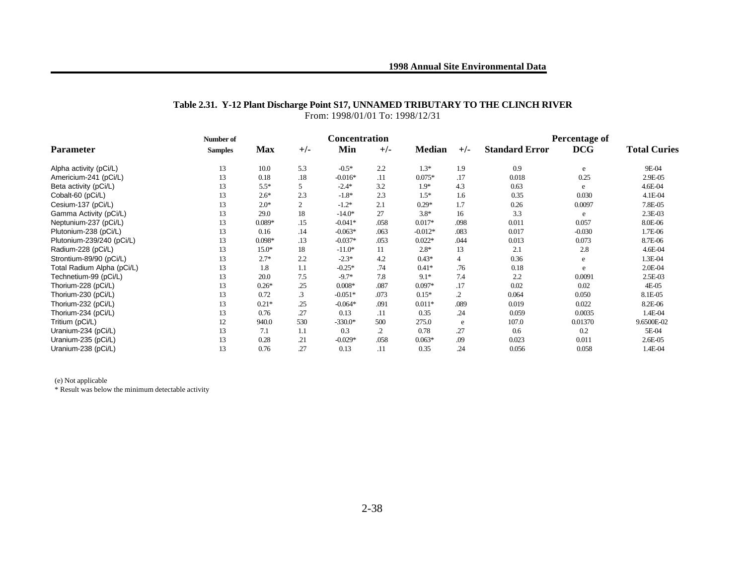**Table 2.31. Y-12 Plant Discharge Point S17, UNNAMED TRIBUTARY TO THE CLINCH RIVER**
From: 1998/01/01 To: 1998/12/31

| Parameter | Number of Samples | Concentration | | | | | | Standard Error | Percentage of DCG | Total Curies |
|---|---|---|---|---|---|---|---|---|---|---|
| | | Max | +/- | Min | +/- | Median | +/- | | | |
| Alpha activity (pCi/L) | 13 | 10.0 | 5.3 | -0.5* | 2.2 | 1.3* | 1.9 | 0.9 | e | 9E-04 |
| Americium-241 (pCi/L) | 13 | 0.18 | .18 | -0.016* | .11 | 0.075* | .17 | 0.018 | 0.25 | 2.9E-05 |
| Beta activity (pCi/L) | 13 | 5.5* | 5 | -2.4* | 3.2 | 1.9* | 4.3 | 0.63 | e | 4.6E-04 |
| Cobalt-60 (pCi/L) | 13 | 2.6* | 2.3 | -1.8* | 2.3 | 1.5* | 1.6 | 0.35 | 0.030 | 4.1E-04 |
| Cesium-137 (pCi/L) | 13 | 2.0* | 2 | -1.2* | 2.1 | 0.29* | 1.7 | 0.26 | 0.0097 | 7.8E-05 |
| Gamma Activity (pCi/L) | 13 | 29.0 | 18 | -14.0* | 27 | 3.8* | 16 | 3.3 | e | 2.3E-03 |
| Neptunium-237 (pCi/L) | 13 | 0.089* | .15 | -0.041* | .058 | 0.017* | .098 | 0.011 | 0.057 | 8.0E-06 |
| Plutonium-238 (pCi/L) | 13 | 0.16 | .14 | -0.063* | .063 | -0.012* | .083 | 0.017 | -0.030 | 1.7E-06 |
| Plutonium-239/240 (pCi/L) | 13 | 0.098* | .13 | -0.037* | .053 | 0.022* | .044 | 0.013 | 0.073 | 8.7E-06 |
| Radium-228 (pCi/L) | 13 | 15.0* | 18 | -11.0* | 11 | 2.8* | 13 | 2.1 | 2.8 | 4.6E-04 |
| Strontium-89/90 (pCi/L) | 13 | 2.7* | 2.2 | -2.3* | 4.2 | 0.43* | 4 | 0.36 | e | 1.3E-04 |
| Total Radium Alpha (pCi/L) | 13 | 1.8 | 1.1 | -0.25* | .74 | 0.41* | .76 | 0.18 | e | 2.0E-04 |
| Technetium-99 (pCi/L) | 13 | 20.0 | 7.5 | -9.7* | 7.8 | 9.1* | 7.4 | 2.2 | 0.0091 | 2.5E-03 |
| Thorium-228 (pCi/L) | 13 | 0.26* | .25 | 0.008* | .087 | 0.097* | .17 | 0.02 | 0.02 | 4E-05 |
| Thorium-230 (pCi/L) | 13 | 0.72 | .3 | -0.051* | .073 | 0.15* | .2 | 0.064 | 0.050 | 8.1E-05 |
| Thorium-232 (pCi/L) | 13 | 0.21* | .25 | -0.064* | .091 | 0.011* | .089 | 0.019 | 0.022 | 8.2E-06 |
| Thorium-234 (pCi/L) | 13 | 0.76 | .27 | 0.13 | .11 | 0.35 | .24 | 0.059 | 0.0035 | 1.4E-04 |
| Tritium (pCi/L) | 12 | 940.0 | 530 | -330.0* | 500 | 275.0 | e | 107.0 | 0.01370 | 9.6500E-02 |
| Uranium-234 (pCi/L) | 13 | 7.1 | 1.1 | 0.3 | .2 | 0.78 | .27 | 0.6 | 0.2 | 5E-04 |
| Uranium-235 (pCi/L) | 13 | 0.28 | .21 | -0.029* | .058 | 0.063* | .09 | 0.023 | 0.011 | 2.6E-05 |
| Uranium-238 (pCi/L) | 13 | 0.76 | .27 | 0.13 | .11 | 0.35 | .24 | 0.056 | 0.058 | 1.4E-04 |

(e) Not applicable
\* Result was below the minimum detectable activity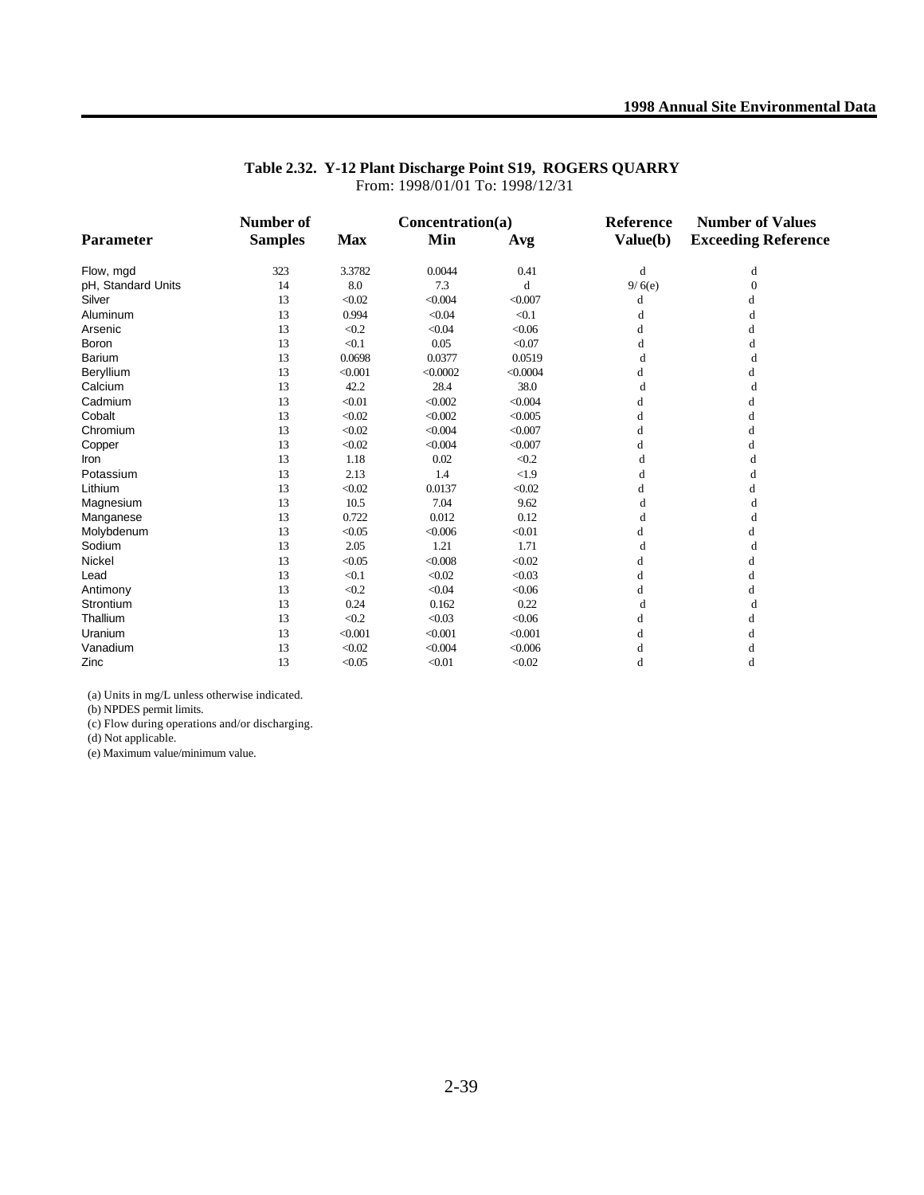**Table 2.32. Y-12 Plant Discharge Point S19, ROGERS QUARRY**
From: 1998/01/01 To: 1998/12/31

| Parameter | Number of Samples | Concentration(a) Max | Min | Avg | Reference Value(b) | Number of Values Exceeding Reference |
|---|---|---|---|---|---|---|
| Flow, mgd | 323 | 3.3782 | 0.0044 | 0.41 | d | d |
| pH, Standard Units | 14 | 8.0 | 7.3 | d | 9/ 6(e) | 0 |
| Silver | 13 | <0.02 | <0.004 | <0.007 | d | d |
| Aluminum | 13 | 0.994 | <0.04 | <0.1 | d | d |
| Arsenic | 13 | <0.2 | <0.04 | <0.06 | d | d |
| Boron | 13 | <0.1 | 0.05 | <0.07 | d | d |
| Barium | 13 | 0.0698 | 0.0377 | 0.0519 | d | d |
| Beryllium | 13 | <0.001 | <0.0002 | <0.0004 | d | d |
| Calcium | 13 | 42.2 | 28.4 | 38.0 | d | d |
| Cadmium | 13 | <0.01 | <0.002 | <0.004 | d | d |
| Cobalt | 13 | <0.02 | <0.002 | <0.005 | d | d |
| Chromium | 13 | <0.02 | <0.004 | <0.007 | d | d |
| Copper | 13 | <0.02 | <0.004 | <0.007 | d | d |
| Iron | 13 | 1.18 | 0.02 | <0.2 | d | d |
| Potassium | 13 | 2.13 | 1.4 | <1.9 | d | d |
| Lithium | 13 | <0.02 | 0.0137 | <0.02 | d | d |
| Magnesium | 13 | 10.5 | 7.04 | 9.62 | d | d |
| Manganese | 13 | 0.722 | 0.012 | 0.12 | d | d |
| Molybdenum | 13 | <0.05 | <0.006 | <0.01 | d | d |
| Sodium | 13 | 2.05 | 1.21 | 1.71 | d | d |
| Nickel | 13 | <0.05 | <0.008 | <0.02 | d | d |
| Lead | 13 | <0.1 | <0.02 | <0.03 | d | d |
| Antimony | 13 | <0.2 | <0.04 | <0.06 | d | d |
| Strontium | 13 | 0.24 | 0.162 | 0.22 | d | d |
| Thallium | 13 | <0.2 | <0.03 | <0.06 | d | d |
| Uranium | 13 | <0.001 | <0.001 | <0.001 | d | d |
| Vanadium | 13 | <0.02 | <0.004 | <0.006 | d | d |
| Zinc | 13 | <0.05 | <0.01 | <0.02 | d | d |

(a) Units in mg/L unless otherwise indicated.
(b) NPDES permit limits.
(c) Flow during operations and/or discharging.
(d) Not applicable.
(e) Maximum value/minimum value.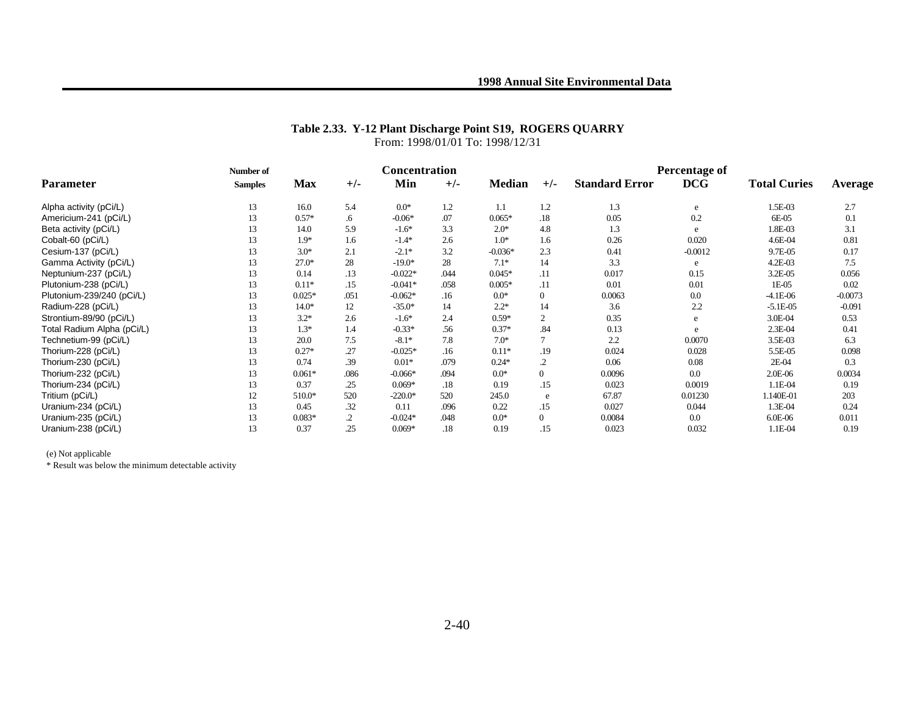### Table 2.33. Y-12 Plant Discharge Point S19, ROGERS QUARRY

From: 1998/01/01 To: 1998/12/31

| Parameter | Number of Samples | Concentration Max | +/- | Min | +/- | Median | +/- | Standard Error | Percentage of DCG | Total Curies | Average |
|---|---|---|---|---|---|---|---|---|---|---|---|
| Alpha activity (pCi/L) | 13 | 16.0 | 5.4 | 0.0* | 1.2 | 1.1 | 1.2 | 1.3 | e | 1.5E-03 | 2.7 |
| Americium-241 (pCi/L) | 13 | 0.57* | .6 | -0.06* | .07 | 0.065* | .18 | 0.05 | 0.2 | 6E-05 | 0.1 |
| Beta activity (pCi/L) | 13 | 14.0 | 5.9 | -1.6* | 3.3 | 2.0* | 4.8 | 1.3 | e | 1.8E-03 | 3.1 |
| Cobalt-60 (pCi/L) | 13 | 1.9* | 1.6 | -1.4* | 2.6 | 1.0* | 1.6 | 0.26 | 0.020 | 4.6E-04 | 0.81 |
| Cesium-137 (pCi/L) | 13 | 3.0* | 2.1 | -2.1* | 3.2 | -0.036* | 2.3 | 0.41 | -0.0012 | 9.7E-05 | 0.17 |
| Gamma Activity (pCi/L) | 13 | 27.0* | 28 | -19.0* | 28 | 7.1* | 14 | 3.3 | e | 4.2E-03 | 7.5 |
| Neptunium-237 (pCi/L) | 13 | 0.14 | .13 | -0.022* | .044 | 0.045* | .11 | 0.017 | 0.15 | 3.2E-05 | 0.056 |
| Plutonium-238 (pCi/L) | 13 | 0.11* | .15 | -0.041* | .058 | 0.005* | .11 | 0.01 | 0.01 | 1E-05 | 0.02 |
| Plutonium-239/240 (pCi/L) | 13 | 0.025* | .051 | -0.062* | .16 | 0.0* | 0 | 0.0063 | 0.0 | -4.1E-06 | -0.0073 |
| Radium-228 (pCi/L) | 13 | 14.0* | 12 | -35.0* | 14 | 2.2* | 14 | 3.6 | 2.2 | -5.1E-05 | -0.091 |
| Strontium-89/90 (pCi/L) | 13 | 3.2* | 2.6 | -1.6* | 2.4 | 0.59* | 2 | 0.35 | e | 3.0E-04 | 0.53 |
| Total Radium Alpha (pCi/L) | 13 | 1.3* | 1.4 | -0.33* | .56 | 0.37* | .84 | 0.13 | e | 2.3E-04 | 0.41 |
| Technetium-99 (pCi/L) | 13 | 20.0 | 7.5 | -8.1* | 7.8 | 7.0* | 7 | 2.2 | 0.0070 | 3.5E-03 | 6.3 |
| Thorium-228 (pCi/L) | 13 | 0.27* | .27 | -0.025* | .16 | 0.11* | .19 | 0.024 | 0.028 | 5.5E-05 | 0.098 |
| Thorium-230 (pCi/L) | 13 | 0.74 | .39 | 0.01* | .079 | 0.24* | .2 | 0.06 | 0.08 | 2E-04 | 0.3 |
| Thorium-232 (pCi/L) | 13 | 0.061* | .086 | -0.066* | .094 | 0.0* | 0 | 0.0096 | 0.0 | 2.0E-06 | 0.0034 |
| Thorium-234 (pCi/L) | 13 | 0.37 | .25 | 0.069* | .18 | 0.19 | .15 | 0.023 | 0.0019 | 1.1E-04 | 0.19 |
| Tritium (pCi/L) | 12 | 510.0* | 520 | -220.0* | 520 | 245.0 | e | 67.87 | 0.01230 | 1.140E-01 | 203 |
| Uranium-234 (pCi/L) | 13 | 0.45 | .32 | 0.11 | .096 | 0.22 | .15 | 0.027 | 0.044 | 1.3E-04 | 0.24 |
| Uranium-235 (pCi/L) | 13 | 0.083* | .2 | -0.024* | .048 | 0.0* | 0 | 0.0084 | 0.0 | 6.0E-06 | 0.011 |
| Uranium-238 (pCi/L) | 13 | 0.37 | .25 | 0.069* | .18 | 0.19 | .15 | 0.023 | 0.032 | 1.1E-04 | 0.19 |

(e) Not applicable

* Result was below the minimum detectable activity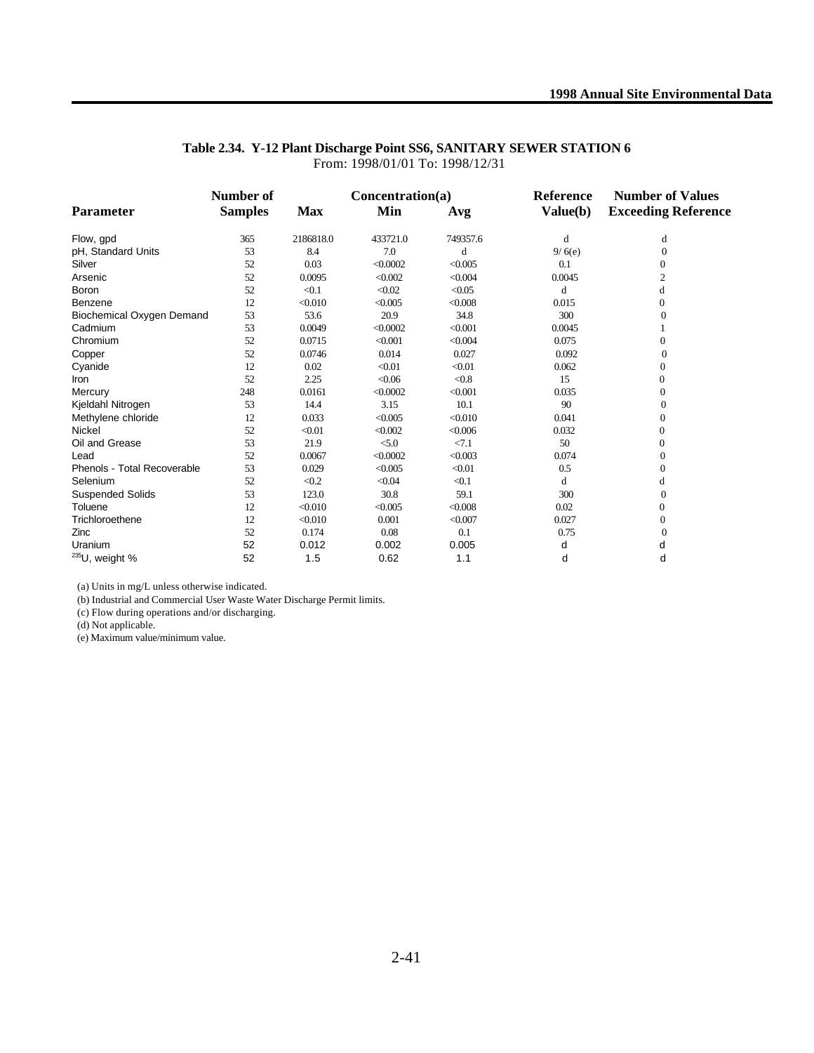**Table 2.34. Y-12 Plant Discharge Point SS6, SANITARY SEWER STATION 6**

From: 1998/01/01 To: 1998/12/31

| Parameter | Number of Samples | Concentration(a) Max | Min | Avg | Reference Value(b) | Number of Values Exceeding Reference |
|---|---|---|---|---|---|---|
| Flow, gpd | 365 | 2186818.0 | 433721.0 | 749357.6 | d | d |
| pH, Standard Units | 53 | 8.4 | 7.0 | d | 9/ 6(e) | 0 |
| Silver | 52 | 0.03 | <0.0002 | <0.005 | 0.1 | 0 |
| Arsenic | 52 | 0.0095 | <0.002 | <0.004 | 0.0045 | 2 |
| Boron | 52 | <0.1 | <0.02 | <0.05 | d | d |
| Benzene | 12 | <0.010 | <0.005 | <0.008 | 0.015 | 0 |
| Biochemical Oxygen Demand | 53 | 53.6 | 20.9 | 34.8 | 300 | 0 |
| Cadmium | 53 | 0.0049 | <0.0002 | <0.001 | 0.0045 | 1 |
| Chromium | 52 | 0.0715 | <0.001 | <0.004 | 0.075 | 0 |
| Copper | 52 | 0.0746 | 0.014 | 0.027 | 0.092 | 0 |
| Cyanide | 12 | 0.02 | <0.01 | <0.01 | 0.062 | 0 |
| Iron | 52 | 2.25 | <0.06 | <0.8 | 15 | 0 |
| Mercury | 248 | 0.0161 | <0.0002 | <0.001 | 0.035 | 0 |
| Kjeldahl Nitrogen | 53 | 14.4 | 3.15 | 10.1 | 90 | 0 |
| Methylene chloride | 12 | 0.033 | <0.005 | <0.010 | 0.041 | 0 |
| Nickel | 52 | <0.01 | <0.002 | <0.006 | 0.032 | 0 |
| Oil and Grease | 53 | 21.9 | <5.0 | <7.1 | 50 | 0 |
| Lead | 52 | 0.0067 | <0.0002 | <0.003 | 0.074 | 0 |
| Phenols - Total Recoverable | 53 | 0.029 | <0.005 | <0.01 | 0.5 | 0 |
| Selenium | 52 | <0.2 | <0.04 | <0.1 | d | d |
| Suspended Solids | 53 | 123.0 | 30.8 | 59.1 | 300 | 0 |
| Toluene | 12 | <0.010 | <0.005 | <0.008 | 0.02 | 0 |
| Trichloroethene | 12 | <0.010 | 0.001 | <0.007 | 0.027 | 0 |
| Zinc | 52 | 0.174 | 0.08 | 0.1 | 0.75 | 0 |
| Uranium | 52 | 0.012 | 0.002 | 0.005 | d | d |
| $^{235}U$, weight % | 52 | 1.5 | 0.62 | 1.1 | d | d |

(a) Units in mg/L unless otherwise indicated.

(b) Industrial and Commercial User Waste Water Discharge Permit limits.

(c) Flow during operations and/or discharging.

(d) Not applicable.

(e) Maximum value/minimum value.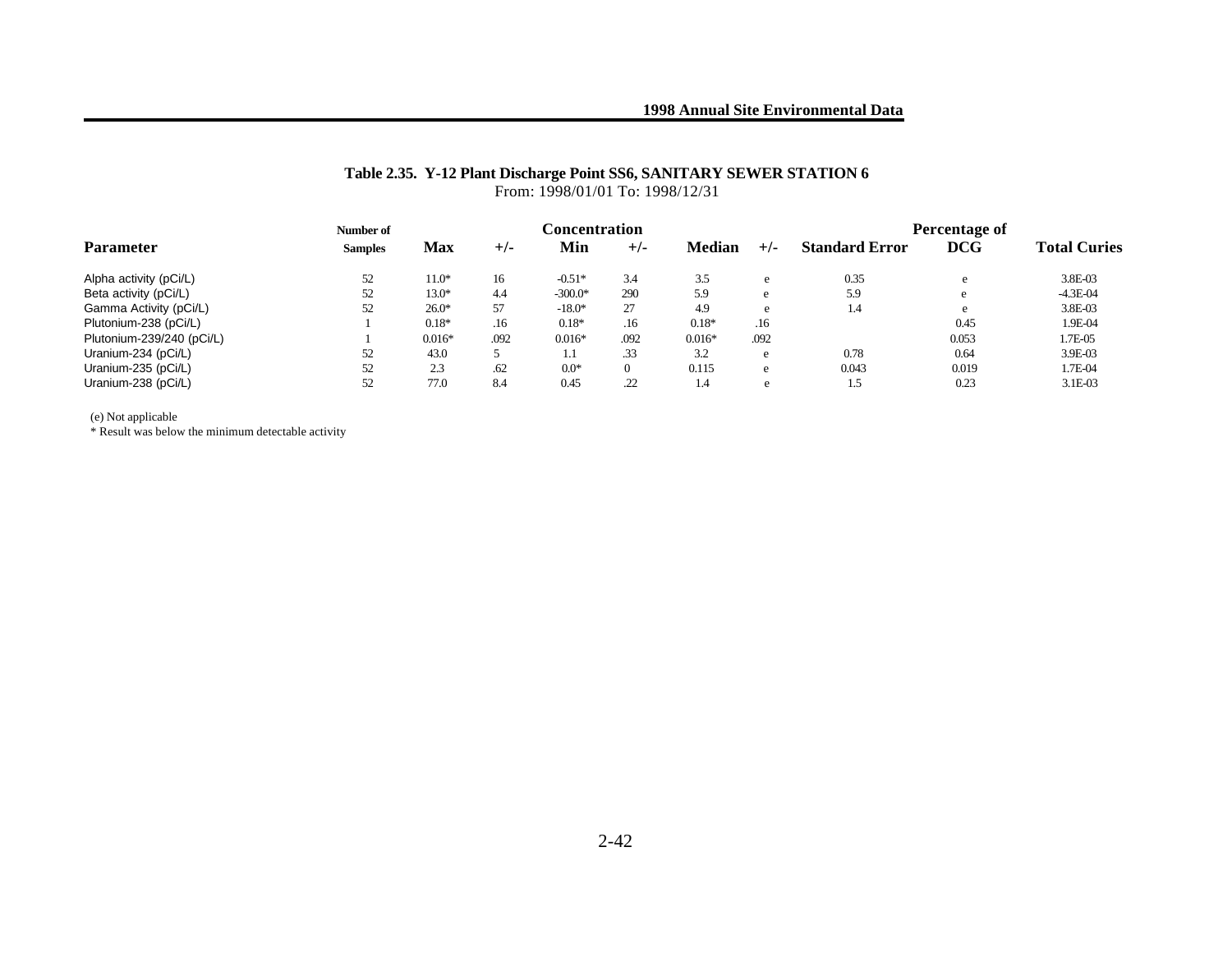**Table 2.35. Y-12 Plant Discharge Point SS6, SANITARY SEWER STATION 6**

From: 1998/01/01 To: 1998/12/31

| Parameter | Number of Samples | Concentration Max | +/- | Min | +/- | Median | +/- | Standard Error | Percentage of DCG | Total Curies |
|---|---|---|---|---|---|---|---|---|---|---|
| Alpha activity (pCi/L) | 52 | 11.0* | 16 | -0.51* | 3.4 | 3.5 | e | 0.35 | e | 3.8E-03 |
| Beta activity (pCi/L) | 52 | 13.0* | 4.4 | -300.0* | 290 | 5.9 | e | 5.9 | e | -4.3E-04 |
| Gamma Activity (pCi/L) | 52 | 26.0* | 57 | -18.0* | 27 | 4.9 | e | 1.4 | e | 3.8E-03 |
| Plutonium-238 (pCi/L) | 1 | 0.18* | .16 | 0.18* | .16 | 0.18* | .16 | | 0.45 | 1.9E-04 |
| Plutonium-239/240 (pCi/L) | 1 | 0.016* | .092 | 0.016* | .092 | 0.016* | .092 | | 0.053 | 1.7E-05 |
| Uranium-234 (pCi/L) | 52 | 43.0 | 5 | 1.1 | .33 | 3.2 | e | 0.78 | 0.64 | 3.9E-03 |
| Uranium-235 (pCi/L) | 52 | 2.3 | .62 | 0.0* | 0 | 0.115 | e | 0.043 | 0.019 | 1.7E-04 |
| Uranium-238 (pCi/L) | 52 | 77.0 | 8.4 | 0.45 | .22 | 1.4 | e | 1.5 | 0.23 | 3.1E-03 |

(e) Not applicable

* Result was below the minimum detectable activity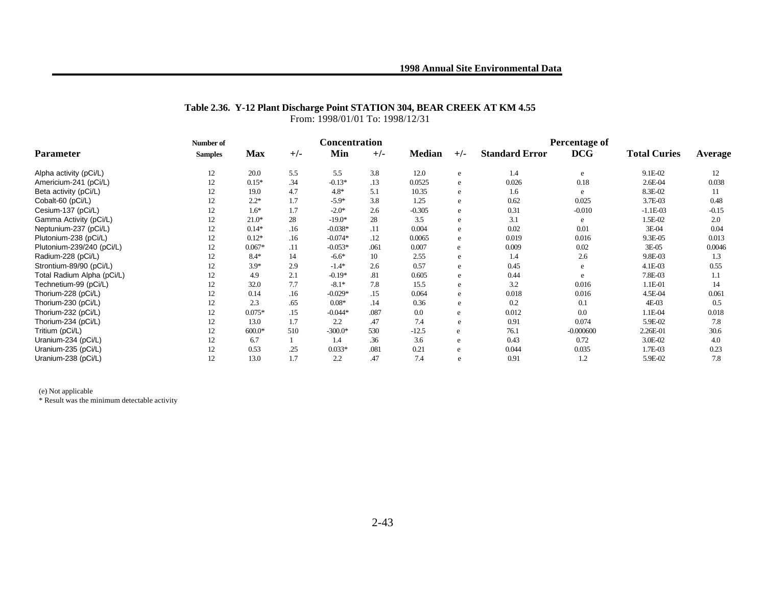**Table 2.36. Y-12 Plant Discharge Point STATION 304, BEAR CREEK AT KM 4.55**

From: 1998/01/01 To: 1998/12/31

| Parameter | Number of Samples | Concentration Max | +/- | Min | +/- | Median | +/- | Standard Error | Percentage of DCG | Total Curies | Average |
|---|---|---|---|---|---|---|---|---|---|---|---|
| Alpha activity (pCi/L) | 12 | 20.0 | 5.5 | 5.5 | 3.8 | 12.0 | e | 1.4 | e | 9.1E-02 | 12 |
| Americium-241 (pCi/L) | 12 | 0.15* | .34 | -0.13* | .13 | 0.0525 | e | 0.026 | 0.18 | 2.6E-04 | 0.038 |
| Beta activity (pCi/L) | 12 | 19.0 | 4.7 | 4.8* | 5.1 | 10.35 | e | 1.6 | e | 8.3E-02 | 11 |
| Cobalt-60 (pCi/L) | 12 | 2.2* | 1.7 | -5.9* | 3.8 | 1.25 | e | 0.62 | 0.025 | 3.7E-03 | 0.48 |
| Cesium-137 (pCi/L) | 12 | 1.6* | 1.7 | -2.0* | 2.6 | -0.305 | e | 0.31 | -0.010 | -1.1E-03 | -0.15 |
| Gamma Activity (pCi/L) | 12 | 21.0* | 28 | -19.0* | 28 | 3.5 | e | 3.1 | e | 1.5E-02 | 2.0 |
| Neptunium-237 (pCi/L) | 12 | 0.14* | .16 | -0.038* | .11 | 0.004 | e | 0.02 | 0.01 | 3E-04 | 0.04 |
| Plutonium-238 (pCi/L) | 12 | 0.12* | .16 | -0.074* | .12 | 0.0065 | e | 0.019 | 0.016 | 9.3E-05 | 0.013 |
| Plutonium-239/240 (pCi/L) | 12 | 0.067* | .11 | -0.053* | .061 | 0.007 | e | 0.009 | 0.02 | 3E-05 | 0.0046 |
| Radium-228 (pCi/L) | 12 | 8.4* | 14 | -6.6* | 10 | 2.55 | e | 1.4 | 2.6 | 9.8E-03 | 1.3 |
| Strontium-89/90 (pCi/L) | 12 | 3.9* | 2.9 | -1.4* | 2.6 | 0.57 | e | 0.45 | e | 4.1E-03 | 0.55 |
| Total Radium Alpha (pCi/L) | 12 | 4.9 | 2.1 | -0.19* | .81 | 0.605 | e | 0.44 | e | 7.8E-03 | 1.1 |
| Technetium-99 (pCi/L) | 12 | 32.0 | 7.7 | -8.1* | 7.8 | 15.5 | e | 3.2 | 0.016 | 1.1E-01 | 14 |
| Thorium-228 (pCi/L) | 12 | 0.14 | .16 | -0.029* | .15 | 0.064 | e | 0.018 | 0.016 | 4.5E-04 | 0.061 |
| Thorium-230 (pCi/L) | 12 | 2.3 | .65 | 0.08* | .14 | 0.36 | e | 0.2 | 0.1 | 4E-03 | 0.5 |
| Thorium-232 (pCi/L) | 12 | 0.075* | .15 | -0.044* | .087 | 0.0 | e | 0.012 | 0.0 | 1.1E-04 | 0.018 |
| Thorium-234 (pCi/L) | 12 | 13.0 | 1.7 | 2.2 | .47 | 7.4 | e | 0.91 | 0.074 | 5.9E-02 | 7.8 |
| Tritium (pCi/L) | 12 | 600.0* | 510 | -300.0* | 530 | -12.5 | e | 76.1 | -0.000600 | 2.26E-01 | 30.6 |
| Uranium-234 (pCi/L) | 12 | 6.7 | 1 | 1.4 | .36 | 3.6 | e | 0.43 | 0.72 | 3.0E-02 | 4.0 |
| Uranium-235 (pCi/L) | 12 | 0.53 | .25 | 0.033* | .081 | 0.21 | e | 0.044 | 0.035 | 1.7E-03 | 0.23 |
| Uranium-238 (pCi/L) | 12 | 13.0 | 1.7 | 2.2 | .47 | 7.4 | e | 0.91 | 1.2 | 5.9E-02 | 7.8 |

(e) Not applicable

\* Result was the minimum detectable activity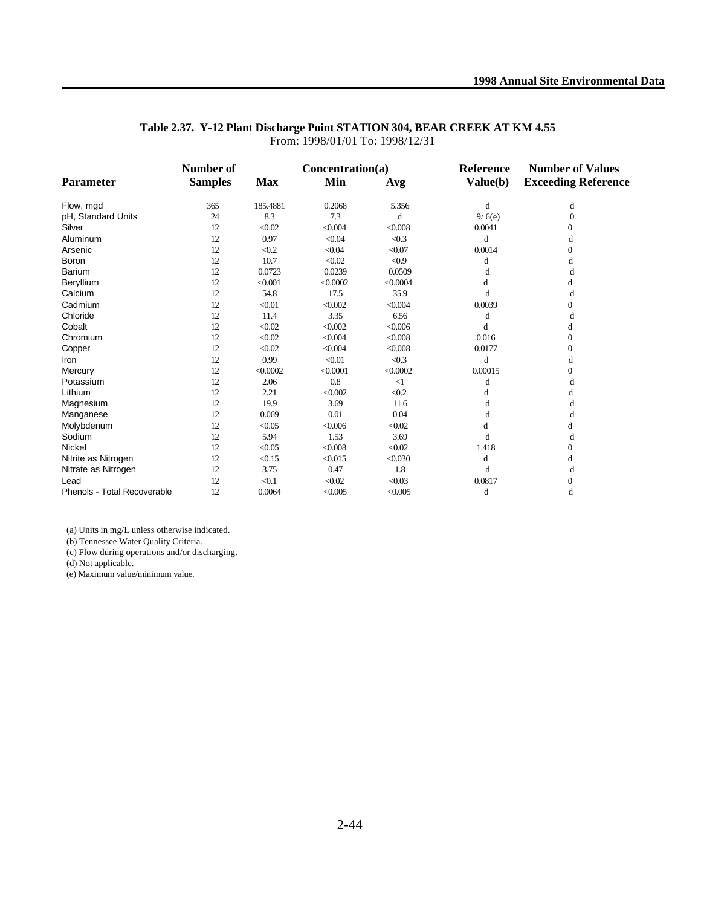**Table 2.37. Y-12 Plant Discharge Point STATION 304, BEAR CREEK AT KM 4.55**
From: 1998/01/01 To: 1998/12/31

| Parameter | Number of Samples | Concentration(a) Max | Min | Avg | Reference Value(b) | Number of Values Exceeding Reference |
|---|---|---|---|---|---|---|
| Flow, mgd | 365 | 185.4881 | 0.2068 | 5.356 | d | d |
| pH, Standard Units | 24 | 8.3 | 7.3 | d | 9/ 6(e) | 0 |
| Silver | 12 | <0.02 | <0.004 | <0.008 | 0.0041 | 0 |
| Aluminum | 12 | 0.97 | <0.04 | <0.3 | d | d |
| Arsenic | 12 | <0.2 | <0.04 | <0.07 | 0.0014 | 0 |
| Boron | 12 | 10.7 | <0.02 | <0.9 | d | d |
| Barium | 12 | 0.0723 | 0.0239 | 0.0509 | d | d |
| Beryllium | 12 | <0.001 | <0.0002 | <0.0004 | d | d |
| Calcium | 12 | 54.8 | 17.5 | 35.9 | d | d |
| Cadmium | 12 | <0.01 | <0.002 | <0.004 | 0.0039 | 0 |
| Chloride | 12 | 11.4 | 3.35 | 6.56 | d | d |
| Cobalt | 12 | <0.02 | <0.002 | <0.006 | d | d |
| Chromium | 12 | <0.02 | <0.004 | <0.008 | 0.016 | 0 |
| Copper | 12 | <0.02 | <0.004 | <0.008 | 0.0177 | 0 |
| Iron | 12 | 0.99 | <0.01 | <0.3 | d | d |
| Mercury | 12 | <0.0002 | <0.0001 | <0.0002 | 0.00015 | 0 |
| Potassium | 12 | 2.06 | 0.8 | <1 | d | d |
| Lithium | 12 | 2.21 | <0.002 | <0.2 | d | d |
| Magnesium | 12 | 19.9 | 3.69 | 11.6 | d | d |
| Manganese | 12 | 0.069 | 0.01 | 0.04 | d | d |
| Molybdenum | 12 | <0.05 | <0.006 | <0.02 | d | d |
| Sodium | 12 | 5.94 | 1.53 | 3.69 | d | d |
| Nickel | 12 | <0.05 | <0.008 | <0.02 | 1.418 | 0 |
| Nitrite as Nitrogen | 12 | <0.15 | <0.015 | <0.030 | d | d |
| Nitrate as Nitrogen | 12 | 3.75 | 0.47 | 1.8 | d | d |
| Lead | 12 | <0.1 | <0.02 | <0.03 | 0.0817 | 0 |
| Phenols - Total Recoverable | 12 | 0.0064 | <0.005 | <0.005 | d | d |

(a) Units in mg/L unless otherwise indicated.
(b) Tennessee Water Quality Criteria.
(c) Flow during operations and/or discharging.
(d) Not applicable.
(e) Maximum value/minimum value.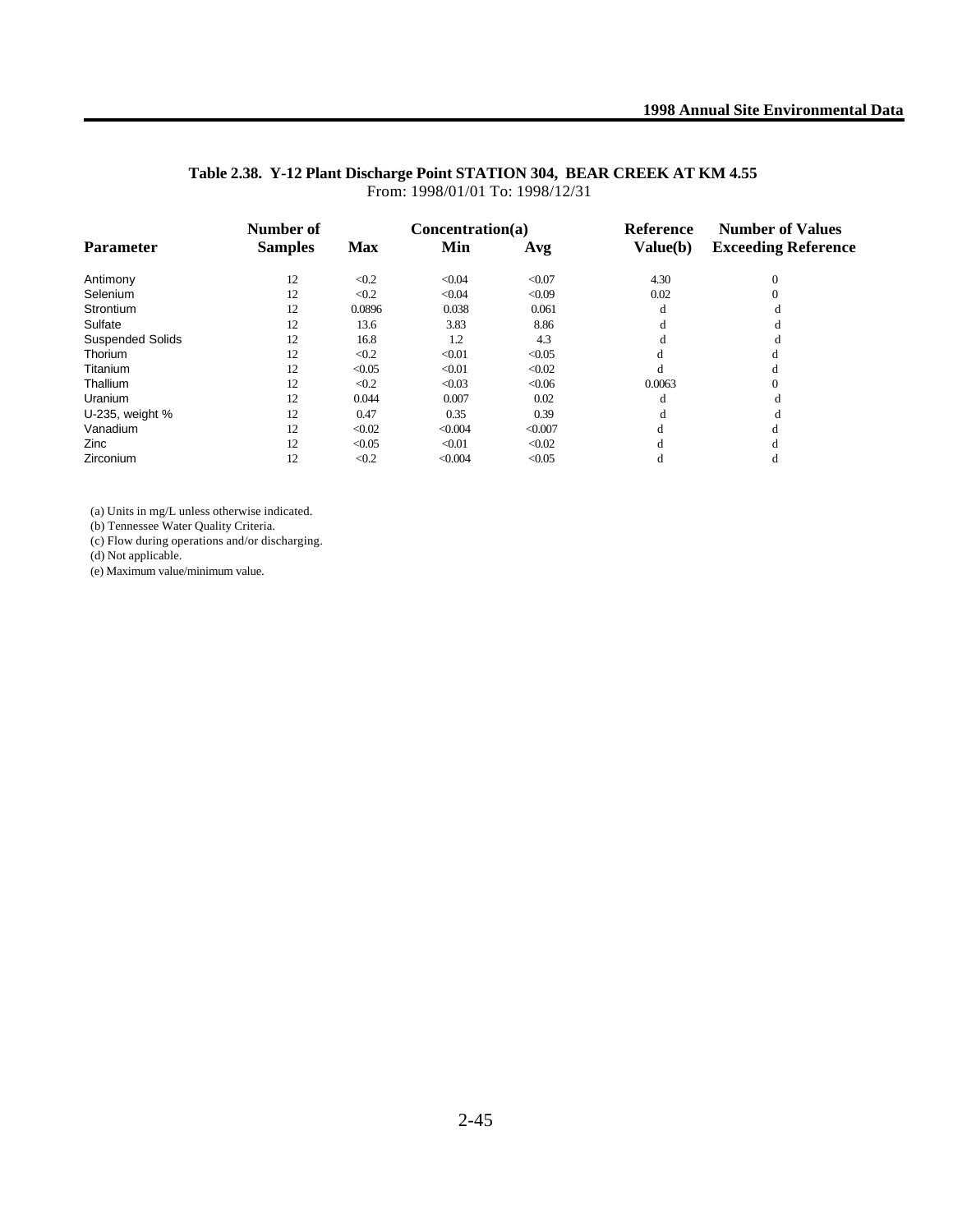**Table 2.38. Y-12 Plant Discharge Point STATION 304, BEAR CREEK AT KM 4.55**
From: 1998/01/01 To: 1998/12/31

| Parameter | Number of Samples | Concentration(a) Max | Min | Avg | Reference Value(b) | Number of Values Exceeding Reference |
|---|---|---|---|---|---|---|
| Antimony | 12 | <0.2 | <0.04 | <0.07 | 4.30 | 0 |
| Selenium | 12 | <0.2 | <0.04 | <0.09 | 0.02 | 0 |
| Strontium | 12 | 0.0896 | 0.038 | 0.061 | d | d |
| Sulfate | 12 | 13.6 | 3.83 | 8.86 | d | d |
| Suspended Solids | 12 | 16.8 | 1.2 | 4.3 | d | d |
| Thorium | 12 | <0.2 | <0.01 | <0.05 | d | d |
| Titanium | 12 | <0.05 | <0.01 | <0.02 | d | d |
| Thallium | 12 | <0.2 | <0.03 | <0.06 | 0.0063 | 0 |
| Uranium | 12 | 0.044 | 0.007 | 0.02 | d | d |
| U-235, weight % | 12 | 0.47 | 0.35 | 0.39 | d | d |
| Vanadium | 12 | <0.02 | <0.004 | <0.007 | d | d |
| Zinc | 12 | <0.05 | <0.01 | <0.02 | d | d |
| Zirconium | 12 | <0.2 | <0.004 | <0.05 | d | d |

(a) Units in mg/L unless otherwise indicated.
(b) Tennessee Water Quality Criteria.
(c) Flow during operations and/or discharging.
(d) Not applicable.
(e) Maximum value/minimum value.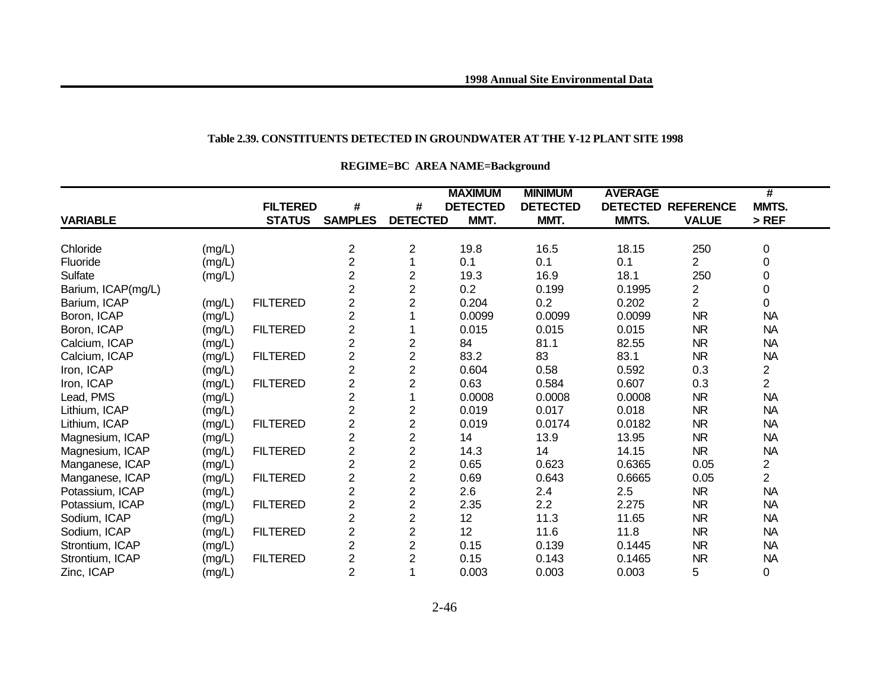**Table 2.39. CONSTITUENTS DETECTED IN GROUNDWATER AT THE Y-12 PLANT SITE 1998**

**REGIME=BC AREA NAME=Background**

| VARIABLE | | FILTERED STATUS | # SAMPLES | # DETECTED | MAXIMUM DETECTED MMT. | MINIMUM DETECTED MMT. | AVERAGE DETECTED MMTS. | REFERENCE VALUE | # MMTS. > REF |
|---|---|---|---|---|---|---|---|---|---|
| Chloride | (mg/L) | | 2 | 2 | 19.8 | 16.5 | 18.15 | 250 | 0 |
| Fluoride | (mg/L) | | 2 | 1 | 0.1 | 0.1 | 0.1 | 2 | 0 |
| Sulfate | (mg/L) | | 2 | 2 | 19.3 | 16.9 | 18.1 | 250 | 0 |
| Barium, ICAP(mg/L) | | | 2 | 2 | 0.2 | 0.199 | 0.1995 | 2 | 0 |
| Barium, ICAP | (mg/L) | FILTERED | 2 | 2 | 0.204 | 0.2 | 0.202 | 2 | 0 |
| Boron, ICAP | (mg/L) | | 2 | 1 | 0.0099 | 0.0099 | 0.0099 | NR | NA |
| Boron, ICAP | (mg/L) | FILTERED | 2 | 1 | 0.015 | 0.015 | 0.015 | NR | NA |
| Calcium, ICAP | (mg/L) | | 2 | 2 | 84 | 81.1 | 82.55 | NR | NA |
| Calcium, ICAP | (mg/L) | FILTERED | 2 | 2 | 83.2 | 83 | 83.1 | NR | NA |
| Iron, ICAP | (mg/L) | | 2 | 2 | 0.604 | 0.58 | 0.592 | 0.3 | 2 |
| Iron, ICAP | (mg/L) | FILTERED | 2 | 2 | 0.63 | 0.584 | 0.607 | 0.3 | 2 |
| Lead, PMS | (mg/L) | | 2 | 1 | 0.0008 | 0.0008 | 0.0008 | NR | NA |
| Lithium, ICAP | (mg/L) | | 2 | 2 | 0.019 | 0.017 | 0.018 | NR | NA |
| Lithium, ICAP | (mg/L) | FILTERED | 2 | 2 | 0.019 | 0.0174 | 0.0182 | NR | NA |
| Magnesium, ICAP | (mg/L) | | 2 | 2 | 14 | 13.9 | 13.95 | NR | NA |
| Magnesium, ICAP | (mg/L) | FILTERED | 2 | 2 | 14.3 | 14 | 14.15 | NR | NA |
| Manganese, ICAP | (mg/L) | | 2 | 2 | 0.65 | 0.623 | 0.6365 | 0.05 | 2 |
| Manganese, ICAP | (mg/L) | FILTERED | 2 | 2 | 0.69 | 0.643 | 0.6665 | 0.05 | 2 |
| Potassium, ICAP | (mg/L) | | 2 | 2 | 2.6 | 2.4 | 2.5 | NR | NA |
| Potassium, ICAP | (mg/L) | FILTERED | 2 | 2 | 2.35 | 2.2 | 2.275 | NR | NA |
| Sodium, ICAP | (mg/L) | | 2 | 2 | 12 | 11.3 | 11.65 | NR | NA |
| Sodium, ICAP | (mg/L) | FILTERED | 2 | 2 | 12 | 11.6 | 11.8 | NR | NA |
| Strontium, ICAP | (mg/L) | | 2 | 2 | 0.15 | 0.139 | 0.1445 | NR | NA |
| Strontium, ICAP | (mg/L) | FILTERED | 2 | 2 | 0.15 | 0.143 | 0.1465 | NR | NA |
| Zinc, ICAP | (mg/L) | | 2 | 1 | 0.003 | 0.003 | 0.003 | 5 | 0 |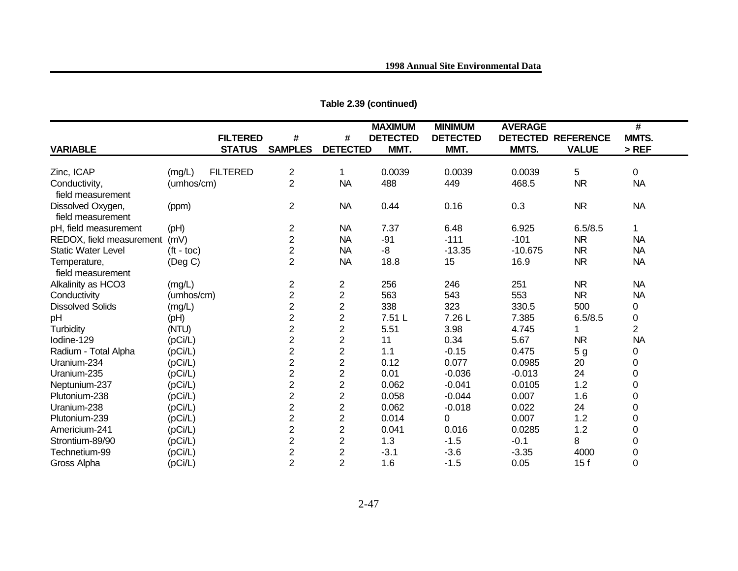**Table 2.39 (continued)**

| VARIABLE | | FILTERED STATUS | # SAMPLES | # DETECTED | MAXIMUM DETECTED MMT. | MINIMUM DETECTED MMT. | AVERAGE DETECTED MMTS. | REFERENCE VALUE | # MMTS. > REF |
|---|---|---|---|---|---|---|---|---|---|
| Zinc, ICAP | (mg/L) | FILTERED | 2 | 1 | 0.0039 | 0.0039 | 0.0039 | 5 | 0 |
| Conductivity, field measurement | (umhos/cm) | | 2 | NA | 488 | 449 | 468.5 | NR | NA |
| Dissolved Oxygen, field measurement | (ppm) | | 2 | NA | 0.44 | 0.16 | 0.3 | NR | NA |
| pH, field measurement | (pH) | | 2 | NA | 7.37 | 6.48 | 6.925 | 6.5/8.5 | 1 |
| REDOX, field measurement | (mV) | | 2 | NA | -91 | -111 | -101 | NR | NA |
| Static Water Level | (ft - toc) | | 2 | NA | -8 | -13.35 | -10.675 | NR | NA |
| Temperature, field measurement | (Deg C) | | 2 | NA | 18.8 | 15 | 16.9 | NR | NA |
| Alkalinity as HCO3 | (mg/L) | | 2 | 2 | 256 | 246 | 251 | NR | NA |
| Conductivity | (umhos/cm) | | 2 | 2 | 563 | 543 | 553 | NR | NA |
| Dissolved Solids | (mg/L) | | 2 | 2 | 338 | 323 | 330.5 | 500 | 0 |
| pH | (pH) | | 2 | 2 | 7.51 L | 7.26 L | 7.385 | 6.5/8.5 | 0 |
| Turbidity | (NTU) | | 2 | 2 | 5.51 | 3.98 | 4.745 | 1 | 2 |
| Iodine-129 | (pCi/L) | | 2 | 2 | 11 | 0.34 | 5.67 | NR | NA |
| Radium - Total Alpha | (pCi/L) | | 2 | 2 | 1.1 | -0.15 | 0.475 | 5 g | 0 |
| Uranium-234 | (pCi/L) | | 2 | 2 | 0.12 | 0.077 | 0.0985 | 20 | 0 |
| Uranium-235 | (pCi/L) | | 2 | 2 | 0.01 | -0.036 | -0.013 | 24 | 0 |
| Neptunium-237 | (pCi/L) | | 2 | 2 | 0.062 | -0.041 | 0.0105 | 1.2 | 0 |
| Plutonium-238 | (pCi/L) | | 2 | 2 | 0.058 | -0.044 | 0.007 | 1.6 | 0 |
| Uranium-238 | (pCi/L) | | 2 | 2 | 0.062 | -0.018 | 0.022 | 24 | 0 |
| Plutonium-239 | (pCi/L) | | 2 | 2 | 0.014 | 0 | 0.007 | 1.2 | 0 |
| Americium-241 | (pCi/L) | | 2 | 2 | 0.041 | 0.016 | 0.0285 | 1.2 | 0 |
| Strontium-89/90 | (pCi/L) | | 2 | 2 | 1.3 | -1.5 | -0.1 | 8 | 0 |
| Technetium-99 | (pCi/L) | | 2 | 2 | -3.1 | -3.6 | -3.35 | 4000 | 0 |
| Gross Alpha | (pCi/L) | | 2 | 2 | 1.6 | -1.5 | 0.05 | 15 f | 0 |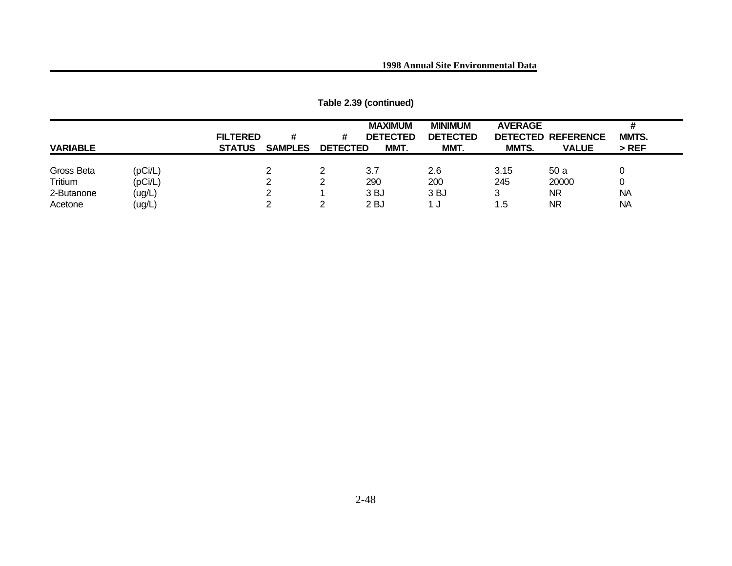**Table 2.39 (continued)**

| VARIABLE | | FILTERED STATUS | # SAMPLES | # DETECTED | MAXIMUM DETECTED MMT. | MINIMUM DETECTED MMT. | AVERAGE DETECTED MMTS. | REFERENCE VALUE | # MMTS. > REF |
|---|---|---|---|---|---|---|---|---|---|
| Gross Beta | (pCi/L) | | 2 | 2 | 3.7 | 2.6 | 3.15 | 50 a | 0 |
| Tritium | (pCi/L) | | 2 | 2 | 290 | 200 | 245 | 20000 | 0 |
| 2-Butanone | (ug/L) | | 2 | 1 | 3 BJ | 3 BJ | 3 | NR | NA |
| Acetone | (ug/L) | | 2 | 2 | 2 BJ | 1 J | 1.5 | NR | NA |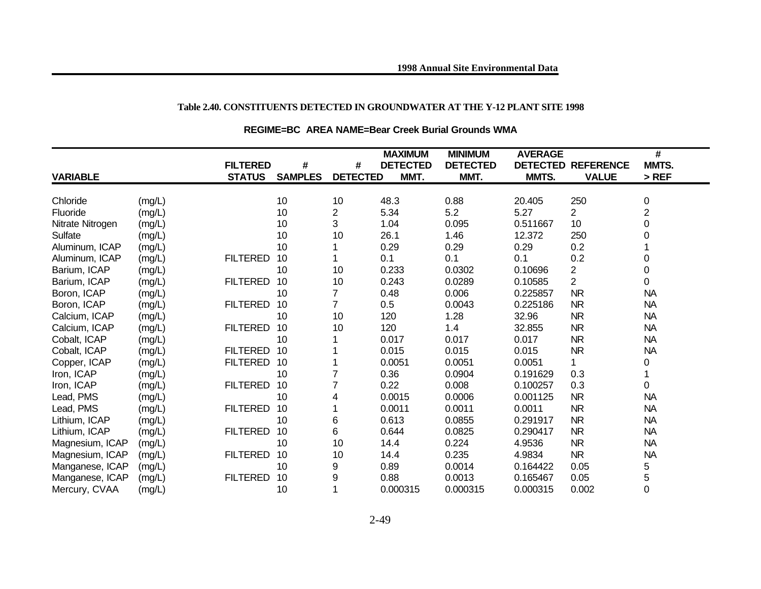**Table 2.40. CONSTITUENTS DETECTED IN GROUNDWATER AT THE Y-12 PLANT SITE 1998**

**REGIME=BC AREA NAME=Bear Creek Burial Grounds WMA**

| VARIABLE | | FILTERED STATUS | # SAMPLES | # DETECTED | MAXIMUM DETECTED MMT. | MINIMUM DETECTED MMT. | AVERAGE DETECTED MMTS. | REFERENCE VALUE | # MMTS. > REF |
|---|---|---|---|---|---|---|---|---|---|
| Chloride | (mg/L) | | 10 | 10 | 48.3 | 0.88 | 20.405 | 250 | 0 |
| Fluoride | (mg/L) | | 10 | 2 | 5.34 | 5.2 | 5.27 | 2 | 2 |
| Nitrate Nitrogen | (mg/L) | | 10 | 3 | 1.04 | 0.095 | 0.511667 | 10 | 0 |
| Sulfate | (mg/L) | | 10 | 10 | 26.1 | 1.46 | 12.372 | 250 | 0 |
| Aluminum, ICAP | (mg/L) | | 10 | 1 | 0.29 | 0.29 | 0.29 | 0.2 | 1 |
| Aluminum, ICAP | (mg/L) | FILTERED | 10 | 1 | 0.1 | 0.1 | 0.1 | 0.2 | 0 |
| Barium, ICAP | (mg/L) | | 10 | 10 | 0.233 | 0.0302 | 0.10696 | 2 | 0 |
| Barium, ICAP | (mg/L) | FILTERED | 10 | 10 | 0.243 | 0.0289 | 0.10585 | 2 | 0 |
| Boron, ICAP | (mg/L) | | 10 | 7 | 0.48 | 0.006 | 0.225857 | NR | NA |
| Boron, ICAP | (mg/L) | FILTERED | 10 | 7 | 0.5 | 0.0043 | 0.225186 | NR | NA |
| Calcium, ICAP | (mg/L) | | 10 | 10 | 120 | 1.28 | 32.96 | NR | NA |
| Calcium, ICAP | (mg/L) | FILTERED | 10 | 10 | 120 | 1.4 | 32.855 | NR | NA |
| Cobalt, ICAP | (mg/L) | | 10 | 1 | 0.017 | 0.017 | 0.017 | NR | NA |
| Cobalt, ICAP | (mg/L) | FILTERED | 10 | 1 | 0.015 | 0.015 | 0.015 | NR | NA |
| Copper, ICAP | (mg/L) | FILTERED | 10 | 1 | 0.0051 | 0.0051 | 0.0051 | 1 | 0 |
| Iron, ICAP | (mg/L) | | 10 | 7 | 0.36 | 0.0904 | 0.191629 | 0.3 | 1 |
| Iron, ICAP | (mg/L) | FILTERED | 10 | 7 | 0.22 | 0.008 | 0.100257 | 0.3 | 0 |
| Lead, PMS | (mg/L) | | 10 | 4 | 0.0015 | 0.0006 | 0.001125 | NR | NA |
| Lead, PMS | (mg/L) | FILTERED | 10 | 1 | 0.0011 | 0.0011 | 0.0011 | NR | NA |
| Lithium, ICAP | (mg/L) | | 10 | 6 | 0.613 | 0.0855 | 0.291917 | NR | NA |
| Lithium, ICAP | (mg/L) | FILTERED | 10 | 6 | 0.644 | 0.0825 | 0.290417 | NR | NA |
| Magnesium, ICAP | (mg/L) | | 10 | 10 | 14.4 | 0.224 | 4.9536 | NR | NA |
| Magnesium, ICAP | (mg/L) | FILTERED | 10 | 10 | 14.4 | 0.235 | 4.9834 | NR | NA |
| Manganese, ICAP | (mg/L) | | 10 | 9 | 0.89 | 0.0014 | 0.164422 | 0.05 | 5 |
| Manganese, ICAP | (mg/L) | FILTERED | 10 | 9 | 0.88 | 0.0013 | 0.165467 | 0.05 | 5 |
| Mercury, CVAA | (mg/L) | | 10 | 1 | 0.000315 | 0.000315 | 0.000315 | 0.002 | 0 |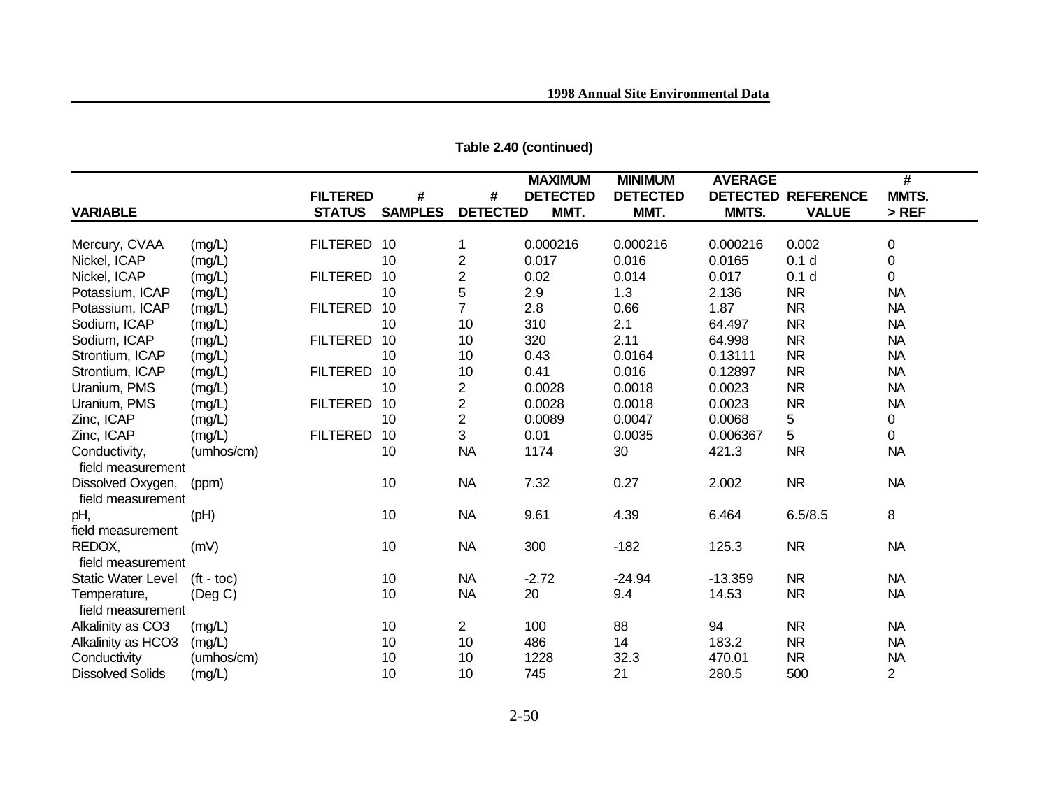**Table 2.40 (continued)**

| VARIABLE | | FILTERED STATUS | # SAMPLES | # DETECTED | MAXIMUM DETECTED MMT. | MINIMUM DETECTED MMT. | AVERAGE DETECTED MMTS. | REFERENCE VALUE | # MMTS. > REF |
|---|---|---|---|---|---|---|---|---|---|
| Mercury, CVAA | (mg/L) | FILTERED | 10 | 1 | 0.000216 | 0.000216 | 0.000216 | 0.002 | 0 |
| Nickel, ICAP | (mg/L) | | 10 | 2 | 0.017 | 0.016 | 0.0165 | 0.1 d | 0 |
| Nickel, ICAP | (mg/L) | FILTERED | 10 | 2 | 0.02 | 0.014 | 0.017 | 0.1 d | 0 |
| Potassium, ICAP | (mg/L) | | 10 | 5 | 2.9 | 1.3 | 2.136 | NR | NA |
| Potassium, ICAP | (mg/L) | FILTERED | 10 | 7 | 2.8 | 0.66 | 1.87 | NR | NA |
| Sodium, ICAP | (mg/L) | | 10 | 10 | 310 | 2.1 | 64.497 | NR | NA |
| Sodium, ICAP | (mg/L) | FILTERED | 10 | 10 | 320 | 2.11 | 64.998 | NR | NA |
| Strontium, ICAP | (mg/L) | | 10 | 10 | 0.43 | 0.0164 | 0.13111 | NR | NA |
| Strontium, ICAP | (mg/L) | FILTERED | 10 | 10 | 0.41 | 0.016 | 0.12897 | NR | NA |
| Uranium, PMS | (mg/L) | | 10 | 2 | 0.0028 | 0.0018 | 0.0023 | NR | NA |
| Uranium, PMS | (mg/L) | FILTERED | 10 | 2 | 0.0028 | 0.0018 | 0.0023 | NR | NA |
| Zinc, ICAP | (mg/L) | | 10 | 2 | 0.0089 | 0.0047 | 0.0068 | 5 | 0 |
| Zinc, ICAP | (mg/L) | FILTERED | 10 | 3 | 0.01 | 0.0035 | 0.006367 | 5 | 0 |
| Conductivity, field measurement | (umhos/cm) | | 10 | NA | 1174 | 30 | 421.3 | NR | NA |
| Dissolved Oxygen, field measurement | (ppm) | | 10 | NA | 7.32 | 0.27 | 2.002 | NR | NA |
| pH, field measurement | (pH) | | 10 | NA | 9.61 | 4.39 | 6.464 | 6.5/8.5 | 8 |
| REDOX, field measurement | (mV) | | 10 | NA | 300 | -182 | 125.3 | NR | NA |
| Static Water Level | (ft - toc) | | 10 | NA | -2.72 | -24.94 | -13.359 | NR | NA |
| Temperature, field measurement | (Deg C) | | 10 | NA | 20 | 9.4 | 14.53 | NR | NA |
| Alkalinity as CO3 | (mg/L) | | 10 | 2 | 100 | 88 | 94 | NR | NA |
| Alkalinity as HCO3 | (mg/L) | | 10 | 10 | 486 | 14 | 183.2 | NR | NA |
| Conductivity | (umhos/cm) | | 10 | 10 | 1228 | 32.3 | 470.01 | NR | NA |
| Dissolved Solids | (mg/L) | | 10 | 10 | 745 | 21 | 280.5 | 500 | 2 |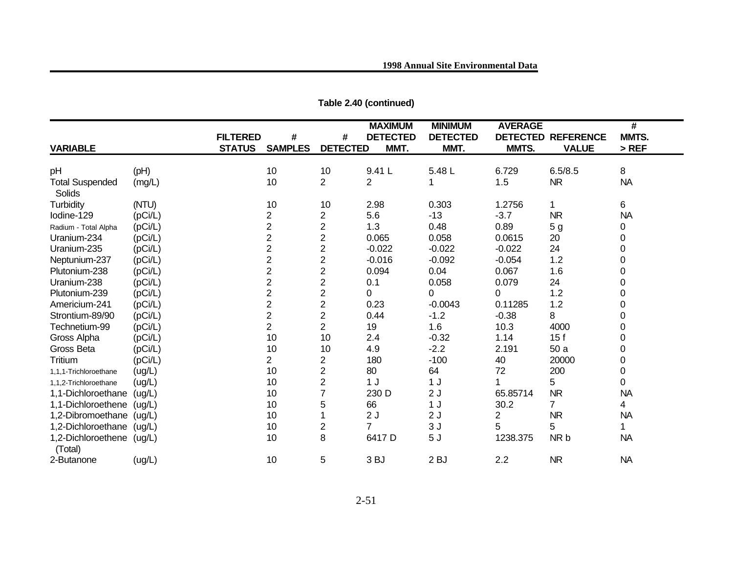**Table 2.40 (continued)**

| VARIABLE | | FILTERED STATUS | # SAMPLES | # DETECTED | MAXIMUM DETECTED MMT. | MINIMUM DETECTED MMT. | AVERAGE DETECTED MMTS. | REFERENCE VALUE | # MMTS. > REF |
|---|---|---|---|---|---|---|---|---|---|
| pH | (pH) | | 10 | 10 | 9.41 L | 5.48 L | 6.729 | 6.5/8.5 | 8 |
| Total Suspended Solids | (mg/L) | | 10 | 2 | 2 | 1 | 1.5 | NR | NA |
| Turbidity | (NTU) | | 10 | 10 | 2.98 | 0.303 | 1.2756 | 1 | 6 |
| Iodine-129 | (pCi/L) | | 2 | 2 | 5.6 | -13 | -3.7 | NR | NA |
| Radium - Total Alpha | (pCi/L) | | 2 | 2 | 1.3 | 0.48 | 0.89 | 5 g | 0 |
| Uranium-234 | (pCi/L) | | 2 | 2 | 0.065 | 0.058 | 0.0615 | 20 | 0 |
| Uranium-235 | (pCi/L) | | 2 | 2 | -0.022 | -0.022 | -0.022 | 24 | 0 |
| Neptunium-237 | (pCi/L) | | 2 | 2 | -0.016 | -0.092 | -0.054 | 1.2 | 0 |
| Plutonium-238 | (pCi/L) | | 2 | 2 | 0.094 | 0.04 | 0.067 | 1.6 | 0 |
| Uranium-238 | (pCi/L) | | 2 | 2 | 0.1 | 0.058 | 0.079 | 24 | 0 |
| Plutonium-239 | (pCi/L) | | 2 | 2 | 0 | 0 | 0 | 1.2 | 0 |
| Americium-241 | (pCi/L) | | 2 | 2 | 0.23 | -0.0043 | 0.11285 | 1.2 | 0 |
| Strontium-89/90 | (pCi/L) | | 2 | 2 | 0.44 | -1.2 | -0.38 | 8 | 0 |
| Technetium-99 | (pCi/L) | | 2 | 2 | 19 | 1.6 | 10.3 | 4000 | 0 |
| Gross Alpha | (pCi/L) | | 10 | 10 | 2.4 | -0.32 | 1.14 | 15 f | 0 |
| Gross Beta | (pCi/L) | | 10 | 10 | 4.9 | -2.2 | 2.191 | 50 a | 0 |
| Tritium | (pCi/L) | | 2 | 2 | 180 | -100 | 40 | 20000 | 0 |
| 1,1,1-Trichloroethane | (ug/L) | | 10 | 2 | 80 | 64 | 72 | 200 | 0 |
| 1,1,2-Trichloroethane | (ug/L) | | 10 | 2 | 1 J | 1 J | 1 | 5 | 0 |
| 1,1-Dichloroethane | (ug/L) | | 10 | 7 | 230 D | 2 J | 65.85714 | NR | NA |
| 1,1-Dichloroethene | (ug/L) | | 10 | 5 | 66 | 1 J | 30.2 | 7 | 4 |
| 1,2-Dibromoethane | (ug/L) | | 10 | 1 | 2 J | 2 J | 2 | NR | NA |
| 1,2-Dichloroethane | (ug/L) | | 10 | 2 | 7 | 3 J | 5 | 5 | 1 |
| 1,2-Dichloroethene (Total) | (ug/L) | | 10 | 8 | 6417 D | 5 J | 1238.375 | NR b | NA |
| 2-Butanone | (ug/L) | | 10 | 5 | 3 BJ | 2 BJ | 2.2 | NR | NA |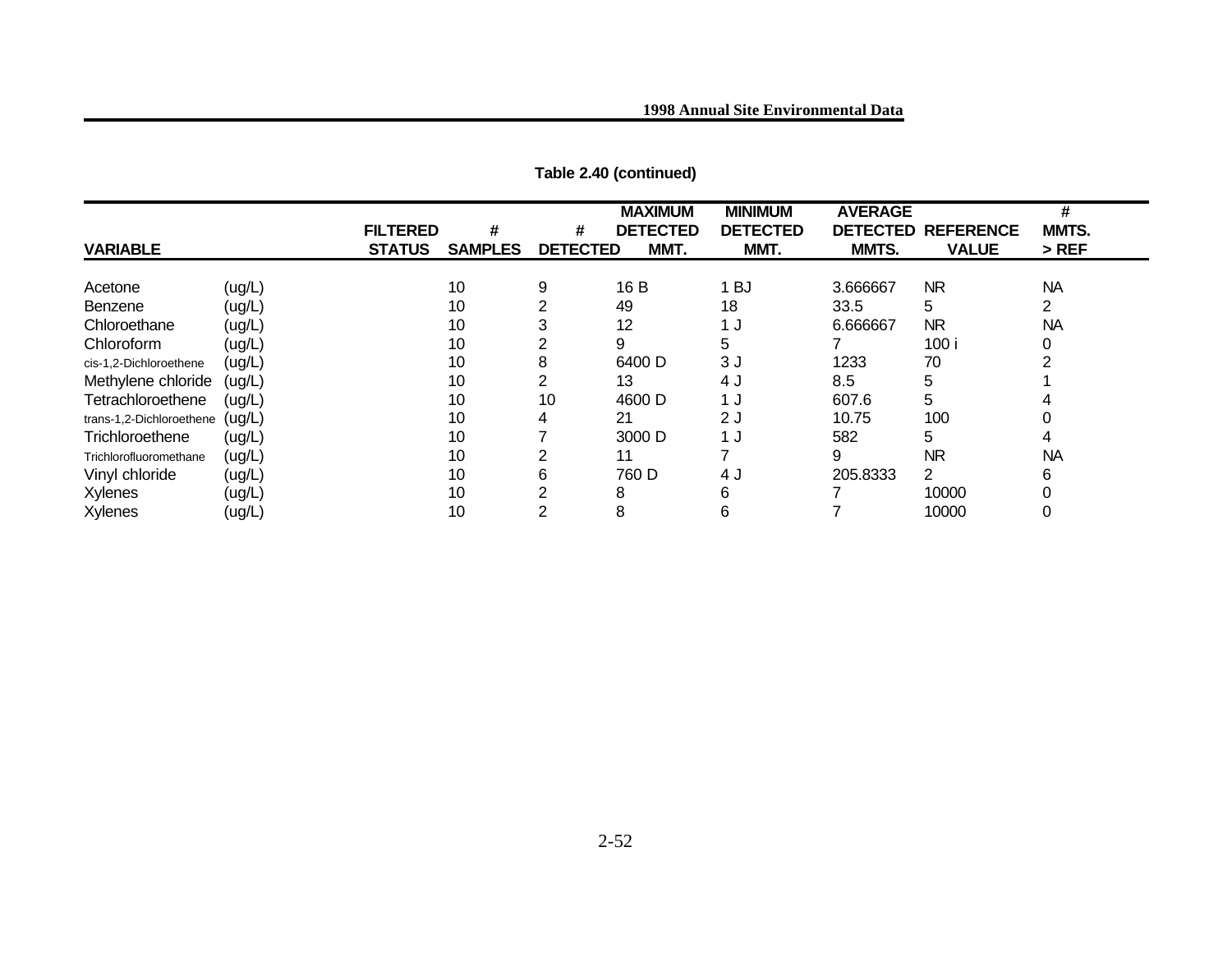**Table 2.40 (continued)**

| VARIABLE | | FILTERED STATUS | # SAMPLES | # DETECTED | MAXIMUM DETECTED MMT. | MINIMUM DETECTED MMT. | AVERAGE DETECTED MMTS. | REFERENCE VALUE | # MMTS. > REF |
|---|---|---|---|---|---|---|---|---|---|
| Acetone | (ug/L) | | 10 | 9 | 16 B | 1 BJ | 3.666667 | NR | NA |
| Benzene | (ug/L) | | 10 | 2 | 49 | 18 | 33.5 | 5 | 2 |
| Chloroethane | (ug/L) | | 10 | 3 | 12 | 1 J | 6.666667 | NR | NA |
| Chloroform | (ug/L) | | 10 | 2 | 9 | 5 | 7 | 100 i | 0 |
| cis-1,2-Dichloroethene | (ug/L) | | 10 | 8 | 6400 D | 3 J | 1233 | 70 | 2 |
| Methylene chloride | (ug/L) | | 10 | 2 | 13 | 4 J | 8.5 | 5 | 1 |
| Tetrachloroethene | (ug/L) | | 10 | 10 | 4600 D | 1 J | 607.6 | 5 | 4 |
| trans-1,2-Dichloroethene | (ug/L) | | 10 | 4 | 21 | 2 J | 10.75 | 100 | 0 |
| Trichloroethene | (ug/L) | | 10 | 7 | 3000 D | 1 J | 582 | 5 | 4 |
| Trichlorofluoromethane | (ug/L) | | 10 | 2 | 11 | 7 | 9 | NR | NA |
| Vinyl chloride | (ug/L) | | 10 | 6 | 760 D | 4 J | 205.8333 | 2 | 6 |
| Xylenes | (ug/L) | | 10 | 2 | 8 | 6 | 7 | 10000 | 0 |
| Xylenes | (ug/L) | | 10 | 2 | 8 | 6 | 7 | 10000 | 0 |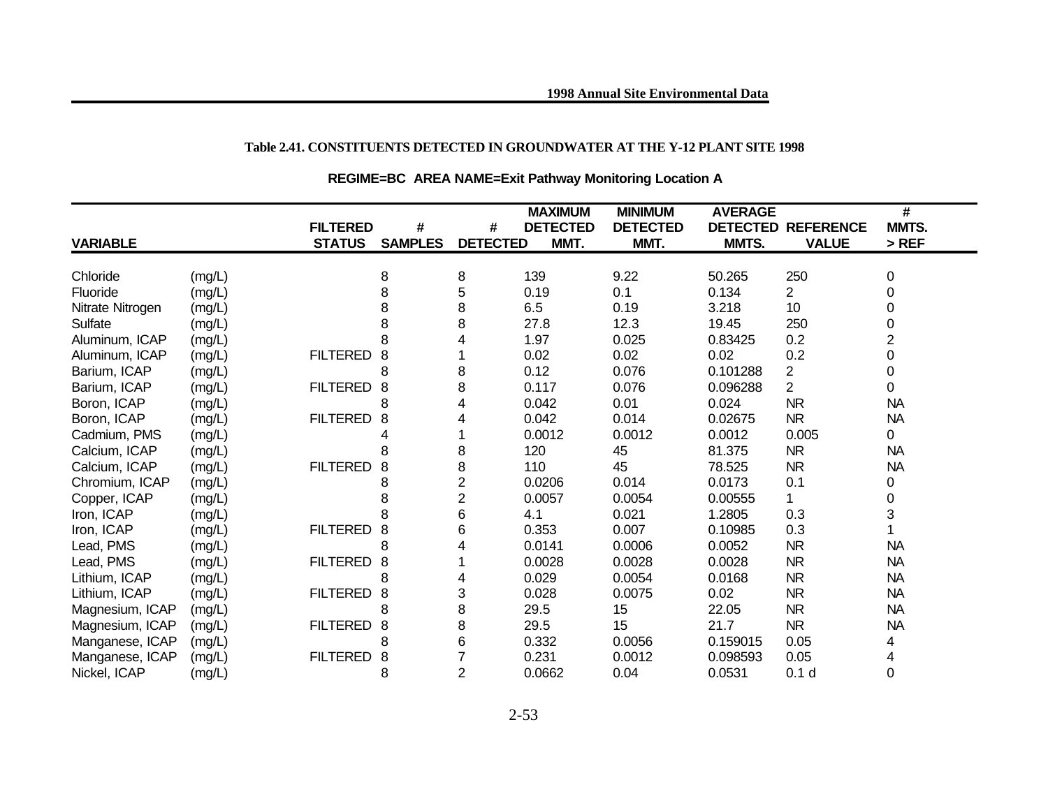**Table 2.41. CONSTITUENTS DETECTED IN GROUNDWATER AT THE Y-12 PLANT SITE 1998**

**REGIME=BC AREA NAME=Exit Pathway Monitoring Location A**

| VARIABLE | | FILTERED STATUS | # SAMPLES | # DETECTED | MAXIMUM DETECTED MMT. | MINIMUM DETECTED MMT. | AVERAGE DETECTED MMTS. | REFERENCE VALUE | # MMTS. > REF |
|---|---|---|---|---|---|---|---|---|---|
| Chloride | (mg/L) | | 8 | 8 | 139 | 9.22 | 50.265 | 250 | 0 |
| Fluoride | (mg/L) | | 8 | 5 | 0.19 | 0.1 | 0.134 | 2 | 0 |
| Nitrate Nitrogen | (mg/L) | | 8 | 8 | 6.5 | 0.19 | 3.218 | 10 | 0 |
| Sulfate | (mg/L) | | 8 | 8 | 27.8 | 12.3 | 19.45 | 250 | 0 |
| Aluminum, ICAP | (mg/L) | | 8 | 4 | 1.97 | 0.025 | 0.83425 | 0.2 | 2 |
| Aluminum, ICAP | (mg/L) | FILTERED | 8 | 1 | 0.02 | 0.02 | 0.02 | 0.2 | 0 |
| Barium, ICAP | (mg/L) | | 8 | 8 | 0.12 | 0.076 | 0.101288 | 2 | 0 |
| Barium, ICAP | (mg/L) | FILTERED | 8 | 8 | 0.117 | 0.076 | 0.096288 | 2 | 0 |
| Boron, ICAP | (mg/L) | | 8 | 4 | 0.042 | 0.01 | 0.024 | NR | NA |
| Boron, ICAP | (mg/L) | FILTERED | 8 | 4 | 0.042 | 0.014 | 0.02675 | NR | NA |
| Cadmium, PMS | (mg/L) | | 4 | 1 | 0.0012 | 0.0012 | 0.0012 | 0.005 | 0 |
| Calcium, ICAP | (mg/L) | | 8 | 8 | 120 | 45 | 81.375 | NR | NA |
| Calcium, ICAP | (mg/L) | FILTERED | 8 | 8 | 110 | 45 | 78.525 | NR | NA |
| Chromium, ICAP | (mg/L) | | 8 | 2 | 0.0206 | 0.014 | 0.0173 | 0.1 | 0 |
| Copper, ICAP | (mg/L) | | 8 | 2 | 0.0057 | 0.0054 | 0.00555 | 1 | 0 |
| Iron, ICAP | (mg/L) | | 8 | 6 | 4.1 | 0.021 | 1.2805 | 0.3 | 3 |
| Iron, ICAP | (mg/L) | FILTERED | 8 | 6 | 0.353 | 0.007 | 0.10985 | 0.3 | 1 |
| Lead, PMS | (mg/L) | | 8 | 4 | 0.0141 | 0.0006 | 0.0052 | NR | NA |
| Lead, PMS | (mg/L) | FILTERED | 8 | 1 | 0.0028 | 0.0028 | 0.0028 | NR | NA |
| Lithium, ICAP | (mg/L) | | 8 | 4 | 0.029 | 0.0054 | 0.0168 | NR | NA |
| Lithium, ICAP | (mg/L) | FILTERED | 8 | 3 | 0.028 | 0.0075 | 0.02 | NR | NA |
| Magnesium, ICAP | (mg/L) | | 8 | 8 | 29.5 | 15 | 22.05 | NR | NA |
| Magnesium, ICAP | (mg/L) | FILTERED | 8 | 8 | 29.5 | 15 | 21.7 | NR | NA |
| Manganese, ICAP | (mg/L) | | 8 | 6 | 0.332 | 0.0056 | 0.159015 | 0.05 | 4 |
| Manganese, ICAP | (mg/L) | FILTERED | 8 | 7 | 0.231 | 0.0012 | 0.098593 | 0.05 | 4 |
| Nickel, ICAP | (mg/L) | | 8 | 2 | 0.0662 | 0.04 | 0.0531 | 0.1 d | 0 |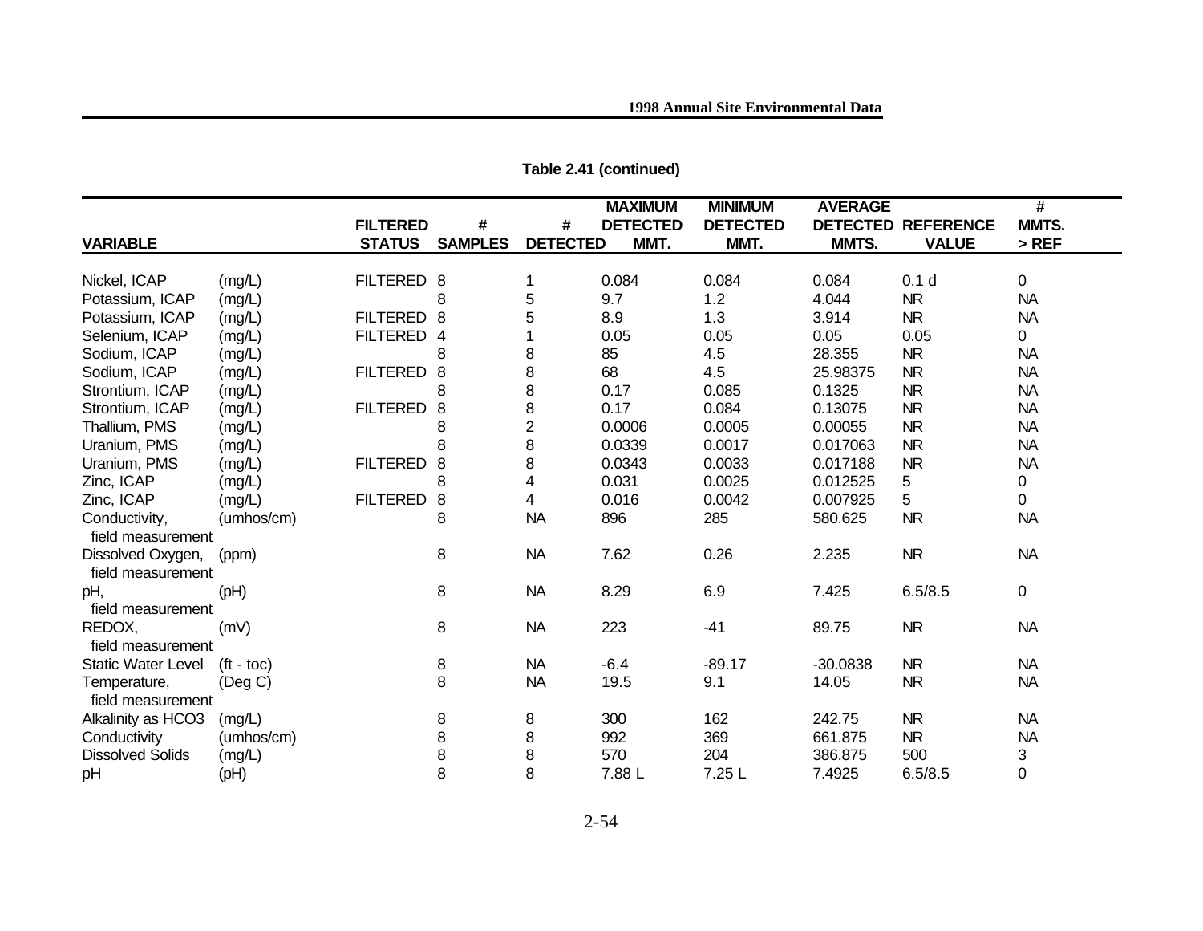**Table 2.41 (continued)**

| VARIABLE | | FILTERED STATUS | # SAMPLES | # DETECTED | MAXIMUM DETECTED MMT. | MINIMUM DETECTED MMT. | AVERAGE DETECTED MMTS. | REFERENCE VALUE | # MMTS. > REF |
|---|---|---|---|---|---|---|---|---|---|
| Nickel, ICAP | (mg/L) | FILTERED | 8 | 1 | 0.084 | 0.084 | 0.084 | 0.1 d | 0 |
| Potassium, ICAP | (mg/L) | | 8 | 5 | 9.7 | 1.2 | 4.044 | NR | NA |
| Potassium, ICAP | (mg/L) | FILTERED | 8 | 5 | 8.9 | 1.3 | 3.914 | NR | NA |
| Selenium, ICAP | (mg/L) | FILTERED | 4 | 1 | 0.05 | 0.05 | 0.05 | 0.05 | 0 |
| Sodium, ICAP | (mg/L) | | 8 | 8 | 85 | 4.5 | 28.355 | NR | NA |
| Sodium, ICAP | (mg/L) | FILTERED | 8 | 8 | 68 | 4.5 | 25.98375 | NR | NA |
| Strontium, ICAP | (mg/L) | | 8 | 8 | 0.17 | 0.085 | 0.1325 | NR | NA |
| Strontium, ICAP | (mg/L) | FILTERED | 8 | 8 | 0.17 | 0.084 | 0.13075 | NR | NA |
| Thallium, PMS | (mg/L) | | 8 | 2 | 0.0006 | 0.0005 | 0.00055 | NR | NA |
| Uranium, PMS | (mg/L) | | 8 | 8 | 0.0339 | 0.0017 | 0.017063 | NR | NA |
| Uranium, PMS | (mg/L) | FILTERED | 8 | 8 | 0.0343 | 0.0033 | 0.017188 | NR | NA |
| Zinc, ICAP | (mg/L) | | 8 | 4 | 0.031 | 0.0025 | 0.012525 | 5 | 0 |
| Zinc, ICAP | (mg/L) | FILTERED | 8 | 4 | 0.016 | 0.0042 | 0.007925 | 5 | 0 |
| Conductivity, field measurement | (umhos/cm) | | 8 | NA | 896 | 285 | 580.625 | NR | NA |
| Dissolved Oxygen, field measurement | (ppm) | | 8 | NA | 7.62 | 0.26 | 2.235 | NR | NA |
| pH, field measurement | (pH) | | 8 | NA | 8.29 | 6.9 | 7.425 | 6.5/8.5 | 0 |
| REDOX, field measurement | (mV) | | 8 | NA | 223 | -41 | 89.75 | NR | NA |
| Static Water Level | (ft - toc) | | 8 | NA | -6.4 | -89.17 | -30.0838 | NR | NA |
| Temperature, field measurement | (Deg C) | | 8 | NA | 19.5 | 9.1 | 14.05 | NR | NA |
| Alkalinity as HCO3 | (mg/L) | | 8 | 8 | 300 | 162 | 242.75 | NR | NA |
| Conductivity | (umhos/cm) | | 8 | 8 | 992 | 369 | 661.875 | NR | NA |
| Dissolved Solids | (mg/L) | | 8 | 8 | 570 | 204 | 386.875 | 500 | 3 |
| pH | (pH) | | 8 | 8 | 7.88 L | 7.25 L | 7.4925 | 6.5/8.5 | 0 |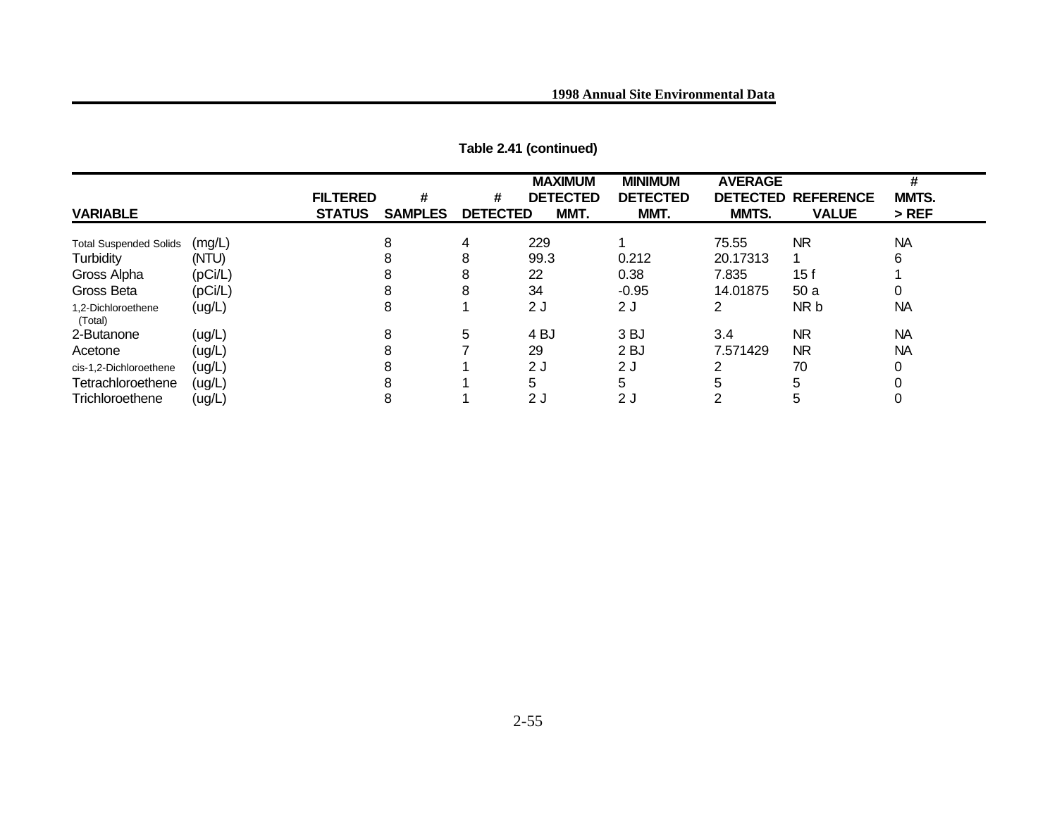**Table 2.41 (continued)**

| VARIABLE | | FILTERED STATUS | # SAMPLES | # DETECTED | MAXIMUM DETECTED MMT. | MINIMUM DETECTED MMT. | AVERAGE DETECTED MMTS. | REFERENCE VALUE | # MMTS. > REF |
|---|---|---|---|---|---|---|---|---|---|
| Total Suspended Solids | (mg/L) | | 8 | 4 | 229 | 1 | 75.55 | NR | NA |
| Turbidity | (NTU) | | 8 | 8 | 99.3 | 0.212 | 20.17313 | 1 | 6 |
| Gross Alpha | (pCi/L) | | 8 | 8 | 22 | 0.38 | 7.835 | 15 f | 1 |
| Gross Beta | (pCi/L) | | 8 | 8 | 34 | -0.95 | 14.01875 | 50 a | 0 |
| 1,2-Dichloroethene (Total) | (ug/L) | | 8 | 1 | 2 J | 2 J | 2 | NR b | NA |
| 2-Butanone | (ug/L) | | 8 | 5 | 4 BJ | 3 BJ | 3.4 | NR | NA |
| Acetone | (ug/L) | | 8 | 7 | 29 | 2 BJ | 7.571429 | NR | NA |
| cis-1,2-Dichloroethene | (ug/L) | | 8 | 1 | 2 J | 2 J | 2 | 70 | 0 |
| Tetrachloroethene | (ug/L) | | 8 | 1 | 5 | 5 | 5 | 5 | 0 |
| Trichloroethene | (ug/L) | | 8 | 1 | 2 J | 2 J | 2 | 5 | 0 |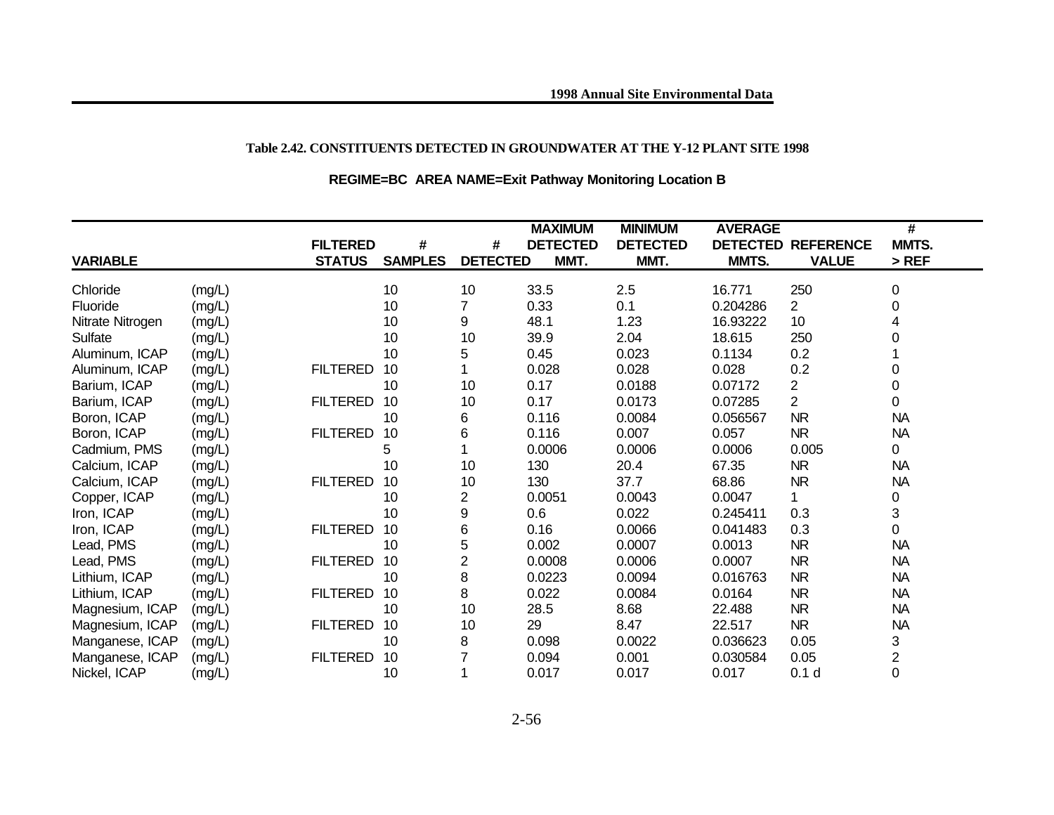**Table 2.42. CONSTITUENTS DETECTED IN GROUNDWATER AT THE Y-12 PLANT SITE 1998**

**REGIME=BC AREA NAME=Exit Pathway Monitoring Location B**

| VARIABLE | | FILTERED STATUS | # SAMPLES | # DETECTED | MAXIMUM DETECTED MMT. | MINIMUM DETECTED MMT. | AVERAGE DETECTED MMTS. | REFERENCE VALUE | # MMTS. > REF |
|---|---|---|---|---|---|---|---|---|---|
| Chloride | (mg/L) | | 10 | 10 | 33.5 | 2.5 | 16.771 | 250 | 0 |
| Fluoride | (mg/L) | | 10 | 7 | 0.33 | 0.1 | 0.204286 | 2 | 0 |
| Nitrate Nitrogen | (mg/L) | | 10 | 9 | 48.1 | 1.23 | 16.93222 | 10 | 4 |
| Sulfate | (mg/L) | | 10 | 10 | 39.9 | 2.04 | 18.615 | 250 | 0 |
| Aluminum, ICAP | (mg/L) | | 10 | 5 | 0.45 | 0.023 | 0.1134 | 0.2 | 1 |
| Aluminum, ICAP | (mg/L) | FILTERED | 10 | 1 | 0.028 | 0.028 | 0.028 | 0.2 | 0 |
| Barium, ICAP | (mg/L) | | 10 | 10 | 0.17 | 0.0188 | 0.07172 | 2 | 0 |
| Barium, ICAP | (mg/L) | FILTERED | 10 | 10 | 0.17 | 0.0173 | 0.07285 | 2 | 0 |
| Boron, ICAP | (mg/L) | | 10 | 6 | 0.116 | 0.0084 | 0.056567 | NR | NA |
| Boron, ICAP | (mg/L) | FILTERED | 10 | 6 | 0.116 | 0.007 | 0.057 | NR | NA |
| Cadmium, PMS | (mg/L) | | 5 | 1 | 0.0006 | 0.0006 | 0.0006 | 0.005 | 0 |
| Calcium, ICAP | (mg/L) | | 10 | 10 | 130 | 20.4 | 67.35 | NR | NA |
| Calcium, ICAP | (mg/L) | FILTERED | 10 | 10 | 130 | 37.7 | 68.86 | NR | NA |
| Copper, ICAP | (mg/L) | | 10 | 2 | 0.0051 | 0.0043 | 0.0047 | 1 | 0 |
| Iron, ICAP | (mg/L) | | 10 | 9 | 0.6 | 0.022 | 0.245411 | 0.3 | 3 |
| Iron, ICAP | (mg/L) | FILTERED | 10 | 6 | 0.16 | 0.0066 | 0.041483 | 0.3 | 0 |
| Lead, PMS | (mg/L) | | 10 | 5 | 0.002 | 0.0007 | 0.0013 | NR | NA |
| Lead, PMS | (mg/L) | FILTERED | 10 | 2 | 0.0008 | 0.0006 | 0.0007 | NR | NA |
| Lithium, ICAP | (mg/L) | | 10 | 8 | 0.0223 | 0.0094 | 0.016763 | NR | NA |
| Lithium, ICAP | (mg/L) | FILTERED | 10 | 8 | 0.022 | 0.0084 | 0.0164 | NR | NA |
| Magnesium, ICAP | (mg/L) | | 10 | 10 | 28.5 | 8.68 | 22.488 | NR | NA |
| Magnesium, ICAP | (mg/L) | FILTERED | 10 | 10 | 29 | 8.47 | 22.517 | NR | NA |
| Manganese, ICAP | (mg/L) | | 10 | 8 | 0.098 | 0.0022 | 0.036623 | 0.05 | 3 |
| Manganese, ICAP | (mg/L) | FILTERED | 10 | 7 | 0.094 | 0.001 | 0.030584 | 0.05 | 2 |
| Nickel, ICAP | (mg/L) | | 10 | 1 | 0.017 | 0.017 | 0.017 | 0.1 d | 0 |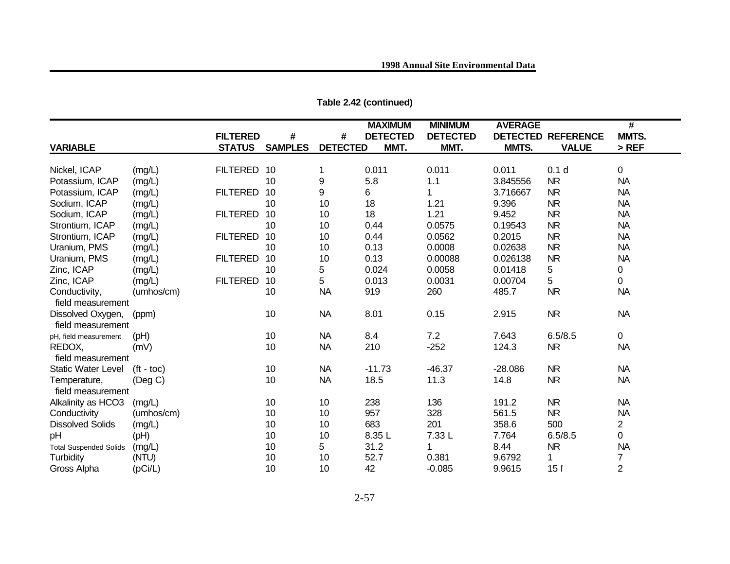**Table 2.42 (continued)**

| VARIABLE | | FILTERED STATUS | # SAMPLES | # DETECTED | MAXIMUM DETECTED MMT. | MINIMUM DETECTED MMT. | AVERAGE DETECTED MMTS. | REFERENCE VALUE | # MMTS. > REF |
|---|---|---|---|---|---|---|---|---|---|
| Nickel, ICAP | (mg/L) | FILTERED | 10 | 1 | 0.011 | 0.011 | 0.011 | 0.1 d | 0 |
| Potassium, ICAP | (mg/L) | | 10 | 9 | 5.8 | 1.1 | 3.845556 | NR | NA |
| Potassium, ICAP | (mg/L) | FILTERED | 10 | 9 | 6 | 1 | 3.716667 | NR | NA |
| Sodium, ICAP | (mg/L) | | 10 | 10 | 18 | 1.21 | 9.396 | NR | NA |
| Sodium, ICAP | (mg/L) | FILTERED | 10 | 10 | 18 | 1.21 | 9.452 | NR | NA |
| Strontium, ICAP | (mg/L) | | 10 | 10 | 0.44 | 0.0575 | 0.19543 | NR | NA |
| Strontium, ICAP | (mg/L) | FILTERED | 10 | 10 | 0.44 | 0.0562 | 0.2015 | NR | NA |
| Uranium, PMS | (mg/L) | | 10 | 10 | 0.13 | 0.0008 | 0.02638 | NR | NA |
| Uranium, PMS | (mg/L) | FILTERED | 10 | 10 | 0.13 | 0.00088 | 0.026138 | NR | NA |
| Zinc, ICAP | (mg/L) | | 10 | 5 | 0.024 | 0.0058 | 0.01418 | 5 | 0 |
| Zinc, ICAP | (mg/L) | FILTERED | 10 | 5 | 0.013 | 0.0031 | 0.00704 | 5 | 0 |
| Conductivity, field measurement | (umhos/cm) | | 10 | NA | 919 | 260 | 485.7 | NR | NA |
| Dissolved Oxygen, field measurement | (ppm) | | 10 | NA | 8.01 | 0.15 | 2.915 | NR | NA |
| pH, field measurement | (pH) | | 10 | NA | 8.4 | 7.2 | 7.643 | 6.5/8.5 | 0 |
| REDOX, field measurement | (mV) | | 10 | NA | 210 | -252 | 124.3 | NR | NA |
| Static Water Level | (ft - toc) | | 10 | NA | -11.73 | -46.37 | -28.086 | NR | NA |
| Temperature, field measurement | (Deg C) | | 10 | NA | 18.5 | 11.3 | 14.8 | NR | NA |
| Alkalinity as HCO3 | (mg/L) | | 10 | 10 | 238 | 136 | 191.2 | NR | NA |
| Conductivity | (umhos/cm) | | 10 | 10 | 957 | 328 | 561.5 | NR | NA |
| Dissolved Solids | (mg/L) | | 10 | 10 | 683 | 201 | 358.6 | 500 | 2 |
| pH | (pH) | | 10 | 10 | 8.35 L | 7.33 L | 7.764 | 6.5/8.5 | 0 |
| Total Suspended Solids | (mg/L) | | 10 | 5 | 31.2 | 1 | 8.44 | NR | NA |
| Turbidity | (NTU) | | 10 | 10 | 52.7 | 0.381 | 9.6792 | 1 | 7 |
| Gross Alpha | (pCi/L) | | 10 | 10 | 42 | -0.085 | 9.9615 | 15 f | 2 |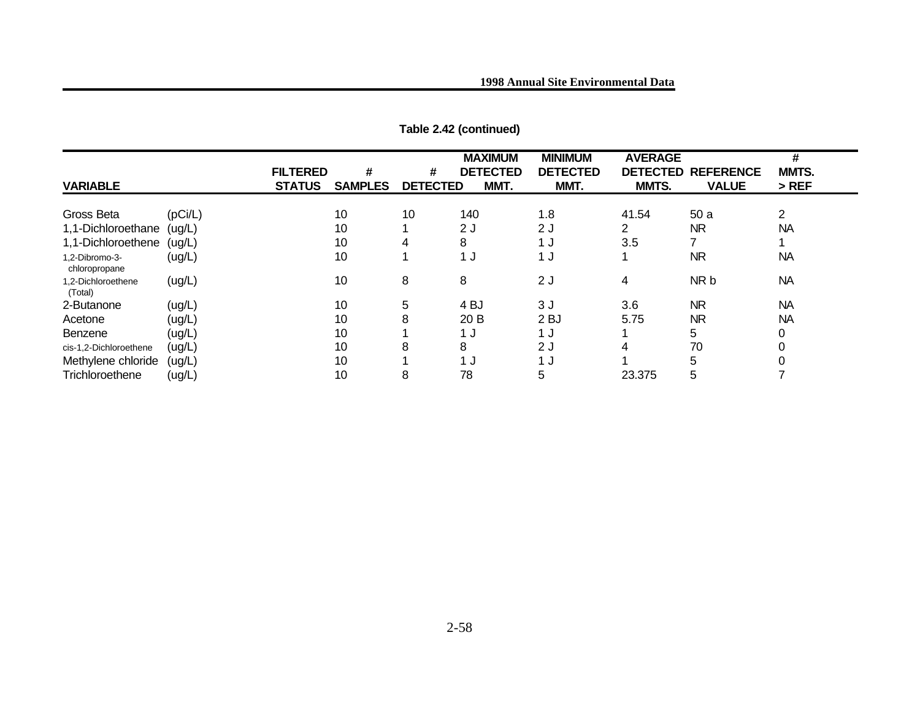**Table 2.42 (continued)**

| VARIABLE | | FILTERED STATUS | # SAMPLES | # DETECTED | MAXIMUM DETECTED MMT. | MINIMUM DETECTED MMT. | AVERAGE DETECTED MMTS. | REFERENCE VALUE | # MMTS. > REF |
|---|---|---|---|---|---|---|---|---|---|
| Gross Beta | (pCi/L) | | 10 | 10 | 140 | 1.8 | 41.54 | 50 a | 2 |
| 1,1-Dichloroethane | (ug/L) | | 10 | 1 | 2 J | 2 J | 2 | NR | NA |
| 1,1-Dichloroethene | (ug/L) | | 10 | 4 | 8 | 1 J | 3.5 | 7 | 1 |
| 1,2-Dibromo-3-chloropropane | (ug/L) | | 10 | 1 | 1 J | 1 J | 1 | NR | NA |
| 1,2-Dichloroethene (Total) | (ug/L) | | 10 | 8 | 8 | 2 J | 4 | NR b | NA |
| 2-Butanone | (ug/L) | | 10 | 5 | 4 BJ | 3 J | 3.6 | NR | NA |
| Acetone | (ug/L) | | 10 | 8 | 20 B | 2 BJ | 5.75 | NR | NA |
| Benzene | (ug/L) | | 10 | 1 | 1 J | 1 J | 1 | 5 | 0 |
| cis-1,2-Dichloroethene | (ug/L) | | 10 | 8 | 8 | 2 J | 4 | 70 | 0 |
| Methylene chloride | (ug/L) | | 10 | 1 | 1 J | 1 J | 1 | 5 | 0 |
| Trichloroethene | (ug/L) | | 10 | 8 | 78 | 5 | 23.375 | 5 | 7 |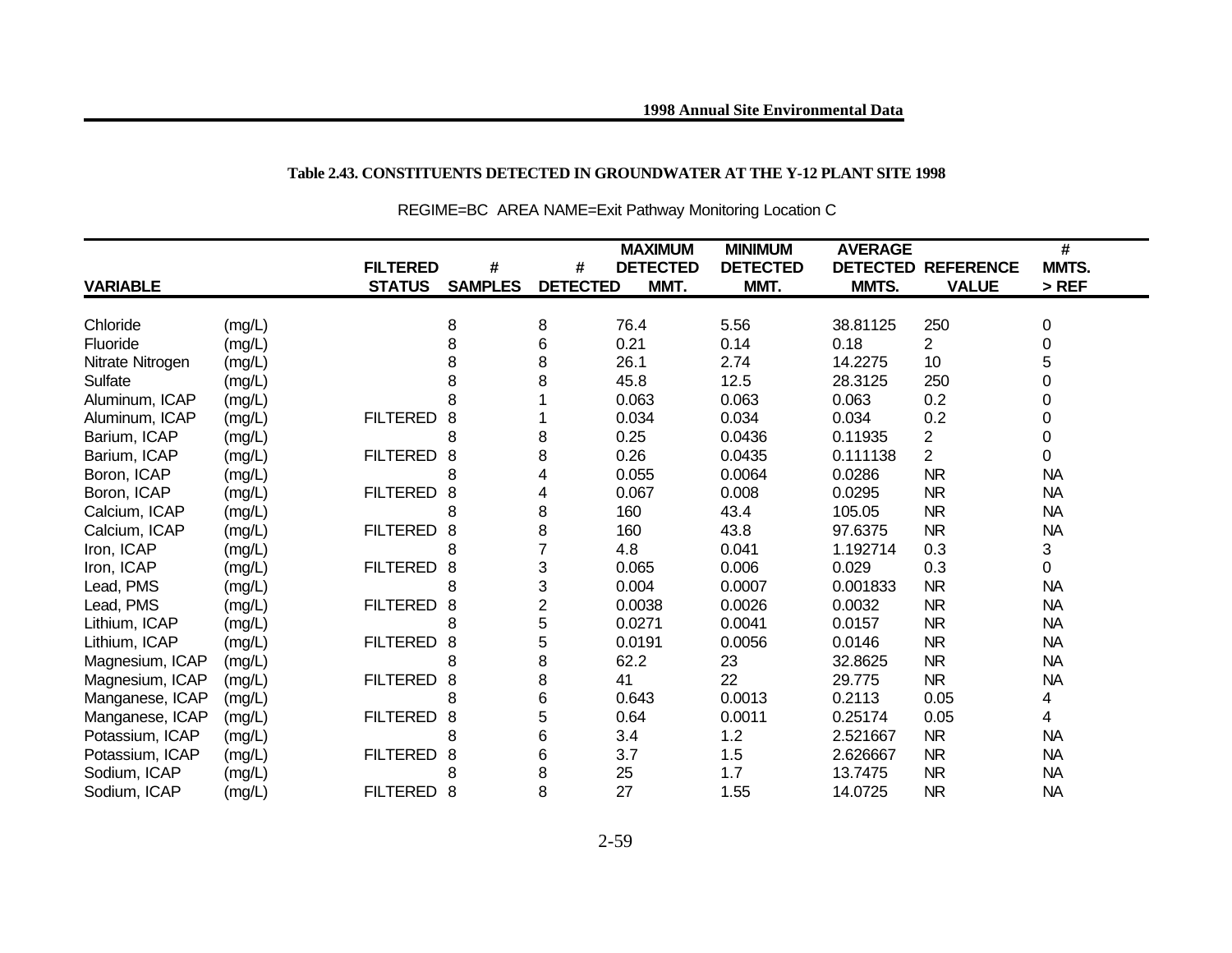**Table 2.43. CONSTITUENTS DETECTED IN GROUNDWATER AT THE Y-12 PLANT SITE 1998**

REGIME=BC AREA NAME=Exit Pathway Monitoring Location C

| VARIABLE | | FILTERED STATUS | # SAMPLES | # DETECTED | MAXIMUM DETECTED MMT. | MINIMUM DETECTED MMT. | AVERAGE DETECTED MMTS. | REFERENCE VALUE | # MMTS. > REF |
|---|---|---|---|---|---|---|---|---|---|
| Chloride | (mg/L) | | 8 | 8 | 76.4 | 5.56 | 38.81125 | 250 | 0 |
| Fluoride | (mg/L) | | 8 | 6 | 0.21 | 0.14 | 0.18 | 2 | 0 |
| Nitrate Nitrogen | (mg/L) | | 8 | 8 | 26.1 | 2.74 | 14.2275 | 10 | 5 |
| Sulfate | (mg/L) | | 8 | 8 | 45.8 | 12.5 | 28.3125 | 250 | 0 |
| Aluminum, ICAP | (mg/L) | | 8 | 1 | 0.063 | 0.063 | 0.063 | 0.2 | 0 |
| Aluminum, ICAP | (mg/L) | FILTERED | 8 | 1 | 0.034 | 0.034 | 0.034 | 0.2 | 0 |
| Barium, ICAP | (mg/L) | | 8 | 8 | 0.25 | 0.0436 | 0.11935 | 2 | 0 |
| Barium, ICAP | (mg/L) | FILTERED | 8 | 8 | 0.26 | 0.0435 | 0.111138 | 2 | 0 |
| Boron, ICAP | (mg/L) | | 8 | 4 | 0.055 | 0.0064 | 0.0286 | NR | NA |
| Boron, ICAP | (mg/L) | FILTERED | 8 | 4 | 0.067 | 0.008 | 0.0295 | NR | NA |
| Calcium, ICAP | (mg/L) | | 8 | 8 | 160 | 43.4 | 105.05 | NR | NA |
| Calcium, ICAP | (mg/L) | FILTERED | 8 | 8 | 160 | 43.8 | 97.6375 | NR | NA |
| Iron, ICAP | (mg/L) | | 8 | 7 | 4.8 | 0.041 | 1.192714 | 0.3 | 3 |
| Iron, ICAP | (mg/L) | FILTERED | 8 | 3 | 0.065 | 0.006 | 0.029 | 0.3 | 0 |
| Lead, PMS | (mg/L) | | 8 | 3 | 0.004 | 0.0007 | 0.001833 | NR | NA |
| Lead, PMS | (mg/L) | FILTERED | 8 | 2 | 0.0038 | 0.0026 | 0.0032 | NR | NA |
| Lithium, ICAP | (mg/L) | | 8 | 5 | 0.0271 | 0.0041 | 0.0157 | NR | NA |
| Lithium, ICAP | (mg/L) | FILTERED | 8 | 5 | 0.0191 | 0.0056 | 0.0146 | NR | NA |
| Magnesium, ICAP | (mg/L) | | 8 | 8 | 62.2 | 23 | 32.8625 | NR | NA |
| Magnesium, ICAP | (mg/L) | FILTERED | 8 | 8 | 41 | 22 | 29.775 | NR | NA |
| Manganese, ICAP | (mg/L) | | 8 | 6 | 0.643 | 0.0013 | 0.2113 | 0.05 | 4 |
| Manganese, ICAP | (mg/L) | FILTERED | 8 | 5 | 0.64 | 0.0011 | 0.25174 | 0.05 | 4 |
| Potassium, ICAP | (mg/L) | | 8 | 6 | 3.4 | 1.2 | 2.521667 | NR | NA |
| Potassium, ICAP | (mg/L) | FILTERED | 8 | 6 | 3.7 | 1.5 | 2.626667 | NR | NA |
| Sodium, ICAP | (mg/L) | | 8 | 8 | 25 | 1.7 | 13.7475 | NR | NA |
| Sodium, ICAP | (mg/L) | FILTERED | 8 | 8 | 27 | 1.55 | 14.0725 | NR | NA |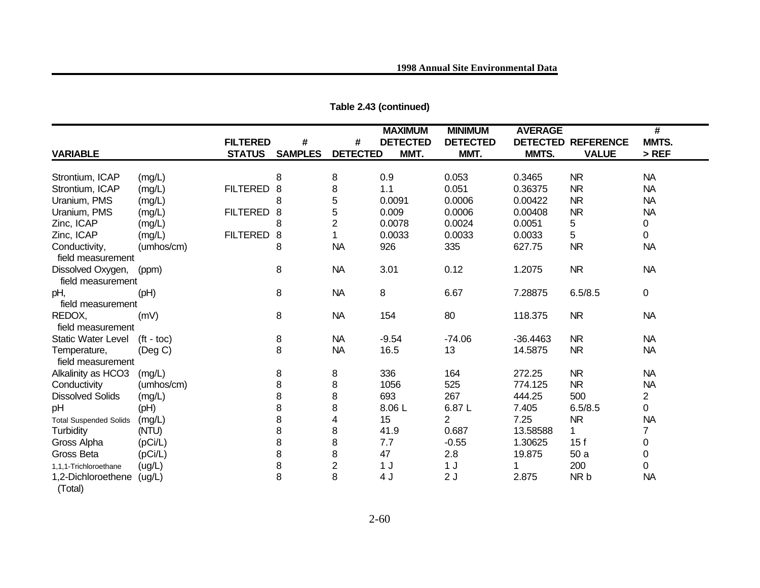**Table 2.43 (continued)**

| VARIABLE | | FILTERED STATUS | # SAMPLES | # DETECTED | MAXIMUM DETECTED MMT. | MINIMUM DETECTED MMT. | AVERAGE DETECTED MMTS. | REFERENCE VALUE | # MMTS. > REF |
|---|---|---|---|---|---|---|---|---|---|
| Strontium, ICAP | (mg/L) | | 8 | 8 | 0.9 | 0.053 | 0.3465 | NR | NA |
| Strontium, ICAP | (mg/L) | FILTERED | 8 | 8 | 1.1 | 0.051 | 0.36375 | NR | NA |
| Uranium, PMS | (mg/L) | | 8 | 5 | 0.0091 | 0.0006 | 0.00422 | NR | NA |
| Uranium, PMS | (mg/L) | FILTERED | 8 | 5 | 0.009 | 0.0006 | 0.00408 | NR | NA |
| Zinc, ICAP | (mg/L) | | 8 | 2 | 0.0078 | 0.0024 | 0.0051 | 5 | 0 |
| Zinc, ICAP | (mg/L) | FILTERED | 8 | 1 | 0.0033 | 0.0033 | 0.0033 | 5 | 0 |
| Conductivity, field measurement | (umhos/cm) | | 8 | NA | 926 | 335 | 627.75 | NR | NA |
| Dissolved Oxygen, field measurement | (ppm) | | 8 | NA | 3.01 | 0.12 | 1.2075 | NR | NA |
| pH, field measurement | (pH) | | 8 | NA | 8 | 6.67 | 7.28875 | 6.5/8.5 | 0 |
| REDOX, field measurement | (mV) | | 8 | NA | 154 | 80 | 118.375 | NR | NA |
| Static Water Level | (ft - toc) | | 8 | NA | -9.54 | -74.06 | -36.4463 | NR | NA |
| Temperature, field measurement | (Deg C) | | 8 | NA | 16.5 | 13 | 14.5875 | NR | NA |
| Alkalinity as HCO3 | (mg/L) | | 8 | 8 | 336 | 164 | 272.25 | NR | NA |
| Conductivity | (umhos/cm) | | 8 | 8 | 1056 | 525 | 774.125 | NR | NA |
| Dissolved Solids | (mg/L) | | 8 | 8 | 693 | 267 | 444.25 | 500 | 2 |
| pH | (pH) | | 8 | 8 | 8.06 L | 6.87 L | 7.405 | 6.5/8.5 | 0 |
| Total Suspended Solids | (mg/L) | | 8 | 4 | 15 | 2 | 7.25 | NR | NA |
| Turbidity | (NTU) | | 8 | 8 | 41.9 | 0.687 | 13.58588 | 1 | 7 |
| Gross Alpha | (pCi/L) | | 8 | 8 | 7.7 | -0.55 | 1.30625 | 15 f | 0 |
| Gross Beta | (pCi/L) | | 8 | 8 | 47 | 2.8 | 19.875 | 50 a | 0 |
| 1,1,1-Trichloroethane | (ug/L) | | 8 | 2 | 1 J | 1 J | 1 | 200 | 0 |
| 1,2-Dichloroethene (Total) | (ug/L) | | 8 | 8 | 4 J | 2 J | 2.875 | NR b | NA |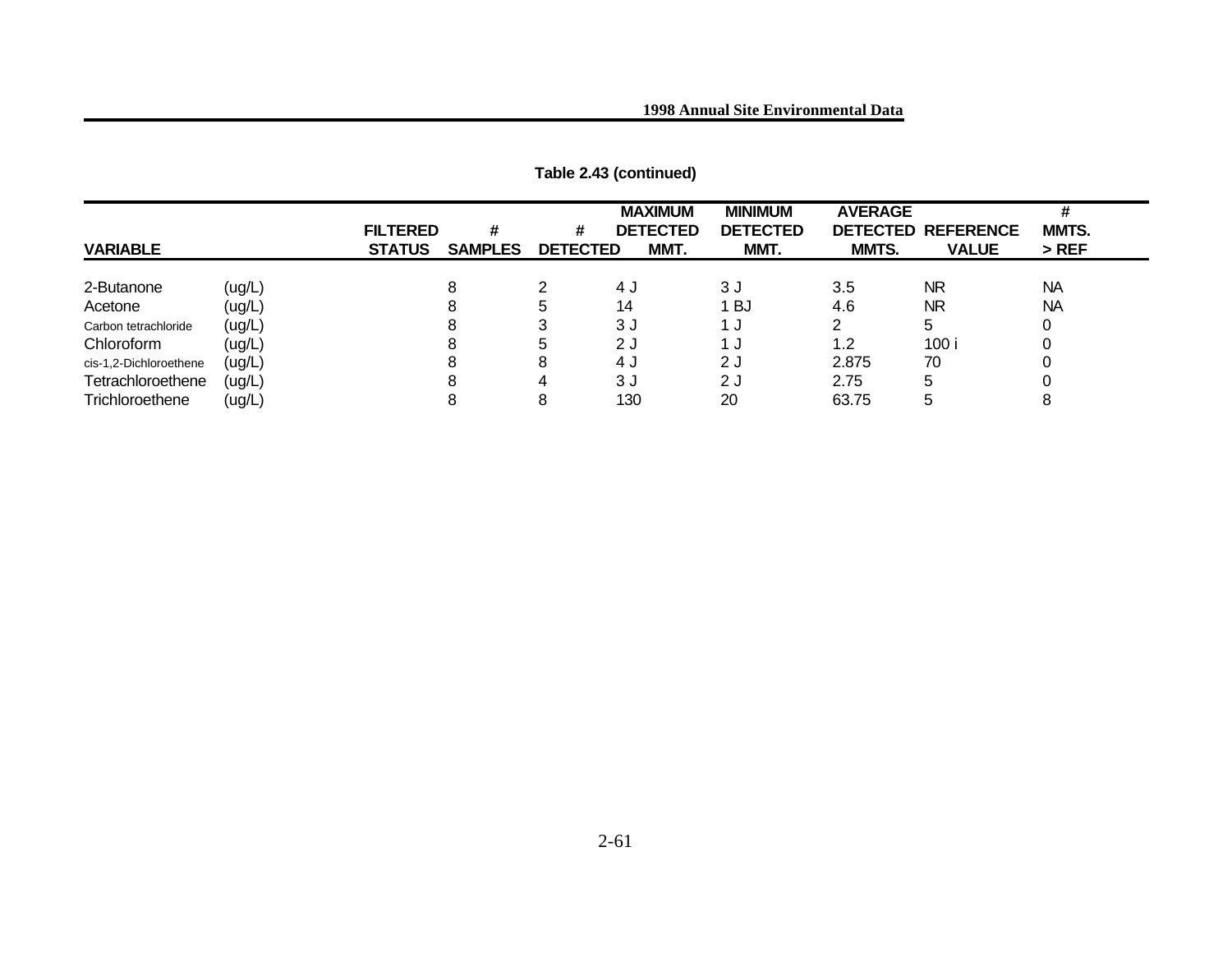**Table 2.43 (continued)**

| VARIABLE | | FILTERED STATUS | # SAMPLES | # DETECTED | MAXIMUM DETECTED MMT. | MINIMUM DETECTED MMT. | AVERAGE DETECTED MMTS. | REFERENCE VALUE | # MMTS. > REF |
|---|---|---|---|---|---|---|---|---|---|
| 2-Butanone | (ug/L) | | 8 | 2 | 4 J | 3 J | 3.5 | NR | NA |
| Acetone | (ug/L) | | 8 | 5 | 14 | 1 BJ | 4.6 | NR | NA |
| Carbon tetrachloride | (ug/L) | | 8 | 3 | 3 J | 1 J | 2 | 5 | 0 |
| Chloroform | (ug/L) | | 8 | 5 | 2 J | 1 J | 1.2 | 100 i | 0 |
| cis-1,2-Dichloroethene | (ug/L) | | 8 | 8 | 4 J | 2 J | 2.875 | 70 | 0 |
| Tetrachloroethene | (ug/L) | | 8 | 4 | 3 J | 2 J | 2.75 | 5 | 0 |
| Trichloroethene | (ug/L) | | 8 | 8 | 130 | 20 | 63.75 | 5 | 8 |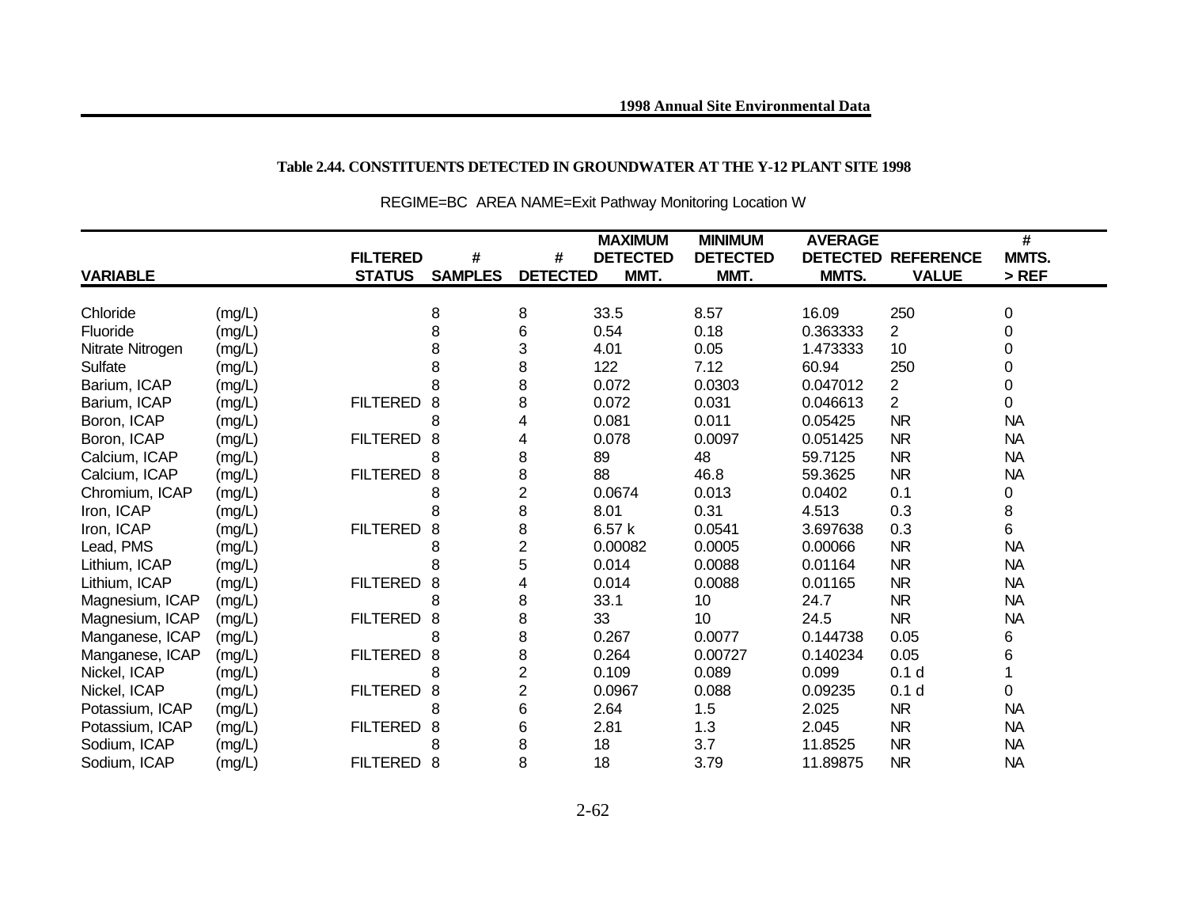**Table 2.44. CONSTITUENTS DETECTED IN GROUNDWATER AT THE Y-12 PLANT SITE 1998**

REGIME=BC AREA NAME=Exit Pathway Monitoring Location W

| VARIABLE | | FILTERED STATUS | # SAMPLES | # DETECTED | MAXIMUM DETECTED MMT. | MINIMUM DETECTED MMT. | AVERAGE DETECTED MMTS. | REFERENCE VALUE | # MMTS. > REF |
|---|---|---|---|---|---|---|---|---|---|
| Chloride | (mg/L) | | 8 | 8 | 33.5 | 8.57 | 16.09 | 250 | 0 |
| Fluoride | (mg/L) | | 8 | 6 | 0.54 | 0.18 | 0.363333 | 2 | 0 |
| Nitrate Nitrogen | (mg/L) | | 8 | 3 | 4.01 | 0.05 | 1.473333 | 10 | 0 |
| Sulfate | (mg/L) | | 8 | 8 | 122 | 7.12 | 60.94 | 250 | 0 |
| Barium, ICAP | (mg/L) | | 8 | 8 | 0.072 | 0.0303 | 0.047012 | 2 | 0 |
| Barium, ICAP | (mg/L) | FILTERED | 8 | 8 | 0.072 | 0.031 | 0.046613 | 2 | 0 |
| Boron, ICAP | (mg/L) | | 8 | 4 | 0.081 | 0.011 | 0.05425 | NR | NA |
| Boron, ICAP | (mg/L) | FILTERED | 8 | 4 | 0.078 | 0.0097 | 0.051425 | NR | NA |
| Calcium, ICAP | (mg/L) | | 8 | 8 | 89 | 48 | 59.7125 | NR | NA |
| Calcium, ICAP | (mg/L) | FILTERED | 8 | 8 | 88 | 46.8 | 59.3625 | NR | NA |
| Chromium, ICAP | (mg/L) | | 8 | 2 | 0.0674 | 0.013 | 0.0402 | 0.1 | 0 |
| Iron, ICAP | (mg/L) | | 8 | 8 | 8.01 | 0.31 | 4.513 | 0.3 | 8 |
| Iron, ICAP | (mg/L) | FILTERED | 8 | 8 | 6.57 k | 0.0541 | 3.697638 | 0.3 | 6 |
| Lead, PMS | (mg/L) | | 8 | 2 | 0.00082 | 0.0005 | 0.00066 | NR | NA |
| Lithium, ICAP | (mg/L) | | 8 | 5 | 0.014 | 0.0088 | 0.01164 | NR | NA |
| Lithium, ICAP | (mg/L) | FILTERED | 8 | 4 | 0.014 | 0.0088 | 0.01165 | NR | NA |
| Magnesium, ICAP | (mg/L) | | 8 | 8 | 33.1 | 10 | 24.7 | NR | NA |
| Magnesium, ICAP | (mg/L) | FILTERED | 8 | 8 | 33 | 10 | 24.5 | NR | NA |
| Manganese, ICAP | (mg/L) | | 8 | 8 | 0.267 | 0.0077 | 0.144738 | 0.05 | 6 |
| Manganese, ICAP | (mg/L) | FILTERED | 8 | 8 | 0.264 | 0.00727 | 0.140234 | 0.05 | 6 |
| Nickel, ICAP | (mg/L) | | 8 | 2 | 0.109 | 0.089 | 0.099 | 0.1 d | 1 |
| Nickel, ICAP | (mg/L) | FILTERED | 8 | 2 | 0.0967 | 0.088 | 0.09235 | 0.1 d | 0 |
| Potassium, ICAP | (mg/L) | | 8 | 6 | 2.64 | 1.5 | 2.025 | NR | NA |
| Potassium, ICAP | (mg/L) | FILTERED | 8 | 6 | 2.81 | 1.3 | 2.045 | NR | NA |
| Sodium, ICAP | (mg/L) | | 8 | 8 | 18 | 3.7 | 11.8525 | NR | NA |
| Sodium, ICAP | (mg/L) | FILTERED | 8 | 8 | 18 | 3.79 | 11.89875 | NR | NA |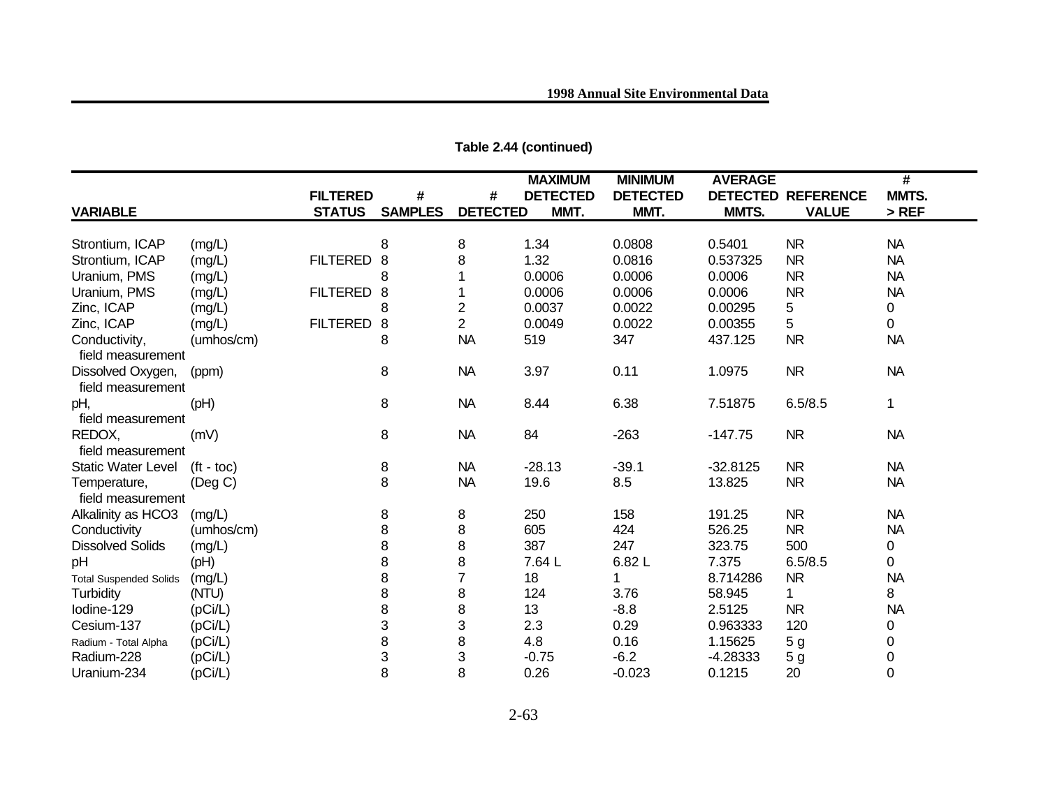**Table 2.44 (continued)**

| VARIABLE | | FILTERED STATUS | # SAMPLES | # DETECTED | MAXIMUM DETECTED MMT. | MINIMUM DETECTED MMT. | AVERAGE DETECTED MMTS. | REFERENCE VALUE | # MMTS. > REF |
|---|---|---|---|---|---|---|---|---|---|
| Strontium, ICAP | (mg/L) | | 8 | 8 | 1.34 | 0.0808 | 0.5401 | NR | NA |
| Strontium, ICAP | (mg/L) | FILTERED | 8 | 8 | 1.32 | 0.0816 | 0.537325 | NR | NA |
| Uranium, PMS | (mg/L) | | 8 | 1 | 0.0006 | 0.0006 | 0.0006 | NR | NA |
| Uranium, PMS | (mg/L) | FILTERED | 8 | 1 | 0.0006 | 0.0006 | 0.0006 | NR | NA |
| Zinc, ICAP | (mg/L) | | 8 | 2 | 0.0037 | 0.0022 | 0.00295 | 5 | 0 |
| Zinc, ICAP | (mg/L) | FILTERED | 8 | 2 | 0.0049 | 0.0022 | 0.00355 | 5 | 0 |
| Conductivity, field measurement | (umhos/cm) | | 8 | NA | 519 | 347 | 437.125 | NR | NA |
| Dissolved Oxygen, field measurement | (ppm) | | 8 | NA | 3.97 | 0.11 | 1.0975 | NR | NA |
| pH, field measurement | (pH) | | 8 | NA | 8.44 | 6.38 | 7.51875 | 6.5/8.5 | 1 |
| REDOX, field measurement | (mV) | | 8 | NA | 84 | -263 | -147.75 | NR | NA |
| Static Water Level | (ft - toc) | | 8 | NA | -28.13 | -39.1 | -32.8125 | NR | NA |
| Temperature, field measurement | (Deg C) | | 8 | NA | 19.6 | 8.5 | 13.825 | NR | NA |
| Alkalinity as HCO3 | (mg/L) | | 8 | 8 | 250 | 158 | 191.25 | NR | NA |
| Conductivity | (umhos/cm) | | 8 | 8 | 605 | 424 | 526.25 | NR | NA |
| Dissolved Solids | (mg/L) | | 8 | 8 | 387 | 247 | 323.75 | 500 | 0 |
| pH | (pH) | | 8 | 8 | 7.64 L | 6.82 L | 7.375 | 6.5/8.5 | 0 |
| Total Suspended Solids | (mg/L) | | 8 | 7 | 18 | 1 | 8.714286 | NR | NA |
| Turbidity | (NTU) | | 8 | 8 | 124 | 3.76 | 58.945 | 1 | 8 |
| Iodine-129 | (pCi/L) | | 8 | 8 | 13 | -8.8 | 2.5125 | NR | NA |
| Cesium-137 | (pCi/L) | | 3 | 3 | 2.3 | 0.29 | 0.963333 | 120 | 0 |
| Radium - Total Alpha | (pCi/L) | | 8 | 8 | 4.8 | 0.16 | 1.15625 | 5 g | 0 |
| Radium-228 | (pCi/L) | | 3 | 3 | -0.75 | -6.2 | -4.28333 | 5 g | 0 |
| Uranium-234 | (pCi/L) | | 8 | 8 | 0.26 | -0.023 | 0.1215 | 20 | 0 |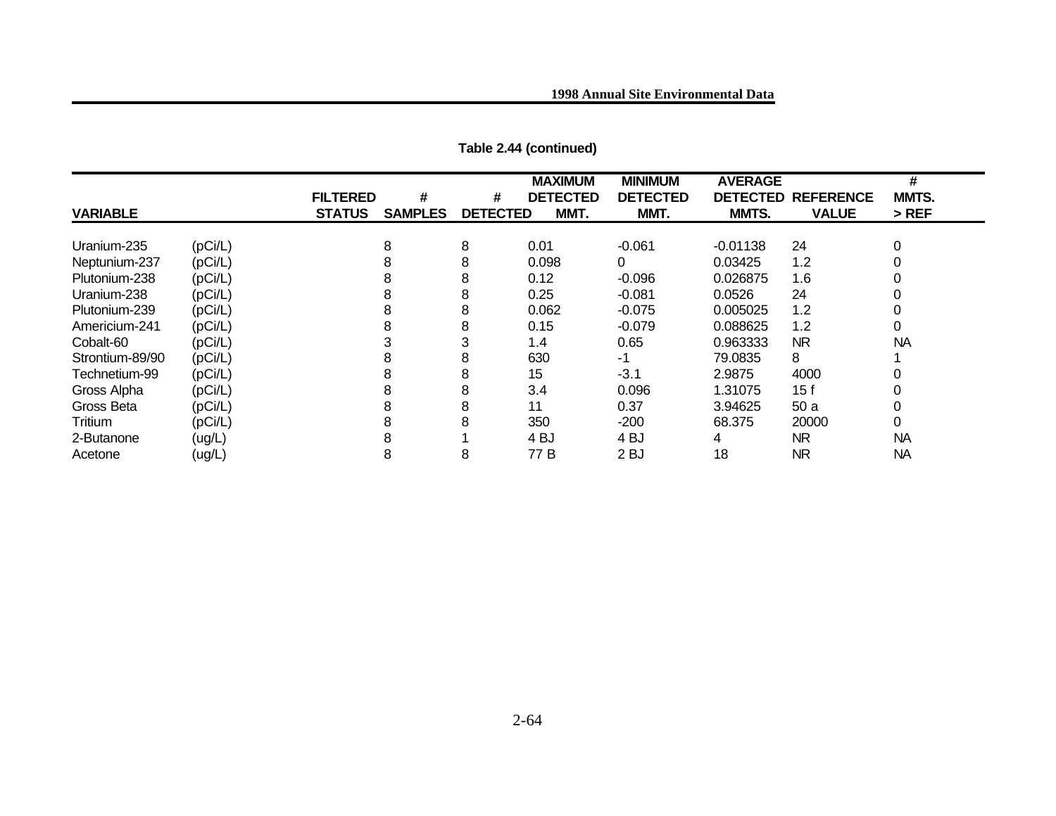**Table 2.44 (continued)**

| VARIABLE | | FILTERED STATUS | # SAMPLES | # DETECTED | MAXIMUM DETECTED MMT. | MINIMUM DETECTED MMT. | AVERAGE DETECTED MMTS. | REFERENCE VALUE | # MMTS. > REF |
|---|---|---|---|---|---|---|---|---|---|
| Uranium-235 | (pCi/L) | | 8 | 8 | 0.01 | -0.061 | -0.01138 | 24 | 0 |
| Neptunium-237 | (pCi/L) | | 8 | 8 | 0.098 | 0 | 0.03425 | 1.2 | 0 |
| Plutonium-238 | (pCi/L) | | 8 | 8 | 0.12 | -0.096 | 0.026875 | 1.6 | 0 |
| Uranium-238 | (pCi/L) | | 8 | 8 | 0.25 | -0.081 | 0.0526 | 24 | 0 |
| Plutonium-239 | (pCi/L) | | 8 | 8 | 0.062 | -0.075 | 0.005025 | 1.2 | 0 |
| Americium-241 | (pCi/L) | | 8 | 8 | 0.15 | -0.079 | 0.088625 | 1.2 | 0 |
| Cobalt-60 | (pCi/L) | | 3 | 3 | 1.4 | 0.65 | 0.963333 | NR | NA |
| Strontium-89/90 | (pCi/L) | | 8 | 8 | 630 | -1 | 79.0835 | 8 | 1 |
| Technetium-99 | (pCi/L) | | 8 | 8 | 15 | -3.1 | 2.9875 | 4000 | 0 |
| Gross Alpha | (pCi/L) | | 8 | 8 | 3.4 | 0.096 | 1.31075 | 15 f | 0 |
| Gross Beta | (pCi/L) | | 8 | 8 | 11 | 0.37 | 3.94625 | 50 a | 0 |
| Tritium | (pCi/L) | | 8 | 8 | 350 | -200 | 68.375 | 20000 | 0 |
| 2-Butanone | (ug/L) | | 8 | 1 | 4 BJ | 4 BJ | 4 | NR | NA |
| Acetone | (ug/L) | | 8 | 8 | 77 B | 2 BJ | 18 | NR | NA |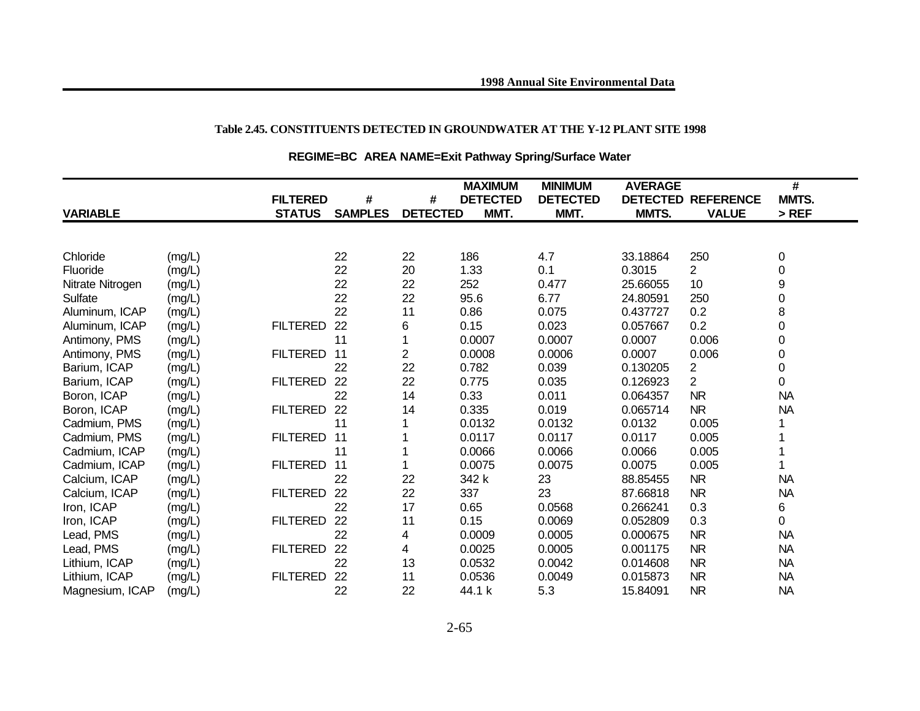**Table 2.45. CONSTITUENTS DETECTED IN GROUNDWATER AT THE Y-12 PLANT SITE 1998**

**REGIME=BC AREA NAME=Exit Pathway Spring/Surface Water**

| VARIABLE | | FILTERED STATUS | # SAMPLES | # DETECTED | MAXIMUM DETECTED MMT. | MINIMUM DETECTED MMT. | AVERAGE DETECTED MMTS. | REFERENCE VALUE | # MMTS. > REF |
|---|---|---|---|---|---|---|---|---|---|
| Chloride | (mg/L) | | 22 | 22 | 186 | 4.7 | 33.18864 | 250 | 0 |
| Fluoride | (mg/L) | | 22 | 20 | 1.33 | 0.1 | 0.3015 | 2 | 0 |
| Nitrate Nitrogen | (mg/L) | | 22 | 22 | 252 | 0.477 | 25.66055 | 10 | 9 |
| Sulfate | (mg/L) | | 22 | 22 | 95.6 | 6.77 | 24.80591 | 250 | 0 |
| Aluminum, ICAP | (mg/L) | | 22 | 11 | 0.86 | 0.075 | 0.437727 | 0.2 | 8 |
| Aluminum, ICAP | (mg/L) | FILTERED | 22 | 6 | 0.15 | 0.023 | 0.057667 | 0.2 | 0 |
| Antimony, PMS | (mg/L) | | 11 | 1 | 0.0007 | 0.0007 | 0.0007 | 0.006 | 0 |
| Antimony, PMS | (mg/L) | FILTERED | 11 | 2 | 0.0008 | 0.0006 | 0.0007 | 0.006 | 0 |
| Barium, ICAP | (mg/L) | | 22 | 22 | 0.782 | 0.039 | 0.130205 | 2 | 0 |
| Barium, ICAP | (mg/L) | FILTERED | 22 | 22 | 0.775 | 0.035 | 0.126923 | 2 | 0 |
| Boron, ICAP | (mg/L) | | 22 | 14 | 0.33 | 0.011 | 0.064357 | NR | NA |
| Boron, ICAP | (mg/L) | FILTERED | 22 | 14 | 0.335 | 0.019 | 0.065714 | NR | NA |
| Cadmium, PMS | (mg/L) | | 11 | 1 | 0.0132 | 0.0132 | 0.0132 | 0.005 | 1 |
| Cadmium, PMS | (mg/L) | FILTERED | 11 | 1 | 0.0117 | 0.0117 | 0.0117 | 0.005 | 1 |
| Cadmium, ICAP | (mg/L) | | 11 | 1 | 0.0066 | 0.0066 | 0.0066 | 0.005 | 1 |
| Cadmium, ICAP | (mg/L) | FILTERED | 11 | 1 | 0.0075 | 0.0075 | 0.0075 | 0.005 | 1 |
| Calcium, ICAP | (mg/L) | | 22 | 22 | 342 k | 23 | 88.85455 | NR | NA |
| Calcium, ICAP | (mg/L) | FILTERED | 22 | 22 | 337 | 23 | 87.66818 | NR | NA |
| Iron, ICAP | (mg/L) | | 22 | 17 | 0.65 | 0.0568 | 0.266241 | 0.3 | 6 |
| Iron, ICAP | (mg/L) | FILTERED | 22 | 11 | 0.15 | 0.0069 | 0.052809 | 0.3 | 0 |
| Lead, PMS | (mg/L) | | 22 | 4 | 0.0009 | 0.0005 | 0.000675 | NR | NA |
| Lead, PMS | (mg/L) | FILTERED | 22 | 4 | 0.0025 | 0.0005 | 0.001175 | NR | NA |
| Lithium, ICAP | (mg/L) | | 22 | 13 | 0.0532 | 0.0042 | 0.014608 | NR | NA |
| Lithium, ICAP | (mg/L) | FILTERED | 22 | 11 | 0.0536 | 0.0049 | 0.015873 | NR | NA |
| Magnesium, ICAP | (mg/L) | | 22 | 22 | 44.1 k | 5.3 | 15.84091 | NR | NA |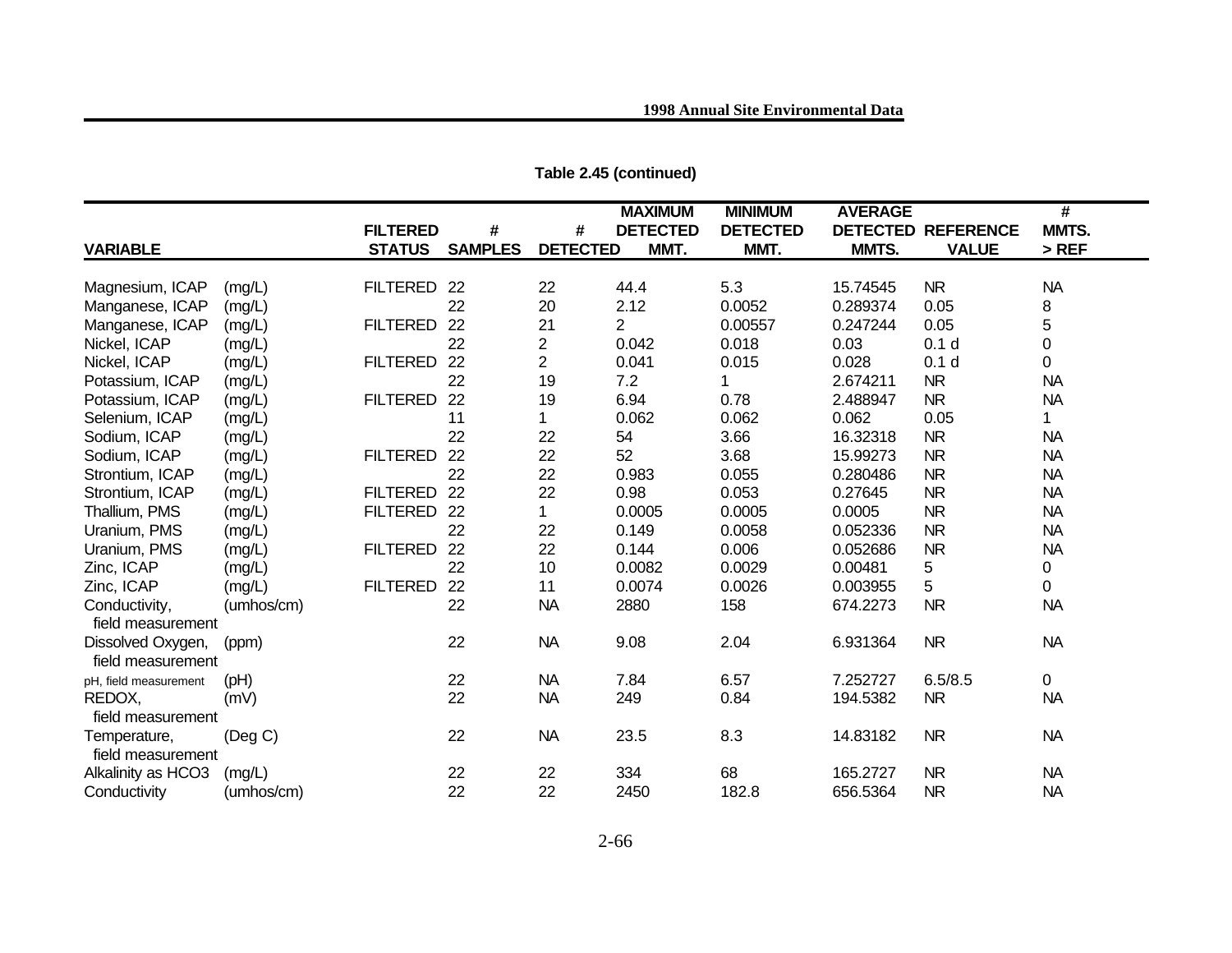**Table 2.45 (continued)**

| VARIABLE | | FILTERED STATUS | # SAMPLES | # DETECTED | MAXIMUM DETECTED MMT. | MINIMUM DETECTED MMT. | AVERAGE DETECTED MMTS. | REFERENCE VALUE | # MMTS. > REF |
|---|---|---|---|---|---|---|---|---|---|
| Magnesium, ICAP | (mg/L) | FILTERED | 22 | 22 | 44.4 | 5.3 | 15.74545 | NR | NA |
| Manganese, ICAP | (mg/L) | | 22 | 20 | 2.12 | 0.0052 | 0.289374 | 0.05 | 8 |
| Manganese, ICAP | (mg/L) | FILTERED | 22 | 21 | 2 | 0.00557 | 0.247244 | 0.05 | 5 |
| Nickel, ICAP | (mg/L) | | 22 | 2 | 0.042 | 0.018 | 0.03 | 0.1 d | 0 |
| Nickel, ICAP | (mg/L) | FILTERED | 22 | 2 | 0.041 | 0.015 | 0.028 | 0.1 d | 0 |
| Potassium, ICAP | (mg/L) | | 22 | 19 | 7.2 | 1 | 2.674211 | NR | NA |
| Potassium, ICAP | (mg/L) | FILTERED | 22 | 19 | 6.94 | 0.78 | 2.488947 | NR | NA |
| Selenium, ICAP | (mg/L) | | 11 | 1 | 0.062 | 0.062 | 0.062 | 0.05 | 1 |
| Sodium, ICAP | (mg/L) | | 22 | 22 | 54 | 3.66 | 16.32318 | NR | NA |
| Sodium, ICAP | (mg/L) | FILTERED | 22 | 22 | 52 | 3.68 | 15.99273 | NR | NA |
| Strontium, ICAP | (mg/L) | | 22 | 22 | 0.983 | 0.055 | 0.280486 | NR | NA |
| Strontium, ICAP | (mg/L) | FILTERED | 22 | 22 | 0.98 | 0.053 | 0.27645 | NR | NA |
| Thallium, PMS | (mg/L) | FILTERED | 22 | 1 | 0.0005 | 0.0005 | 0.0005 | NR | NA |
| Uranium, PMS | (mg/L) | | 22 | 22 | 0.149 | 0.0058 | 0.052336 | NR | NA |
| Uranium, PMS | (mg/L) | FILTERED | 22 | 22 | 0.144 | 0.006 | 0.052686 | NR | NA |
| Zinc, ICAP | (mg/L) | | 22 | 10 | 0.0082 | 0.0029 | 0.00481 | 5 | 0 |
| Zinc, ICAP | (mg/L) | FILTERED | 22 | 11 | 0.0074 | 0.0026 | 0.003955 | 5 | 0 |
| Conductivity, field measurement | (umhos/cm) | | 22 | NA | 2880 | 158 | 674.2273 | NR | NA |
| Dissolved Oxygen, field measurement | (ppm) | | 22 | NA | 9.08 | 2.04 | 6.931364 | NR | NA |
| pH, field measurement | (pH) | | 22 | NA | 7.84 | 6.57 | 7.252727 | 6.5/8.5 | 0 |
| REDOX, field measurement | (mV) | | 22 | NA | 249 | 0.84 | 194.5382 | NR | NA |
| Temperature, field measurement | (Deg C) | | 22 | NA | 23.5 | 8.3 | 14.83182 | NR | NA |
| Alkalinity as HCO3 | (mg/L) | | 22 | 22 | 334 | 68 | 165.2727 | NR | NA |
| Conductivity | (umhos/cm) | | 22 | 22 | 2450 | 182.8 | 656.5364 | NR | NA |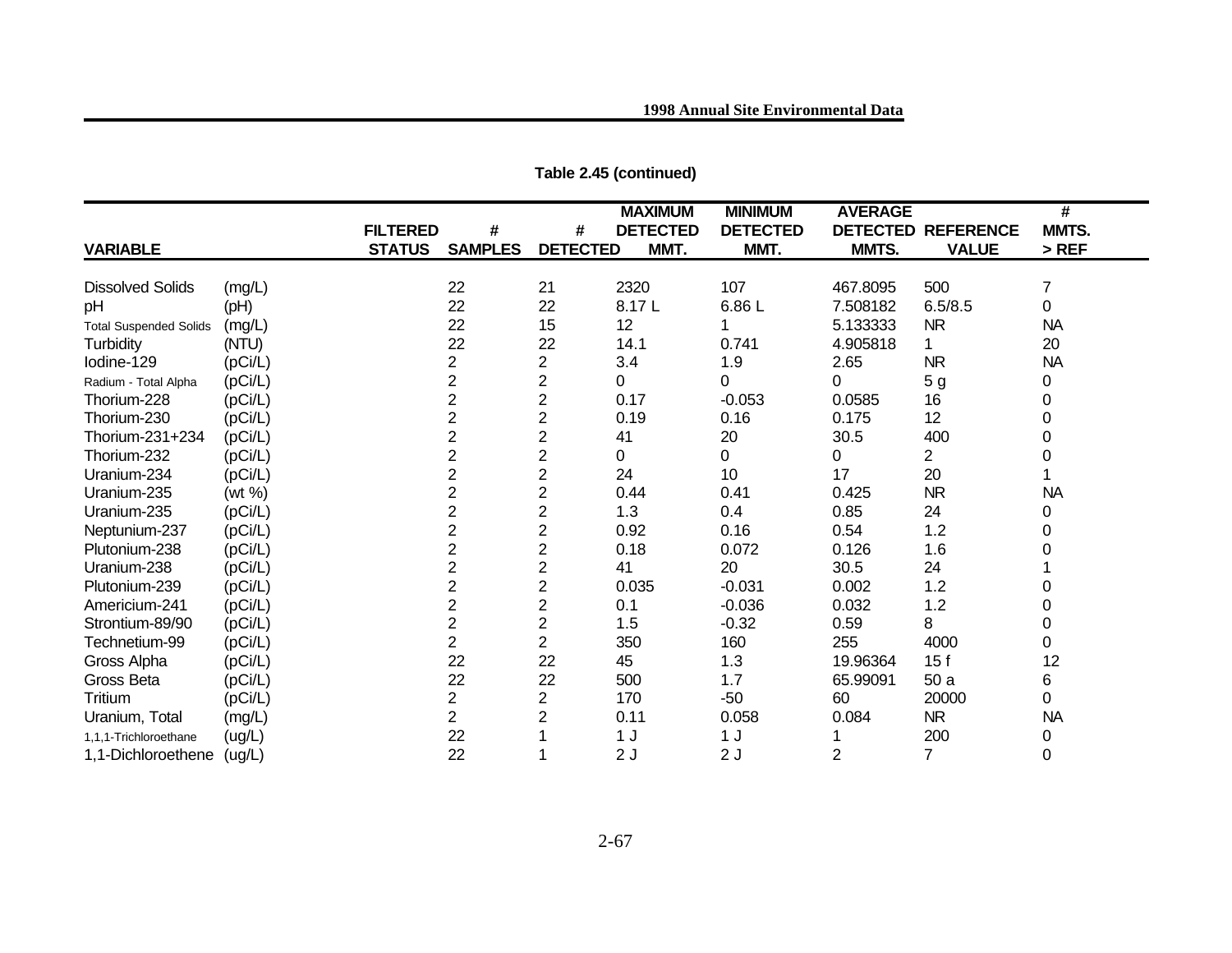**Table 2.45 (continued)**

| VARIABLE | | FILTERED STATUS | # SAMPLES | # DETECTED | MAXIMUM DETECTED MMT. | MINIMUM DETECTED MMT. | AVERAGE DETECTED MMTS. | REFERENCE VALUE | # MMTS. > REF |
|---|---|---|---|---|---|---|---|---|---|
| Dissolved Solids | (mg/L) | | 22 | 21 | 2320 | 107 | 467.8095 | 500 | 7 |
| pH | (pH) | | 22 | 22 | 8.17 L | 6.86 L | 7.508182 | 6.5/8.5 | 0 |
| Total Suspended Solids | (mg/L) | | 22 | 15 | 12 | 1 | 5.133333 | NR | NA |
| Turbidity | (NTU) | | 22 | 22 | 14.1 | 0.741 | 4.905818 | 1 | 20 |
| Iodine-129 | (pCi/L) | | 2 | 2 | 3.4 | 1.9 | 2.65 | NR | NA |
| Radium - Total Alpha | (pCi/L) | | 2 | 2 | 0 | 0 | 0 | 5 g | 0 |
| Thorium-228 | (pCi/L) | | 2 | 2 | 0.17 | -0.053 | 0.0585 | 16 | 0 |
| Thorium-230 | (pCi/L) | | 2 | 2 | 0.19 | 0.16 | 0.175 | 12 | 0 |
| Thorium-231+234 | (pCi/L) | | 2 | 2 | 41 | 20 | 30.5 | 400 | 0 |
| Thorium-232 | (pCi/L) | | 2 | 2 | 0 | 0 | 0 | 2 | 0 |
| Uranium-234 | (pCi/L) | | 2 | 2 | 24 | 10 | 17 | 20 | 1 |
| Uranium-235 | (wt %) | | 2 | 2 | 0.44 | 0.41 | 0.425 | NR | NA |
| Uranium-235 | (pCi/L) | | 2 | 2 | 1.3 | 0.4 | 0.85 | 24 | 0 |
| Neptunium-237 | (pCi/L) | | 2 | 2 | 0.92 | 0.16 | 0.54 | 1.2 | 0 |
| Plutonium-238 | (pCi/L) | | 2 | 2 | 0.18 | 0.072 | 0.126 | 1.6 | 0 |
| Uranium-238 | (pCi/L) | | 2 | 2 | 41 | 20 | 30.5 | 24 | 1 |
| Plutonium-239 | (pCi/L) | | 2 | 2 | 0.035 | -0.031 | 0.002 | 1.2 | 0 |
| Americium-241 | (pCi/L) | | 2 | 2 | 0.1 | -0.036 | 0.032 | 1.2 | 0 |
| Strontium-89/90 | (pCi/L) | | 2 | 2 | 1.5 | -0.32 | 0.59 | 8 | 0 |
| Technetium-99 | (pCi/L) | | 2 | 2 | 350 | 160 | 255 | 4000 | 0 |
| Gross Alpha | (pCi/L) | | 22 | 22 | 45 | 1.3 | 19.96364 | 15 f | 12 |
| Gross Beta | (pCi/L) | | 22 | 22 | 500 | 1.7 | 65.99091 | 50 a | 6 |
| Tritium | (pCi/L) | | 2 | 2 | 170 | -50 | 60 | 20000 | 0 |
| Uranium, Total | (mg/L) | | 2 | 2 | 0.11 | 0.058 | 0.084 | NR | NA |
| 1,1,1-Trichloroethane | (ug/L) | | 22 | 1 | 1 J | 1 J | 1 | 200 | 0 |
| 1,1-Dichloroethene | (ug/L) | | 22 | 1 | 2 J | 2 J | 2 | 7 | 0 |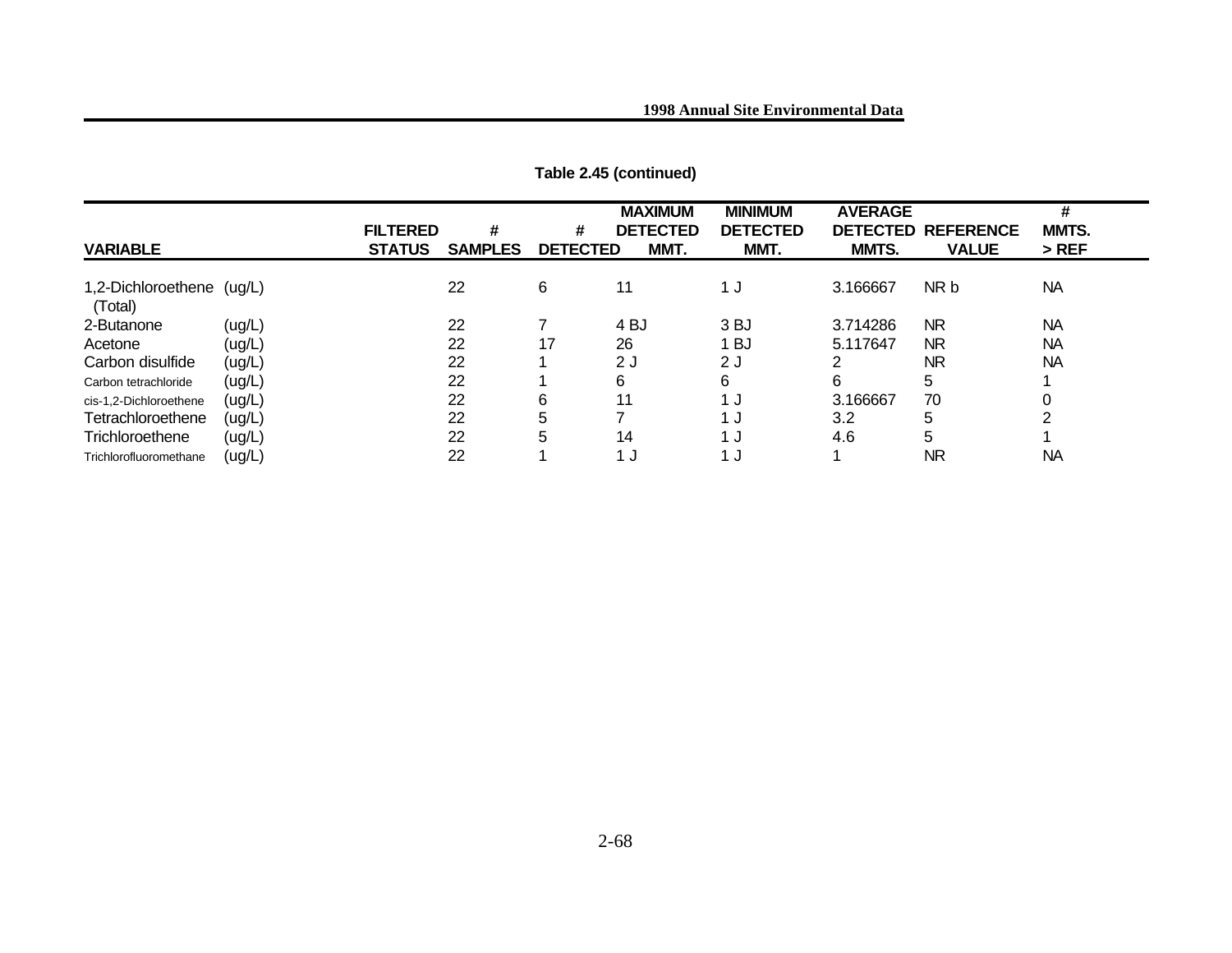**Table 2.45 (continued)**

| VARIABLE | | FILTERED STATUS | # SAMPLES | # DETECTED | MAXIMUM DETECTED MMT. | MINIMUM DETECTED MMT. | AVERAGE DETECTED MMTS. | REFERENCE VALUE | # MMTS. > REF |
|---|---|---|---|---|---|---|---|---|---|
| 1,2-Dichloroethene (Total) | (ug/L) | | 22 | 6 | 11 | 1 J | 3.166667 | NR b | NA |
| 2-Butanone | (ug/L) | | 22 | 7 | 4 BJ | 3 BJ | 3.714286 | NR | NA |
| Acetone | (ug/L) | | 22 | 17 | 26 | 1 BJ | 5.117647 | NR | NA |
| Carbon disulfide | (ug/L) | | 22 | 1 | 2 J | 2 J | 2 | NR | NA |
| Carbon tetrachloride | (ug/L) | | 22 | 1 | 6 | 6 | 6 | 5 | 1 |
| cis-1,2-Dichloroethene | (ug/L) | | 22 | 6 | 11 | 1 J | 3.166667 | 70 | 0 |
| Tetrachloroethene | (ug/L) | | 22 | 5 | 7 | 1 J | 3.2 | 5 | 2 |
| Trichloroethene | (ug/L) | | 22 | 5 | 14 | 1 J | 4.6 | 5 | 1 |
| Trichlorofluoromethane | (ug/L) | | 22 | 1 | 1 J | 1 J | 1 | NR | NA |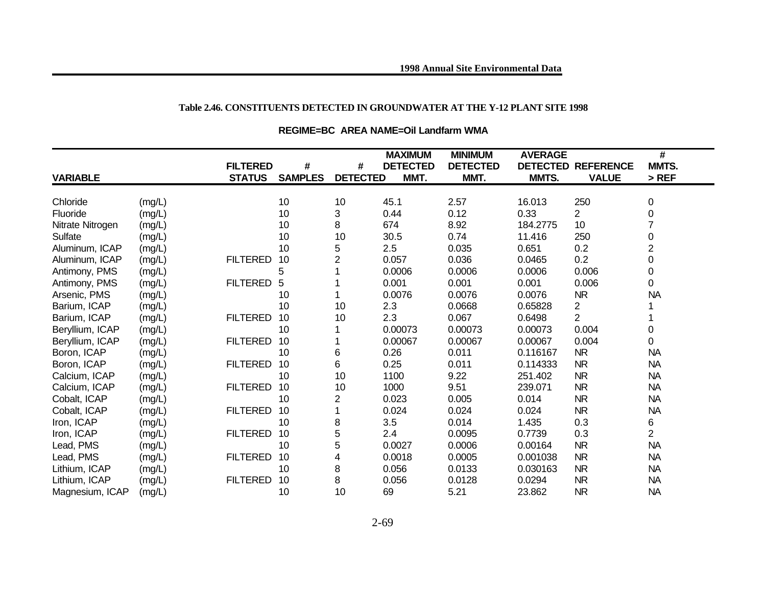### Table 2.46. CONSTITUENTS DETECTED IN GROUNDWATER AT THE Y-12 PLANT SITE 1998

**REGIME=BC AREA NAME=Oil Landfarm WMA**

| VARIABLE | | FILTERED STATUS | # SAMPLES | # DETECTED | MAXIMUM DETECTED MMT. | MINIMUM DETECTED MMT. | AVERAGE DETECTED MMTS. | REFERENCE VALUE | # MMTS. > REF |
|---|---|---|---|---|---|---|---|---|---|
| Chloride | (mg/L) | | 10 | 10 | 45.1 | 2.57 | 16.013 | 250 | 0 |
| Fluoride | (mg/L) | | 10 | 3 | 0.44 | 0.12 | 0.33 | 2 | 0 |
| Nitrate Nitrogen | (mg/L) | | 10 | 8 | 674 | 8.92 | 184.2775 | 10 | 7 |
| Sulfate | (mg/L) | | 10 | 10 | 30.5 | 0.74 | 11.416 | 250 | 0 |
| Aluminum, ICAP | (mg/L) | | 10 | 5 | 2.5 | 0.035 | 0.651 | 0.2 | 2 |
| Aluminum, ICAP | (mg/L) | FILTERED | 10 | 2 | 0.057 | 0.036 | 0.0465 | 0.2 | 0 |
| Antimony, PMS | (mg/L) | | 5 | 1 | 0.0006 | 0.0006 | 0.0006 | 0.006 | 0 |
| Antimony, PMS | (mg/L) | FILTERED | 5 | 1 | 0.001 | 0.001 | 0.001 | 0.006 | 0 |
| Arsenic, PMS | (mg/L) | | 10 | 1 | 0.0076 | 0.0076 | 0.0076 | NR | NA |
| Barium, ICAP | (mg/L) | | 10 | 10 | 2.3 | 0.0668 | 0.65828 | 2 | 1 |
| Barium, ICAP | (mg/L) | FILTERED | 10 | 10 | 2.3 | 0.067 | 0.6498 | 2 | 1 |
| Beryllium, ICAP | (mg/L) | | 10 | 1 | 0.00073 | 0.00073 | 0.00073 | 0.004 | 0 |
| Beryllium, ICAP | (mg/L) | FILTERED | 10 | 1 | 0.00067 | 0.00067 | 0.00067 | 0.004 | 0 |
| Boron, ICAP | (mg/L) | | 10 | 6 | 0.26 | 0.011 | 0.116167 | NR | NA |
| Boron, ICAP | (mg/L) | FILTERED | 10 | 6 | 0.25 | 0.011 | 0.114333 | NR | NA |
| Calcium, ICAP | (mg/L) | | 10 | 10 | 1100 | 9.22 | 251.402 | NR | NA |
| Calcium, ICAP | (mg/L) | FILTERED | 10 | 10 | 1000 | 9.51 | 239.071 | NR | NA |
| Cobalt, ICAP | (mg/L) | | 10 | 2 | 0.023 | 0.005 | 0.014 | NR | NA |
| Cobalt, ICAP | (mg/L) | FILTERED | 10 | 1 | 0.024 | 0.024 | 0.024 | NR | NA |
| Iron, ICAP | (mg/L) | | 10 | 8 | 3.5 | 0.014 | 1.435 | 0.3 | 6 |
| Iron, ICAP | (mg/L) | FILTERED | 10 | 5 | 2.4 | 0.0095 | 0.7739 | 0.3 | 2 |
| Lead, PMS | (mg/L) | | 10 | 5 | 0.0027 | 0.0006 | 0.00164 | NR | NA |
| Lead, PMS | (mg/L) | FILTERED | 10 | 4 | 0.0018 | 0.0005 | 0.001038 | NR | NA |
| Lithium, ICAP | (mg/L) | | 10 | 8 | 0.056 | 0.0133 | 0.030163 | NR | NA |
| Lithium, ICAP | (mg/L) | FILTERED | 10 | 8 | 0.056 | 0.0128 | 0.0294 | NR | NA |
| Magnesium, ICAP | (mg/L) | | 10 | 10 | 69 | 5.21 | 23.862 | NR | NA |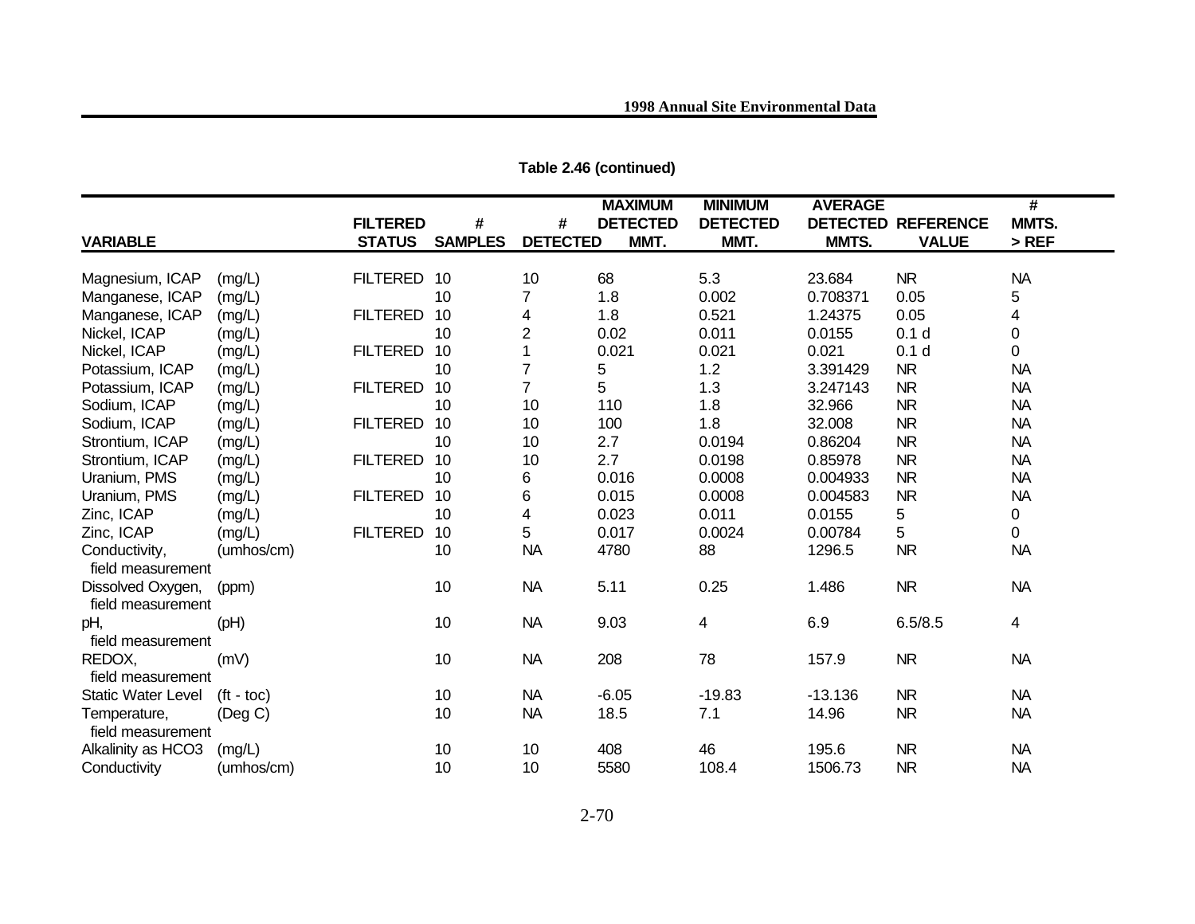**Table 2.46 (continued)**

| VARIABLE | | FILTERED STATUS | # SAMPLES | # DETECTED | MAXIMUM DETECTED MMT. | MINIMUM DETECTED MMT. | AVERAGE DETECTED MMTS. | REFERENCE VALUE | # MMTS. > REF |
|---|---|---|---|---|---|---|---|---|---|
| Magnesium, ICAP | (mg/L) | FILTERED | 10 | 10 | 68 | 5.3 | 23.684 | NR | NA |
| Manganese, ICAP | (mg/L) | | 10 | 7 | 1.8 | 0.002 | 0.708371 | 0.05 | 5 |
| Manganese, ICAP | (mg/L) | FILTERED | 10 | 4 | 1.8 | 0.521 | 1.24375 | 0.05 | 4 |
| Nickel, ICAP | (mg/L) | | 10 | 2 | 0.02 | 0.011 | 0.0155 | 0.1 d | 0 |
| Nickel, ICAP | (mg/L) | FILTERED | 10 | 1 | 0.021 | 0.021 | 0.021 | 0.1 d | 0 |
| Potassium, ICAP | (mg/L) | | 10 | 7 | 5 | 1.2 | 3.391429 | NR | NA |
| Potassium, ICAP | (mg/L) | FILTERED | 10 | 7 | 5 | 1.3 | 3.247143 | NR | NA |
| Sodium, ICAP | (mg/L) | | 10 | 10 | 110 | 1.8 | 32.966 | NR | NA |
| Sodium, ICAP | (mg/L) | FILTERED | 10 | 10 | 100 | 1.8 | 32.008 | NR | NA |
| Strontium, ICAP | (mg/L) | | 10 | 10 | 2.7 | 0.0194 | 0.86204 | NR | NA |
| Strontium, ICAP | (mg/L) | FILTERED | 10 | 10 | 2.7 | 0.0198 | 0.85978 | NR | NA |
| Uranium, PMS | (mg/L) | | 10 | 6 | 0.016 | 0.0008 | 0.004933 | NR | NA |
| Uranium, PMS | (mg/L) | FILTERED | 10 | 6 | 0.015 | 0.0008 | 0.004583 | NR | NA |
| Zinc, ICAP | (mg/L) | | 10 | 4 | 0.023 | 0.011 | 0.0155 | 5 | 0 |
| Zinc, ICAP | (mg/L) | FILTERED | 10 | 5 | 0.017 | 0.0024 | 0.00784 | 5 | 0 |
| Conductivity, field measurement | (umhos/cm) | | 10 | NA | 4780 | 88 | 1296.5 | NR | NA |
| Dissolved Oxygen, field measurement | (ppm) | | 10 | NA | 5.11 | 0.25 | 1.486 | NR | NA |
| pH, field measurement | (pH) | | 10 | NA | 9.03 | 4 | 6.9 | 6.5/8.5 | 4 |
| REDOX, field measurement | (mV) | | 10 | NA | 208 | 78 | 157.9 | NR | NA |
| Static Water Level | (ft - toc) | | 10 | NA | -6.05 | -19.83 | -13.136 | NR | NA |
| Temperature, field measurement | (Deg C) | | 10 | NA | 18.5 | 7.1 | 14.96 | NR | NA |
| Alkalinity as HCO3 | (mg/L) | | 10 | 10 | 408 | 46 | 195.6 | NR | NA |
| Conductivity | (umhos/cm) | | 10 | 10 | 5580 | 108.4 | 1506.73 | NR | NA |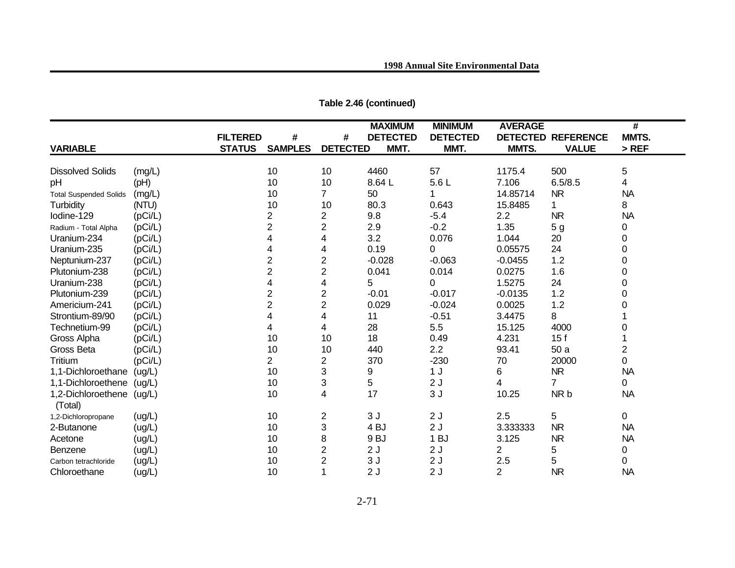**Table 2.46 (continued)**

| VARIABLE | | FILTERED STATUS | # SAMPLES | # DETECTED | MAXIMUM DETECTED MMT. | MINIMUM DETECTED MMT. | AVERAGE DETECTED MMTS. | REFERENCE VALUE | # MMTS. > REF |
|---|---|---|---|---|---|---|---|---|---|
| Dissolved Solids | (mg/L) | | 10 | 10 | 4460 | 57 | 1175.4 | 500 | 5 |
| pH | (pH) | | 10 | 10 | 8.64 L | 5.6 L | 7.106 | 6.5/8.5 | 4 |
| Total Suspended Solids | (mg/L) | | 10 | 7 | 50 | 1 | 14.85714 | NR | NA |
| Turbidity | (NTU) | | 10 | 10 | 80.3 | 0.643 | 15.8485 | 1 | 8 |
| Iodine-129 | (pCi/L) | | 2 | 2 | 9.8 | -5.4 | 2.2 | NR | NA |
| Radium - Total Alpha | (pCi/L) | | 2 | 2 | 2.9 | -0.2 | 1.35 | 5 g | 0 |
| Uranium-234 | (pCi/L) | | 4 | 4 | 3.2 | 0.076 | 1.044 | 20 | 0 |
| Uranium-235 | (pCi/L) | | 4 | 4 | 0.19 | 0 | 0.05575 | 24 | 0 |
| Neptunium-237 | (pCi/L) | | 2 | 2 | -0.028 | -0.063 | -0.0455 | 1.2 | 0 |
| Plutonium-238 | (pCi/L) | | 2 | 2 | 0.041 | 0.014 | 0.0275 | 1.6 | 0 |
| Uranium-238 | (pCi/L) | | 4 | 4 | 5 | 0 | 1.5275 | 24 | 0 |
| Plutonium-239 | (pCi/L) | | 2 | 2 | -0.01 | -0.017 | -0.0135 | 1.2 | 0 |
| Americium-241 | (pCi/L) | | 2 | 2 | 0.029 | -0.024 | 0.0025 | 1.2 | 0 |
| Strontium-89/90 | (pCi/L) | | 4 | 4 | 11 | -0.51 | 3.4475 | 8 | 1 |
| Technetium-99 | (pCi/L) | | 4 | 4 | 28 | 5.5 | 15.125 | 4000 | 0 |
| Gross Alpha | (pCi/L) | | 10 | 10 | 18 | 0.49 | 4.231 | 15 f | 1 |
| Gross Beta | (pCi/L) | | 10 | 10 | 440 | 2.2 | 93.41 | 50 a | 2 |
| Tritium | (pCi/L) | | 2 | 2 | 370 | -230 | 70 | 20000 | 0 |
| 1,1-Dichloroethane | (ug/L) | | 10 | 3 | 9 | 1 J | 6 | NR | NA |
| 1,1-Dichloroethene | (ug/L) | | 10 | 3 | 5 | 2 J | 4 | 7 | 0 |
| 1,2-Dichloroethene (Total) | (ug/L) | | 10 | 4 | 17 | 3 J | 10.25 | NR b | NA |
| 1,2-Dichloropropane | (ug/L) | | 10 | 2 | 3 J | 2 J | 2.5 | 5 | 0 |
| 2-Butanone | (ug/L) | | 10 | 3 | 4 BJ | 2 J | 3.333333 | NR | NA |
| Acetone | (ug/L) | | 10 | 8 | 9 BJ | 1 BJ | 3.125 | NR | NA |
| Benzene | (ug/L) | | 10 | 2 | 2 J | 2 J | 2 | 5 | 0 |
| Carbon tetrachloride | (ug/L) | | 10 | 2 | 3 J | 2 J | 2.5 | 5 | 0 |
| Chloroethane | (ug/L) | | 10 | 1 | 2 J | 2 J | 2 | NR | NA |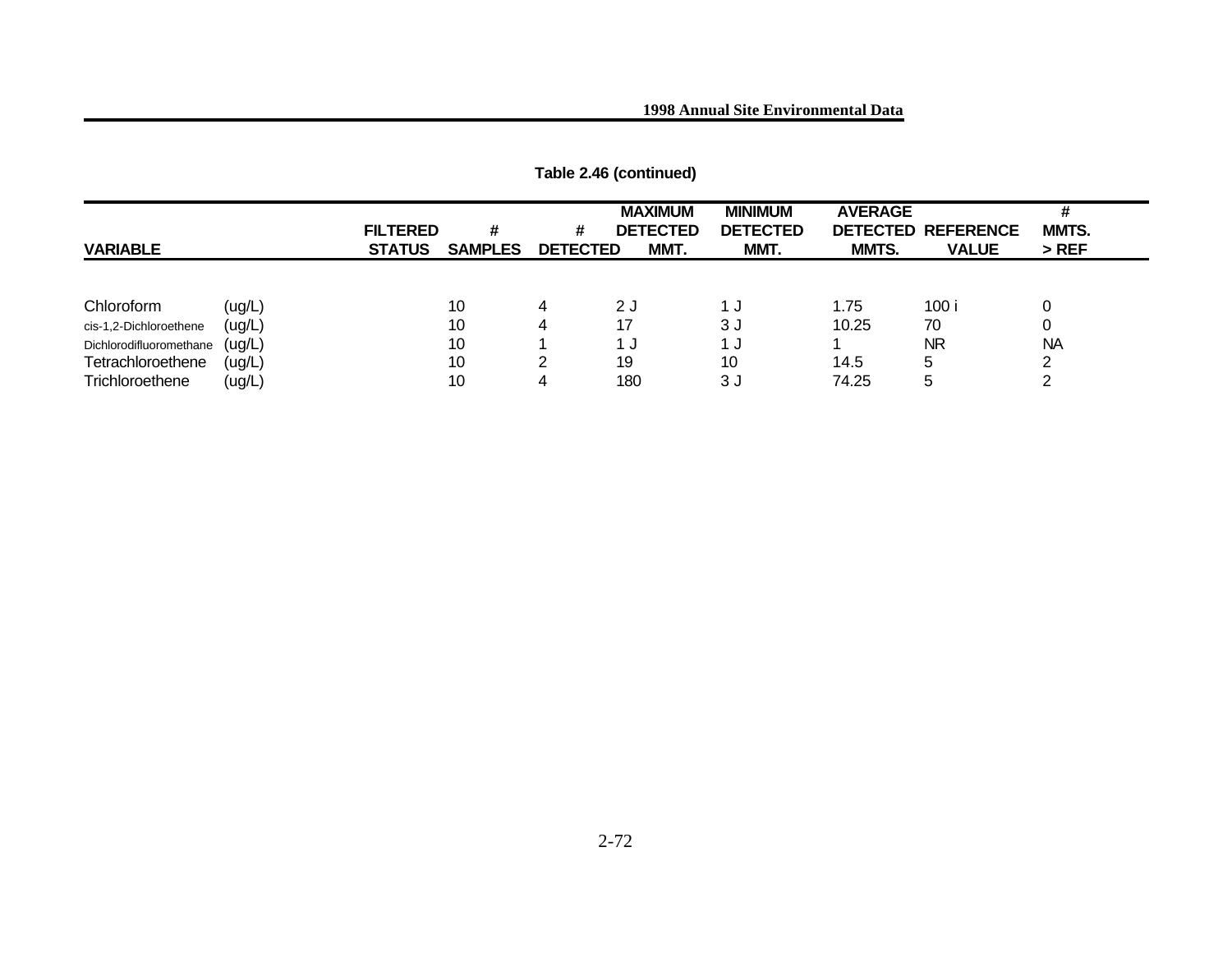**Table 2.46 (continued)**

| VARIABLE | | FILTERED STATUS | # SAMPLES | # DETECTED | MAXIMUM DETECTED MMT. | MINIMUM DETECTED MMT. | AVERAGE DETECTED MMTS. | REFERENCE VALUE | # MMTS. > REF |
|---|---|---|---|---|---|---|---|---|---|
| Chloroform | (ug/L) | | 10 | 4 | 2 J | 1 J | 1.75 | 100 i | 0 |
| cis-1,2-Dichloroethene | (ug/L) | | 10 | 4 | 17 | 3 J | 10.25 | 70 | 0 |
| Dichlorodifluoromethane | (ug/L) | | 10 | 1 | 1 J | 1 J | 1 | NR | NA |
| Tetrachloroethene | (ug/L) | | 10 | 2 | 19 | 10 | 14.5 | 5 | 2 |
| Trichloroethene | (ug/L) | | 10 | 4 | 180 | 3 J | 74.25 | 5 | 2 |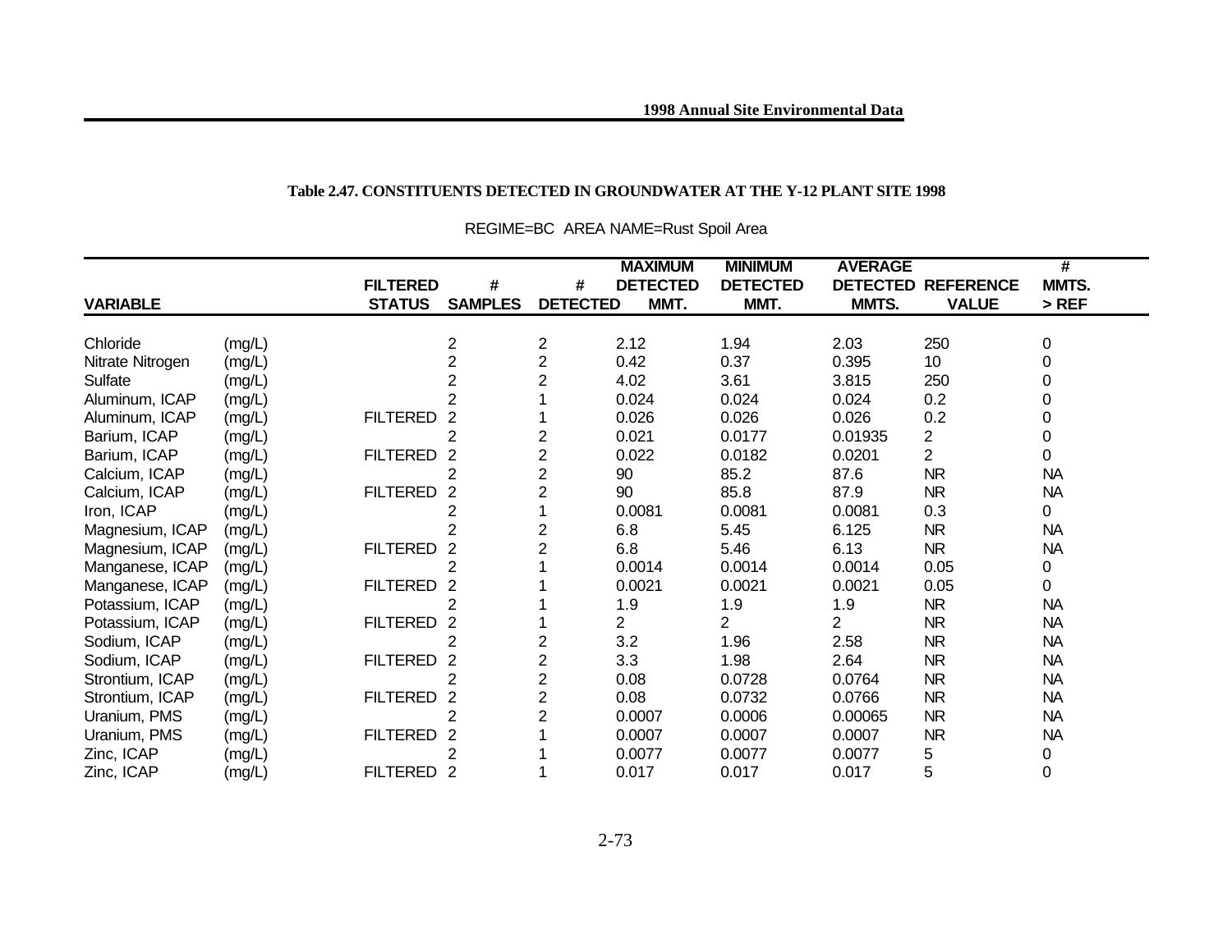**Table 2.47. CONSTITUENTS DETECTED IN GROUNDWATER AT THE Y-12 PLANT SITE 1998**

REGIME=BC AREA NAME=Rust Spoil Area

| VARIABLE | | FILTERED STATUS | # SAMPLES | # DETECTED | MAXIMUM DETECTED MMT. | MINIMUM DETECTED MMT. | AVERAGE DETECTED MMTS. | REFERENCE VALUE | # MMTS. > REF |
|---|---|---|---|---|---|---|---|---|---|
| Chloride | (mg/L) | | 2 | 2 | 2.12 | 1.94 | 2.03 | 250 | 0 |
| Nitrate Nitrogen | (mg/L) | | 2 | 2 | 0.42 | 0.37 | 0.395 | 10 | 0 |
| Sulfate | (mg/L) | | 2 | 2 | 4.02 | 3.61 | 3.815 | 250 | 0 |
| Aluminum, ICAP | (mg/L) | | 2 | 1 | 0.024 | 0.024 | 0.024 | 0.2 | 0 |
| Aluminum, ICAP | (mg/L) | FILTERED | 2 | 1 | 0.026 | 0.026 | 0.026 | 0.2 | 0 |
| Barium, ICAP | (mg/L) | | 2 | 2 | 0.021 | 0.0177 | 0.01935 | 2 | 0 |
| Barium, ICAP | (mg/L) | FILTERED | 2 | 2 | 0.022 | 0.0182 | 0.0201 | 2 | 0 |
| Calcium, ICAP | (mg/L) | | 2 | 2 | 90 | 85.2 | 87.6 | NR | NA |
| Calcium, ICAP | (mg/L) | FILTERED | 2 | 2 | 90 | 85.8 | 87.9 | NR | NA |
| Iron, ICAP | (mg/L) | | 2 | 1 | 0.0081 | 0.0081 | 0.0081 | 0.3 | 0 |
| Magnesium, ICAP | (mg/L) | | 2 | 2 | 6.8 | 5.45 | 6.125 | NR | NA |
| Magnesium, ICAP | (mg/L) | FILTERED | 2 | 2 | 6.8 | 5.46 | 6.13 | NR | NA |
| Manganese, ICAP | (mg/L) | | 2 | 1 | 0.0014 | 0.0014 | 0.0014 | 0.05 | 0 |
| Manganese, ICAP | (mg/L) | FILTERED | 2 | 1 | 0.0021 | 0.0021 | 0.0021 | 0.05 | 0 |
| Potassium, ICAP | (mg/L) | | 2 | 1 | 1.9 | 1.9 | 1.9 | NR | NA |
| Potassium, ICAP | (mg/L) | FILTERED | 2 | 1 | 2 | 2 | 2 | NR | NA |
| Sodium, ICAP | (mg/L) | | 2 | 2 | 3.2 | 1.96 | 2.58 | NR | NA |
| Sodium, ICAP | (mg/L) | FILTERED | 2 | 2 | 3.3 | 1.98 | 2.64 | NR | NA |
| Strontium, ICAP | (mg/L) | | 2 | 2 | 0.08 | 0.0728 | 0.0764 | NR | NA |
| Strontium, ICAP | (mg/L) | FILTERED | 2 | 2 | 0.08 | 0.0732 | 0.0766 | NR | NA |
| Uranium, PMS | (mg/L) | | 2 | 2 | 0.0007 | 0.0006 | 0.00065 | NR | NA |
| Uranium, PMS | (mg/L) | FILTERED | 2 | 1 | 0.0007 | 0.0007 | 0.0007 | NR | NA |
| Zinc, ICAP | (mg/L) | | 2 | 1 | 0.0077 | 0.0077 | 0.0077 | 5 | 0 |
| Zinc, ICAP | (mg/L) | FILTERED | 2 | 1 | 0.017 | 0.017 | 0.017 | 5 | 0 |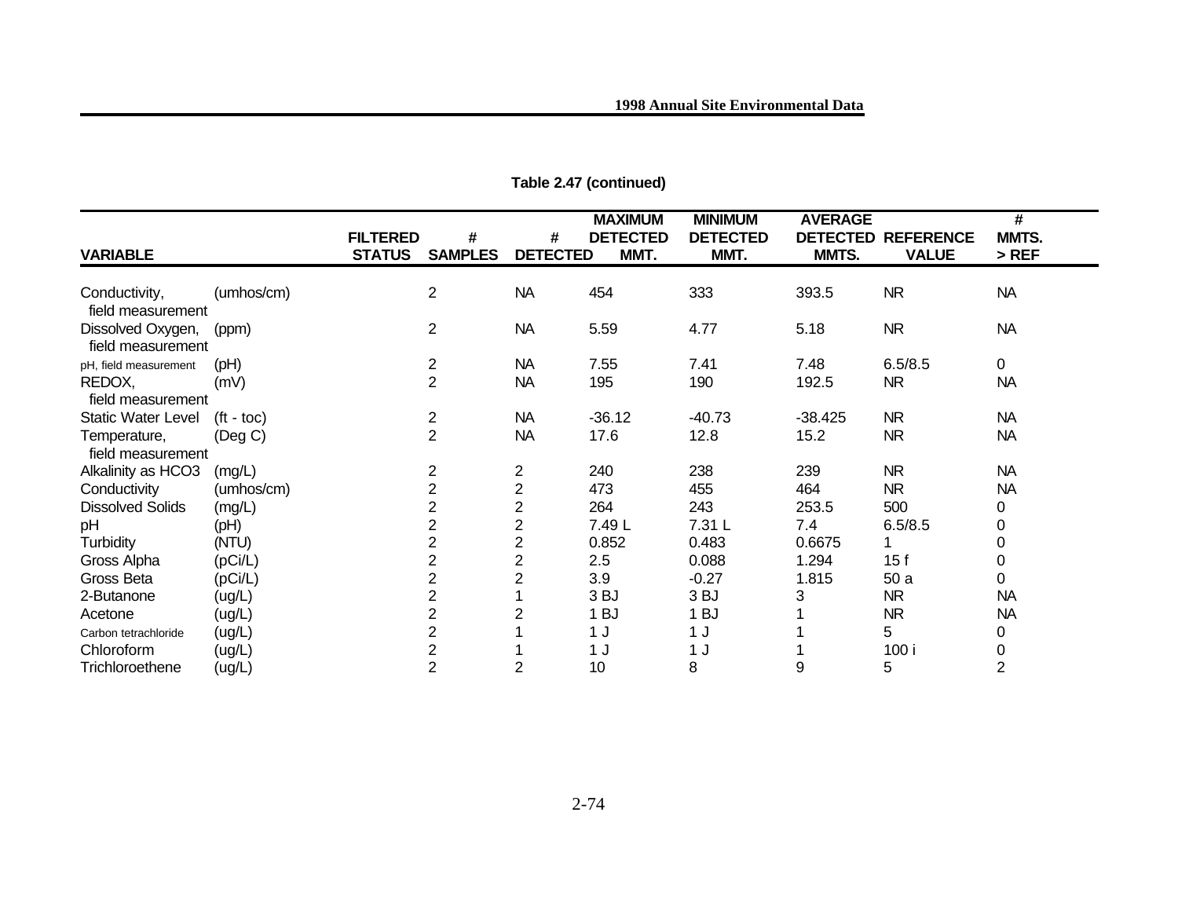**Table 2.47 (continued)**

| VARIABLE | | FILTERED STATUS | # SAMPLES | # DETECTED | MAXIMUM DETECTED MMT. | MINIMUM DETECTED MMT. | AVERAGE DETECTED MMTS. | REFERENCE VALUE | # MMTS. > REF |
|---|---|---|---|---|---|---|---|---|---|
| Conductivity, field measurement | (umhos/cm) | | 2 | NA | 454 | 333 | 393.5 | NR | NA |
| Dissolved Oxygen, field measurement | (ppm) | | 2 | NA | 5.59 | 4.77 | 5.18 | NR | NA |
| pH, field measurement | (pH) | | 2 | NA | 7.55 | 7.41 | 7.48 | 6.5/8.5 | 0 |
| REDOX, field measurement | (mV) | | 2 | NA | 195 | 190 | 192.5 | NR | NA |
| Static Water Level | (ft - toc) | | 2 | NA | -36.12 | -40.73 | -38.425 | NR | NA |
| Temperature, field measurement | (Deg C) | | 2 | NA | 17.6 | 12.8 | 15.2 | NR | NA |
| Alkalinity as HCO3 | (mg/L) | | 2 | 2 | 240 | 238 | 239 | NR | NA |
| Conductivity | (umhos/cm) | | 2 | 2 | 473 | 455 | 464 | NR | NA |
| Dissolved Solids | (mg/L) | | 2 | 2 | 264 | 243 | 253.5 | 500 | 0 |
| pH | (pH) | | 2 | 2 | 7.49 L | 7.31 L | 7.4 | 6.5/8.5 | 0 |
| Turbidity | (NTU) | | 2 | 2 | 0.852 | 0.483 | 0.6675 | 1 | 0 |
| Gross Alpha | (pCi/L) | | 2 | 2 | 2.5 | 0.088 | 1.294 | 15 f | 0 |
| Gross Beta | (pCi/L) | | 2 | 2 | 3.9 | -0.27 | 1.815 | 50 a | 0 |
| 2-Butanone | (ug/L) | | 2 | 1 | 3 BJ | 3 BJ | 3 | NR | NA |
| Acetone | (ug/L) | | 2 | 2 | 1 BJ | 1 BJ | 1 | NR | NA |
| Carbon tetrachloride | (ug/L) | | 2 | 1 | 1 J | 1 J | 1 | 5 | 0 |
| Chloroform | (ug/L) | | 2 | 1 | 1 J | 1 J | 1 | 100 i | 0 |
| Trichloroethene | (ug/L) | | 2 | 2 | 10 | 8 | 9 | 5 | 2 |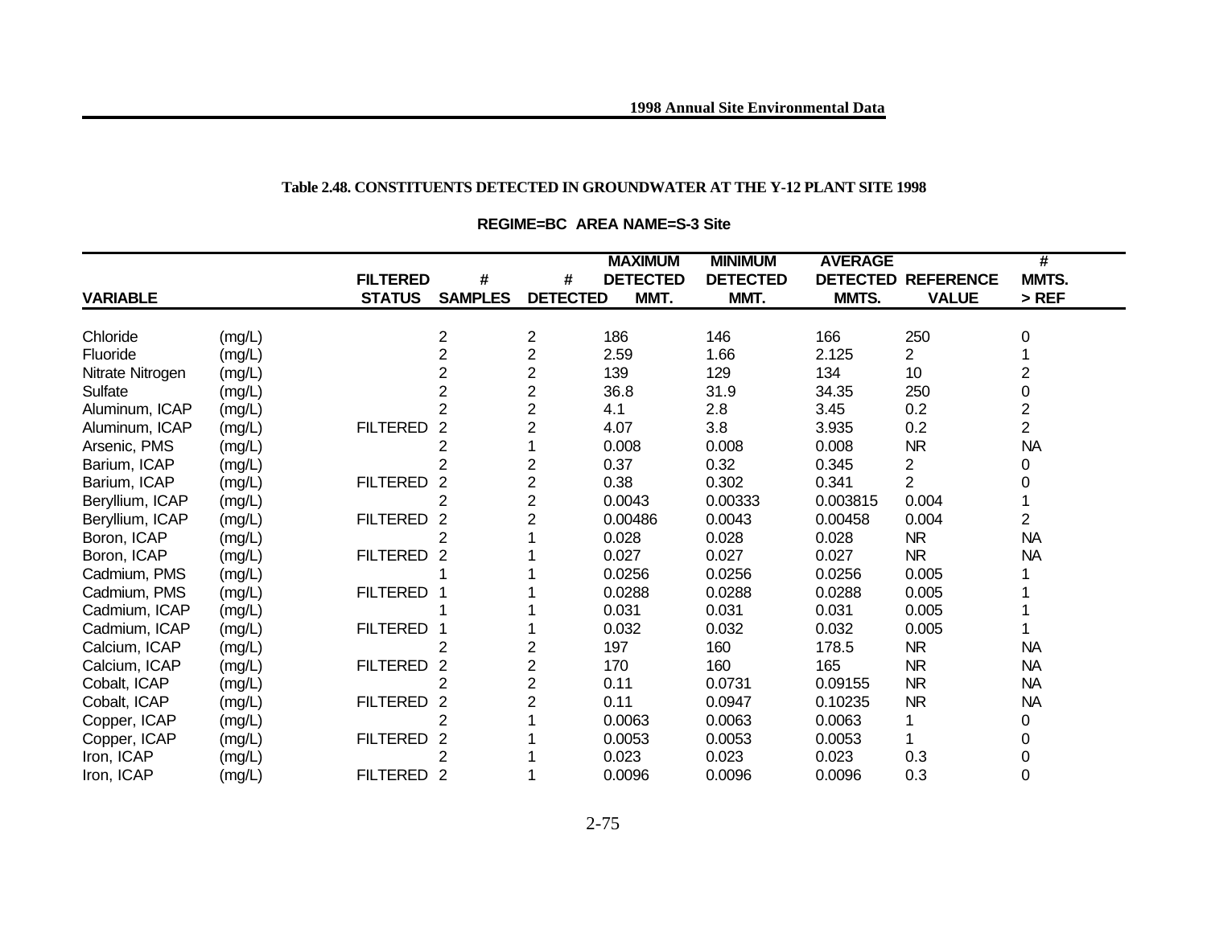# Table 2.48. CONSTITUENTS DETECTED IN GROUNDWATER AT THE Y-12 PLANT SITE 1998

## REGIME=BC AREA NAME=S-3 Site

| VARIABLE | | FILTERED STATUS | # SAMPLES | # DETECTED | MAXIMUM DETECTED MMT. | MINIMUM DETECTED MMT. | AVERAGE DETECTED MMTS. | REFERENCE VALUE | # MMTS. > REF |
|---|---|---|---|---|---|---|---|---|---|
| Chloride | (mg/L) | | 2 | 2 | 186 | 146 | 166 | 250 | 0 |
| Fluoride | (mg/L) | | 2 | 2 | 2.59 | 1.66 | 2.125 | 2 | 1 |
| Nitrate Nitrogen | (mg/L) | | 2 | 2 | 139 | 129 | 134 | 10 | 2 |
| Sulfate | (mg/L) | | 2 | 2 | 36.8 | 31.9 | 34.35 | 250 | 0 |
| Aluminum, ICAP | (mg/L) | | 2 | 2 | 4.1 | 2.8 | 3.45 | 0.2 | 2 |
| Aluminum, ICAP | (mg/L) | FILTERED | 2 | 2 | 4.07 | 3.8 | 3.935 | 0.2 | 2 |
| Arsenic, PMS | (mg/L) | | 2 | 1 | 0.008 | 0.008 | 0.008 | NR | NA |
| Barium, ICAP | (mg/L) | | 2 | 2 | 0.37 | 0.32 | 0.345 | 2 | 0 |
| Barium, ICAP | (mg/L) | FILTERED | 2 | 2 | 0.38 | 0.302 | 0.341 | 2 | 0 |
| Beryllium, ICAP | (mg/L) | | 2 | 2 | 0.0043 | 0.00333 | 0.003815 | 0.004 | 1 |
| Beryllium, ICAP | (mg/L) | FILTERED | 2 | 2 | 0.00486 | 0.0043 | 0.00458 | 0.004 | 2 |
| Boron, ICAP | (mg/L) | | 2 | 1 | 0.028 | 0.028 | 0.028 | NR | NA |
| Boron, ICAP | (mg/L) | FILTERED | 2 | 1 | 0.027 | 0.027 | 0.027 | NR | NA |
| Cadmium, PMS | (mg/L) | | 1 | 1 | 0.0256 | 0.0256 | 0.0256 | 0.005 | 1 |
| Cadmium, PMS | (mg/L) | FILTERED | 1 | 1 | 0.0288 | 0.0288 | 0.0288 | 0.005 | 1 |
| Cadmium, ICAP | (mg/L) | | 1 | 1 | 0.031 | 0.031 | 0.031 | 0.005 | 1 |
| Cadmium, ICAP | (mg/L) | FILTERED | 1 | 1 | 0.032 | 0.032 | 0.032 | 0.005 | 1 |
| Calcium, ICAP | (mg/L) | | 2 | 2 | 197 | 160 | 178.5 | NR | NA |
| Calcium, ICAP | (mg/L) | FILTERED | 2 | 2 | 170 | 160 | 165 | NR | NA |
| Cobalt, ICAP | (mg/L) | | 2 | 2 | 0.11 | 0.0731 | 0.09155 | NR | NA |
| Cobalt, ICAP | (mg/L) | FILTERED | 2 | 2 | 0.11 | 0.0947 | 0.10235 | NR | NA |
| Copper, ICAP | (mg/L) | | 2 | 1 | 0.0063 | 0.0063 | 0.0063 | 1 | 0 |
| Copper, ICAP | (mg/L) | FILTERED | 2 | 1 | 0.0053 | 0.0053 | 0.0053 | 1 | 0 |
| Iron, ICAP | (mg/L) | | 2 | 1 | 0.023 | 0.023 | 0.023 | 0.3 | 0 |
| Iron, ICAP | (mg/L) | FILTERED | 2 | 1 | 0.0096 | 0.0096 | 0.0096 | 0.3 | 0 |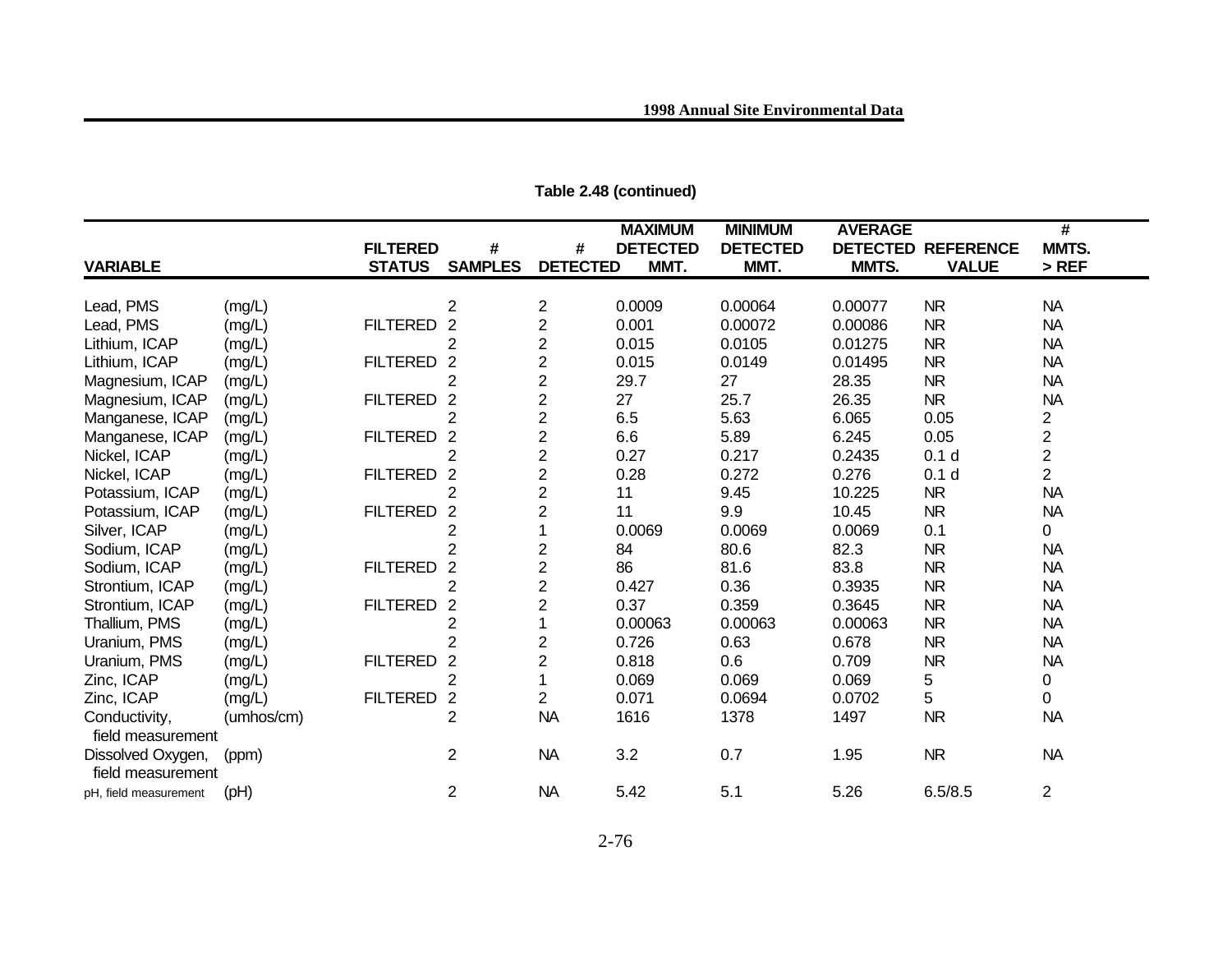**Table 2.48 (continued)**

| VARIABLE | | FILTERED STATUS | # SAMPLES | # DETECTED | MAXIMUM DETECTED MMT. | MINIMUM DETECTED MMT. | AVERAGE DETECTED MMTS. | REFERENCE VALUE | # MMTS. > REF |
|---|---|---|---|---|---|---|---|---|---|
| Lead, PMS | (mg/L) | | 2 | 2 | 0.0009 | 0.00064 | 0.00077 | NR | NA |
| Lead, PMS | (mg/L) | FILTERED | 2 | 2 | 0.001 | 0.00072 | 0.00086 | NR | NA |
| Lithium, ICAP | (mg/L) | | 2 | 2 | 0.015 | 0.0105 | 0.01275 | NR | NA |
| Lithium, ICAP | (mg/L) | FILTERED | 2 | 2 | 0.015 | 0.0149 | 0.01495 | NR | NA |
| Magnesium, ICAP | (mg/L) | | 2 | 2 | 29.7 | 27 | 28.35 | NR | NA |
| Magnesium, ICAP | (mg/L) | FILTERED | 2 | 2 | 27 | 25.7 | 26.35 | NR | NA |
| Manganese, ICAP | (mg/L) | | 2 | 2 | 6.5 | 5.63 | 6.065 | 0.05 | 2 |
| Manganese, ICAP | (mg/L) | FILTERED | 2 | 2 | 6.6 | 5.89 | 6.245 | 0.05 | 2 |
| Nickel, ICAP | (mg/L) | | 2 | 2 | 0.27 | 0.217 | 0.2435 | 0.1 d | 2 |
| Nickel, ICAP | (mg/L) | FILTERED | 2 | 2 | 0.28 | 0.272 | 0.276 | 0.1 d | 2 |
| Potassium, ICAP | (mg/L) | | 2 | 2 | 11 | 9.45 | 10.225 | NR | NA |
| Potassium, ICAP | (mg/L) | FILTERED | 2 | 2 | 11 | 9.9 | 10.45 | NR | NA |
| Silver, ICAP | (mg/L) | | 2 | 1 | 0.0069 | 0.0069 | 0.0069 | 0.1 | 0 |
| Sodium, ICAP | (mg/L) | | 2 | 2 | 84 | 80.6 | 82.3 | NR | NA |
| Sodium, ICAP | (mg/L) | FILTERED | 2 | 2 | 86 | 81.6 | 83.8 | NR | NA |
| Strontium, ICAP | (mg/L) | | 2 | 2 | 0.427 | 0.36 | 0.3935 | NR | NA |
| Strontium, ICAP | (mg/L) | FILTERED | 2 | 2 | 0.37 | 0.359 | 0.3645 | NR | NA |
| Thallium, PMS | (mg/L) | | 2 | 1 | 0.00063 | 0.00063 | 0.00063 | NR | NA |
| Uranium, PMS | (mg/L) | | 2 | 2 | 0.726 | 0.63 | 0.678 | NR | NA |
| Uranium, PMS | (mg/L) | FILTERED | 2 | 2 | 0.818 | 0.6 | 0.709 | NR | NA |
| Zinc, ICAP | (mg/L) | | 2 | 1 | 0.069 | 0.069 | 0.069 | 5 | 0 |
| Zinc, ICAP | (mg/L) | FILTERED | 2 | 2 | 0.071 | 0.0694 | 0.0702 | 5 | 0 |
| Conductivity, field measurement | (umhos/cm) | | 2 | NA | 1616 | 1378 | 1497 | NR | NA |
| Dissolved Oxygen, field measurement | (ppm) | | 2 | NA | 3.2 | 0.7 | 1.95 | NR | NA |
| pH, field measurement | (pH) | | 2 | NA | 5.42 | 5.1 | 5.26 | 6.5/8.5 | 2 |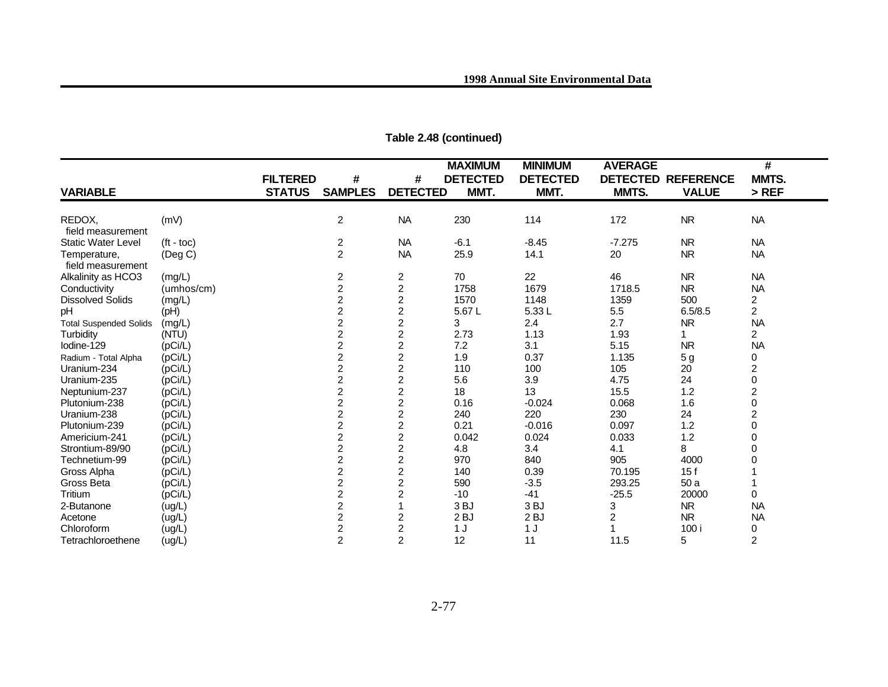## Table 2.48 (continued)

| VARIABLE | | FILTERED STATUS | # SAMPLES | # DETECTED | MAXIMUM DETECTED MMT. | MINIMUM DETECTED MMT. | AVERAGE DETECTED MMTS. | REFERENCE VALUE | # MMTS. > REF |
|---|---|---|---|---|---|---|---|---|---|
| REDOX, field measurement | (mV) | | 2 | NA | 230 | 114 | 172 | NR | NA |
| Static Water Level | (ft - toc) | | 2 | NA | -6.1 | -8.45 | -7.275 | NR | NA |
| Temperature, field measurement | (Deg C) | | 2 | NA | 25.9 | 14.1 | 20 | NR | NA |
| Alkalinity as HCO3 | (mg/L) | | 2 | 2 | 70 | 22 | 46 | NR | NA |
| Conductivity | (umhos/cm) | | 2 | 2 | 1758 | 1679 | 1718.5 | NR | NA |
| Dissolved Solids | (mg/L) | | 2 | 2 | 1570 | 1148 | 1359 | 500 | 2 |
| pH | (pH) | | 2 | 2 | 5.67 L | 5.33 L | 5.5 | 6.5/8.5 | 2 |
| Total Suspended Solids | (mg/L) | | 2 | 2 | 3 | 2.4 | 2.7 | NR | NA |
| Turbidity | (NTU) | | 2 | 2 | 2.73 | 1.13 | 1.93 | 1 | 2 |
| Iodine-129 | (pCi/L) | | 2 | 2 | 7.2 | 3.1 | 5.15 | NR | NA |
| Radium - Total Alpha | (pCi/L) | | 2 | 2 | 1.9 | 0.37 | 1.135 | 5 g | 0 |
| Uranium-234 | (pCi/L) | | 2 | 2 | 110 | 100 | 105 | 20 | 2 |
| Uranium-235 | (pCi/L) | | 2 | 2 | 5.6 | 3.9 | 4.75 | 24 | 0 |
| Neptunium-237 | (pCi/L) | | 2 | 2 | 18 | 13 | 15.5 | 1.2 | 2 |
| Plutonium-238 | (pCi/L) | | 2 | 2 | 0.16 | -0.024 | 0.068 | 1.6 | 0 |
| Uranium-238 | (pCi/L) | | 2 | 2 | 240 | 220 | 230 | 24 | 2 |
| Plutonium-239 | (pCi/L) | | 2 | 2 | 0.21 | -0.016 | 0.097 | 1.2 | 0 |
| Americium-241 | (pCi/L) | | 2 | 2 | 0.042 | 0.024 | 0.033 | 1.2 | 0 |
| Strontium-89/90 | (pCi/L) | | 2 | 2 | 4.8 | 3.4 | 4.1 | 8 | 0 |
| Technetium-99 | (pCi/L) | | 2 | 2 | 970 | 840 | 905 | 4000 | 0 |
| Gross Alpha | (pCi/L) | | 2 | 2 | 140 | 0.39 | 70.195 | 15 f | 1 |
| Gross Beta | (pCi/L) | | 2 | 2 | 590 | -3.5 | 293.25 | 50 a | 1 |
| Tritium | (pCi/L) | | 2 | 2 | -10 | -41 | -25.5 | 20000 | 0 |
| 2-Butanone | (ug/L) | | 2 | 1 | 3 BJ | 3 BJ | 3 | NR | NA |
| Acetone | (ug/L) | | 2 | 2 | 2 BJ | 2 BJ | 2 | NR | NA |
| Chloroform | (ug/L) | | 2 | 2 | 1 J | 1 J | 1 | 100 i | 0 |
| Tetrachloroethene | (ug/L) | | 2 | 2 | 12 | 11 | 11.5 | 5 | 2 |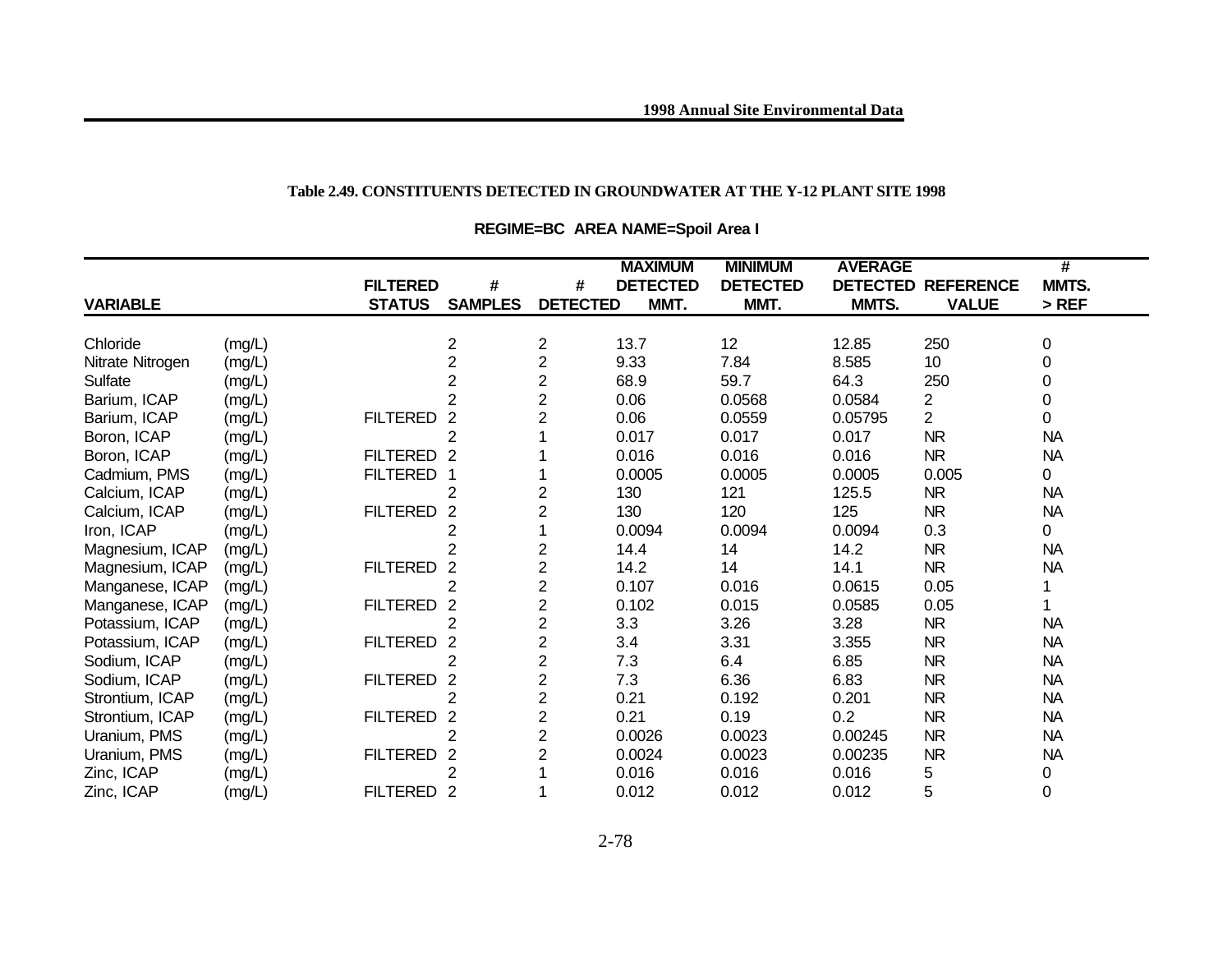**Table 2.49. CONSTITUENTS DETECTED IN GROUNDWATER AT THE Y-12 PLANT SITE 1998**

**REGIME=BC AREA NAME=Spoil Area I**

| VARIABLE | | FILTERED STATUS | # SAMPLES | # DETECTED | MAXIMUM DETECTED MMT. | MINIMUM DETECTED MMT. | AVERAGE DETECTED MMTS. | REFERENCE VALUE | # MMTS. > REF |
|---|---|---|---|---|---|---|---|---|---|
| Chloride | (mg/L) | | 2 | 2 | 13.7 | 12 | 12.85 | 250 | 0 |
| Nitrate Nitrogen | (mg/L) | | 2 | 2 | 9.33 | 7.84 | 8.585 | 10 | 0 |
| Sulfate | (mg/L) | | 2 | 2 | 68.9 | 59.7 | 64.3 | 250 | 0 |
| Barium, ICAP | (mg/L) | | 2 | 2 | 0.06 | 0.0568 | 0.0584 | 2 | 0 |
| Barium, ICAP | (mg/L) | FILTERED | 2 | 2 | 0.06 | 0.0559 | 0.05795 | 2 | 0 |
| Boron, ICAP | (mg/L) | | 2 | 1 | 0.017 | 0.017 | 0.017 | NR | NA |
| Boron, ICAP | (mg/L) | FILTERED | 2 | 1 | 0.016 | 0.016 | 0.016 | NR | NA |
| Cadmium, PMS | (mg/L) | FILTERED | 1 | 1 | 0.0005 | 0.0005 | 0.0005 | 0.005 | 0 |
| Calcium, ICAP | (mg/L) | | 2 | 2 | 130 | 121 | 125.5 | NR | NA |
| Calcium, ICAP | (mg/L) | FILTERED | 2 | 2 | 130 | 120 | 125 | NR | NA |
| Iron, ICAP | (mg/L) | | 2 | 1 | 0.0094 | 0.0094 | 0.0094 | 0.3 | 0 |
| Magnesium, ICAP | (mg/L) | | 2 | 2 | 14.4 | 14 | 14.2 | NR | NA |
| Magnesium, ICAP | (mg/L) | FILTERED | 2 | 2 | 14.2 | 14 | 14.1 | NR | NA |
| Manganese, ICAP | (mg/L) | | 2 | 2 | 0.107 | 0.016 | 0.0615 | 0.05 | 1 |
| Manganese, ICAP | (mg/L) | FILTERED | 2 | 2 | 0.102 | 0.015 | 0.0585 | 0.05 | 1 |
| Potassium, ICAP | (mg/L) | | 2 | 2 | 3.3 | 3.26 | 3.28 | NR | NA |
| Potassium, ICAP | (mg/L) | FILTERED | 2 | 2 | 3.4 | 3.31 | 3.355 | NR | NA |
| Sodium, ICAP | (mg/L) | | 2 | 2 | 7.3 | 6.4 | 6.85 | NR | NA |
| Sodium, ICAP | (mg/L) | FILTERED | 2 | 2 | 7.3 | 6.36 | 6.83 | NR | NA |
| Strontium, ICAP | (mg/L) | | 2 | 2 | 0.21 | 0.192 | 0.201 | NR | NA |
| Strontium, ICAP | (mg/L) | FILTERED | 2 | 2 | 0.21 | 0.19 | 0.2 | NR | NA |
| Uranium, PMS | (mg/L) | | 2 | 2 | 0.0026 | 0.0023 | 0.00245 | NR | NA |
| Uranium, PMS | (mg/L) | FILTERED | 2 | 2 | 0.0024 | 0.0023 | 0.00235 | NR | NA |
| Zinc, ICAP | (mg/L) | | 2 | 1 | 0.016 | 0.016 | 0.016 | 5 | 0 |
| Zinc, ICAP | (mg/L) | FILTERED | 2 | 1 | 0.012 | 0.012 | 0.012 | 5 | 0 |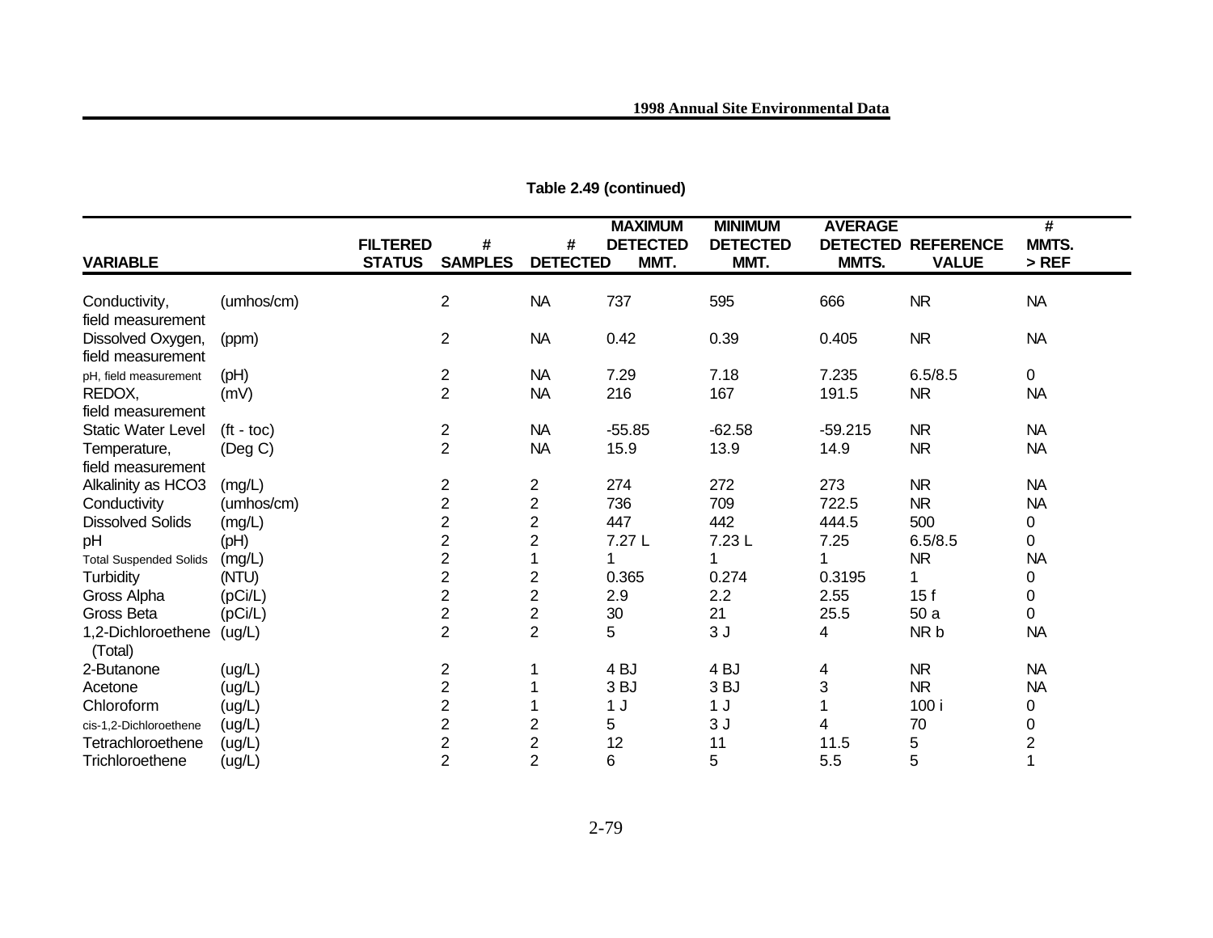**Table 2.49 (continued)**

| VARIABLE | | FILTERED STATUS | # SAMPLES | # DETECTED | MAXIMUM DETECTED MMT. | MINIMUM DETECTED MMT. | AVERAGE DETECTED MMTS. | REFERENCE VALUE | # MMTS. > REF |
|---|---|---|---|---|---|---|---|---|---|
| Conductivity, field measurement | (umhos/cm) | | 2 | NA | 737 | 595 | 666 | NR | NA |
| Dissolved Oxygen, field measurement | (ppm) | | 2 | NA | 0.42 | 0.39 | 0.405 | NR | NA |
| pH, field measurement | (pH) | | 2 | NA | 7.29 | 7.18 | 7.235 | 6.5/8.5 | 0 |
| REDOX, field measurement | (mV) | | 2 | NA | 216 | 167 | 191.5 | NR | NA |
| Static Water Level | (ft - toc) | | 2 | NA | -55.85 | -62.58 | -59.215 | NR | NA |
| Temperature, field measurement | (Deg C) | | 2 | NA | 15.9 | 13.9 | 14.9 | NR | NA |
| Alkalinity as HCO3 | (mg/L) | | 2 | 2 | 274 | 272 | 273 | NR | NA |
| Conductivity | (umhos/cm) | | 2 | 2 | 736 | 709 | 722.5 | NR | NA |
| Dissolved Solids | (mg/L) | | 2 | 2 | 447 | 442 | 444.5 | 500 | 0 |
| pH | (pH) | | 2 | 2 | 7.27 L | 7.23 L | 7.25 | 6.5/8.5 | 0 |
| Total Suspended Solids | (mg/L) | | 2 | 1 | 1 | 1 | 1 | NR | NA |
| Turbidity | (NTU) | | 2 | 2 | 0.365 | 0.274 | 0.3195 | 1 | 0 |
| Gross Alpha | (pCi/L) | | 2 | 2 | 2.9 | 2.2 | 2.55 | 15 f | 0 |
| Gross Beta | (pCi/L) | | 2 | 2 | 30 | 21 | 25.5 | 50 a | 0 |
| 1,2-Dichloroethene (Total) | (ug/L) | | 2 | 2 | 5 | 3 J | 4 | NR b | NA |
| 2-Butanone | (ug/L) | | 2 | 1 | 4 BJ | 4 BJ | 4 | NR | NA |
| Acetone | (ug/L) | | 2 | 1 | 3 BJ | 3 BJ | 3 | NR | NA |
| Chloroform | (ug/L) | | 2 | 1 | 1 J | 1 J | 1 | 100 i | 0 |
| cis-1,2-Dichloroethene | (ug/L) | | 2 | 2 | 5 | 3 J | 4 | 70 | 0 |
| Tetrachloroethene | (ug/L) | | 2 | 2 | 12 | 11 | 11.5 | 5 | 2 |
| Trichloroethene | (ug/L) | | 2 | 2 | 6 | 5 | 5.5 | 5 | 1 |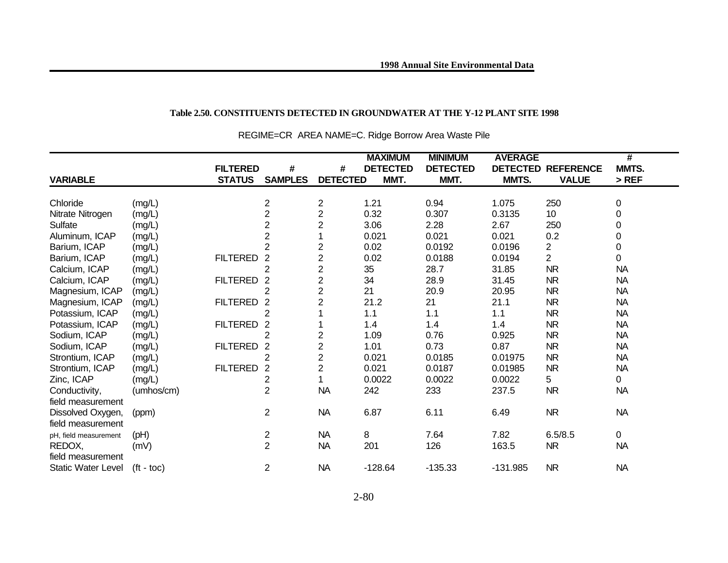**Table 2.50. CONSTITUENTS DETECTED IN GROUNDWATER AT THE Y-12 PLANT SITE 1998**

REGIME=CR AREA NAME=C. Ridge Borrow Area Waste Pile

| VARIABLE | | FILTERED STATUS | # SAMPLES | # DETECTED | MAXIMUM DETECTED MMT. | MINIMUM DETECTED MMT. | AVERAGE DETECTED MMTS. | REFERENCE VALUE | # MMTS. > REF |
|---|---|---|---|---|---|---|---|---|---|
| Chloride | (mg/L) | | 2 | 2 | 1.21 | 0.94 | 1.075 | 250 | 0 |
| Nitrate Nitrogen | (mg/L) | | 2 | 2 | 0.32 | 0.307 | 0.3135 | 10 | 0 |
| Sulfate | (mg/L) | | 2 | 2 | 3.06 | 2.28 | 2.67 | 250 | 0 |
| Aluminum, ICAP | (mg/L) | | 2 | 1 | 0.021 | 0.021 | 0.021 | 0.2 | 0 |
| Barium, ICAP | (mg/L) | | 2 | 2 | 0.02 | 0.0192 | 0.0196 | 2 | 0 |
| Barium, ICAP | (mg/L) | FILTERED | 2 | 2 | 0.02 | 0.0188 | 0.0194 | 2 | 0 |
| Calcium, ICAP | (mg/L) | | 2 | 2 | 35 | 28.7 | 31.85 | NR | NA |
| Calcium, ICAP | (mg/L) | FILTERED | 2 | 2 | 34 | 28.9 | 31.45 | NR | NA |
| Magnesium, ICAP | (mg/L) | | 2 | 2 | 21 | 20.9 | 20.95 | NR | NA |
| Magnesium, ICAP | (mg/L) | FILTERED | 2 | 2 | 21.2 | 21 | 21.1 | NR | NA |
| Potassium, ICAP | (mg/L) | | 2 | 1 | 1.1 | 1.1 | 1.1 | NR | NA |
| Potassium, ICAP | (mg/L) | FILTERED | 2 | 1 | 1.4 | 1.4 | 1.4 | NR | NA |
| Sodium, ICAP | (mg/L) | | 2 | 2 | 1.09 | 0.76 | 0.925 | NR | NA |
| Sodium, ICAP | (mg/L) | FILTERED | 2 | 2 | 1.01 | 0.73 | 0.87 | NR | NA |
| Strontium, ICAP | (mg/L) | | 2 | 2 | 0.021 | 0.0185 | 0.01975 | NR | NA |
| Strontium, ICAP | (mg/L) | FILTERED | 2 | 2 | 0.021 | 0.0187 | 0.01985 | NR | NA |
| Zinc, ICAP | (mg/L) | | 2 | 1 | 0.0022 | 0.0022 | 0.0022 | 5 | 0 |
| Conductivity, field measurement | (umhos/cm) | | 2 | NA | 242 | 233 | 237.5 | NR | NA |
| Dissolved Oxygen, field measurement | (ppm) | | 2 | NA | 6.87 | 6.11 | 6.49 | NR | NA |
| pH, field measurement | (pH) | | 2 | NA | 8 | 7.64 | 7.82 | 6.5/8.5 | 0 |
| REDOX, field measurement | (mV) | | 2 | NA | 201 | 126 | 163.5 | NR | NA |
| Static Water Level | (ft - toc) | | 2 | NA | -128.64 | -135.33 | -131.985 | NR | NA |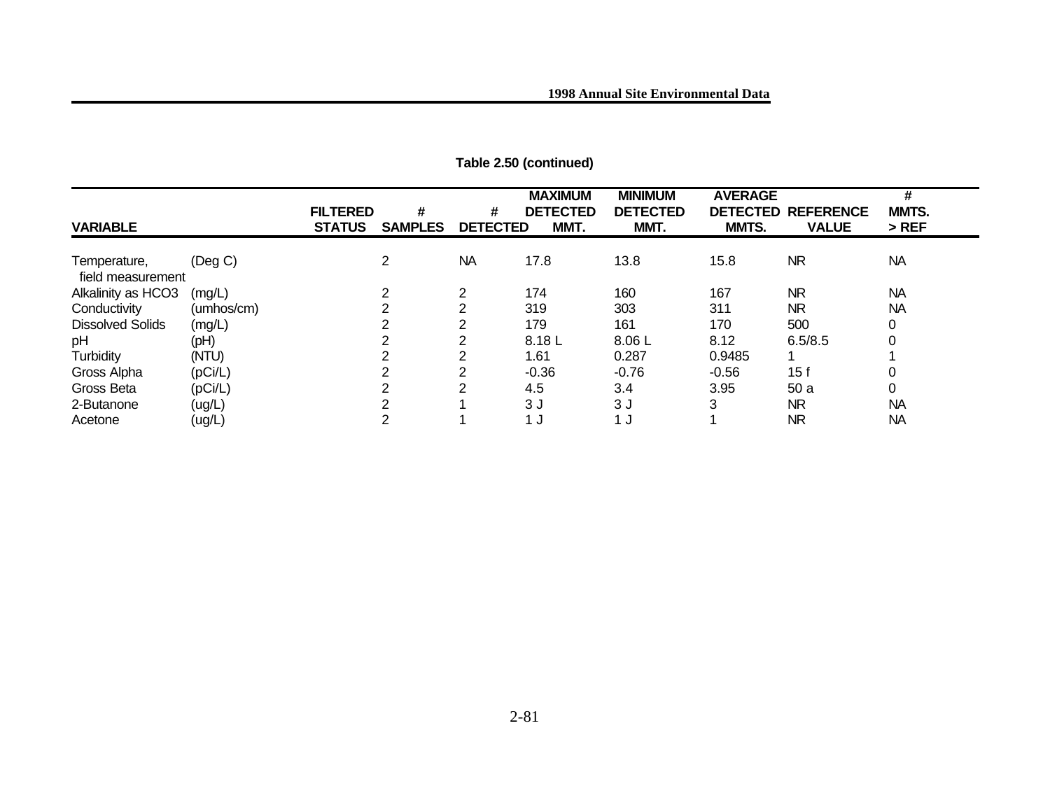**Table 2.50 (continued)**

| VARIABLE | | FILTERED STATUS | # SAMPLES | # DETECTED | MAXIMUM DETECTED MMT. | MINIMUM DETECTED MMT. | AVERAGE DETECTED MMTS. | REFERENCE VALUE | # MMTS. > REF |
|---|---|---|---|---|---|---|---|---|---|
| Temperature, field measurement | (Deg C) | | 2 | NA | 17.8 | 13.8 | 15.8 | NR | NA |
| Alkalinity as HCO3 | (mg/L) | | 2 | 2 | 174 | 160 | 167 | NR | NA |
| Conductivity | (umhos/cm) | | 2 | 2 | 319 | 303 | 311 | NR | NA |
| Dissolved Solids | (mg/L) | | 2 | 2 | 179 | 161 | 170 | 500 | 0 |
| pH | (pH) | | 2 | 2 | 8.18 L | 8.06 L | 8.12 | 6.5/8.5 | 0 |
| Turbidity | (NTU) | | 2 | 2 | 1.61 | 0.287 | 0.9485 | 1 | 1 |
| Gross Alpha | (pCi/L) | | 2 | 2 | -0.36 | -0.76 | -0.56 | 15 f | 0 |
| Gross Beta | (pCi/L) | | 2 | 2 | 4.5 | 3.4 | 3.95 | 50 a | 0 |
| 2-Butanone | (ug/L) | | 2 | 1 | 3 J | 3 J | 3 | NR | NA |
| Acetone | (ug/L) | | 2 | 1 | 1 J | 1 J | 1 | NR | NA |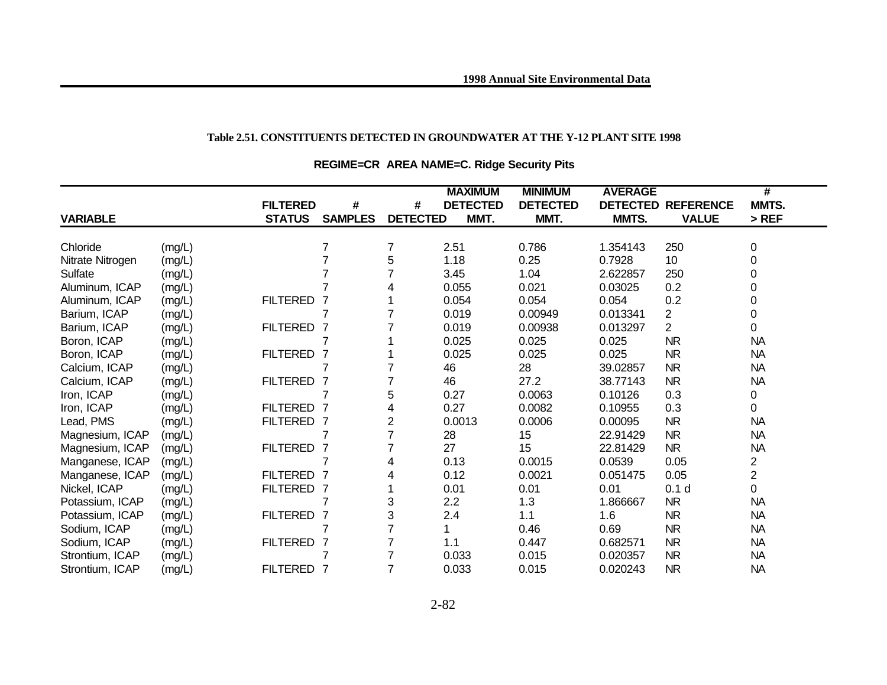### Table 2.51. CONSTITUENTS DETECTED IN GROUNDWATER AT THE Y-12 PLANT SITE 1998

**REGIME=CR AREA NAME=C. Ridge Security Pits**

| VARIABLE | | FILTERED STATUS | # SAMPLES | # DETECTED | MAXIMUM DETECTED MMT. | MINIMUM DETECTED MMT. | AVERAGE DETECTED MMTS. | REFERENCE VALUE | # MMTS. > REF |
|---|---|---|---|---|---|---|---|---|---|
| Chloride | (mg/L) | | 7 | 7 | 2.51 | 0.786 | 1.354143 | 250 | 0 |
| Nitrate Nitrogen | (mg/L) | | 7 | 5 | 1.18 | 0.25 | 0.7928 | 10 | 0 |
| Sulfate | (mg/L) | | 7 | 7 | 3.45 | 1.04 | 2.622857 | 250 | 0 |
| Aluminum, ICAP | (mg/L) | | 7 | 4 | 0.055 | 0.021 | 0.03025 | 0.2 | 0 |
| Aluminum, ICAP | (mg/L) | FILTERED | 7 | 1 | 0.054 | 0.054 | 0.054 | 0.2 | 0 |
| Barium, ICAP | (mg/L) | | 7 | 7 | 0.019 | 0.00949 | 0.013341 | 2 | 0 |
| Barium, ICAP | (mg/L) | FILTERED | 7 | 7 | 0.019 | 0.00938 | 0.013297 | 2 | 0 |
| Boron, ICAP | (mg/L) | | 7 | 1 | 0.025 | 0.025 | 0.025 | NR | NA |
| Boron, ICAP | (mg/L) | FILTERED | 7 | 1 | 0.025 | 0.025 | 0.025 | NR | NA |
| Calcium, ICAP | (mg/L) | | 7 | 7 | 46 | 28 | 39.02857 | NR | NA |
| Calcium, ICAP | (mg/L) | FILTERED | 7 | 7 | 46 | 27.2 | 38.77143 | NR | NA |
| Iron, ICAP | (mg/L) | | 7 | 5 | 0.27 | 0.0063 | 0.10126 | 0.3 | 0 |
| Iron, ICAP | (mg/L) | FILTERED | 7 | 4 | 0.27 | 0.0082 | 0.10955 | 0.3 | 0 |
| Lead, PMS | (mg/L) | FILTERED | 7 | 2 | 0.0013 | 0.0006 | 0.00095 | NR | NA |
| Magnesium, ICAP | (mg/L) | | 7 | 7 | 28 | 15 | 22.91429 | NR | NA |
| Magnesium, ICAP | (mg/L) | FILTERED | 7 | 7 | 27 | 15 | 22.81429 | NR | NA |
| Manganese, ICAP | (mg/L) | | 7 | 4 | 0.13 | 0.0015 | 0.0539 | 0.05 | 2 |
| Manganese, ICAP | (mg/L) | FILTERED | 7 | 4 | 0.12 | 0.0021 | 0.051475 | 0.05 | 2 |
| Nickel, ICAP | (mg/L) | FILTERED | 7 | 1 | 0.01 | 0.01 | 0.01 | 0.1 d | 0 |
| Potassium, ICAP | (mg/L) | | 7 | 3 | 2.2 | 1.3 | 1.866667 | NR | NA |
| Potassium, ICAP | (mg/L) | FILTERED | 7 | 3 | 2.4 | 1.1 | 1.6 | NR | NA |
| Sodium, ICAP | (mg/L) | | 7 | 7 | 1 | 0.46 | 0.69 | NR | NA |
| Sodium, ICAP | (mg/L) | FILTERED | 7 | 7 | 1.1 | 0.447 | 0.682571 | NR | NA |
| Strontium, ICAP | (mg/L) | | 7 | 7 | 0.033 | 0.015 | 0.020357 | NR | NA |
| Strontium, ICAP | (mg/L) | FILTERED | 7 | 7 | 0.033 | 0.015 | 0.020243 | NR | NA |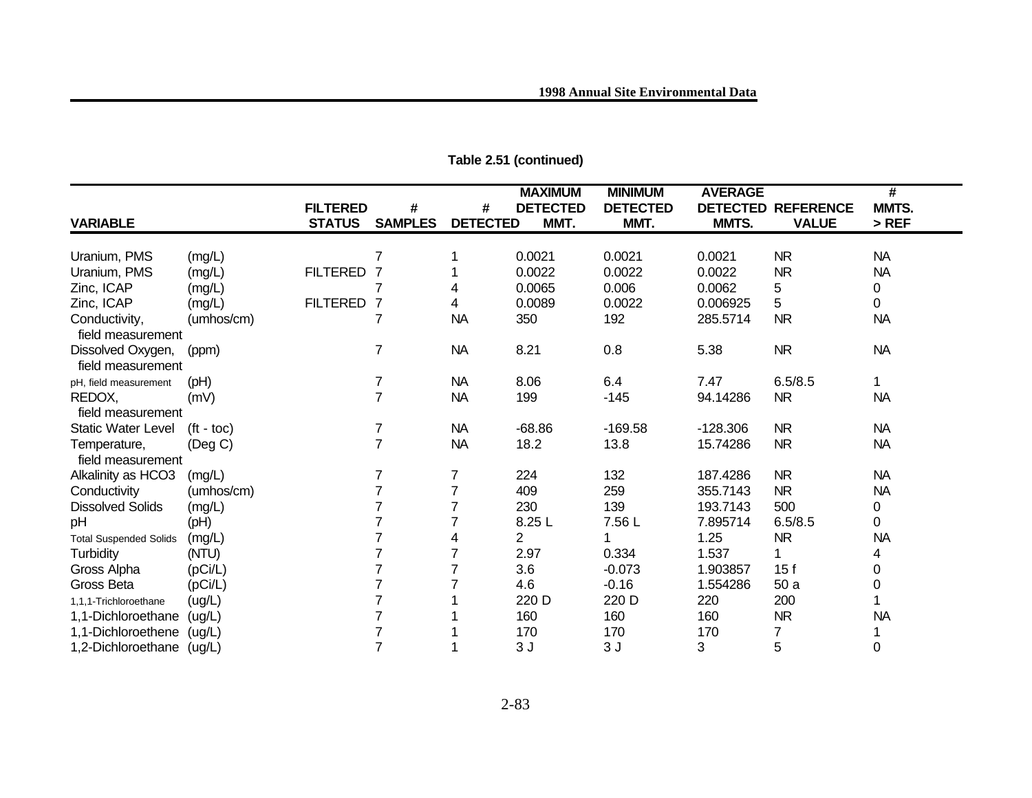**Table 2.51 (continued)**

| VARIABLE | | FILTERED STATUS | # SAMPLES | # DETECTED | MAXIMUM DETECTED MMT. | MINIMUM DETECTED MMT. | AVERAGE DETECTED MMTS. | REFERENCE VALUE | # MMTS. > REF |
|---|---|---|---|---|---|---|---|---|---|
| Uranium, PMS | (mg/L) | | 7 | 1 | 0.0021 | 0.0021 | 0.0021 | NR | NA |
| Uranium, PMS | (mg/L) | FILTERED | 7 | 1 | 0.0022 | 0.0022 | 0.0022 | NR | NA |
| Zinc, ICAP | (mg/L) | | 7 | 4 | 0.0065 | 0.006 | 0.0062 | 5 | 0 |
| Zinc, ICAP | (mg/L) | FILTERED | 7 | 4 | 0.0089 | 0.0022 | 0.006925 | 5 | 0 |
| Conductivity, field measurement | (umhos/cm) | | 7 | NA | 350 | 192 | 285.5714 | NR | NA |
| Dissolved Oxygen, field measurement | (ppm) | | 7 | NA | 8.21 | 0.8 | 5.38 | NR | NA |
| pH, field measurement | (pH) | | 7 | NA | 8.06 | 6.4 | 7.47 | 6.5/8.5 | 1 |
| REDOX, field measurement | (mV) | | 7 | NA | 199 | -145 | 94.14286 | NR | NA |
| Static Water Level | (ft - toc) | | 7 | NA | -68.86 | -169.58 | -128.306 | NR | NA |
| Temperature, field measurement | (Deg C) | | 7 | NA | 18.2 | 13.8 | 15.74286 | NR | NA |
| Alkalinity as HCO3 | (mg/L) | | 7 | 7 | 224 | 132 | 187.4286 | NR | NA |
| Conductivity | (umhos/cm) | | 7 | 7 | 409 | 259 | 355.7143 | NR | NA |
| Dissolved Solids | (mg/L) | | 7 | 7 | 230 | 139 | 193.7143 | 500 | 0 |
| pH | (pH) | | 7 | 7 | 8.25 L | 7.56 L | 7.895714 | 6.5/8.5 | 0 |
| Total Suspended Solids | (mg/L) | | 7 | 4 | 2 | 1 | 1.25 | NR | NA |
| Turbidity | (NTU) | | 7 | 7 | 2.97 | 0.334 | 1.537 | 1 | 4 |
| Gross Alpha | (pCi/L) | | 7 | 7 | 3.6 | -0.073 | 1.903857 | 15 f | 0 |
| Gross Beta | (pCi/L) | | 7 | 7 | 4.6 | -0.16 | 1.554286 | 50 a | 0 |
| 1,1,1-Trichloroethane | (ug/L) | | 7 | 1 | 220 D | 220 D | 220 | 200 | 1 |
| 1,1-Dichloroethane | (ug/L) | | 7 | 1 | 160 | 160 | 160 | NR | NA |
| 1,1-Dichloroethene | (ug/L) | | 7 | 1 | 170 | 170 | 170 | 7 | 1 |
| 1,2-Dichloroethane | (ug/L) | | 7 | 1 | 3 J | 3 J | 3 | 5 | 0 |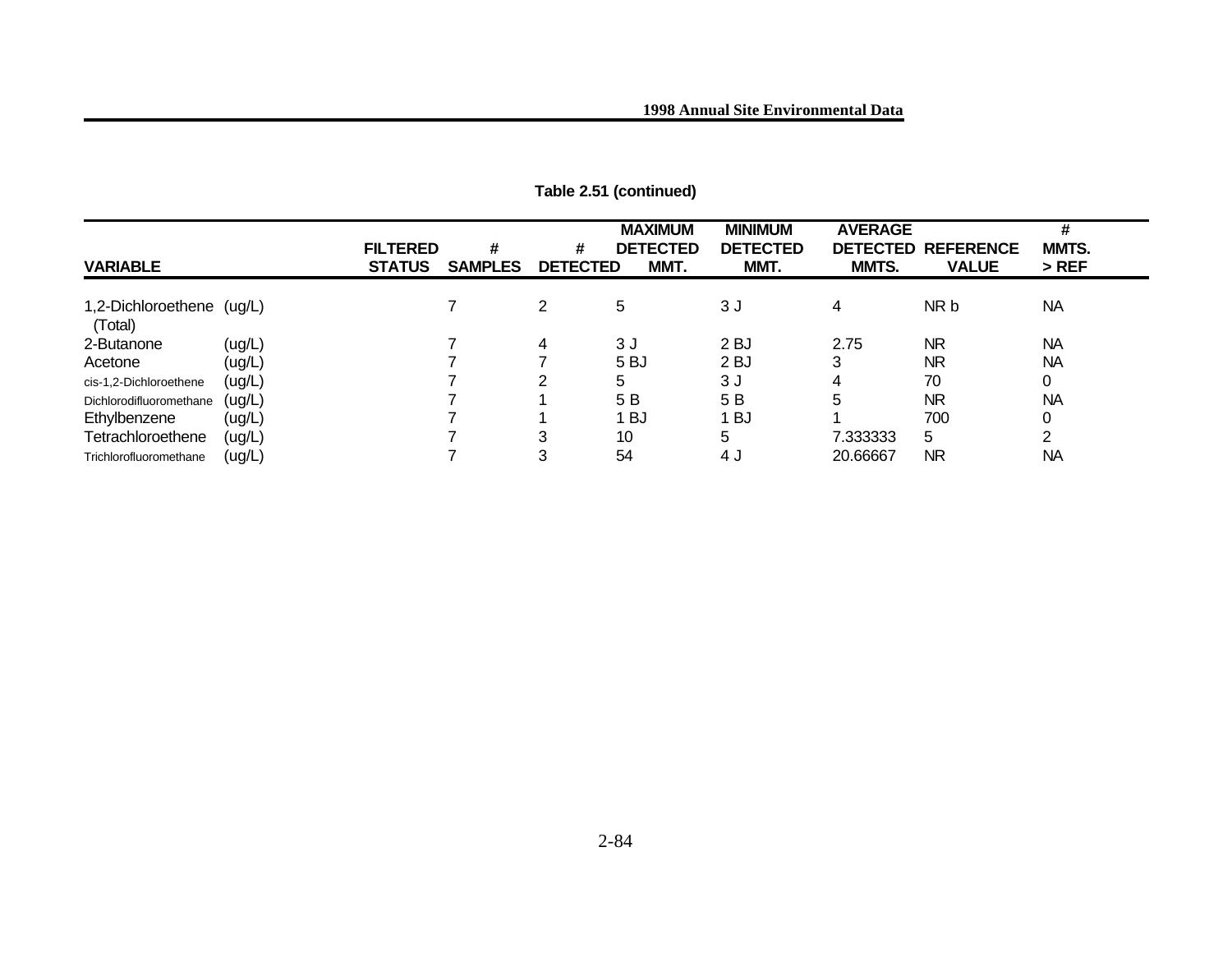**Table 2.51 (continued)**

| VARIABLE | | FILTERED STATUS | # SAMPLES | # DETECTED | MAXIMUM DETECTED MMT. | MINIMUM DETECTED MMT. | AVERAGE DETECTED MMTS. | REFERENCE VALUE | # MMTS. > REF |
|---|---|---|---|---|---|---|---|---|---|
| 1,2-Dichloroethene (Total) | (ug/L) | | 7 | 2 | 5 | 3 J | 4 | NR b | NA |
| 2-Butanone | (ug/L) | | 7 | 4 | 3 J | 2 BJ | 2.75 | NR | NA |
| Acetone | (ug/L) | | 7 | 7 | 5 BJ | 2 BJ | 3 | NR | NA |
| cis-1,2-Dichloroethene | (ug/L) | | 7 | 2 | 5 | 3 J | 4 | 70 | 0 |
| Dichlorodifluoromethane | (ug/L) | | 7 | 1 | 5 B | 5 B | 5 | NR | NA |
| Ethylbenzene | (ug/L) | | 7 | 1 | 1 BJ | 1 BJ | 1 | 700 | 0 |
| Tetrachloroethene | (ug/L) | | 7 | 3 | 10 | 5 | 7.333333 | 5 | 2 |
| Trichlorofluoromethane | (ug/L) | | 7 | 3 | 54 | 4 J | 20.66667 | NR | NA |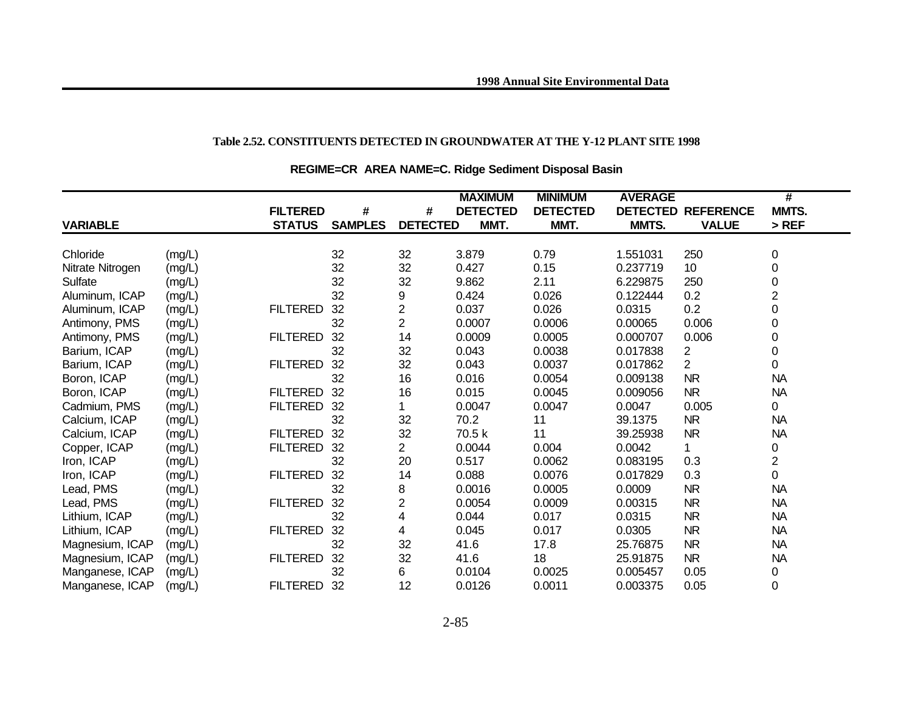**Table 2.52. CONSTITUENTS DETECTED IN GROUNDWATER AT THE Y-12 PLANT SITE 1998**

**REGIME=CR AREA NAME=C. Ridge Sediment Disposal Basin**

| VARIABLE | | FILTERED STATUS | # SAMPLES | # DETECTED | MAXIMUM DETECTED MMT. | MINIMUM DETECTED MMT. | AVERAGE DETECTED MMTS. | REFERENCE VALUE | # MMTS. > REF |
|---|---|---|---|---|---|---|---|---|---|
| Chloride | (mg/L) | | 32 | 32 | 3.879 | 0.79 | 1.551031 | 250 | 0 |
| Nitrate Nitrogen | (mg/L) | | 32 | 32 | 0.427 | 0.15 | 0.237719 | 10 | 0 |
| Sulfate | (mg/L) | | 32 | 32 | 9.862 | 2.11 | 6.229875 | 250 | 0 |
| Aluminum, ICAP | (mg/L) | | 32 | 9 | 0.424 | 0.026 | 0.122444 | 0.2 | 2 |
| Aluminum, ICAP | (mg/L) | FILTERED | 32 | 2 | 0.037 | 0.026 | 0.0315 | 0.2 | 0 |
| Antimony, PMS | (mg/L) | | 32 | 2 | 0.0007 | 0.0006 | 0.00065 | 0.006 | 0 |
| Antimony, PMS | (mg/L) | FILTERED | 32 | 14 | 0.0009 | 0.0005 | 0.000707 | 0.006 | 0 |
| Barium, ICAP | (mg/L) | | 32 | 32 | 0.043 | 0.0038 | 0.017838 | 2 | 0 |
| Barium, ICAP | (mg/L) | FILTERED | 32 | 32 | 0.043 | 0.0037 | 0.017862 | 2 | 0 |
| Boron, ICAP | (mg/L) | | 32 | 16 | 0.016 | 0.0054 | 0.009138 | NR | NA |
| Boron, ICAP | (mg/L) | FILTERED | 32 | 16 | 0.015 | 0.0045 | 0.009056 | NR | NA |
| Cadmium, PMS | (mg/L) | FILTERED | 32 | 1 | 0.0047 | 0.0047 | 0.0047 | 0.005 | 0 |
| Calcium, ICAP | (mg/L) | | 32 | 32 | 70.2 | 11 | 39.1375 | NR | NA |
| Calcium, ICAP | (mg/L) | FILTERED | 32 | 32 | 70.5 k | 11 | 39.25938 | NR | NA |
| Copper, ICAP | (mg/L) | FILTERED | 32 | 2 | 0.0044 | 0.004 | 0.0042 | 1 | 0 |
| Iron, ICAP | (mg/L) | | 32 | 20 | 0.517 | 0.0062 | 0.083195 | 0.3 | 2 |
| Iron, ICAP | (mg/L) | FILTERED | 32 | 14 | 0.088 | 0.0076 | 0.017829 | 0.3 | 0 |
| Lead, PMS | (mg/L) | | 32 | 8 | 0.0016 | 0.0005 | 0.0009 | NR | NA |
| Lead, PMS | (mg/L) | FILTERED | 32 | 2 | 0.0054 | 0.0009 | 0.00315 | NR | NA |
| Lithium, ICAP | (mg/L) | | 32 | 4 | 0.044 | 0.017 | 0.0315 | NR | NA |
| Lithium, ICAP | (mg/L) | FILTERED | 32 | 4 | 0.045 | 0.017 | 0.0305 | NR | NA |
| Magnesium, ICAP | (mg/L) | | 32 | 32 | 41.6 | 17.8 | 25.76875 | NR | NA |
| Magnesium, ICAP | (mg/L) | FILTERED | 32 | 32 | 41.6 | 18 | 25.91875 | NR | NA |
| Manganese, ICAP | (mg/L) | | 32 | 6 | 0.0104 | 0.0025 | 0.005457 | 0.05 | 0 |
| Manganese, ICAP | (mg/L) | FILTERED | 32 | 12 | 0.0126 | 0.0011 | 0.003375 | 0.05 | 0 |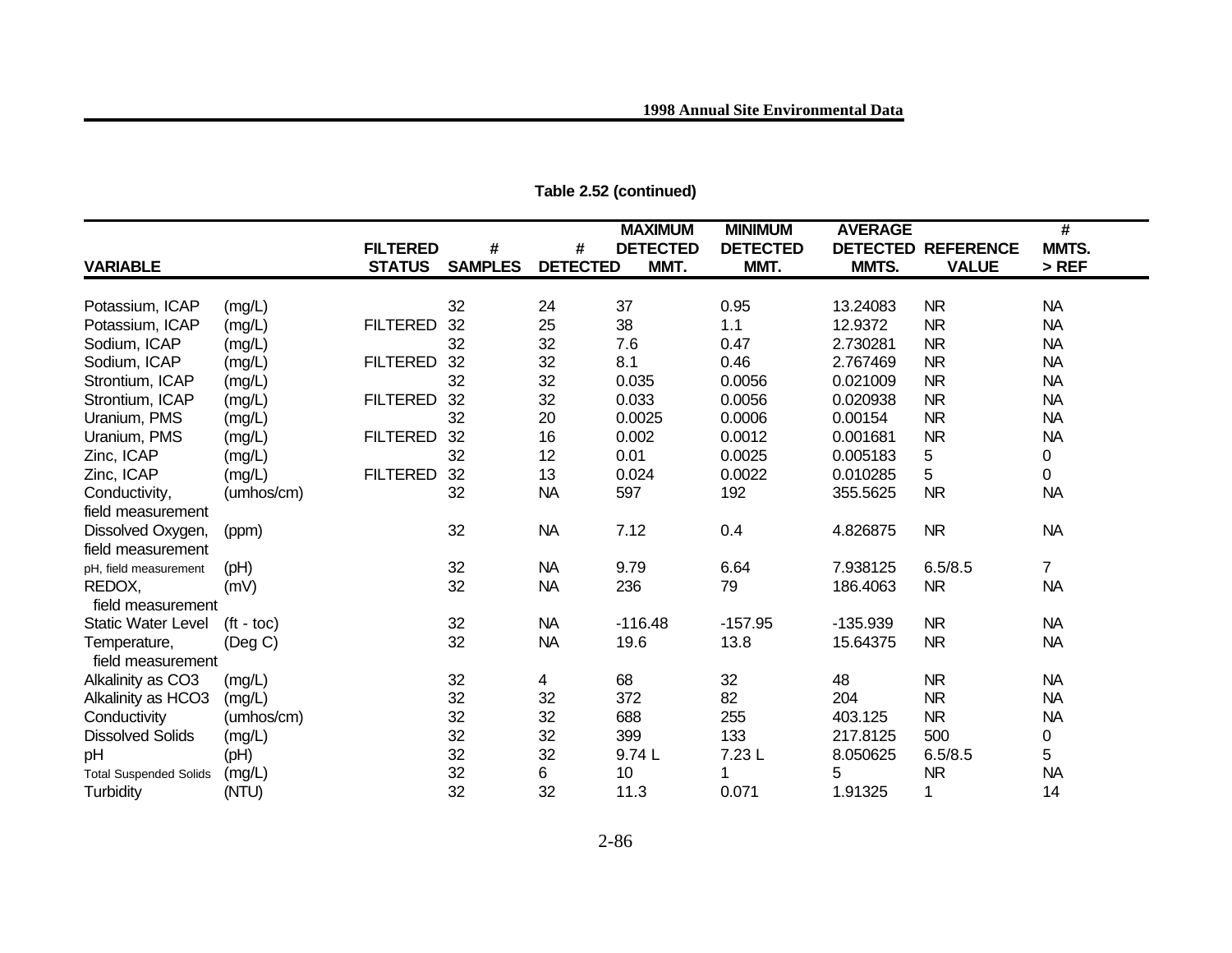**Table 2.52 (continued)**

| VARIABLE | | FILTERED STATUS | # SAMPLES | # DETECTED | MAXIMUM DETECTED MMT. | MINIMUM DETECTED MMT. | AVERAGE DETECTED MMTS. | REFERENCE VALUE | # MMTS. > REF |
|---|---|---|---|---|---|---|---|---|---|
| Potassium, ICAP | (mg/L) | | 32 | 24 | 37 | 0.95 | 13.24083 | NR | NA |
| Potassium, ICAP | (mg/L) | FILTERED | 32 | 25 | 38 | 1.1 | 12.9372 | NR | NA |
| Sodium, ICAP | (mg/L) | | 32 | 32 | 7.6 | 0.47 | 2.730281 | NR | NA |
| Sodium, ICAP | (mg/L) | FILTERED | 32 | 32 | 8.1 | 0.46 | 2.767469 | NR | NA |
| Strontium, ICAP | (mg/L) | | 32 | 32 | 0.035 | 0.0056 | 0.021009 | NR | NA |
| Strontium, ICAP | (mg/L) | FILTERED | 32 | 32 | 0.033 | 0.0056 | 0.020938 | NR | NA |
| Uranium, PMS | (mg/L) | | 32 | 20 | 0.0025 | 0.0006 | 0.00154 | NR | NA |
| Uranium, PMS | (mg/L) | FILTERED | 32 | 16 | 0.002 | 0.0012 | 0.001681 | NR | NA |
| Zinc, ICAP | (mg/L) | | 32 | 12 | 0.01 | 0.0025 | 0.005183 | 5 | 0 |
| Zinc, ICAP | (mg/L) | FILTERED | 32 | 13 | 0.024 | 0.0022 | 0.010285 | 5 | 0 |
| Conductivity, field measurement | (umhos/cm) | | 32 | NA | 597 | 192 | 355.5625 | NR | NA |
| Dissolved Oxygen, field measurement | (ppm) | | 32 | NA | 7.12 | 0.4 | 4.826875 | NR | NA |
| pH, field measurement | (pH) | | 32 | NA | 9.79 | 6.64 | 7.938125 | 6.5/8.5 | 7 |
| REDOX, field measurement | (mV) | | 32 | NA | 236 | 79 | 186.4063 | NR | NA |
| Static Water Level | (ft - toc) | | 32 | NA | -116.48 | -157.95 | -135.939 | NR | NA |
| Temperature, field measurement | (Deg C) | | 32 | NA | 19.6 | 13.8 | 15.64375 | NR | NA |
| Alkalinity as CO3 | (mg/L) | | 32 | 4 | 68 | 32 | 48 | NR | NA |
| Alkalinity as HCO3 | (mg/L) | | 32 | 32 | 372 | 82 | 204 | NR | NA |
| Conductivity | (umhos/cm) | | 32 | 32 | 688 | 255 | 403.125 | NR | NA |
| Dissolved Solids | (mg/L) | | 32 | 32 | 399 | 133 | 217.8125 | 500 | 0 |
| pH | (pH) | | 32 | 32 | 9.74 L | 7.23 L | 8.050625 | 6.5/8.5 | 5 |
| Total Suspended Solids | (mg/L) | | 32 | 6 | 10 | 1 | 5 | NR | NA |
| Turbidity | (NTU) | | 32 | 32 | 11.3 | 0.071 | 1.91325 | 1 | 14 |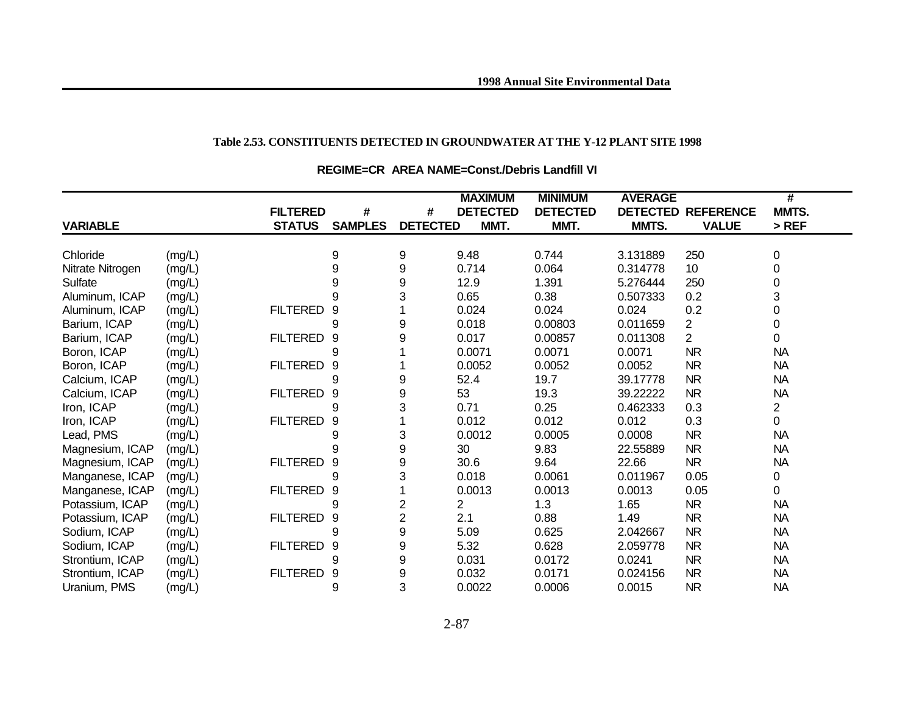**Table 2.53. CONSTITUENTS DETECTED IN GROUNDWATER AT THE Y-12 PLANT SITE 1998**

**REGIME=CR AREA NAME=Const./Debris Landfill VI**

| VARIABLE | | FILTERED STATUS | # SAMPLES | # DETECTED | MAXIMUM DETECTED MMT. | MINIMUM DETECTED MMT. | AVERAGE DETECTED MMTS. | REFERENCE VALUE | # MMTS. > REF |
|---|---|---|---|---|---|---|---|---|---|
| Chloride | (mg/L) | | 9 | 9 | 9.48 | 0.744 | 3.131889 | 250 | 0 |
| Nitrate Nitrogen | (mg/L) | | 9 | 9 | 0.714 | 0.064 | 0.314778 | 10 | 0 |
| Sulfate | (mg/L) | | 9 | 9 | 12.9 | 1.391 | 5.276444 | 250 | 0 |
| Aluminum, ICAP | (mg/L) | | 9 | 3 | 0.65 | 0.38 | 0.507333 | 0.2 | 3 |
| Aluminum, ICAP | (mg/L) | FILTERED | 9 | 1 | 0.024 | 0.024 | 0.024 | 0.2 | 0 |
| Barium, ICAP | (mg/L) | | 9 | 9 | 0.018 | 0.00803 | 0.011659 | 2 | 0 |
| Barium, ICAP | (mg/L) | FILTERED | 9 | 9 | 0.017 | 0.00857 | 0.011308 | 2 | 0 |
| Boron, ICAP | (mg/L) | | 9 | 1 | 0.0071 | 0.0071 | 0.0071 | NR | NA |
| Boron, ICAP | (mg/L) | FILTERED | 9 | 1 | 0.0052 | 0.0052 | 0.0052 | NR | NA |
| Calcium, ICAP | (mg/L) | | 9 | 9 | 52.4 | 19.7 | 39.17778 | NR | NA |
| Calcium, ICAP | (mg/L) | FILTERED | 9 | 9 | 53 | 19.3 | 39.22222 | NR | NA |
| Iron, ICAP | (mg/L) | | 9 | 3 | 0.71 | 0.25 | 0.462333 | 0.3 | 2 |
| Iron, ICAP | (mg/L) | FILTERED | 9 | 1 | 0.012 | 0.012 | 0.012 | 0.3 | 0 |
| Lead, PMS | (mg/L) | | 9 | 3 | 0.0012 | 0.0005 | 0.0008 | NR | NA |
| Magnesium, ICAP | (mg/L) | | 9 | 9 | 30 | 9.83 | 22.55889 | NR | NA |
| Magnesium, ICAP | (mg/L) | FILTERED | 9 | 9 | 30.6 | 9.64 | 22.66 | NR | NA |
| Manganese, ICAP | (mg/L) | | 9 | 3 | 0.018 | 0.0061 | 0.011967 | 0.05 | 0 |
| Manganese, ICAP | (mg/L) | FILTERED | 9 | 1 | 0.0013 | 0.0013 | 0.0013 | 0.05 | 0 |
| Potassium, ICAP | (mg/L) | | 9 | 2 | 2 | 1.3 | 1.65 | NR | NA |
| Potassium, ICAP | (mg/L) | FILTERED | 9 | 2 | 2.1 | 0.88 | 1.49 | NR | NA |
| Sodium, ICAP | (mg/L) | | 9 | 9 | 5.09 | 0.625 | 2.042667 | NR | NA |
| Sodium, ICAP | (mg/L) | FILTERED | 9 | 9 | 5.32 | 0.628 | 2.059778 | NR | NA |
| Strontium, ICAP | (mg/L) | | 9 | 9 | 0.031 | 0.0172 | 0.0241 | NR | NA |
| Strontium, ICAP | (mg/L) | FILTERED | 9 | 9 | 0.032 | 0.0171 | 0.024156 | NR | NA |
| Uranium, PMS | (mg/L) | | 9 | 3 | 0.0022 | 0.0006 | 0.0015 | NR | NA |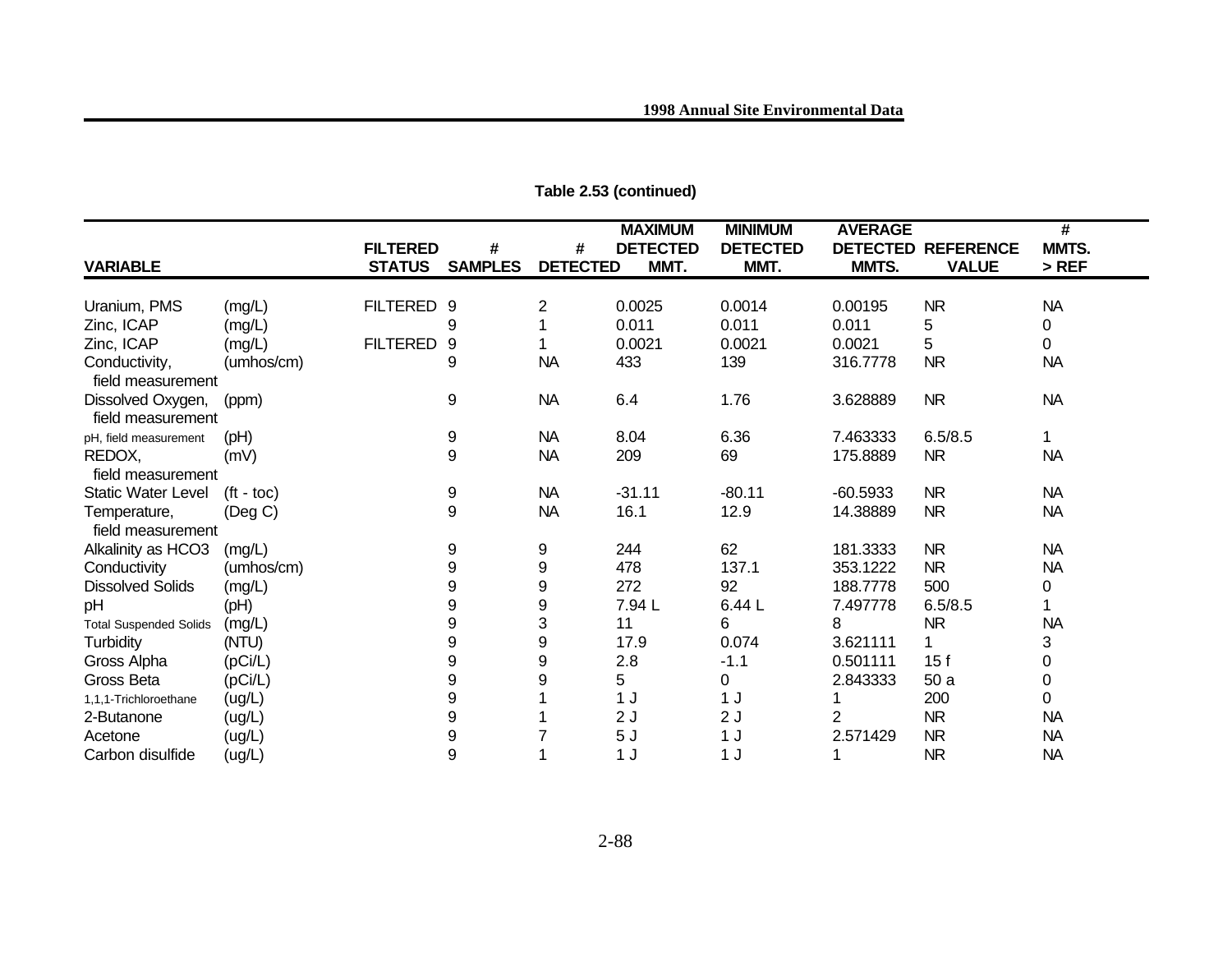**Table 2.53 (continued)**

| VARIABLE | | FILTERED STATUS | # SAMPLES | # DETECTED | MAXIMUM DETECTED MMT. | MINIMUM DETECTED MMT. | AVERAGE DETECTED MMTS. | REFERENCE VALUE | # MMTS. > REF |
|---|---|---|---|---|---|---|---|---|---|
| Uranium, PMS | (mg/L) | FILTERED | 9 | 2 | 0.0025 | 0.0014 | 0.00195 | NR | NA |
| Zinc, ICAP | (mg/L) | | 9 | 1 | 0.011 | 0.011 | 0.011 | 5 | 0 |
| Zinc, ICAP | (mg/L) | FILTERED | 9 | 1 | 0.0021 | 0.0021 | 0.0021 | 5 | 0 |
| Conductivity, field measurement | (umhos/cm) | | 9 | NA | 433 | 139 | 316.7778 | NR | NA |
| Dissolved Oxygen, field measurement | (ppm) | | 9 | NA | 6.4 | 1.76 | 3.628889 | NR | NA |
| pH, field measurement | (pH) | | 9 | NA | 8.04 | 6.36 | 7.463333 | 6.5/8.5 | 1 |
| REDOX, field measurement | (mV) | | 9 | NA | 209 | 69 | 175.8889 | NR | NA |
| Static Water Level | (ft - toc) | | 9 | NA | -31.11 | -80.11 | -60.5933 | NR | NA |
| Temperature, field measurement | (Deg C) | | 9 | NA | 16.1 | 12.9 | 14.38889 | NR | NA |
| Alkalinity as HCO3 | (mg/L) | | 9 | 9 | 244 | 62 | 181.3333 | NR | NA |
| Conductivity | (umhos/cm) | | 9 | 9 | 478 | 137.1 | 353.1222 | NR | NA |
| Dissolved Solids | (mg/L) | | 9 | 9 | 272 | 92 | 188.7778 | 500 | 0 |
| pH | (pH) | | 9 | 9 | 7.94 L | 6.44 L | 7.497778 | 6.5/8.5 | 1 |
| Total Suspended Solids | (mg/L) | | 9 | 3 | 11 | 6 | 8 | NR | NA |
| Turbidity | (NTU) | | 9 | 9 | 17.9 | 0.074 | 3.621111 | 1 | 3 |
| Gross Alpha | (pCi/L) | | 9 | 9 | 2.8 | -1.1 | 0.501111 | 15 f | 0 |
| Gross Beta | (pCi/L) | | 9 | 9 | 5 | 0 | 2.843333 | 50 a | 0 |
| 1,1,1-Trichloroethane | (ug/L) | | 9 | 1 | 1 J | 1 J | 1 | 200 | 0 |
| 2-Butanone | (ug/L) | | 9 | 1 | 2 J | 2 J | 2 | NR | NA |
| Acetone | (ug/L) | | 9 | 7 | 5 J | 1 J | 2.571429 | NR | NA |
| Carbon disulfide | (ug/L) | | 9 | 1 | 1 J | 1 J | 1 | NR | NA |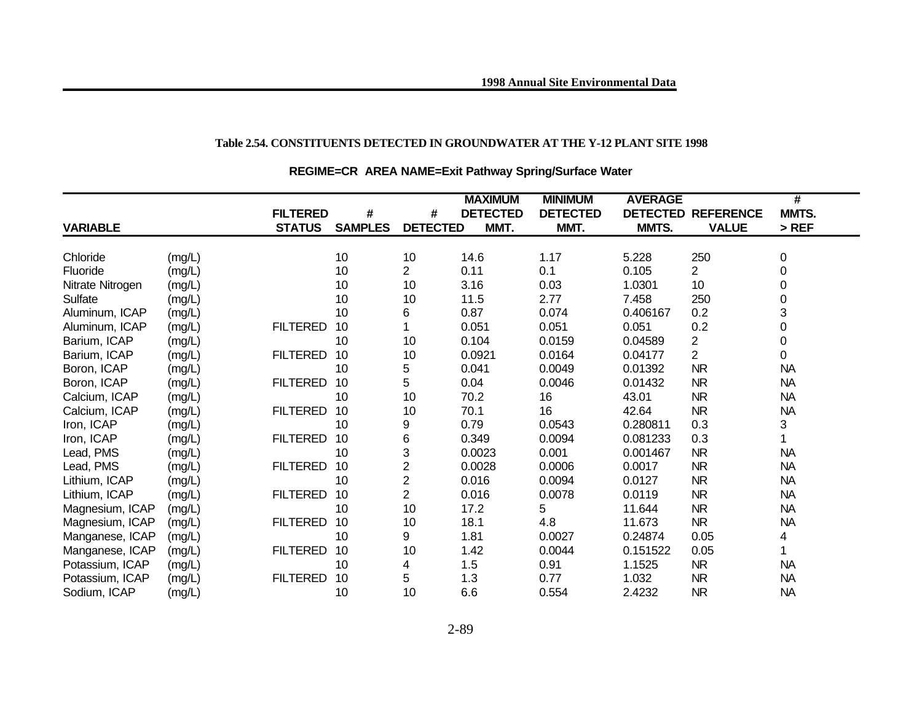**Table 2.54. CONSTITUENTS DETECTED IN GROUNDWATER AT THE Y-12 PLANT SITE 1998**

**REGIME=CR AREA NAME=Exit Pathway Spring/Surface Water**

| VARIABLE | | FILTERED STATUS | # SAMPLES | # DETECTED | MAXIMUM DETECTED MMT. | MINIMUM DETECTED MMT. | AVERAGE DETECTED MMTS. | REFERENCE VALUE | # MMTS. > REF |
|---|---|---|---|---|---|---|---|---|---|
| Chloride | (mg/L) | | 10 | 10 | 14.6 | 1.17 | 5.228 | 250 | 0 |
| Fluoride | (mg/L) | | 10 | 2 | 0.11 | 0.1 | 0.105 | 2 | 0 |
| Nitrate Nitrogen | (mg/L) | | 10 | 10 | 3.16 | 0.03 | 1.0301 | 10 | 0 |
| Sulfate | (mg/L) | | 10 | 10 | 11.5 | 2.77 | 7.458 | 250 | 0 |
| Aluminum, ICAP | (mg/L) | | 10 | 6 | 0.87 | 0.074 | 0.406167 | 0.2 | 3 |
| Aluminum, ICAP | (mg/L) | FILTERED | 10 | 1 | 0.051 | 0.051 | 0.051 | 0.2 | 0 |
| Barium, ICAP | (mg/L) | | 10 | 10 | 0.104 | 0.0159 | 0.04589 | 2 | 0 |
| Barium, ICAP | (mg/L) | FILTERED | 10 | 10 | 0.0921 | 0.0164 | 0.04177 | 2 | 0 |
| Boron, ICAP | (mg/L) | | 10 | 5 | 0.041 | 0.0049 | 0.01392 | NR | NA |
| Boron, ICAP | (mg/L) | FILTERED | 10 | 5 | 0.04 | 0.0046 | 0.01432 | NR | NA |
| Calcium, ICAP | (mg/L) | | 10 | 10 | 70.2 | 16 | 43.01 | NR | NA |
| Calcium, ICAP | (mg/L) | FILTERED | 10 | 10 | 70.1 | 16 | 42.64 | NR | NA |
| Iron, ICAP | (mg/L) | | 10 | 9 | 0.79 | 0.0543 | 0.280811 | 0.3 | 3 |
| Iron, ICAP | (mg/L) | FILTERED | 10 | 6 | 0.349 | 0.0094 | 0.081233 | 0.3 | 1 |
| Lead, PMS | (mg/L) | | 10 | 3 | 0.0023 | 0.001 | 0.001467 | NR | NA |
| Lead, PMS | (mg/L) | FILTERED | 10 | 2 | 0.0028 | 0.0006 | 0.0017 | NR | NA |
| Lithium, ICAP | (mg/L) | | 10 | 2 | 0.016 | 0.0094 | 0.0127 | NR | NA |
| Lithium, ICAP | (mg/L) | FILTERED | 10 | 2 | 0.016 | 0.0078 | 0.0119 | NR | NA |
| Magnesium, ICAP | (mg/L) | | 10 | 10 | 17.2 | 5 | 11.644 | NR | NA |
| Magnesium, ICAP | (mg/L) | FILTERED | 10 | 10 | 18.1 | 4.8 | 11.673 | NR | NA |
| Manganese, ICAP | (mg/L) | | 10 | 9 | 1.81 | 0.0027 | 0.24874 | 0.05 | 4 |
| Manganese, ICAP | (mg/L) | FILTERED | 10 | 10 | 1.42 | 0.0044 | 0.151522 | 0.05 | 1 |
| Potassium, ICAP | (mg/L) | | 10 | 4 | 1.5 | 0.91 | 1.1525 | NR | NA |
| Potassium, ICAP | (mg/L) | FILTERED | 10 | 5 | 1.3 | 0.77 | 1.032 | NR | NA |
| Sodium, ICAP | (mg/L) | | 10 | 10 | 6.6 | 0.554 | 2.4232 | NR | NA |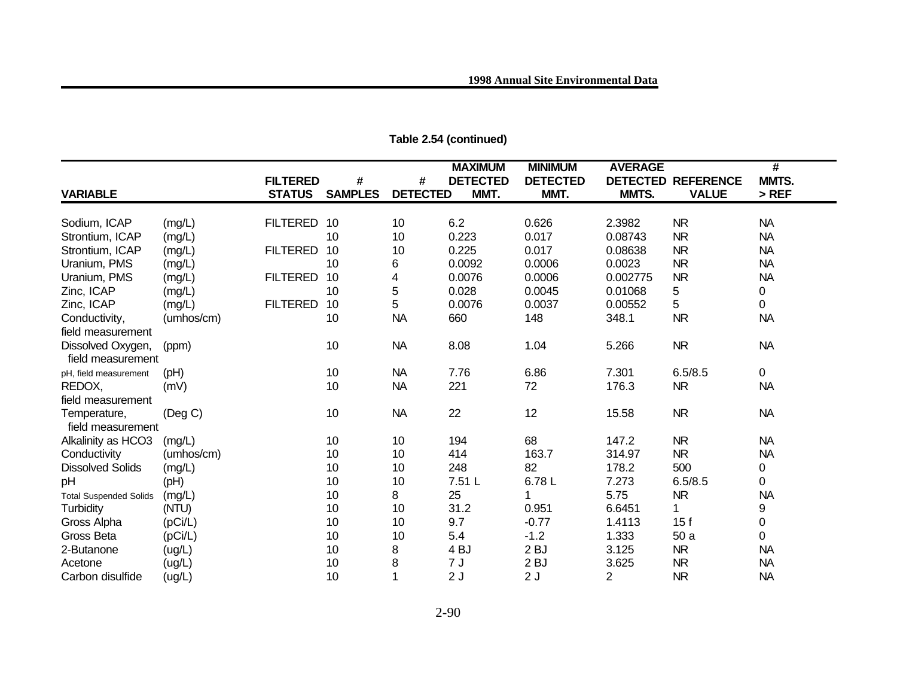**Table 2.54 (continued)**

| VARIABLE | | FILTERED STATUS | # SAMPLES | # DETECTED | MAXIMUM DETECTED MMT. | MINIMUM DETECTED MMT. | AVERAGE DETECTED MMTS. | REFERENCE VALUE | # MMTS. > REF |
|---|---|---|---|---|---|---|---|---|---|
| Sodium, ICAP | (mg/L) | FILTERED | 10 | 10 | 6.2 | 0.626 | 2.3982 | NR | NA |
| Strontium, ICAP | (mg/L) | | 10 | 10 | 0.223 | 0.017 | 0.08743 | NR | NA |
| Strontium, ICAP | (mg/L) | FILTERED | 10 | 10 | 0.225 | 0.017 | 0.08638 | NR | NA |
| Uranium, PMS | (mg/L) | | 10 | 6 | 0.0092 | 0.0006 | 0.0023 | NR | NA |
| Uranium, PMS | (mg/L) | FILTERED | 10 | 4 | 0.0076 | 0.0006 | 0.002775 | NR | NA |
| Zinc, ICAP | (mg/L) | | 10 | 5 | 0.028 | 0.0045 | 0.01068 | 5 | 0 |
| Zinc, ICAP | (mg/L) | FILTERED | 10 | 5 | 0.0076 | 0.0037 | 0.00552 | 5 | 0 |
| Conductivity, field measurement | (umhos/cm) | | 10 | NA | 660 | 148 | 348.1 | NR | NA |
| Dissolved Oxygen, field measurement | (ppm) | | 10 | NA | 8.08 | 1.04 | 5.266 | NR | NA |
| pH, field measurement | (pH) | | 10 | NA | 7.76 | 6.86 | 7.301 | 6.5/8.5 | 0 |
| REDOX, field measurement | (mV) | | 10 | NA | 221 | 72 | 176.3 | NR | NA |
| Temperature, field measurement | (Deg C) | | 10 | NA | 22 | 12 | 15.58 | NR | NA |
| Alkalinity as HCO3 | (mg/L) | | 10 | 10 | 194 | 68 | 147.2 | NR | NA |
| Conductivity | (umhos/cm) | | 10 | 10 | 414 | 163.7 | 314.97 | NR | NA |
| Dissolved Solids | (mg/L) | | 10 | 10 | 248 | 82 | 178.2 | 500 | 0 |
| pH | (pH) | | 10 | 10 | 7.51 L | 6.78 L | 7.273 | 6.5/8.5 | 0 |
| Total Suspended Solids | (mg/L) | | 10 | 8 | 25 | 1 | 5.75 | NR | NA |
| Turbidity | (NTU) | | 10 | 10 | 31.2 | 0.951 | 6.6451 | 1 | 9 |
| Gross Alpha | (pCi/L) | | 10 | 10 | 9.7 | -0.77 | 1.4113 | 15 f | 0 |
| Gross Beta | (pCi/L) | | 10 | 10 | 5.4 | -1.2 | 1.333 | 50 a | 0 |
| 2-Butanone | (ug/L) | | 10 | 8 | 4 BJ | 2 BJ | 3.125 | NR | NA |
| Acetone | (ug/L) | | 10 | 8 | 7 J | 2 BJ | 3.625 | NR | NA |
| Carbon disulfide | (ug/L) | | 10 | 1 | 2 J | 2 J | 2 | NR | NA |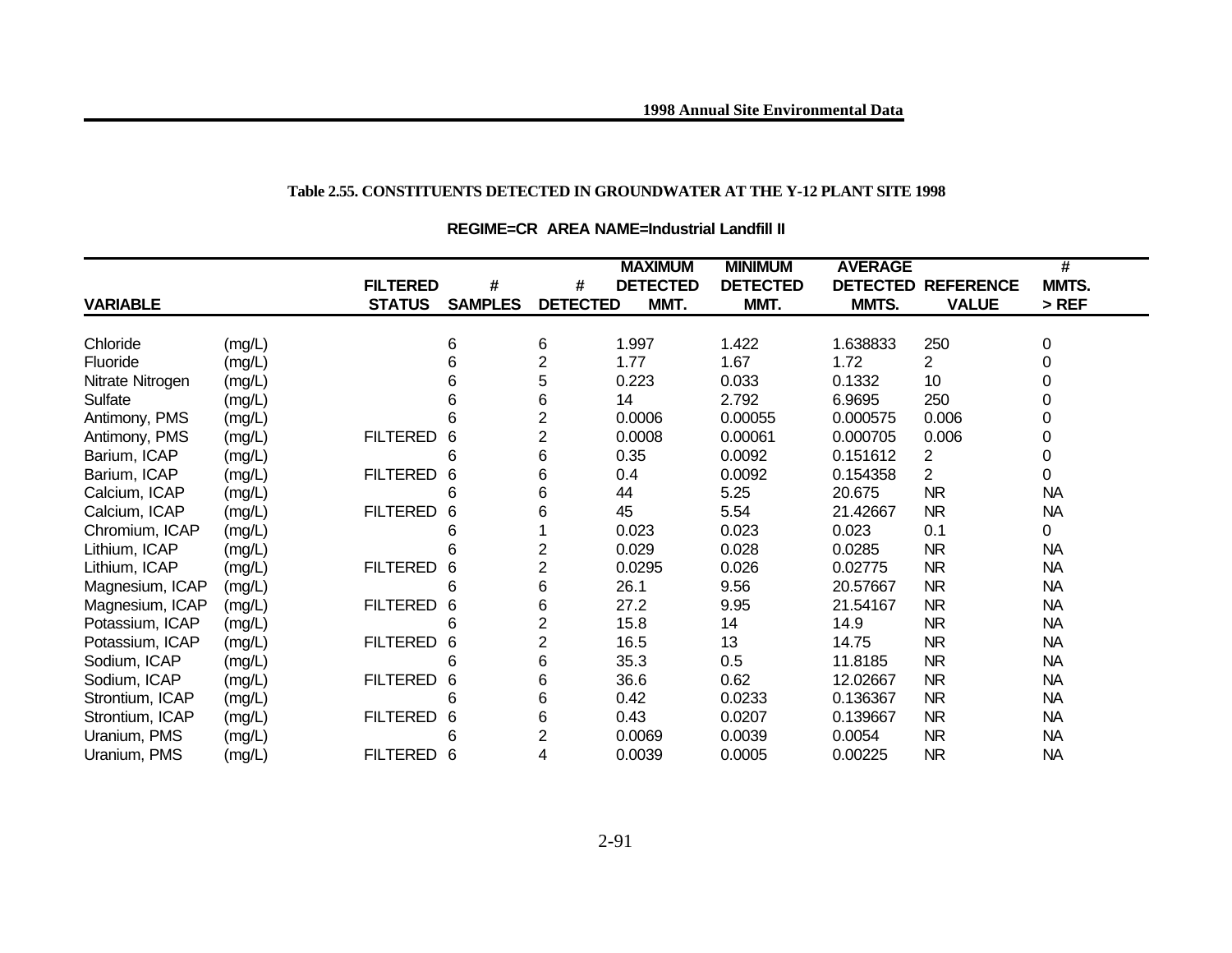**Table 2.55. CONSTITUENTS DETECTED IN GROUNDWATER AT THE Y-12 PLANT SITE 1998**

**REGIME=CR AREA NAME=Industrial Landfill II**

| VARIABLE | | FILTERED STATUS | # SAMPLES | # DETECTED | MAXIMUM DETECTED MMT. | MINIMUM DETECTED MMT. | AVERAGE DETECTED MMTS. | REFERENCE VALUE | # MMTS. > REF |
|---|---|---|---|---|---|---|---|---|---|
| Chloride | (mg/L) | | 6 | 6 | 1.997 | 1.422 | 1.638833 | 250 | 0 |
| Fluoride | (mg/L) | | 6 | 2 | 1.77 | 1.67 | 1.72 | 2 | 0 |
| Nitrate Nitrogen | (mg/L) | | 6 | 5 | 0.223 | 0.033 | 0.1332 | 10 | 0 |
| Sulfate | (mg/L) | | 6 | 6 | 14 | 2.792 | 6.9695 | 250 | 0 |
| Antimony, PMS | (mg/L) | | 6 | 2 | 0.0006 | 0.00055 | 0.000575 | 0.006 | 0 |
| Antimony, PMS | (mg/L) | FILTERED | 6 | 2 | 0.0008 | 0.00061 | 0.000705 | 0.006 | 0 |
| Barium, ICAP | (mg/L) | | 6 | 6 | 0.35 | 0.0092 | 0.151612 | 2 | 0 |
| Barium, ICAP | (mg/L) | FILTERED | 6 | 6 | 0.4 | 0.0092 | 0.154358 | 2 | 0 |
| Calcium, ICAP | (mg/L) | | 6 | 6 | 44 | 5.25 | 20.675 | NR | NA |
| Calcium, ICAP | (mg/L) | FILTERED | 6 | 6 | 45 | 5.54 | 21.42667 | NR | NA |
| Chromium, ICAP | (mg/L) | | 6 | 1 | 0.023 | 0.023 | 0.023 | 0.1 | 0 |
| Lithium, ICAP | (mg/L) | | 6 | 2 | 0.029 | 0.028 | 0.0285 | NR | NA |
| Lithium, ICAP | (mg/L) | FILTERED | 6 | 2 | 0.0295 | 0.026 | 0.02775 | NR | NA |
| Magnesium, ICAP | (mg/L) | | 6 | 6 | 26.1 | 9.56 | 20.57667 | NR | NA |
| Magnesium, ICAP | (mg/L) | FILTERED | 6 | 6 | 27.2 | 9.95 | 21.54167 | NR | NA |
| Potassium, ICAP | (mg/L) | | 6 | 2 | 15.8 | 14 | 14.9 | NR | NA |
| Potassium, ICAP | (mg/L) | FILTERED | 6 | 2 | 16.5 | 13 | 14.75 | NR | NA |
| Sodium, ICAP | (mg/L) | | 6 | 6 | 35.3 | 0.5 | 11.8185 | NR | NA |
| Sodium, ICAP | (mg/L) | FILTERED | 6 | 6 | 36.6 | 0.62 | 12.02667 | NR | NA |
| Strontium, ICAP | (mg/L) | | 6 | 6 | 0.42 | 0.0233 | 0.136367 | NR | NA |
| Strontium, ICAP | (mg/L) | FILTERED | 6 | 6 | 0.43 | 0.0207 | 0.139667 | NR | NA |
| Uranium, PMS | (mg/L) | | 6 | 2 | 0.0069 | 0.0039 | 0.0054 | NR | NA |
| Uranium, PMS | (mg/L) | FILTERED | 6 | 4 | 0.0039 | 0.0005 | 0.00225 | NR | NA |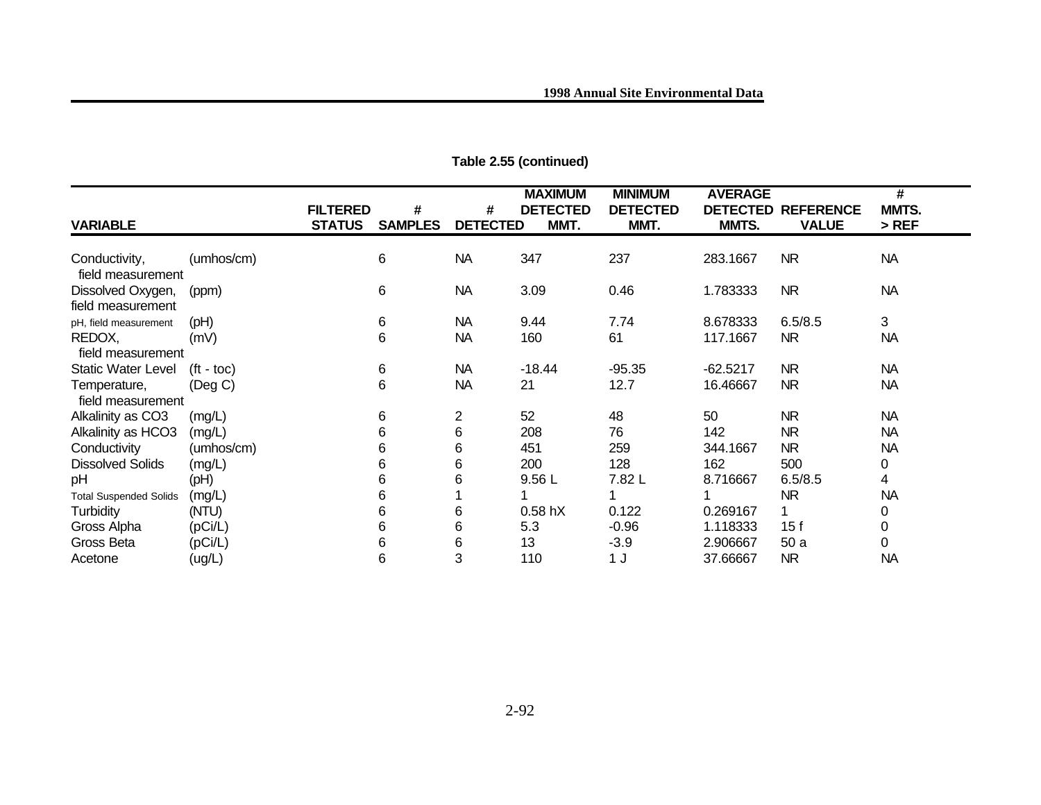**Table 2.55 (continued)**

| VARIABLE | | FILTERED STATUS | # SAMPLES | # DETECTED | MAXIMUM DETECTED MMT. | MINIMUM DETECTED MMT. | AVERAGE DETECTED MMTS. | REFERENCE VALUE | # MMTS. > REF |
|---|---|---|---|---|---|---|---|---|---|
| Conductivity, field measurement | (umhos/cm) | | 6 | NA | 347 | 237 | 283.1667 | NR | NA |
| Dissolved Oxygen, field measurement | (ppm) | | 6 | NA | 3.09 | 0.46 | 1.783333 | NR | NA |
| pH, field measurement | (pH) | | 6 | NA | 9.44 | 7.74 | 8.678333 | 6.5/8.5 | 3 |
| REDOX, field measurement | (mV) | | 6 | NA | 160 | 61 | 117.1667 | NR | NA |
| Static Water Level | (ft - toc) | | 6 | NA | -18.44 | -95.35 | -62.5217 | NR | NA |
| Temperature, field measurement | (Deg C) | | 6 | NA | 21 | 12.7 | 16.46667 | NR | NA |
| Alkalinity as CO3 | (mg/L) | | 6 | 2 | 52 | 48 | 50 | NR | NA |
| Alkalinity as HCO3 | (mg/L) | | 6 | 6 | 208 | 76 | 142 | NR | NA |
| Conductivity | (umhos/cm) | | 6 | 6 | 451 | 259 | 344.1667 | NR | NA |
| Dissolved Solids | (mg/L) | | 6 | 6 | 200 | 128 | 162 | 500 | 0 |
| pH | (pH) | | 6 | 6 | 9.56 L | 7.82 L | 8.716667 | 6.5/8.5 | 4 |
| Total Suspended Solids | (mg/L) | | 6 | 1 | 1 | 1 | 1 | NR | NA |
| Turbidity | (NTU) | | 6 | 6 | 0.58 hX | 0.122 | 0.269167 | 1 | 0 |
| Gross Alpha | (pCi/L) | | 6 | 6 | 5.3 | -0.96 | 1.118333 | 15 f | 0 |
| Gross Beta | (pCi/L) | | 6 | 6 | 13 | -3.9 | 2.906667 | 50 a | 0 |
| Acetone | (ug/L) | | 6 | 3 | 110 | 1 J | 37.66667 | NR | NA |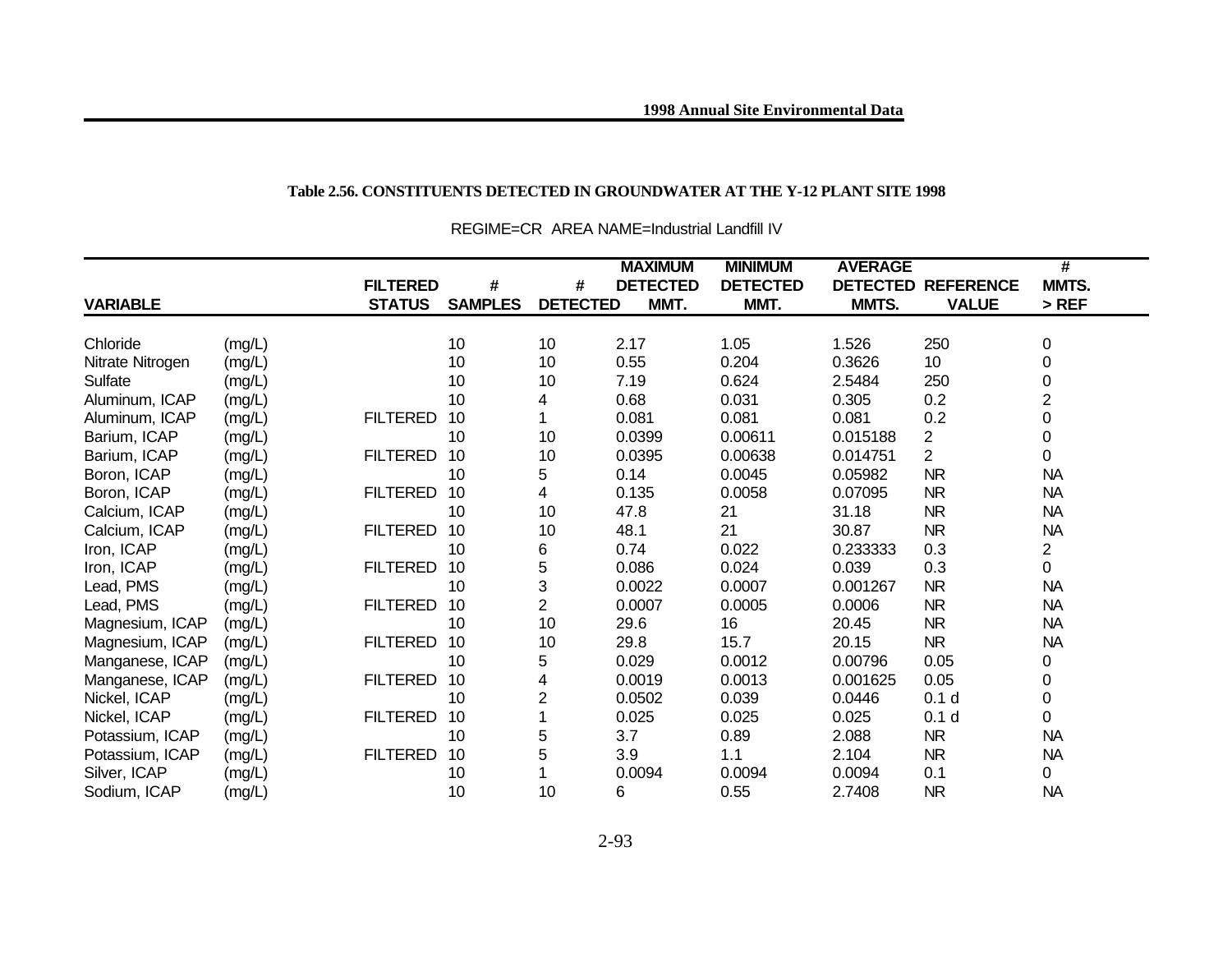**Table 2.56. CONSTITUENTS DETECTED IN GROUNDWATER AT THE Y-12 PLANT SITE 1998**

REGIME=CR AREA NAME=Industrial Landfill IV

| VARIABLE | | FILTERED STATUS | # SAMPLES | # DETECTED | MAXIMUM DETECTED MMT. | MINIMUM DETECTED MMT. | AVERAGE DETECTED MMTS. | REFERENCE VALUE | # MMTS. > REF |
|---|---|---|---|---|---|---|---|---|---|
| Chloride | (mg/L) | | 10 | 10 | 2.17 | 1.05 | 1.526 | 250 | 0 |
| Nitrate Nitrogen | (mg/L) | | 10 | 10 | 0.55 | 0.204 | 0.3626 | 10 | 0 |
| Sulfate | (mg/L) | | 10 | 10 | 7.19 | 0.624 | 2.5484 | 250 | 0 |
| Aluminum, ICAP | (mg/L) | | 10 | 4 | 0.68 | 0.031 | 0.305 | 0.2 | 2 |
| Aluminum, ICAP | (mg/L) | FILTERED | 10 | 1 | 0.081 | 0.081 | 0.081 | 0.2 | 0 |
| Barium, ICAP | (mg/L) | | 10 | 10 | 0.0399 | 0.00611 | 0.015188 | 2 | 0 |
| Barium, ICAP | (mg/L) | FILTERED | 10 | 10 | 0.0395 | 0.00638 | 0.014751 | 2 | 0 |
| Boron, ICAP | (mg/L) | | 10 | 5 | 0.14 | 0.0045 | 0.05982 | NR | NA |
| Boron, ICAP | (mg/L) | FILTERED | 10 | 4 | 0.135 | 0.0058 | 0.07095 | NR | NA |
| Calcium, ICAP | (mg/L) | | 10 | 10 | 47.8 | 21 | 31.18 | NR | NA |
| Calcium, ICAP | (mg/L) | FILTERED | 10 | 10 | 48.1 | 21 | 30.87 | NR | NA |
| Iron, ICAP | (mg/L) | | 10 | 6 | 0.74 | 0.022 | 0.233333 | 0.3 | 2 |
| Iron, ICAP | (mg/L) | FILTERED | 10 | 5 | 0.086 | 0.024 | 0.039 | 0.3 | 0 |
| Lead, PMS | (mg/L) | | 10 | 3 | 0.0022 | 0.0007 | 0.001267 | NR | NA |
| Lead, PMS | (mg/L) | FILTERED | 10 | 2 | 0.0007 | 0.0005 | 0.0006 | NR | NA |
| Magnesium, ICAP | (mg/L) | | 10 | 10 | 29.6 | 16 | 20.45 | NR | NA |
| Magnesium, ICAP | (mg/L) | FILTERED | 10 | 10 | 29.8 | 15.7 | 20.15 | NR | NA |
| Manganese, ICAP | (mg/L) | | 10 | 5 | 0.029 | 0.0012 | 0.00796 | 0.05 | 0 |
| Manganese, ICAP | (mg/L) | FILTERED | 10 | 4 | 0.0019 | 0.0013 | 0.001625 | 0.05 | 0 |
| Nickel, ICAP | (mg/L) | | 10 | 2 | 0.0502 | 0.039 | 0.0446 | 0.1 d | 0 |
| Nickel, ICAP | (mg/L) | FILTERED | 10 | 1 | 0.025 | 0.025 | 0.025 | 0.1 d | 0 |
| Potassium, ICAP | (mg/L) | | 10 | 5 | 3.7 | 0.89 | 2.088 | NR | NA |
| Potassium, ICAP | (mg/L) | FILTERED | 10 | 5 | 3.9 | 1.1 | 2.104 | NR | NA |
| Silver, ICAP | (mg/L) | | 10 | 1 | 0.0094 | 0.0094 | 0.0094 | 0.1 | 0 |
| Sodium, ICAP | (mg/L) | | 10 | 10 | 6 | 0.55 | 2.7408 | NR | NA |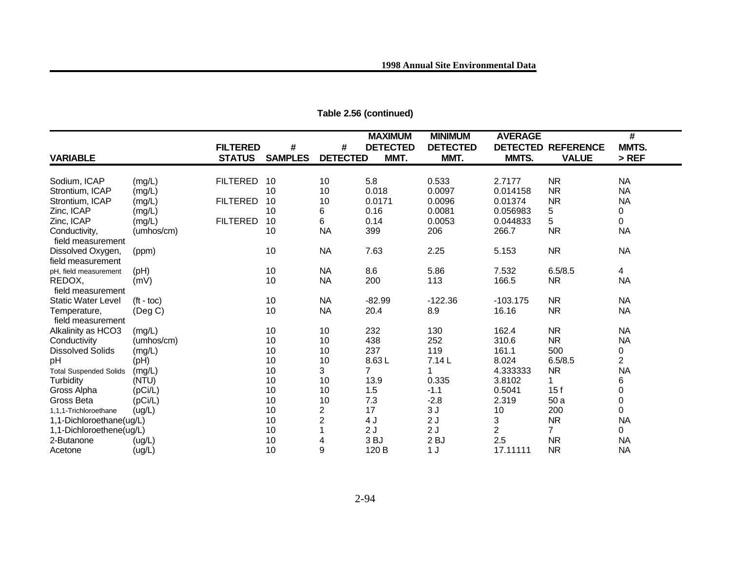**Table 2.56 (continued)**

| VARIABLE | | FILTERED STATUS | # SAMPLES | # DETECTED | MAXIMUM DETECTED MMT. | MINIMUM DETECTED MMT. | AVERAGE DETECTED MMTS. | REFERENCE VALUE | # MMTS. > REF |
|---|---|---|---|---|---|---|---|---|---|
| Sodium, ICAP | (mg/L) | FILTERED | 10 | 10 | 5.8 | 0.533 | 2.7177 | NR | NA |
| Strontium, ICAP | (mg/L) | | 10 | 10 | 0.018 | 0.0097 | 0.014158 | NR | NA |
| Strontium, ICAP | (mg/L) | FILTERED | 10 | 10 | 0.0171 | 0.0096 | 0.01374 | NR | NA |
| Zinc, ICAP | (mg/L) | | 10 | 6 | 0.16 | 0.0081 | 0.056983 | 5 | 0 |
| Zinc, ICAP | (mg/L) | FILTERED | 10 | 6 | 0.14 | 0.0053 | 0.044833 | 5 | 0 |
| Conductivity, field measurement | (umhos/cm) | | 10 | NA | 399 | 206 | 266.7 | NR | NA |
| Dissolved Oxygen, field measurement | (ppm) | | 10 | NA | 7.63 | 2.25 | 5.153 | NR | NA |
| pH, field measurement | (pH) | | 10 | NA | 8.6 | 5.86 | 7.532 | 6.5/8.5 | 4 |
| REDOX, field measurement | (mV) | | 10 | NA | 200 | 113 | 166.5 | NR | NA |
| Static Water Level | (ft - toc) | | 10 | NA | -82.99 | -122.36 | -103.175 | NR | NA |
| Temperature, field measurement | (Deg C) | | 10 | NA | 20.4 | 8.9 | 16.16 | NR | NA |
| Alkalinity as HCO3 | (mg/L) | | 10 | 10 | 232 | 130 | 162.4 | NR | NA |
| Conductivity | (umhos/cm) | | 10 | 10 | 438 | 252 | 310.6 | NR | NA |
| Dissolved Solids | (mg/L) | | 10 | 10 | 237 | 119 | 161.1 | 500 | 0 |
| pH | (pH) | | 10 | 10 | 8.63 L | 7.14 L | 8.024 | 6.5/8.5 | 2 |
| Total Suspended Solids | (mg/L) | | 10 | 3 | 7 | 1 | 4.333333 | NR | NA |
| Turbidity | (NTU) | | 10 | 10 | 13.9 | 0.335 | 3.8102 | 1 | 6 |
| Gross Alpha | (pCi/L) | | 10 | 10 | 1.5 | -1.1 | 0.5041 | 15 f | 0 |
| Gross Beta | (pCi/L) | | 10 | 10 | 7.3 | -2.8 | 2.319 | 50 a | 0 |
| 1,1,1-Trichloroethane | (ug/L) | | 10 | 2 | 17 | 3 J | 10 | 200 | 0 |
| 1,1-Dichloroethane(ug/L) | | | 10 | 2 | 4 J | 2 J | 3 | NR | NA |
| 1,1-Dichloroethene(ug/L) | | | 10 | 1 | 2 J | 2 J | 2 | 7 | 0 |
| 2-Butanone | (ug/L) | | 10 | 4 | 3 BJ | 2 BJ | 2.5 | NR | NA |
| Acetone | (ug/L) | | 10 | 9 | 120 B | 1 J | 17.11111 | NR | NA |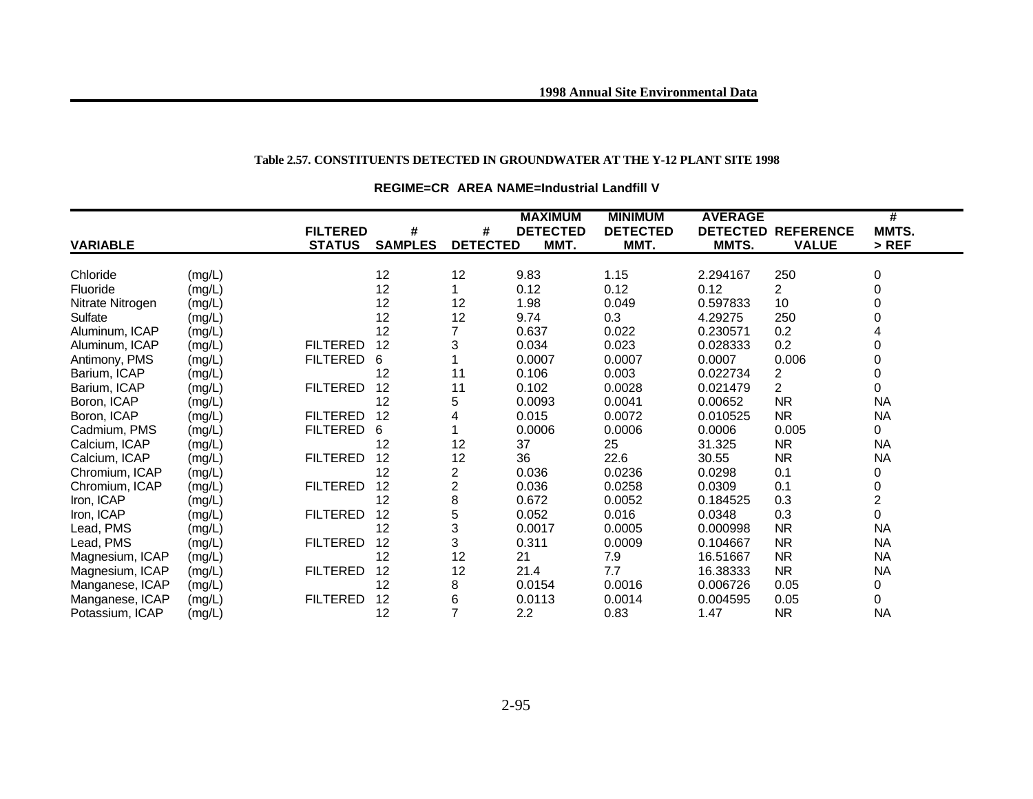**Table 2.57. CONSTITUENTS DETECTED IN GROUNDWATER AT THE Y-12 PLANT SITE 1998**

**REGIME=CR AREA NAME=Industrial Landfill V**

| VARIABLE | | FILTERED STATUS | # SAMPLES | # DETECTED | MAXIMUM DETECTED MMT. | MINIMUM DETECTED MMT. | AVERAGE DETECTED MMTS. | REFERENCE VALUE | # MMTS. > REF |
|---|---|---|---|---|---|---|---|---|---|
| Chloride | (mg/L) | | 12 | 12 | 9.83 | 1.15 | 2.294167 | 250 | 0 |
| Fluoride | (mg/L) | | 12 | 1 | 0.12 | 0.12 | 0.12 | 2 | 0 |
| Nitrate Nitrogen | (mg/L) | | 12 | 12 | 1.98 | 0.049 | 0.597833 | 10 | 0 |
| Sulfate | (mg/L) | | 12 | 12 | 9.74 | 0.3 | 4.29275 | 250 | 0 |
| Aluminum, ICAP | (mg/L) | | 12 | 7 | 0.637 | 0.022 | 0.230571 | 0.2 | 4 |
| Aluminum, ICAP | (mg/L) | FILTERED | 12 | 3 | 0.034 | 0.023 | 0.028333 | 0.2 | 0 |
| Antimony, PMS | (mg/L) | FILTERED | 6 | 1 | 0.0007 | 0.0007 | 0.0007 | 0.006 | 0 |
| Barium, ICAP | (mg/L) | | 12 | 11 | 0.106 | 0.003 | 0.022734 | 2 | 0 |
| Barium, ICAP | (mg/L) | FILTERED | 12 | 11 | 0.102 | 0.0028 | 0.021479 | 2 | 0 |
| Boron, ICAP | (mg/L) | | 12 | 5 | 0.0093 | 0.0041 | 0.00652 | NR | NA |
| Boron, ICAP | (mg/L) | FILTERED | 12 | 4 | 0.015 | 0.0072 | 0.010525 | NR | NA |
| Cadmium, PMS | (mg/L) | FILTERED | 6 | 1 | 0.0006 | 0.0006 | 0.0006 | 0.005 | 0 |
| Calcium, ICAP | (mg/L) | | 12 | 12 | 37 | 25 | 31.325 | NR | NA |
| Calcium, ICAP | (mg/L) | FILTERED | 12 | 12 | 36 | 22.6 | 30.55 | NR | NA |
| Chromium, ICAP | (mg/L) | | 12 | 2 | 0.036 | 0.0236 | 0.0298 | 0.1 | 0 |
| Chromium, ICAP | (mg/L) | FILTERED | 12 | 2 | 0.036 | 0.0258 | 0.0309 | 0.1 | 0 |
| Iron, ICAP | (mg/L) | | 12 | 8 | 0.672 | 0.0052 | 0.184525 | 0.3 | 2 |
| Iron, ICAP | (mg/L) | FILTERED | 12 | 5 | 0.052 | 0.016 | 0.0348 | 0.3 | 0 |
| Lead, PMS | (mg/L) | | 12 | 3 | 0.0017 | 0.0005 | 0.000998 | NR | NA |
| Lead, PMS | (mg/L) | FILTERED | 12 | 3 | 0.311 | 0.0009 | 0.104667 | NR | NA |
| Magnesium, ICAP | (mg/L) | | 12 | 12 | 21 | 7.9 | 16.51667 | NR | NA |
| Magnesium, ICAP | (mg/L) | FILTERED | 12 | 12 | 21.4 | 7.7 | 16.38333 | NR | NA |
| Manganese, ICAP | (mg/L) | | 12 | 8 | 0.0154 | 0.0016 | 0.006726 | 0.05 | 0 |
| Manganese, ICAP | (mg/L) | FILTERED | 12 | 6 | 0.0113 | 0.0014 | 0.004595 | 0.05 | 0 |
| Potassium, ICAP | (mg/L) | | 12 | 7 | 2.2 | 0.83 | 1.47 | NR | NA |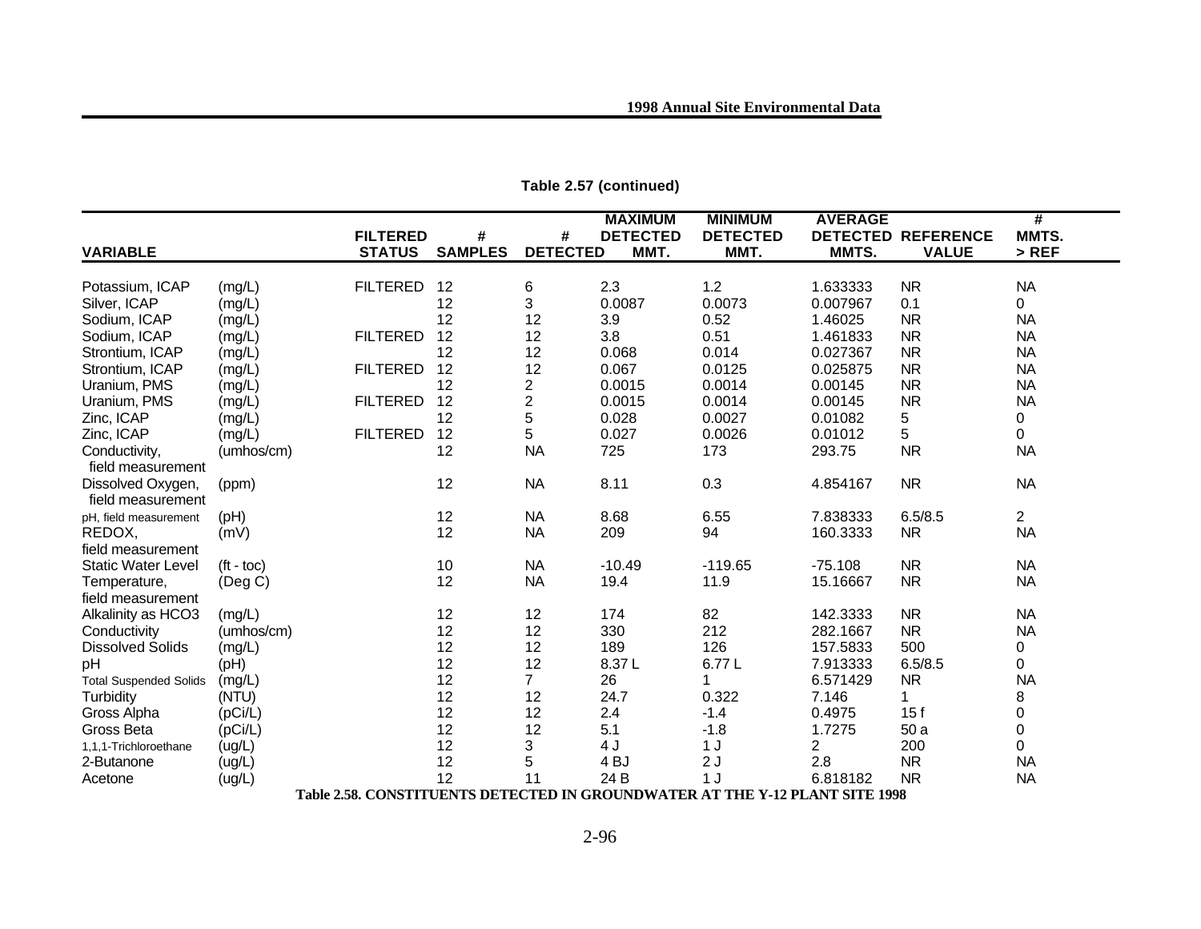**Table 2.57 (continued)**

| VARIABLE | | FILTERED STATUS | # SAMPLES | # DETECTED | MAXIMUM DETECTED MMT. | MINIMUM DETECTED MMT. | AVERAGE DETECTED MMTS. | REFERENCE VALUE | # MMTS. > REF |
|---|---|---|---|---|---|---|---|---|---|
| Potassium, ICAP | (mg/L) | FILTERED | 12 | 6 | 2.3 | 1.2 | 1.633333 | NR | NA |
| Silver, ICAP | (mg/L) | | 12 | 3 | 0.0087 | 0.0073 | 0.007967 | 0.1 | 0 |
| Sodium, ICAP | (mg/L) | | 12 | 12 | 3.9 | 0.52 | 1.46025 | NR | NA |
| Sodium, ICAP | (mg/L) | FILTERED | 12 | 12 | 3.8 | 0.51 | 1.461833 | NR | NA |
| Strontium, ICAP | (mg/L) | | 12 | 12 | 0.068 | 0.014 | 0.027367 | NR | NA |
| Strontium, ICAP | (mg/L) | FILTERED | 12 | 12 | 0.067 | 0.0125 | 0.025875 | NR | NA |
| Uranium, PMS | (mg/L) | | 12 | 2 | 0.0015 | 0.0014 | 0.00145 | NR | NA |
| Uranium, PMS | (mg/L) | FILTERED | 12 | 2 | 0.0015 | 0.0014 | 0.00145 | NR | NA |
| Zinc, ICAP | (mg/L) | | 12 | 5 | 0.028 | 0.0027 | 0.01082 | 5 | 0 |
| Zinc, ICAP | (mg/L) | FILTERED | 12 | 5 | 0.027 | 0.0026 | 0.01012 | 5 | 0 |
| Conductivity, field measurement | (umhos/cm) | | 12 | NA | 725 | 173 | 293.75 | NR | NA |
| Dissolved Oxygen, field measurement | (ppm) | | 12 | NA | 8.11 | 0.3 | 4.854167 | NR | NA |
| pH, field measurement | (pH) | | 12 | NA | 8.68 | 6.55 | 7.838333 | 6.5/8.5 | 2 |
| REDOX, field measurement | (mV) | | 12 | NA | 209 | 94 | 160.3333 | NR | NA |
| Static Water Level | (ft - toc) | | 10 | NA | -10.49 | -119.65 | -75.108 | NR | NA |
| Temperature, field measurement | (Deg C) | | 12 | NA | 19.4 | 11.9 | 15.16667 | NR | NA |
| Alkalinity as HCO3 | (mg/L) | | 12 | 12 | 174 | 82 | 142.3333 | NR | NA |
| Conductivity | (umhos/cm) | | 12 | 12 | 330 | 212 | 282.1667 | NR | NA |
| Dissolved Solids | (mg/L) | | 12 | 12 | 189 | 126 | 157.5833 | 500 | 0 |
| pH | (pH) | | 12 | 12 | 8.37 L | 6.77 L | 7.913333 | 6.5/8.5 | 0 |
| Total Suspended Solids | (mg/L) | | 12 | 7 | 26 | 1 | 6.571429 | NR | NA |
| Turbidity | (NTU) | | 12 | 12 | 24.7 | 0.322 | 7.146 | 1 | 8 |
| Gross Alpha | (pCi/L) | | 12 | 12 | 2.4 | -1.4 | 0.4975 | 15 f | 0 |
| Gross Beta | (pCi/L) | | 12 | 12 | 5.1 | -1.8 | 1.7275 | 50 a | 0 |
| 1,1,1-Trichloroethane | (ug/L) | | 12 | 3 | 4 J | 1 J | 2 | 200 | 0 |
| 2-Butanone | (ug/L) | | 12 | 5 | 4 BJ | 2 J | 2.8 | NR | NA |
| Acetone | (ug/L) | | 12 | 11 | 24 B | 1 J | 6.818182 | NR | NA |

**Table 2.58. CONSTITUENTS DETECTED IN GROUNDWATER AT THE Y-12 PLANT SITE 1998**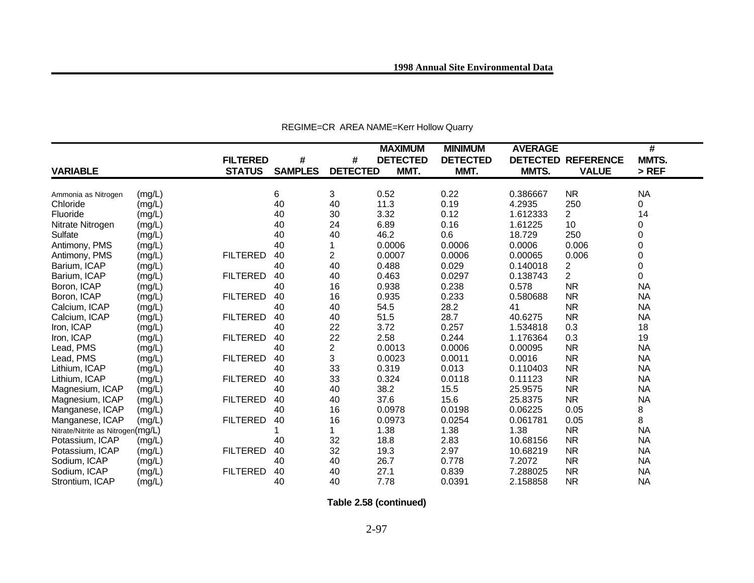REGIME=CR AREA NAME=Kerr Hollow Quarry

| VARIABLE | | FILTERED STATUS | # SAMPLES | # DETECTED | MAXIMUM DETECTED MMT. | MINIMUM DETECTED MMT. | AVERAGE DETECTED MMTS. | REFERENCE VALUE | # MMTS. > REF |
|---|---|---|---|---|---|---|---|---|---|
| Ammonia as Nitrogen | (mg/L) | | 6 | 3 | 0.52 | 0.22 | 0.386667 | NR | NA |
| Chloride | (mg/L) | | 40 | 40 | 11.3 | 0.19 | 4.2935 | 250 | 0 |
| Fluoride | (mg/L) | | 40 | 30 | 3.32 | 0.12 | 1.612333 | 2 | 14 |
| Nitrate Nitrogen | (mg/L) | | 40 | 24 | 6.89 | 0.16 | 1.61225 | 10 | 0 |
| Sulfate | (mg/L) | | 40 | 40 | 46.2 | 0.6 | 18.729 | 250 | 0 |
| Antimony, PMS | (mg/L) | | 40 | 1 | 0.0006 | 0.0006 | 0.0006 | 0.006 | 0 |
| Antimony, PMS | (mg/L) | FILTERED | 40 | 2 | 0.0007 | 0.0006 | 0.00065 | 0.006 | 0 |
| Barium, ICAP | (mg/L) | | 40 | 40 | 0.488 | 0.029 | 0.140018 | 2 | 0 |
| Barium, ICAP | (mg/L) | FILTERED | 40 | 40 | 0.463 | 0.0297 | 0.138743 | 2 | 0 |
| Boron, ICAP | (mg/L) | | 40 | 16 | 0.938 | 0.238 | 0.578 | NR | NA |
| Boron, ICAP | (mg/L) | FILTERED | 40 | 16 | 0.935 | 0.233 | 0.580688 | NR | NA |
| Calcium, ICAP | (mg/L) | | 40 | 40 | 54.5 | 28.2 | 41 | NR | NA |
| Calcium, ICAP | (mg/L) | FILTERED | 40 | 40 | 51.5 | 28.7 | 40.6275 | NR | NA |
| Iron, ICAP | (mg/L) | | 40 | 22 | 3.72 | 0.257 | 1.534818 | 0.3 | 18 |
| Iron, ICAP | (mg/L) | FILTERED | 40 | 22 | 2.58 | 0.244 | 1.176364 | 0.3 | 19 |
| Lead, PMS | (mg/L) | | 40 | 2 | 0.0013 | 0.0006 | 0.00095 | NR | NA |
| Lead, PMS | (mg/L) | FILTERED | 40 | 3 | 0.0023 | 0.0011 | 0.0016 | NR | NA |
| Lithium, ICAP | (mg/L) | | 40 | 33 | 0.319 | 0.013 | 0.110403 | NR | NA |
| Lithium, ICAP | (mg/L) | FILTERED | 40 | 33 | 0.324 | 0.0118 | 0.11123 | NR | NA |
| Magnesium, ICAP | (mg/L) | | 40 | 40 | 38.2 | 15.5 | 25.9575 | NR | NA |
| Magnesium, ICAP | (mg/L) | FILTERED | 40 | 40 | 37.6 | 15.6 | 25.8375 | NR | NA |
| Manganese, ICAP | (mg/L) | | 40 | 16 | 0.0978 | 0.0198 | 0.06225 | 0.05 | 8 |
| Manganese, ICAP | (mg/L) | FILTERED | 40 | 16 | 0.0973 | 0.0254 | 0.061781 | 0.05 | 8 |
| Nitrate/Nitrite as Nitrogen | (mg/L) | | 1 | 1 | 1.38 | 1.38 | 1.38 | NR | NA |
| Potassium, ICAP | (mg/L) | | 40 | 32 | 18.8 | 2.83 | 10.68156 | NR | NA |
| Potassium, ICAP | (mg/L) | FILTERED | 40 | 32 | 19.3 | 2.97 | 10.68219 | NR | NA |
| Sodium, ICAP | (mg/L) | | 40 | 40 | 26.7 | 0.778 | 7.2072 | NR | NA |
| Sodium, ICAP | (mg/L) | FILTERED | 40 | 40 | 27.1 | 0.839 | 7.288025 | NR | NA |
| Strontium, ICAP | (mg/L) | | 40 | 40 | 7.78 | 0.0391 | 2.158858 | NR | NA |

**Table 2.58 (continued)**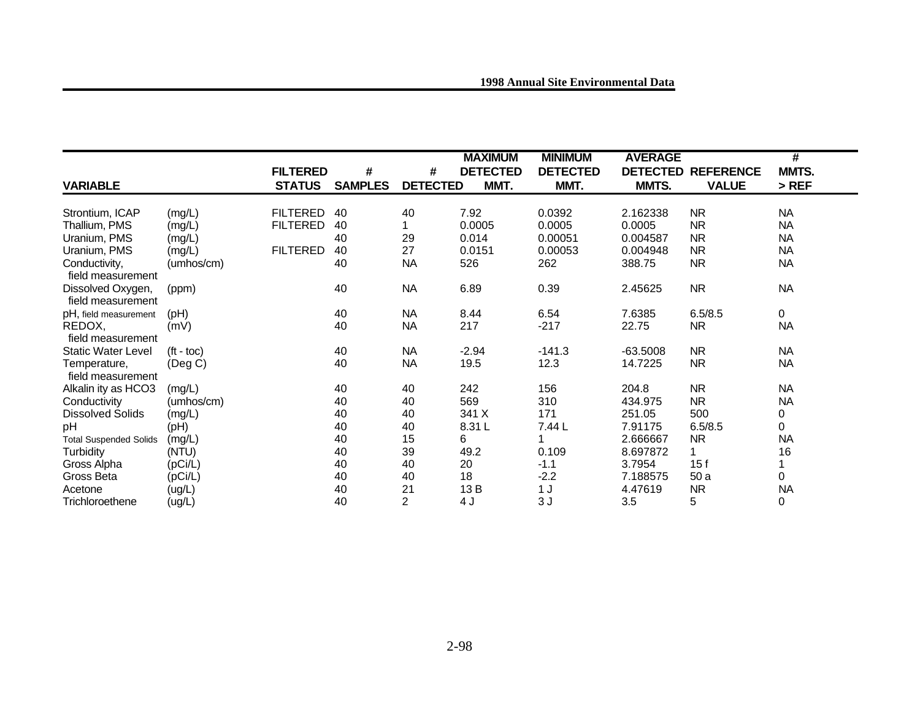| VARIABLE | | FILTERED STATUS | # SAMPLES | # DETECTED | MAXIMUM DETECTED MMT. | MINIMUM DETECTED MMT. | AVERAGE DETECTED MMTS. | REFERENCE VALUE | # MMTS. > REF |
|---|---|---|---|---|---|---|---|---|---|
| Strontium, ICAP | (mg/L) | FILTERED | 40 | 40 | 7.92 | 0.0392 | 2.162338 | NR | NA |
| Thallium, PMS | (mg/L) | FILTERED | 40 | 1 | 0.0005 | 0.0005 | 0.0005 | NR | NA |
| Uranium, PMS | (mg/L) | | 40 | 29 | 0.014 | 0.00051 | 0.004587 | NR | NA |
| Uranium, PMS | (mg/L) | FILTERED | 40 | 27 | 0.0151 | 0.00053 | 0.004948 | NR | NA |
| Conductivity, field measurement | (umhos/cm) | | 40 | NA | 526 | 262 | 388.75 | NR | NA |
| Dissolved Oxygen, field measurement | (ppm) | | 40 | NA | 6.89 | 0.39 | 2.45625 | NR | NA |
| pH, field measurement | (pH) | | 40 | NA | 8.44 | 6.54 | 7.6385 | 6.5/8.5 | 0 |
| REDOX, field measurement | (mV) | | 40 | NA | 217 | -217 | 22.75 | NR | NA |
| Static Water Level | (ft - toc) | | 40 | NA | -2.94 | -141.3 | -63.5008 | NR | NA |
| Temperature, field measurement | (Deg C) | | 40 | NA | 19.5 | 12.3 | 14.7225 | NR | NA |
| Alkalin ity as HCO3 | (mg/L) | | 40 | 40 | 242 | 156 | 204.8 | NR | NA |
| Conductivity | (umhos/cm) | | 40 | 40 | 569 | 310 | 434.975 | NR | NA |
| Dissolved Solids | (mg/L) | | 40 | 40 | 341 X | 171 | 251.05 | 500 | 0 |
| pH | (pH) | | 40 | 40 | 8.31 L | 7.44 L | 7.91175 | 6.5/8.5 | 0 |
| Total Suspended Solids | (mg/L) | | 40 | 15 | 6 | 1 | 2.666667 | NR | NA |
| Turbidity | (NTU) | | 40 | 39 | 49.2 | 0.109 | 8.697872 | 1 | 16 |
| Gross Alpha | (pCi/L) | | 40 | 40 | 20 | -1.1 | 3.7954 | 15 f | 1 |
| Gross Beta | (pCi/L) | | 40 | 40 | 18 | -2.2 | 7.188575 | 50 a | 0 |
| Acetone | (ug/L) | | 40 | 21 | 13 B | 1 J | 4.47619 | NR | NA |
| Trichloroethene | (ug/L) | | 40 | 2 | 4 J | 3 J | 3.5 | 5 | 0 |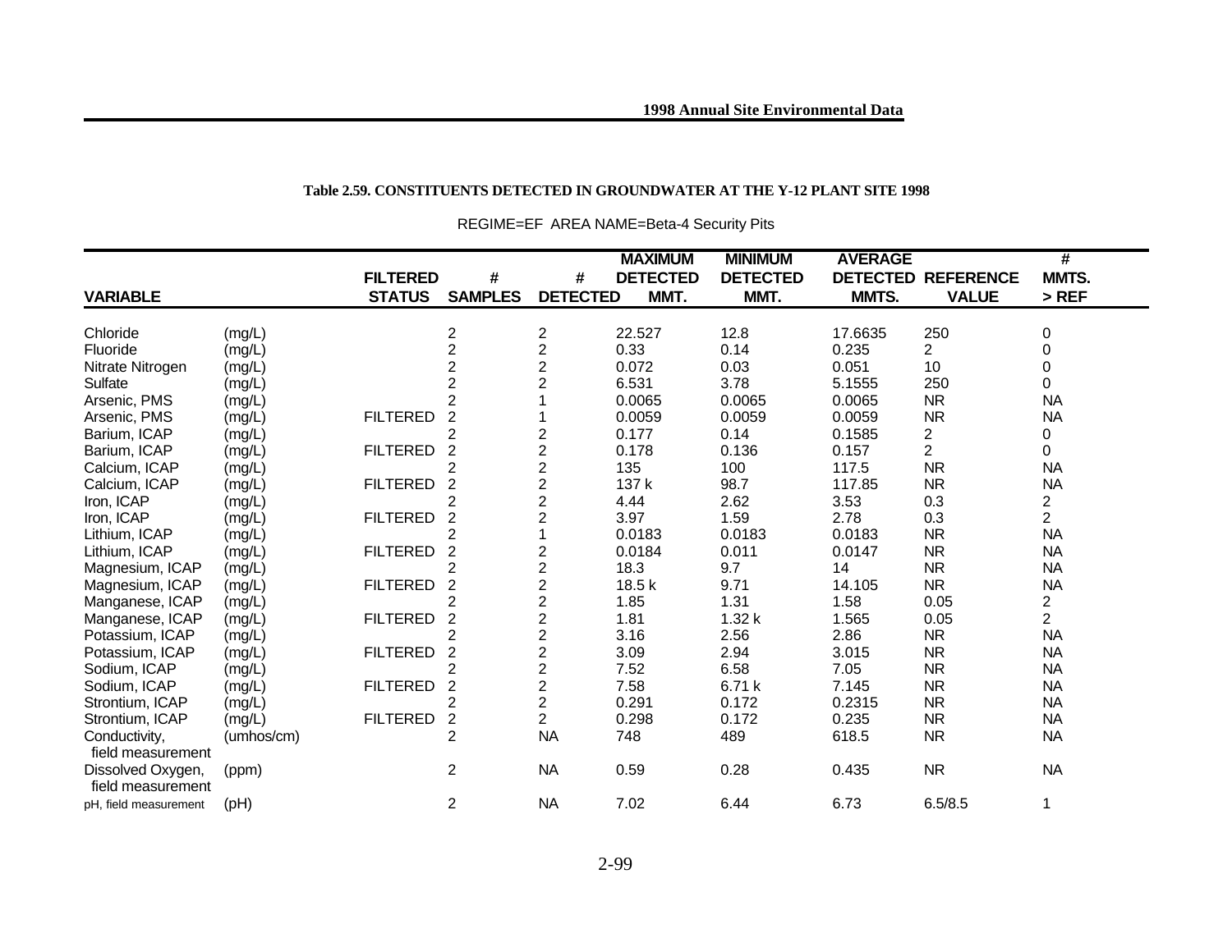**Table 2.59. CONSTITUENTS DETECTED IN GROUNDWATER AT THE Y-12 PLANT SITE 1998**

REGIME=EF AREA NAME=Beta-4 Security Pits

| VARIABLE | | FILTERED STATUS | # SAMPLES | # DETECTED | MAXIMUM DETECTED MMT. | MINIMUM DETECTED MMT. | AVERAGE DETECTED MMTS. | REFERENCE VALUE | # MMTS. > REF |
|---|---|---|---|---|---|---|---|---|---|
| Chloride | (mg/L) | | 2 | 2 | 22.527 | 12.8 | 17.6635 | 250 | 0 |
| Fluoride | (mg/L) | | 2 | 2 | 0.33 | 0.14 | 0.235 | 2 | 0 |
| Nitrate Nitrogen | (mg/L) | | 2 | 2 | 0.072 | 0.03 | 0.051 | 10 | 0 |
| Sulfate | (mg/L) | | 2 | 2 | 6.531 | 3.78 | 5.1555 | 250 | 0 |
| Arsenic, PMS | (mg/L) | | 2 | 1 | 0.0065 | 0.0065 | 0.0065 | NR | NA |
| Arsenic, PMS | (mg/L) | FILTERED | 2 | 1 | 0.0059 | 0.0059 | 0.0059 | NR | NA |
| Barium, ICAP | (mg/L) | | 2 | 2 | 0.177 | 0.14 | 0.1585 | 2 | 0 |
| Barium, ICAP | (mg/L) | FILTERED | 2 | 2 | 0.178 | 0.136 | 0.157 | 2 | 0 |
| Calcium, ICAP | (mg/L) | | 2 | 2 | 135 | 100 | 117.5 | NR | NA |
| Calcium, ICAP | (mg/L) | FILTERED | 2 | 2 | 137 k | 98.7 | 117.85 | NR | NA |
| Iron, ICAP | (mg/L) | | 2 | 2 | 4.44 | 2.62 | 3.53 | 0.3 | 2 |
| Iron, ICAP | (mg/L) | FILTERED | 2 | 2 | 3.97 | 1.59 | 2.78 | 0.3 | 2 |
| Lithium, ICAP | (mg/L) | | 2 | 1 | 0.0183 | 0.0183 | 0.0183 | NR | NA |
| Lithium, ICAP | (mg/L) | FILTERED | 2 | 2 | 0.0184 | 0.011 | 0.0147 | NR | NA |
| Magnesium, ICAP | (mg/L) | | 2 | 2 | 18.3 | 9.7 | 14 | NR | NA |
| Magnesium, ICAP | (mg/L) | FILTERED | 2 | 2 | 18.5 k | 9.71 | 14.105 | NR | NA |
| Manganese, ICAP | (mg/L) | | 2 | 2 | 1.85 | 1.31 | 1.58 | 0.05 | 2 |
| Manganese, ICAP | (mg/L) | FILTERED | 2 | 2 | 1.81 | 1.32 k | 1.565 | 0.05 | 2 |
| Potassium, ICAP | (mg/L) | | 2 | 2 | 3.16 | 2.56 | 2.86 | NR | NA |
| Potassium, ICAP | (mg/L) | FILTERED | 2 | 2 | 3.09 | 2.94 | 3.015 | NR | NA |
| Sodium, ICAP | (mg/L) | | 2 | 2 | 7.52 | 6.58 | 7.05 | NR | NA |
| Sodium, ICAP | (mg/L) | FILTERED | 2 | 2 | 7.58 | 6.71 k | 7.145 | NR | NA |
| Strontium, ICAP | (mg/L) | | 2 | 2 | 0.291 | 0.172 | 0.2315 | NR | NA |
| Strontium, ICAP | (mg/L) | FILTERED | 2 | 2 | 0.298 | 0.172 | 0.235 | NR | NA |
| Conductivity, field measurement | (umhos/cm) | | 2 | NA | 748 | 489 | 618.5 | NR | NA |
| Dissolved Oxygen, field measurement | (ppm) | | 2 | NA | 0.59 | 0.28 | 0.435 | NR | NA |
| pH, field measurement | (pH) | | 2 | NA | 7.02 | 6.44 | 6.73 | 6.5/8.5 | 1 |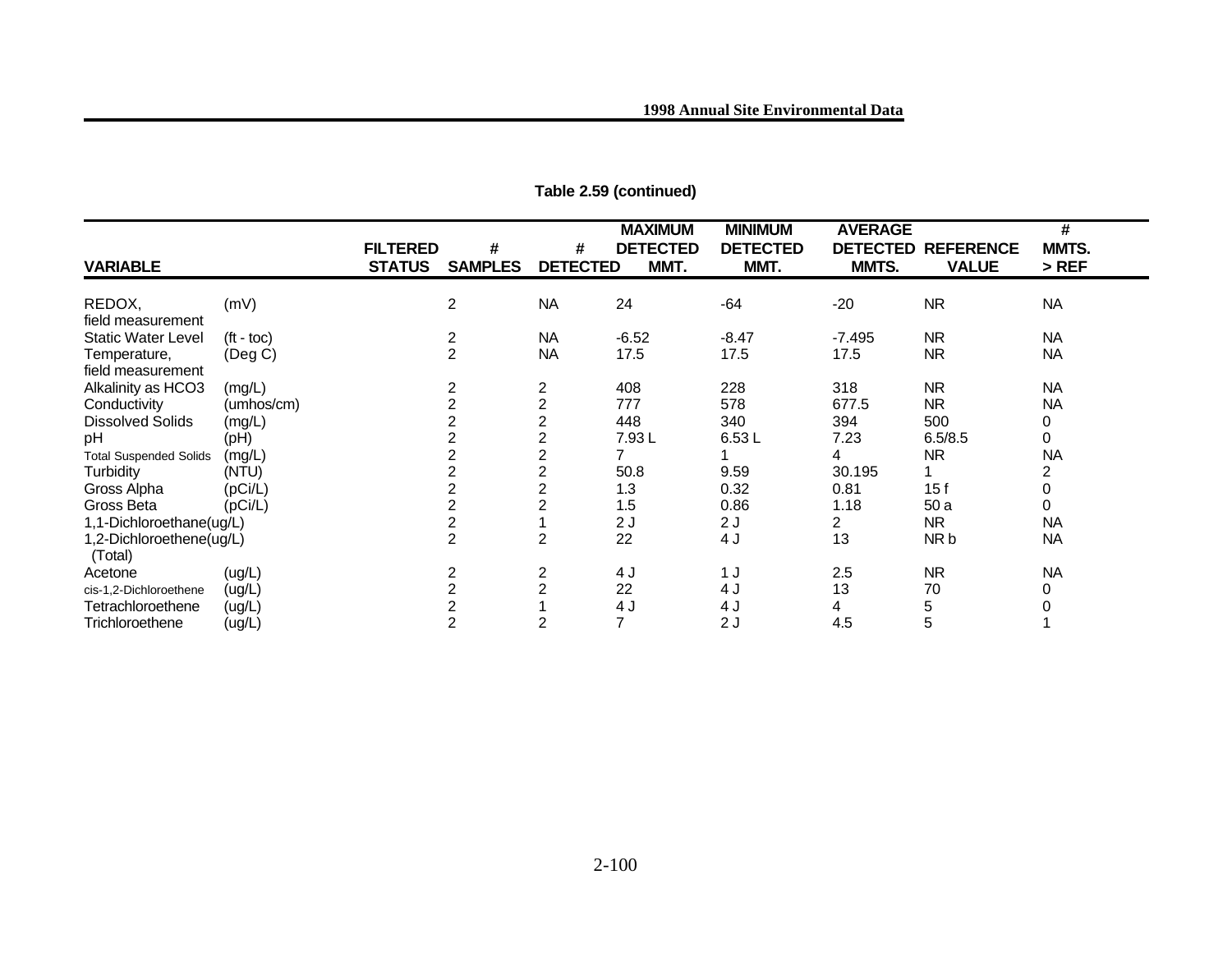**Table 2.59 (continued)**

| VARIABLE | | FILTERED STATUS | # SAMPLES | # DETECTED | MAXIMUM DETECTED MMT. | MINIMUM DETECTED MMT. | AVERAGE DETECTED MMTS. | REFERENCE VALUE | # MMTS. > REF |
|---|---|---|---|---|---|---|---|---|---|
| REDOX, field measurement | (mV) | | 2 | NA | 24 | -64 | -20 | NR | NA |
| Static Water Level | (ft - toc) | | 2 | NA | -6.52 | -8.47 | -7.495 | NR | NA |
| Temperature, field measurement | (Deg C) | | 2 | NA | 17.5 | 17.5 | 17.5 | NR | NA |
| Alkalinity as HCO3 | (mg/L) | | 2 | 2 | 408 | 228 | 318 | NR | NA |
| Conductivity | (umhos/cm) | | 2 | 2 | 777 | 578 | 677.5 | NR | NA |
| Dissolved Solids | (mg/L) | | 2 | 2 | 448 | 340 | 394 | 500 | 0 |
| pH | (pH) | | 2 | 2 | 7.93 L | 6.53 L | 7.23 | 6.5/8.5 | 0 |
| Total Suspended Solids | (mg/L) | | 2 | 2 | 7 | 1 | 4 | NR | NA |
| Turbidity | (NTU) | | 2 | 2 | 50.8 | 9.59 | 30.195 | 1 | 2 |
| Gross Alpha | (pCi/L) | | 2 | 2 | 1.3 | 0.32 | 0.81 | 15 f | 0 |
| Gross Beta | (pCi/L) | | 2 | 2 | 1.5 | 0.86 | 1.18 | 50 a | 0 |
| 1,1-Dichloroethane(ug/L) | | | 2 | 1 | 2 J | 2 J | 2 | NR | NA |
| 1,2-Dichloroethene(ug/L) (Total) | | | 2 | 2 | 22 | 4 J | 13 | NR b | NA |
| Acetone | (ug/L) | | 2 | 2 | 4 J | 1 J | 2.5 | NR | NA |
| cis-1,2-Dichloroethene | (ug/L) | | 2 | 2 | 22 | 4 J | 13 | 70 | 0 |
| Tetrachloroethene | (ug/L) | | 2 | 1 | 4 J | 4 J | 4 | 5 | 0 |
| Trichloroethene | (ug/L) | | 2 | 2 | 7 | 2 J | 4.5 | 5 | 1 |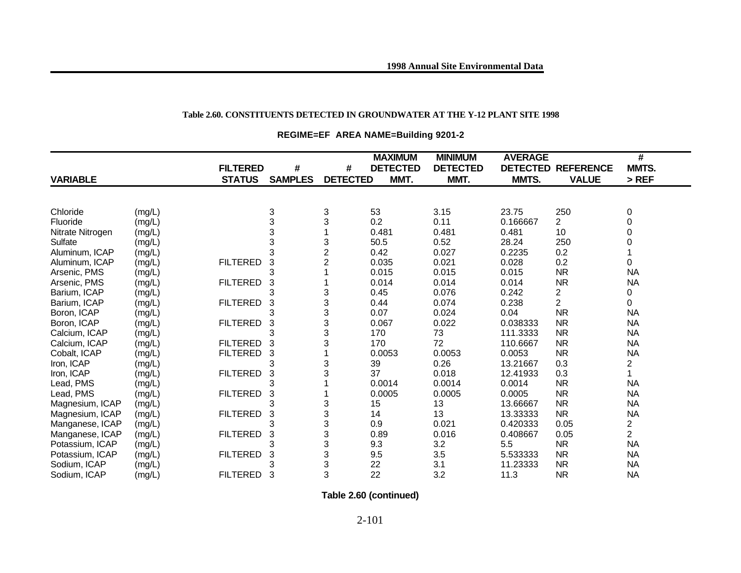**Table 2.60. CONSTITUENTS DETECTED IN GROUNDWATER AT THE Y-12 PLANT SITE 1998**

**REGIME=EF AREA NAME=Building 9201-2**

| VARIABLE | | FILTERED STATUS | # SAMPLES | # DETECTED | MAXIMUM DETECTED MMT. | MINIMUM DETECTED MMT. | AVERAGE DETECTED MMTS. | REFERENCE VALUE | # MMTS. > REF |
|---|---|---|---|---|---|---|---|---|---|
| Chloride | (mg/L) | | 3 | 3 | 53 | 3.15 | 23.75 | 250 | 0 |
| Fluoride | (mg/L) | | 3 | 3 | 0.2 | 0.11 | 0.166667 | 2 | 0 |
| Nitrate Nitrogen | (mg/L) | | 3 | 1 | 0.481 | 0.481 | 0.481 | 10 | 0 |
| Sulfate | (mg/L) | | 3 | 3 | 50.5 | 0.52 | 28.24 | 250 | 0 |
| Aluminum, ICAP | (mg/L) | | 3 | 2 | 0.42 | 0.027 | 0.2235 | 0.2 | 1 |
| Aluminum, ICAP | (mg/L) | FILTERED | 3 | 2 | 0.035 | 0.021 | 0.028 | 0.2 | 0 |
| Arsenic, PMS | (mg/L) | | 3 | 1 | 0.015 | 0.015 | 0.015 | NR | NA |
| Arsenic, PMS | (mg/L) | FILTERED | 3 | 1 | 0.014 | 0.014 | 0.014 | NR | NA |
| Barium, ICAP | (mg/L) | | 3 | 3 | 0.45 | 0.076 | 0.242 | 2 | 0 |
| Barium, ICAP | (mg/L) | FILTERED | 3 | 3 | 0.44 | 0.074 | 0.238 | 2 | 0 |
| Boron, ICAP | (mg/L) | | 3 | 3 | 0.07 | 0.024 | 0.04 | NR | NA |
| Boron, ICAP | (mg/L) | FILTERED | 3 | 3 | 0.067 | 0.022 | 0.038333 | NR | NA |
| Calcium, ICAP | (mg/L) | | 3 | 3 | 170 | 73 | 111.3333 | NR | NA |
| Calcium, ICAP | (mg/L) | FILTERED | 3 | 3 | 170 | 72 | 110.6667 | NR | NA |
| Cobalt, ICAP | (mg/L) | FILTERED | 3 | 1 | 0.0053 | 0.0053 | 0.0053 | NR | NA |
| Iron, ICAP | (mg/L) | | 3 | 3 | 39 | 0.26 | 13.21667 | 0.3 | 2 |
| Iron, ICAP | (mg/L) | FILTERED | 3 | 3 | 37 | 0.018 | 12.41933 | 0.3 | 1 |
| Lead, PMS | (mg/L) | | 3 | 1 | 0.0014 | 0.0014 | 0.0014 | NR | NA |
| Lead, PMS | (mg/L) | FILTERED | 3 | 1 | 0.0005 | 0.0005 | 0.0005 | NR | NA |
| Magnesium, ICAP | (mg/L) | | 3 | 3 | 15 | 13 | 13.66667 | NR | NA |
| Magnesium, ICAP | (mg/L) | FILTERED | 3 | 3 | 14 | 13 | 13.33333 | NR | NA |
| Manganese, ICAP | (mg/L) | | 3 | 3 | 0.9 | 0.021 | 0.420333 | 0.05 | 2 |
| Manganese, ICAP | (mg/L) | FILTERED | 3 | 3 | 0.89 | 0.016 | 0.408667 | 0.05 | 2 |
| Potassium, ICAP | (mg/L) | | 3 | 3 | 9.3 | 3.2 | 5.5 | NR | NA |
| Potassium, ICAP | (mg/L) | FILTERED | 3 | 3 | 9.5 | 3.5 | 5.533333 | NR | NA |
| Sodium, ICAP | (mg/L) | | 3 | 3 | 22 | 3.1 | 11.23333 | NR | NA |
| Sodium, ICAP | (mg/L) | FILTERED | 3 | 3 | 22 | 3.2 | 11.3 | NR | NA |

**Table 2.60 (continued)**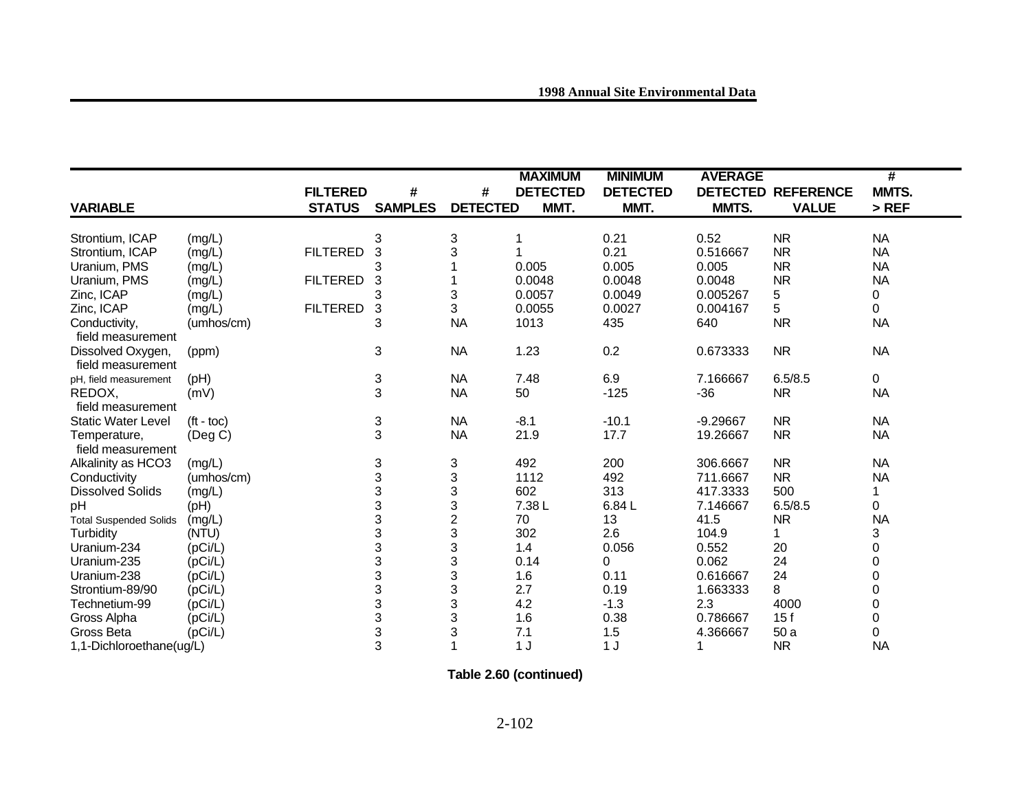| VARIABLE | | FILTERED STATUS | # SAMPLES | # DETECTED | MAXIMUM DETECTED MMT. | MINIMUM DETECTED MMT. | AVERAGE DETECTED MMTS. | REFERENCE VALUE | # MMTS. > REF |
|---|---|---|---|---|---|---|---|---|---|
| Strontium, ICAP | (mg/L) | | 3 | 3 | 1 | 0.21 | 0.52 | NR | NA |
| Strontium, ICAP | (mg/L) | FILTERED | 3 | 3 | 1 | 0.21 | 0.516667 | NR | NA |
| Uranium, PMS | (mg/L) | | 3 | 1 | 0.005 | 0.005 | 0.005 | NR | NA |
| Uranium, PMS | (mg/L) | FILTERED | 3 | 1 | 0.0048 | 0.0048 | 0.0048 | NR | NA |
| Zinc, ICAP | (mg/L) | | 3 | 3 | 0.0057 | 0.0049 | 0.005267 | 5 | 0 |
| Zinc, ICAP | (mg/L) | FILTERED | 3 | 3 | 0.0055 | 0.0027 | 0.004167 | 5 | 0 |
| Conductivity, field measurement | (umhos/cm) | | 3 | NA | 1013 | 435 | 640 | NR | NA |
| Dissolved Oxygen, field measurement | (ppm) | | 3 | NA | 1.23 | 0.2 | 0.673333 | NR | NA |
| pH, field measurement | (pH) | | 3 | NA | 7.48 | 6.9 | 7.166667 | 6.5/8.5 | 0 |
| REDOX, field measurement | (mV) | | 3 | NA | 50 | -125 | -36 | NR | NA |
| Static Water Level | (ft - toc) | | 3 | NA | -8.1 | -10.1 | -9.29667 | NR | NA |
| Temperature, field measurement | (Deg C) | | 3 | NA | 21.9 | 17.7 | 19.26667 | NR | NA |
| Alkalinity as HCO3 | (mg/L) | | 3 | 3 | 492 | 200 | 306.6667 | NR | NA |
| Conductivity | (umhos/cm) | | 3 | 3 | 1112 | 492 | 711.6667 | NR | NA |
| Dissolved Solids | (mg/L) | | 3 | 3 | 602 | 313 | 417.3333 | 500 | 1 |
| pH | (pH) | | 3 | 3 | 7.38 L | 6.84 L | 7.146667 | 6.5/8.5 | 0 |
| Total Suspended Solids | (mg/L) | | 3 | 2 | 70 | 13 | 41.5 | NR | NA |
| Turbidity | (NTU) | | 3 | 3 | 302 | 2.6 | 104.9 | 1 | 3 |
| Uranium-234 | (pCi/L) | | 3 | 3 | 1.4 | 0.056 | 0.552 | 20 | 0 |
| Uranium-235 | (pCi/L) | | 3 | 3 | 0.14 | 0 | 0.062 | 24 | 0 |
| Uranium-238 | (pCi/L) | | 3 | 3 | 1.6 | 0.11 | 0.616667 | 24 | 0 |
| Strontium-89/90 | (pCi/L) | | 3 | 3 | 2.7 | 0.19 | 1.663333 | 8 | 0 |
| Technetium-99 | (pCi/L) | | 3 | 3 | 4.2 | -1.3 | 2.3 | 4000 | 0 |
| Gross Alpha | (pCi/L) | | 3 | 3 | 1.6 | 0.38 | 0.786667 | 15 f | 0 |
| Gross Beta | (pCi/L) | | 3 | 3 | 7.1 | 1.5 | 4.366667 | 50 a | 0 |
| 1,1-Dichloroethane(ug/L) | | | 3 | 1 | 1 J | 1 J | 1 | NR | NA |

**Table 2.60 (continued)**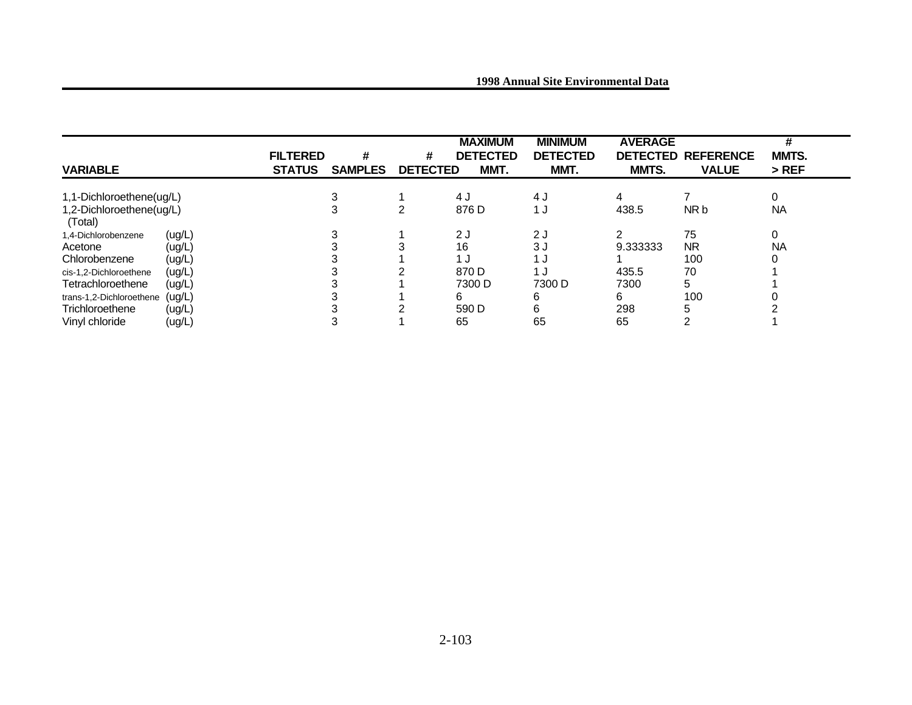| VARIABLE | | FILTERED STATUS | # SAMPLES | # DETECTED | MAXIMUM DETECTED MMT. | MINIMUM DETECTED MMT. | AVERAGE DETECTED MMTS. | REFERENCE VALUE | # MMTS. > REF |
|---|---|---|---|---|---|---|---|---|---|
| 1,1-Dichloroethene(ug/L) | | | 3 | 1 | 4 J | 4 J | 4 | 7 | 0 |
| 1,2-Dichloroethene(ug/L) (Total) | | | 3 | 2 | 876 D | 1 J | 438.5 | NR b | NA |
| 1,4-Dichlorobenzene | (ug/L) | | 3 | 1 | 2 J | 2 J | 2 | 75 | 0 |
| Acetone | (ug/L) | | 3 | 3 | 16 | 3 J | 9.333333 | NR | NA |
| Chlorobenzene | (ug/L) | | 3 | 1 | 1 J | 1 J | 1 | 100 | 0 |
| cis-1,2-Dichloroethene | (ug/L) | | 3 | 2 | 870 D | 1 J | 435.5 | 70 | 1 |
| Tetrachloroethene | (ug/L) | | 3 | 1 | 7300 D | 7300 D | 7300 | 5 | 1 |
| trans-1,2-Dichloroethene | (ug/L) | | 3 | 1 | 6 | 6 | 6 | 100 | 0 |
| Trichloroethene | (ug/L) | | 3 | 2 | 590 D | 6 | 298 | 5 | 2 |
| Vinyl chloride | (ug/L) | | 3 | 1 | 65 | 65 | 65 | 2 | 1 |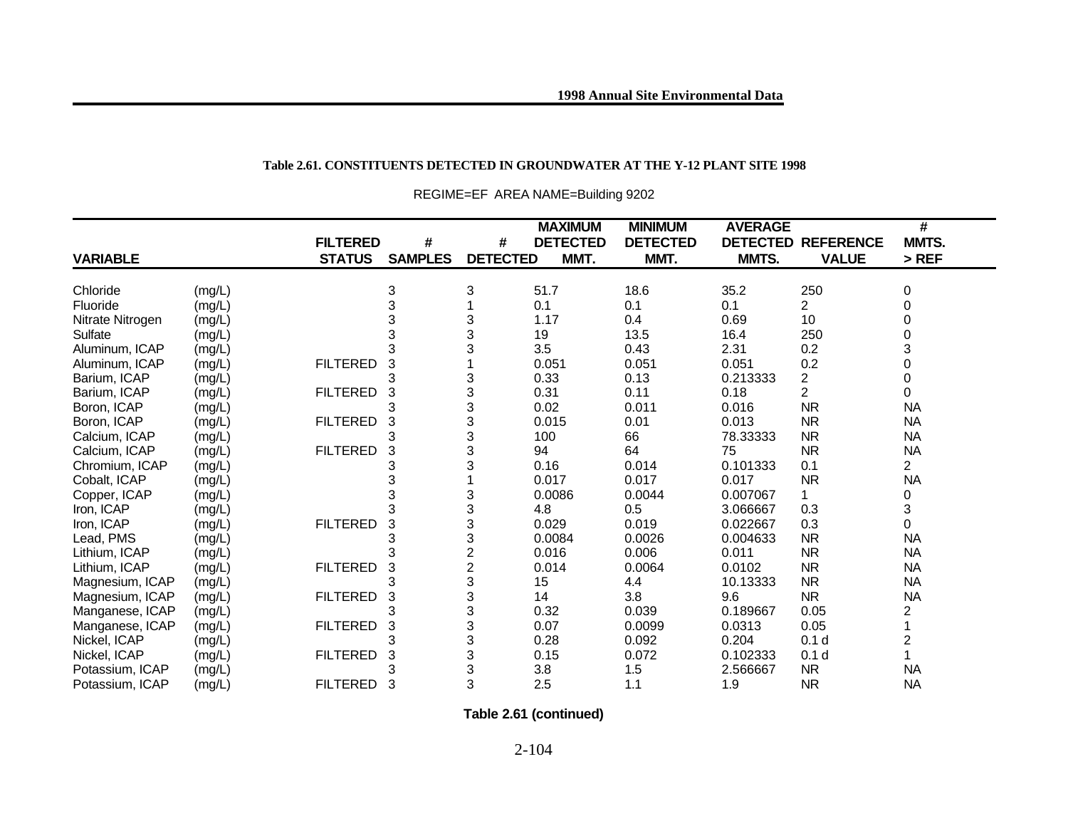**Table 2.61. CONSTITUENTS DETECTED IN GROUNDWATER AT THE Y-12 PLANT SITE 1998**

REGIME=EF AREA NAME=Building 9202

| VARIABLE | | FILTERED STATUS | # SAMPLES | # DETECTED | MAXIMUM DETECTED MMT. | MINIMUM DETECTED MMT. | AVERAGE DETECTED MMTS. | REFERENCE VALUE | # MMTS. > REF |
|---|---|---|---|---|---|---|---|---|---|
| Chloride | (mg/L) | | 3 | 3 | 51.7 | 18.6 | 35.2 | 250 | 0 |
| Fluoride | (mg/L) | | 3 | 1 | 0.1 | 0.1 | 0.1 | 2 | 0 |
| Nitrate Nitrogen | (mg/L) | | 3 | 3 | 1.17 | 0.4 | 0.69 | 10 | 0 |
| Sulfate | (mg/L) | | 3 | 3 | 19 | 13.5 | 16.4 | 250 | 0 |
| Aluminum, ICAP | (mg/L) | | 3 | 3 | 3.5 | 0.43 | 2.31 | 0.2 | 3 |
| Aluminum, ICAP | (mg/L) | FILTERED | 3 | 1 | 0.051 | 0.051 | 0.051 | 0.2 | 0 |
| Barium, ICAP | (mg/L) | | 3 | 3 | 0.33 | 0.13 | 0.213333 | 2 | 0 |
| Barium, ICAP | (mg/L) | FILTERED | 3 | 3 | 0.31 | 0.11 | 0.18 | 2 | 0 |
| Boron, ICAP | (mg/L) | | 3 | 3 | 0.02 | 0.011 | 0.016 | NR | NA |
| Boron, ICAP | (mg/L) | FILTERED | 3 | 3 | 0.015 | 0.01 | 0.013 | NR | NA |
| Calcium, ICAP | (mg/L) | | 3 | 3 | 100 | 66 | 78.33333 | NR | NA |
| Calcium, ICAP | (mg/L) | FILTERED | 3 | 3 | 94 | 64 | 75 | NR | NA |
| Chromium, ICAP | (mg/L) | | 3 | 3 | 0.16 | 0.014 | 0.101333 | 0.1 | 2 |
| Cobalt, ICAP | (mg/L) | | 3 | 1 | 0.017 | 0.017 | 0.017 | NR | NA |
| Copper, ICAP | (mg/L) | | 3 | 3 | 0.0086 | 0.0044 | 0.007067 | 1 | 0 |
| Iron, ICAP | (mg/L) | | 3 | 3 | 4.8 | 0.5 | 3.066667 | 0.3 | 3 |
| Iron, ICAP | (mg/L) | FILTERED | 3 | 3 | 0.029 | 0.019 | 0.022667 | 0.3 | 0 |
| Lead, PMS | (mg/L) | | 3 | 3 | 0.0084 | 0.0026 | 0.004633 | NR | NA |
| Lithium, ICAP | (mg/L) | | 3 | 2 | 0.016 | 0.006 | 0.011 | NR | NA |
| Lithium, ICAP | (mg/L) | FILTERED | 3 | 2 | 0.014 | 0.0064 | 0.0102 | NR | NA |
| Magnesium, ICAP | (mg/L) | | 3 | 3 | 15 | 4.4 | 10.13333 | NR | NA |
| Magnesium, ICAP | (mg/L) | FILTERED | 3 | 3 | 14 | 3.8 | 9.6 | NR | NA |
| Manganese, ICAP | (mg/L) | | 3 | 3 | 0.32 | 0.039 | 0.189667 | 0.05 | 2 |
| Manganese, ICAP | (mg/L) | FILTERED | 3 | 3 | 0.07 | 0.0099 | 0.0313 | 0.05 | 1 |
| Nickel, ICAP | (mg/L) | | 3 | 3 | 0.28 | 0.092 | 0.204 | 0.1 d | 2 |
| Nickel, ICAP | (mg/L) | FILTERED | 3 | 3 | 0.15 | 0.072 | 0.102333 | 0.1 d | 1 |
| Potassium, ICAP | (mg/L) | | 3 | 3 | 3.8 | 1.5 | 2.566667 | NR | NA |
| Potassium, ICAP | (mg/L) | FILTERED | 3 | 3 | 2.5 | 1.1 | 1.9 | NR | NA |

**Table 2.61 (continued)**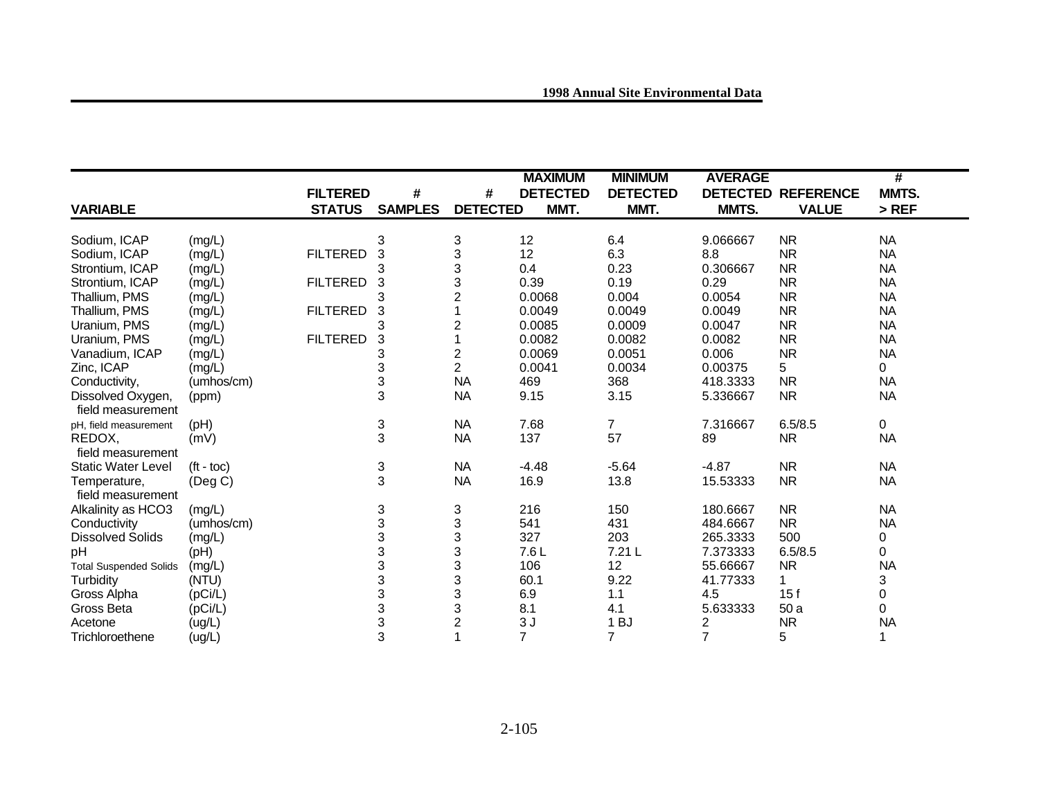| VARIABLE | | FILTERED STATUS | # SAMPLES | # DETECTED | MAXIMUM DETECTED MMT. | MINIMUM DETECTED MMT. | AVERAGE DETECTED MMTS. | REFERENCE VALUE | # MMTS. > REF |
|---|---|---|---|---|---|---|---|---|---|
| Sodium, ICAP | (mg/L) | | 3 | 3 | 12 | 6.4 | 9.066667 | NR | NA |
| Sodium, ICAP | (mg/L) | FILTERED | 3 | 3 | 12 | 6.3 | 8.8 | NR | NA |
| Strontium, ICAP | (mg/L) | | 3 | 3 | 0.4 | 0.23 | 0.306667 | NR | NA |
| Strontium, ICAP | (mg/L) | FILTERED | 3 | 3 | 0.39 | 0.19 | 0.29 | NR | NA |
| Thallium, PMS | (mg/L) | | 3 | 2 | 0.0068 | 0.004 | 0.0054 | NR | NA |
| Thallium, PMS | (mg/L) | FILTERED | 3 | 1 | 0.0049 | 0.0049 | 0.0049 | NR | NA |
| Uranium, PMS | (mg/L) | | 3 | 2 | 0.0085 | 0.0009 | 0.0047 | NR | NA |
| Uranium, PMS | (mg/L) | FILTERED | 3 | 1 | 0.0082 | 0.0082 | 0.0082 | NR | NA |
| Vanadium, ICAP | (mg/L) | | 3 | 2 | 0.0069 | 0.0051 | 0.006 | NR | NA |
| Zinc, ICAP | (mg/L) | | 3 | 2 | 0.0041 | 0.0034 | 0.00375 | 5 | 0 |
| Conductivity, | (umhos/cm) | | 3 | NA | 469 | 368 | 418.3333 | NR | NA |
| Dissolved Oxygen, field measurement | (ppm) | | 3 | NA | 9.15 | 3.15 | 5.336667 | NR | NA |
| pH, field measurement | (pH) | | 3 | NA | 7.68 | 7 | 7.316667 | 6.5/8.5 | 0 |
| REDOX, field measurement | (mV) | | 3 | NA | 137 | 57 | 89 | NR | NA |
| Static Water Level | (ft - toc) | | 3 | NA | -4.48 | -5.64 | -4.87 | NR | NA |
| Temperature, field measurement | (Deg C) | | 3 | NA | 16.9 | 13.8 | 15.53333 | NR | NA |
| Alkalinity as HCO3 | (mg/L) | | 3 | 3 | 216 | 150 | 180.6667 | NR | NA |
| Conductivity | (umhos/cm) | | 3 | 3 | 541 | 431 | 484.6667 | NR | NA |
| Dissolved Solids | (mg/L) | | 3 | 3 | 327 | 203 | 265.3333 | 500 | 0 |
| pH | (pH) | | 3 | 3 | 7.6 L | 7.21 L | 7.373333 | 6.5/8.5 | 0 |
| Total Suspended Solids | (mg/L) | | 3 | 3 | 106 | 12 | 55.66667 | NR | NA |
| Turbidity | (NTU) | | 3 | 3 | 60.1 | 9.22 | 41.77333 | 1 | 3 |
| Gross Alpha | (pCi/L) | | 3 | 3 | 6.9 | 1.1 | 4.5 | 15 f | 0 |
| Gross Beta | (pCi/L) | | 3 | 3 | 8.1 | 4.1 | 5.633333 | 50 a | 0 |
| Acetone | (ug/L) | | 3 | 2 | 3 J | 1 BJ | 2 | NR | NA |
| Trichloroethene | (ug/L) | | 3 | 1 | 7 | 7 | 7 | 5 | 1 |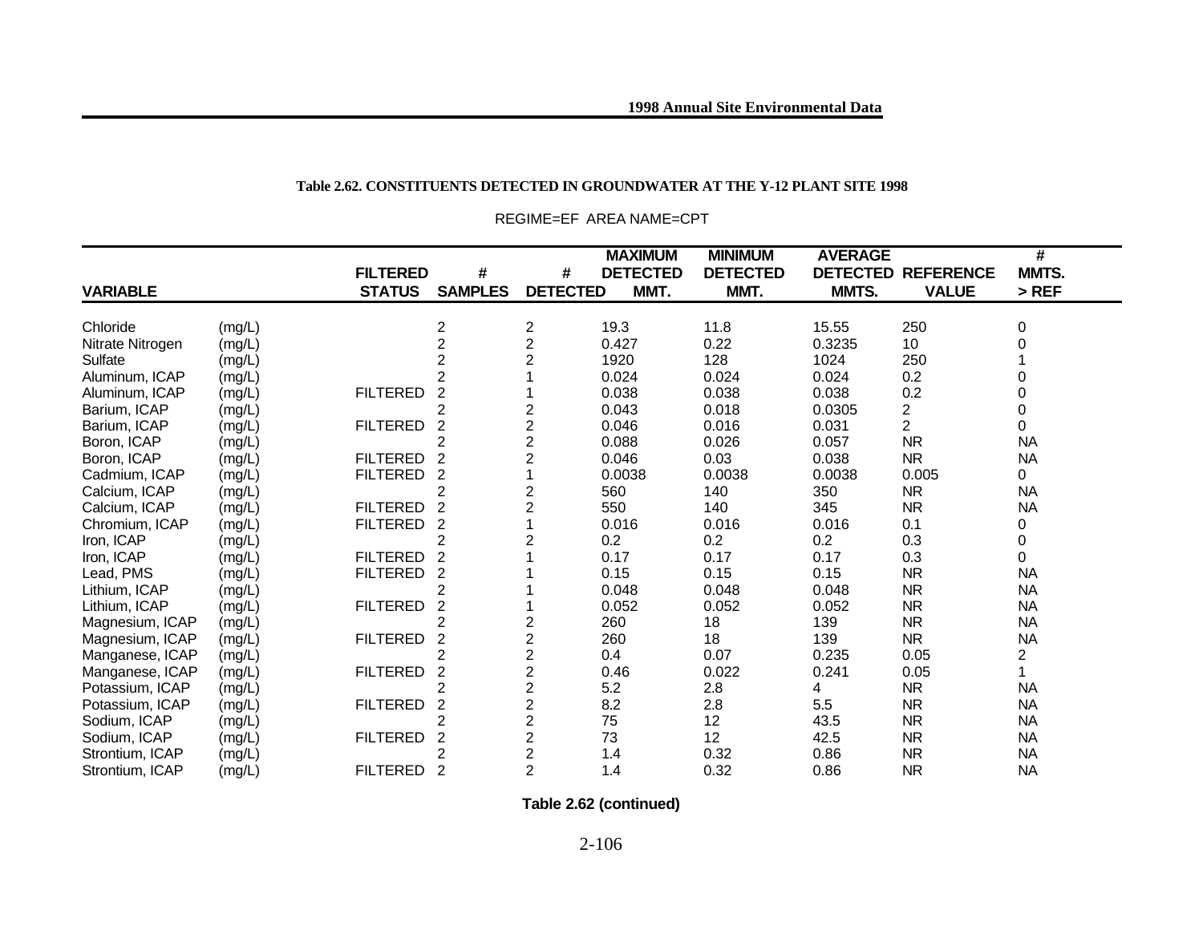**Table 2.62. CONSTITUENTS DETECTED IN GROUNDWATER AT THE Y-12 PLANT SITE 1998**

REGIME=EF AREA NAME=CPT

| VARIABLE | | FILTERED STATUS | # SAMPLES | # DETECTED | MAXIMUM DETECTED MMT. | MINIMUM DETECTED MMT. | AVERAGE DETECTED MMTS. | REFERENCE VALUE | # MMTS. > REF |
|---|---|---|---|---|---|---|---|---|---|
| Chloride | (mg/L) | | 2 | 2 | 19.3 | 11.8 | 15.55 | 250 | 0 |
| Nitrate Nitrogen | (mg/L) | | 2 | 2 | 0.427 | 0.22 | 0.3235 | 10 | 0 |
| Sulfate | (mg/L) | | 2 | 2 | 1920 | 128 | 1024 | 250 | 1 |
| Aluminum, ICAP | (mg/L) | | 2 | 1 | 0.024 | 0.024 | 0.024 | 0.2 | 0 |
| Aluminum, ICAP | (mg/L) | FILTERED | 2 | 1 | 0.038 | 0.038 | 0.038 | 0.2 | 0 |
| Barium, ICAP | (mg/L) | | 2 | 2 | 0.043 | 0.018 | 0.0305 | 2 | 0 |
| Barium, ICAP | (mg/L) | FILTERED | 2 | 2 | 0.046 | 0.016 | 0.031 | 2 | 0 |
| Boron, ICAP | (mg/L) | | 2 | 2 | 0.088 | 0.026 | 0.057 | NR | NA |
| Boron, ICAP | (mg/L) | FILTERED | 2 | 2 | 0.046 | 0.03 | 0.038 | NR | NA |
| Cadmium, ICAP | (mg/L) | FILTERED | 2 | 1 | 0.0038 | 0.0038 | 0.0038 | 0.005 | 0 |
| Calcium, ICAP | (mg/L) | | 2 | 2 | 560 | 140 | 350 | NR | NA |
| Calcium, ICAP | (mg/L) | FILTERED | 2 | 2 | 550 | 140 | 345 | NR | NA |
| Chromium, ICAP | (mg/L) | FILTERED | 2 | 1 | 0.016 | 0.016 | 0.016 | 0.1 | 0 |
| Iron, ICAP | (mg/L) | | 2 | 2 | 0.2 | 0.2 | 0.2 | 0.3 | 0 |
| Iron, ICAP | (mg/L) | FILTERED | 2 | 1 | 0.17 | 0.17 | 0.17 | 0.3 | 0 |
| Lead, PMS | (mg/L) | FILTERED | 2 | 1 | 0.15 | 0.15 | 0.15 | NR | NA |
| Lithium, ICAP | (mg/L) | | 2 | 1 | 0.048 | 0.048 | 0.048 | NR | NA |
| Lithium, ICAP | (mg/L) | FILTERED | 2 | 1 | 0.052 | 0.052 | 0.052 | NR | NA |
| Magnesium, ICAP | (mg/L) | | 2 | 2 | 260 | 18 | 139 | NR | NA |
| Magnesium, ICAP | (mg/L) | FILTERED | 2 | 2 | 260 | 18 | 139 | NR | NA |
| Manganese, ICAP | (mg/L) | | 2 | 2 | 0.4 | 0.07 | 0.235 | 0.05 | 2 |
| Manganese, ICAP | (mg/L) | FILTERED | 2 | 2 | 0.46 | 0.022 | 0.241 | 0.05 | 1 |
| Potassium, ICAP | (mg/L) | | 2 | 2 | 5.2 | 2.8 | 4 | NR | NA |
| Potassium, ICAP | (mg/L) | FILTERED | 2 | 2 | 8.2 | 2.8 | 5.5 | NR | NA |
| Sodium, ICAP | (mg/L) | | 2 | 2 | 75 | 12 | 43.5 | NR | NA |
| Sodium, ICAP | (mg/L) | FILTERED | 2 | 2 | 73 | 12 | 42.5 | NR | NA |
| Strontium, ICAP | (mg/L) | | 2 | 2 | 1.4 | 0.32 | 0.86 | NR | NA |
| Strontium, ICAP | (mg/L) | FILTERED | 2 | 2 | 1.4 | 0.32 | 0.86 | NR | NA |

**Table 2.62 (continued)**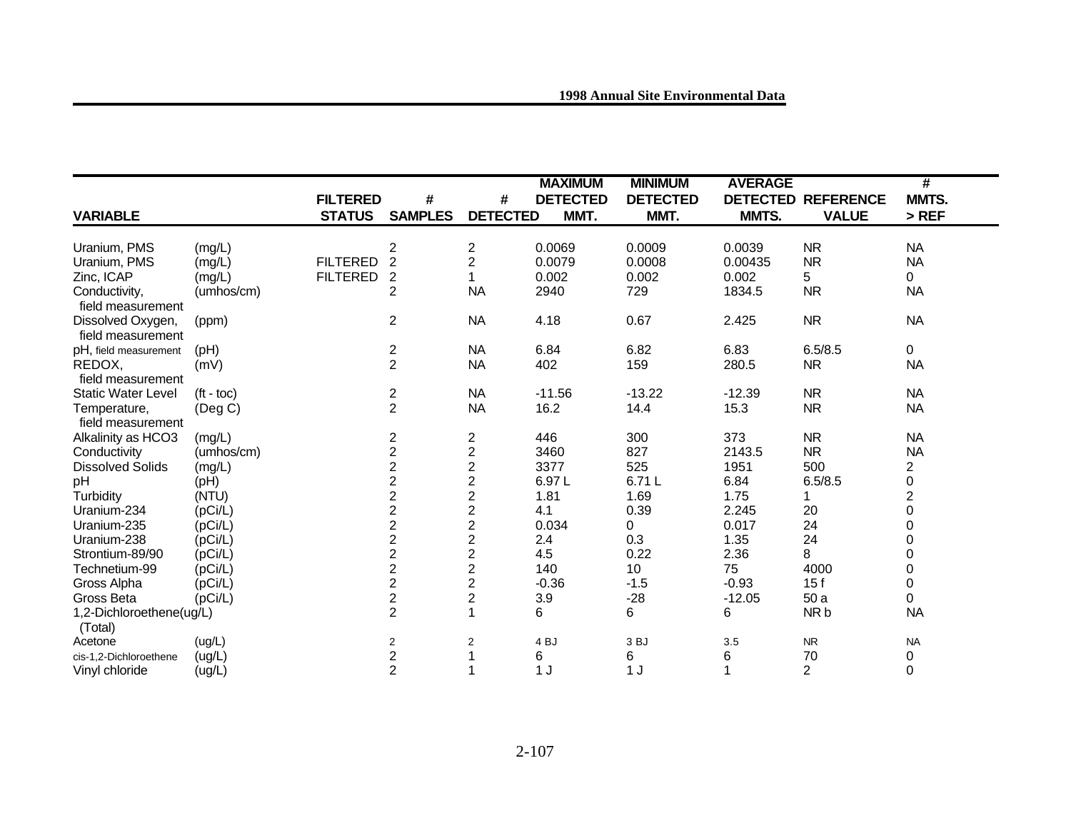| VARIABLE | | FILTERED STATUS | # SAMPLES | # DETECTED | MAXIMUM DETECTED MMT. | MINIMUM DETECTED MMT. | AVERAGE DETECTED MMTS. | REFERENCE VALUE | # MMTS. > REF |
|---|---|---|---|---|---|---|---|---|---|
| Uranium, PMS | (mg/L) | | 2 | 2 | 0.0069 | 0.0009 | 0.0039 | NR | NA |
| Uranium, PMS | (mg/L) | FILTERED | 2 | 2 | 0.0079 | 0.0008 | 0.00435 | NR | NA |
| Zinc, ICAP | (mg/L) | FILTERED | 2 | 1 | 0.002 | 0.002 | 0.002 | 5 | 0 |
| Conductivity, field measurement | (umhos/cm) | | 2 | NA | 2940 | 729 | 1834.5 | NR | NA |
| Dissolved Oxygen, field measurement | (ppm) | | 2 | NA | 4.18 | 0.67 | 2.425 | NR | NA |
| pH, field measurement | (pH) | | 2 | NA | 6.84 | 6.82 | 6.83 | 6.5/8.5 | 0 |
| REDOX, field measurement | (mV) | | 2 | NA | 402 | 159 | 280.5 | NR | NA |
| Static Water Level | (ft - toc) | | 2 | NA | -11.56 | -13.22 | -12.39 | NR | NA |
| Temperature, field measurement | (Deg C) | | 2 | NA | 16.2 | 14.4 | 15.3 | NR | NA |
| Alkalinity as HCO3 | (mg/L) | | 2 | 2 | 446 | 300 | 373 | NR | NA |
| Conductivity | (umhos/cm) | | 2 | 2 | 3460 | 827 | 2143.5 | NR | NA |
| Dissolved Solids | (mg/L) | | 2 | 2 | 3377 | 525 | 1951 | 500 | 2 |
| pH | (pH) | | 2 | 2 | 6.97 L | 6.71 L | 6.84 | 6.5/8.5 | 0 |
| Turbidity | (NTU) | | 2 | 2 | 1.81 | 1.69 | 1.75 | 1 | 2 |
| Uranium-234 | (pCi/L) | | 2 | 2 | 4.1 | 0.39 | 2.245 | 20 | 0 |
| Uranium-235 | (pCi/L) | | 2 | 2 | 0.034 | 0 | 0.017 | 24 | 0 |
| Uranium-238 | (pCi/L) | | 2 | 2 | 2.4 | 0.3 | 1.35 | 24 | 0 |
| Strontium-89/90 | (pCi/L) | | 2 | 2 | 4.5 | 0.22 | 2.36 | 8 | 0 |
| Technetium-99 | (pCi/L) | | 2 | 2 | 140 | 10 | 75 | 4000 | 0 |
| Gross Alpha | (pCi/L) | | 2 | 2 | -0.36 | -1.5 | -0.93 | 15 f | 0 |
| Gross Beta | (pCi/L) | | 2 | 2 | 3.9 | -28 | -12.05 | 50 a | 0 |
| 1,2-Dichloroethene (Total) | (ug/L) | | 2 | 1 | 6 | 6 | 6 | NR b | NA |
| Acetone | (ug/L) | | 2 | 2 | 4 BJ | 3 BJ | 3.5 | NR | NA |
| cis-1,2-Dichloroethene | (ug/L) | | 2 | 1 | 6 | 6 | 6 | 70 | 0 |
| Vinyl chloride | (ug/L) | | 2 | 1 | 1 J | 1 J | 1 | 2 | 0 |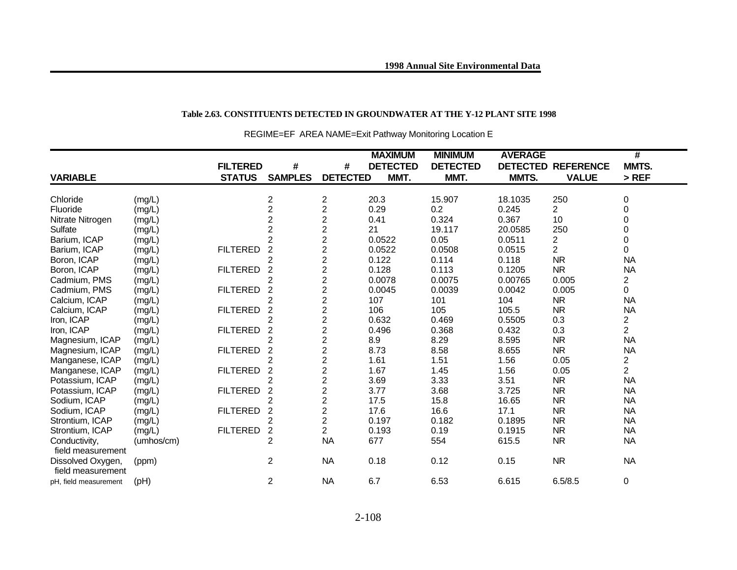**Table 2.63. CONSTITUENTS DETECTED IN GROUNDWATER AT THE Y-12 PLANT SITE 1998**

REGIME=EF AREA NAME=Exit Pathway Monitoring Location E

| VARIABLE | | FILTERED STATUS | # SAMPLES | # DETECTED | MAXIMUM DETECTED MMT. | MINIMUM DETECTED MMT. | AVERAGE DETECTED MMTS. | REFERENCE VALUE | # MMTS. > REF |
|---|---|---|---|---|---|---|---|---|---|
| Chloride | (mg/L) | | 2 | 2 | 20.3 | 15.907 | 18.1035 | 250 | 0 |
| Fluoride | (mg/L) | | 2 | 2 | 0.29 | 0.2 | 0.245 | 2 | 0 |
| Nitrate Nitrogen | (mg/L) | | 2 | 2 | 0.41 | 0.324 | 0.367 | 10 | 0 |
| Sulfate | (mg/L) | | 2 | 2 | 21 | 19.117 | 20.0585 | 250 | 0 |
| Barium, ICAP | (mg/L) | | 2 | 2 | 0.0522 | 0.05 | 0.0511 | 2 | 0 |
| Barium, ICAP | (mg/L) | FILTERED | 2 | 2 | 0.0522 | 0.0508 | 0.0515 | 2 | 0 |
| Boron, ICAP | (mg/L) | | 2 | 2 | 0.122 | 0.114 | 0.118 | NR | NA |
| Boron, ICAP | (mg/L) | FILTERED | 2 | 2 | 0.128 | 0.113 | 0.1205 | NR | NA |
| Cadmium, PMS | (mg/L) | | 2 | 2 | 0.0078 | 0.0075 | 0.00765 | 0.005 | 2 |
| Cadmium, PMS | (mg/L) | FILTERED | 2 | 2 | 0.0045 | 0.0039 | 0.0042 | 0.005 | 0 |
| Calcium, ICAP | (mg/L) | | 2 | 2 | 107 | 101 | 104 | NR | NA |
| Calcium, ICAP | (mg/L) | FILTERED | 2 | 2 | 106 | 105 | 105.5 | NR | NA |
| Iron, ICAP | (mg/L) | | 2 | 2 | 0.632 | 0.469 | 0.5505 | 0.3 | 2 |
| Iron, ICAP | (mg/L) | FILTERED | 2 | 2 | 0.496 | 0.368 | 0.432 | 0.3 | 2 |
| Magnesium, ICAP | (mg/L) | | 2 | 2 | 8.9 | 8.29 | 8.595 | NR | NA |
| Magnesium, ICAP | (mg/L) | FILTERED | 2 | 2 | 8.73 | 8.58 | 8.655 | NR | NA |
| Manganese, ICAP | (mg/L) | | 2 | 2 | 1.61 | 1.51 | 1.56 | 0.05 | 2 |
| Manganese, ICAP | (mg/L) | FILTERED | 2 | 2 | 1.67 | 1.45 | 1.56 | 0.05 | 2 |
| Potassium, ICAP | (mg/L) | | 2 | 2 | 3.69 | 3.33 | 3.51 | NR | NA |
| Potassium, ICAP | (mg/L) | FILTERED | 2 | 2 | 3.77 | 3.68 | 3.725 | NR | NA |
| Sodium, ICAP | (mg/L) | | 2 | 2 | 17.5 | 15.8 | 16.65 | NR | NA |
| Sodium, ICAP | (mg/L) | FILTERED | 2 | 2 | 17.6 | 16.6 | 17.1 | NR | NA |
| Strontium, ICAP | (mg/L) | | 2 | 2 | 0.197 | 0.182 | 0.1895 | NR | NA |
| Strontium, ICAP | (mg/L) | FILTERED | 2 | 2 | 0.193 | 0.19 | 0.1915 | NR | NA |
| Conductivity, field measurement | (umhos/cm) | | 2 | NA | 677 | 554 | 615.5 | NR | NA |
| Dissolved Oxygen, field measurement | (ppm) | | 2 | NA | 0.18 | 0.12 | 0.15 | NR | NA |
| pH, field measurement | (pH) | | 2 | NA | 6.7 | 6.53 | 6.615 | 6.5/8.5 | 0 |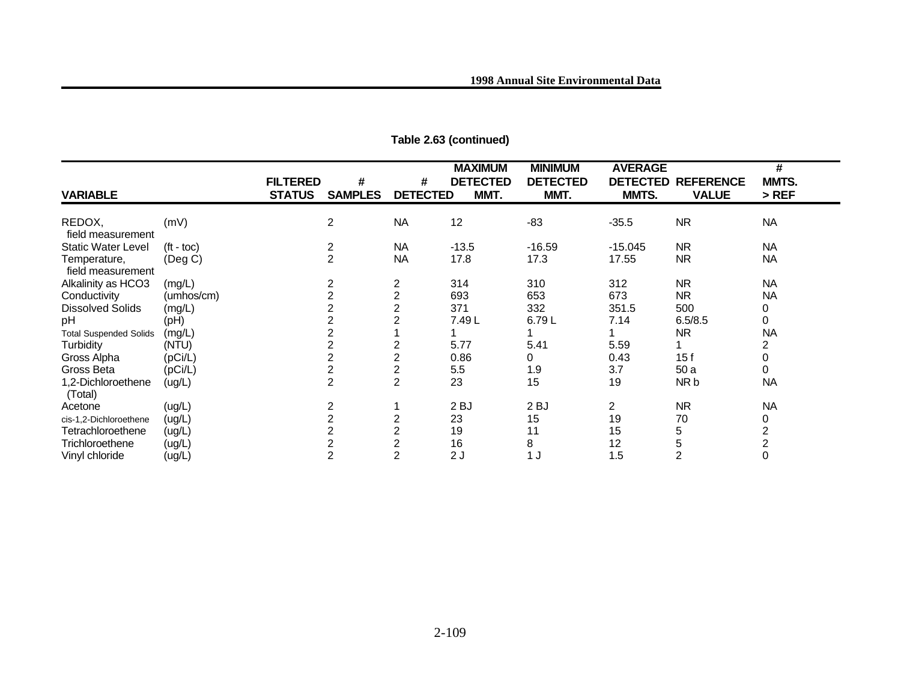**Table 2.63 (continued)**

| VARIABLE | | FILTERED STATUS | # SAMPLES | # DETECTED | MAXIMUM DETECTED MMT. | MINIMUM DETECTED MMT. | AVERAGE DETECTED MMTS. | REFERENCE VALUE | # MMTS. > REF |
|---|---|---|---|---|---|---|---|---|---|
| REDOX, field measurement | (mV) | | 2 | NA | 12 | -83 | -35.5 | NR | NA |
| Static Water Level | (ft - toc) | | 2 | NA | -13.5 | -16.59 | -15.045 | NR | NA |
| Temperature, field measurement | (Deg C) | | 2 | NA | 17.8 | 17.3 | 17.55 | NR | NA |
| Alkalinity as HCO3 | (mg/L) | | 2 | 2 | 314 | 310 | 312 | NR | NA |
| Conductivity | (umhos/cm) | | 2 | 2 | 693 | 653 | 673 | NR | NA |
| Dissolved Solids | (mg/L) | | 2 | 2 | 371 | 332 | 351.5 | 500 | 0 |
| pH | (pH) | | 2 | 2 | 7.49 L | 6.79 L | 7.14 | 6.5/8.5 | 0 |
| Total Suspended Solids | (mg/L) | | 2 | 1 | 1 | 1 | 1 | NR | NA |
| Turbidity | (NTU) | | 2 | 2 | 5.77 | 5.41 | 5.59 | 1 | 2 |
| Gross Alpha | (pCi/L) | | 2 | 2 | 0.86 | 0 | 0.43 | 15 f | 0 |
| Gross Beta | (pCi/L) | | 2 | 2 | 5.5 | 1.9 | 3.7 | 50 a | 0 |
| 1,2-Dichloroethene (Total) | (ug/L) | | 2 | 2 | 23 | 15 | 19 | NR b | NA |
| Acetone | (ug/L) | | 2 | 1 | 2 BJ | 2 BJ | 2 | NR | NA |
| cis-1,2-Dichloroethene | (ug/L) | | 2 | 2 | 23 | 15 | 19 | 70 | 0 |
| Tetrachloroethene | (ug/L) | | 2 | 2 | 19 | 11 | 15 | 5 | 2 |
| Trichloroethene | (ug/L) | | 2 | 2 | 16 | 8 | 12 | 5 | 2 |
| Vinyl chloride | (ug/L) | | 2 | 2 | 2 J | 1 J | 1.5 | 2 | 0 |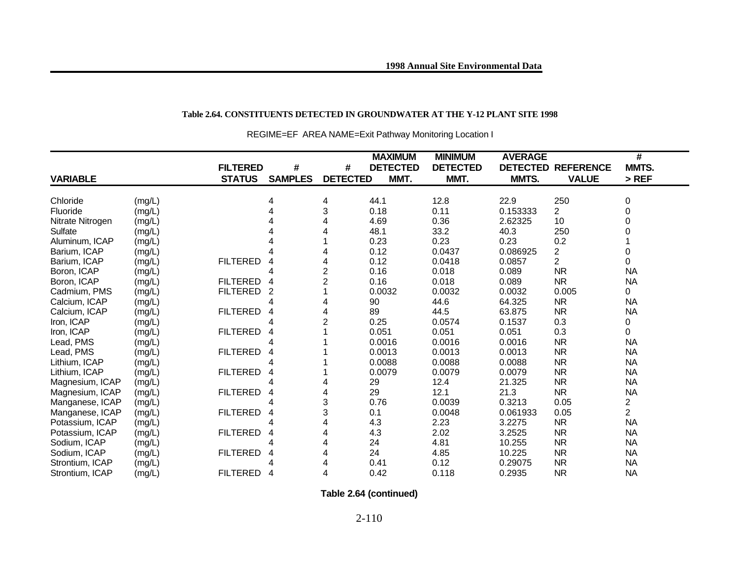**Table 2.64. CONSTITUENTS DETECTED IN GROUNDWATER AT THE Y-12 PLANT SITE 1998**

REGIME=EF AREA NAME=Exit Pathway Monitoring Location I

| VARIABLE | | FILTERED STATUS | # SAMPLES | # DETECTED | MAXIMUM DETECTED MMT. | MINIMUM DETECTED MMT. | AVERAGE DETECTED MMTS. | REFERENCE VALUE | # MMTS. > REF |
|---|---|---|---|---|---|---|---|---|---|
| Chloride | (mg/L) | | 4 | 4 | 44.1 | 12.8 | 22.9 | 250 | 0 |
| Fluoride | (mg/L) | | 4 | 3 | 0.18 | 0.11 | 0.153333 | 2 | 0 |
| Nitrate Nitrogen | (mg/L) | | 4 | 4 | 4.69 | 0.36 | 2.62325 | 10 | 0 |
| Sulfate | (mg/L) | | 4 | 4 | 48.1 | 33.2 | 40.3 | 250 | 0 |
| Aluminum, ICAP | (mg/L) | | 4 | 1 | 0.23 | 0.23 | 0.23 | 0.2 | 1 |
| Barium, ICAP | (mg/L) | | 4 | 4 | 0.12 | 0.0437 | 0.086925 | 2 | 0 |
| Barium, ICAP | (mg/L) | FILTERED | 4 | 4 | 0.12 | 0.0418 | 0.0857 | 2 | 0 |
| Boron, ICAP | (mg/L) | | 4 | 2 | 0.16 | 0.018 | 0.089 | NR | NA |
| Boron, ICAP | (mg/L) | FILTERED | 4 | 2 | 0.16 | 0.018 | 0.089 | NR | NA |
| Cadmium, PMS | (mg/L) | FILTERED | 2 | 1 | 0.0032 | 0.0032 | 0.0032 | 0.005 | 0 |
| Calcium, ICAP | (mg/L) | | 4 | 4 | 90 | 44.6 | 64.325 | NR | NA |
| Calcium, ICAP | (mg/L) | FILTERED | 4 | 4 | 89 | 44.5 | 63.875 | NR | NA |
| Iron, ICAP | (mg/L) | | 4 | 2 | 0.25 | 0.0574 | 0.1537 | 0.3 | 0 |
| Iron, ICAP | (mg/L) | FILTERED | 4 | 1 | 0.051 | 0.051 | 0.051 | 0.3 | 0 |
| Lead, PMS | (mg/L) | | 4 | 1 | 0.0016 | 0.0016 | 0.0016 | NR | NA |
| Lead, PMS | (mg/L) | FILTERED | 4 | 1 | 0.0013 | 0.0013 | 0.0013 | NR | NA |
| Lithium, ICAP | (mg/L) | | 4 | 1 | 0.0088 | 0.0088 | 0.0088 | NR | NA |
| Lithium, ICAP | (mg/L) | FILTERED | 4 | 1 | 0.0079 | 0.0079 | 0.0079 | NR | NA |
| Magnesium, ICAP | (mg/L) | | 4 | 4 | 29 | 12.4 | 21.325 | NR | NA |
| Magnesium, ICAP | (mg/L) | FILTERED | 4 | 4 | 29 | 12.1 | 21.3 | NR | NA |
| Manganese, ICAP | (mg/L) | | 4 | 3 | 0.76 | 0.0039 | 0.3213 | 0.05 | 2 |
| Manganese, ICAP | (mg/L) | FILTERED | 4 | 3 | 0.1 | 0.0048 | 0.061933 | 0.05 | 2 |
| Potassium, ICAP | (mg/L) | | 4 | 4 | 4.3 | 2.23 | 3.2275 | NR | NA |
| Potassium, ICAP | (mg/L) | FILTERED | 4 | 4 | 4.3 | 2.02 | 3.2525 | NR | NA |
| Sodium, ICAP | (mg/L) | | 4 | 4 | 24 | 4.81 | 10.255 | NR | NA |
| Sodium, ICAP | (mg/L) | FILTERED | 4 | 4 | 24 | 4.85 | 10.225 | NR | NA |
| Strontium, ICAP | (mg/L) | | 4 | 4 | 0.41 | 0.12 | 0.29075 | NR | NA |
| Strontium, ICAP | (mg/L) | FILTERED | 4 | 4 | 0.42 | 0.118 | 0.2935 | NR | NA |

**Table 2.64 (continued)**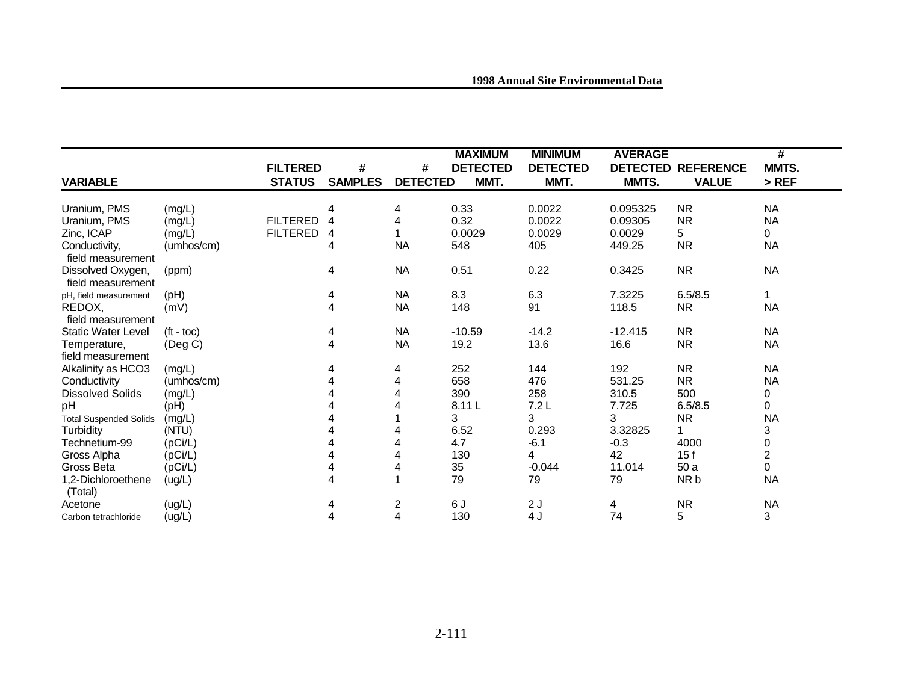| VARIABLE | | FILTERED STATUS | # SAMPLES | # DETECTED | MAXIMUM DETECTED MMT. | MINIMUM DETECTED MMT. | AVERAGE DETECTED MMTS. | REFERENCE VALUE | # MMTS. > REF |
|---|---|---|---|---|---|---|---|---|---|
| Uranium, PMS | (mg/L) | | 4 | 4 | 0.33 | 0.0022 | 0.095325 | NR | NA |
| Uranium, PMS | (mg/L) | FILTERED | 4 | 4 | 0.32 | 0.0022 | 0.09305 | NR | NA |
| Zinc, ICAP | (mg/L) | FILTERED | 4 | 1 | 0.0029 | 0.0029 | 0.0029 | 5 | 0 |
| Conductivity, field measurement | (umhos/cm) | | 4 | NA | 548 | 405 | 449.25 | NR | NA |
| Dissolved Oxygen, field measurement | (ppm) | | 4 | NA | 0.51 | 0.22 | 0.3425 | NR | NA |
| pH, field measurement | (pH) | | 4 | NA | 8.3 | 6.3 | 7.3225 | 6.5/8.5 | 1 |
| REDOX, field measurement | (mV) | | 4 | NA | 148 | 91 | 118.5 | NR | NA |
| Static Water Level | (ft - toc) | | 4 | NA | -10.59 | -14.2 | -12.415 | NR | NA |
| Temperature, field measurement | (Deg C) | | 4 | NA | 19.2 | 13.6 | 16.6 | NR | NA |
| Alkalinity as HCO3 | (mg/L) | | 4 | 4 | 252 | 144 | 192 | NR | NA |
| Conductivity | (umhos/cm) | | 4 | 4 | 658 | 476 | 531.25 | NR | NA |
| Dissolved Solids | (mg/L) | | 4 | 4 | 390 | 258 | 310.5 | 500 | 0 |
| pH | (pH) | | 4 | 4 | 8.11 L | 7.2 L | 7.725 | 6.5/8.5 | 0 |
| Total Suspended Solids | (mg/L) | | 4 | 1 | 3 | 3 | 3 | NR | NA |
| Turbidity | (NTU) | | 4 | 4 | 6.52 | 0.293 | 3.32825 | 1 | 3 |
| Technetium-99 | (pCi/L) | | 4 | 4 | 4.7 | -6.1 | -0.3 | 4000 | 0 |
| Gross Alpha | (pCi/L) | | 4 | 4 | 130 | 4 | 42 | 15 f | 2 |
| Gross Beta | (pCi/L) | | 4 | 4 | 35 | -0.044 | 11.014 | 50 a | 0 |
| 1,2-Dichloroethene (Total) | (ug/L) | | 4 | 1 | 79 | 79 | 79 | NR b | NA |
| Acetone | (ug/L) | | 4 | 2 | 6 J | 2 J | 4 | NR | NA |
| Carbon tetrachloride | (ug/L) | | 4 | 4 | 130 | 4 J | 74 | 5 | 3 |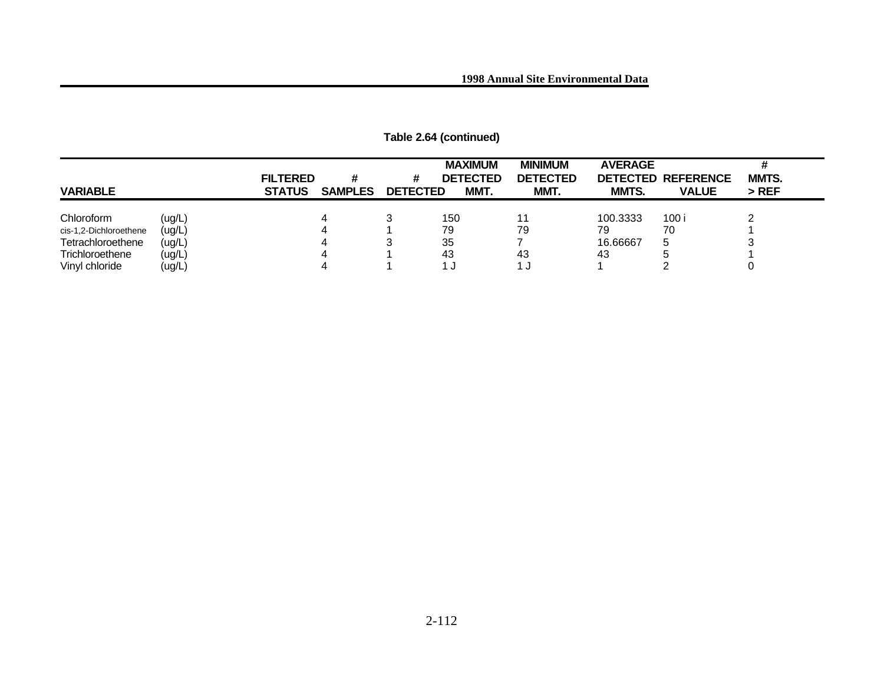**Table 2.64 (continued)**

| VARIABLE | | FILTERED STATUS | # SAMPLES | # DETECTED | MAXIMUM DETECTED MMT. | MINIMUM DETECTED MMT. | AVERAGE DETECTED MMTS. | REFERENCE VALUE | # MMTS. > REF |
|---|---|---|---|---|---|---|---|---|---|
| Chloroform | (ug/L) | | 4 | 3 | 150 | 11 | 100.3333 | 100 i | 2 |
| cis-1,2-Dichloroethene | (ug/L) | | 4 | 1 | 79 | 79 | 79 | 70 | 1 |
| Tetrachloroethene | (ug/L) | | 4 | 3 | 35 | 7 | 16.66667 | 5 | 3 |
| Trichloroethene | (ug/L) | | 4 | 1 | 43 | 43 | 43 | 5 | 1 |
| Vinyl chloride | (ug/L) | | 4 | 1 | 1 J | 1 J | 1 | 2 | 0 |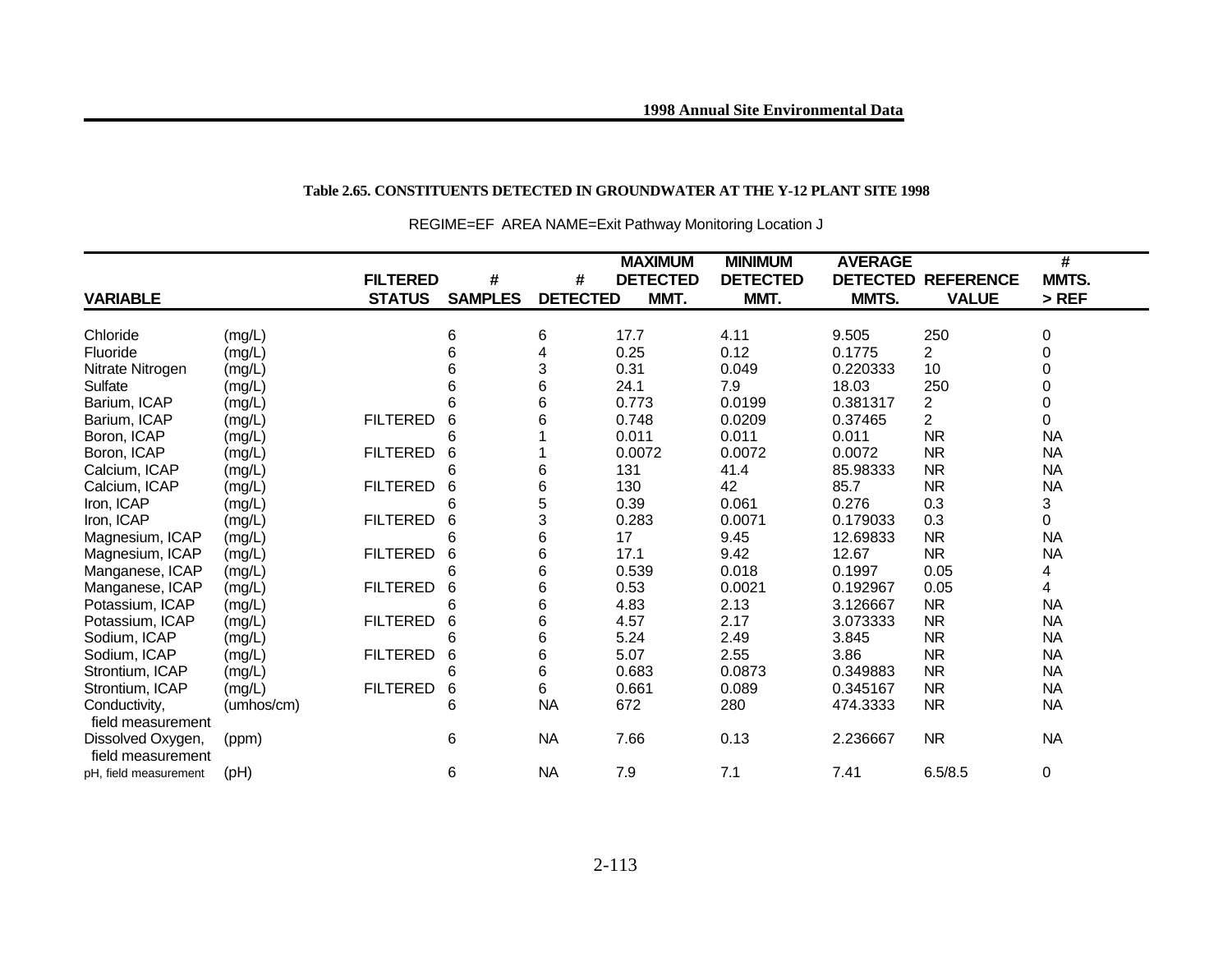**Table 2.65. CONSTITUENTS DETECTED IN GROUNDWATER AT THE Y-12 PLANT SITE 1998**

REGIME=EF AREA NAME=Exit Pathway Monitoring Location J

| VARIABLE | | FILTERED STATUS | # SAMPLES | # DETECTED | MAXIMUM DETECTED MMT. | MINIMUM DETECTED MMT. | AVERAGE DETECTED MMTS. | REFERENCE VALUE | # MMTS. > REF |
|---|---|---|---|---|---|---|---|---|---|
| Chloride | (mg/L) | | 6 | 6 | 17.7 | 4.11 | 9.505 | 250 | 0 |
| Fluoride | (mg/L) | | 6 | 4 | 0.25 | 0.12 | 0.1775 | 2 | 0 |
| Nitrate Nitrogen | (mg/L) | | 6 | 3 | 0.31 | 0.049 | 0.220333 | 10 | 0 |
| Sulfate | (mg/L) | | 6 | 6 | 24.1 | 7.9 | 18.03 | 250 | 0 |
| Barium, ICAP | (mg/L) | | 6 | 6 | 0.773 | 0.0199 | 0.381317 | 2 | 0 |
| Barium, ICAP | (mg/L) | FILTERED | 6 | 6 | 0.748 | 0.0209 | 0.37465 | 2 | 0 |
| Boron, ICAP | (mg/L) | | 6 | 1 | 0.011 | 0.011 | 0.011 | NR | NA |
| Boron, ICAP | (mg/L) | FILTERED | 6 | 1 | 0.0072 | 0.0072 | 0.0072 | NR | NA |
| Calcium, ICAP | (mg/L) | | 6 | 6 | 131 | 41.4 | 85.98333 | NR | NA |
| Calcium, ICAP | (mg/L) | FILTERED | 6 | 6 | 130 | 42 | 85.7 | NR | NA |
| Iron, ICAP | (mg/L) | | 6 | 5 | 0.39 | 0.061 | 0.276 | 0.3 | 3 |
| Iron, ICAP | (mg/L) | FILTERED | 6 | 3 | 0.283 | 0.0071 | 0.179033 | 0.3 | 0 |
| Magnesium, ICAP | (mg/L) | | 6 | 6 | 17 | 9.45 | 12.69833 | NR | NA |
| Magnesium, ICAP | (mg/L) | FILTERED | 6 | 6 | 17.1 | 9.42 | 12.67 | NR | NA |
| Manganese, ICAP | (mg/L) | | 6 | 6 | 0.539 | 0.018 | 0.1997 | 0.05 | 4 |
| Manganese, ICAP | (mg/L) | FILTERED | 6 | 6 | 0.53 | 0.0021 | 0.192967 | 0.05 | 4 |
| Potassium, ICAP | (mg/L) | | 6 | 6 | 4.83 | 2.13 | 3.126667 | NR | NA |
| Potassium, ICAP | (mg/L) | FILTERED | 6 | 6 | 4.57 | 2.17 | 3.073333 | NR | NA |
| Sodium, ICAP | (mg/L) | | 6 | 6 | 5.24 | 2.49 | 3.845 | NR | NA |
| Sodium, ICAP | (mg/L) | FILTERED | 6 | 6 | 5.07 | 2.55 | 3.86 | NR | NA |
| Strontium, ICAP | (mg/L) | | 6 | 6 | 0.683 | 0.0873 | 0.349883 | NR | NA |
| Strontium, ICAP | (mg/L) | FILTERED | 6 | 6 | 0.661 | 0.089 | 0.345167 | NR | NA |
| Conductivity, field measurement | (umhos/cm) | | 6 | NA | 672 | 280 | 474.3333 | NR | NA |
| Dissolved Oxygen, field measurement | (ppm) | | 6 | NA | 7.66 | 0.13 | 2.236667 | NR | NA |
| pH, field measurement | (pH) | | 6 | NA | 7.9 | 7.1 | 7.41 | 6.5/8.5 | 0 |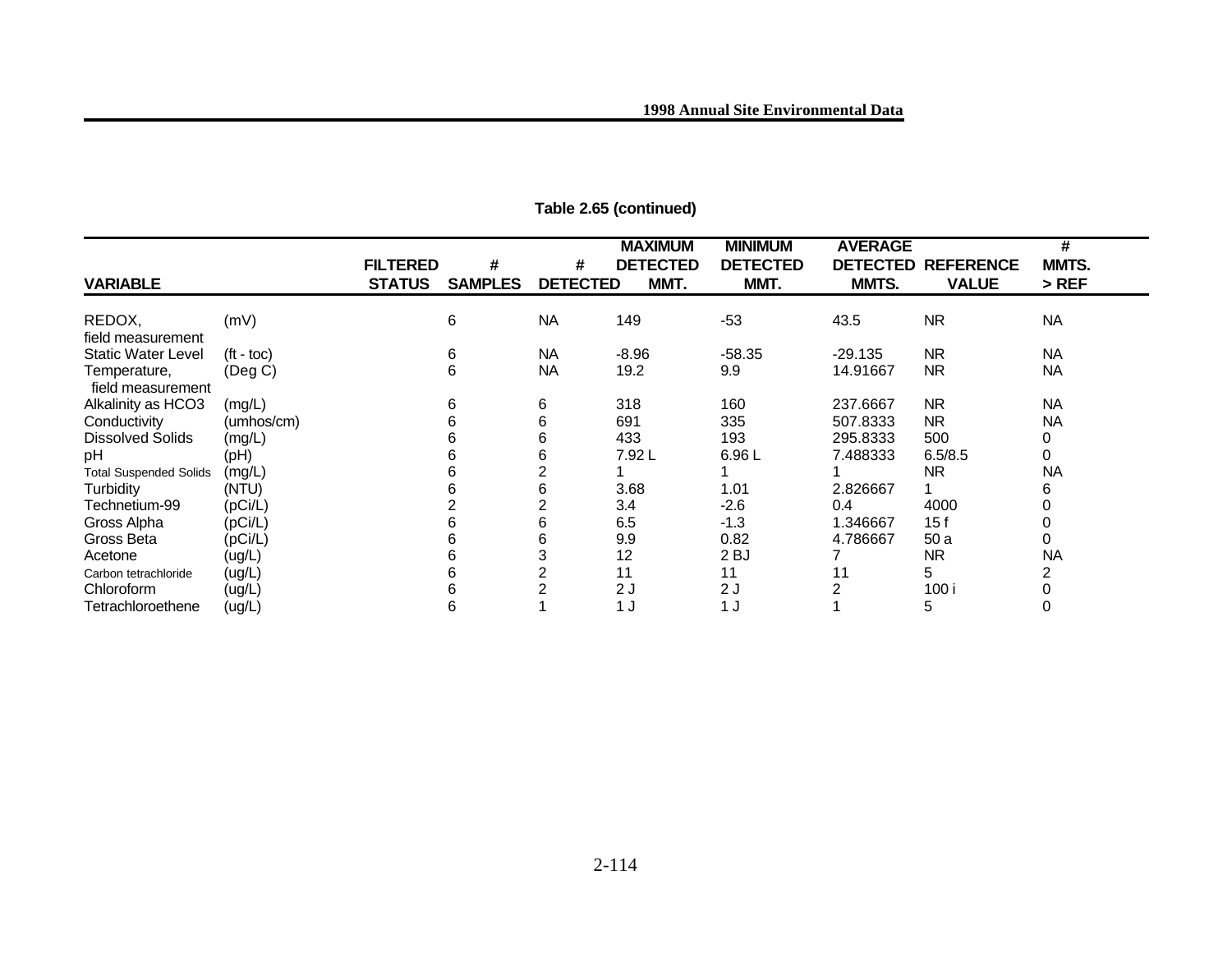**Table 2.65 (continued)**

| VARIABLE | | FILTERED STATUS | # SAMPLES | # DETECTED | MAXIMUM DETECTED MMT. | MINIMUM DETECTED MMT. | AVERAGE DETECTED MMTS. | REFERENCE VALUE | # MMTS. > REF |
|---|---|---|---|---|---|---|---|---|---|
| REDOX, field measurement | (mV) | | 6 | NA | 149 | -53 | 43.5 | NR | NA |
| Static Water Level | (ft - toc) | | 6 | NA | -8.96 | -58.35 | -29.135 | NR | NA |
| Temperature, field measurement | (Deg C) | | 6 | NA | 19.2 | 9.9 | 14.91667 | NR | NA |
| Alkalinity as HCO3 | (mg/L) | | 6 | 6 | 318 | 160 | 237.6667 | NR | NA |
| Conductivity | (umhos/cm) | | 6 | 6 | 691 | 335 | 507.8333 | NR | NA |
| Dissolved Solids | (mg/L) | | 6 | 6 | 433 | 193 | 295.8333 | 500 | 0 |
| pH | (pH) | | 6 | 6 | 7.92 L | 6.96 L | 7.488333 | 6.5/8.5 | 0 |
| Total Suspended Solids | (mg/L) | | 6 | 2 | 1 | 1 | 1 | NR | NA |
| Turbidity | (NTU) | | 6 | 6 | 3.68 | 1.01 | 2.826667 | 1 | 6 |
| Technetium-99 | (pCi/L) | | 2 | 2 | 3.4 | -2.6 | 0.4 | 4000 | 0 |
| Gross Alpha | (pCi/L) | | 6 | 6 | 6.5 | -1.3 | 1.346667 | 15 f | 0 |
| Gross Beta | (pCi/L) | | 6 | 6 | 9.9 | 0.82 | 4.786667 | 50 a | 0 |
| Acetone | (ug/L) | | 6 | 3 | 12 | 2 BJ | 7 | NR | NA |
| Carbon tetrachloride | (ug/L) | | 6 | 2 | 11 | 11 | 11 | 5 | 2 |
| Chloroform | (ug/L) | | 6 | 2 | 2 J | 2 J | 2 | 100 i | 0 |
| Tetrachloroethene | (ug/L) | | 6 | 1 | 1 J | 1 J | 1 | 5 | 0 |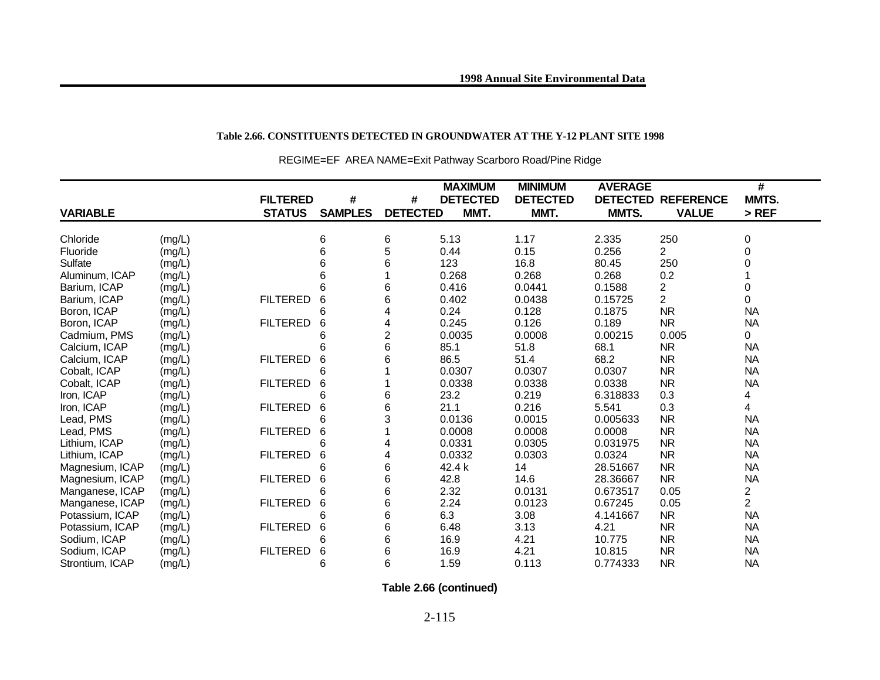**Table 2.66. CONSTITUENTS DETECTED IN GROUNDWATER AT THE Y-12 PLANT SITE 1998**

REGIME=EF AREA NAME=Exit Pathway Scarboro Road/Pine Ridge

| VARIABLE | | FILTERED STATUS | # SAMPLES | # DETECTED | MAXIMUM DETECTED MMT. | MINIMUM DETECTED MMT. | AVERAGE DETECTED MMTS. | REFERENCE VALUE | # MMTS. > REF |
|---|---|---|---|---|---|---|---|---|---|
| Chloride | (mg/L) | | 6 | 6 | 5.13 | 1.17 | 2.335 | 250 | 0 |
| Fluoride | (mg/L) | | 6 | 5 | 0.44 | 0.15 | 0.256 | 2 | 0 |
| Sulfate | (mg/L) | | 6 | 6 | 123 | 16.8 | 80.45 | 250 | 0 |
| Aluminum, ICAP | (mg/L) | | 6 | 1 | 0.268 | 0.268 | 0.268 | 0.2 | 1 |
| Barium, ICAP | (mg/L) | | 6 | 6 | 0.416 | 0.0441 | 0.1588 | 2 | 0 |
| Barium, ICAP | (mg/L) | FILTERED | 6 | 6 | 0.402 | 0.0438 | 0.15725 | 2 | 0 |
| Boron, ICAP | (mg/L) | | 6 | 4 | 0.24 | 0.128 | 0.1875 | NR | NA |
| Boron, ICAP | (mg/L) | FILTERED | 6 | 4 | 0.245 | 0.126 | 0.189 | NR | NA |
| Cadmium, PMS | (mg/L) | | 6 | 2 | 0.0035 | 0.0008 | 0.00215 | 0.005 | 0 |
| Calcium, ICAP | (mg/L) | | 6 | 6 | 85.1 | 51.8 | 68.1 | NR | NA |
| Calcium, ICAP | (mg/L) | FILTERED | 6 | 6 | 86.5 | 51.4 | 68.2 | NR | NA |
| Cobalt, ICAP | (mg/L) | | 6 | 1 | 0.0307 | 0.0307 | 0.0307 | NR | NA |
| Cobalt, ICAP | (mg/L) | FILTERED | 6 | 1 | 0.0338 | 0.0338 | 0.0338 | NR | NA |
| Iron, ICAP | (mg/L) | | 6 | 6 | 23.2 | 0.219 | 6.318833 | 0.3 | 4 |
| Iron, ICAP | (mg/L) | FILTERED | 6 | 6 | 21.1 | 0.216 | 5.541 | 0.3 | 4 |
| Lead, PMS | (mg/L) | | 6 | 3 | 0.0136 | 0.0015 | 0.005633 | NR | NA |
| Lead, PMS | (mg/L) | FILTERED | 6 | 1 | 0.0008 | 0.0008 | 0.0008 | NR | NA |
| Lithium, ICAP | (mg/L) | | 6 | 4 | 0.0331 | 0.0305 | 0.031975 | NR | NA |
| Lithium, ICAP | (mg/L) | FILTERED | 6 | 4 | 0.0332 | 0.0303 | 0.0324 | NR | NA |
| Magnesium, ICAP | (mg/L) | | 6 | 6 | 42.4 k | 14 | 28.51667 | NR | NA |
| Magnesium, ICAP | (mg/L) | FILTERED | 6 | 6 | 42.8 | 14.6 | 28.36667 | NR | NA |
| Manganese, ICAP | (mg/L) | | 6 | 6 | 2.32 | 0.0131 | 0.673517 | 0.05 | 2 |
| Manganese, ICAP | (mg/L) | FILTERED | 6 | 6 | 2.24 | 0.0123 | 0.67245 | 0.05 | 2 |
| Potassium, ICAP | (mg/L) | | 6 | 6 | 6.3 | 3.08 | 4.141667 | NR | NA |
| Potassium, ICAP | (mg/L) | FILTERED | 6 | 6 | 6.48 | 3.13 | 4.21 | NR | NA |
| Sodium, ICAP | (mg/L) | | 6 | 6 | 16.9 | 4.21 | 10.775 | NR | NA |
| Sodium, ICAP | (mg/L) | FILTERED | 6 | 6 | 16.9 | 4.21 | 10.815 | NR | NA |
| Strontium, ICAP | (mg/L) | | 6 | 6 | 1.59 | 0.113 | 0.774333 | NR | NA |

**Table 2.66 (continued)**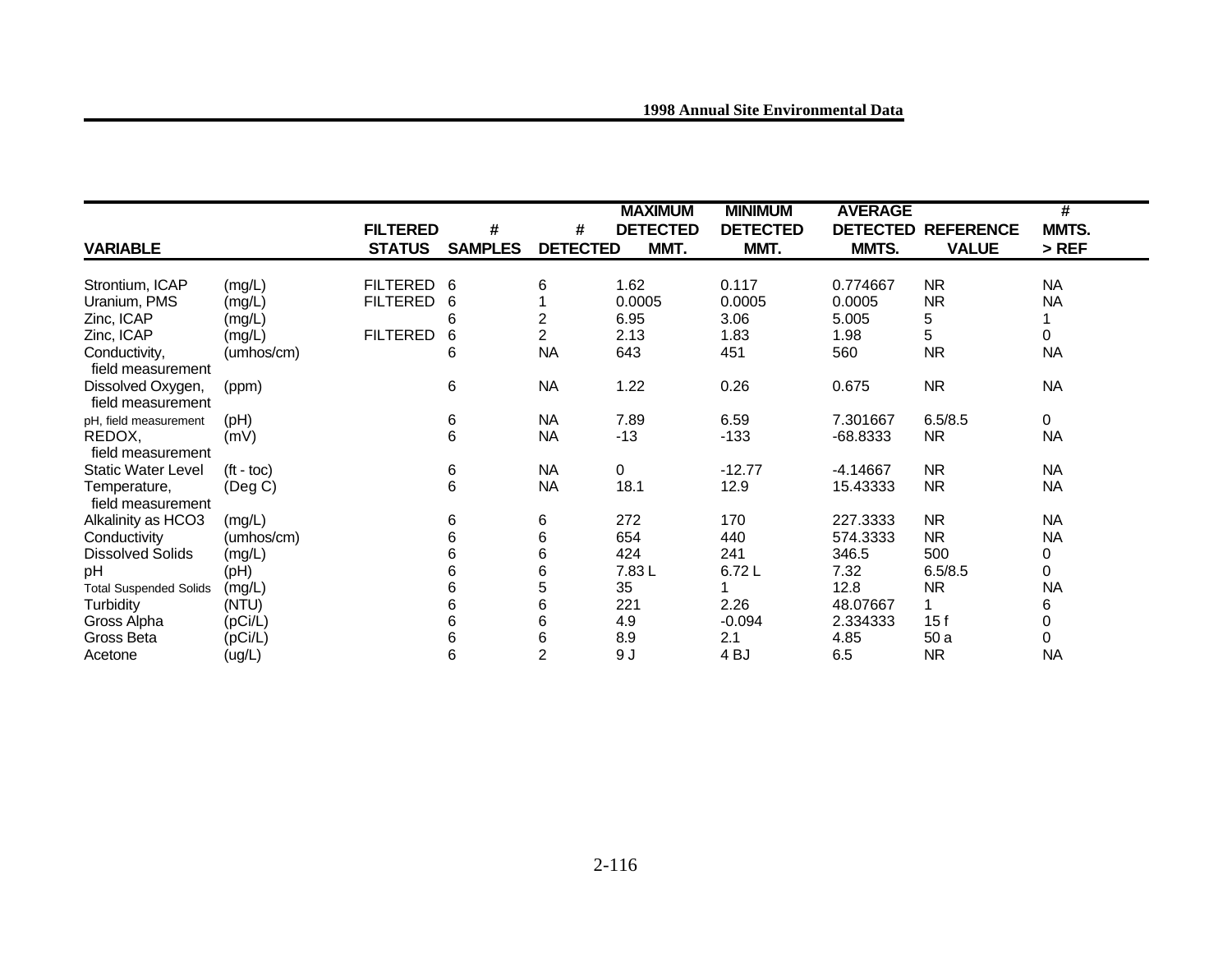| VARIABLE | | FILTERED STATUS | # SAMPLES | # DETECTED | MAXIMUM DETECTED MMT. | MINIMUM DETECTED MMT. | AVERAGE DETECTED MMTS. | REFERENCE VALUE | # MMTS. > REF |
|---|---|---|---|---|---|---|---|---|---|
| Strontium, ICAP | (mg/L) | FILTERED | 6 | 6 | 1.62 | 0.117 | 0.774667 | NR | NA |
| Uranium, PMS | (mg/L) | FILTERED | 6 | 1 | 0.0005 | 0.0005 | 0.0005 | NR | NA |
| Zinc, ICAP | (mg/L) | | 6 | 2 | 6.95 | 3.06 | 5.005 | 5 | 1 |
| Zinc, ICAP | (mg/L) | FILTERED | 6 | 2 | 2.13 | 1.83 | 1.98 | 5 | 0 |
| Conductivity, field measurement | (umhos/cm) | | 6 | NA | 643 | 451 | 560 | NR | NA |
| Dissolved Oxygen, field measurement | (ppm) | | 6 | NA | 1.22 | 0.26 | 0.675 | NR | NA |
| pH, field measurement | (pH) | | 6 | NA | 7.89 | 6.59 | 7.301667 | 6.5/8.5 | 0 |
| REDOX, field measurement | (mV) | | 6 | NA | -13 | -133 | -68.8333 | NR | NA |
| Static Water Level | (ft - toc) | | 6 | NA | 0 | -12.77 | -4.14667 | NR | NA |
| Temperature, field measurement | (Deg C) | | 6 | NA | 18.1 | 12.9 | 15.43333 | NR | NA |
| Alkalinity as HCO3 | (mg/L) | | 6 | 6 | 272 | 170 | 227.3333 | NR | NA |
| Conductivity | (umhos/cm) | | 6 | 6 | 654 | 440 | 574.3333 | NR | NA |
| Dissolved Solids | (mg/L) | | 6 | 6 | 424 | 241 | 346.5 | 500 | 0 |
| pH | (pH) | | 6 | 6 | 7.83 L | 6.72 L | 7.32 | 6.5/8.5 | 0 |
| Total Suspended Solids | (mg/L) | | 6 | 5 | 35 | 1 | 12.8 | NR | NA |
| Turbidity | (NTU) | | 6 | 6 | 221 | 2.26 | 48.07667 | 1 | 6 |
| Gross Alpha | (pCi/L) | | 6 | 6 | 4.9 | -0.094 | 2.334333 | 15 f | 0 |
| Gross Beta | (pCi/L) | | 6 | 6 | 8.9 | 2.1 | 4.85 | 50 a | 0 |
| Acetone | (ug/L) | | 6 | 2 | 9 J | 4 BJ | 6.5 | NR | NA |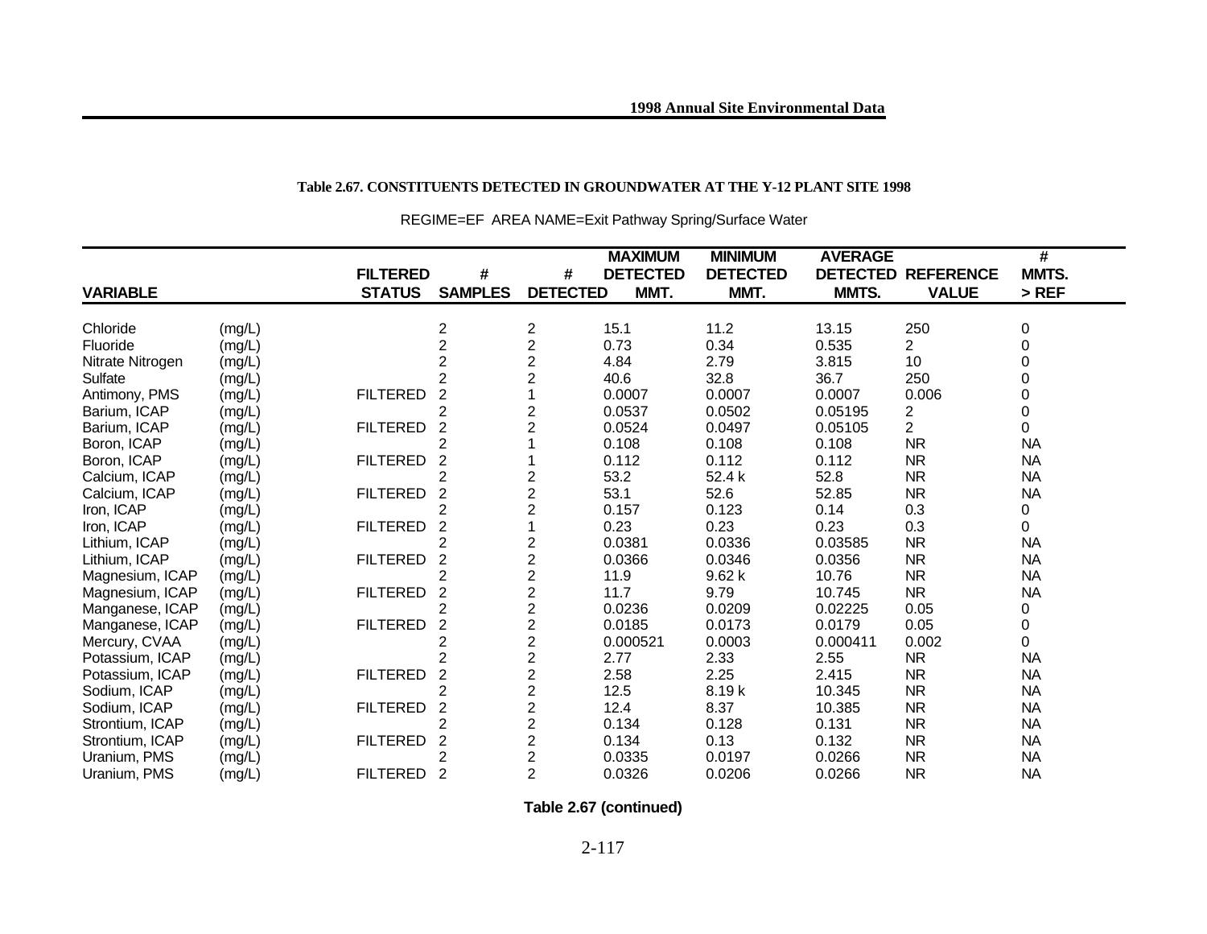**Table 2.67. CONSTITUENTS DETECTED IN GROUNDWATER AT THE Y-12 PLANT SITE 1998**

REGIME=EF AREA NAME=Exit Pathway Spring/Surface Water

| VARIABLE | | FILTERED STATUS | # SAMPLES | # DETECTED | MAXIMUM DETECTED MMT. | MINIMUM DETECTED MMT. | AVERAGE DETECTED MMTS. | REFERENCE VALUE | # MMTS. > REF |
|---|---|---|---|---|---|---|---|---|---|
| Chloride | (mg/L) | | 2 | 2 | 15.1 | 11.2 | 13.15 | 250 | 0 |
| Fluoride | (mg/L) | | 2 | 2 | 0.73 | 0.34 | 0.535 | 2 | 0 |
| Nitrate Nitrogen | (mg/L) | | 2 | 2 | 4.84 | 2.79 | 3.815 | 10 | 0 |
| Sulfate | (mg/L) | | 2 | 2 | 40.6 | 32.8 | 36.7 | 250 | 0 |
| Antimony, PMS | (mg/L) | FILTERED | 2 | 1 | 0.0007 | 0.0007 | 0.0007 | 0.006 | 0 |
| Barium, ICAP | (mg/L) | | 2 | 2 | 0.0537 | 0.0502 | 0.05195 | 2 | 0 |
| Barium, ICAP | (mg/L) | FILTERED | 2 | 2 | 0.0524 | 0.0497 | 0.05105 | 2 | 0 |
| Boron, ICAP | (mg/L) | | 2 | 1 | 0.108 | 0.108 | 0.108 | NR | NA |
| Boron, ICAP | (mg/L) | FILTERED | 2 | 1 | 0.112 | 0.112 | 0.112 | NR | NA |
| Calcium, ICAP | (mg/L) | | 2 | 2 | 53.2 | 52.4 k | 52.8 | NR | NA |
| Calcium, ICAP | (mg/L) | FILTERED | 2 | 2 | 53.1 | 52.6 | 52.85 | NR | NA |
| Iron, ICAP | (mg/L) | | 2 | 2 | 0.157 | 0.123 | 0.14 | 0.3 | 0 |
| Iron, ICAP | (mg/L) | FILTERED | 2 | 1 | 0.23 | 0.23 | 0.23 | 0.3 | 0 |
| Lithium, ICAP | (mg/L) | | 2 | 2 | 0.0381 | 0.0336 | 0.03585 | NR | NA |
| Lithium, ICAP | (mg/L) | FILTERED | 2 | 2 | 0.0366 | 0.0346 | 0.0356 | NR | NA |
| Magnesium, ICAP | (mg/L) | | 2 | 2 | 11.9 | 9.62 k | 10.76 | NR | NA |
| Magnesium, ICAP | (mg/L) | FILTERED | 2 | 2 | 11.7 | 9.79 | 10.745 | NR | NA |
| Manganese, ICAP | (mg/L) | | 2 | 2 | 0.0236 | 0.0209 | 0.02225 | 0.05 | 0 |
| Manganese, ICAP | (mg/L) | FILTERED | 2 | 2 | 0.0185 | 0.0173 | 0.0179 | 0.05 | 0 |
| Mercury, CVAA | (mg/L) | | 2 | 2 | 0.000521 | 0.0003 | 0.000411 | 0.002 | 0 |
| Potassium, ICAP | (mg/L) | | 2 | 2 | 2.77 | 2.33 | 2.55 | NR | NA |
| Potassium, ICAP | (mg/L) | FILTERED | 2 | 2 | 2.58 | 2.25 | 2.415 | NR | NA |
| Sodium, ICAP | (mg/L) | | 2 | 2 | 12.5 | 8.19 k | 10.345 | NR | NA |
| Sodium, ICAP | (mg/L) | FILTERED | 2 | 2 | 12.4 | 8.37 | 10.385 | NR | NA |
| Strontium, ICAP | (mg/L) | | 2 | 2 | 0.134 | 0.128 | 0.131 | NR | NA |
| Strontium, ICAP | (mg/L) | FILTERED | 2 | 2 | 0.134 | 0.13 | 0.132 | NR | NA |
| Uranium, PMS | (mg/L) | | 2 | 2 | 0.0335 | 0.0197 | 0.0266 | NR | NA |
| Uranium, PMS | (mg/L) | FILTERED | 2 | 2 | 0.0326 | 0.0206 | 0.0266 | NR | NA |

**Table 2.67 (continued)**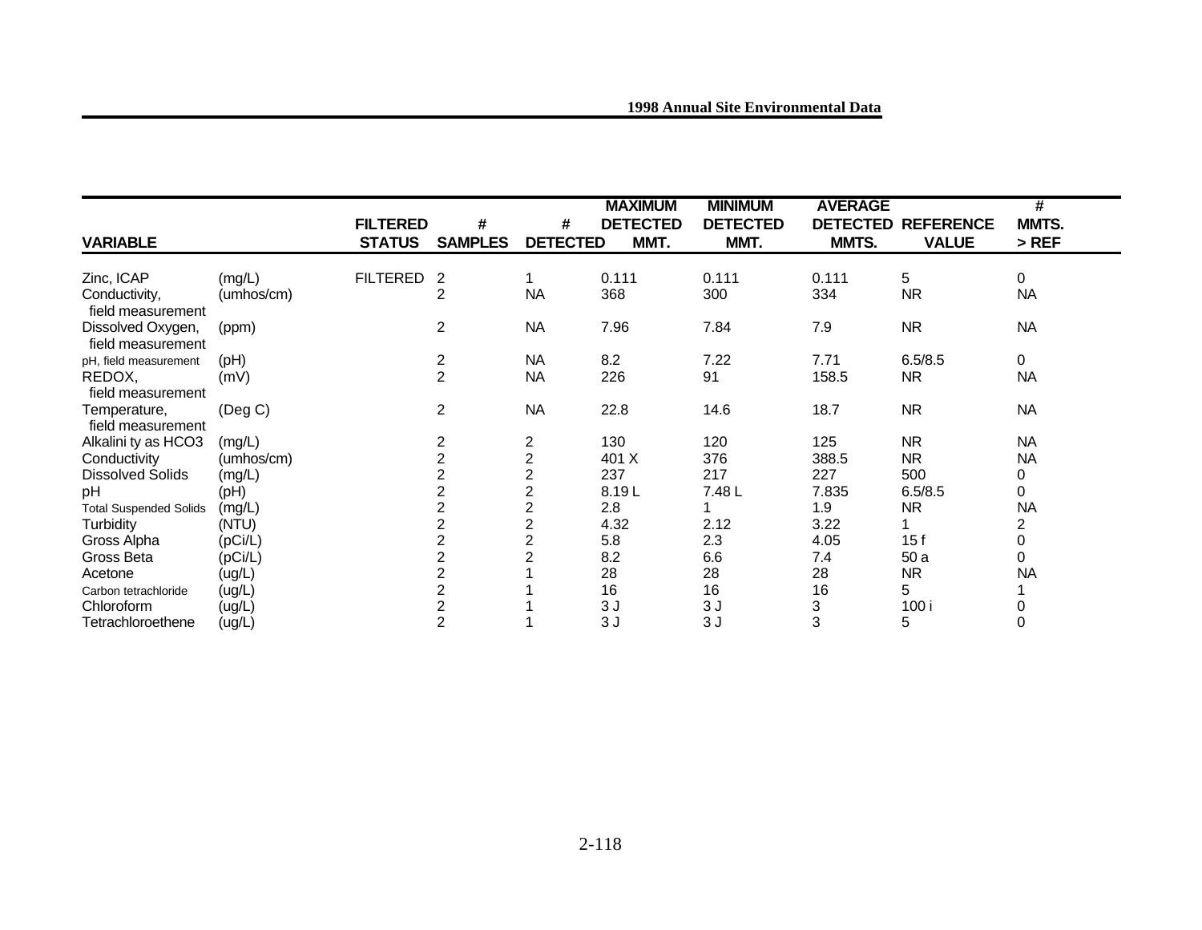| VARIABLE | | FILTERED STATUS | # SAMPLES | # DETECTED | MAXIMUM DETECTED MMT. | MINIMUM DETECTED MMT. | AVERAGE DETECTED MMTS. | REFERENCE VALUE | # MMTS. > REF |
|---|---|---|---|---|---|---|---|---|---|
| Zinc, ICAP | (mg/L) | FILTERED | 2 | 1 | 0.111 | 0.111 | 0.111 | 5 | 0 |
| Conductivity, field measurement | (umhos/cm) | | 2 | NA | 368 | 300 | 334 | NR | NA |
| Dissolved Oxygen, field measurement | (ppm) | | 2 | NA | 7.96 | 7.84 | 7.9 | NR | NA |
| pH, field measurement | (pH) | | 2 | NA | 8.2 | 7.22 | 7.71 | 6.5/8.5 | 0 |
| REDOX, field measurement | (mV) | | 2 | NA | 226 | 91 | 158.5 | NR | NA |
| Temperature, field measurement | (Deg C) | | 2 | NA | 22.8 | 14.6 | 18.7 | NR | NA |
| Alkalini ty as HCO3 | (mg/L) | | 2 | 2 | 130 | 120 | 125 | NR | NA |
| Conductivity | (umhos/cm) | | 2 | 2 | 401 X | 376 | 388.5 | NR | NA |
| Dissolved Solids | (mg/L) | | 2 | 2 | 237 | 217 | 227 | 500 | 0 |
| pH | (pH) | | 2 | 2 | 8.19 L | 7.48 L | 7.835 | 6.5/8.5 | 0 |
| Total Suspended Solids | (mg/L) | | 2 | 2 | 2.8 | 1 | 1.9 | NR | NA |
| Turbidity | (NTU) | | 2 | 2 | 4.32 | 2.12 | 3.22 | 1 | 2 |
| Gross Alpha | (pCi/L) | | 2 | 2 | 5.8 | 2.3 | 4.05 | 15 f | 0 |
| Gross Beta | (pCi/L) | | 2 | 2 | 8.2 | 6.6 | 7.4 | 50 a | 0 |
| Acetone | (ug/L) | | 2 | 1 | 28 | 28 | 28 | NR | NA |
| Carbon tetrachloride | (ug/L) | | 2 | 1 | 16 | 16 | 16 | 5 | 1 |
| Chloroform | (ug/L) | | 2 | 1 | 3 J | 3 J | 3 | 100 i | 0 |
| Tetrachloroethene | (ug/L) | | 2 | 1 | 3 J | 3 J | 3 | 5 | 0 |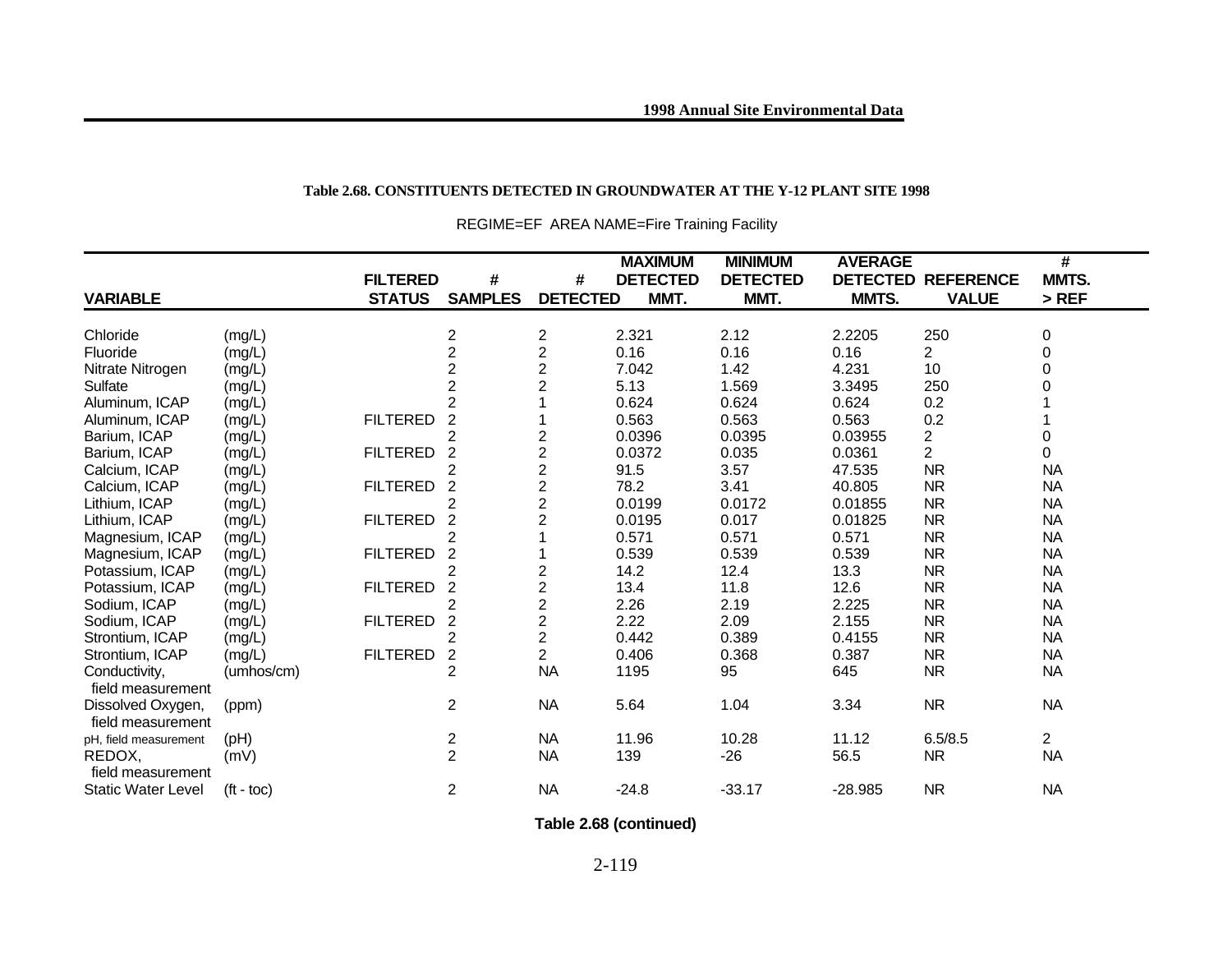**Table 2.68. CONSTITUENTS DETECTED IN GROUNDWATER AT THE Y-12 PLANT SITE 1998**

REGIME=EF AREA NAME=Fire Training Facility

| VARIABLE | | FILTERED STATUS | # SAMPLES | # DETECTED | MAXIMUM DETECTED MMT. | MINIMUM DETECTED MMT. | AVERAGE DETECTED MMTS. | REFERENCE VALUE | # MMTS. > REF |
|---|---|---|---|---|---|---|---|---|---|
| Chloride | (mg/L) | | 2 | 2 | 2.321 | 2.12 | 2.2205 | 250 | 0 |
| Fluoride | (mg/L) | | 2 | 2 | 0.16 | 0.16 | 0.16 | 2 | 0 |
| Nitrate Nitrogen | (mg/L) | | 2 | 2 | 7.042 | 1.42 | 4.231 | 10 | 0 |
| Sulfate | (mg/L) | | 2 | 2 | 5.13 | 1.569 | 3.3495 | 250 | 0 |
| Aluminum, ICAP | (mg/L) | | 2 | 1 | 0.624 | 0.624 | 0.624 | 0.2 | 1 |
| Aluminum, ICAP | (mg/L) | FILTERED | 2 | 1 | 0.563 | 0.563 | 0.563 | 0.2 | 1 |
| Barium, ICAP | (mg/L) | | 2 | 2 | 0.0396 | 0.0395 | 0.03955 | 2 | 0 |
| Barium, ICAP | (mg/L) | FILTERED | 2 | 2 | 0.0372 | 0.035 | 0.0361 | 2 | 0 |
| Calcium, ICAP | (mg/L) | | 2 | 2 | 91.5 | 3.57 | 47.535 | NR | NA |
| Calcium, ICAP | (mg/L) | FILTERED | 2 | 2 | 78.2 | 3.41 | 40.805 | NR | NA |
| Lithium, ICAP | (mg/L) | | 2 | 2 | 0.0199 | 0.0172 | 0.01855 | NR | NA |
| Lithium, ICAP | (mg/L) | FILTERED | 2 | 2 | 0.0195 | 0.017 | 0.01825 | NR | NA |
| Magnesium, ICAP | (mg/L) | | 2 | 1 | 0.571 | 0.571 | 0.571 | NR | NA |
| Magnesium, ICAP | (mg/L) | FILTERED | 2 | 1 | 0.539 | 0.539 | 0.539 | NR | NA |
| Potassium, ICAP | (mg/L) | | 2 | 2 | 14.2 | 12.4 | 13.3 | NR | NA |
| Potassium, ICAP | (mg/L) | FILTERED | 2 | 2 | 13.4 | 11.8 | 12.6 | NR | NA |
| Sodium, ICAP | (mg/L) | | 2 | 2 | 2.26 | 2.19 | 2.225 | NR | NA |
| Sodium, ICAP | (mg/L) | FILTERED | 2 | 2 | 2.22 | 2.09 | 2.155 | NR | NA |
| Strontium, ICAP | (mg/L) | | 2 | 2 | 0.442 | 0.389 | 0.4155 | NR | NA |
| Strontium, ICAP | (mg/L) | FILTERED | 2 | 2 | 0.406 | 0.368 | 0.387 | NR | NA |
| Conductivity, field measurement | (umhos/cm) | | 2 | NA | 1195 | 95 | 645 | NR | NA |
| Dissolved Oxygen, field measurement | (ppm) | | 2 | NA | 5.64 | 1.04 | 3.34 | NR | NA |
| pH, field measurement | (pH) | | 2 | NA | 11.96 | 10.28 | 11.12 | 6.5/8.5 | 2 |
| REDOX, field measurement | (mV) | | 2 | NA | 139 | -26 | 56.5 | NR | NA |
| Static Water Level | (ft - toc) | | 2 | NA | -24.8 | -33.17 | -28.985 | NR | NA |

**Table 2.68 (continued)**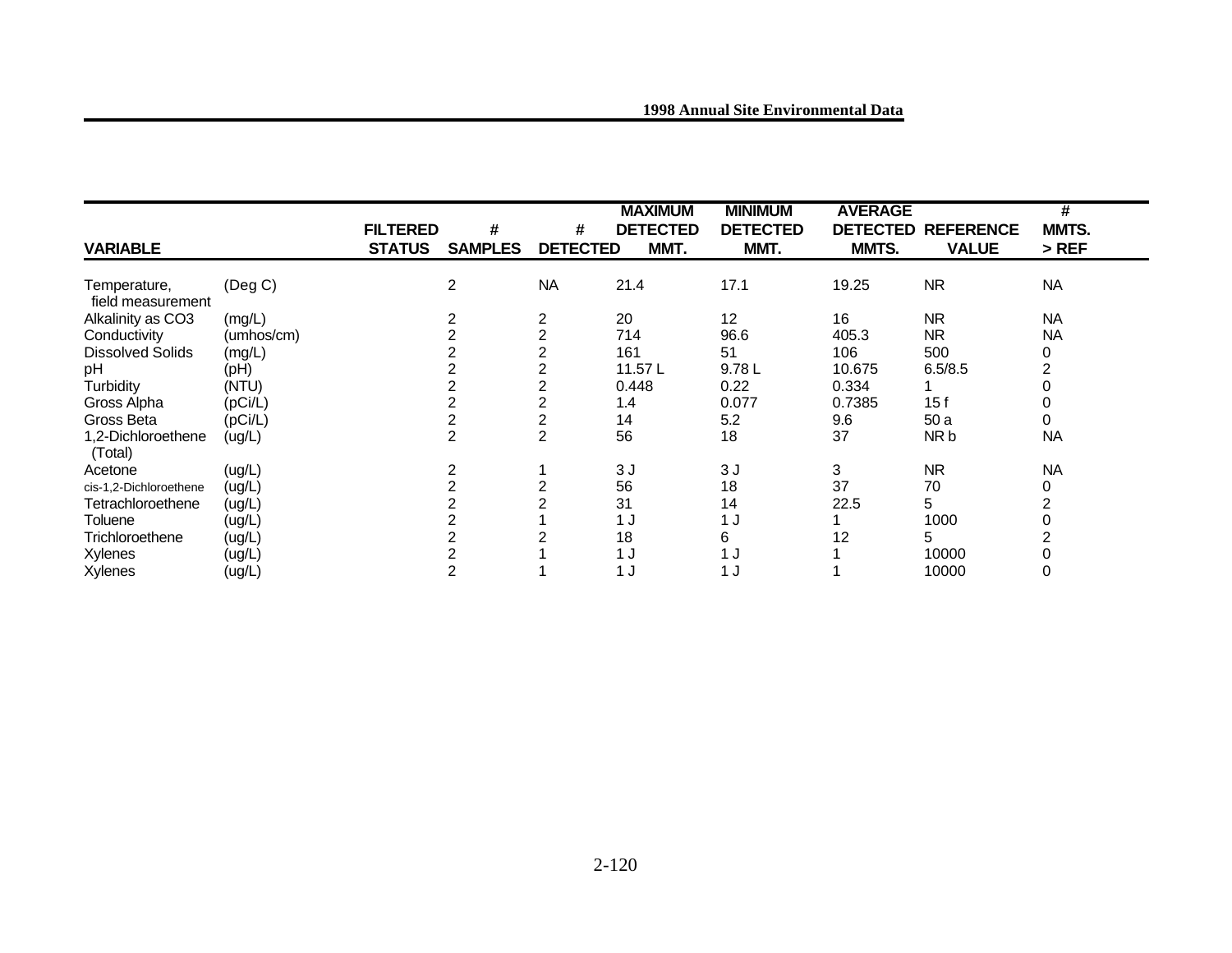| VARIABLE | | FILTERED STATUS | # SAMPLES | # DETECTED | MAXIMUM DETECTED MMT. | MINIMUM DETECTED MMT. | AVERAGE DETECTED MMTS. | REFERENCE VALUE | # MMTS. > REF |
|---|---|---|---|---|---|---|---|---|---|
| Temperature, field measurement | (Deg C) | | 2 | NA | 21.4 | 17.1 | 19.25 | NR | NA |
| Alkalinity as CO3 | (mg/L) | | 2 | 2 | 20 | 12 | 16 | NR | NA |
| Conductivity | (umhos/cm) | | 2 | 2 | 714 | 96.6 | 405.3 | NR | NA |
| Dissolved Solids | (mg/L) | | 2 | 2 | 161 | 51 | 106 | 500 | 0 |
| pH | (pH) | | 2 | 2 | 11.57 L | 9.78 L | 10.675 | 6.5/8.5 | 2 |
| Turbidity | (NTU) | | 2 | 2 | 0.448 | 0.22 | 0.334 | 1 | 0 |
| Gross Alpha | (pCi/L) | | 2 | 2 | 1.4 | 0.077 | 0.7385 | 15 f | 0 |
| Gross Beta | (pCi/L) | | 2 | 2 | 14 | 5.2 | 9.6 | 50 a | 0 |
| 1,2-Dichloroethene (Total) | (ug/L) | | 2 | 2 | 56 | 18 | 37 | NR b | NA |
| Acetone | (ug/L) | | 2 | 1 | 3 J | 3 J | 3 | NR | NA |
| cis-1,2-Dichloroethene | (ug/L) | | 2 | 2 | 56 | 18 | 37 | 70 | 0 |
| Tetrachloroethene | (ug/L) | | 2 | 2 | 31 | 14 | 22.5 | 5 | 2 |
| Toluene | (ug/L) | | 2 | 1 | 1 J | 1 J | 1 | 1000 | 0 |
| Trichloroethene | (ug/L) | | 2 | 2 | 18 | 6 | 12 | 5 | 2 |
| Xylenes | (ug/L) | | 2 | 1 | 1 J | 1 J | 1 | 10000 | 0 |
| Xylenes | (ug/L) | | 2 | 1 | 1 J | 1 J | 1 | 10000 | 0 |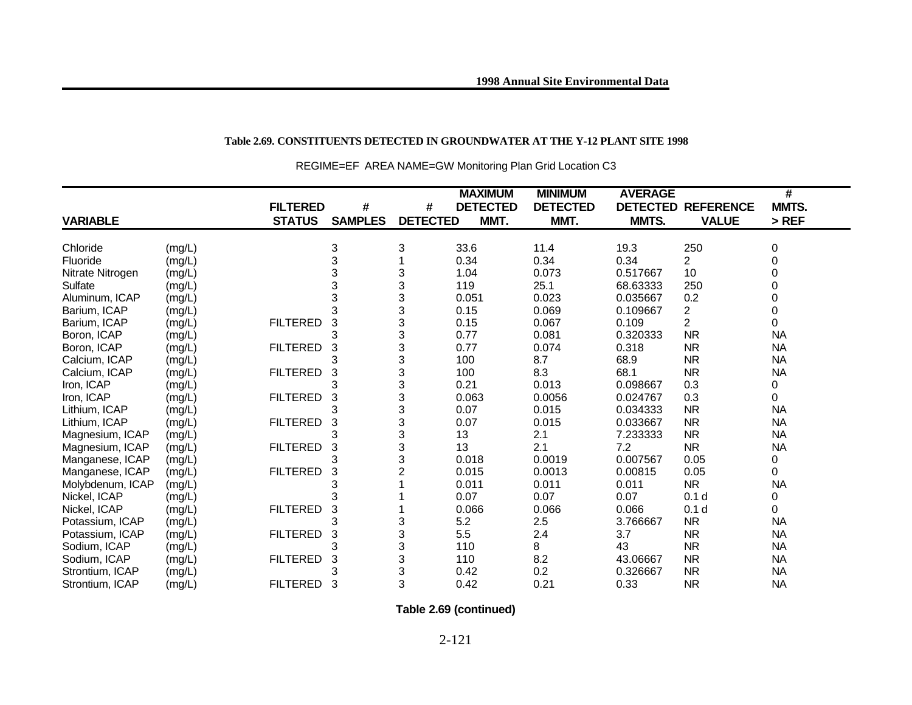**Table 2.69. CONSTITUENTS DETECTED IN GROUNDWATER AT THE Y-12 PLANT SITE 1998**

REGIME=EF AREA NAME=GW Monitoring Plan Grid Location C3

| VARIABLE | | FILTERED STATUS | # SAMPLES | # DETECTED | MAXIMUM DETECTED MMT. | MINIMUM DETECTED MMT. | AVERAGE DETECTED MMTS. | REFERENCE VALUE | # MMTS. > REF |
|---|---|---|---|---|---|---|---|---|---|
| Chloride | (mg/L) | | 3 | 3 | 33.6 | 11.4 | 19.3 | 250 | 0 |
| Fluoride | (mg/L) | | 3 | 1 | 0.34 | 0.34 | 0.34 | 2 | 0 |
| Nitrate Nitrogen | (mg/L) | | 3 | 3 | 1.04 | 0.073 | 0.517667 | 10 | 0 |
| Sulfate | (mg/L) | | 3 | 3 | 119 | 25.1 | 68.63333 | 250 | 0 |
| Aluminum, ICAP | (mg/L) | | 3 | 3 | 0.051 | 0.023 | 0.035667 | 0.2 | 0 |
| Barium, ICAP | (mg/L) | | 3 | 3 | 0.15 | 0.069 | 0.109667 | 2 | 0 |
| Barium, ICAP | (mg/L) | FILTERED | 3 | 3 | 0.15 | 0.067 | 0.109 | 2 | 0 |
| Boron, ICAP | (mg/L) | | 3 | 3 | 0.77 | 0.081 | 0.320333 | NR | NA |
| Boron, ICAP | (mg/L) | FILTERED | 3 | 3 | 0.77 | 0.074 | 0.318 | NR | NA |
| Calcium, ICAP | (mg/L) | | 3 | 3 | 100 | 8.7 | 68.9 | NR | NA |
| Calcium, ICAP | (mg/L) | FILTERED | 3 | 3 | 100 | 8.3 | 68.1 | NR | NA |
| Iron, ICAP | (mg/L) | | 3 | 3 | 0.21 | 0.013 | 0.098667 | 0.3 | 0 |
| Iron, ICAP | (mg/L) | FILTERED | 3 | 3 | 0.063 | 0.0056 | 0.024767 | 0.3 | 0 |
| Lithium, ICAP | (mg/L) | | 3 | 3 | 0.07 | 0.015 | 0.034333 | NR | NA |
| Lithium, ICAP | (mg/L) | FILTERED | 3 | 3 | 0.07 | 0.015 | 0.033667 | NR | NA |
| Magnesium, ICAP | (mg/L) | | 3 | 3 | 13 | 2.1 | 7.233333 | NR | NA |
| Magnesium, ICAP | (mg/L) | FILTERED | 3 | 3 | 13 | 2.1 | 7.2 | NR | NA |
| Manganese, ICAP | (mg/L) | | 3 | 3 | 0.018 | 0.0019 | 0.007567 | 0.05 | 0 |
| Manganese, ICAP | (mg/L) | FILTERED | 3 | 2 | 0.015 | 0.0013 | 0.00815 | 0.05 | 0 |
| Molybdenum, ICAP | (mg/L) | | 3 | 1 | 0.011 | 0.011 | 0.011 | NR | NA |
| Nickel, ICAP | (mg/L) | | 3 | 1 | 0.07 | 0.07 | 0.07 | 0.1 d | 0 |
| Nickel, ICAP | (mg/L) | FILTERED | 3 | 1 | 0.066 | 0.066 | 0.066 | 0.1 d | 0 |
| Potassium, ICAP | (mg/L) | | 3 | 3 | 5.2 | 2.5 | 3.766667 | NR | NA |
| Potassium, ICAP | (mg/L) | FILTERED | 3 | 3 | 5.5 | 2.4 | 3.7 | NR | NA |
| Sodium, ICAP | (mg/L) | | 3 | 3 | 110 | 8 | 43 | NR | NA |
| Sodium, ICAP | (mg/L) | FILTERED | 3 | 3 | 110 | 8.2 | 43.06667 | NR | NA |
| Strontium, ICAP | (mg/L) | | 3 | 3 | 0.42 | 0.2 | 0.326667 | NR | NA |
| Strontium, ICAP | (mg/L) | FILTERED | 3 | 3 | 0.42 | 0.21 | 0.33 | NR | NA |

**Table 2.69 (continued)**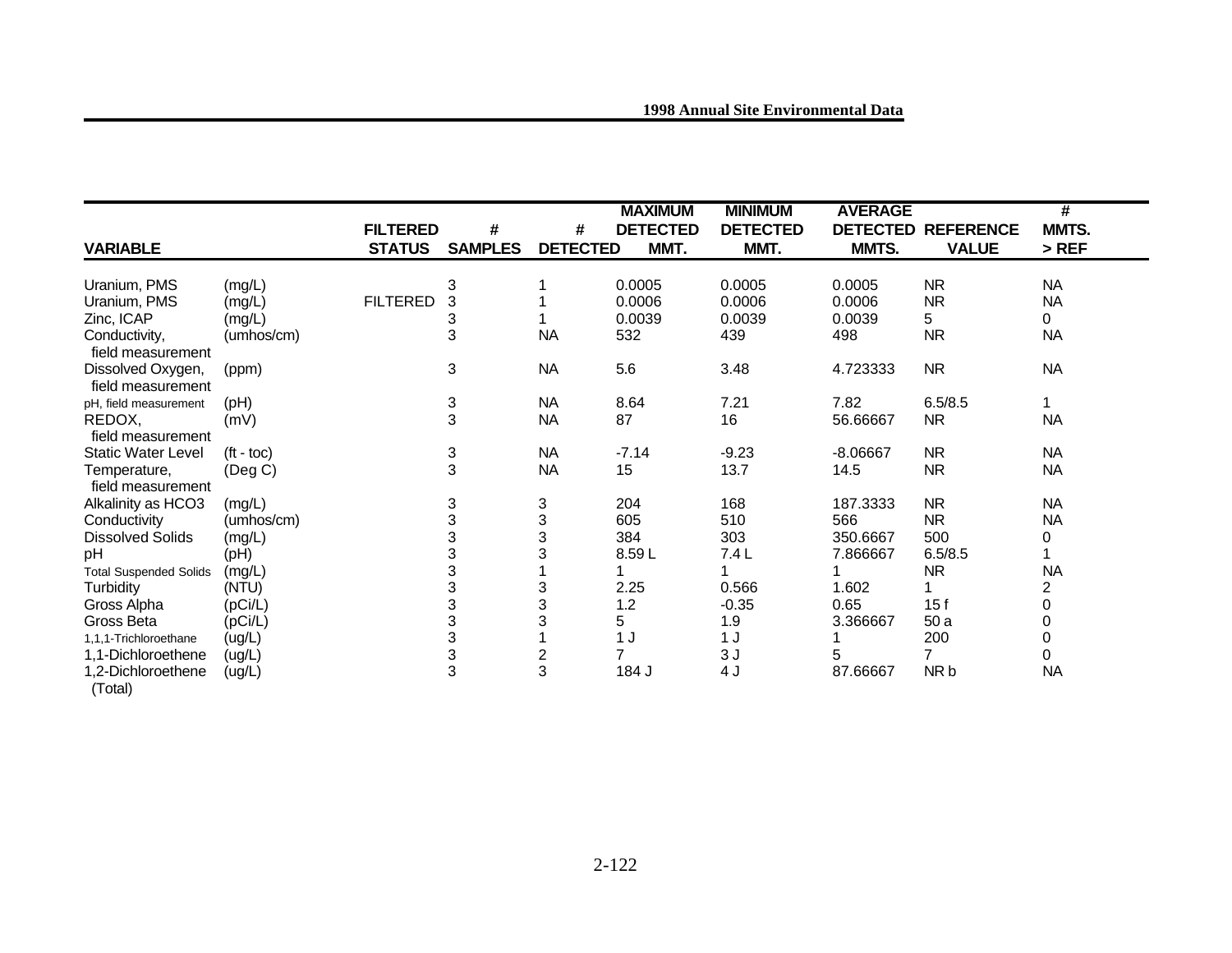| VARIABLE | | FILTERED STATUS | # SAMPLES | # DETECTED | MAXIMUM DETECTED MMT. | MINIMUM DETECTED MMT. | AVERAGE DETECTED MMTS. | REFERENCE VALUE | # MMTS. > REF |
|---|---|---|---|---|---|---|---|---|---|
| Uranium, PMS | (mg/L) | | 3 | 1 | 0.0005 | 0.0005 | 0.0005 | NR | NA |
| Uranium, PMS | (mg/L) | FILTERED | 3 | 1 | 0.0006 | 0.0006 | 0.0006 | NR | NA |
| Zinc, ICAP | (mg/L) | | 3 | 1 | 0.0039 | 0.0039 | 0.0039 | 5 | 0 |
| Conductivity, field measurement | (umhos/cm) | | 3 | NA | 532 | 439 | 498 | NR | NA |
| Dissolved Oxygen, field measurement | (ppm) | | 3 | NA | 5.6 | 3.48 | 4.723333 | NR | NA |
| pH, field measurement | (pH) | | 3 | NA | 8.64 | 7.21 | 7.82 | 6.5/8.5 | 1 |
| REDOX, field measurement | (mV) | | 3 | NA | 87 | 16 | 56.66667 | NR | NA |
| Static Water Level | (ft - toc) | | 3 | NA | -7.14 | -9.23 | -8.06667 | NR | NA |
| Temperature, field measurement | (Deg C) | | 3 | NA | 15 | 13.7 | 14.5 | NR | NA |
| Alkalinity as HCO3 | (mg/L) | | 3 | 3 | 204 | 168 | 187.3333 | NR | NA |
| Conductivity | (umhos/cm) | | 3 | 3 | 605 | 510 | 566 | NR | NA |
| Dissolved Solids | (mg/L) | | 3 | 3 | 384 | 303 | 350.6667 | 500 | 0 |
| pH | (pH) | | 3 | 3 | 8.59 L | 7.4 L | 7.866667 | 6.5/8.5 | 1 |
| Total Suspended Solids | (mg/L) | | 3 | 1 | 1 | 1 | 1 | NR | NA |
| Turbidity | (NTU) | | 3 | 3 | 2.25 | 0.566 | 1.602 | 1 | 2 |
| Gross Alpha | (pCi/L) | | 3 | 3 | 1.2 | -0.35 | 0.65 | 15 f | 0 |
| Gross Beta | (pCi/L) | | 3 | 3 | 5 | 1.9 | 3.366667 | 50 a | 0 |
| 1,1,1-Trichloroethane | (ug/L) | | 3 | 1 | 1 J | 1 J | 1 | 200 | 0 |
| 1,1-Dichloroethene | (ug/L) | | 3 | 2 | 7 | 3 J | 5 | 7 | 0 |
| 1,2-Dichloroethene (Total) | (ug/L) | | 3 | 3 | 184 J | 4 J | 87.66667 | NR b | NA |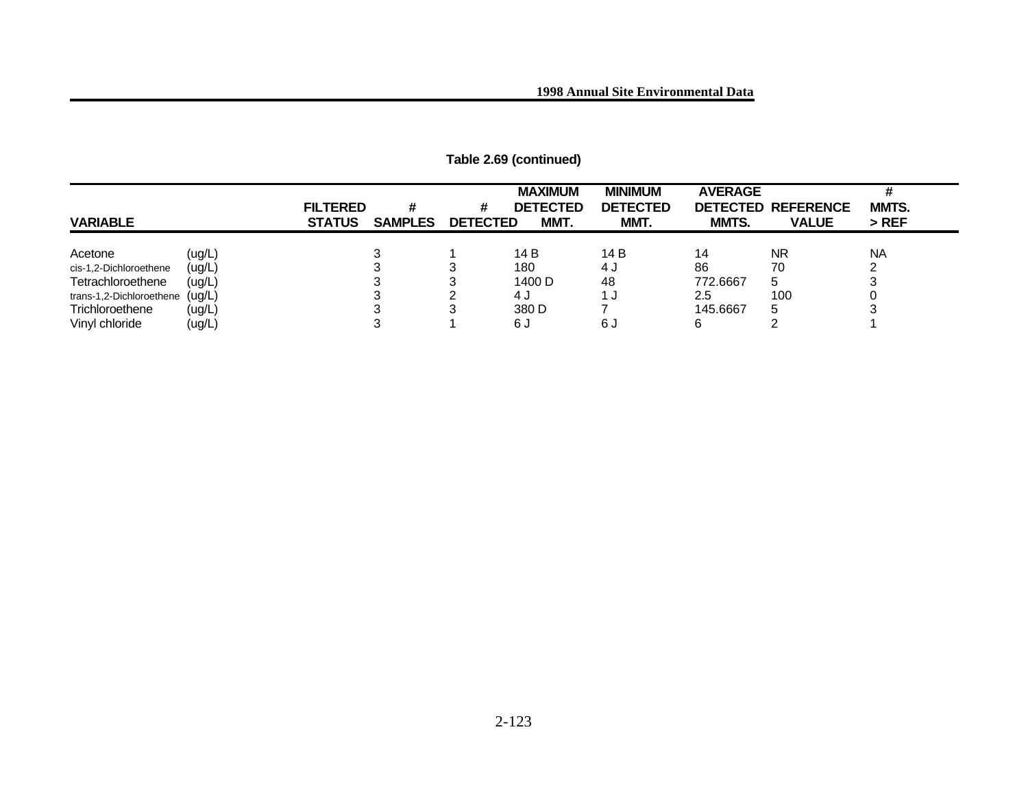**Table 2.69 (continued)**

| VARIABLE | | FILTERED STATUS | # SAMPLES | # DETECTED | MAXIMUM DETECTED MMT. | MINIMUM DETECTED MMT. | AVERAGE DETECTED MMTS. | REFERENCE VALUE | # MMTS. > REF |
|---|---|---|---|---|---|---|---|---|---|
| Acetone | (ug/L) | | 3 | 1 | 14 B | 14 B | 14 | NR | NA |
| cis-1,2-Dichloroethene | (ug/L) | | 3 | 3 | 180 | 4 J | 86 | 70 | 2 |
| Tetrachloroethene | (ug/L) | | 3 | 3 | 1400 D | 48 | 772.6667 | 5 | 3 |
| trans-1,2-Dichloroethene | (ug/L) | | 3 | 2 | 4 J | 1 J | 2.5 | 100 | 0 |
| Trichloroethene | (ug/L) | | 3 | 3 | 380 D | 7 | 145.6667 | 5 | 3 |
| Vinyl chloride | (ug/L) | | 3 | 1 | 6 J | 6 J | 6 | 2 | 1 |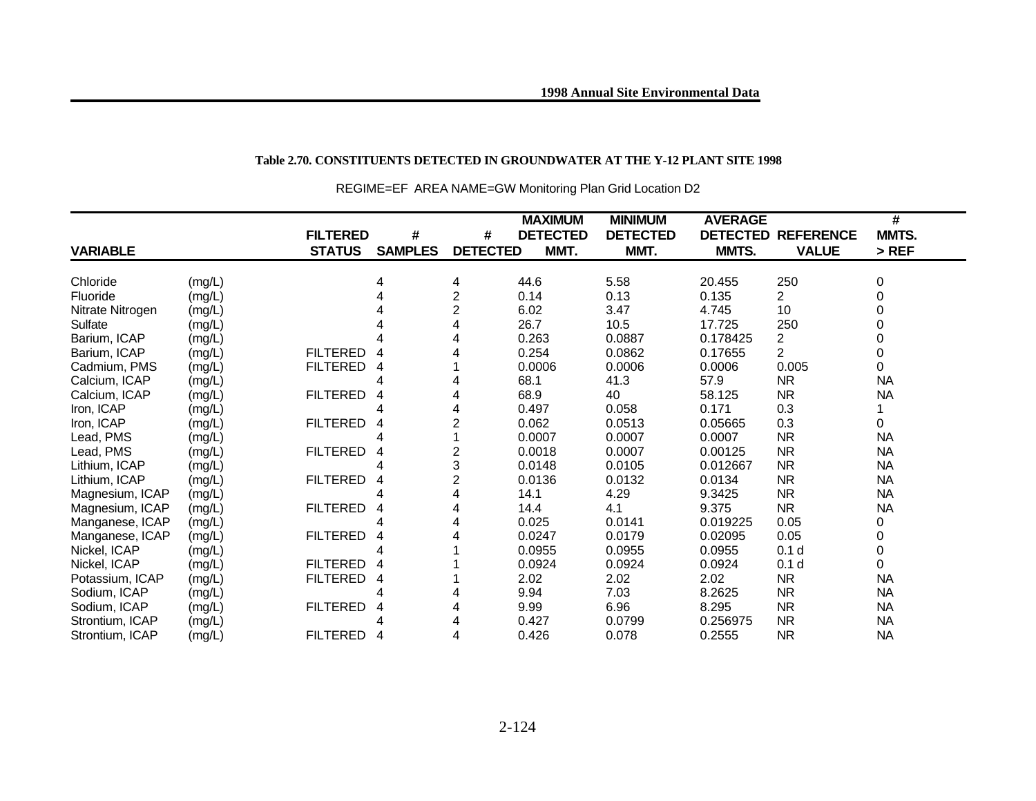**Table 2.70. CONSTITUENTS DETECTED IN GROUNDWATER AT THE Y-12 PLANT SITE 1998**

REGIME=EF AREA NAME=GW Monitoring Plan Grid Location D2

| VARIABLE | | FILTERED STATUS | # SAMPLES | # DETECTED | MAXIMUM DETECTED MMT. | MINIMUM DETECTED MMT. | AVERAGE DETECTED MMTS. | REFERENCE VALUE | # MMTS. > REF |
|---|---|---|---|---|---|---|---|---|---|
| Chloride | (mg/L) | | 4 | 4 | 44.6 | 5.58 | 20.455 | 250 | 0 |
| Fluoride | (mg/L) | | 4 | 2 | 0.14 | 0.13 | 0.135 | 2 | 0 |
| Nitrate Nitrogen | (mg/L) | | 4 | 2 | 6.02 | 3.47 | 4.745 | 10 | 0 |
| Sulfate | (mg/L) | | 4 | 4 | 26.7 | 10.5 | 17.725 | 250 | 0 |
| Barium, ICAP | (mg/L) | | 4 | 4 | 0.263 | 0.0887 | 0.178425 | 2 | 0 |
| Barium, ICAP | (mg/L) | FILTERED | 4 | 4 | 0.254 | 0.0862 | 0.17655 | 2 | 0 |
| Cadmium, PMS | (mg/L) | FILTERED | 4 | 1 | 0.0006 | 0.0006 | 0.0006 | 0.005 | 0 |
| Calcium, ICAP | (mg/L) | | 4 | 4 | 68.1 | 41.3 | 57.9 | NR | NA |
| Calcium, ICAP | (mg/L) | FILTERED | 4 | 4 | 68.9 | 40 | 58.125 | NR | NA |
| Iron, ICAP | (mg/L) | | 4 | 4 | 0.497 | 0.058 | 0.171 | 0.3 | 1 |
| Iron, ICAP | (mg/L) | FILTERED | 4 | 2 | 0.062 | 0.0513 | 0.05665 | 0.3 | 0 |
| Lead, PMS | (mg/L) | | 4 | 1 | 0.0007 | 0.0007 | 0.0007 | NR | NA |
| Lead, PMS | (mg/L) | FILTERED | 4 | 2 | 0.0018 | 0.0007 | 0.00125 | NR | NA |
| Lithium, ICAP | (mg/L) | | 4 | 3 | 0.0148 | 0.0105 | 0.012667 | NR | NA |
| Lithium, ICAP | (mg/L) | FILTERED | 4 | 2 | 0.0136 | 0.0132 | 0.0134 | NR | NA |
| Magnesium, ICAP | (mg/L) | | 4 | 4 | 14.1 | 4.29 | 9.3425 | NR | NA |
| Magnesium, ICAP | (mg/L) | FILTERED | 4 | 4 | 14.4 | 4.1 | 9.375 | NR | NA |
| Manganese, ICAP | (mg/L) | | 4 | 4 | 0.025 | 0.0141 | 0.019225 | 0.05 | 0 |
| Manganese, ICAP | (mg/L) | FILTERED | 4 | 4 | 0.0247 | 0.0179 | 0.02095 | 0.05 | 0 |
| Nickel, ICAP | (mg/L) | | 4 | 1 | 0.0955 | 0.0955 | 0.0955 | 0.1 d | 0 |
| Nickel, ICAP | (mg/L) | FILTERED | 4 | 1 | 0.0924 | 0.0924 | 0.0924 | 0.1 d | 0 |
| Potassium, ICAP | (mg/L) | FILTERED | 4 | 1 | 2.02 | 2.02 | 2.02 | NR | NA |
| Sodium, ICAP | (mg/L) | | 4 | 4 | 9.94 | 7.03 | 8.2625 | NR | NA |
| Sodium, ICAP | (mg/L) | FILTERED | 4 | 4 | 9.99 | 6.96 | 8.295 | NR | NA |
| Strontium, ICAP | (mg/L) | | 4 | 4 | 0.427 | 0.0799 | 0.256975 | NR | NA |
| Strontium, ICAP | (mg/L) | FILTERED | 4 | 4 | 0.426 | 0.078 | 0.2555 | NR | NA |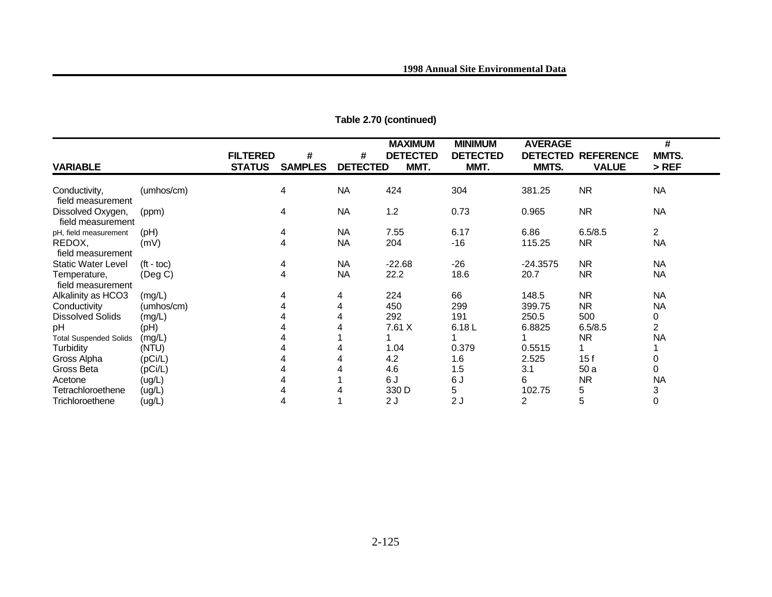**Table 2.70 (continued)**

| VARIABLE | | FILTERED STATUS | # SAMPLES | # DETECTED | MAXIMUM DETECTED MMT. | MINIMUM DETECTED MMT. | AVERAGE DETECTED MMTS. | REFERENCE VALUE | # MMTS. > REF |
|---|---|---|---|---|---|---|---|---|---|
| Conductivity, field measurement | (umhos/cm) | | 4 | NA | 424 | 304 | 381.25 | NR | NA |
| Dissolved Oxygen, field measurement | (ppm) | | 4 | NA | 1.2 | 0.73 | 0.965 | NR | NA |
| pH, field measurement | (pH) | | 4 | NA | 7.55 | 6.17 | 6.86 | 6.5/8.5 | 2 |
| REDOX, field measurement | (mV) | | 4 | NA | 204 | -16 | 115.25 | NR | NA |
| Static Water Level | (ft - toc) | | 4 | NA | -22.68 | -26 | -24.3575 | NR | NA |
| Temperature, field measurement | (Deg C) | | 4 | NA | 22.2 | 18.6 | 20.7 | NR | NA |
| Alkalinity as HCO3 | (mg/L) | | 4 | 4 | 224 | 66 | 148.5 | NR | NA |
| Conductivity | (umhos/cm) | | 4 | 4 | 450 | 299 | 399.75 | NR | NA |
| Dissolved Solids | (mg/L) | | 4 | 4 | 292 | 191 | 250.5 | 500 | 0 |
| pH | (pH) | | 4 | 4 | 7.61 X | 6.18 L | 6.8825 | 6.5/8.5 | 2 |
| Total Suspended Solids | (mg/L) | | 4 | 1 | 1 | 1 | 1 | NR | NA |
| Turbidity | (NTU) | | 4 | 4 | 1.04 | 0.379 | 0.5515 | 1 | 1 |
| Gross Alpha | (pCi/L) | | 4 | 4 | 4.2 | 1.6 | 2.525 | 15 f | 0 |
| Gross Beta | (pCi/L) | | 4 | 4 | 4.6 | 1.5 | 3.1 | 50 a | 0 |
| Acetone | (ug/L) | | 4 | 1 | 6 J | 6 J | 6 | NR | NA |
| Tetrachloroethene | (ug/L) | | 4 | 4 | 330 D | 5 | 102.75 | 5 | 3 |
| Trichloroethene | (ug/L) | | 4 | 1 | 2 J | 2 J | 2 | 5 | 0 |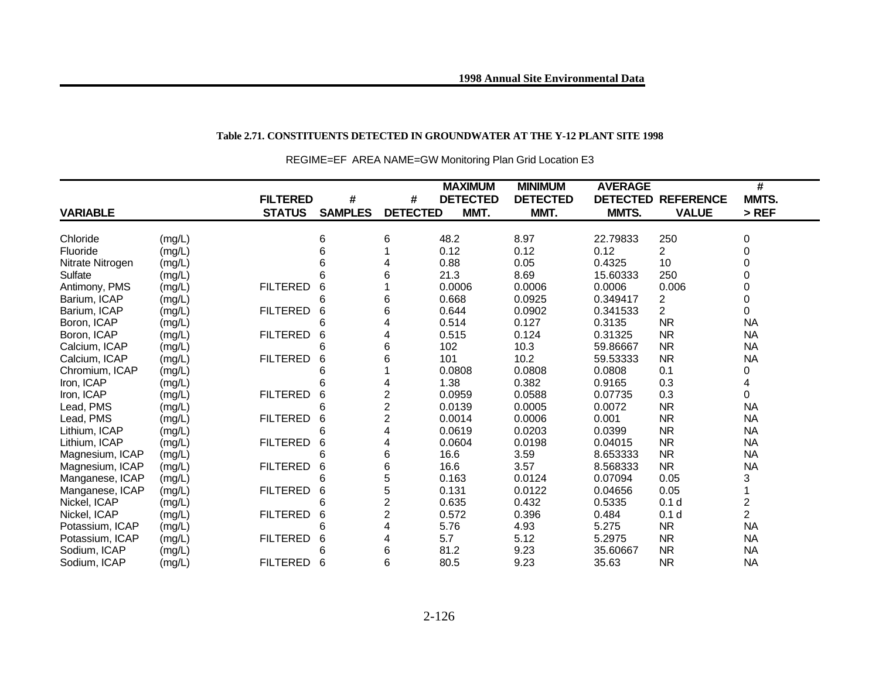**Table 2.71. CONSTITUENTS DETECTED IN GROUNDWATER AT THE Y-12 PLANT SITE 1998**

REGIME=EF AREA NAME=GW Monitoring Plan Grid Location E3

| VARIABLE | | FILTERED STATUS | # SAMPLES | # DETECTED | MAXIMUM DETECTED MMT. | MINIMUM DETECTED MMT. | AVERAGE DETECTED MMTS. | REFERENCE VALUE | # MMTS. > REF |
|---|---|---|---|---|---|---|---|---|---|
| Chloride | (mg/L) | | 6 | 6 | 48.2 | 8.97 | 22.79833 | 250 | 0 |
| Fluoride | (mg/L) | | 6 | 1 | 0.12 | 0.12 | 0.12 | 2 | 0 |
| Nitrate Nitrogen | (mg/L) | | 6 | 4 | 0.88 | 0.05 | 0.4325 | 10 | 0 |
| Sulfate | (mg/L) | | 6 | 6 | 21.3 | 8.69 | 15.60333 | 250 | 0 |
| Antimony, PMS | (mg/L) | FILTERED | 6 | 1 | 0.0006 | 0.0006 | 0.0006 | 0.006 | 0 |
| Barium, ICAP | (mg/L) | | 6 | 6 | 0.668 | 0.0925 | 0.349417 | 2 | 0 |
| Barium, ICAP | (mg/L) | FILTERED | 6 | 6 | 0.644 | 0.0902 | 0.341533 | 2 | 0 |
| Boron, ICAP | (mg/L) | | 6 | 4 | 0.514 | 0.127 | 0.3135 | NR | NA |
| Boron, ICAP | (mg/L) | FILTERED | 6 | 4 | 0.515 | 0.124 | 0.31325 | NR | NA |
| Calcium, ICAP | (mg/L) | | 6 | 6 | 102 | 10.3 | 59.86667 | NR | NA |
| Calcium, ICAP | (mg/L) | FILTERED | 6 | 6 | 101 | 10.2 | 59.53333 | NR | NA |
| Chromium, ICAP | (mg/L) | | 6 | 1 | 0.0808 | 0.0808 | 0.0808 | 0.1 | 0 |
| Iron, ICAP | (mg/L) | | 6 | 4 | 1.38 | 0.382 | 0.9165 | 0.3 | 4 |
| Iron, ICAP | (mg/L) | FILTERED | 6 | 2 | 0.0959 | 0.0588 | 0.07735 | 0.3 | 0 |
| Lead, PMS | (mg/L) | | 6 | 2 | 0.0139 | 0.0005 | 0.0072 | NR | NA |
| Lead, PMS | (mg/L) | FILTERED | 6 | 2 | 0.0014 | 0.0006 | 0.001 | NR | NA |
| Lithium, ICAP | (mg/L) | | 6 | 4 | 0.0619 | 0.0203 | 0.0399 | NR | NA |
| Lithium, ICAP | (mg/L) | FILTERED | 6 | 4 | 0.0604 | 0.0198 | 0.04015 | NR | NA |
| Magnesium, ICAP | (mg/L) | | 6 | 6 | 16.6 | 3.59 | 8.653333 | NR | NA |
| Magnesium, ICAP | (mg/L) | FILTERED | 6 | 6 | 16.6 | 3.57 | 8.568333 | NR | NA |
| Manganese, ICAP | (mg/L) | | 6 | 5 | 0.163 | 0.0124 | 0.07094 | 0.05 | 3 |
| Manganese, ICAP | (mg/L) | FILTERED | 6 | 5 | 0.131 | 0.0122 | 0.04656 | 0.05 | 1 |
| Nickel, ICAP | (mg/L) | | 6 | 2 | 0.635 | 0.432 | 0.5335 | 0.1 d | 2 |
| Nickel, ICAP | (mg/L) | FILTERED | 6 | 2 | 0.572 | 0.396 | 0.484 | 0.1 d | 2 |
| Potassium, ICAP | (mg/L) | | 6 | 4 | 5.76 | 4.93 | 5.275 | NR | NA |
| Potassium, ICAP | (mg/L) | FILTERED | 6 | 4 | 5.7 | 5.12 | 5.2975 | NR | NA |
| Sodium, ICAP | (mg/L) | | 6 | 6 | 81.2 | 9.23 | 35.60667 | NR | NA |
| Sodium, ICAP | (mg/L) | FILTERED | 6 | 6 | 80.5 | 9.23 | 35.63 | NR | NA |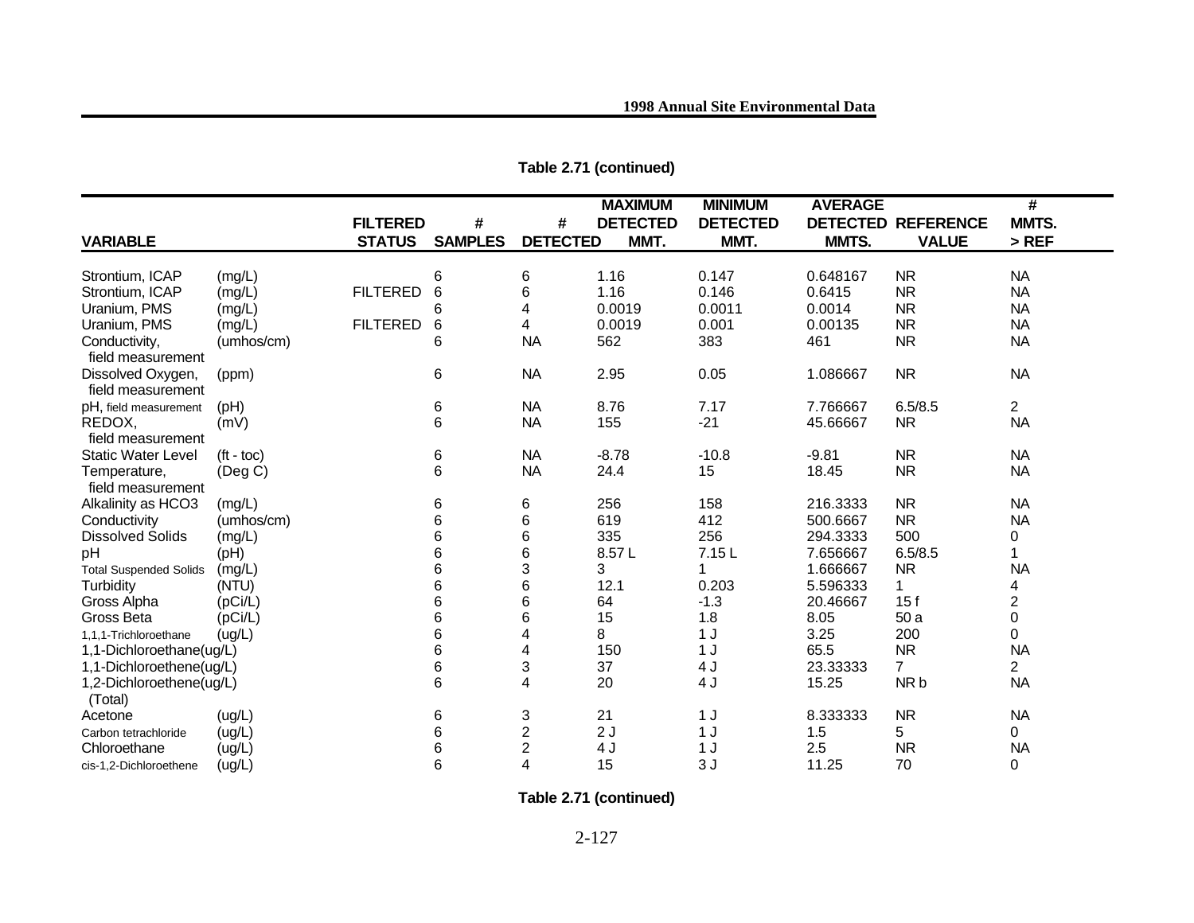**Table 2.71 (continued)**

| VARIABLE | | FILTERED STATUS | # SAMPLES | # DETECTED | MAXIMUM DETECTED MMT. | MINIMUM DETECTED MMT. | AVERAGE DETECTED MMTS. | REFERENCE VALUE | # MMTS. > REF |
|---|---|---|---|---|---|---|---|---|---|
| Strontium, ICAP | (mg/L) | | 6 | 6 | 1.16 | 0.147 | 0.648167 | NR | NA |
| Strontium, ICAP | (mg/L) | FILTERED | 6 | 6 | 1.16 | 0.146 | 0.6415 | NR | NA |
| Uranium, PMS | (mg/L) | | 6 | 4 | 0.0019 | 0.0011 | 0.0014 | NR | NA |
| Uranium, PMS | (mg/L) | FILTERED | 6 | 4 | 0.0019 | 0.001 | 0.00135 | NR | NA |
| Conductivity, field measurement | (umhos/cm) | | 6 | NA | 562 | 383 | 461 | NR | NA |
| Dissolved Oxygen, field measurement | (ppm) | | 6 | NA | 2.95 | 0.05 | 1.086667 | NR | NA |
| pH, field measurement | (pH) | | 6 | NA | 8.76 | 7.17 | 7.766667 | 6.5/8.5 | 2 |
| REDOX, field measurement | (mV) | | 6 | NA | 155 | -21 | 45.66667 | NR | NA |
| Static Water Level | (ft - toc) | | 6 | NA | -8.78 | -10.8 | -9.81 | NR | NA |
| Temperature, field measurement | (Deg C) | | 6 | NA | 24.4 | 15 | 18.45 | NR | NA |
| Alkalinity as HCO3 | (mg/L) | | 6 | 6 | 256 | 158 | 216.3333 | NR | NA |
| Conductivity | (umhos/cm) | | 6 | 6 | 619 | 412 | 500.6667 | NR | NA |
| Dissolved Solids | (mg/L) | | 6 | 6 | 335 | 256 | 294.3333 | 500 | 0 |
| pH | (pH) | | 6 | 6 | 8.57 L | 7.15 L | 7.656667 | 6.5/8.5 | 1 |
| Total Suspended Solids | (mg/L) | | 6 | 3 | 3 | 1 | 1.666667 | NR | NA |
| Turbidity | (NTU) | | 6 | 6 | 12.1 | 0.203 | 5.596333 | 1 | 4 |
| Gross Alpha | (pCi/L) | | 6 | 6 | 64 | -1.3 | 20.46667 | 15 f | 2 |
| Gross Beta | (pCi/L) | | 6 | 6 | 15 | 1.8 | 8.05 | 50 a | 0 |
| 1,1,1-Trichloroethane | (ug/L) | | 6 | 4 | 8 | 1 J | 3.25 | 200 | 0 |
| 1,1-Dichloroethane | (ug/L) | | 6 | 4 | 150 | 1 J | 65.5 | NR | NA |
| 1,1-Dichloroethene | (ug/L) | | 6 | 3 | 37 | 4 J | 23.33333 | 7 | 2 |
| 1,2-Dichloroethene (Total) | (ug/L) | | 6 | 4 | 20 | 4 J | 15.25 | NR b | NA |
| Acetone | (ug/L) | | 6 | 3 | 21 | 1 J | 8.333333 | NR | NA |
| Carbon tetrachloride | (ug/L) | | 6 | 2 | 2 J | 1 J | 1.5 | 5 | 0 |
| Chloroethane | (ug/L) | | 6 | 2 | 4 J | 1 J | 2.5 | NR | NA |
| cis-1,2-Dichloroethene | (ug/L) | | 6 | 4 | 15 | 3 J | 11.25 | 70 | 0 |

**Table 2.71 (continued)**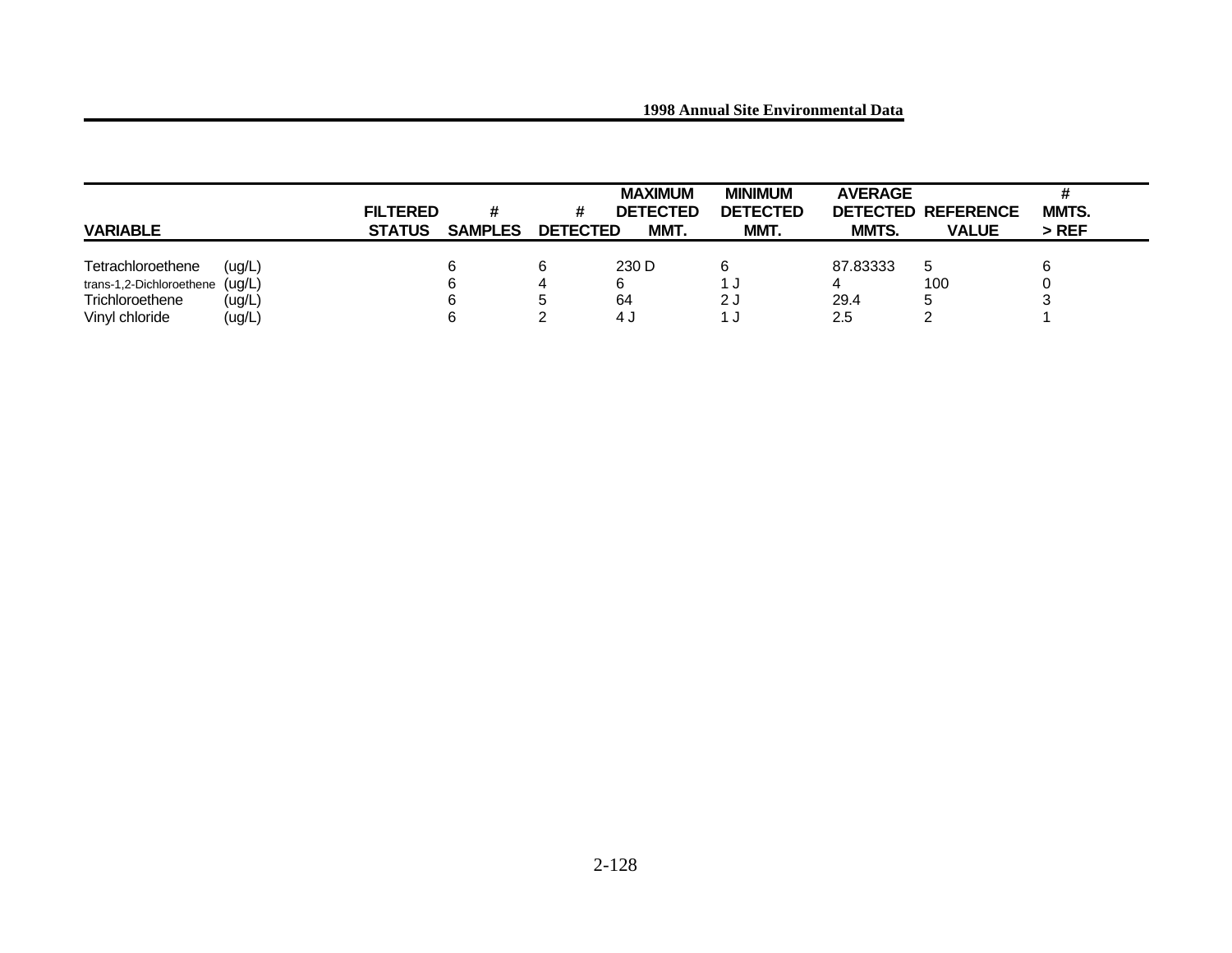| VARIABLE | | FILTERED STATUS | # SAMPLES | # DETECTED | MAXIMUM DETECTED MMT. | MINIMUM DETECTED MMT. | AVERAGE DETECTED MMTS. | REFERENCE VALUE | # MMTS. > REF |
|---|---|---|---|---|---|---|---|---|---|
| Tetrachloroethene | (ug/L) | | 6 | 6 | 230 D | 6 | 87.83333 | 5 | 6 |
| trans-1,2-Dichloroethene | (ug/L) | | 6 | 4 | 6 | 1 J | 4 | 100 | 0 |
| Trichloroethene | (ug/L) | | 6 | 5 | 64 | 2 J | 29.4 | 5 | 3 |
| Vinyl chloride | (ug/L) | | 6 | 2 | 4 J | 1 J | 2.5 | 2 | 1 |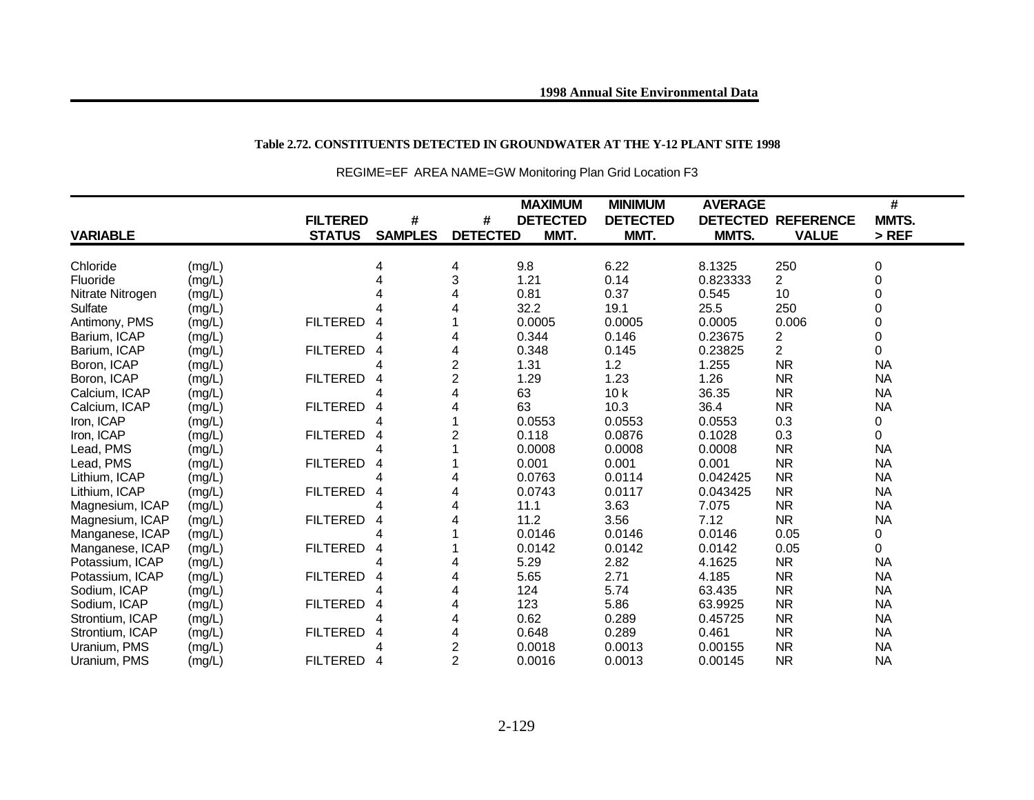**Table 2.72. CONSTITUENTS DETECTED IN GROUNDWATER AT THE Y-12 PLANT SITE 1998**

REGIME=EF AREA NAME=GW Monitoring Plan Grid Location F3

| VARIABLE | | FILTERED STATUS | # SAMPLES | # DETECTED | MAXIMUM DETECTED MMT. | MINIMUM DETECTED MMT. | AVERAGE DETECTED MMTS. | REFERENCE VALUE | # MMTS. > REF |
|---|---|---|---|---|---|---|---|---|---|
| Chloride | (mg/L) | | 4 | 4 | 9.8 | 6.22 | 8.1325 | 250 | 0 |
| Fluoride | (mg/L) | | 4 | 3 | 1.21 | 0.14 | 0.823333 | 2 | 0 |
| Nitrate Nitrogen | (mg/L) | | 4 | 4 | 0.81 | 0.37 | 0.545 | 10 | 0 |
| Sulfate | (mg/L) | | 4 | 4 | 32.2 | 19.1 | 25.5 | 250 | 0 |
| Antimony, PMS | (mg/L) | FILTERED | 4 | 1 | 0.0005 | 0.0005 | 0.0005 | 0.006 | 0 |
| Barium, ICAP | (mg/L) | | 4 | 4 | 0.344 | 0.146 | 0.23675 | 2 | 0 |
| Barium, ICAP | (mg/L) | FILTERED | 4 | 4 | 0.348 | 0.145 | 0.23825 | 2 | 0 |
| Boron, ICAP | (mg/L) | | 4 | 2 | 1.31 | 1.2 | 1.255 | NR | NA |
| Boron, ICAP | (mg/L) | FILTERED | 4 | 2 | 1.29 | 1.23 | 1.26 | NR | NA |
| Calcium, ICAP | (mg/L) | | 4 | 4 | 63 | 10 k | 36.35 | NR | NA |
| Calcium, ICAP | (mg/L) | FILTERED | 4 | 4 | 63 | 10.3 | 36.4 | NR | NA |
| Iron, ICAP | (mg/L) | | 4 | 1 | 0.0553 | 0.0553 | 0.0553 | 0.3 | 0 |
| Iron, ICAP | (mg/L) | FILTERED | 4 | 2 | 0.118 | 0.0876 | 0.1028 | 0.3 | 0 |
| Lead, PMS | (mg/L) | | 4 | 1 | 0.0008 | 0.0008 | 0.0008 | NR | NA |
| Lead, PMS | (mg/L) | FILTERED | 4 | 1 | 0.001 | 0.001 | 0.001 | NR | NA |
| Lithium, ICAP | (mg/L) | | 4 | 4 | 0.0763 | 0.0114 | 0.042425 | NR | NA |
| Lithium, ICAP | (mg/L) | FILTERED | 4 | 4 | 0.0743 | 0.0117 | 0.043425 | NR | NA |
| Magnesium, ICAP | (mg/L) | | 4 | 4 | 11.1 | 3.63 | 7.075 | NR | NA |
| Magnesium, ICAP | (mg/L) | FILTERED | 4 | 4 | 11.2 | 3.56 | 7.12 | NR | NA |
| Manganese, ICAP | (mg/L) | | 4 | 1 | 0.0146 | 0.0146 | 0.0146 | 0.05 | 0 |
| Manganese, ICAP | (mg/L) | FILTERED | 4 | 1 | 0.0142 | 0.0142 | 0.0142 | 0.05 | 0 |
| Potassium, ICAP | (mg/L) | | 4 | 4 | 5.29 | 2.82 | 4.1625 | NR | NA |
| Potassium, ICAP | (mg/L) | FILTERED | 4 | 4 | 5.65 | 2.71 | 4.185 | NR | NA |
| Sodium, ICAP | (mg/L) | | 4 | 4 | 124 | 5.74 | 63.435 | NR | NA |
| Sodium, ICAP | (mg/L) | FILTERED | 4 | 4 | 123 | 5.86 | 63.9925 | NR | NA |
| Strontium, ICAP | (mg/L) | | 4 | 4 | 0.62 | 0.289 | 0.45725 | NR | NA |
| Strontium, ICAP | (mg/L) | FILTERED | 4 | 4 | 0.648 | 0.289 | 0.461 | NR | NA |
| Uranium, PMS | (mg/L) | | 4 | 2 | 0.0018 | 0.0013 | 0.00155 | NR | NA |
| Uranium, PMS | (mg/L) | FILTERED | 4 | 2 | 0.0016 | 0.0013 | 0.00145 | NR | NA |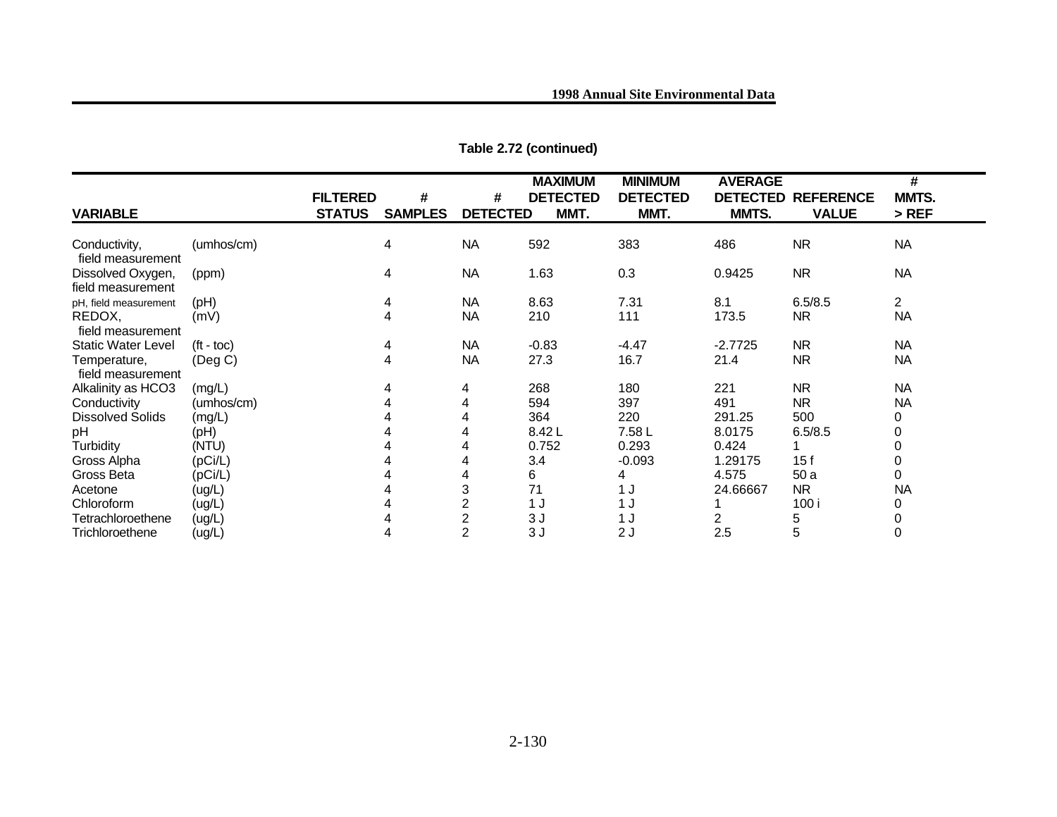**Table 2.72 (continued)**

| VARIABLE | | FILTERED STATUS | # SAMPLES | # DETECTED | MAXIMUM DETECTED MMT. | MINIMUM DETECTED MMT. | AVERAGE DETECTED MMTS. | REFERENCE VALUE | # MMTS. > REF |
|---|---|---|---|---|---|---|---|---|---|
| Conductivity, field measurement | (umhos/cm) | | 4 | NA | 592 | 383 | 486 | NR | NA |
| Dissolved Oxygen, field measurement | (ppm) | | 4 | NA | 1.63 | 0.3 | 0.9425 | NR | NA |
| pH, field measurement | (pH) | | 4 | NA | 8.63 | 7.31 | 8.1 | 6.5/8.5 | 2 |
| REDOX, field measurement | (mV) | | 4 | NA | 210 | 111 | 173.5 | NR | NA |
| Static Water Level | (ft - toc) | | 4 | NA | -0.83 | -4.47 | -2.7725 | NR | NA |
| Temperature, field measurement | (Deg C) | | 4 | NA | 27.3 | 16.7 | 21.4 | NR | NA |
| Alkalinity as HCO3 | (mg/L) | | 4 | 4 | 268 | 180 | 221 | NR | NA |
| Conductivity | (umhos/cm) | | 4 | 4 | 594 | 397 | 491 | NR | NA |
| Dissolved Solids | (mg/L) | | 4 | 4 | 364 | 220 | 291.25 | 500 | 0 |
| pH | (pH) | | 4 | 4 | 8.42 L | 7.58 L | 8.0175 | 6.5/8.5 | 0 |
| Turbidity | (NTU) | | 4 | 4 | 0.752 | 0.293 | 0.424 | 1 | 0 |
| Gross Alpha | (pCi/L) | | 4 | 4 | 3.4 | -0.093 | 1.29175 | 15 f | 0 |
| Gross Beta | (pCi/L) | | 4 | 4 | 6 | 4 | 4.575 | 50 a | 0 |
| Acetone | (ug/L) | | 4 | 3 | 71 | 1 J | 24.66667 | NR | NA |
| Chloroform | (ug/L) | | 4 | 2 | 1 J | 1 J | 1 | 100 i | 0 |
| Tetrachloroethene | (ug/L) | | 4 | 2 | 3 J | 1 J | 2 | 5 | 0 |
| Trichloroethene | (ug/L) | | 4 | 2 | 3 J | 2 J | 2.5 | 5 | 0 |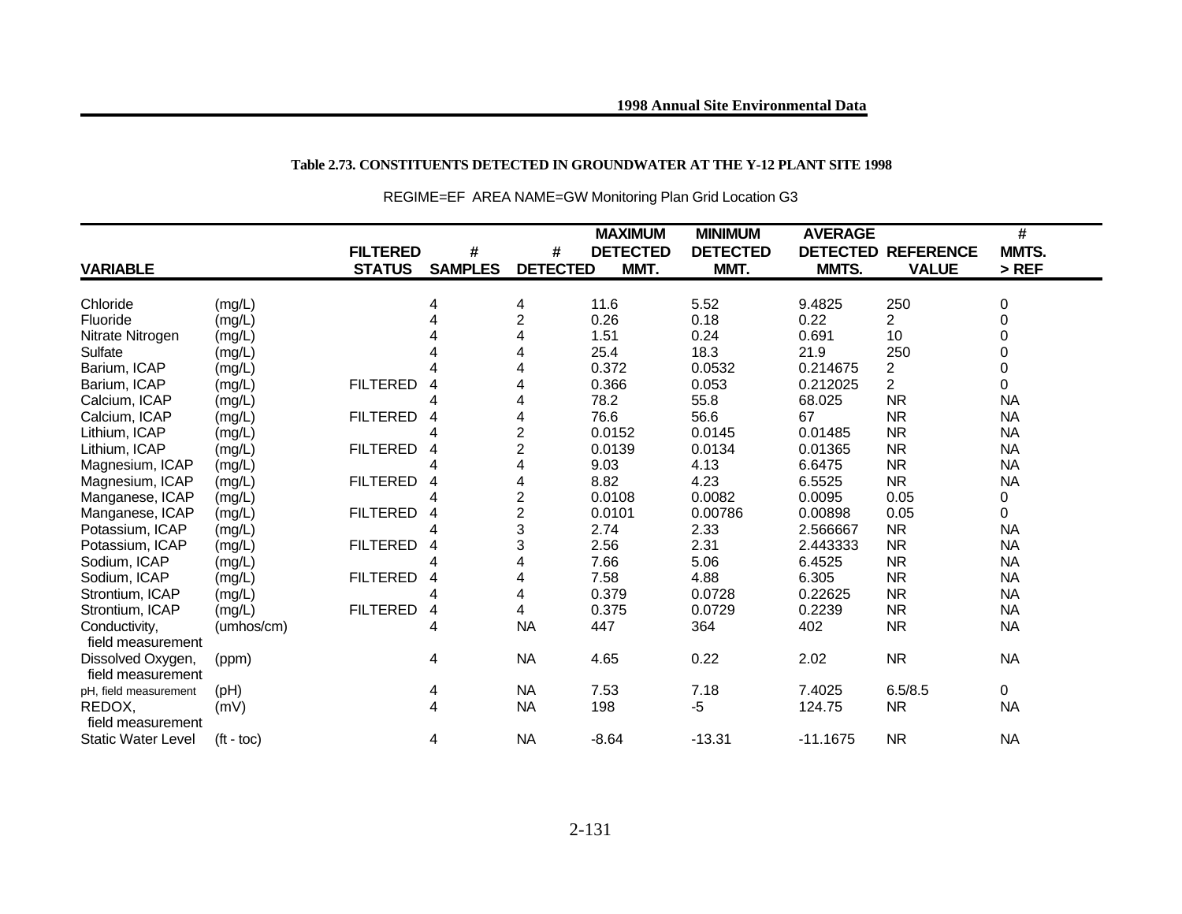**Table 2.73. CONSTITUENTS DETECTED IN GROUNDWATER AT THE Y-12 PLANT SITE 1998**

REGIME=EF AREA NAME=GW Monitoring Plan Grid Location G3

| VARIABLE | | FILTERED STATUS | # SAMPLES | # DETECTED | MAXIMUM DETECTED MMT. | MINIMUM DETECTED MMT. | AVERAGE DETECTED MMTS. | REFERENCE VALUE | # MMTS. > REF |
|---|---|---|---|---|---|---|---|---|---|
| Chloride | (mg/L) | | 4 | 4 | 11.6 | 5.52 | 9.4825 | 250 | 0 |
| Fluoride | (mg/L) | | 4 | 2 | 0.26 | 0.18 | 0.22 | 2 | 0 |
| Nitrate Nitrogen | (mg/L) | | 4 | 4 | 1.51 | 0.24 | 0.691 | 10 | 0 |
| Sulfate | (mg/L) | | 4 | 4 | 25.4 | 18.3 | 21.9 | 250 | 0 |
| Barium, ICAP | (mg/L) | | 4 | 4 | 0.372 | 0.0532 | 0.214675 | 2 | 0 |
| Barium, ICAP | (mg/L) | FILTERED | 4 | 4 | 0.366 | 0.053 | 0.212025 | 2 | 0 |
| Calcium, ICAP | (mg/L) | | 4 | 4 | 78.2 | 55.8 | 68.025 | NR | NA |
| Calcium, ICAP | (mg/L) | FILTERED | 4 | 4 | 76.6 | 56.6 | 67 | NR | NA |
| Lithium, ICAP | (mg/L) | | 4 | 2 | 0.0152 | 0.0145 | 0.01485 | NR | NA |
| Lithium, ICAP | (mg/L) | FILTERED | 4 | 2 | 0.0139 | 0.0134 | 0.01365 | NR | NA |
| Magnesium, ICAP | (mg/L) | | 4 | 4 | 9.03 | 4.13 | 6.6475 | NR | NA |
| Magnesium, ICAP | (mg/L) | FILTERED | 4 | 4 | 8.82 | 4.23 | 6.5525 | NR | NA |
| Manganese, ICAP | (mg/L) | | 4 | 2 | 0.0108 | 0.0082 | 0.0095 | 0.05 | 0 |
| Manganese, ICAP | (mg/L) | FILTERED | 4 | 2 | 0.0101 | 0.00786 | 0.00898 | 0.05 | 0 |
| Potassium, ICAP | (mg/L) | | 4 | 3 | 2.74 | 2.33 | 2.566667 | NR | NA |
| Potassium, ICAP | (mg/L) | FILTERED | 4 | 3 | 2.56 | 2.31 | 2.443333 | NR | NA |
| Sodium, ICAP | (mg/L) | | 4 | 4 | 7.66 | 5.06 | 6.4525 | NR | NA |
| Sodium, ICAP | (mg/L) | FILTERED | 4 | 4 | 7.58 | 4.88 | 6.305 | NR | NA |
| Strontium, ICAP | (mg/L) | | 4 | 4 | 0.379 | 0.0728 | 0.22625 | NR | NA |
| Strontium, ICAP | (mg/L) | FILTERED | 4 | 4 | 0.375 | 0.0729 | 0.2239 | NR | NA |
| Conductivity, field measurement | (umhos/cm) | | 4 | NA | 447 | 364 | 402 | NR | NA |
| Dissolved Oxygen, field measurement | (ppm) | | 4 | NA | 4.65 | 0.22 | 2.02 | NR | NA |
| pH, field measurement | (pH) | | 4 | NA | 7.53 | 7.18 | 7.4025 | 6.5/8.5 | 0 |
| REDOX, field measurement | (mV) | | 4 | NA | 198 | -5 | 124.75 | NR | NA |
| Static Water Level | (ft - toc) | | 4 | NA | -8.64 | -13.31 | -11.1675 | NR | NA |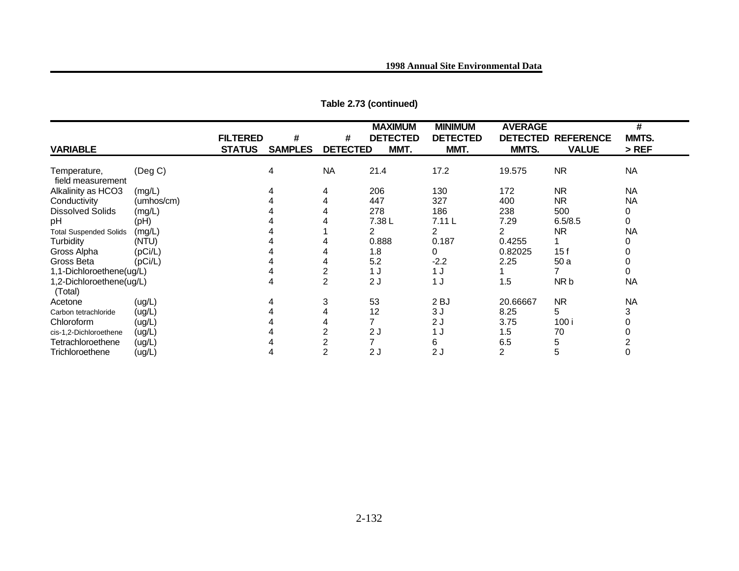**Table 2.73 (continued)**

| VARIABLE | | FILTERED STATUS | # SAMPLES | # DETECTED | MAXIMUM DETECTED MMT. | MINIMUM DETECTED MMT. | AVERAGE DETECTED MMTS. | REFERENCE VALUE | # MMTS. > REF |
|---|---|---|---|---|---|---|---|---|---|
| Temperature, field measurement | (Deg C) | | 4 | NA | 21.4 | 17.2 | 19.575 | NR | NA |
| Alkalinity as HCO3 | (mg/L) | | 4 | 4 | 206 | 130 | 172 | NR | NA |
| Conductivity | (umhos/cm) | | 4 | 4 | 447 | 327 | 400 | NR | NA |
| Dissolved Solids | (mg/L) | | 4 | 4 | 278 | 186 | 238 | 500 | 0 |
| pH | (pH) | | 4 | 4 | 7.38 L | 7.11 L | 7.29 | 6.5/8.5 | 0 |
| Total Suspended Solids | (mg/L) | | 4 | 1 | 2 | 2 | 2 | NR | NA |
| Turbidity | (NTU) | | 4 | 4 | 0.888 | 0.187 | 0.4255 | 1 | 0 |
| Gross Alpha | (pCi/L) | | 4 | 4 | 1.8 | 0 | 0.82025 | 15 f | 0 |
| Gross Beta | (pCi/L) | | 4 | 4 | 5.2 | -2.2 | 2.25 | 50 a | 0 |
| 1,1-Dichloroethene | (ug/L) | | 4 | 2 | 1 J | 1 J | 1 | 7 | 0 |
| 1,2-Dichloroethene (Total) | (ug/L) | | 4 | 2 | 2 J | 1 J | 1.5 | NR b | NA |
| Acetone | (ug/L) | | 4 | 3 | 53 | 2 BJ | 20.66667 | NR | NA |
| Carbon tetrachloride | (ug/L) | | 4 | 4 | 12 | 3 J | 8.25 | 5 | 3 |
| Chloroform | (ug/L) | | 4 | 4 | 7 | 2 J | 3.75 | 100 i | 0 |
| cis-1,2-Dichloroethene | (ug/L) | | 4 | 2 | 2 J | 1 J | 1.5 | 70 | 0 |
| Tetrachloroethene | (ug/L) | | 4 | 2 | 7 | 6 | 6.5 | 5 | 2 |
| Trichloroethene | (ug/L) | | 4 | 2 | 2 J | 2 J | 2 | 5 | 0 |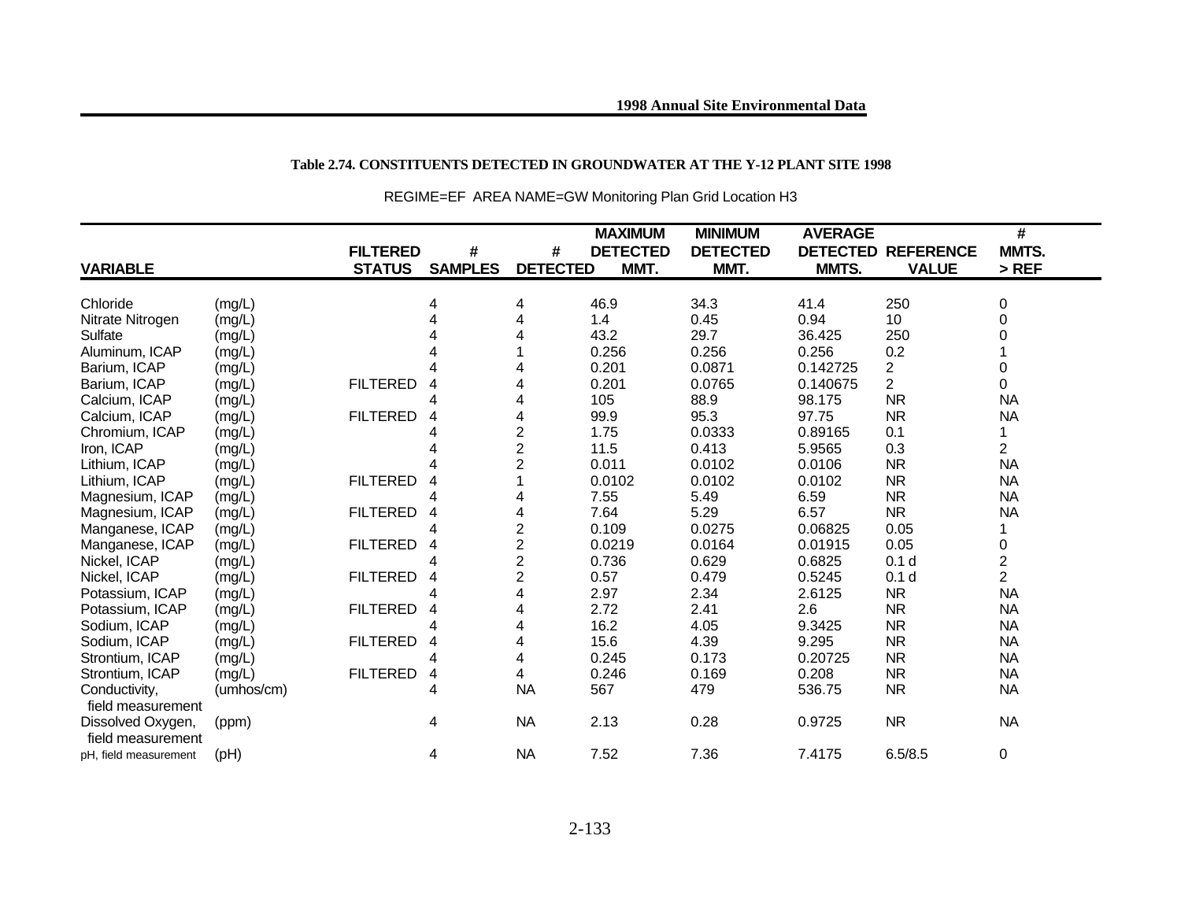**Table 2.74. CONSTITUENTS DETECTED IN GROUNDWATER AT THE Y-12 PLANT SITE 1998**

REGIME=EF AREA NAME=GW Monitoring Plan Grid Location H3

| VARIABLE | | FILTERED STATUS | # SAMPLES | # DETECTED | MAXIMUM DETECTED MMT. | MINIMUM DETECTED MMT. | AVERAGE DETECTED MMTS. | REFERENCE VALUE | # MMTS. > REF |
|---|---|---|---|---|---|---|---|---|---|
| Chloride | (mg/L) | | 4 | 4 | 46.9 | 34.3 | 41.4 | 250 | 0 |
| Nitrate Nitrogen | (mg/L) | | 4 | 4 | 1.4 | 0.45 | 0.94 | 10 | 0 |
| Sulfate | (mg/L) | | 4 | 4 | 43.2 | 29.7 | 36.425 | 250 | 0 |
| Aluminum, ICAP | (mg/L) | | 4 | 1 | 0.256 | 0.256 | 0.256 | 0.2 | 1 |
| Barium, ICAP | (mg/L) | | 4 | 4 | 0.201 | 0.0871 | 0.142725 | 2 | 0 |
| Barium, ICAP | (mg/L) | FILTERED | 4 | 4 | 0.201 | 0.0765 | 0.140675 | 2 | 0 |
| Calcium, ICAP | (mg/L) | | 4 | 4 | 105 | 88.9 | 98.175 | NR | NA |
| Calcium, ICAP | (mg/L) | FILTERED | 4 | 4 | 99.9 | 95.3 | 97.75 | NR | NA |
| Chromium, ICAP | (mg/L) | | 4 | 2 | 1.75 | 0.0333 | 0.89165 | 0.1 | 1 |
| Iron, ICAP | (mg/L) | | 4 | 2 | 11.5 | 0.413 | 5.9565 | 0.3 | 2 |
| Lithium, ICAP | (mg/L) | | 4 | 2 | 0.011 | 0.0102 | 0.0106 | NR | NA |
| Lithium, ICAP | (mg/L) | FILTERED | 4 | 1 | 0.0102 | 0.0102 | 0.0102 | NR | NA |
| Magnesium, ICAP | (mg/L) | | 4 | 4 | 7.55 | 5.49 | 6.59 | NR | NA |
| Magnesium, ICAP | (mg/L) | FILTERED | 4 | 4 | 7.64 | 5.29 | 6.57 | NR | NA |
| Manganese, ICAP | (mg/L) | | 4 | 2 | 0.109 | 0.0275 | 0.06825 | 0.05 | 1 |
| Manganese, ICAP | (mg/L) | FILTERED | 4 | 2 | 0.0219 | 0.0164 | 0.01915 | 0.05 | 0 |
| Nickel, ICAP | (mg/L) | | 4 | 2 | 0.736 | 0.629 | 0.6825 | 0.1 d | 2 |
| Nickel, ICAP | (mg/L) | FILTERED | 4 | 2 | 0.57 | 0.479 | 0.5245 | 0.1 d | 2 |
| Potassium, ICAP | (mg/L) | | 4 | 4 | 2.97 | 2.34 | 2.6125 | NR | NA |
| Potassium, ICAP | (mg/L) | FILTERED | 4 | 4 | 2.72 | 2.41 | 2.6 | NR | NA |
| Sodium, ICAP | (mg/L) | | 4 | 4 | 16.2 | 4.05 | 9.3425 | NR | NA |
| Sodium, ICAP | (mg/L) | FILTERED | 4 | 4 | 15.6 | 4.39 | 9.295 | NR | NA |
| Strontium, ICAP | (mg/L) | | 4 | 4 | 0.245 | 0.173 | 0.20725 | NR | NA |
| Strontium, ICAP | (mg/L) | FILTERED | 4 | 4 | 0.246 | 0.169 | 0.208 | NR | NA |
| Conductivity, field measurement | (umhos/cm) | | 4 | NA | 567 | 479 | 536.75 | NR | NA |
| Dissolved Oxygen, field measurement | (ppm) | | 4 | NA | 2.13 | 0.28 | 0.9725 | NR | NA |
| pH, field measurement | (pH) | | 4 | NA | 7.52 | 7.36 | 7.4175 | 6.5/8.5 | 0 |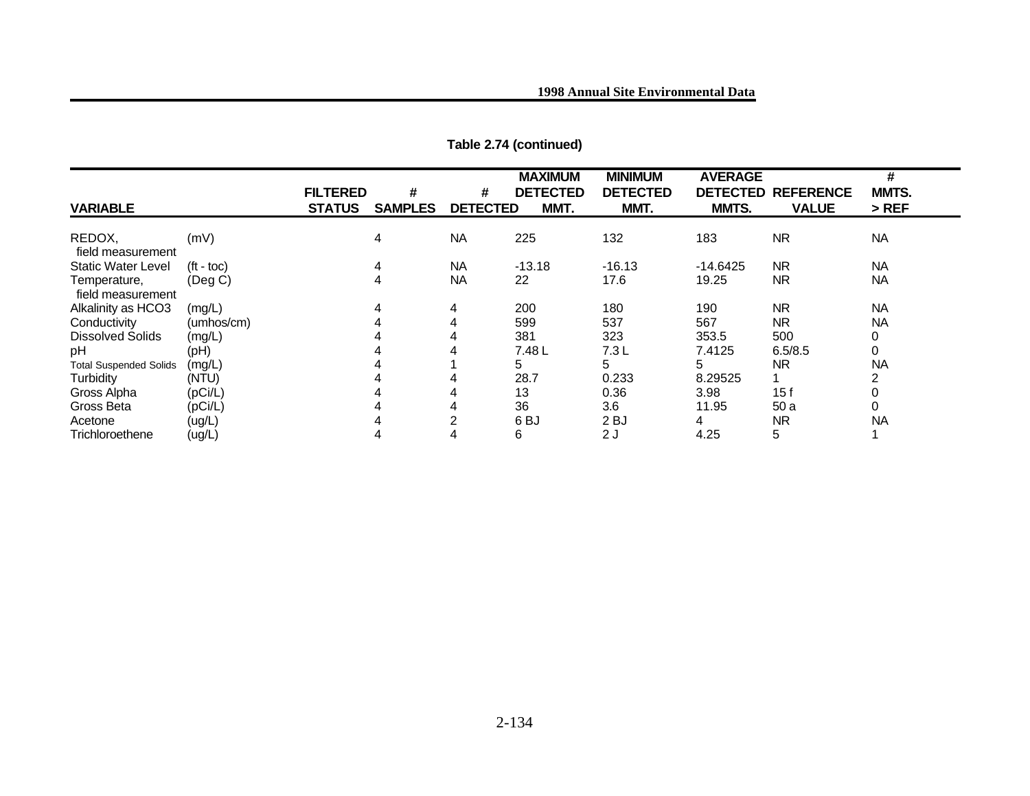**Table 2.74 (continued)**

| VARIABLE | | FILTERED STATUS | # SAMPLES | # DETECTED | MAXIMUM DETECTED MMT. | MINIMUM DETECTED MMT. | AVERAGE DETECTED MMTS. | REFERENCE VALUE | # MMTS. > REF |
|---|---|---|---|---|---|---|---|---|---|
| REDOX, field measurement | (mV) | | 4 | NA | 225 | 132 | 183 | NR | NA |
| Static Water Level | (ft - toc) | | 4 | NA | -13.18 | -16.13 | -14.6425 | NR | NA |
| Temperature, field measurement | (Deg C) | | 4 | NA | 22 | 17.6 | 19.25 | NR | NA |
| Alkalinity as HCO3 | (mg/L) | | 4 | 4 | 200 | 180 | 190 | NR | NA |
| Conductivity | (umhos/cm) | | 4 | 4 | 599 | 537 | 567 | NR | NA |
| Dissolved Solids | (mg/L) | | 4 | 4 | 381 | 323 | 353.5 | 500 | 0 |
| pH | (pH) | | 4 | 4 | 7.48 L | 7.3 L | 7.4125 | 6.5/8.5 | 0 |
| Total Suspended Solids | (mg/L) | | 4 | 1 | 5 | 5 | 5 | NR | NA |
| Turbidity | (NTU) | | 4 | 4 | 28.7 | 0.233 | 8.29525 | 1 | 2 |
| Gross Alpha | (pCi/L) | | 4 | 4 | 13 | 0.36 | 3.98 | 15 f | 0 |
| Gross Beta | (pCi/L) | | 4 | 4 | 36 | 3.6 | 11.95 | 50 a | 0 |
| Acetone | (ug/L) | | 4 | 2 | 6 BJ | 2 BJ | 4 | NR | NA |
| Trichloroethene | (ug/L) | | 4 | 4 | 6 | 2 J | 4.25 | 5 | 1 |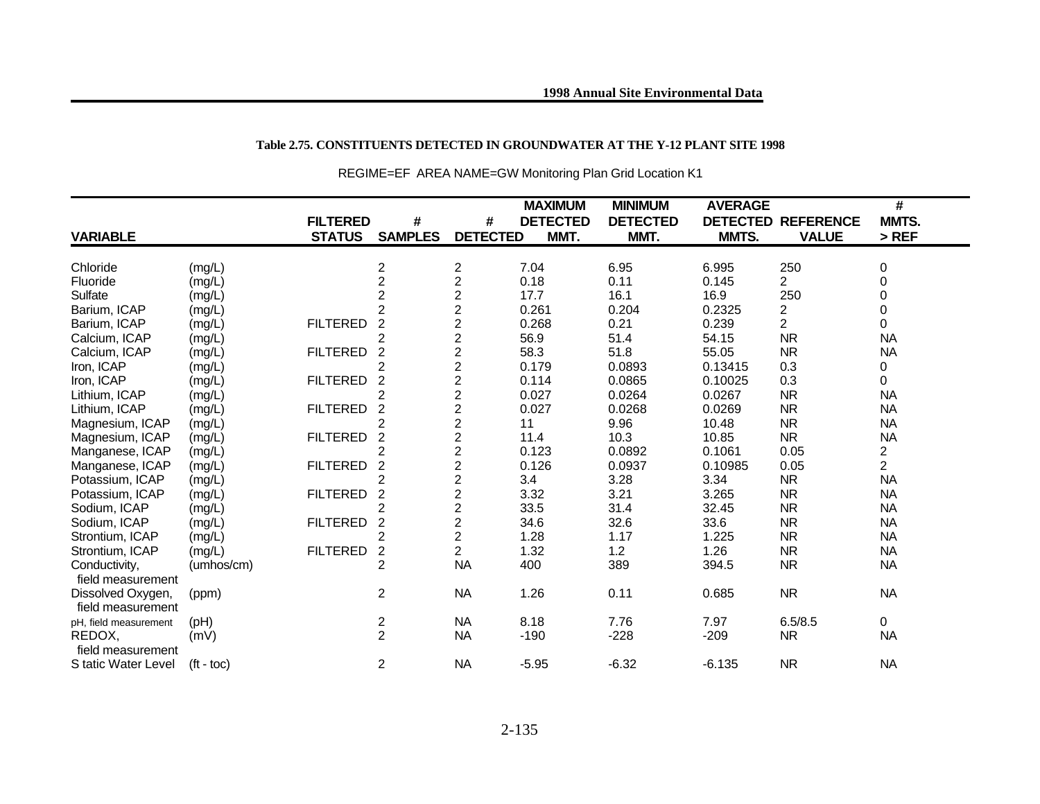**Table 2.75. CONSTITUENTS DETECTED IN GROUNDWATER AT THE Y-12 PLANT SITE 1998**

REGIME=EF AREA NAME=GW Monitoring Plan Grid Location K1

| VARIABLE | | FILTERED STATUS | # SAMPLES | # DETECTED | MAXIMUM DETECTED MMT. | MINIMUM DETECTED MMT. | AVERAGE DETECTED MMTS. | REFERENCE VALUE | # MMTS. > REF |
|---|---|---|---|---|---|---|---|---|---|
| Chloride | (mg/L) | | 2 | 2 | 7.04 | 6.95 | 6.995 | 250 | 0 |
| Fluoride | (mg/L) | | 2 | 2 | 0.18 | 0.11 | 0.145 | 2 | 0 |
| Sulfate | (mg/L) | | 2 | 2 | 17.7 | 16.1 | 16.9 | 250 | 0 |
| Barium, ICAP | (mg/L) | | 2 | 2 | 0.261 | 0.204 | 0.2325 | 2 | 0 |
| Barium, ICAP | (mg/L) | FILTERED | 2 | 2 | 0.268 | 0.21 | 0.239 | 2 | 0 |
| Calcium, ICAP | (mg/L) | | 2 | 2 | 56.9 | 51.4 | 54.15 | NR | NA |
| Calcium, ICAP | (mg/L) | FILTERED | 2 | 2 | 58.3 | 51.8 | 55.05 | NR | NA |
| Iron, ICAP | (mg/L) | | 2 | 2 | 0.179 | 0.0893 | 0.13415 | 0.3 | 0 |
| Iron, ICAP | (mg/L) | FILTERED | 2 | 2 | 0.114 | 0.0865 | 0.10025 | 0.3 | 0 |
| Lithium, ICAP | (mg/L) | | 2 | 2 | 0.027 | 0.0264 | 0.0267 | NR | NA |
| Lithium, ICAP | (mg/L) | FILTERED | 2 | 2 | 0.027 | 0.0268 | 0.0269 | NR | NA |
| Magnesium, ICAP | (mg/L) | | 2 | 2 | 11 | 9.96 | 10.48 | NR | NA |
| Magnesium, ICAP | (mg/L) | FILTERED | 2 | 2 | 11.4 | 10.3 | 10.85 | NR | NA |
| Manganese, ICAP | (mg/L) | | 2 | 2 | 0.123 | 0.0892 | 0.1061 | 0.05 | 2 |
| Manganese, ICAP | (mg/L) | FILTERED | 2 | 2 | 0.126 | 0.0937 | 0.10985 | 0.05 | 2 |
| Potassium, ICAP | (mg/L) | | 2 | 2 | 3.4 | 3.28 | 3.34 | NR | NA |
| Potassium, ICAP | (mg/L) | FILTERED | 2 | 2 | 3.32 | 3.21 | 3.265 | NR | NA |
| Sodium, ICAP | (mg/L) | | 2 | 2 | 33.5 | 31.4 | 32.45 | NR | NA |
| Sodium, ICAP | (mg/L) | FILTERED | 2 | 2 | 34.6 | 32.6 | 33.6 | NR | NA |
| Strontium, ICAP | (mg/L) | | 2 | 2 | 1.28 | 1.17 | 1.225 | NR | NA |
| Strontium, ICAP | (mg/L) | FILTERED | 2 | 2 | 1.32 | 1.2 | 1.26 | NR | NA |
| Conductivity, field measurement | (umhos/cm) | | 2 | NA | 400 | 389 | 394.5 | NR | NA |
| Dissolved Oxygen, field measurement | (ppm) | | 2 | NA | 1.26 | 0.11 | 0.685 | NR | NA |
| pH, field measurement | (pH) | | 2 | NA | 8.18 | 7.76 | 7.97 | 6.5/8.5 | 0 |
| REDOX, field measurement | (mV) | | 2 | NA | -190 | -228 | -209 | NR | NA |
| S tatic Water Level | (ft - toc) | | 2 | NA | -5.95 | -6.32 | -6.135 | NR | NA |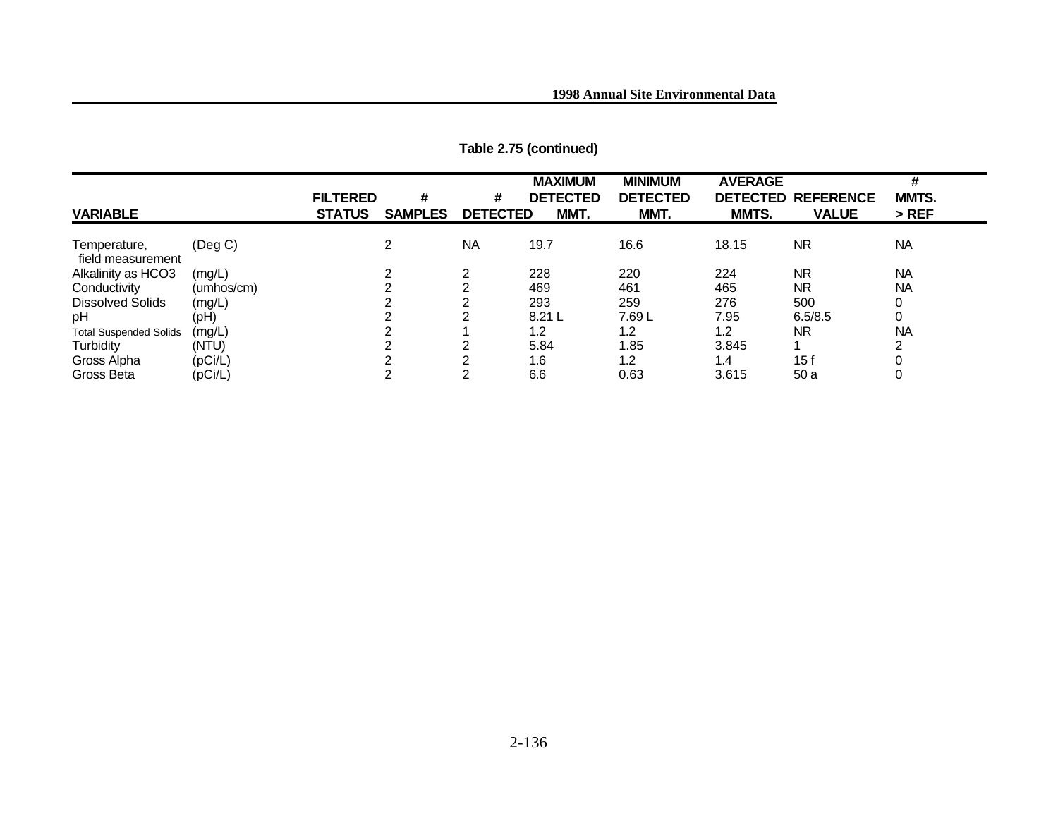**Table 2.75 (continued)**

| VARIABLE | | FILTERED STATUS | # SAMPLES | # DETECTED | MAXIMUM DETECTED MMT. | MINIMUM DETECTED MMT. | AVERAGE DETECTED MMTS. | REFERENCE VALUE | # MMTS. > REF |
|---|---|---|---|---|---|---|---|---|---|
| Temperature, field measurement | (Deg C) | | 2 | NA | 19.7 | 16.6 | 18.15 | NR | NA |
| Alkalinity as HCO3 | (mg/L) | | 2 | 2 | 228 | 220 | 224 | NR | NA |
| Conductivity | (umhos/cm) | | 2 | 2 | 469 | 461 | 465 | NR | NA |
| Dissolved Solids | (mg/L) | | 2 | 2 | 293 | 259 | 276 | 500 | 0 |
| pH | (pH) | | 2 | 2 | 8.21 L | 7.69 L | 7.95 | 6.5/8.5 | 0 |
| Total Suspended Solids | (mg/L) | | 2 | 1 | 1.2 | 1.2 | 1.2 | NR | NA |
| Turbidity | (NTU) | | 2 | 2 | 5.84 | 1.85 | 3.845 | 1 | 2 |
| Gross Alpha | (pCi/L) | | 2 | 2 | 1.6 | 1.2 | 1.4 | 15 f | 0 |
| Gross Beta | (pCi/L) | | 2 | 2 | 6.6 | 0.63 | 3.615 | 50 a | 0 |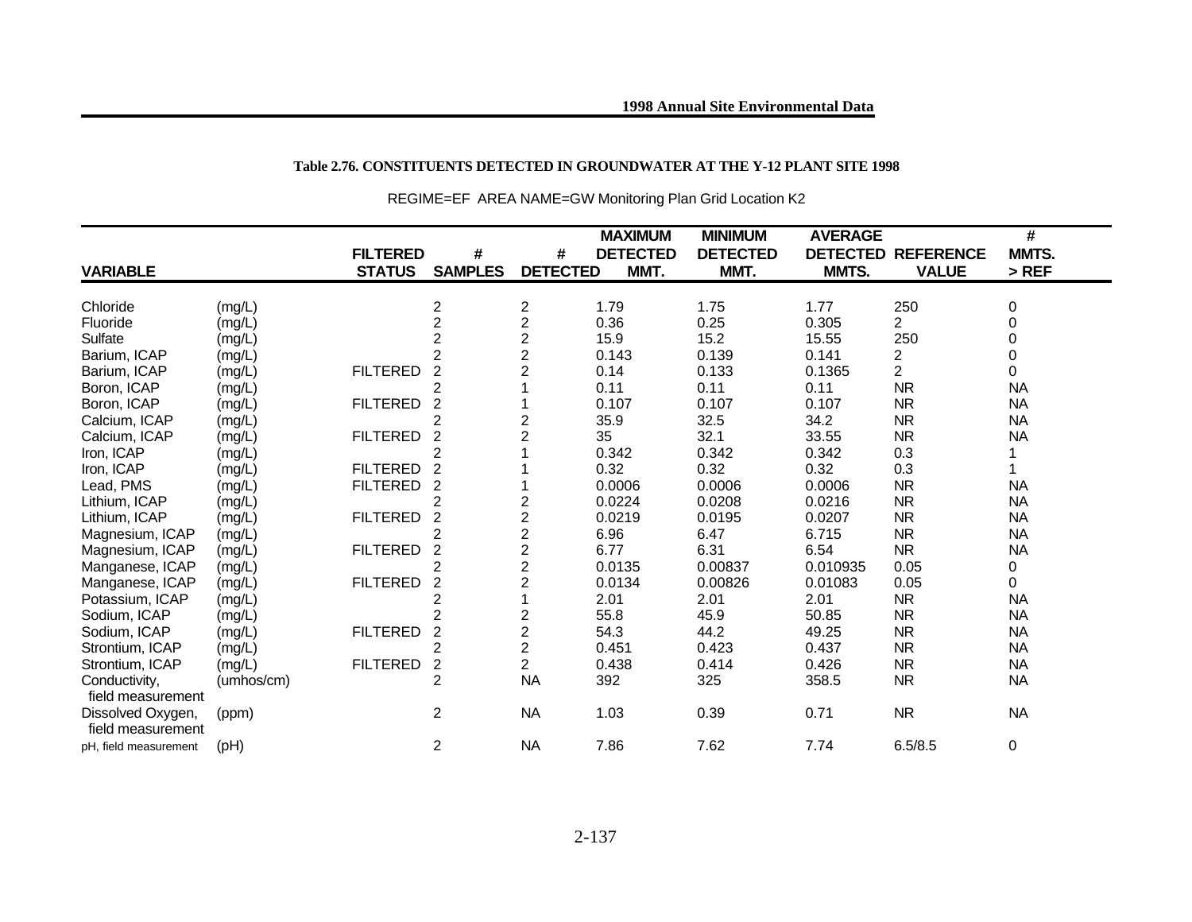**Table 2.76. CONSTITUENTS DETECTED IN GROUNDWATER AT THE Y-12 PLANT SITE 1998**

REGIME=EF AREA NAME=GW Monitoring Plan Grid Location K2

| VARIABLE | | FILTERED STATUS | # SAMPLES | # DETECTED | MAXIMUM DETECTED MMT. | MINIMUM DETECTED MMT. | AVERAGE DETECTED MMTS. | REFERENCE VALUE | # MMTS. > REF |
|---|---|---|---|---|---|---|---|---|---|
| Chloride | (mg/L) | | 2 | 2 | 1.79 | 1.75 | 1.77 | 250 | 0 |
| Fluoride | (mg/L) | | 2 | 2 | 0.36 | 0.25 | 0.305 | 2 | 0 |
| Sulfate | (mg/L) | | 2 | 2 | 15.9 | 15.2 | 15.55 | 250 | 0 |
| Barium, ICAP | (mg/L) | | 2 | 2 | 0.143 | 0.139 | 0.141 | 2 | 0 |
| Barium, ICAP | (mg/L) | FILTERED | 2 | 2 | 0.14 | 0.133 | 0.1365 | 2 | 0 |
| Boron, ICAP | (mg/L) | | 2 | 1 | 0.11 | 0.11 | 0.11 | NR | NA |
| Boron, ICAP | (mg/L) | FILTERED | 2 | 1 | 0.107 | 0.107 | 0.107 | NR | NA |
| Calcium, ICAP | (mg/L) | | 2 | 2 | 35.9 | 32.5 | 34.2 | NR | NA |
| Calcium, ICAP | (mg/L) | FILTERED | 2 | 2 | 35 | 32.1 | 33.55 | NR | NA |
| Iron, ICAP | (mg/L) | | 2 | 1 | 0.342 | 0.342 | 0.342 | 0.3 | 1 |
| Iron, ICAP | (mg/L) | FILTERED | 2 | 1 | 0.32 | 0.32 | 0.32 | 0.3 | 1 |
| Lead, PMS | (mg/L) | FILTERED | 2 | 1 | 0.0006 | 0.0006 | 0.0006 | NR | NA |
| Lithium, ICAP | (mg/L) | | 2 | 2 | 0.0224 | 0.0208 | 0.0216 | NR | NA |
| Lithium, ICAP | (mg/L) | FILTERED | 2 | 2 | 0.0219 | 0.0195 | 0.0207 | NR | NA |
| Magnesium, ICAP | (mg/L) | | 2 | 2 | 6.96 | 6.47 | 6.715 | NR | NA |
| Magnesium, ICAP | (mg/L) | FILTERED | 2 | 2 | 6.77 | 6.31 | 6.54 | NR | NA |
| Manganese, ICAP | (mg/L) | | 2 | 2 | 0.0135 | 0.00837 | 0.010935 | 0.05 | 0 |
| Manganese, ICAP | (mg/L) | FILTERED | 2 | 2 | 0.0134 | 0.00826 | 0.01083 | 0.05 | 0 |
| Potassium, ICAP | (mg/L) | | 2 | 1 | 2.01 | 2.01 | 2.01 | NR | NA |
| Sodium, ICAP | (mg/L) | | 2 | 2 | 55.8 | 45.9 | 50.85 | NR | NA |
| Sodium, ICAP | (mg/L) | FILTERED | 2 | 2 | 54.3 | 44.2 | 49.25 | NR | NA |
| Strontium, ICAP | (mg/L) | | 2 | 2 | 0.451 | 0.423 | 0.437 | NR | NA |
| Strontium, ICAP | (mg/L) | FILTERED | 2 | 2 | 0.438 | 0.414 | 0.426 | NR | NA |
| Conductivity, field measurement | (umhos/cm) | | 2 | NA | 392 | 325 | 358.5 | NR | NA |
| Dissolved Oxygen, field measurement | (ppm) | | 2 | NA | 1.03 | 0.39 | 0.71 | NR | NA |
| pH, field measurement | (pH) | | 2 | NA | 7.86 | 7.62 | 7.74 | 6.5/8.5 | 0 |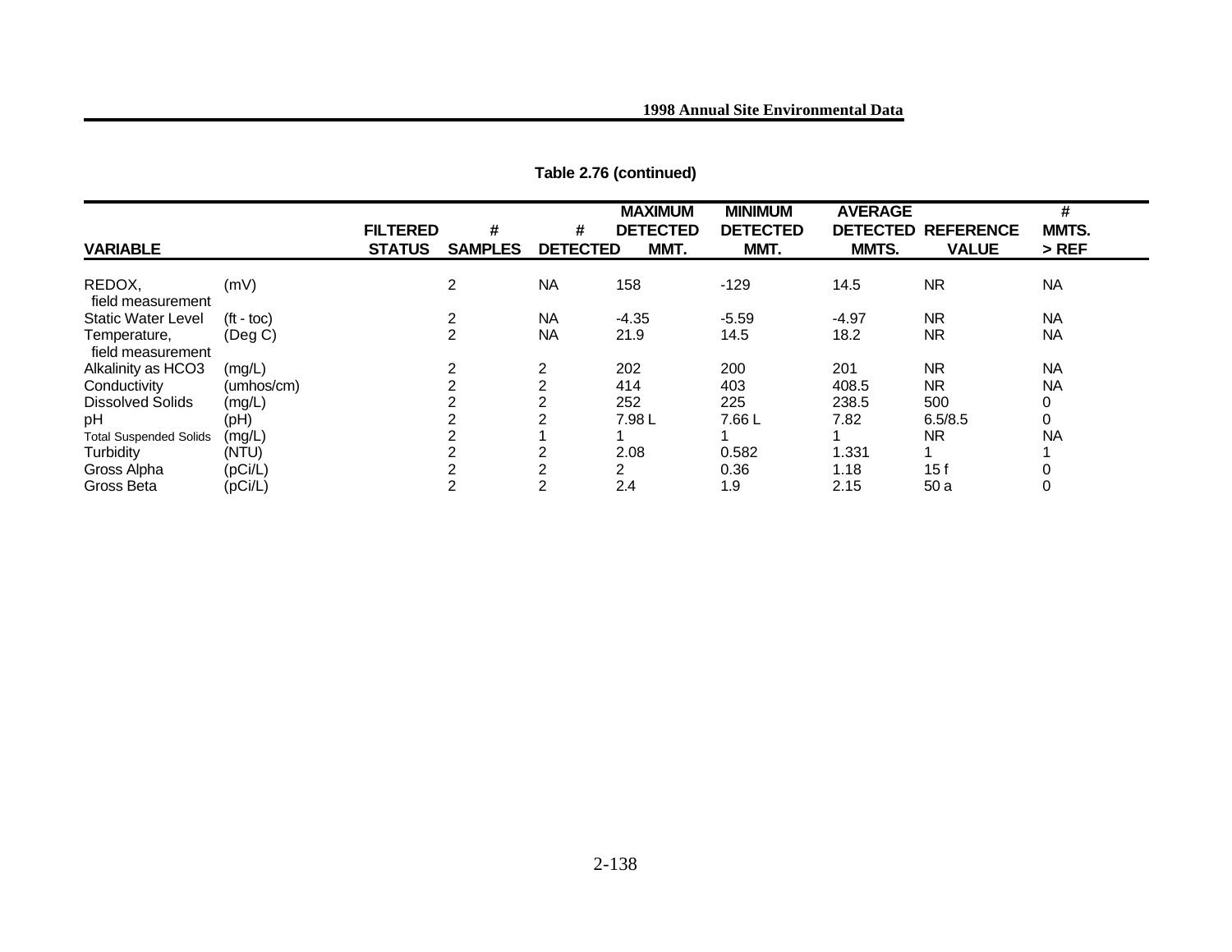**Table 2.76 (continued)**

| VARIABLE | | FILTERED STATUS | # SAMPLES | # DETECTED | MAXIMUM DETECTED MMT. | MINIMUM DETECTED MMT. | AVERAGE DETECTED MMTS. | REFERENCE VALUE | # MMTS. > REF |
|---|---|---|---|---|---|---|---|---|---|
| REDOX, field measurement | (mV) | | 2 | NA | 158 | -129 | 14.5 | NR | NA |
| Static Water Level | (ft - toc) | | 2 | NA | -4.35 | -5.59 | -4.97 | NR | NA |
| Temperature, field measurement | (Deg C) | | 2 | NA | 21.9 | 14.5 | 18.2 | NR | NA |
| Alkalinity as HCO3 | (mg/L) | | 2 | 2 | 202 | 200 | 201 | NR | NA |
| Conductivity | (umhos/cm) | | 2 | 2 | 414 | 403 | 408.5 | NR | NA |
| Dissolved Solids | (mg/L) | | 2 | 2 | 252 | 225 | 238.5 | 500 | 0 |
| pH | (pH) | | 2 | 2 | 7.98 L | 7.66 L | 7.82 | 6.5/8.5 | 0 |
| Total Suspended Solids | (mg/L) | | 2 | 1 | 1 | 1 | 1 | NR | NA |
| Turbidity | (NTU) | | 2 | 2 | 2.08 | 0.582 | 1.331 | 1 | 1 |
| Gross Alpha | (pCi/L) | | 2 | 2 | 2 | 0.36 | 1.18 | 15 f | 0 |
| Gross Beta | (pCi/L) | | 2 | 2 | 2.4 | 1.9 | 2.15 | 50 a | 0 |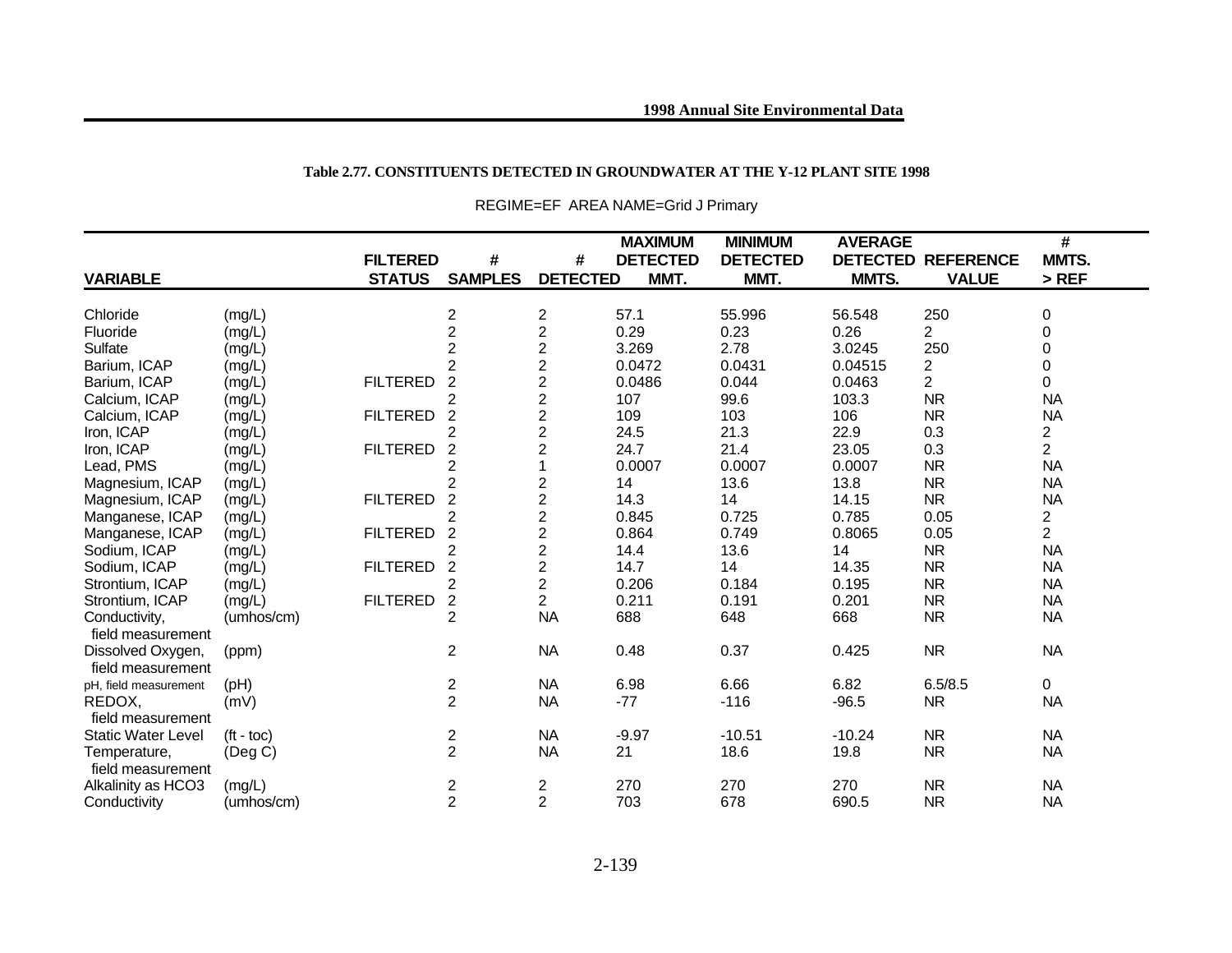**Table 2.77. CONSTITUENTS DETECTED IN GROUNDWATER AT THE Y-12 PLANT SITE 1998**

REGIME=EF AREA NAME=Grid J Primary

| VARIABLE | | FILTERED STATUS | # SAMPLES | # DETECTED | MAXIMUM DETECTED MMT. | MINIMUM DETECTED MMT. | AVERAGE DETECTED MMTS. | REFERENCE VALUE | # MMTS. > REF |
|---|---|---|---|---|---|---|---|---|---|
| Chloride | (mg/L) | | 2 | 2 | 57.1 | 55.996 | 56.548 | 250 | 0 |
| Fluoride | (mg/L) | | 2 | 2 | 0.29 | 0.23 | 0.26 | 2 | 0 |
| Sulfate | (mg/L) | | 2 | 2 | 3.269 | 2.78 | 3.0245 | 250 | 0 |
| Barium, ICAP | (mg/L) | | 2 | 2 | 0.0472 | 0.0431 | 0.04515 | 2 | 0 |
| Barium, ICAP | (mg/L) | FILTERED | 2 | 2 | 0.0486 | 0.044 | 0.0463 | 2 | 0 |
| Calcium, ICAP | (mg/L) | | 2 | 2 | 107 | 99.6 | 103.3 | NR | NA |
| Calcium, ICAP | (mg/L) | FILTERED | 2 | 2 | 109 | 103 | 106 | NR | NA |
| Iron, ICAP | (mg/L) | | 2 | 2 | 24.5 | 21.3 | 22.9 | 0.3 | 2 |
| Iron, ICAP | (mg/L) | FILTERED | 2 | 2 | 24.7 | 21.4 | 23.05 | 0.3 | 2 |
| Lead, PMS | (mg/L) | | 2 | 1 | 0.0007 | 0.0007 | 0.0007 | NR | NA |
| Magnesium, ICAP | (mg/L) | | 2 | 2 | 14 | 13.6 | 13.8 | NR | NA |
| Magnesium, ICAP | (mg/L) | FILTERED | 2 | 2 | 14.3 | 14 | 14.15 | NR | NA |
| Manganese, ICAP | (mg/L) | | 2 | 2 | 0.845 | 0.725 | 0.785 | 0.05 | 2 |
| Manganese, ICAP | (mg/L) | FILTERED | 2 | 2 | 0.864 | 0.749 | 0.8065 | 0.05 | 2 |
| Sodium, ICAP | (mg/L) | | 2 | 2 | 14.4 | 13.6 | 14 | NR | NA |
| Sodium, ICAP | (mg/L) | FILTERED | 2 | 2 | 14.7 | 14 | 14.35 | NR | NA |
| Strontium, ICAP | (mg/L) | | 2 | 2 | 0.206 | 0.184 | 0.195 | NR | NA |
| Strontium, ICAP | (mg/L) | FILTERED | 2 | 2 | 0.211 | 0.191 | 0.201 | NR | NA |
| Conductivity, field measurement | (umhos/cm) | | 2 | NA | 688 | 648 | 668 | NR | NA |
| Dissolved Oxygen, field measurement | (ppm) | | 2 | NA | 0.48 | 0.37 | 0.425 | NR | NA |
| pH, field measurement | (pH) | | 2 | NA | 6.98 | 6.66 | 6.82 | 6.5/8.5 | 0 |
| REDOX, field measurement | (mV) | | 2 | NA | -77 | -116 | -96.5 | NR | NA |
| Static Water Level | (ft - toc) | | 2 | NA | -9.97 | -10.51 | -10.24 | NR | NA |
| Temperature, field measurement | (Deg C) | | 2 | NA | 21 | 18.6 | 19.8 | NR | NA |
| Alkalinity as HCO3 | (mg/L) | | 2 | 2 | 270 | 270 | 270 | NR | NA |
| Conductivity | (umhos/cm) | | 2 | 2 | 703 | 678 | 690.5 | NR | NA |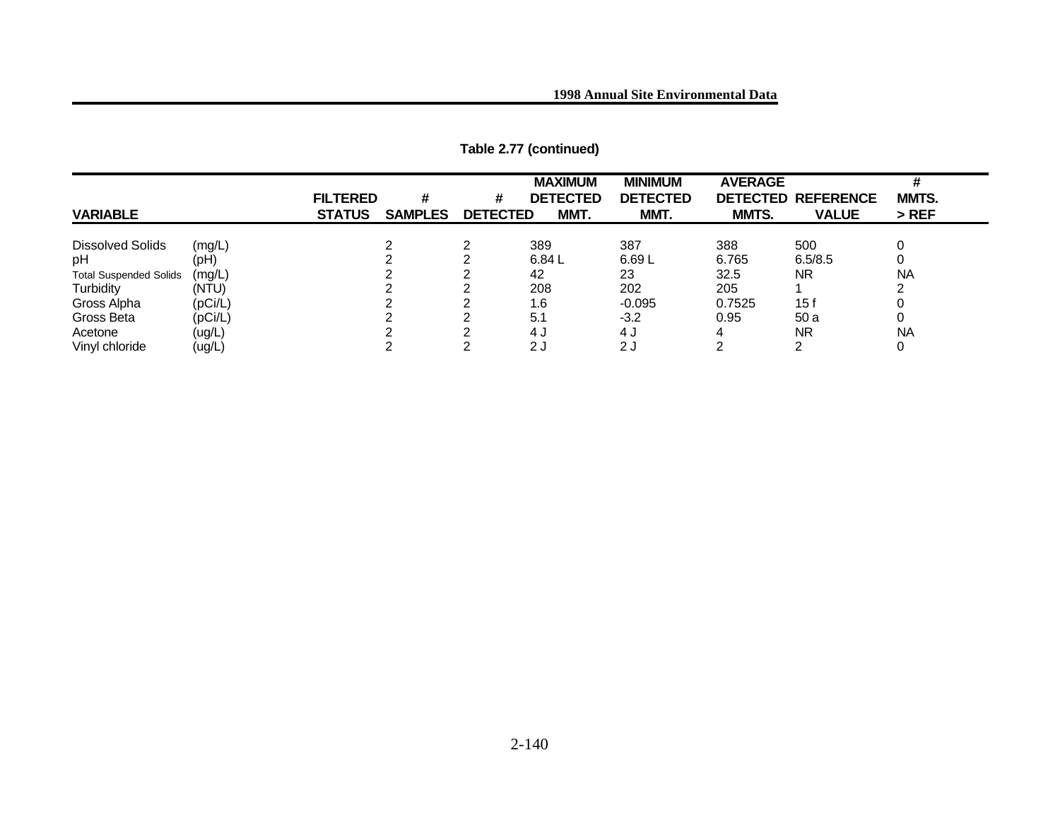**Table 2.77 (continued)**

| VARIABLE | | FILTERED STATUS | # SAMPLES | # DETECTED | MAXIMUM DETECTED MMT. | MINIMUM DETECTED MMT. | AVERAGE DETECTED MMTS. | REFERENCE VALUE | # MMTS. > REF |
|---|---|---|---|---|---|---|---|---|---|
| Dissolved Solids | (mg/L) | | 2 | 2 | 389 | 387 | 388 | 500 | 0 |
| pH | (pH) | | 2 | 2 | 6.84 L | 6.69 L | 6.765 | 6.5/8.5 | 0 |
| Total Suspended Solids | (mg/L) | | 2 | 2 | 42 | 23 | 32.5 | NR | NA |
| Turbidity | (NTU) | | 2 | 2 | 208 | 202 | 205 | 1 | 2 |
| Gross Alpha | (pCi/L) | | 2 | 2 | 1.6 | -0.095 | 0.7525 | 15 f | 0 |
| Gross Beta | (pCi/L) | | 2 | 2 | 5.1 | -3.2 | 0.95 | 50 a | 0 |
| Acetone | (ug/L) | | 2 | 2 | 4 J | 4 J | 4 | NR | NA |
| Vinyl chloride | (ug/L) | | 2 | 2 | 2 J | 2 J | 2 | 2 | 0 |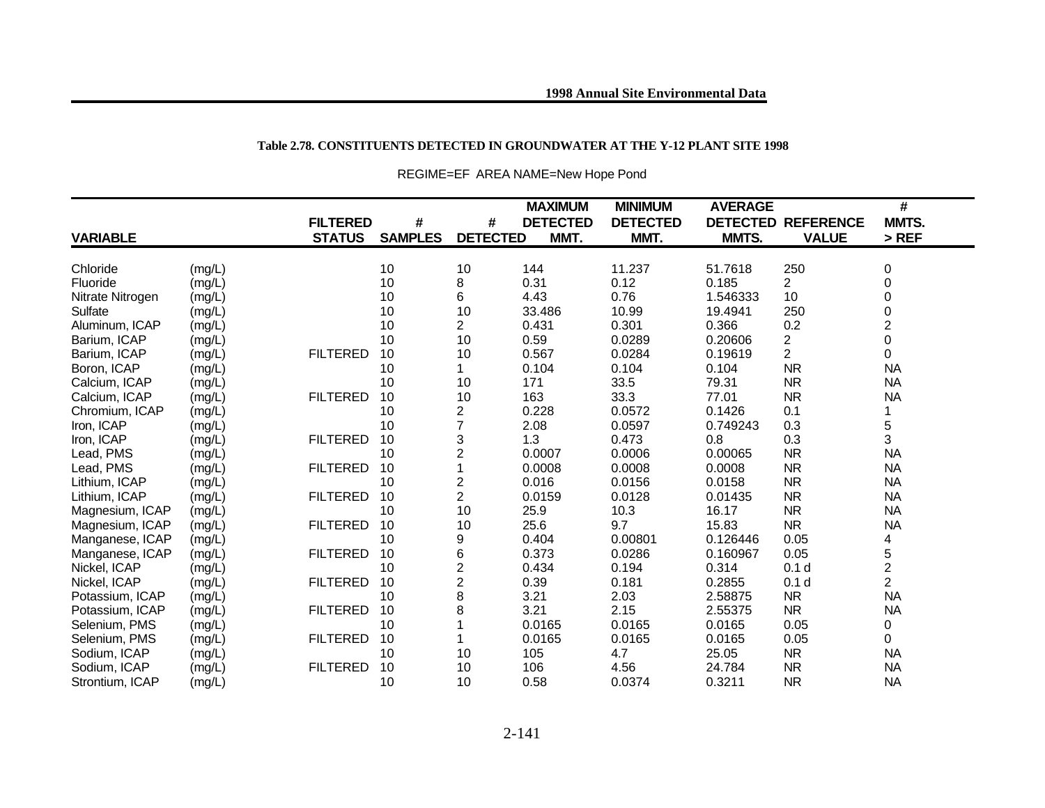**Table 2.78. CONSTITUENTS DETECTED IN GROUNDWATER AT THE Y-12 PLANT SITE 1998**

REGIME=EF AREA NAME=New Hope Pond

| VARIABLE | | FILTERED STATUS | # SAMPLES | # DETECTED | MAXIMUM DETECTED MMT. | MINIMUM DETECTED MMT. | AVERAGE DETECTED MMTS. | REFERENCE VALUE | # MMTS. > REF |
|---|---|---|---|---|---|---|---|---|---|
| Chloride | (mg/L) | | 10 | 10 | 144 | 11.237 | 51.7618 | 250 | 0 |
| Fluoride | (mg/L) | | 10 | 8 | 0.31 | 0.12 | 0.185 | 2 | 0 |
| Nitrate Nitrogen | (mg/L) | | 10 | 6 | 4.43 | 0.76 | 1.546333 | 10 | 0 |
| Sulfate | (mg/L) | | 10 | 10 | 33.486 | 10.99 | 19.4941 | 250 | 0 |
| Aluminum, ICAP | (mg/L) | | 10 | 2 | 0.431 | 0.301 | 0.366 | 0.2 | 2 |
| Barium, ICAP | (mg/L) | | 10 | 10 | 0.59 | 0.0289 | 0.20606 | 2 | 0 |
| Barium, ICAP | (mg/L) | FILTERED | 10 | 10 | 0.567 | 0.0284 | 0.19619 | 2 | 0 |
| Boron, ICAP | (mg/L) | | 10 | 1 | 0.104 | 0.104 | 0.104 | NR | NA |
| Calcium, ICAP | (mg/L) | | 10 | 10 | 171 | 33.5 | 79.31 | NR | NA |
| Calcium, ICAP | (mg/L) | FILTERED | 10 | 10 | 163 | 33.3 | 77.01 | NR | NA |
| Chromium, ICAP | (mg/L) | | 10 | 2 | 0.228 | 0.0572 | 0.1426 | 0.1 | 1 |
| Iron, ICAP | (mg/L) | | 10 | 7 | 2.08 | 0.0597 | 0.749243 | 0.3 | 5 |
| Iron, ICAP | (mg/L) | FILTERED | 10 | 3 | 1.3 | 0.473 | 0.8 | 0.3 | 3 |
| Lead, PMS | (mg/L) | | 10 | 2 | 0.0007 | 0.0006 | 0.00065 | NR | NA |
| Lead, PMS | (mg/L) | FILTERED | 10 | 1 | 0.0008 | 0.0008 | 0.0008 | NR | NA |
| Lithium, ICAP | (mg/L) | | 10 | 2 | 0.016 | 0.0156 | 0.0158 | NR | NA |
| Lithium, ICAP | (mg/L) | FILTERED | 10 | 2 | 0.0159 | 0.0128 | 0.01435 | NR | NA |
| Magnesium, ICAP | (mg/L) | | 10 | 10 | 25.9 | 10.3 | 16.17 | NR | NA |
| Magnesium, ICAP | (mg/L) | FILTERED | 10 | 10 | 25.6 | 9.7 | 15.83 | NR | NA |
| Manganese, ICAP | (mg/L) | | 10 | 9 | 0.404 | 0.00801 | 0.126446 | 0.05 | 4 |
| Manganese, ICAP | (mg/L) | FILTERED | 10 | 6 | 0.373 | 0.0286 | 0.160967 | 0.05 | 5 |
| Nickel, ICAP | (mg/L) | | 10 | 2 | 0.434 | 0.194 | 0.314 | 0.1 d | 2 |
| Nickel, ICAP | (mg/L) | FILTERED | 10 | 2 | 0.39 | 0.181 | 0.2855 | 0.1 d | 2 |
| Potassium, ICAP | (mg/L) | | 10 | 8 | 3.21 | 2.03 | 2.58875 | NR | NA |
| Potassium, ICAP | (mg/L) | FILTERED | 10 | 8 | 3.21 | 2.15 | 2.55375 | NR | NA |
| Selenium, PMS | (mg/L) | | 10 | 1 | 0.0165 | 0.0165 | 0.0165 | 0.05 | 0 |
| Selenium, PMS | (mg/L) | FILTERED | 10 | 1 | 0.0165 | 0.0165 | 0.0165 | 0.05 | 0 |
| Sodium, ICAP | (mg/L) | | 10 | 10 | 105 | 4.7 | 25.05 | NR | NA |
| Sodium, ICAP | (mg/L) | FILTERED | 10 | 10 | 106 | 4.56 | 24.784 | NR | NA |
| Strontium, ICAP | (mg/L) | | 10 | 10 | 0.58 | 0.0374 | 0.3211 | NR | NA |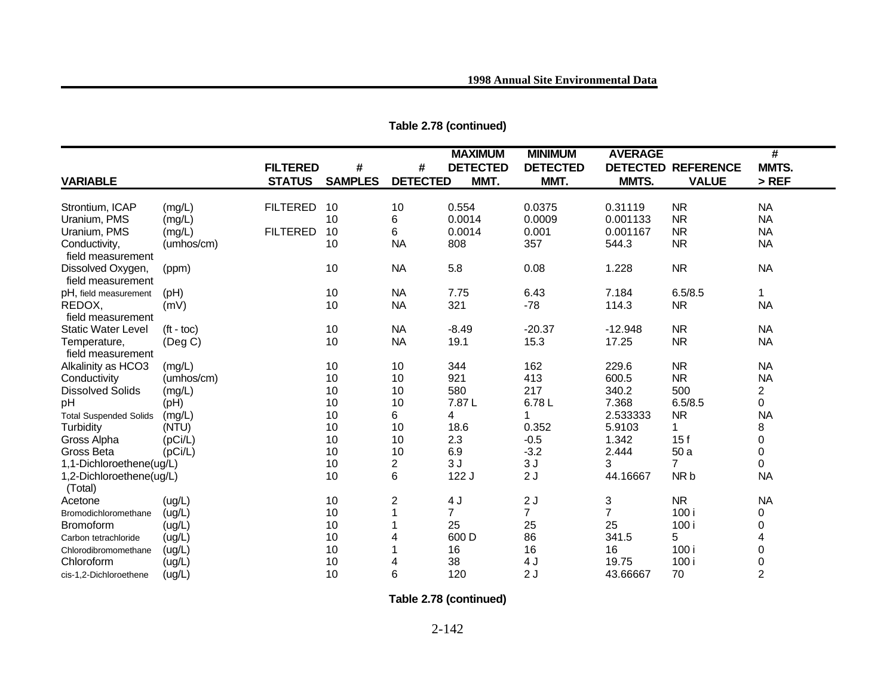**Table 2.78 (continued)**

| VARIABLE | | FILTERED STATUS | # SAMPLES | # DETECTED | MAXIMUM DETECTED MMT. | MINIMUM DETECTED MMT. | AVERAGE DETECTED MMTS. | REFERENCE VALUE | # MMTS. > REF |
|---|---|---|---|---|---|---|---|---|---|
| Strontium, ICAP | (mg/L) | FILTERED | 10 | 10 | 0.554 | 0.0375 | 0.31119 | NR | NA |
| Uranium, PMS | (mg/L) | | 10 | 6 | 0.0014 | 0.0009 | 0.001133 | NR | NA |
| Uranium, PMS | (mg/L) | FILTERED | 10 | 6 | 0.0014 | 0.001 | 0.001167 | NR | NA |
| Conductivity, field measurement | (umhos/cm) | | 10 | NA | 808 | 357 | 544.3 | NR | NA |
| Dissolved Oxygen, field measurement | (ppm) | | 10 | NA | 5.8 | 0.08 | 1.228 | NR | NA |
| pH, field measurement | (pH) | | 10 | NA | 7.75 | 6.43 | 7.184 | 6.5/8.5 | 1 |
| REDOX, field measurement | (mV) | | 10 | NA | 321 | -78 | 114.3 | NR | NA |
| Static Water Level | (ft - toc) | | 10 | NA | -8.49 | -20.37 | -12.948 | NR | NA |
| Temperature, field measurement | (Deg C) | | 10 | NA | 19.1 | 15.3 | 17.25 | NR | NA |
| Alkalinity as HCO3 | (mg/L) | | 10 | 10 | 344 | 162 | 229.6 | NR | NA |
| Conductivity | (umhos/cm) | | 10 | 10 | 921 | 413 | 600.5 | NR | NA |
| Dissolved Solids | (mg/L) | | 10 | 10 | 580 | 217 | 340.2 | 500 | 2 |
| pH | (pH) | | 10 | 10 | 7.87 L | 6.78 L | 7.368 | 6.5/8.5 | 0 |
| Total Suspended Solids | (mg/L) | | 10 | 6 | 4 | 1 | 2.533333 | NR | NA |
| Turbidity | (NTU) | | 10 | 10 | 18.6 | 0.352 | 5.9103 | 1 | 8 |
| Gross Alpha | (pCi/L) | | 10 | 10 | 2.3 | -0.5 | 1.342 | 15 f | 0 |
| Gross Beta | (pCi/L) | | 10 | 10 | 6.9 | -3.2 | 2.444 | 50 a | 0 |
| 1,1-Dichloroethene(ug/L) | | | 10 | 2 | 3 J | 3 J | 3 | 7 | 0 |
| 1,2-Dichloroethene(ug/L) (Total) | | | 10 | 6 | 122 J | 2 J | 44.16667 | NR b | NA |
| Acetone | (ug/L) | | 10 | 2 | 4 J | 2 J | 3 | NR | NA |
| Bromodichloromethane | (ug/L) | | 10 | 1 | 7 | 7 | 7 | 100 i | 0 |
| Bromoform | (ug/L) | | 10 | 1 | 25 | 25 | 25 | 100 i | 0 |
| Carbon tetrachloride | (ug/L) | | 10 | 4 | 600 D | 86 | 341.5 | 5 | 4 |
| Chlorodibromomethane | (ug/L) | | 10 | 1 | 16 | 16 | 16 | 100 i | 0 |
| Chloroform | (ug/L) | | 10 | 4 | 38 | 4 J | 19.75 | 100 i | 0 |
| cis-1,2-Dichloroethene | (ug/L) | | 10 | 6 | 120 | 2 J | 43.66667 | 70 | 2 |

**Table 2.78 (continued)**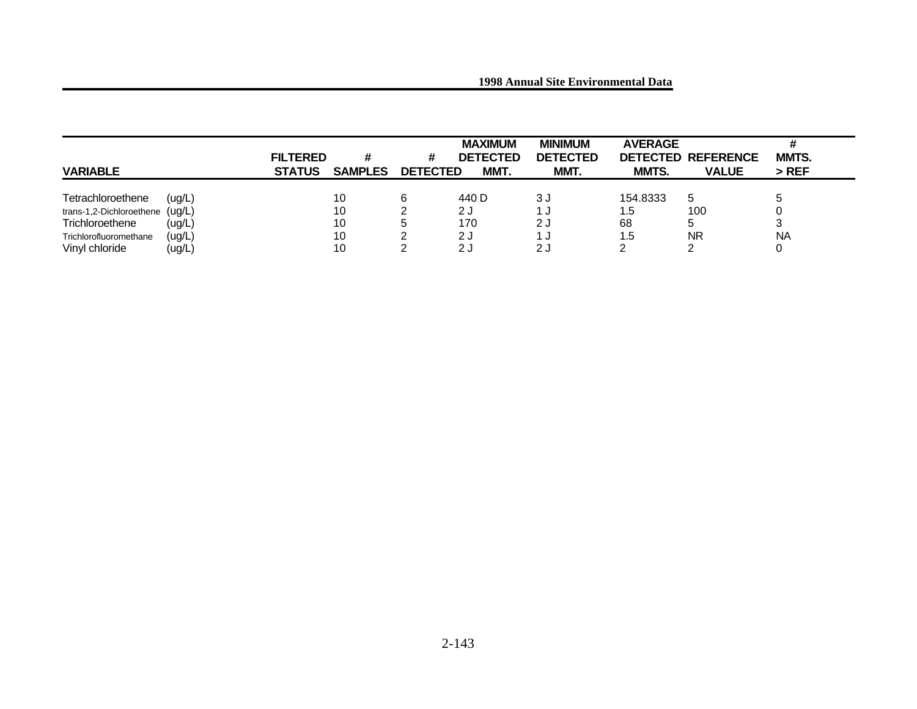| VARIABLE | | FILTERED STATUS | # SAMPLES | # DETECTED | MAXIMUM DETECTED MMT. | MINIMUM DETECTED MMT. | AVERAGE DETECTED MMTS. | REFERENCE VALUE | # MMTS. > REF |
|---|---|---|---|---|---|---|---|---|---|
| Tetrachloroethene | (ug/L) | | 10 | 6 | 440 D | 3 J | 154.8333 | 5 | 5 |
| trans-1,2-Dichloroethene | (ug/L) | | 10 | 2 | 2 J | 1 J | 1.5 | 100 | 0 |
| Trichloroethene | (ug/L) | | 10 | 5 | 170 | 2 J | 68 | 5 | 3 |
| Trichlorofluoromethane | (ug/L) | | 10 | 2 | 2 J | 1 J | 1.5 | NR | NA |
| Vinyl chloride | (ug/L) | | 10 | 2 | 2 J | 2 J | 2 | 2 | 0 |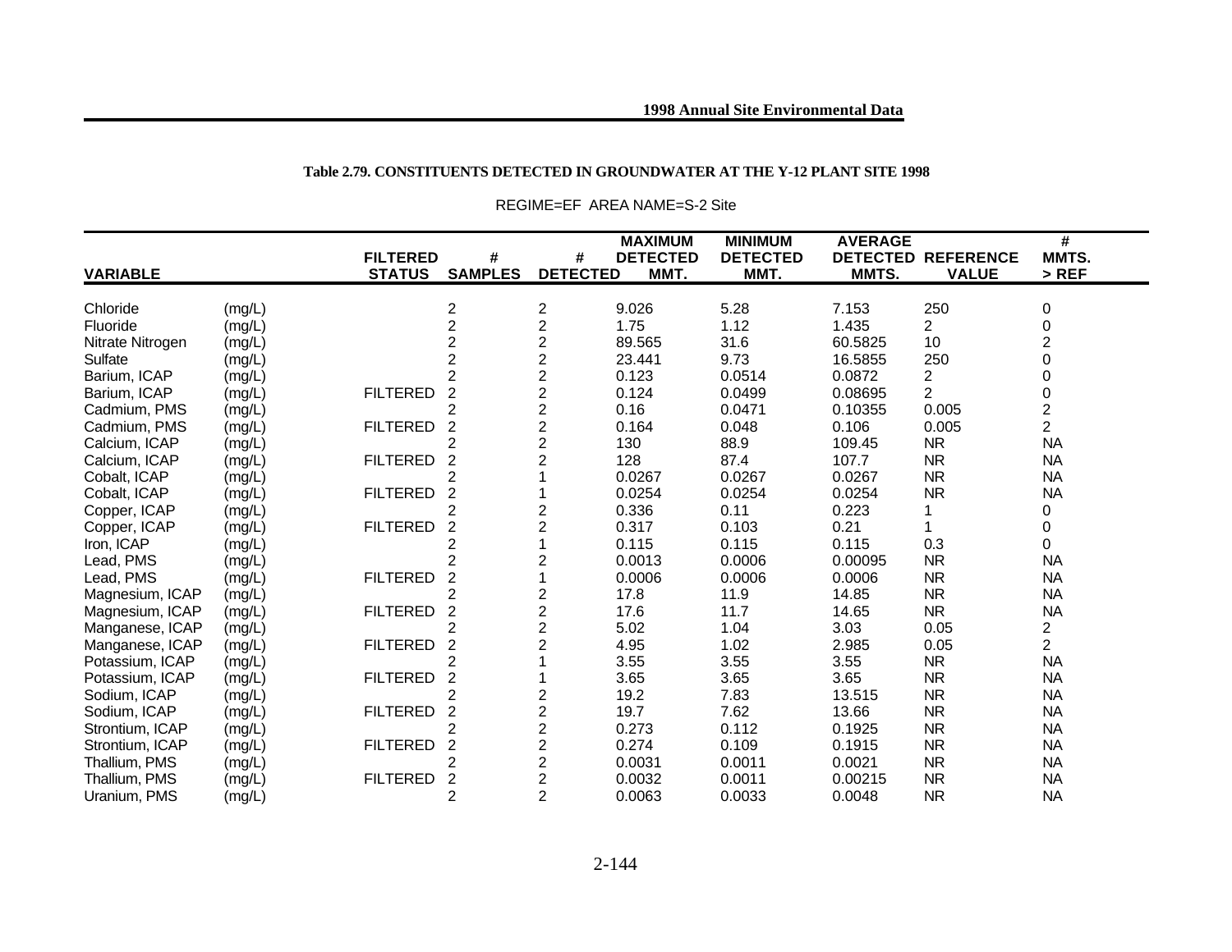**Table 2.79. CONSTITUENTS DETECTED IN GROUNDWATER AT THE Y-12 PLANT SITE 1998**

REGIME=EF AREA NAME=S-2 Site

| VARIABLE | | FILTERED STATUS | # SAMPLES | # DETECTED | MAXIMUM DETECTED MMT. | MINIMUM DETECTED MMT. | AVERAGE DETECTED MMTS. | REFERENCE VALUE | # MMTS. > REF |
|---|---|---|---|---|---|---|---|---|---|
| Chloride | (mg/L) | | 2 | 2 | 9.026 | 5.28 | 7.153 | 250 | 0 |
| Fluoride | (mg/L) | | 2 | 2 | 1.75 | 1.12 | 1.435 | 2 | 0 |
| Nitrate Nitrogen | (mg/L) | | 2 | 2 | 89.565 | 31.6 | 60.5825 | 10 | 2 |
| Sulfate | (mg/L) | | 2 | 2 | 23.441 | 9.73 | 16.5855 | 250 | 0 |
| Barium, ICAP | (mg/L) | | 2 | 2 | 0.123 | 0.0514 | 0.0872 | 2 | 0 |
| Barium, ICAP | (mg/L) | FILTERED | 2 | 2 | 0.124 | 0.0499 | 0.08695 | 2 | 0 |
| Cadmium, PMS | (mg/L) | | 2 | 2 | 0.16 | 0.0471 | 0.10355 | 0.005 | 2 |
| Cadmium, PMS | (mg/L) | FILTERED | 2 | 2 | 0.164 | 0.048 | 0.106 | 0.005 | 2 |
| Calcium, ICAP | (mg/L) | | 2 | 2 | 130 | 88.9 | 109.45 | NR | NA |
| Calcium, ICAP | (mg/L) | FILTERED | 2 | 2 | 128 | 87.4 | 107.7 | NR | NA |
| Cobalt, ICAP | (mg/L) | | 2 | 1 | 0.0267 | 0.0267 | 0.0267 | NR | NA |
| Cobalt, ICAP | (mg/L) | FILTERED | 2 | 1 | 0.0254 | 0.0254 | 0.0254 | NR | NA |
| Copper, ICAP | (mg/L) | | 2 | 2 | 0.336 | 0.11 | 0.223 | 1 | 0 |
| Copper, ICAP | (mg/L) | FILTERED | 2 | 2 | 0.317 | 0.103 | 0.21 | 1 | 0 |
| Iron, ICAP | (mg/L) | | 2 | 1 | 0.115 | 0.115 | 0.115 | 0.3 | 0 |
| Lead, PMS | (mg/L) | | 2 | 2 | 0.0013 | 0.0006 | 0.00095 | NR | NA |
| Lead, PMS | (mg/L) | FILTERED | 2 | 1 | 0.0006 | 0.0006 | 0.0006 | NR | NA |
| Magnesium, ICAP | (mg/L) | | 2 | 2 | 17.8 | 11.9 | 14.85 | NR | NA |
| Magnesium, ICAP | (mg/L) | FILTERED | 2 | 2 | 17.6 | 11.7 | 14.65 | NR | NA |
| Manganese, ICAP | (mg/L) | | 2 | 2 | 5.02 | 1.04 | 3.03 | 0.05 | 2 |
| Manganese, ICAP | (mg/L) | FILTERED | 2 | 2 | 4.95 | 1.02 | 2.985 | 0.05 | 2 |
| Potassium, ICAP | (mg/L) | | 2 | 1 | 3.55 | 3.55 | 3.55 | NR | NA |
| Potassium, ICAP | (mg/L) | FILTERED | 2 | 1 | 3.65 | 3.65 | 3.65 | NR | NA |
| Sodium, ICAP | (mg/L) | | 2 | 2 | 19.2 | 7.83 | 13.515 | NR | NA |
| Sodium, ICAP | (mg/L) | FILTERED | 2 | 2 | 19.7 | 7.62 | 13.66 | NR | NA |
| Strontium, ICAP | (mg/L) | | 2 | 2 | 0.273 | 0.112 | 0.1925 | NR | NA |
| Strontium, ICAP | (mg/L) | FILTERED | 2 | 2 | 0.274 | 0.109 | 0.1915 | NR | NA |
| Thallium, PMS | (mg/L) | | 2 | 2 | 0.0031 | 0.0011 | 0.0021 | NR | NA |
| Thallium, PMS | (mg/L) | FILTERED | 2 | 2 | 0.0032 | 0.0011 | 0.00215 | NR | NA |
| Uranium, PMS | (mg/L) | | 2 | 2 | 0.0063 | 0.0033 | 0.0048 | NR | NA |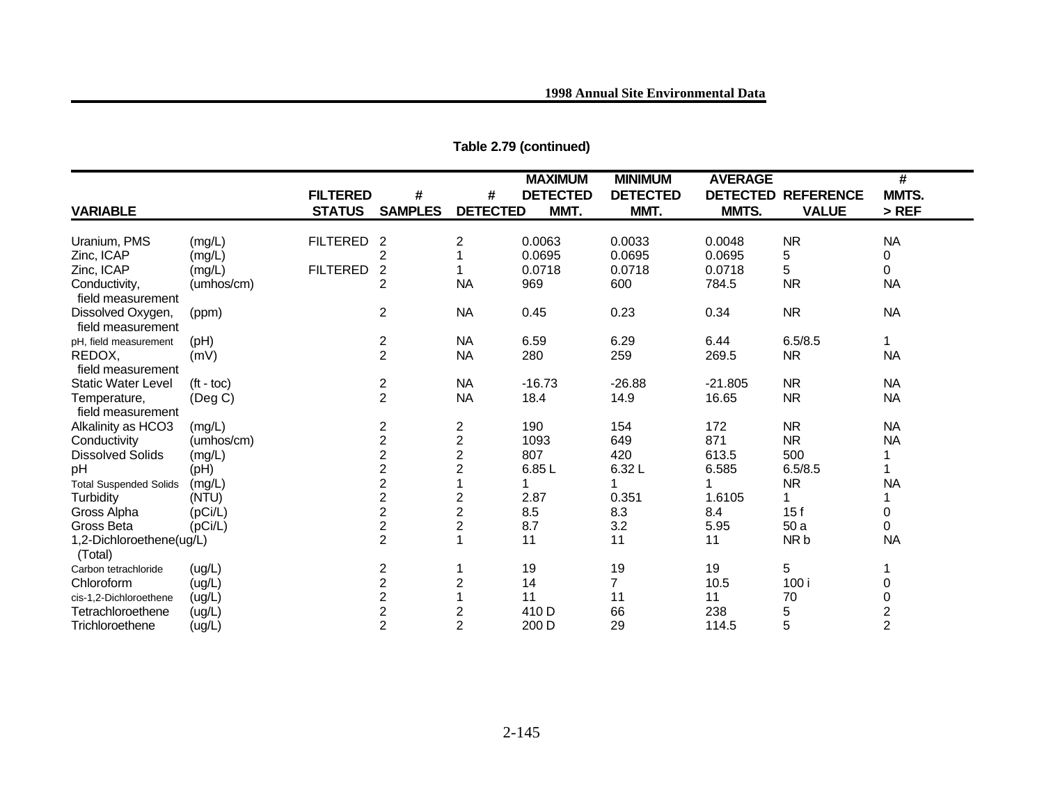**Table 2.79 (continued)**

| VARIABLE | | FILTERED STATUS | # SAMPLES | # DETECTED | MAXIMUM DETECTED MMT. | MINIMUM DETECTED MMT. | AVERAGE DETECTED MMTS. | REFERENCE VALUE | # MMTS. > REF |
|---|---|---|---|---|---|---|---|---|---|
| Uranium, PMS | (mg/L) | FILTERED | 2 | 2 | 0.0063 | 0.0033 | 0.0048 | NR | NA |
| Zinc, ICAP | (mg/L) | | 2 | 1 | 0.0695 | 0.0695 | 0.0695 | 5 | 0 |
| Zinc, ICAP | (mg/L) | FILTERED | 2 | 1 | 0.0718 | 0.0718 | 0.0718 | 5 | 0 |
| Conductivity, field measurement | (umhos/cm) | | 2 | NA | 969 | 600 | 784.5 | NR | NA |
| Dissolved Oxygen, field measurement | (ppm) | | 2 | NA | 0.45 | 0.23 | 0.34 | NR | NA |
| pH, field measurement | (pH) | | 2 | NA | 6.59 | 6.29 | 6.44 | 6.5/8.5 | 1 |
| REDOX, field measurement | (mV) | | 2 | NA | 280 | 259 | 269.5 | NR | NA |
| Static Water Level | (ft - toc) | | 2 | NA | -16.73 | -26.88 | -21.805 | NR | NA |
| Temperature, field measurement | (Deg C) | | 2 | NA | 18.4 | 14.9 | 16.65 | NR | NA |
| Alkalinity as HCO3 | (mg/L) | | 2 | 2 | 190 | 154 | 172 | NR | NA |
| Conductivity | (umhos/cm) | | 2 | 2 | 1093 | 649 | 871 | NR | NA |
| Dissolved Solids | (mg/L) | | 2 | 2 | 807 | 420 | 613.5 | 500 | 1 |
| pH | (pH) | | 2 | 2 | 6.85 L | 6.32 L | 6.585 | 6.5/8.5 | 1 |
| Total Suspended Solids | (mg/L) | | 2 | 1 | 1 | 1 | 1 | NR | NA |
| Turbidity | (NTU) | | 2 | 2 | 2.87 | 0.351 | 1.6105 | 1 | 1 |
| Gross Alpha | (pCi/L) | | 2 | 2 | 8.5 | 8.3 | 8.4 | 15 f | 0 |
| Gross Beta | (pCi/L) | | 2 | 2 | 8.7 | 3.2 | 5.95 | 50 a | 0 |
| 1,2-Dichloroethene (Total) | (ug/L) | | 2 | 1 | 11 | 11 | 11 | NR b | NA |
| Carbon tetrachloride | (ug/L) | | 2 | 1 | 19 | 19 | 19 | 5 | 1 |
| Chloroform | (ug/L) | | 2 | 2 | 14 | 7 | 10.5 | 100 i | 0 |
| cis-1,2-Dichloroethene | (ug/L) | | 2 | 1 | 11 | 11 | 11 | 70 | 0 |
| Tetrachloroethene | (ug/L) | | 2 | 2 | 410 D | 66 | 238 | 5 | 2 |
| Trichloroethene | (ug/L) | | 2 | 2 | 200 D | 29 | 114.5 | 5 | 2 |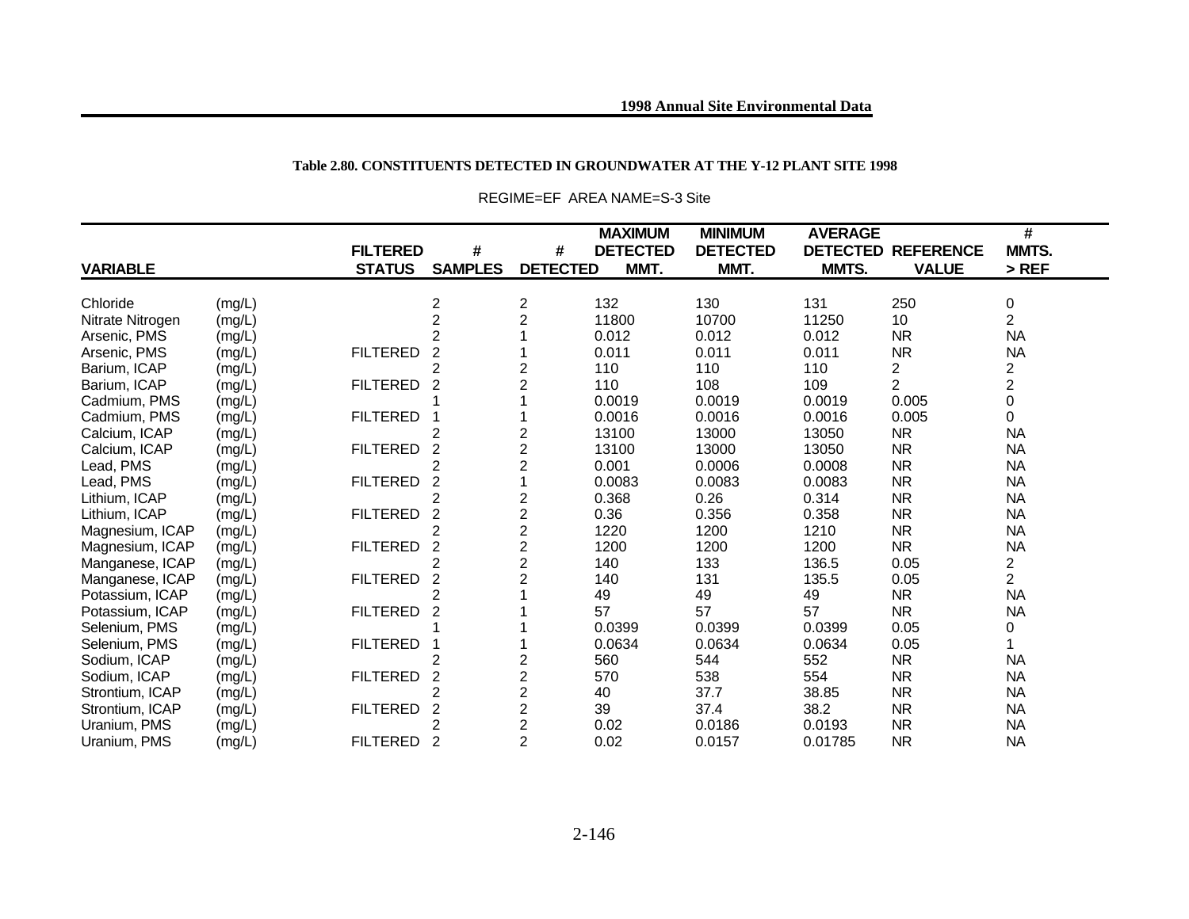**Table 2.80. CONSTITUENTS DETECTED IN GROUNDWATER AT THE Y-12 PLANT SITE 1998**

REGIME=EF AREA NAME=S-3 Site

| VARIABLE | | FILTERED STATUS | # SAMPLES | # DETECTED | MAXIMUM DETECTED MMT. | MINIMUM DETECTED MMT. | AVERAGE DETECTED MMTS. | REFERENCE VALUE | # MMTS. > REF |
|---|---|---|---|---|---|---|---|---|---|
| Chloride | (mg/L) | | 2 | 2 | 132 | 130 | 131 | 250 | 0 |
| Nitrate Nitrogen | (mg/L) | | 2 | 2 | 11800 | 10700 | 11250 | 10 | 2 |
| Arsenic, PMS | (mg/L) | | 2 | 1 | 0.012 | 0.012 | 0.012 | NR | NA |
| Arsenic, PMS | (mg/L) | FILTERED | 2 | 1 | 0.011 | 0.011 | 0.011 | NR | NA |
| Barium, ICAP | (mg/L) | | 2 | 2 | 110 | 110 | 110 | 2 | 2 |
| Barium, ICAP | (mg/L) | FILTERED | 2 | 2 | 110 | 108 | 109 | 2 | 2 |
| Cadmium, PMS | (mg/L) | | 1 | 1 | 0.0019 | 0.0019 | 0.0019 | 0.005 | 0 |
| Cadmium, PMS | (mg/L) | FILTERED | 1 | 1 | 0.0016 | 0.0016 | 0.0016 | 0.005 | 0 |
| Calcium, ICAP | (mg/L) | | 2 | 2 | 13100 | 13000 | 13050 | NR | NA |
| Calcium, ICAP | (mg/L) | FILTERED | 2 | 2 | 13100 | 13000 | 13050 | NR | NA |
| Lead, PMS | (mg/L) | | 2 | 2 | 0.001 | 0.0006 | 0.0008 | NR | NA |
| Lead, PMS | (mg/L) | FILTERED | 2 | 1 | 0.0083 | 0.0083 | 0.0083 | NR | NA |
| Lithium, ICAP | (mg/L) | | 2 | 2 | 0.368 | 0.26 | 0.314 | NR | NA |
| Lithium, ICAP | (mg/L) | FILTERED | 2 | 2 | 0.36 | 0.356 | 0.358 | NR | NA |
| Magnesium, ICAP | (mg/L) | | 2 | 2 | 1220 | 1200 | 1210 | NR | NA |
| Magnesium, ICAP | (mg/L) | FILTERED | 2 | 2 | 1200 | 1200 | 1200 | NR | NA |
| Manganese, ICAP | (mg/L) | | 2 | 2 | 140 | 133 | 136.5 | 0.05 | 2 |
| Manganese, ICAP | (mg/L) | FILTERED | 2 | 2 | 140 | 131 | 135.5 | 0.05 | 2 |
| Potassium, ICAP | (mg/L) | | 2 | 1 | 49 | 49 | 49 | NR | NA |
| Potassium, ICAP | (mg/L) | FILTERED | 2 | 1 | 57 | 57 | 57 | NR | NA |
| Selenium, PMS | (mg/L) | | 1 | 1 | 0.0399 | 0.0399 | 0.0399 | 0.05 | 0 |
| Selenium, PMS | (mg/L) | FILTERED | 1 | 1 | 0.0634 | 0.0634 | 0.0634 | 0.05 | 1 |
| Sodium, ICAP | (mg/L) | | 2 | 2 | 560 | 544 | 552 | NR | NA |
| Sodium, ICAP | (mg/L) | FILTERED | 2 | 2 | 570 | 538 | 554 | NR | NA |
| Strontium, ICAP | (mg/L) | | 2 | 2 | 40 | 37.7 | 38.85 | NR | NA |
| Strontium, ICAP | (mg/L) | FILTERED | 2 | 2 | 39 | 37.4 | 38.2 | NR | NA |
| Uranium, PMS | (mg/L) | | 2 | 2 | 0.02 | 0.0186 | 0.0193 | NR | NA |
| Uranium, PMS | (mg/L) | FILTERED | 2 | 2 | 0.02 | 0.0157 | 0.01785 | NR | NA |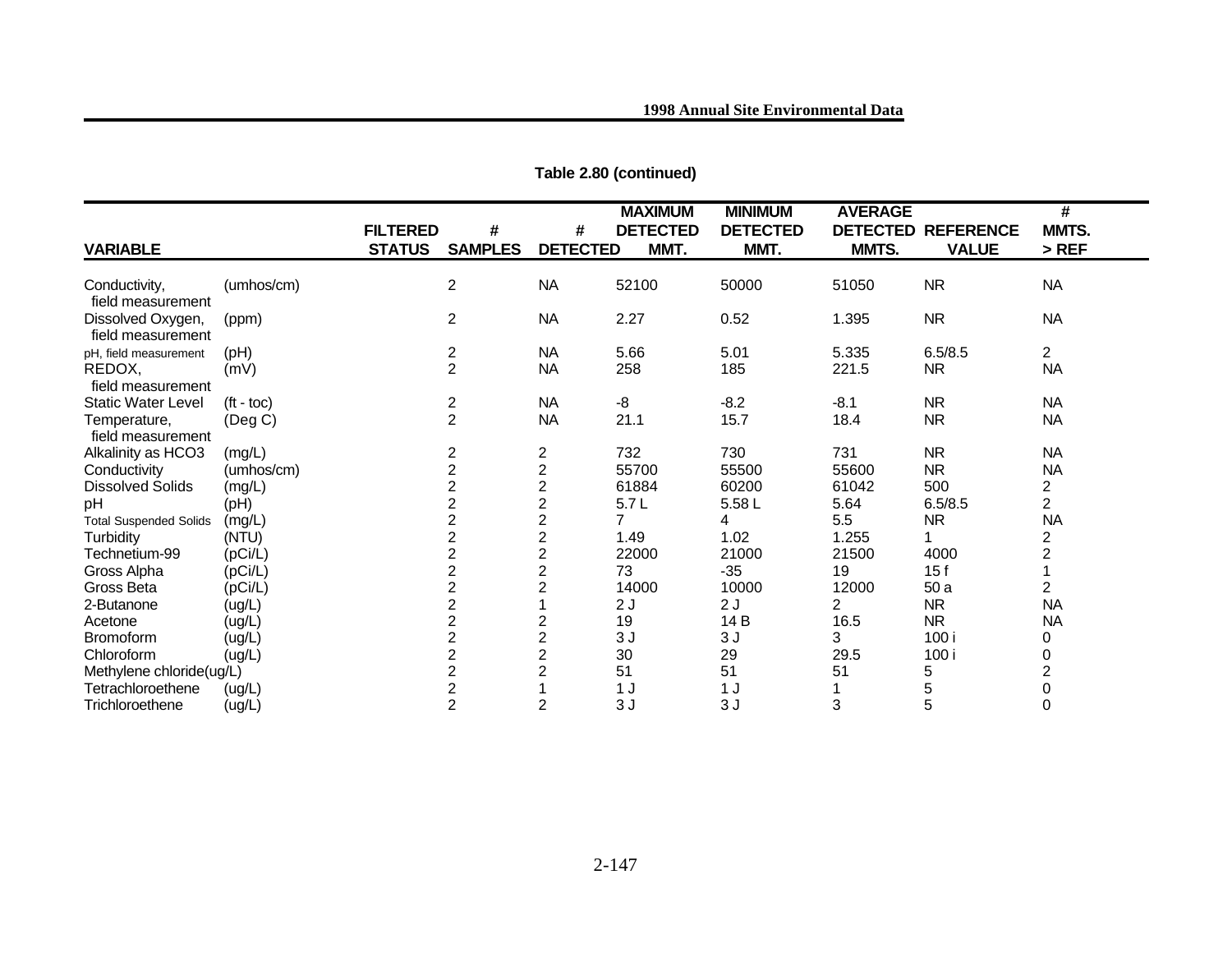**Table 2.80 (continued)**

| VARIABLE | | FILTERED STATUS | # SAMPLES | # DETECTED | MAXIMUM DETECTED MMT. | MINIMUM DETECTED MMT. | AVERAGE DETECTED MMTS. | REFERENCE VALUE | # MMTS. > REF |
|---|---|---|---|---|---|---|---|---|---|
| Conductivity, field measurement | (umhos/cm) | | 2 | NA | 52100 | 50000 | 51050 | NR | NA |
| Dissolved Oxygen, field measurement | (ppm) | | 2 | NA | 2.27 | 0.52 | 1.395 | NR | NA |
| pH, field measurement | (pH) | | 2 | NA | 5.66 | 5.01 | 5.335 | 6.5/8.5 | 2 |
| REDOX, field measurement | (mV) | | 2 | NA | 258 | 185 | 221.5 | NR | NA |
| Static Water Level | (ft - toc) | | 2 | NA | -8 | -8.2 | -8.1 | NR | NA |
| Temperature, field measurement | (Deg C) | | 2 | NA | 21.1 | 15.7 | 18.4 | NR | NA |
| Alkalinity as HCO3 | (mg/L) | | 2 | 2 | 732 | 730 | 731 | NR | NA |
| Conductivity | (umhos/cm) | | 2 | 2 | 55700 | 55500 | 55600 | NR | NA |
| Dissolved Solids | (mg/L) | | 2 | 2 | 61884 | 60200 | 61042 | 500 | 2 |
| pH | (pH) | | 2 | 2 | 5.7 L | 5.58 L | 5.64 | 6.5/8.5 | 2 |
| Total Suspended Solids | (mg/L) | | 2 | 2 | 7 | 4 | 5.5 | NR | NA |
| Turbidity | (NTU) | | 2 | 2 | 1.49 | 1.02 | 1.255 | 1 | 2 |
| Technetium-99 | (pCi/L) | | 2 | 2 | 22000 | 21000 | 21500 | 4000 | 2 |
| Gross Alpha | (pCi/L) | | 2 | 2 | 73 | -35 | 19 | 15 f | 1 |
| Gross Beta | (pCi/L) | | 2 | 2 | 14000 | 10000 | 12000 | 50 a | 2 |
| 2-Butanone | (ug/L) | | 2 | 1 | 2 J | 2 J | 2 | NR | NA |
| Acetone | (ug/L) | | 2 | 2 | 19 | 14 B | 16.5 | NR | NA |
| Bromoform | (ug/L) | | 2 | 2 | 3 J | 3 J | 3 | 100 i | 0 |
| Chloroform | (ug/L) | | 2 | 2 | 30 | 29 | 29.5 | 100 i | 0 |
| Methylene chloride | (ug/L) | | 2 | 2 | 51 | 51 | 51 | 5 | 2 |
| Tetrachloroethene | (ug/L) | | 2 | 1 | 1 J | 1 J | 1 | 5 | 0 |
| Trichloroethene | (ug/L) | | 2 | 2 | 3 J | 3 J | 3 | 5 | 0 |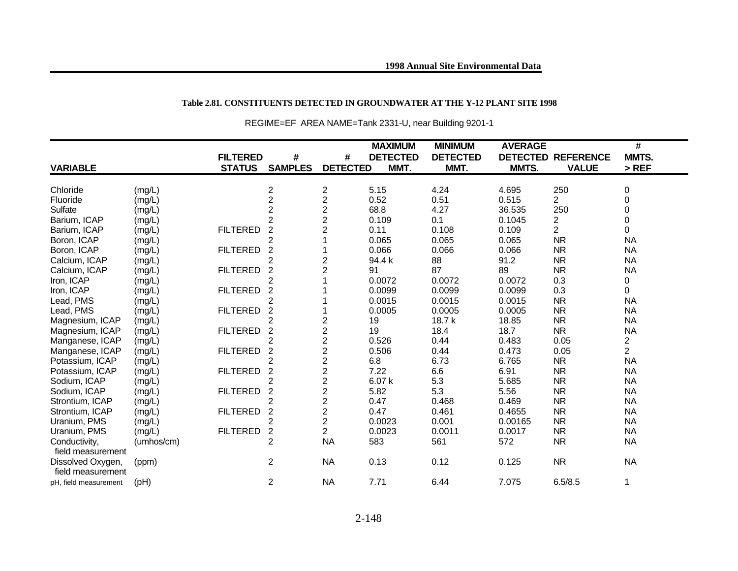**Table 2.81. CONSTITUENTS DETECTED IN GROUNDWATER AT THE Y-12 PLANT SITE 1998**

REGIME=EF AREA NAME=Tank 2331-U, near Building 9201-1

| VARIABLE | | FILTERED STATUS | # SAMPLES | # DETECTED | MAXIMUM DETECTED MMT. | MINIMUM DETECTED MMT. | AVERAGE DETECTED MMTS. | REFERENCE VALUE | # MMTS. > REF |
|---|---|---|---|---|---|---|---|---|---|
| Chloride | (mg/L) | | 2 | 2 | 5.15 | 4.24 | 4.695 | 250 | 0 |
| Fluoride | (mg/L) | | 2 | 2 | 0.52 | 0.51 | 0.515 | 2 | 0 |
| Sulfate | (mg/L) | | 2 | 2 | 68.8 | 4.27 | 36.535 | 250 | 0 |
| Barium, ICAP | (mg/L) | | 2 | 2 | 0.109 | 0.1 | 0.1045 | 2 | 0 |
| Barium, ICAP | (mg/L) | FILTERED | 2 | 2 | 0.11 | 0.108 | 0.109 | 2 | 0 |
| Boron, ICAP | (mg/L) | | 2 | 1 | 0.065 | 0.065 | 0.065 | NR | NA |
| Boron, ICAP | (mg/L) | FILTERED | 2 | 1 | 0.066 | 0.066 | 0.066 | NR | NA |
| Calcium, ICAP | (mg/L) | | 2 | 2 | 94.4 k | 88 | 91.2 | NR | NA |
| Calcium, ICAP | (mg/L) | FILTERED | 2 | 2 | 91 | 87 | 89 | NR | NA |
| Iron, ICAP | (mg/L) | | 2 | 1 | 0.0072 | 0.0072 | 0.0072 | 0.3 | 0 |
| Iron, ICAP | (mg/L) | FILTERED | 2 | 1 | 0.0099 | 0.0099 | 0.0099 | 0.3 | 0 |
| Lead, PMS | (mg/L) | | 2 | 1 | 0.0015 | 0.0015 | 0.0015 | NR | NA |
| Lead, PMS | (mg/L) | FILTERED | 2 | 1 | 0.0005 | 0.0005 | 0.0005 | NR | NA |
| Magnesium, ICAP | (mg/L) | | 2 | 2 | 19 | 18.7 k | 18.85 | NR | NA |
| Magnesium, ICAP | (mg/L) | FILTERED | 2 | 2 | 19 | 18.4 | 18.7 | NR | NA |
| Manganese, ICAP | (mg/L) | | 2 | 2 | 0.526 | 0.44 | 0.483 | 0.05 | 2 |
| Manganese, ICAP | (mg/L) | FILTERED | 2 | 2 | 0.506 | 0.44 | 0.473 | 0.05 | 2 |
| Potassium, ICAP | (mg/L) | | 2 | 2 | 6.8 | 6.73 | 6.765 | NR | NA |
| Potassium, ICAP | (mg/L) | FILTERED | 2 | 2 | 7.22 | 6.6 | 6.91 | NR | NA |
| Sodium, ICAP | (mg/L) | | 2 | 2 | 6.07 k | 5.3 | 5.685 | NR | NA |
| Sodium, ICAP | (mg/L) | FILTERED | 2 | 2 | 5.82 | 5.3 | 5.56 | NR | NA |
| Strontium, ICAP | (mg/L) | | 2 | 2 | 0.47 | 0.468 | 0.469 | NR | NA |
| Strontium, ICAP | (mg/L) | FILTERED | 2 | 2 | 0.47 | 0.461 | 0.4655 | NR | NA |
| Uranium, PMS | (mg/L) | | 2 | 2 | 0.0023 | 0.001 | 0.00165 | NR | NA |
| Uranium, PMS | (mg/L) | FILTERED | 2 | 2 | 0.0023 | 0.0011 | 0.0017 | NR | NA |
| Conductivity, field measurement | (umhos/cm) | | 2 | NA | 583 | 561 | 572 | NR | NA |
| Dissolved Oxygen, field measurement | (ppm) | | 2 | NA | 0.13 | 0.12 | 0.125 | NR | NA |
| pH, field measurement | (pH) | | 2 | NA | 7.71 | 6.44 | 7.075 | 6.5/8.5 | 1 |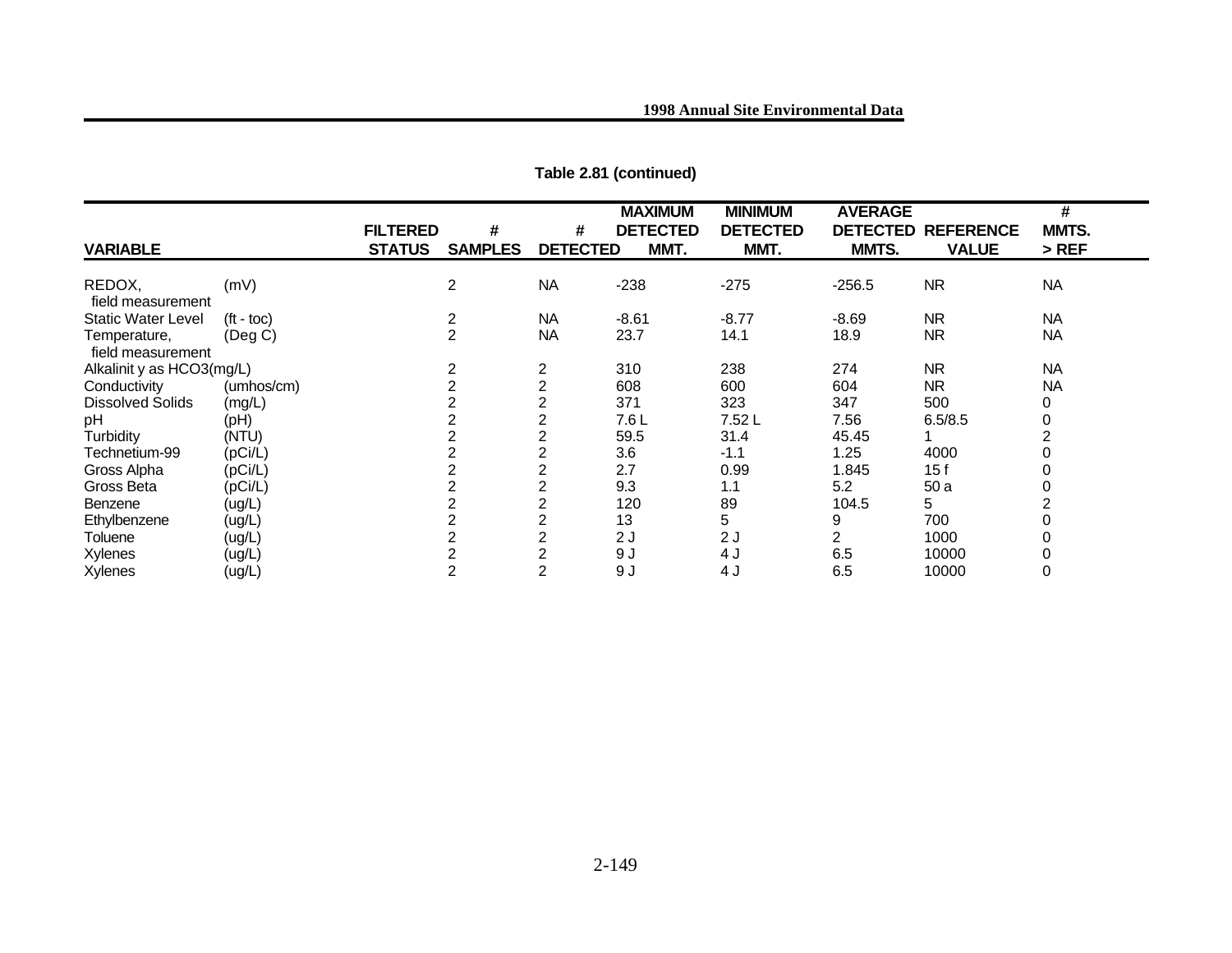**Table 2.81 (continued)**

| VARIABLE | | FILTERED STATUS | # SAMPLES | # DETECTED | MAXIMUM DETECTED MMT. | MINIMUM DETECTED MMT. | AVERAGE DETECTED MMTS. | REFERENCE VALUE | # MMTS. > REF |
|---|---|---|---|---|---|---|---|---|---|
| REDOX, field measurement | (mV) | | 2 | NA | -238 | -275 | -256.5 | NR | NA |
| Static Water Level | (ft - toc) | | 2 | NA | -8.61 | -8.77 | -8.69 | NR | NA |
| Temperature, field measurement | (Deg C) | | 2 | NA | 23.7 | 14.1 | 18.9 | NR | NA |
| Alkalinit y as HCO3(mg/L) | | | 2 | 2 | 310 | 238 | 274 | NR | NA |
| Conductivity | (umhos/cm) | | 2 | 2 | 608 | 600 | 604 | NR | NA |
| Dissolved Solids | (mg/L) | | 2 | 2 | 371 | 323 | 347 | 500 | 0 |
| pH | (pH) | | 2 | 2 | 7.6 L | 7.52 L | 7.56 | 6.5/8.5 | 0 |
| Turbidity | (NTU) | | 2 | 2 | 59.5 | 31.4 | 45.45 | 1 | 2 |
| Technetium-99 | (pCi/L) | | 2 | 2 | 3.6 | -1.1 | 1.25 | 4000 | 0 |
| Gross Alpha | (pCi/L) | | 2 | 2 | 2.7 | 0.99 | 1.845 | 15 f | 0 |
| Gross Beta | (pCi/L) | | 2 | 2 | 9.3 | 1.1 | 5.2 | 50 a | 0 |
| Benzene | (ug/L) | | 2 | 2 | 120 | 89 | 104.5 | 5 | 2 |
| Ethylbenzene | (ug/L) | | 2 | 2 | 13 | 5 | 9 | 700 | 0 |
| Toluene | (ug/L) | | 2 | 2 | 2 J | 2 J | 2 | 1000 | 0 |
| Xylenes | (ug/L) | | 2 | 2 | 9 J | 4 J | 6.5 | 10000 | 0 |
| Xylenes | (ug/L) | | 2 | 2 | 9 J | 4 J | 6.5 | 10000 | 0 |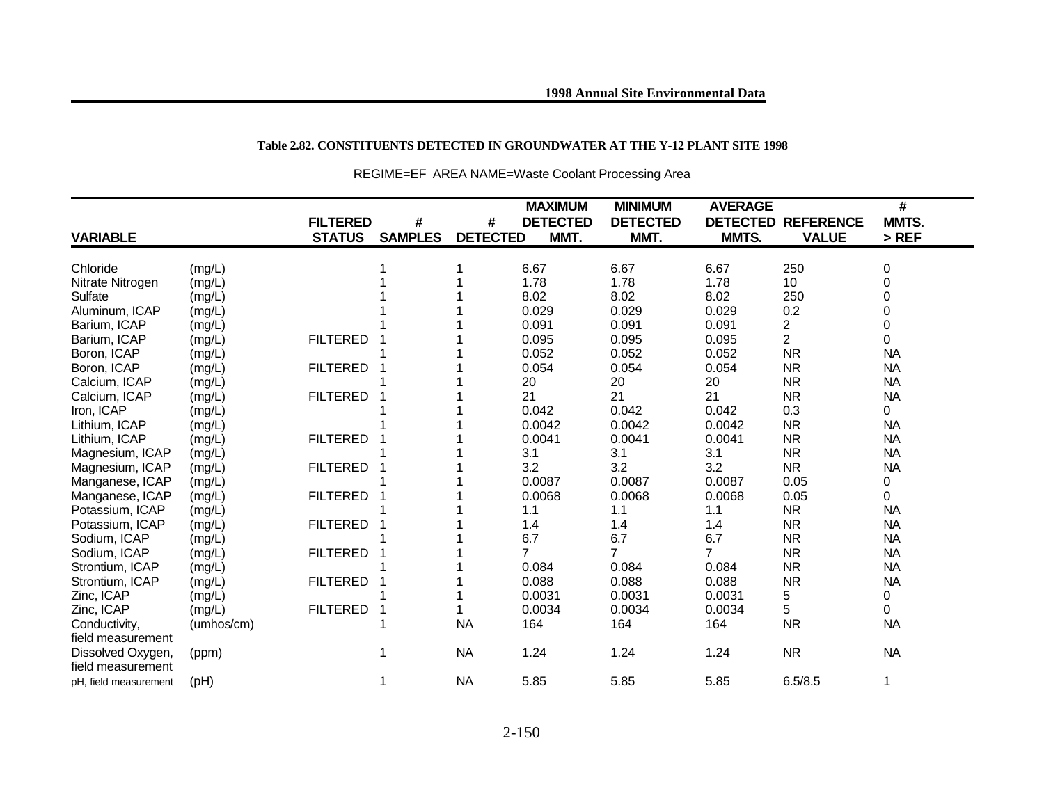**Table 2.82. CONSTITUENTS DETECTED IN GROUNDWATER AT THE Y-12 PLANT SITE 1998**

REGIME=EF AREA NAME=Waste Coolant Processing Area

| VARIABLE | | FILTERED STATUS | # SAMPLES | # DETECTED | MAXIMUM DETECTED MMT. | MINIMUM DETECTED MMT. | AVERAGE DETECTED MMTS. | REFERENCE VALUE | # MMTS. > REF |
|---|---|---|---|---|---|---|---|---|---|
| Chloride | (mg/L) | | 1 | 1 | 6.67 | 6.67 | 6.67 | 250 | 0 |
| Nitrate Nitrogen | (mg/L) | | 1 | 1 | 1.78 | 1.78 | 1.78 | 10 | 0 |
| Sulfate | (mg/L) | | 1 | 1 | 8.02 | 8.02 | 8.02 | 250 | 0 |
| Aluminum, ICAP | (mg/L) | | 1 | 1 | 0.029 | 0.029 | 0.029 | 0.2 | 0 |
| Barium, ICAP | (mg/L) | | 1 | 1 | 0.091 | 0.091 | 0.091 | 2 | 0 |
| Barium, ICAP | (mg/L) | FILTERED | 1 | 1 | 0.095 | 0.095 | 0.095 | 2 | 0 |
| Boron, ICAP | (mg/L) | | 1 | 1 | 0.052 | 0.052 | 0.052 | NR | NA |
| Boron, ICAP | (mg/L) | FILTERED | 1 | 1 | 0.054 | 0.054 | 0.054 | NR | NA |
| Calcium, ICAP | (mg/L) | | 1 | 1 | 20 | 20 | 20 | NR | NA |
| Calcium, ICAP | (mg/L) | FILTERED | 1 | 1 | 21 | 21 | 21 | NR | NA |
| Iron, ICAP | (mg/L) | | 1 | 1 | 0.042 | 0.042 | 0.042 | 0.3 | 0 |
| Lithium, ICAP | (mg/L) | | 1 | 1 | 0.0042 | 0.0042 | 0.0042 | NR | NA |
| Lithium, ICAP | (mg/L) | FILTERED | 1 | 1 | 0.0041 | 0.0041 | 0.0041 | NR | NA |
| Magnesium, ICAP | (mg/L) | | 1 | 1 | 3.1 | 3.1 | 3.1 | NR | NA |
| Magnesium, ICAP | (mg/L) | FILTERED | 1 | 1 | 3.2 | 3.2 | 3.2 | NR | NA |
| Manganese, ICAP | (mg/L) | | 1 | 1 | 0.0087 | 0.0087 | 0.0087 | 0.05 | 0 |
| Manganese, ICAP | (mg/L) | FILTERED | 1 | 1 | 0.0068 | 0.0068 | 0.0068 | 0.05 | 0 |
| Potassium, ICAP | (mg/L) | | 1 | 1 | 1.1 | 1.1 | 1.1 | NR | NA |
| Potassium, ICAP | (mg/L) | FILTERED | 1 | 1 | 1.4 | 1.4 | 1.4 | NR | NA |
| Sodium, ICAP | (mg/L) | | 1 | 1 | 6.7 | 6.7 | 6.7 | NR | NA |
| Sodium, ICAP | (mg/L) | FILTERED | 1 | 1 | 7 | 7 | 7 | NR | NA |
| Strontium, ICAP | (mg/L) | | 1 | 1 | 0.084 | 0.084 | 0.084 | NR | NA |
| Strontium, ICAP | (mg/L) | FILTERED | 1 | 1 | 0.088 | 0.088 | 0.088 | NR | NA |
| Zinc, ICAP | (mg/L) | | 1 | 1 | 0.0031 | 0.0031 | 0.0031 | 5 | 0 |
| Zinc, ICAP | (mg/L) | FILTERED | 1 | 1 | 0.0034 | 0.0034 | 0.0034 | 5 | 0 |
| Conductivity, field measurement | (umhos/cm) | | 1 | NA | 164 | 164 | 164 | NR | NA |
| Dissolved Oxygen, field measurement | (ppm) | | 1 | NA | 1.24 | 1.24 | 1.24 | NR | NA |
| pH, field measurement | (pH) | | 1 | NA | 5.85 | 5.85 | 5.85 | 6.5/8.5 | 1 |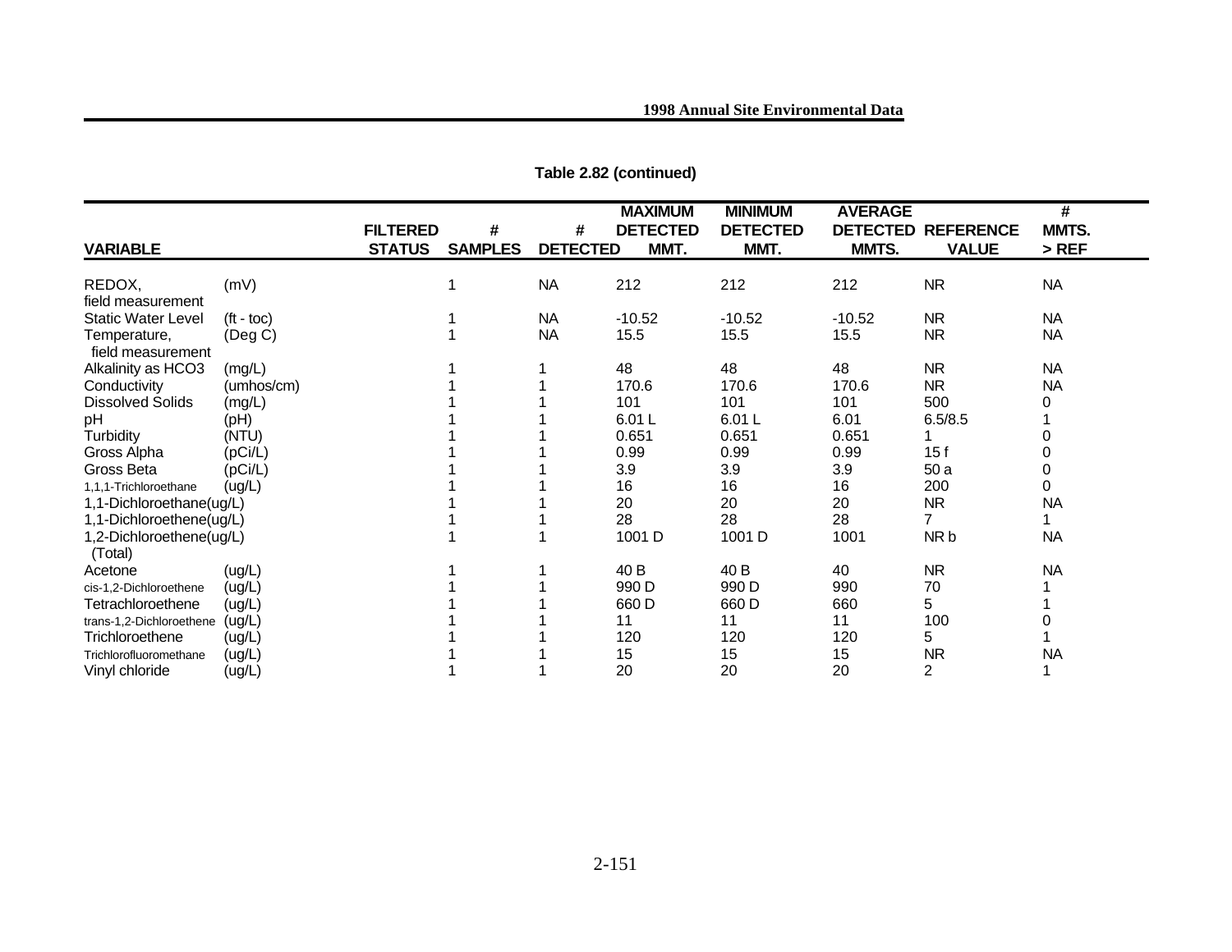**Table 2.82 (continued)**

| VARIABLE | | FILTERED STATUS | # SAMPLES | # DETECTED | MAXIMUM DETECTED MMT. | MINIMUM DETECTED MMT. | AVERAGE DETECTED MMTS. | REFERENCE VALUE | # MMTS. > REF |
|---|---|---|---|---|---|---|---|---|---|
| REDOX, field measurement | (mV) | | 1 | NA | 212 | 212 | 212 | NR | NA |
| Static Water Level | (ft - toc) | | 1 | NA | -10.52 | -10.52 | -10.52 | NR | NA |
| Temperature, field measurement | (Deg C) | | 1 | NA | 15.5 | 15.5 | 15.5 | NR | NA |
| Alkalinity as HCO3 | (mg/L) | | 1 | 1 | 48 | 48 | 48 | NR | NA |
| Conductivity | (umhos/cm) | | 1 | 1 | 170.6 | 170.6 | 170.6 | NR | NA |
| Dissolved Solids | (mg/L) | | 1 | 1 | 101 | 101 | 101 | 500 | 0 |
| pH | (pH) | | 1 | 1 | 6.01 L | 6.01 L | 6.01 | 6.5/8.5 | 1 |
| Turbidity | (NTU) | | 1 | 1 | 0.651 | 0.651 | 0.651 | 1 | 0 |
| Gross Alpha | (pCi/L) | | 1 | 1 | 0.99 | 0.99 | 0.99 | 15 f | 0 |
| Gross Beta | (pCi/L) | | 1 | 1 | 3.9 | 3.9 | 3.9 | 50 a | 0 |
| 1,1,1-Trichloroethane | (ug/L) | | 1 | 1 | 16 | 16 | 16 | 200 | 0 |
| 1,1-Dichloroethane(ug/L) | | | 1 | 1 | 20 | 20 | 20 | NR | NA |
| 1,1-Dichloroethene(ug/L) | | | 1 | 1 | 28 | 28 | 28 | 7 | 1 |
| 1,2-Dichloroethene(ug/L) (Total) | | | 1 | 1 | 1001 D | 1001 D | 1001 | NR b | NA |
| Acetone | (ug/L) | | 1 | 1 | 40 B | 40 B | 40 | NR | NA |
| cis-1,2-Dichloroethene | (ug/L) | | 1 | 1 | 990 D | 990 D | 990 | 70 | 1 |
| Tetrachloroethene | (ug/L) | | 1 | 1 | 660 D | 660 D | 660 | 5 | 1 |
| trans-1,2-Dichloroethene | (ug/L) | | 1 | 1 | 11 | 11 | 11 | 100 | 0 |
| Trichloroethene | (ug/L) | | 1 | 1 | 120 | 120 | 120 | 5 | 1 |
| Trichlorofluoromethane | (ug/L) | | 1 | 1 | 15 | 15 | 15 | NR | NA |
| Vinyl chloride | (ug/L) | | 1 | 1 | 20 | 20 | 20 | 2 | 1 |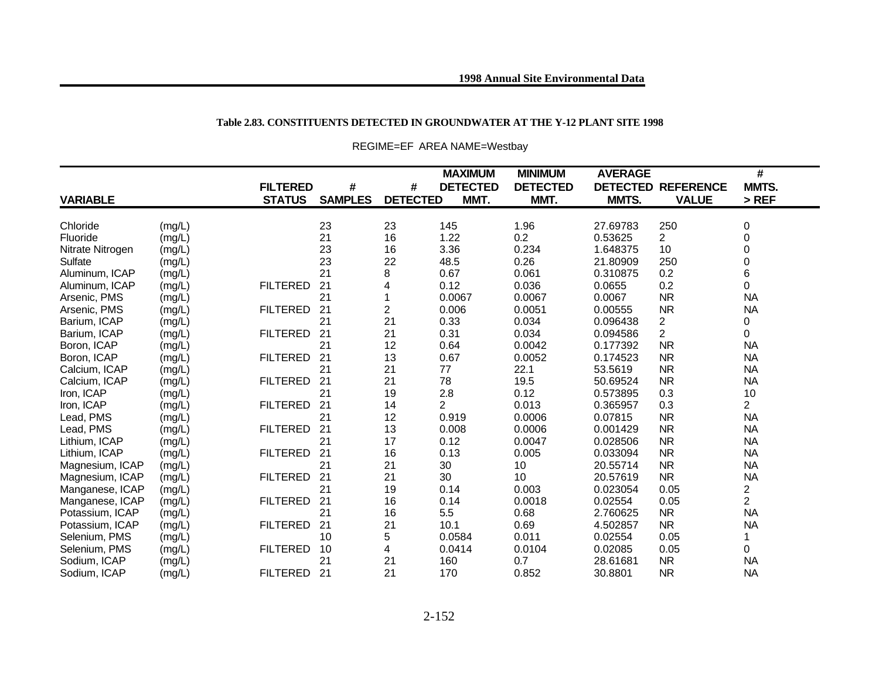**Table 2.83. CONSTITUENTS DETECTED IN GROUNDWATER AT THE Y-12 PLANT SITE 1998**

REGIME=EF AREA NAME=Westbay

| VARIABLE | | FILTERED STATUS | # SAMPLES | # DETECTED | MAXIMUM DETECTED MMT. | MINIMUM DETECTED MMT. | AVERAGE DETECTED MMTS. | REFERENCE VALUE | # MMTS. > REF |
|---|---|---|---|---|---|---|---|---|---|
| Chloride | (mg/L) | | 23 | 23 | 145 | 1.96 | 27.69783 | 250 | 0 |
| Fluoride | (mg/L) | | 21 | 16 | 1.22 | 0.2 | 0.53625 | 2 | 0 |
| Nitrate Nitrogen | (mg/L) | | 23 | 16 | 3.36 | 0.234 | 1.648375 | 10 | 0 |
| Sulfate | (mg/L) | | 23 | 22 | 48.5 | 0.26 | 21.80909 | 250 | 0 |
| Aluminum, ICAP | (mg/L) | | 21 | 8 | 0.67 | 0.061 | 0.310875 | 0.2 | 6 |
| Aluminum, ICAP | (mg/L) | FILTERED | 21 | 4 | 0.12 | 0.036 | 0.0655 | 0.2 | 0 |
| Arsenic, PMS | (mg/L) | | 21 | 1 | 0.0067 | 0.0067 | 0.0067 | NR | NA |
| Arsenic, PMS | (mg/L) | FILTERED | 21 | 2 | 0.006 | 0.0051 | 0.00555 | NR | NA |
| Barium, ICAP | (mg/L) | | 21 | 21 | 0.33 | 0.034 | 0.096438 | 2 | 0 |
| Barium, ICAP | (mg/L) | FILTERED | 21 | 21 | 0.31 | 0.034 | 0.094586 | 2 | 0 |
| Boron, ICAP | (mg/L) | | 21 | 12 | 0.64 | 0.0042 | 0.177392 | NR | NA |
| Boron, ICAP | (mg/L) | FILTERED | 21 | 13 | 0.67 | 0.0052 | 0.174523 | NR | NA |
| Calcium, ICAP | (mg/L) | | 21 | 21 | 77 | 22.1 | 53.5619 | NR | NA |
| Calcium, ICAP | (mg/L) | FILTERED | 21 | 21 | 78 | 19.5 | 50.69524 | NR | NA |
| Iron, ICAP | (mg/L) | | 21 | 19 | 2.8 | 0.12 | 0.573895 | 0.3 | 10 |
| Iron, ICAP | (mg/L) | FILTERED | 21 | 14 | 2 | 0.013 | 0.365957 | 0.3 | 2 |
| Lead, PMS | (mg/L) | | 21 | 12 | 0.919 | 0.0006 | 0.07815 | NR | NA |
| Lead, PMS | (mg/L) | FILTERED | 21 | 13 | 0.008 | 0.0006 | 0.001429 | NR | NA |
| Lithium, ICAP | (mg/L) | | 21 | 17 | 0.12 | 0.0047 | 0.028506 | NR | NA |
| Lithium, ICAP | (mg/L) | FILTERED | 21 | 16 | 0.13 | 0.005 | 0.033094 | NR | NA |
| Magnesium, ICAP | (mg/L) | | 21 | 21 | 30 | 10 | 20.55714 | NR | NA |
| Magnesium, ICAP | (mg/L) | FILTERED | 21 | 21 | 30 | 10 | 20.57619 | NR | NA |
| Manganese, ICAP | (mg/L) | | 21 | 19 | 0.14 | 0.003 | 0.023054 | 0.05 | 2 |
| Manganese, ICAP | (mg/L) | FILTERED | 21 | 16 | 0.14 | 0.0018 | 0.02554 | 0.05 | 2 |
| Potassium, ICAP | (mg/L) | | 21 | 16 | 5.5 | 0.68 | 2.760625 | NR | NA |
| Potassium, ICAP | (mg/L) | FILTERED | 21 | 21 | 10.1 | 0.69 | 4.502857 | NR | NA |
| Selenium, PMS | (mg/L) | | 10 | 5 | 0.0584 | 0.011 | 0.02554 | 0.05 | 1 |
| Selenium, PMS | (mg/L) | FILTERED | 10 | 4 | 0.0414 | 0.0104 | 0.02085 | 0.05 | 0 |
| Sodium, ICAP | (mg/L) | | 21 | 21 | 160 | 0.7 | 28.61681 | NR | NA |
| Sodium, ICAP | (mg/L) | FILTERED | 21 | 21 | 170 | 0.852 | 30.8801 | NR | NA |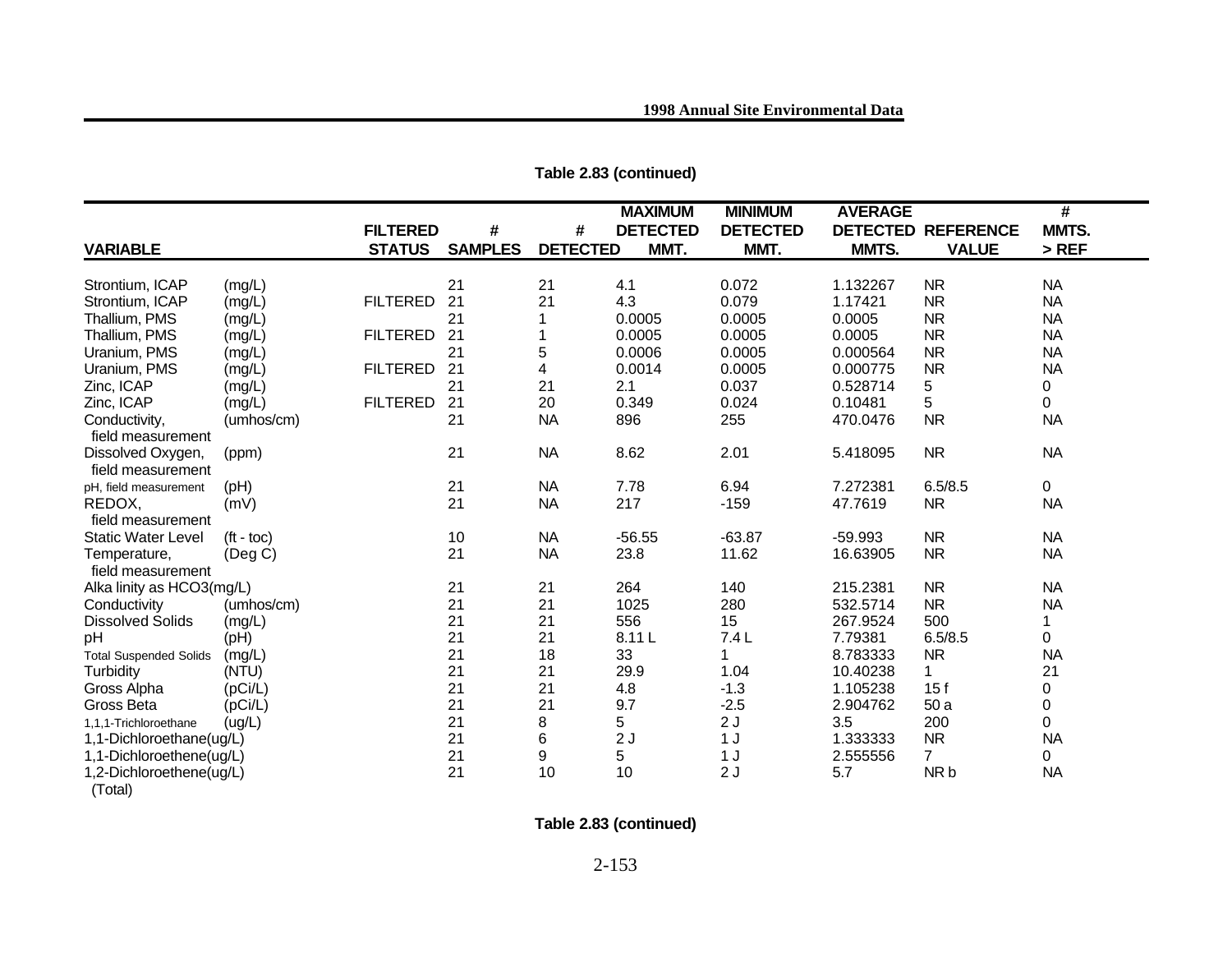**Table 2.83 (continued)**

| VARIABLE | | FILTERED STATUS | # SAMPLES | # DETECTED | MAXIMUM DETECTED MMT. | MINIMUM DETECTED MMT. | AVERAGE DETECTED MMTS. | REFERENCE VALUE | # MMTS. > REF |
|---|---|---|---|---|---|---|---|---|---|
| Strontium, ICAP | (mg/L) | | 21 | 21 | 4.1 | 0.072 | 1.132267 | NR | NA |
| Strontium, ICAP | (mg/L) | FILTERED | 21 | 21 | 4.3 | 0.079 | 1.17421 | NR | NA |
| Thallium, PMS | (mg/L) | | 21 | 1 | 0.0005 | 0.0005 | 0.0005 | NR | NA |
| Thallium, PMS | (mg/L) | FILTERED | 21 | 1 | 0.0005 | 0.0005 | 0.0005 | NR | NA |
| Uranium, PMS | (mg/L) | | 21 | 5 | 0.0006 | 0.0005 | 0.000564 | NR | NA |
| Uranium, PMS | (mg/L) | FILTERED | 21 | 4 | 0.0014 | 0.0005 | 0.000775 | NR | NA |
| Zinc, ICAP | (mg/L) | | 21 | 21 | 2.1 | 0.037 | 0.528714 | 5 | 0 |
| Zinc, ICAP | (mg/L) | FILTERED | 21 | 20 | 0.349 | 0.024 | 0.10481 | 5 | 0 |
| Conductivity, field measurement | (umhos/cm) | | 21 | NA | 896 | 255 | 470.0476 | NR | NA |
| Dissolved Oxygen, field measurement | (ppm) | | 21 | NA | 8.62 | 2.01 | 5.418095 | NR | NA |
| pH, field measurement | (pH) | | 21 | NA | 7.78 | 6.94 | 7.272381 | 6.5/8.5 | 0 |
| REDOX, field measurement | (mV) | | 21 | NA | 217 | -159 | 47.7619 | NR | NA |
| Static Water Level | (ft - toc) | | 10 | NA | -56.55 | -63.87 | -59.993 | NR | NA |
| Temperature, field measurement | (Deg C) | | 21 | NA | 23.8 | 11.62 | 16.63905 | NR | NA |
| Alka linity as HCO3(mg/L) | | | 21 | 21 | 264 | 140 | 215.2381 | NR | NA |
| Conductivity | (umhos/cm) | | 21 | 21 | 1025 | 280 | 532.5714 | NR | NA |
| Dissolved Solids | (mg/L) | | 21 | 21 | 556 | 15 | 267.9524 | 500 | 1 |
| pH | (pH) | | 21 | 21 | 8.11 L | 7.4 L | 7.79381 | 6.5/8.5 | 0 |
| Total Suspended Solids | (mg/L) | | 21 | 18 | 33 | 1 | 8.783333 | NR | NA |
| Turbidity | (NTU) | | 21 | 21 | 29.9 | 1.04 | 10.40238 | 1 | 21 |
| Gross Alpha | (pCi/L) | | 21 | 21 | 4.8 | -1.3 | 1.105238 | 15 f | 0 |
| Gross Beta | (pCi/L) | | 21 | 21 | 9.7 | -2.5 | 2.904762 | 50 a | 0 |
| 1,1,1-Trichloroethane | (ug/L) | | 21 | 8 | 5 | 2 J | 3.5 | 200 | 0 |
| 1,1-Dichloroethane(ug/L) | | | 21 | 6 | 2 J | 1 J | 1.333333 | NR | NA |
| 1,1-Dichloroethene(ug/L) | | | 21 | 9 | 5 | 1 J | 2.555556 | 7 | 0 |
| 1,2-Dichloroethene(ug/L) (Total) | | | 21 | 10 | 10 | 2 J | 5.7 | NR b | NA |

**Table 2.83 (continued)**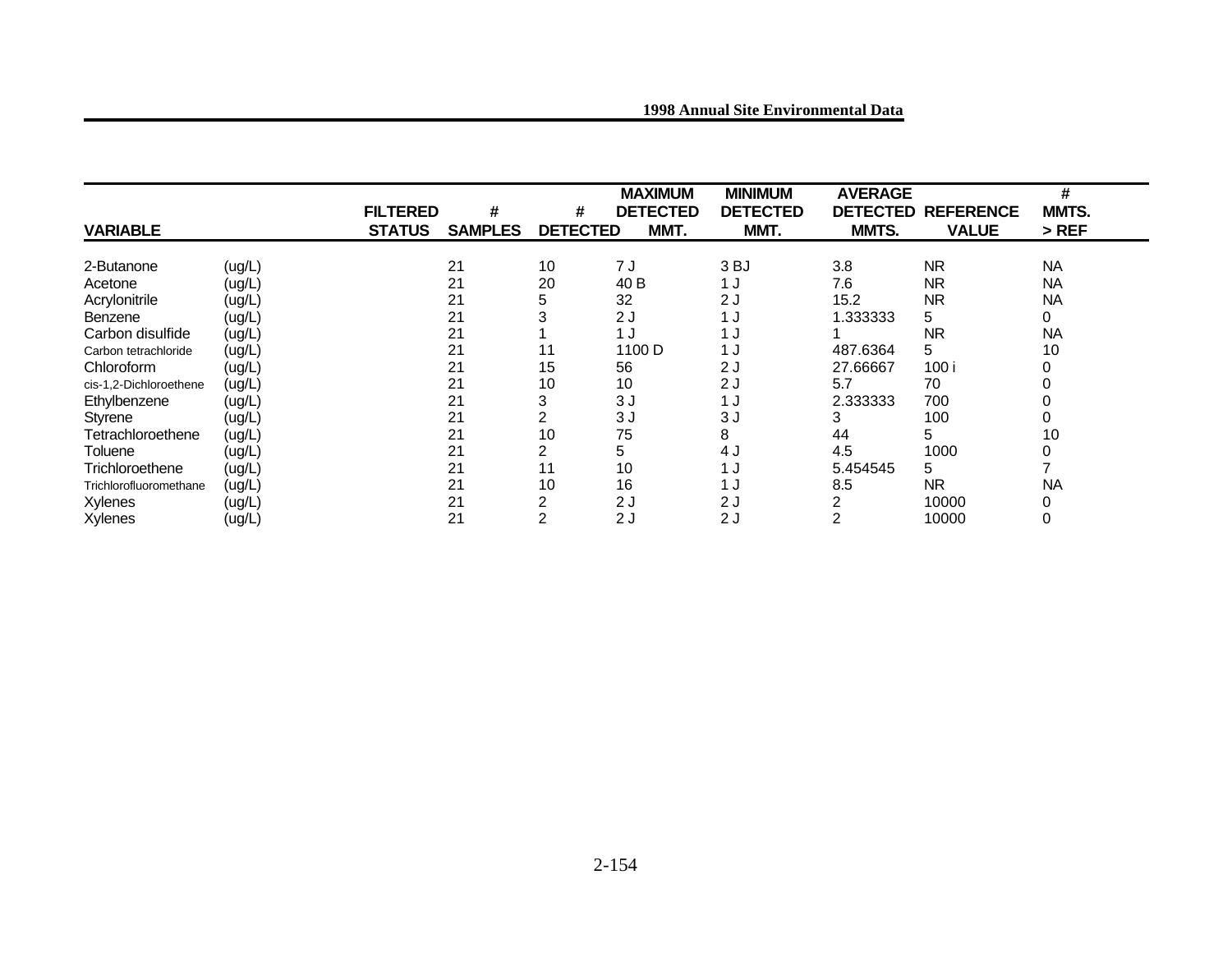| VARIABLE | | FILTERED STATUS | # SAMPLES | # DETECTED | MAXIMUM DETECTED MMT. | MINIMUM DETECTED MMT. | AVERAGE DETECTED MMTS. | REFERENCE VALUE | # MMTS. > REF |
|---|---|---|---|---|---|---|---|---|---|
| 2-Butanone | (ug/L) | | 21 | 10 | 7 J | 3 BJ | 3.8 | NR | NA |
| Acetone | (ug/L) | | 21 | 20 | 40 B | 1 J | 7.6 | NR | NA |
| Acrylonitrile | (ug/L) | | 21 | 5 | 32 | 2 J | 15.2 | NR | NA |
| Benzene | (ug/L) | | 21 | 3 | 2 J | 1 J | 1.333333 | 5 | 0 |
| Carbon disulfide | (ug/L) | | 21 | 1 | 1 J | 1 J | 1 | NR | NA |
| Carbon tetrachloride | (ug/L) | | 21 | 11 | 1100 D | 1 J | 487.6364 | 5 | 10 |
| Chloroform | (ug/L) | | 21 | 15 | 56 | 2 J | 27.66667 | 100 i | 0 |
| cis-1,2-Dichloroethene | (ug/L) | | 21 | 10 | 10 | 2 J | 5.7 | 70 | 0 |
| Ethylbenzene | (ug/L) | | 21 | 3 | 3 J | 1 J | 2.333333 | 700 | 0 |
| Styrene | (ug/L) | | 21 | 2 | 3 J | 3 J | 3 | 100 | 0 |
| Tetrachloroethene | (ug/L) | | 21 | 10 | 75 | 8 | 44 | 5 | 10 |
| Toluene | (ug/L) | | 21 | 2 | 5 | 4 J | 4.5 | 1000 | 0 |
| Trichloroethene | (ug/L) | | 21 | 11 | 10 | 1 J | 5.454545 | 5 | 7 |
| Trichlorofluoromethane | (ug/L) | | 21 | 10 | 16 | 1 J | 8.5 | NR | NA |
| Xylenes | (ug/L) | | 21 | 2 | 2 J | 2 J | 2 | 10000 | 0 |
| Xylenes | (ug/L) | | 21 | 2 | 2 J | 2 J | 2 | 10000 | 0 |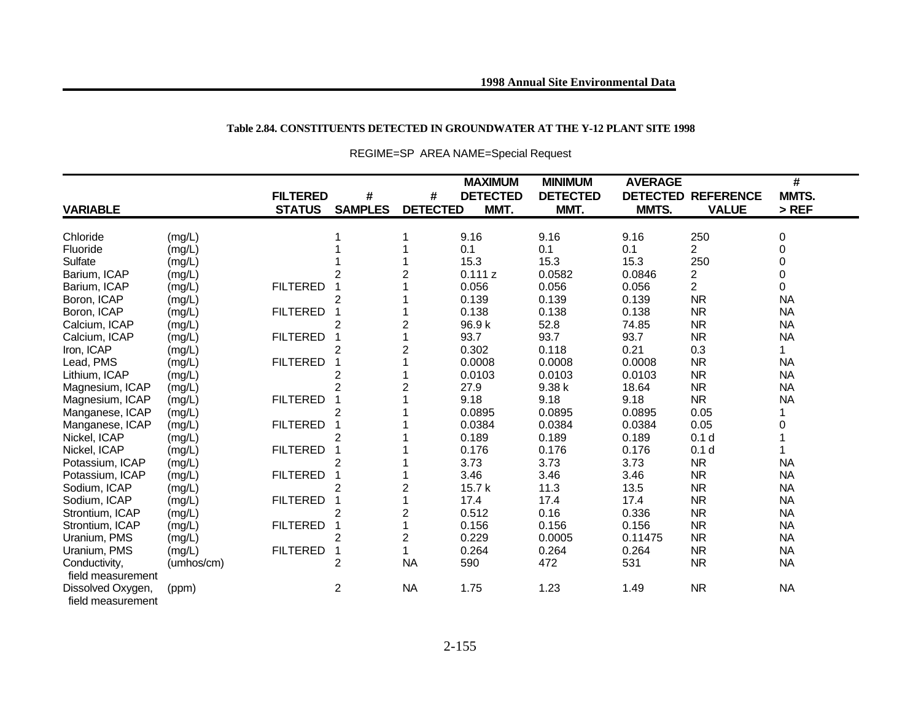**Table 2.84. CONSTITUENTS DETECTED IN GROUNDWATER AT THE Y-12 PLANT SITE 1998**

REGIME=SP AREA NAME=Special Request

| VARIABLE | | FILTERED STATUS | # SAMPLES | # DETECTED | MAXIMUM DETECTED MMT. | MINIMUM DETECTED MMT. | AVERAGE DETECTED MMTS. | REFERENCE VALUE | # MMTS. > REF |
|---|---|---|---|---|---|---|---|---|---|
| Chloride | (mg/L) | | 1 | 1 | 9.16 | 9.16 | 9.16 | 250 | 0 |
| Fluoride | (mg/L) | | 1 | 1 | 0.1 | 0.1 | 0.1 | 2 | 0 |
| Sulfate | (mg/L) | | 1 | 1 | 15.3 | 15.3 | 15.3 | 250 | 0 |
| Barium, ICAP | (mg/L) | | 2 | 2 | 0.111 z | 0.0582 | 0.0846 | 2 | 0 |
| Barium, ICAP | (mg/L) | FILTERED | 1 | 1 | 0.056 | 0.056 | 0.056 | 2 | 0 |
| Boron, ICAP | (mg/L) | | 2 | 1 | 0.139 | 0.139 | 0.139 | NR | NA |
| Boron, ICAP | (mg/L) | FILTERED | 1 | 1 | 0.138 | 0.138 | 0.138 | NR | NA |
| Calcium, ICAP | (mg/L) | | 2 | 2 | 96.9 k | 52.8 | 74.85 | NR | NA |
| Calcium, ICAP | (mg/L) | FILTERED | 1 | 1 | 93.7 | 93.7 | 93.7 | NR | NA |
| Iron, ICAP | (mg/L) | | 2 | 2 | 0.302 | 0.118 | 0.21 | 0.3 | 1 |
| Lead, PMS | (mg/L) | FILTERED | 1 | 1 | 0.0008 | 0.0008 | 0.0008 | NR | NA |
| Lithium, ICAP | (mg/L) | | 2 | 1 | 0.0103 | 0.0103 | 0.0103 | NR | NA |
| Magnesium, ICAP | (mg/L) | | 2 | 2 | 27.9 | 9.38 k | 18.64 | NR | NA |
| Magnesium, ICAP | (mg/L) | FILTERED | 1 | 1 | 9.18 | 9.18 | 9.18 | NR | NA |
| Manganese, ICAP | (mg/L) | | 2 | 1 | 0.0895 | 0.0895 | 0.0895 | 0.05 | 1 |
| Manganese, ICAP | (mg/L) | FILTERED | 1 | 1 | 0.0384 | 0.0384 | 0.0384 | 0.05 | 0 |
| Nickel, ICAP | (mg/L) | | 2 | 1 | 0.189 | 0.189 | 0.189 | 0.1 d | 1 |
| Nickel, ICAP | (mg/L) | FILTERED | 1 | 1 | 0.176 | 0.176 | 0.176 | 0.1 d | 1 |
| Potassium, ICAP | (mg/L) | | 2 | 1 | 3.73 | 3.73 | 3.73 | NR | NA |
| Potassium, ICAP | (mg/L) | FILTERED | 1 | 1 | 3.46 | 3.46 | 3.46 | NR | NA |
| Sodium, ICAP | (mg/L) | | 2 | 2 | 15.7 k | 11.3 | 13.5 | NR | NA |
| Sodium, ICAP | (mg/L) | FILTERED | 1 | 1 | 17.4 | 17.4 | 17.4 | NR | NA |
| Strontium, ICAP | (mg/L) | | 2 | 2 | 0.512 | 0.16 | 0.336 | NR | NA |
| Strontium, ICAP | (mg/L) | FILTERED | 1 | 1 | 0.156 | 0.156 | 0.156 | NR | NA |
| Uranium, PMS | (mg/L) | | 2 | 2 | 0.229 | 0.0005 | 0.11475 | NR | NA |
| Uranium, PMS | (mg/L) | FILTERED | 1 | 1 | 0.264 | 0.264 | 0.264 | NR | NA |
| Conductivity, field measurement | (umhos/cm) | | 2 | NA | 590 | 472 | 531 | NR | NA |
| Dissolved Oxygen, field measurement | (ppm) | | 2 | NA | 1.75 | 1.23 | 1.49 | NR | NA |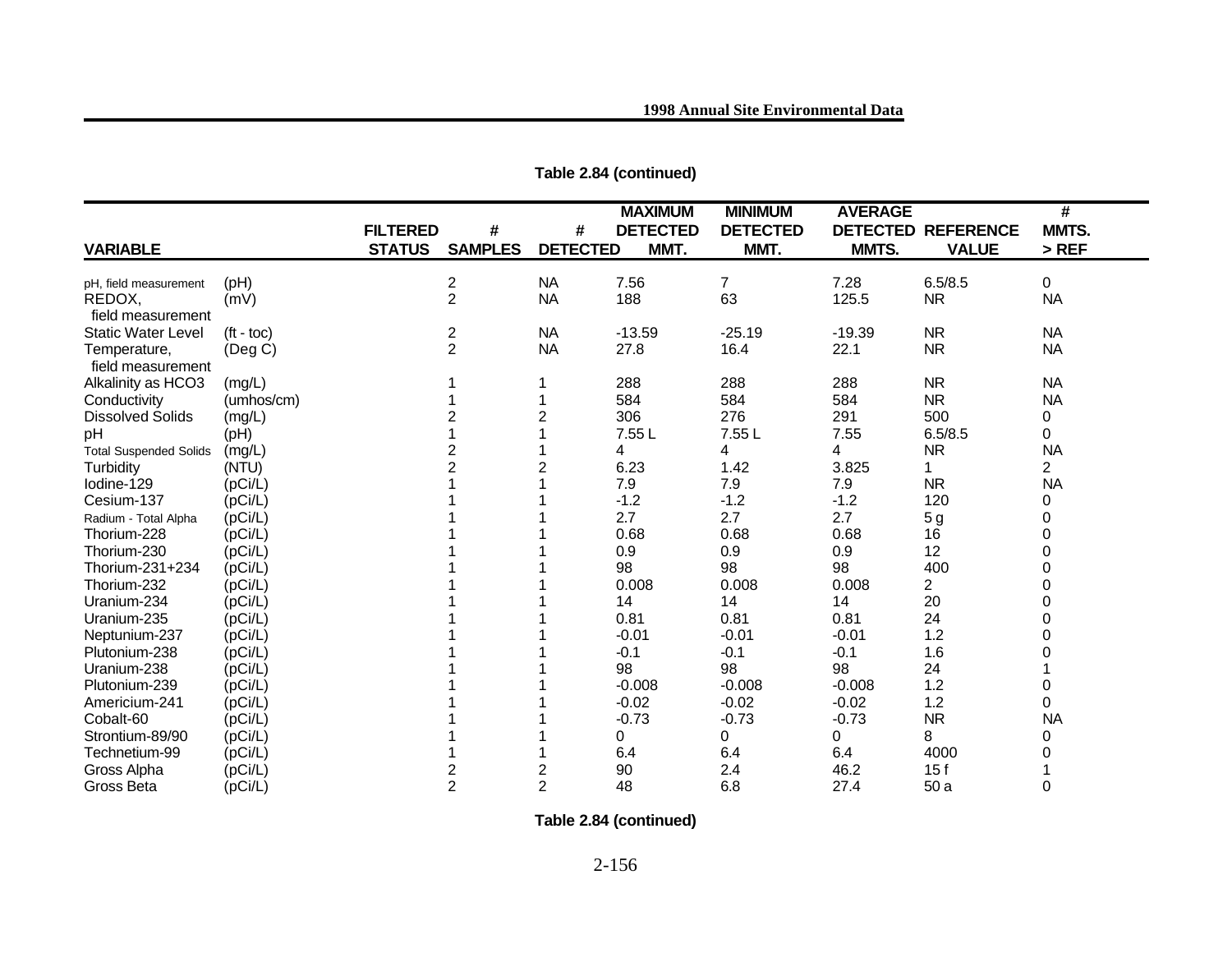**Table 2.84 (continued)**

| VARIABLE | | FILTERED STATUS | # SAMPLES | # DETECTED | MAXIMUM DETECTED MMT. | MINIMUM DETECTED MMT. | AVERAGE DETECTED MMTS. | REFERENCE VALUE | # MMTS. > REF |
|---|---|---|---|---|---|---|---|---|---|
| pH, field measurement | (pH) | | 2 | NA | 7.56 | 7 | 7.28 | 6.5/8.5 | 0 |
| REDOX, field measurement | (mV) | | 2 | NA | 188 | 63 | 125.5 | NR | NA |
| Static Water Level | (ft - toc) | | 2 | NA | -13.59 | -25.19 | -19.39 | NR | NA |
| Temperature, field measurement | (Deg C) | | 2 | NA | 27.8 | 16.4 | 22.1 | NR | NA |
| Alkalinity as HCO3 | (mg/L) | | 1 | 1 | 288 | 288 | 288 | NR | NA |
| Conductivity | (umhos/cm) | | 1 | 1 | 584 | 584 | 584 | NR | NA |
| Dissolved Solids | (mg/L) | | 2 | 2 | 306 | 276 | 291 | 500 | 0 |
| pH | (pH) | | 1 | 1 | 7.55 L | 7.55 L | 7.55 | 6.5/8.5 | 0 |
| Total Suspended Solids | (mg/L) | | 2 | 1 | 4 | 4 | 4 | NR | NA |
| Turbidity | (NTU) | | 2 | 2 | 6.23 | 1.42 | 3.825 | 1 | 2 |
| Iodine-129 | (pCi/L) | | 1 | 1 | 7.9 | 7.9 | 7.9 | NR | NA |
| Cesium-137 | (pCi/L) | | 1 | 1 | -1.2 | -1.2 | -1.2 | 120 | 0 |
| Radium - Total Alpha | (pCi/L) | | 1 | 1 | 2.7 | 2.7 | 2.7 | 5 g | 0 |
| Thorium-228 | (pCi/L) | | 1 | 1 | 0.68 | 0.68 | 0.68 | 16 | 0 |
| Thorium-230 | (pCi/L) | | 1 | 1 | 0.9 | 0.9 | 0.9 | 12 | 0 |
| Thorium-231+234 | (pCi/L) | | 1 | 1 | 98 | 98 | 98 | 400 | 0 |
| Thorium-232 | (pCi/L) | | 1 | 1 | 0.008 | 0.008 | 0.008 | 2 | 0 |
| Uranium-234 | (pCi/L) | | 1 | 1 | 14 | 14 | 14 | 20 | 0 |
| Uranium-235 | (pCi/L) | | 1 | 1 | 0.81 | 0.81 | 0.81 | 24 | 0 |
| Neptunium-237 | (pCi/L) | | 1 | 1 | -0.01 | -0.01 | -0.01 | 1.2 | 0 |
| Plutonium-238 | (pCi/L) | | 1 | 1 | -0.1 | -0.1 | -0.1 | 1.6 | 0 |
| Uranium-238 | (pCi/L) | | 1 | 1 | 98 | 98 | 98 | 24 | 1 |
| Plutonium-239 | (pCi/L) | | 1 | 1 | -0.008 | -0.008 | -0.008 | 1.2 | 0 |
| Americium-241 | (pCi/L) | | 1 | 1 | -0.02 | -0.02 | -0.02 | 1.2 | 0 |
| Cobalt-60 | (pCi/L) | | 1 | 1 | -0.73 | -0.73 | -0.73 | NR | NA |
| Strontium-89/90 | (pCi/L) | | 1 | 1 | 0 | 0 | 0 | 8 | 0 |
| Technetium-99 | (pCi/L) | | 1 | 1 | 6.4 | 6.4 | 6.4 | 4000 | 0 |
| Gross Alpha | (pCi/L) | | 2 | 2 | 90 | 2.4 | 46.2 | 15 f | 1 |
| Gross Beta | (pCi/L) | | 2 | 2 | 48 | 6.8 | 27.4 | 50 a | 0 |

**Table 2.84 (continued)**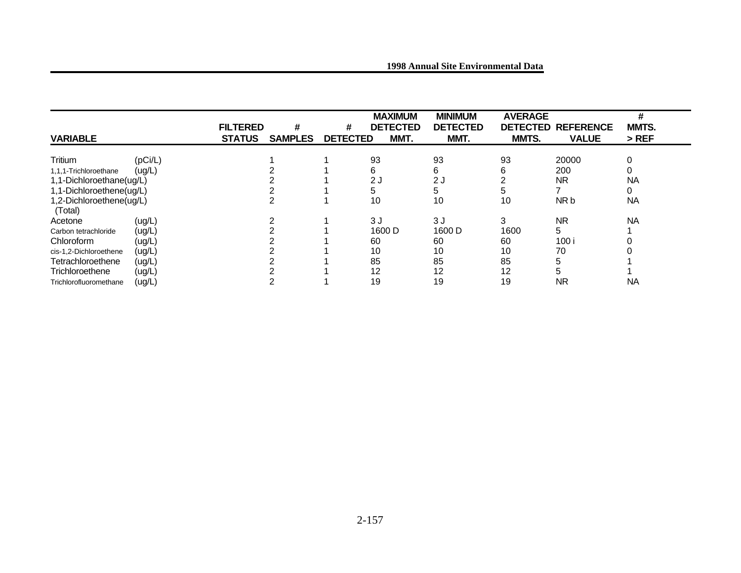| VARIABLE | | FILTERED STATUS | # SAMPLES | # DETECTED | MAXIMUM DETECTED MMT. | MINIMUM DETECTED MMT. | AVERAGE DETECTED MMTS. | REFERENCE VALUE | # MMTS. > REF |
|---|---|---|---|---|---|---|---|---|---|
| Tritium | (pCi/L) | | 1 | 1 | 93 | 93 | 93 | 20000 | 0 |
| 1,1,1-Trichloroethane | (ug/L) | | 2 | 1 | 6 | 6 | 6 | 200 | 0 |
| 1,1-Dichloroethane(ug/L) | | | 2 | 1 | 2 J | 2 J | 2 | NR | NA |
| 1,1-Dichloroethene(ug/L) | | | 2 | 1 | 5 | 5 | 5 | 7 | 0 |
| 1,2-Dichloroethene(ug/L) (Total) | | | 2 | 1 | 10 | 10 | 10 | NR b | NA |
| Acetone | (ug/L) | | 2 | 1 | 3 J | 3 J | 3 | NR | NA |
| Carbon tetrachloride | (ug/L) | | 2 | 1 | 1600 D | 1600 D | 1600 | 5 | 1 |
| Chloroform | (ug/L) | | 2 | 1 | 60 | 60 | 60 | 100 i | 0 |
| cis-1,2-Dichloroethene | (ug/L) | | 2 | 1 | 10 | 10 | 10 | 70 | 0 |
| Tetrachloroethene | (ug/L) | | 2 | 1 | 85 | 85 | 85 | 5 | 1 |
| Trichloroethene | (ug/L) | | 2 | 1 | 12 | 12 | 12 | 5 | 1 |
| Trichlorofluoromethane | (ug/L) | | 2 | 1 | 19 | 19 | 19 | NR | NA |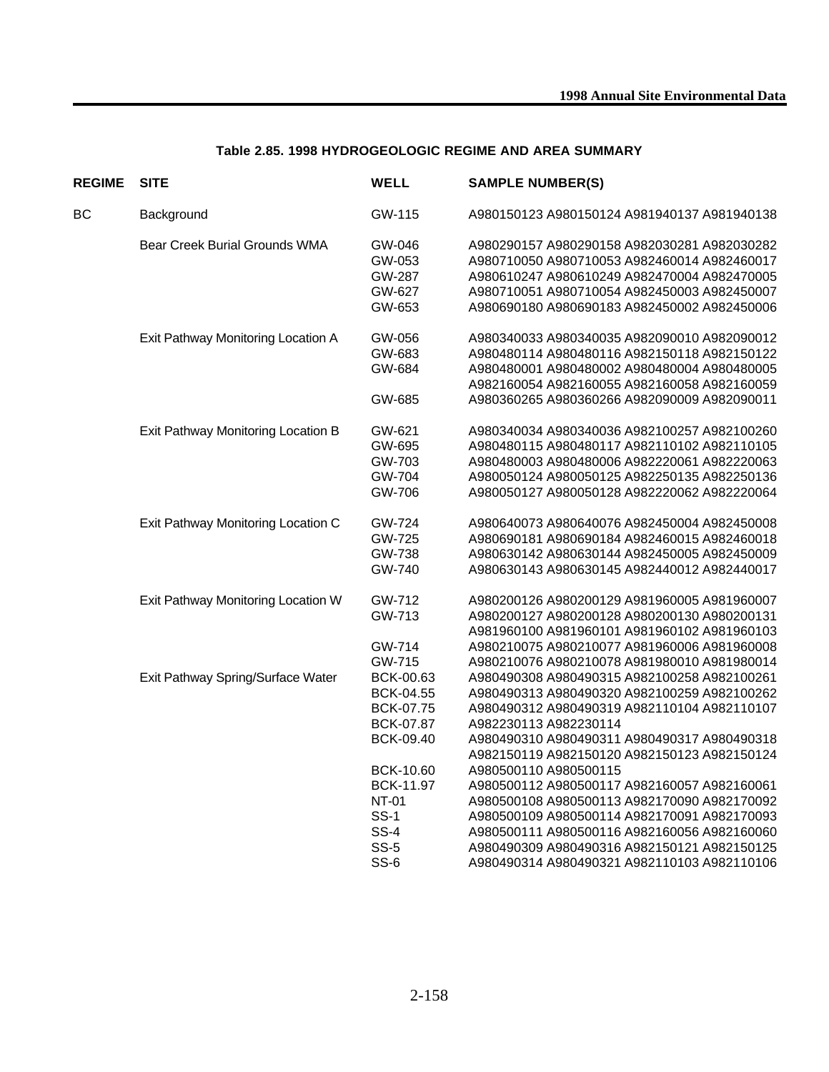**Table 2.85. 1998 HYDROGEOLOGIC REGIME AND AREA SUMMARY**

| REGIME | SITE | WELL | SAMPLE NUMBER(S) |
|---|---|---|---|
| BC | Background | GW-115 | A980150123 A980150124 A981940137 A981940138 |
| | Bear Creek Burial Grounds WMA | GW-046 | A980290157 A980290158 A982030281 A982030282 |
| | | GW-053 | A980710050 A980710053 A982460014 A982460017 |
| | | GW-287 | A980610247 A980610249 A982470004 A982470005 |
| | | GW-627 | A980710051 A980710054 A982450003 A982450007 |
| | | GW-653 | A980690180 A980690183 A982450002 A982450006 |
| | Exit Pathway Monitoring Location A | GW-056 | A980340033 A980340035 A982090010 A982090012 |
| | | GW-683 | A980480114 A980480116 A982150118 A982150122 |
| | | GW-684 | A980480001 A980480002 A980480004 A980480005 A982160054 A982160055 A982160058 A982160059 |
| | | GW-685 | A980360265 A980360266 A982090009 A982090011 |
| | Exit Pathway Monitoring Location B | GW-621 | A980340034 A980340036 A982100257 A982100260 |
| | | GW-695 | A980480115 A980480117 A982110102 A982110105 |
| | | GW-703 | A980480003 A980480006 A982220061 A982220063 |
| | | GW-704 | A980050124 A980050125 A982250135 A982250136 |
| | | GW-706 | A980050127 A980050128 A982220062 A982220064 |
| | Exit Pathway Monitoring Location C | GW-724 | A980640073 A980640076 A982450004 A982450008 |
| | | GW-725 | A980690181 A980690184 A982460015 A982460018 |
| | | GW-738 | A980630142 A980630144 A982450005 A982450009 |
| | | GW-740 | A980630143 A980630145 A982440012 A982440017 |
| | Exit Pathway Monitoring Location W | GW-712 | A980200126 A980200129 A981960005 A981960007 |
| | | GW-713 | A980200127 A980200128 A980200130 A980200131 A981960100 A981960101 A981960102 A981960103 |
| | | GW-714 | A980210075 A980210077 A981960006 A981960008 |
| | | GW-715 | A980210076 A980210078 A981980010 A981980014 |
| | Exit Pathway Spring/Surface Water | BCK-00.63 | A980490308 A980490315 A982100258 A982100261 |
| | | BCK-04.55 | A980490313 A980490320 A982100259 A982100262 |
| | | BCK-07.75 | A980490312 A980490319 A982110104 A982110107 |
| | | BCK-07.87 | A982230113 A982230114 |
| | | BCK-09.40 | A980490310 A980490311 A980490317 A980490318 A982150119 A982150120 A982150123 A982150124 |
| | | BCK-10.60 | A980500110 A980500115 |
| | | BCK-11.97 | A980500112 A980500117 A982160057 A982160061 |
| | | NT-01 | A980500108 A980500113 A982170090 A982170092 |
| | | SS-1 | A980500109 A980500114 A982170091 A982170093 |
| | | SS-4 | A980500111 A980500116 A982160056 A982160060 |
| | | SS-5 | A980490309 A980490316 A982150121 A982150125 |
| | | SS-6 | A980490314 A980490321 A982110103 A982110106 |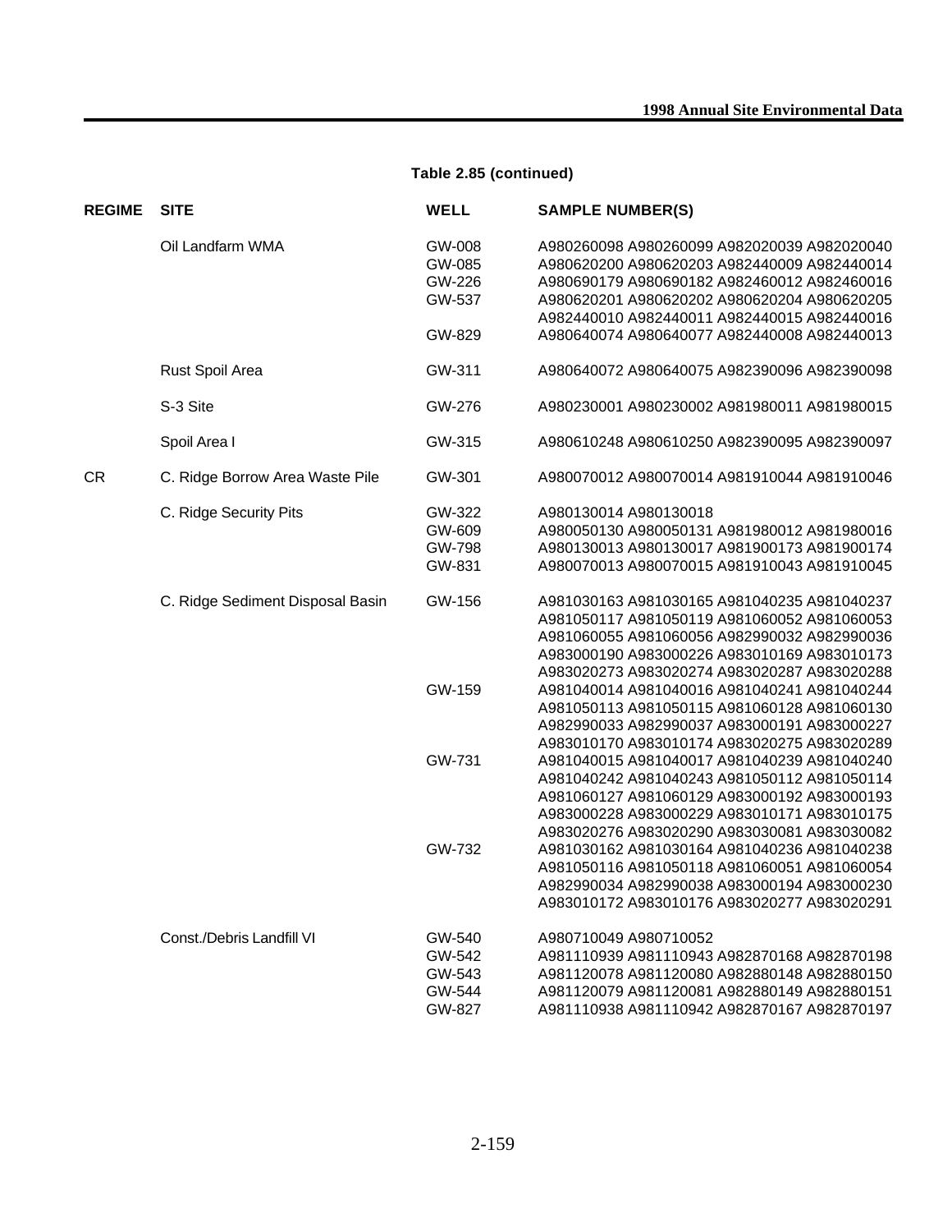**Table 2.85 (continued)**

| REGIME | SITE | WELL | SAMPLE NUMBER(S) |
|---|---|---|---|
| | Oil Landfarm WMA | GW-008 | A980260098 A980260099 A982020039 A982020040 |
| | | GW-085 | A980620200 A980620203 A982440009 A982440014 |
| | | GW-226 | A980690179 A980690182 A982460012 A982460016 |
| | | GW-537 | A980620201 A980620202 A980620204 A980620205 A982440010 A982440011 A982440015 A982440016 |
| | | GW-829 | A980640074 A980640077 A982440008 A982440013 |
| | Rust Spoil Area | GW-311 | A980640072 A980640075 A982390096 A982390098 |
| | S-3 Site | GW-276 | A980230001 A980230002 A981980011 A981980015 |
| | Spoil Area I | GW-315 | A980610248 A980610250 A982390095 A982390097 |
| CR | C. Ridge Borrow Area Waste Pile | GW-301 | A980070012 A980070014 A981910044 A981910046 |
| | C. Ridge Security Pits | GW-322 | A980130014 A980130018 |
| | | GW-609 | A980050130 A980050131 A981980012 A981980016 |
| | | GW-798 | A980130013 A980130017 A981900173 A981900174 |
| | | GW-831 | A980070013 A980070015 A981910043 A981910045 |
| | C. Ridge Sediment Disposal Basin | GW-156 | A981030163 A981030165 A981040235 A981040237 A981050117 A981050119 A981060052 A981060053 A981060055 A981060056 A982990032 A982990036 A983000190 A983000226 A983010169 A983010173 A983020273 A983020274 A983020287 A983020288 |
| | | GW-159 | A981040014 A981040016 A981040241 A981040244 A981050113 A981050115 A981060128 A981060130 A982990033 A982990037 A983000191 A983000227 A983010170 A983010174 A983020275 A983020289 |
| | | GW-731 | A981040015 A981040017 A981040239 A981040240 A981040242 A981040243 A981050112 A981050114 A981060127 A981060129 A983000192 A983000193 A983000228 A983000229 A983010171 A983010175 A983020276 A983020290 A983030081 A983030082 |
| | | GW-732 | A981030162 A981030164 A981040236 A981040238 A981050116 A981050118 A981060051 A981060054 A982990034 A982990038 A983000194 A983000230 A983010172 A983010176 A983020277 A983020291 |
| | Const./Debris Landfill VI | GW-540 | A980710049 A980710052 |
| | | GW-542 | A981110939 A981110943 A982870168 A982870198 |
| | | GW-543 | A981120078 A981120080 A982880148 A982880150 |
| | | GW-544 | A981120079 A981120081 A982880149 A982880151 |
| | | GW-827 | A981110938 A981110942 A982870167 A982870197 |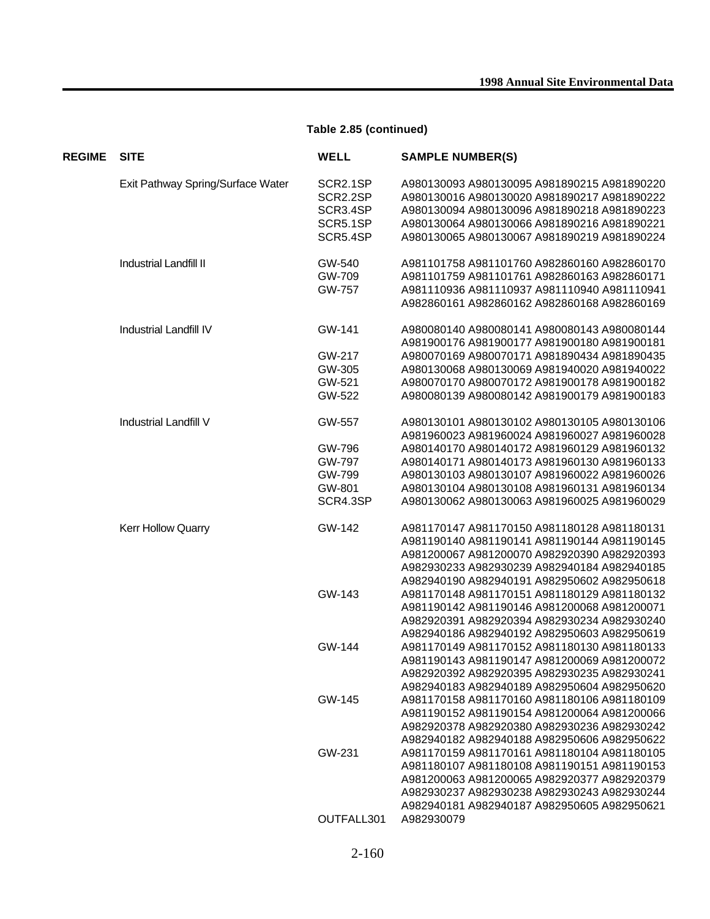**Table 2.85 (continued)**

| REGIME | SITE | WELL | SAMPLE NUMBER(S) |
|---|---|---|---|
| | Exit Pathway Spring/Surface Water | SCR2.1SP | A980130093 A980130095 A981890215 A981890220 |
| | | SCR2.2SP | A980130016 A980130020 A981890217 A981890222 |
| | | SCR3.4SP | A980130094 A980130096 A981890218 A981890223 |
| | | SCR5.1SP | A980130064 A980130066 A981890216 A981890221 |
| | | SCR5.4SP | A980130065 A980130067 A981890219 A981890224 |
| | Industrial Landfill II | GW-540 | A981101758 A981101760 A982860160 A982860170 |
| | | GW-709 | A981101759 A981101761 A982860163 A982860171 |
| | | GW-757 | A981110936 A981110937 A981110940 A981110941 A982860161 A982860162 A982860168 A982860169 |
| | Industrial Landfill IV | GW-141 | A980080140 A980080141 A980080143 A980080144 A981900176 A981900177 A981900180 A981900181 |
| | | GW-217 | A980070169 A980070171 A981890434 A981890435 |
| | | GW-305 | A980130068 A980130069 A981940020 A981940022 |
| | | GW-521 | A980070170 A980070172 A981900178 A981900182 |
| | | GW-522 | A980080139 A980080142 A981900179 A981900183 |
| | Industrial Landfill V | GW-557 | A980130101 A980130102 A980130105 A980130106 A981960023 A981960024 A981960027 A981960028 |
| | | GW-796 | A980140170 A980140172 A981960129 A981960132 |
| | | GW-797 | A980140171 A980140173 A981960130 A981960133 |
| | | GW-799 | A980130103 A980130107 A981960022 A981960026 |
| | | GW-801 | A980130104 A980130108 A981960131 A981960134 |
| | | SCR4.3SP | A980130062 A980130063 A981960025 A981960029 |
| | Kerr Hollow Quarry | GW-142 | A981170147 A981170150 A981180128 A981180131 A981190140 A981190141 A981190144 A981190145 A981200067 A981200070 A982920390 A982920393 A982930233 A982930239 A982940184 A982940185 A982940190 A982940191 A982950602 A982950618 |
| | | GW-143 | A981170148 A981170151 A981180129 A981180132 A981190142 A981190146 A981200068 A981200071 A982920391 A982920394 A982930234 A982930240 A982940186 A982940192 A982950603 A982950619 |
| | | GW-144 | A981170149 A981170152 A981180130 A981180133 A981190143 A981190147 A981200069 A981200072 A982920392 A982920395 A982930235 A982930241 A982940183 A982940189 A982950604 A982950620 |
| | | GW-145 | A981170158 A981170160 A981180106 A981180109 A981190152 A981190154 A981200064 A981200066 A982920378 A982920380 A982930236 A982930242 A982940182 A982940188 A982950606 A982950622 |
| | | GW-231 | A981170159 A981170161 A981180104 A981180105 A981180107 A981180108 A981190151 A981190153 A981200063 A981200065 A982920377 A982920379 A982930237 A982930238 A982930243 A982930244 A982940181 A982940187 A982950605 A982950621 |
| | | OUTFALL301 | A982930079 |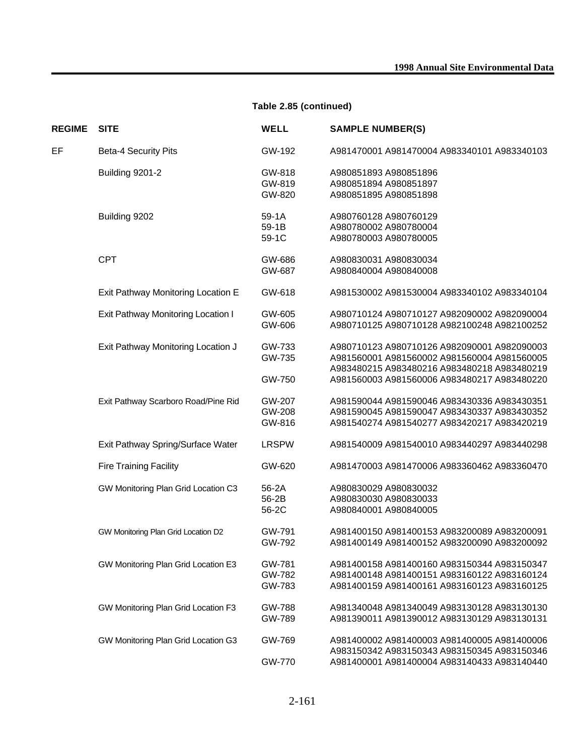**Table 2.85 (continued)**

| REGIME | SITE | WELL | SAMPLE NUMBER(S) |
|---|---|---|---|
| EF | Beta-4 Security Pits | GW-192 | A981470001 A981470004 A983340101 A983340103 |
| | Building 9201-2 | GW-818 | A980851893 A980851896 |
| | | GW-819 | A980851894 A980851897 |
| | | GW-820 | A980851895 A980851898 |
| | Building 9202 | 59-1A | A980760128 A980760129 |
| | | 59-1B | A980780002 A980780004 |
| | | 59-1C | A980780003 A980780005 |
| | CPT | GW-686 | A980830031 A980830034 |
| | | GW-687 | A980840004 A980840008 |
| | Exit Pathway Monitoring Location E | GW-618 | A981530002 A981530004 A983340102 A983340104 |
| | Exit Pathway Monitoring Location I | GW-605 | A980710124 A980710127 A982090002 A982090004 |
| | | GW-606 | A980710125 A980710128 A982100248 A982100252 |
| | Exit Pathway Monitoring Location J | GW-733 | A980710123 A980710126 A982090001 A982090003 |
| | | GW-735 | A981560001 A981560002 A981560004 A981560005 A983480215 A983480216 A983480218 A983480219 |
| | | GW-750 | A981560003 A981560006 A983480217 A983480220 |
| | Exit Pathway Scarboro Road/Pine Rid | GW-207 | A981590044 A981590046 A983430336 A983430351 |
| | | GW-208 | A981590045 A981590047 A983430337 A983430352 |
| | | GW-816 | A981540274 A981540277 A983420217 A983420219 |
| | Exit Pathway Spring/Surface Water | LRSPW | A981540009 A981540010 A983440297 A983440298 |
| | Fire Training Facility | GW-620 | A981470003 A981470006 A983360462 A983360470 |
| | GW Monitoring Plan Grid Location C3 | 56-2A | A980830029 A980830032 |
| | | 56-2B | A980830030 A980830033 |
| | | 56-2C | A980840001 A980840005 |
| | GW Monitoring Plan Grid Location D2 | GW-791 | A981400150 A981400153 A983200089 A983200091 |
| | | GW-792 | A981400149 A981400152 A983200090 A983200092 |
| | GW Monitoring Plan Grid Location E3 | GW-781 | A981400158 A981400160 A983150344 A983150347 |
| | | GW-782 | A981400148 A981400151 A983160122 A983160124 |
| | | GW-783 | A981400159 A981400161 A983160123 A983160125 |
| | GW Monitoring Plan Grid Location F3 | GW-788 | A981340048 A981340049 A983130128 A983130130 |
| | | GW-789 | A981390011 A981390012 A983130129 A983130131 |
| | GW Monitoring Plan Grid Location G3 | GW-769 | A981400002 A981400003 A981400005 A981400006 A983150342 A983150343 A983150345 A983150346 |
| | | GW-770 | A981400001 A981400004 A983140433 A983140440 |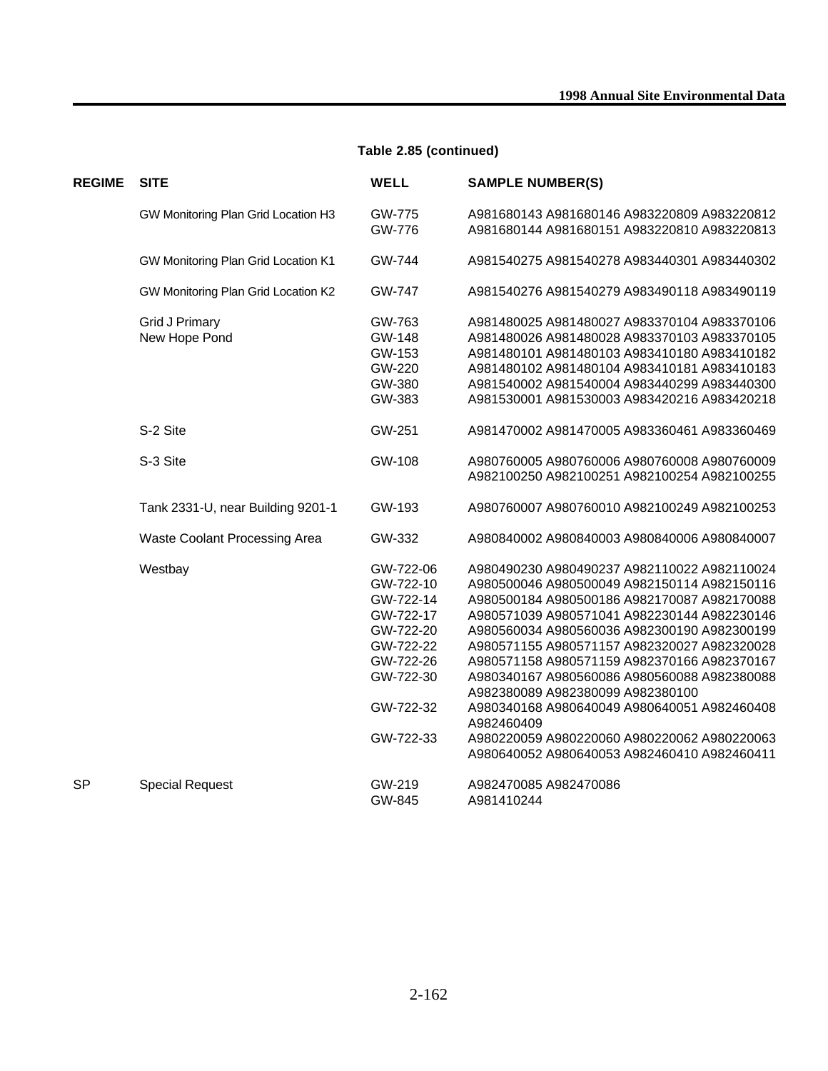**Table 2.85 (continued)**

| REGIME | SITE | WELL | SAMPLE NUMBER(S) |
|---|---|---|---|
| | GW Monitoring Plan Grid Location H3 | GW-775 | A981680143 A981680146 A983220809 A983220812 |
| | | GW-776 | A981680144 A981680151 A983220810 A983220813 |
| | GW Monitoring Plan Grid Location K1 | GW-744 | A981540275 A981540278 A983440301 A983440302 |
| | GW Monitoring Plan Grid Location K2 | GW-747 | A981540276 A981540279 A983490118 A983490119 |
| | Grid J Primary | GW-763 | A981480025 A981480027 A983370104 A983370106 |
| | New Hope Pond | GW-148 | A981480026 A981480028 A983370103 A983370105 |
| | | GW-153 | A981480101 A981480103 A983410180 A983410182 |
| | | GW-220 | A981480102 A981480104 A983410181 A983410183 |
| | | GW-380 | A981540002 A981540004 A983440299 A983440300 |
| | | GW-383 | A981530001 A981530003 A983420216 A983420218 |
| | S-2 Site | GW-251 | A981470002 A981470005 A983360461 A983360469 |
| | S-3 Site | GW-108 | A980760005 A980760006 A980760008 A980760009 A982100250 A982100251 A982100254 A982100255 |
| | Tank 2331-U, near Building 9201-1 | GW-193 | A980760007 A980760010 A982100249 A982100253 |
| | Waste Coolant Processing Area | GW-332 | A980840002 A980840003 A980840006 A980840007 |
| | Westbay | GW-722-06 | A980490230 A980490237 A982110022 A982110024 |
| | | GW-722-10 | A980500046 A980500049 A982150114 A982150116 |
| | | GW-722-14 | A980500184 A980500186 A982170087 A982170088 |
| | | GW-722-17 | A980571039 A980571041 A982230144 A982230146 |
| | | GW-722-20 | A980560034 A980560036 A982300190 A982300199 |
| | | GW-722-22 | A980571155 A980571157 A982320027 A982320028 |
| | | GW-722-26 | A980571158 A980571159 A982370166 A982370167 |
| | | GW-722-30 | A980340167 A980560086 A980560088 A982380088 A982380089 A982380099 A982380100 |
| | | GW-722-32 | A980340168 A980640049 A980640051 A982460408 A982460409 |
| | | GW-722-33 | A980220059 A980220060 A980220062 A980220063 A980640052 A980640053 A982460410 A982460411 |
| SP | Special Request | GW-219 | A982470085 A982470086 |
| | | GW-845 | A981410244 |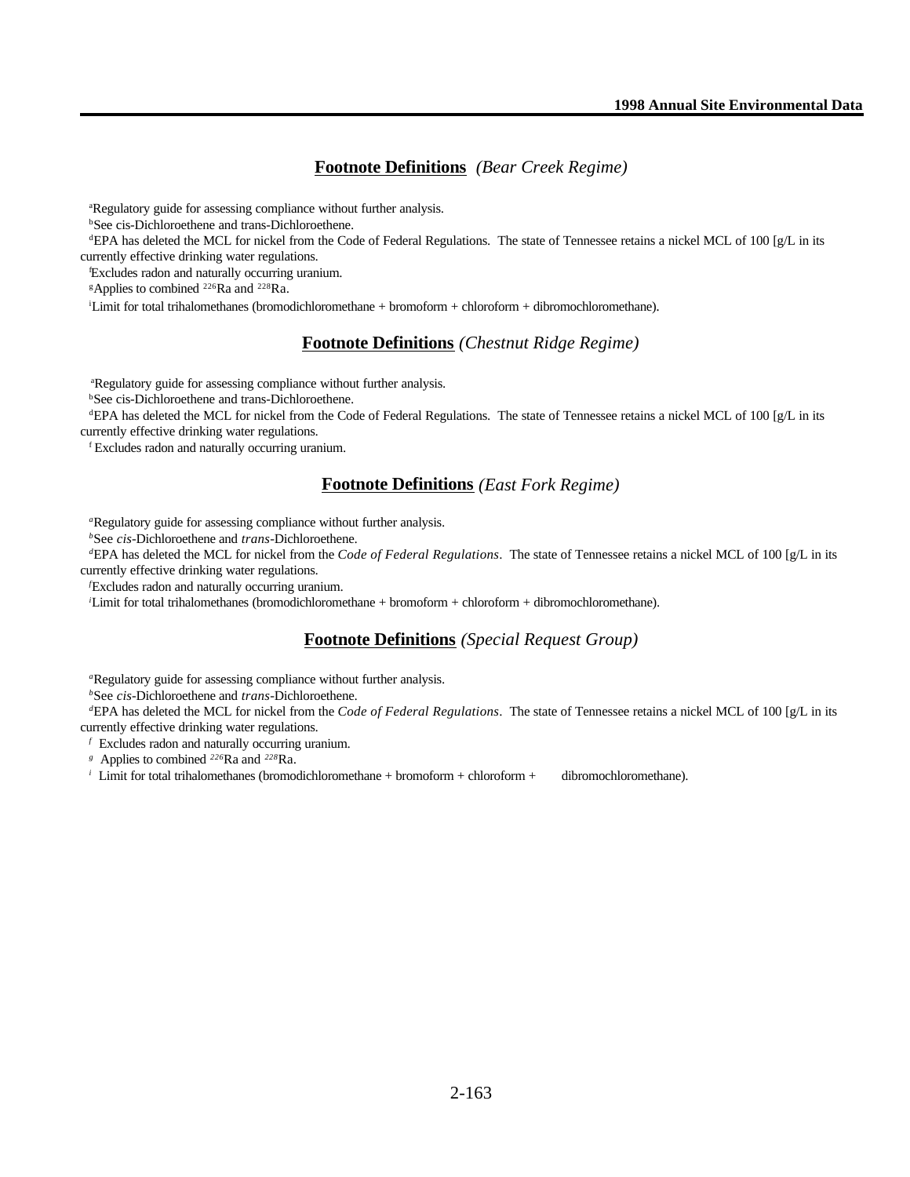## **Footnote Definitions** *(Bear Creek Regime)*

[a]Regulatory guide for assessing compliance without further analysis.

[b]See cis-Dichloroethene and trans-Dichloroethene.

[d]EPA has deleted the MCL for nickel from the Code of Federal Regulations. The state of Tennessee retains a nickel MCL of 100 [g/L in its currently effective drinking water regulations.

[f]Excludes radon and naturally occurring uranium.

[g]Applies to combined $^{226}$Ra and $^{228}$Ra.

[i]Limit for total trihalomethanes (bromodichloromethane + bromoform + chloroform + dibromochloromethane).

## **Footnote Definitions** *(Chestnut Ridge Regime)*

[a]Regulatory guide for assessing compliance without further analysis.

[b]See cis-Dichloroethene and trans-Dichloroethene.

[d]EPA has deleted the MCL for nickel from the Code of Federal Regulations. The state of Tennessee retains a nickel MCL of 100 [g/L in its currently effective drinking water regulations.

[f] Excludes radon and naturally occurring uranium.

## **Footnote Definitions** *(East Fork Regime)*

[a]Regulatory guide for assessing compliance without further analysis.

[b]See *cis*-Dichloroethene and *trans*-Dichloroethene.

[d]EPA has deleted the MCL for nickel from the *Code of Federal Regulations*. The state of Tennessee retains a nickel MCL of 100 [g/L in its currently effective drinking water regulations.

[f]Excludes radon and naturally occurring uranium.

[i]Limit for total trihalomethanes (bromodichloromethane + bromoform + chloroform + dibromochloromethane).

## **Footnote Definitions** *(Special Request Group)*

[a]Regulatory guide for assessing compliance without further analysis.

[b]See *cis*-Dichloroethene and *trans*-Dichloroethene.

[d]EPA has deleted the MCL for nickel from the *Code of Federal Regulations*. The state of Tennessee retains a nickel MCL of 100 [g/L in its currently effective drinking water regulations.

[f] Excludes radon and naturally occurring uranium.

[g] Applies to combined $^{226}$Ra and $^{228}$Ra.

[i] Limit for total trihalomethanes (bromodichloromethane + bromoform + chloroform + dibromochloromethane).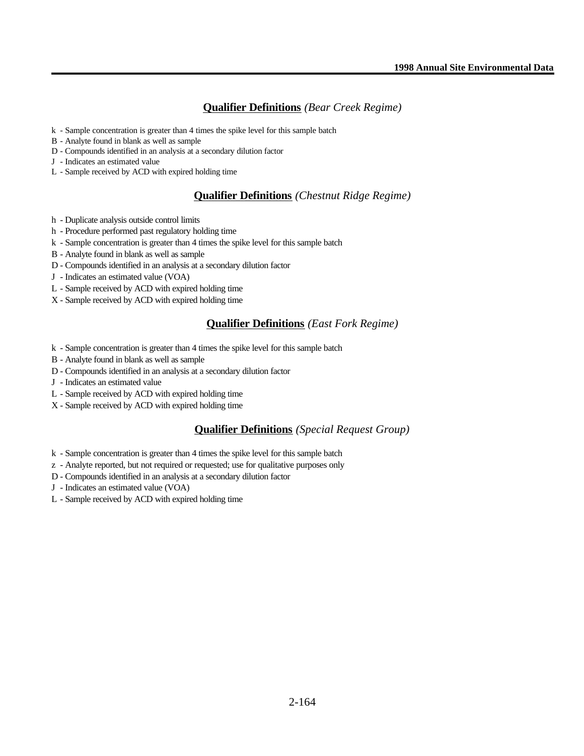## **Qualifier Definitions** *(Bear Creek Regime)*

k - Sample concentration is greater than 4 times the spike level for this sample batch
B - Analyte found in blank as well as sample
D - Compounds identified in an analysis at a secondary dilution factor
J - Indicates an estimated value
L - Sample received by ACD with expired holding time

## **Qualifier Definitions** *(Chestnut Ridge Regime)*

h - Duplicate analysis outside control limits
h - Procedure performed past regulatory holding time
k - Sample concentration is greater than 4 times the spike level for this sample batch
B - Analyte found in blank as well as sample
D - Compounds identified in an analysis at a secondary dilution factor
J - Indicates an estimated value (VOA)
L - Sample received by ACD with expired holding time
X - Sample received by ACD with expired holding time

## **Qualifier Definitions** *(East Fork Regime)*

k - Sample concentration is greater than 4 times the spike level for this sample batch
B - Analyte found in blank as well as sample
D - Compounds identified in an analysis at a secondary dilution factor
J - Indicates an estimated value
L - Sample received by ACD with expired holding time
X - Sample received by ACD with expired holding time

## **Qualifier Definitions** *(Special Request Group)*

k - Sample concentration is greater than 4 times the spike level for this sample batch
z - Analyte reported, but not required or requested; use for qualitative purposes only
D - Compounds identified in an analysis at a secondary dilution factor
J - Indicates an estimated value (VOA)
L - Sample received by ACD with expired holding time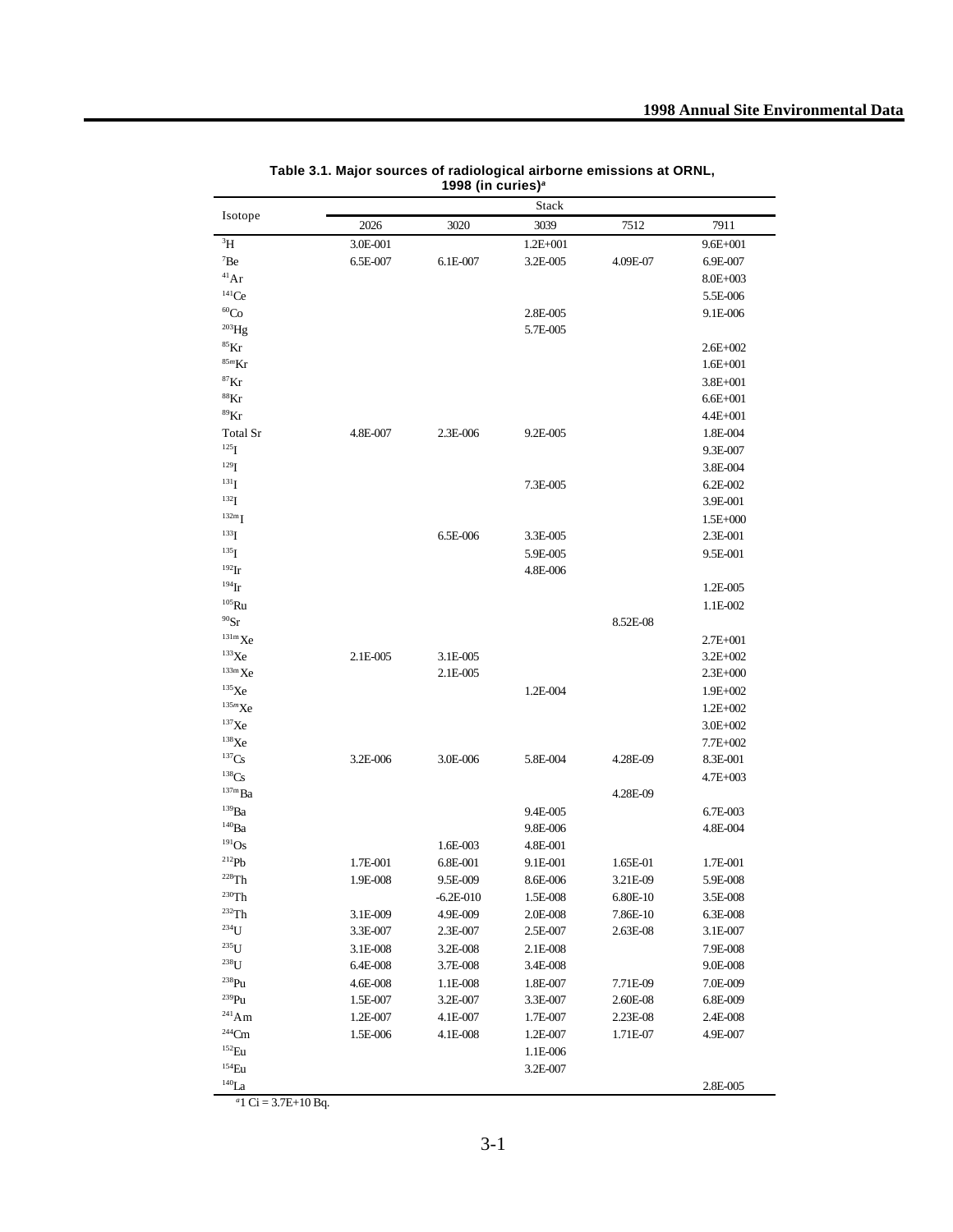**Table 3.1. Major sources of radiological airborne emissions at ORNL, 1998 (in curies)[a]**

| Isotope | Stack | | | | |
|---|---|---|---|---|---|
| | 2026 | 3020 | 3039 | 7512 | 7911 |
| $^{3}$H | 3.0E-001 | | 1.2E+001 | | 9.6E+001 |
| $^{7}$Be | 6.5E-007 | 6.1E-007 | 3.2E-005 | 4.09E-07 | 6.9E-007 |
| $^{41}$Ar | | | | | 8.0E+003 |
| $^{141}$Ce | | | | | 5.5E-006 |
| $^{60}$Co | | | 2.8E-005 | | 9.1E-006 |
| $^{203}$Hg | | | 5.7E-005 | | |
| $^{85}$Kr | | | | | 2.6E+002 |
| $^{85m}$Kr | | | | | 1.6E+001 |
| $^{87}$Kr | | | | | 3.8E+001 |
| $^{88}$Kr | | | | | 6.6E+001 |
| $^{89}$Kr | | | | | 4.4E+001 |
| Total Sr | 4.8E-007 | 2.3E-006 | 9.2E-005 | | 1.8E-004 |
| $^{125}$I | | | | | 9.3E-007 |
| $^{129}$I | | | | | 3.8E-004 |
| $^{131}$I | | | 7.3E-005 | | 6.2E-002 |
| $^{132}$I | | | | | 3.9E-001 |
| $^{132m}$I | | | | | 1.5E+000 |
| $^{133}$I | | 6.5E-006 | 3.3E-005 | | 2.3E-001 |
| $^{135}$I | | | 5.9E-005 | | 9.5E-001 |
| $^{192}$Ir | | | 4.8E-006 | | |
| $^{194}$Ir | | | | | 1.2E-005 |
| $^{105}$Ru | | | | | 1.1E-002 |
| $^{90}$Sr | | | | 8.52E-08 | |
| $^{131m}$Xe | | | | | 2.7E+001 |
| $^{133}$Xe | 2.1E-005 | 3.1E-005 | | | 3.2E+002 |
| $^{133m}$Xe | | 2.1E-005 | | | 2.3E+000 |
| $^{135}$Xe | | | 1.2E-004 | | 1.9E+002 |
| $^{135m}$Xe | | | | | 1.2E+002 |
| $^{137}$Xe | | | | | 3.0E+002 |
| $^{138}$Xe | | | | | 7.7E+002 |
| $^{137}$Cs | 3.2E-006 | 3.0E-006 | 5.8E-004 | 4.28E-09 | 8.3E-001 |
| $^{138}$Cs | | | | | 4.7E+003 |
| $^{137m}$Ba | | | | 4.28E-09 | |
| $^{139}$Ba | | | 9.4E-005 | | 6.7E-003 |
| $^{140}$Ba | | | 9.8E-006 | | 4.8E-004 |
| $^{191}$Os | | 1.6E-003 | 4.8E-001 | | |
| $^{212}$Pb | 1.7E-001 | 6.8E-001 | 9.1E-001 | 1.65E-01 | 1.7E-001 |
| $^{228}$Th | 1.9E-008 | 9.5E-009 | 8.6E-006 | 3.21E-09 | 5.9E-008 |
| $^{230}$Th | | -6.2E-010 | 1.5E-008 | 6.80E-10 | 3.5E-008 |
| $^{232}$Th | 3.1E-009 | 4.9E-009 | 2.0E-008 | 7.86E-10 | 6.3E-008 |
| $^{234}$U | 3.3E-007 | 2.3E-007 | 2.5E-007 | 2.63E-08 | 3.1E-007 |
| $^{235}$U | 3.1E-008 | 3.2E-008 | 2.1E-008 | | 7.9E-008 |
| $^{238}$U | 6.4E-008 | 3.7E-008 | 3.4E-008 | | 9.0E-008 |
| $^{238}$Pu | 4.6E-008 | 1.1E-008 | 1.8E-007 | 7.71E-09 | 7.0E-009 |
| $^{239}$Pu | 1.5E-007 | 3.2E-007 | 3.3E-007 | 2.60E-08 | 6.8E-009 |
| $^{241}$Am | 1.2E-007 | 4.1E-007 | 1.7E-007 | 2.23E-08 | 2.4E-008 |
| $^{244}$Cm | 1.5E-006 | 4.1E-008 | 1.2E-007 | 1.71E-07 | 4.9E-007 |
| $^{152}$Eu | | | 1.1E-006 | | |
| $^{154}$Eu | | | 3.2E-007 | | |
| $^{140}$La | | | | | 2.8E-005 |

[a]1 Ci = 3.7E+10 Bq.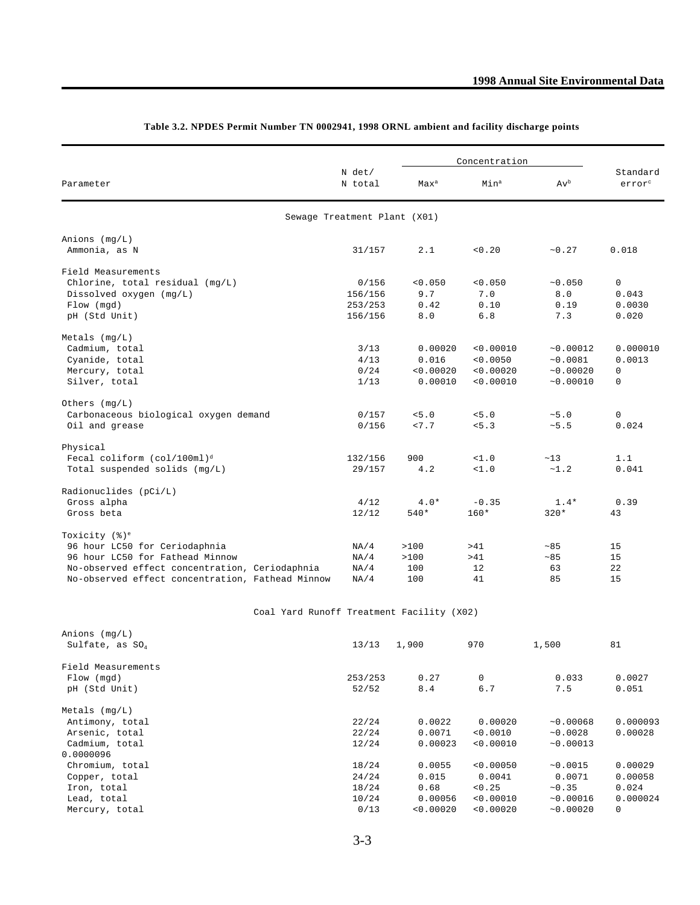**Table 3.2. NPDES Permit Number TN 0002941, 1998 ORNL ambient and facility discharge points**

| Parameter | N det/ N total | Concentration Max[a] | Min[a] | Av[b] | Standard error[c] |
|---|---|---|---|---|---|
| **Sewage Treatment Plant (X01)** | | | | | |
| Anions (mg/L) | | | | | |
| Ammonia, as N | 31/157 | 2.1 | <0.20 | ~0.27 | 0.018 |
| Field Measurements | | | | | |
| Chlorine, total residual (mg/L) | 0/156 | <0.050 | <0.050 | ~0.050 | 0 |
| Dissolved oxygen (mg/L) | 156/156 | 9.7 | 7.0 | 8.0 | 0.043 |
| Flow (mgd) | 253/253 | 0.42 | 0.10 | 0.19 | 0.0030 |
| pH (Std Unit) | 156/156 | 8.0 | 6.8 | 7.3 | 0.020 |
| Metals (mg/L) | | | | | |
| Cadmium, total | 3/13 | 0.00020 | <0.00010 | ~0.00012 | 0.000010 |
| Cyanide, total | 4/13 | 0.016 | <0.0050 | ~0.0081 | 0.0013 |
| Mercury, total | 0/24 | <0.00020 | <0.00020 | ~0.00020 | 0 |
| Silver, total | 1/13 | 0.00010 | <0.00010 | ~0.00010 | 0 |
| Others (mg/L) | | | | | |
| Carbonaceous biological oxygen demand | 0/157 | <5.0 | <5.0 | ~5.0 | 0 |
| Oil and grease | 0/156 | <7.7 | <5.3 | ~5.5 | 0.024 |
| Physical | | | | | |
| Fecal coliform (col/100ml)[d] | 132/156 | 900 | <1.0 | ~13 | 1.1 |
| Total suspended solids (mg/L) | 29/157 | 4.2 | <1.0 | ~1.2 | 0.041 |
| Radionuclides (pCi/L) | | | | | |
| Gross alpha | 4/12 | 4.0* | -0.35 | 1.4* | 0.39 |
| Gross beta | 12/12 | 540* | 160* | 320* | 43 |
| Toxicity (%)[e] | | | | | |
| 96 hour LC50 for Ceriodaphnia | NA/4 | >100 | >41 | ~85 | 15 |
| 96 hour LC50 for Fathead Minnow | NA/4 | >100 | >41 | ~85 | 15 |
| No-observed effect concentration, Ceriodaphnia | NA/4 | 100 | 12 | 63 | 22 |
| No-observed effect concentration, Fathead Minnow | NA/4 | 100 | 41 | 85 | 15 |
| **Coal Yard Runoff Treatment Facility (X02)** | | | | | |
| Anions (mg/L) | | | | | |
| Sulfate, as $SO_4$ | 13/13 | 1,900 | 970 | 1,500 | 81 |
| Field Measurements | | | | | |
| Flow (mgd) | 253/253 | 0.27 | 0 | 0.033 | 0.0027 |
| pH (Std Unit) | 52/52 | 8.4 | 6.7 | 7.5 | 0.051 |
| Metals (mg/L) | | | | | |
| Antimony, total | 22/24 | 0.0022 | 0.00020 | ~0.00068 | 0.000093 |
| Arsenic, total | 22/24 | 0.0071 | <0.0010 | ~0.0028 | 0.00028 |
| Cadmium, total | 12/24 | 0.00023 | <0.00010 | ~0.00013 | 0.0000096 |
| Chromium, total | 18/24 | 0.0055 | <0.00050 | ~0.0015 | 0.00029 |
| Copper, total | 24/24 | 0.015 | 0.0041 | 0.0071 | 0.00058 |
| Iron, total | 18/24 | 0.68 | <0.25 | ~0.35 | 0.024 |
| Lead, total | 10/24 | 0.00056 | <0.00010 | ~0.00016 | 0.000024 |
| Mercury, total | 0/13 | <0.00020 | <0.00020 | ~0.00020 | 0 |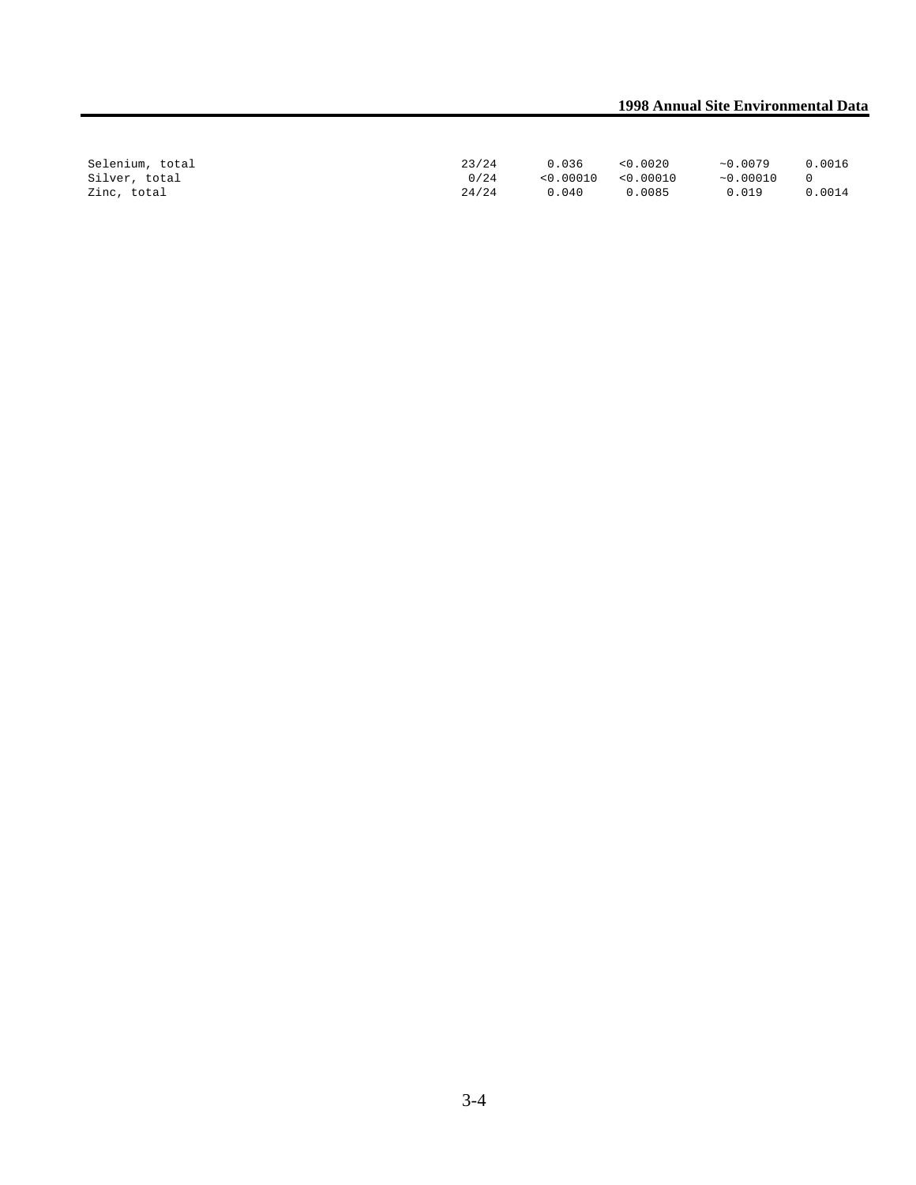| | | | | | |
|---|---|---|---|---|---|
| Selenium, total | 23/24 | 0.036 | <0.0020 | ~0.0079 | 0.0016 |
| Silver, total | 0/24 | <0.00010 | <0.00010 | ~0.00010 | 0 |
| Zinc, total | 24/24 | 0.040 | 0.0085 | 0.019 | 0.0014 |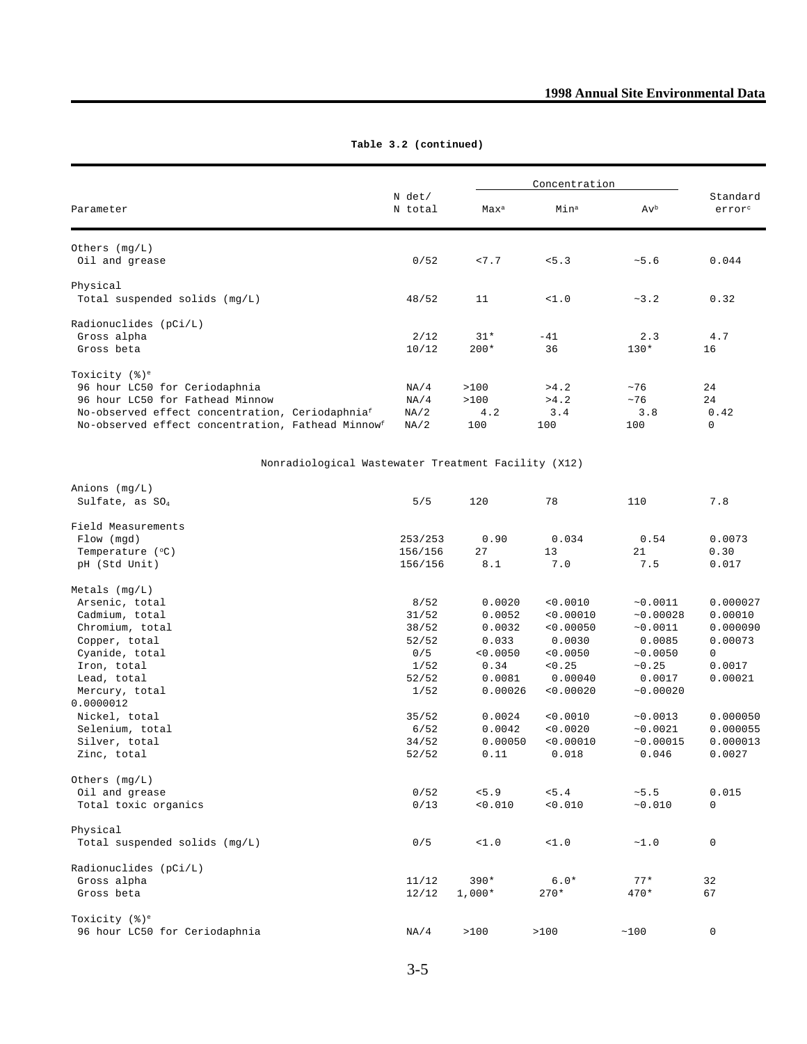**Table 3.2 (continued)**

| Parameter | N det/ N total | Concentration Max[a] | Min[a] | Av[b] | Standard error[c] |
|---|---|---|---|---|---|
| Others (mg/L) | | | | | |
| Oil and grease | 0/52 | <7.7 | <5.3 | ~5.6 | 0.044 |
| Physical | | | | | |
| Total suspended solids (mg/L) | 48/52 | 11 | <1.0 | ~3.2 | 0.32 |
| Radionuclides (pCi/L) | | | | | |
| Gross alpha | 2/12 | 31* | -41 | 2.3 | 4.7 |
| Gross beta | 10/12 | 200* | 36 | 130* | 16 |
| Toxicity (%)[e] | | | | | |
| 96 hour LC50 for Ceriodaphnia | NA/4 | >100 | >4.2 | ~76 | 24 |
| 96 hour LC50 for Fathead Minnow | NA/4 | >100 | >4.2 | ~76 | 24 |
| No-observed effect concentration, Ceriodaphnia[f] | NA/2 | 4.2 | 3.4 | 3.8 | 0.42 |
| No-observed effect concentration, Fathead Minnow[f] | NA/2 | 100 | 100 | 100 | 0 |
| **Nonradiological Wastewater Treatment Facility (X12)** | | | | | |
| Anions (mg/L) | | | | | |
| Sulfate, as $SO_4$ | 5/5 | 120 | 78 | 110 | 7.8 |
| Field Measurements | | | | | |
| Flow (mgd) | 253/253 | 0.90 | 0.034 | 0.54 | 0.0073 |
| Temperature (°C) | 156/156 | 27 | 13 | 21 | 0.30 |
| pH (Std Unit) | 156/156 | 8.1 | 7.0 | 7.5 | 0.017 |
| Metals (mg/L) | | | | | |
| Arsenic, total | 8/52 | 0.0020 | <0.0010 | ~0.0011 | 0.000027 |
| Cadmium, total | 31/52 | 0.0052 | <0.00010 | ~0.00028 | 0.00010 |
| Chromium, total | 38/52 | 0.0032 | <0.00050 | ~0.0011 | 0.000090 |
| Copper, total | 52/52 | 0.033 | 0.0030 | 0.0085 | 0.00073 |
| Cyanide, total | 0/5 | <0.0050 | <0.0050 | ~0.0050 | 0 |
| Iron, total | 1/52 | 0.34 | <0.25 | ~0.25 | 0.0017 |
| Lead, total | 52/52 | 0.0081 | 0.00040 | 0.0017 | 0.00021 |
| Mercury, total | 1/52 | 0.00026 | <0.00020 | ~0.00020 | 0.0000012 |
| Nickel, total | 35/52 | 0.0024 | <0.0010 | ~0.0013 | 0.000050 |
| Selenium, total | 6/52 | 0.0042 | <0.0020 | ~0.0021 | 0.000055 |
| Silver, total | 34/52 | 0.00050 | <0.00010 | ~0.00015 | 0.000013 |
| Zinc, total | 52/52 | 0.11 | 0.018 | 0.046 | 0.0027 |
| Others (mg/L) | | | | | |
| Oil and grease | 0/52 | <5.9 | <5.4 | ~5.5 | 0.015 |
| Total toxic organics | 0/13 | <0.010 | <0.010 | ~0.010 | 0 |
| Physical | | | | | |
| Total suspended solids (mg/L) | 0/5 | <1.0 | <1.0 | ~1.0 | 0 |
| Radionuclides (pCi/L) | | | | | |
| Gross alpha | 11/12 | 390* | 6.0* | 77* | 32 |
| Gross beta | 12/12 | 1,000* | 270* | 470* | 67 |
| Toxicity (%)[e] | | | | | |
| 96 hour LC50 for Ceriodaphnia | NA/4 | >100 | >100 | ~100 | 0 |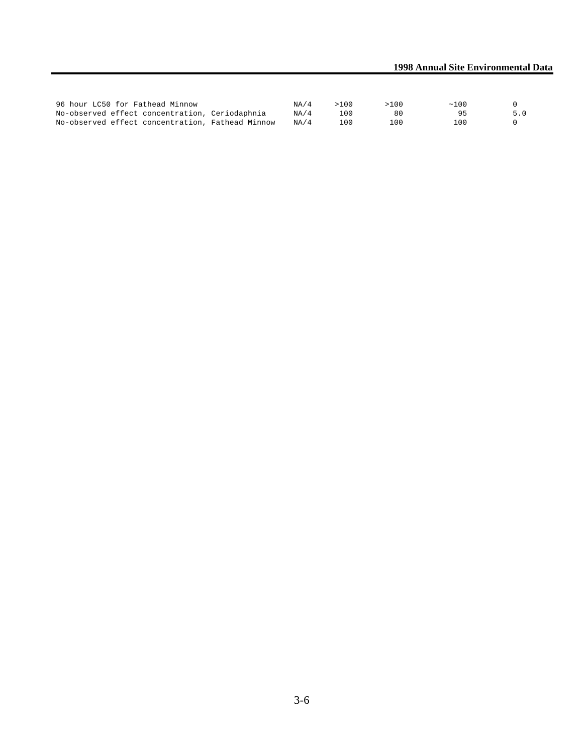| | | | | | |
|---|---|---|---|---|---|
| 96 hour LC50 for Fathead Minnow | NA/4 | >100 | >100 | ~100 | 0 |
| No-observed effect concentration, Ceriodaphnia | NA/4 | 100 | 80 | 95 | 5.0 |
| No-observed effect concentration, Fathead Minnow | NA/4 | 100 | 100 | 100 | 0 |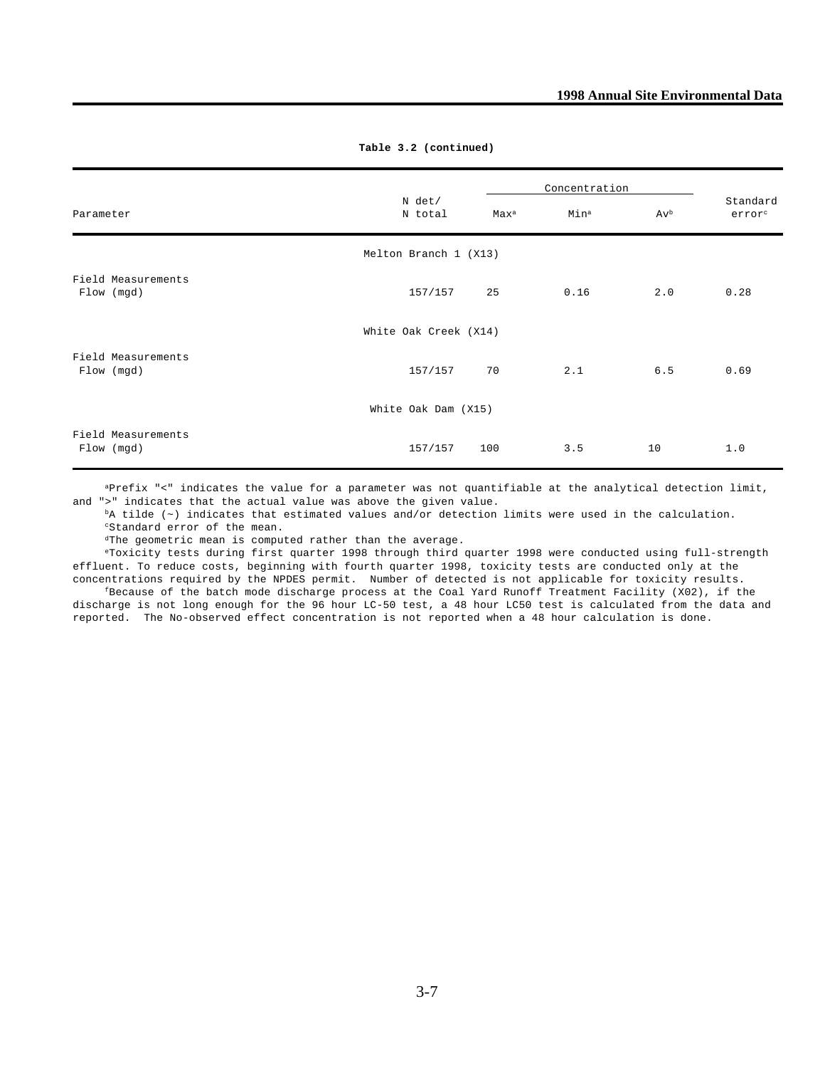**Table 3.2 (continued)**

| Parameter | N det/ N total | Concentration | | | Standard error[c] |
|---|---|---|---|---|---|
| | | Max[a] | Min[a] | Av[b] | |
| **Melton Branch 1 (X13)** | | | | | |
| Field Measurements | | | | | |
| Flow (mgd) | 157/157 | 25 | 0.16 | 2.0 | 0.28 |
| **White Oak Creek (X14)** | | | | | |
| Field Measurements | | | | | |
| Flow (mgd) | 157/157 | 70 | 2.1 | 6.5 | 0.69 |
| **White Oak Dam (X15)** | | | | | |
| Field Measurements | | | | | |
| Flow (mgd) | 157/157 | 100 | 3.5 | 10 | 1.0 |

[a]Prefix "<" indicates the value for a parameter was not quantifiable at the analytical detection limit, and ">" indicates that the actual value was above the given value.

[b]A tilde (~) indicates that estimated values and/or detection limits were used in the calculation.

[c]Standard error of the mean.

[d]The geometric mean is computed rather than the average.

[e]Toxicity tests during first quarter 1998 through third quarter 1998 were conducted using full-strength effluent. To reduce costs, beginning with fourth quarter 1998, toxicity tests are conducted only at the concentrations required by the NPDES permit. Number of detected is not applicable for toxicity results.

[f]Because of the batch mode discharge process at the Coal Yard Runoff Treatment Facility (X02), if the discharge is not long enough for the 96 hour LC-50 test, a 48 hour LC50 test is calculated from the data and reported. The No-observed effect concentration is not reported when a 48 hour calculation is done.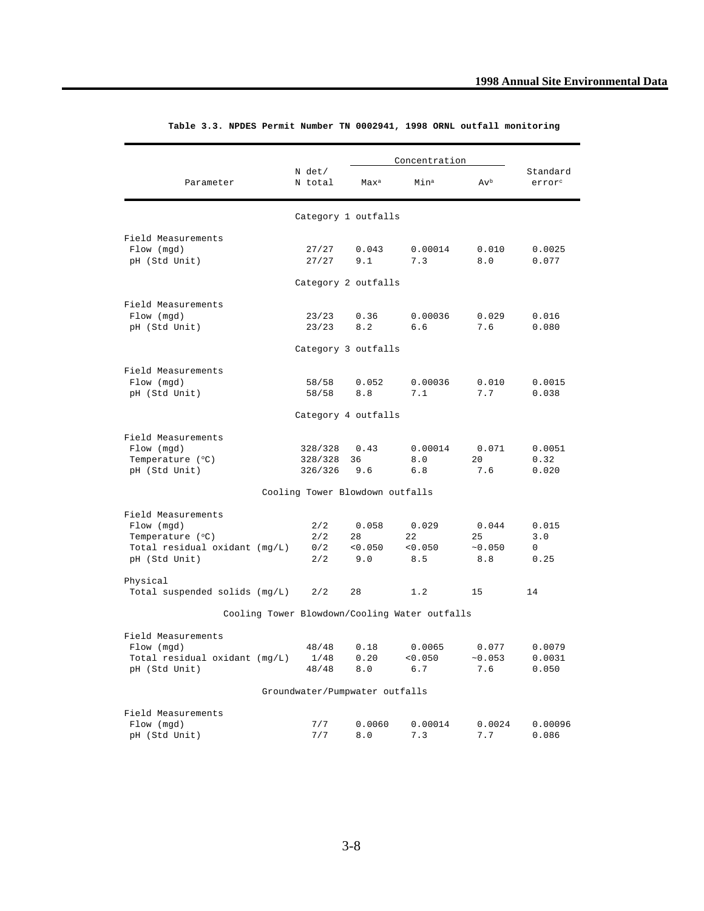**Table 3.3. NPDES Permit Number TN 0002941, 1998 ORNL outfall monitoring**

| Parameter | N det/ N total | Concentration Max[a] | Min[a] | Av[b] | Standard error[c] |
|---|---|---|---|---|---|
| | | **Category 1 outfalls** | | | |
| Field Measurements | | | | | |
| Flow (mgd) | 27/27 | 0.043 | 0.00014 | 0.010 | 0.0025 |
| pH (Std Unit) | 27/27 | 9.1 | 7.3 | 8.0 | 0.077 |
| | | **Category 2 outfalls** | | | |
| Field Measurements | | | | | |
| Flow (mgd) | 23/23 | 0.36 | 0.00036 | 0.029 | 0.016 |
| pH (Std Unit) | 23/23 | 8.2 | 6.6 | 7.6 | 0.080 |
| | | **Category 3 outfalls** | | | |
| Field Measurements | | | | | |
| Flow (mgd) | 58/58 | 0.052 | 0.00036 | 0.010 | 0.0015 |
| pH (Std Unit) | 58/58 | 8.8 | 7.1 | 7.7 | 0.038 |
| | | **Category 4 outfalls** | | | |
| Field Measurements | | | | | |
| Flow (mgd) | 328/328 | 0.43 | 0.00014 | 0.071 | 0.0051 |
| Temperature (°C) | 328/328 | 36 | 8.0 | 20 | 0.32 |
| pH (Std Unit) | 326/326 | 9.6 | 6.8 | 7.6 | 0.020 |
| | | **Cooling Tower Blowdown outfalls** | | | |
| Field Measurements | | | | | |
| Flow (mgd) | 2/2 | 0.058 | 0.029 | 0.044 | 0.015 |
| Temperature (°C) | 2/2 | 28 | 22 | 25 | 3.0 |
| Total residual oxidant (mg/L) | 0/2 | <0.050 | <0.050 | ~0.050 | 0 |
| pH (Std Unit) | 2/2 | 9.0 | 8.5 | 8.8 | 0.25 |
| Physical | | | | | |
| Total suspended solids (mg/L) | 2/2 | 28 | 1.2 | 15 | 14 |
| | | **Cooling Tower Blowdown/Cooling Water outfalls** | | | |
| Field Measurements | | | | | |
| Flow (mgd) | 48/48 | 0.18 | 0.0065 | 0.077 | 0.0079 |
| Total residual oxidant (mg/L) | 1/48 | 0.20 | <0.050 | ~0.053 | 0.0031 |
| pH (Std Unit) | 48/48 | 8.0 | 6.7 | 7.6 | 0.050 |
| | | **Groundwater/Pumpwater outfalls** | | | |
| Field Measurements | | | | | |
| Flow (mgd) | 7/7 | 0.0060 | 0.00014 | 0.0024 | 0.00096 |
| pH (Std Unit) | 7/7 | 8.0 | 7.3 | 7.7 | 0.086 |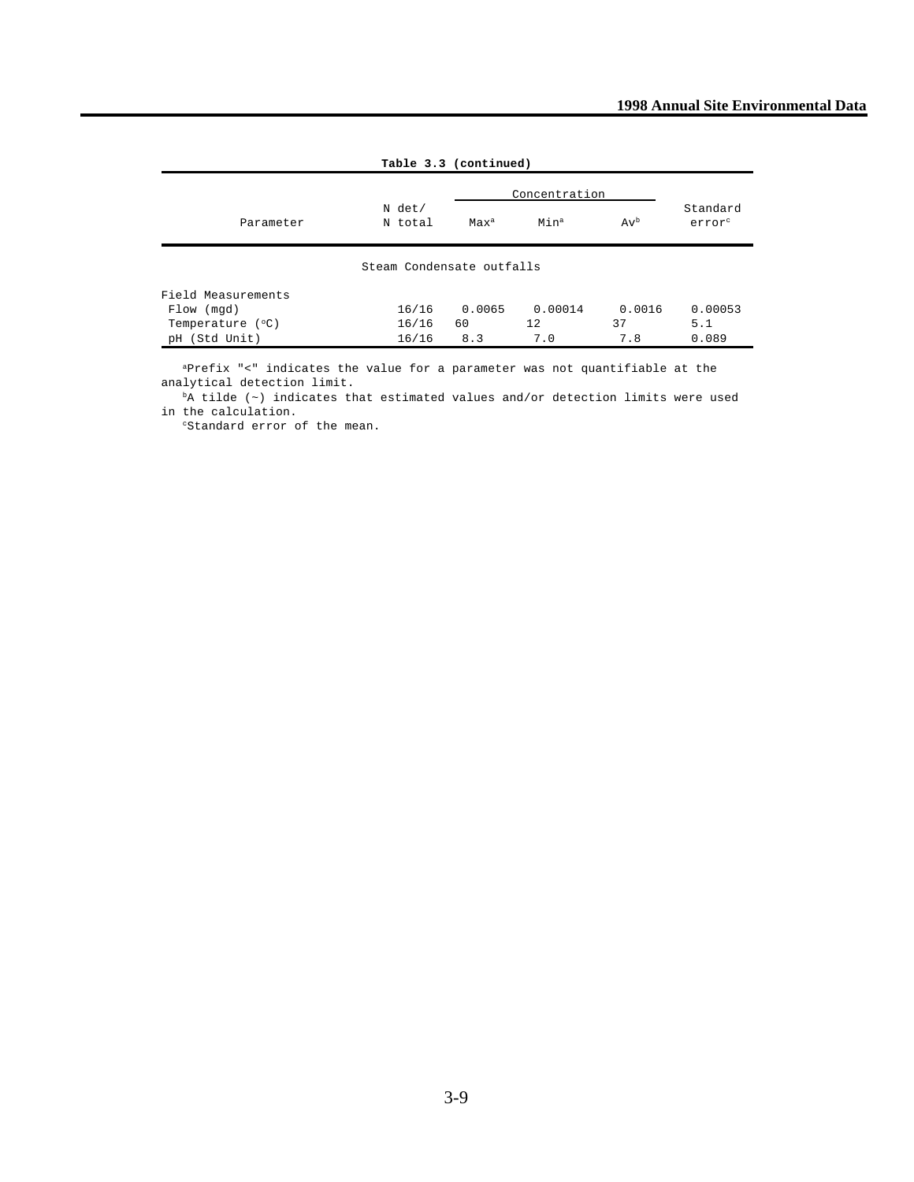**Table 3.3 (continued)**

| Parameter | N det/ N total | Concentration | | | Standard error[c] |
|---|---|---|---|---|---|
| | | Max[a] | Min[a] | Av[b] | |
| Steam Condensate outfalls | | | | | |
| Field Measurements | | | | | |
| Flow (mgd) | 16/16 | 0.0065 | 0.00014 | 0.0016 | 0.00053 |
| Temperature (°C) | 16/16 | 60 | 12 | 37 | 5.1 |
| pH (Std Unit) | 16/16 | 8.3 | 7.0 | 7.8 | 0.089 |

[a]Prefix "<" indicates the value for a parameter was not quantifiable at the analytical detection limit.

[b]A tilde (~) indicates that estimated values and/or detection limits were used in the calculation.

[c]Standard error of the mean.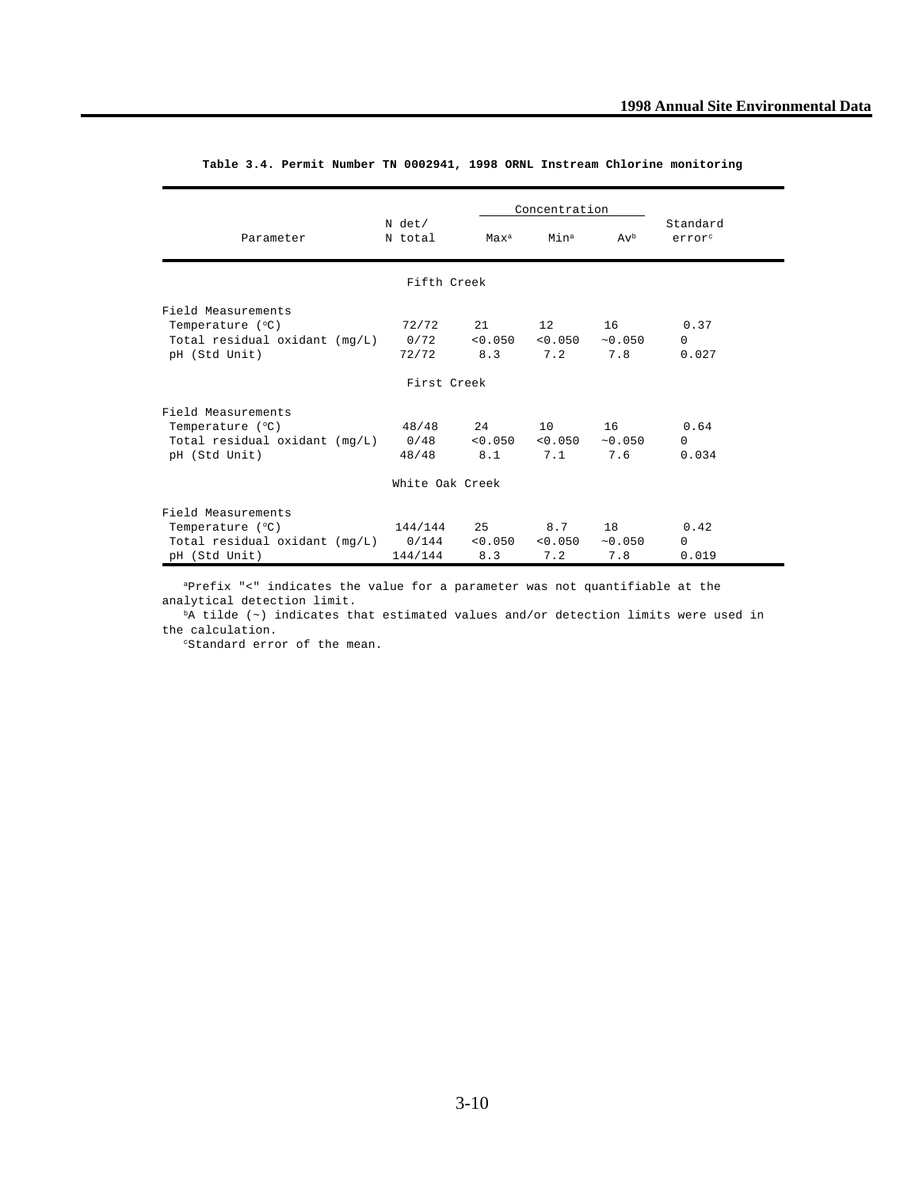**Table 3.4. Permit Number TN 0002941, 1998 ORNL Instream Chlorine monitoring**

| Parameter | N det/ N total | Concentration | | | Standard error[c] |
|---|---|---|---|---|---|
| | | Max[a] | Min[a] | Av[b] | |
| **Fifth Creek** | | | | | |
| Field Measurements | | | | | |
| Temperature (°C) | 72/72 | 21 | 12 | 16 | 0.37 |
| Total residual oxidant (mg/L) | 0/72 | <0.050 | <0.050 | ~0.050 | 0 |
| pH (Std Unit) | 72/72 | 8.3 | 7.2 | 7.8 | 0.027 |
| **First Creek** | | | | | |
| Field Measurements | | | | | |
| Temperature (°C) | 48/48 | 24 | 10 | 16 | 0.64 |
| Total residual oxidant (mg/L) | 0/48 | <0.050 | <0.050 | ~0.050 | 0 |
| pH (Std Unit) | 48/48 | 8.1 | 7.1 | 7.6 | 0.034 |
| **White Oak Creek** | | | | | |
| Field Measurements | | | | | |
| Temperature (°C) | 144/144 | 25 | 8.7 | 18 | 0.42 |
| Total residual oxidant (mg/L) | 0/144 | <0.050 | <0.050 | ~0.050 | 0 |
| pH (Std Unit) | 144/144 | 8.3 | 7.2 | 7.8 | 0.019 |

[a]Prefix "<" indicates the value for a parameter was not quantifiable at the analytical detection limit.

[b]A tilde (~) indicates that estimated values and/or detection limits were used in the calculation.

[c]Standard error of the mean.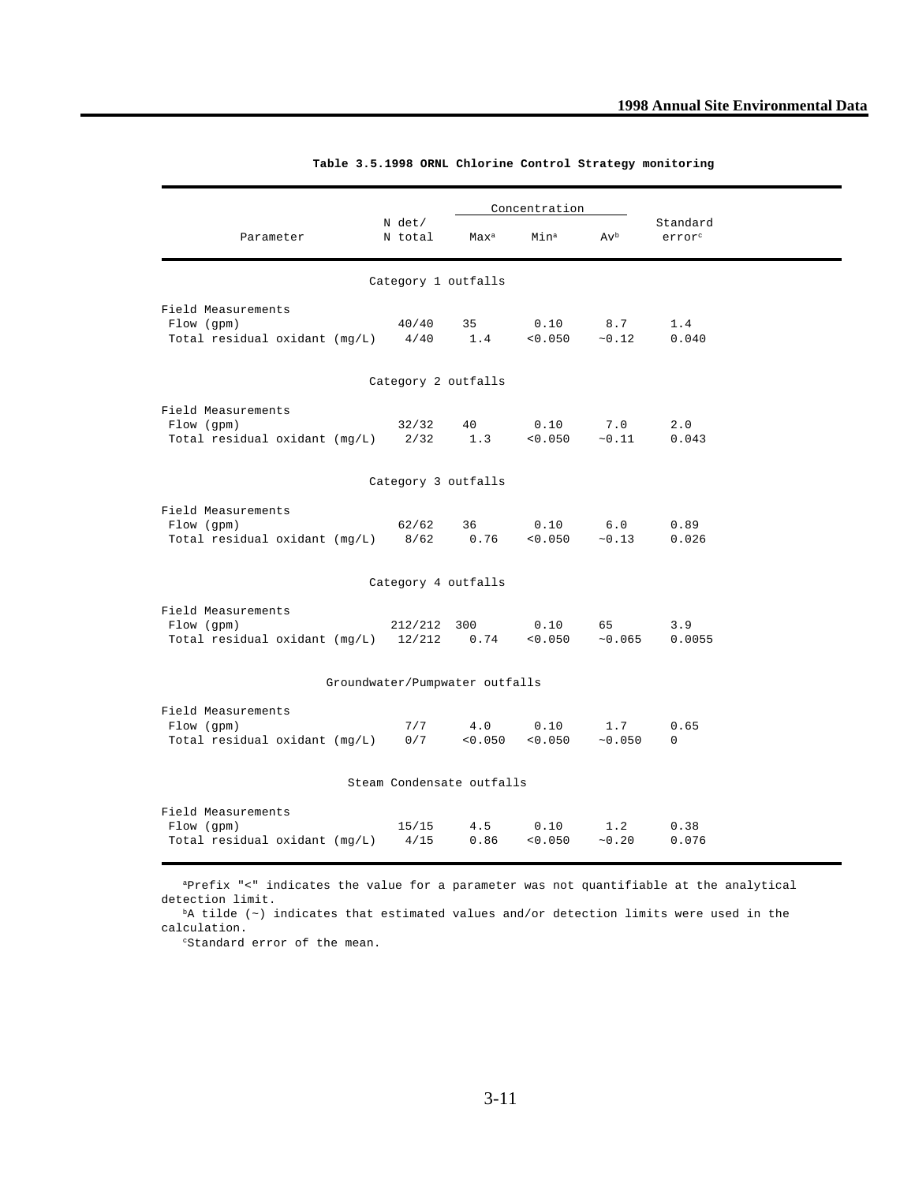**Table 3.5.1998 ORNL Chlorine Control Strategy monitoring**

| Parameter | N det/ N total | Concentration | | | Standard error[c] |
|---|---|---|---|---|---|
| | | Max[a] | Min[a] | Av[b] | |
| **Category 1 outfalls** | | | | | |
| Field Measurements | | | | | |
| Flow (gpm) | 40/40 | 35 | 0.10 | 8.7 | 1.4 |
| Total residual oxidant (mg/L) | 4/40 | 1.4 | <0.050 | ~0.12 | 0.040 |
| **Category 2 outfalls** | | | | | |
| Field Measurements | | | | | |
| Flow (gpm) | 32/32 | 40 | 0.10 | 7.0 | 2.0 |
| Total residual oxidant (mg/L) | 2/32 | 1.3 | <0.050 | ~0.11 | 0.043 |
| **Category 3 outfalls** | | | | | |
| Field Measurements | | | | | |
| Flow (gpm) | 62/62 | 36 | 0.10 | 6.0 | 0.89 |
| Total residual oxidant (mg/L) | 8/62 | 0.76 | <0.050 | ~0.13 | 0.026 |
| **Category 4 outfalls** | | | | | |
| Field Measurements | | | | | |
| Flow (gpm) | 212/212 | 300 | 0.10 | 65 | 3.9 |
| Total residual oxidant (mg/L) | 12/212 | 0.74 | <0.050 | ~0.065 | 0.0055 |
| **Groundwater/Pumpwater outfalls** | | | | | |
| Field Measurements | | | | | |
| Flow (gpm) | 7/7 | 4.0 | 0.10 | 1.7 | 0.65 |
| Total residual oxidant (mg/L) | 0/7 | <0.050 | <0.050 | ~0.050 | 0 |
| **Steam Condensate outfalls** | | | | | |
| Field Measurements | | | | | |
| Flow (gpm) | 15/15 | 4.5 | 0.10 | 1.2 | 0.38 |
| Total residual oxidant (mg/L) | 4/15 | 0.86 | <0.050 | ~0.20 | 0.076 |

[a]Prefix "<" indicates the value for a parameter was not quantifiable at the analytical detection limit.

[b]A tilde (~) indicates that estimated values and/or detection limits were used in the calculation.

[c]Standard error of the mean.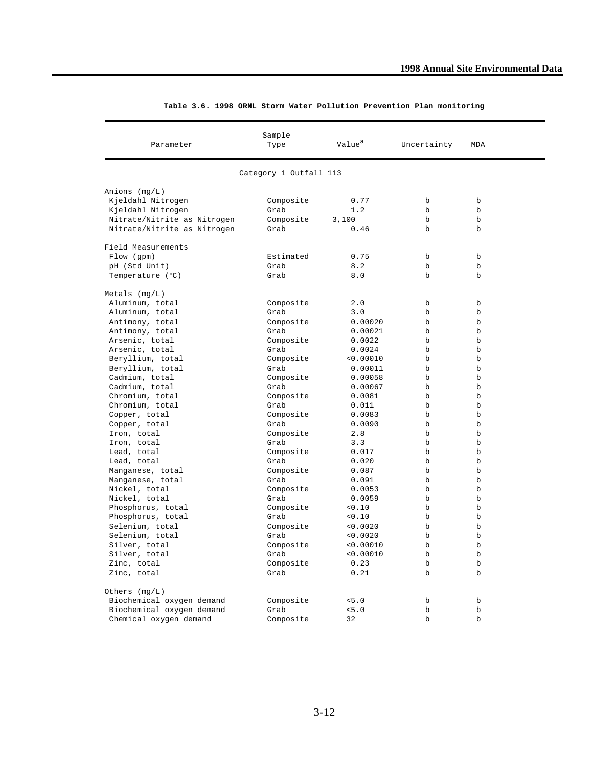**Table 3.6. 1998 ORNL Storm Water Pollution Prevention Plan monitoring**

| Parameter | Sample Type | Value[a] | Uncertainty | MDA |
|---|---|---|---|---|
| | Category 1 Outfall 113 | | | |
| Anions (mg/L) | | | | |
| Kjeldahl Nitrogen | Composite | 0.77 | b | b |
| Kjeldahl Nitrogen | Grab | 1.2 | b | b |
| Nitrate/Nitrite as Nitrogen | Composite | 3,100 | b | b |
| Nitrate/Nitrite as Nitrogen | Grab | 0.46 | b | b |
| Field Measurements | | | | |
| Flow (gpm) | Estimated | 0.75 | b | b |
| pH (Std Unit) | Grab | 8.2 | b | b |
| Temperature (°C) | Grab | 8.0 | b | b |
| Metals (mg/L) | | | | |
| Aluminum, total | Composite | 2.0 | b | b |
| Aluminum, total | Grab | 3.0 | b | b |
| Antimony, total | Composite | 0.00020 | b | b |
| Antimony, total | Grab | 0.00021 | b | b |
| Arsenic, total | Composite | 0.0022 | b | b |
| Arsenic, total | Grab | 0.0024 | b | b |
| Beryllium, total | Composite | <0.00010 | b | b |
| Beryllium, total | Grab | 0.00011 | b | b |
| Cadmium, total | Composite | 0.00058 | b | b |
| Cadmium, total | Grab | 0.00067 | b | b |
| Chromium, total | Composite | 0.0081 | b | b |
| Chromium, total | Grab | 0.011 | b | b |
| Copper, total | Composite | 0.0083 | b | b |
| Copper, total | Grab | 0.0090 | b | b |
| Iron, total | Composite | 2.8 | b | b |
| Iron, total | Grab | 3.3 | b | b |
| Lead, total | Composite | 0.017 | b | b |
| Lead, total | Grab | 0.020 | b | b |
| Manganese, total | Composite | 0.087 | b | b |
| Manganese, total | Grab | 0.091 | b | b |
| Nickel, total | Composite | 0.0053 | b | b |
| Nickel, total | Grab | 0.0059 | b | b |
| Phosphorus, total | Composite | <0.10 | b | b |
| Phosphorus, total | Grab | <0.10 | b | b |
| Selenium, total | Composite | <0.0020 | b | b |
| Selenium, total | Grab | <0.0020 | b | b |
| Silver, total | Composite | <0.00010 | b | b |
| Silver, total | Grab | <0.00010 | b | b |
| Zinc, total | Composite | 0.23 | b | b |
| Zinc, total | Grab | 0.21 | b | b |
| Others (mg/L) | | | | |
| Biochemical oxygen demand | Composite | <5.0 | b | b |
| Biochemical oxygen demand | Grab | <5.0 | b | b |
| Chemical oxygen demand | Composite | 32 | b | b |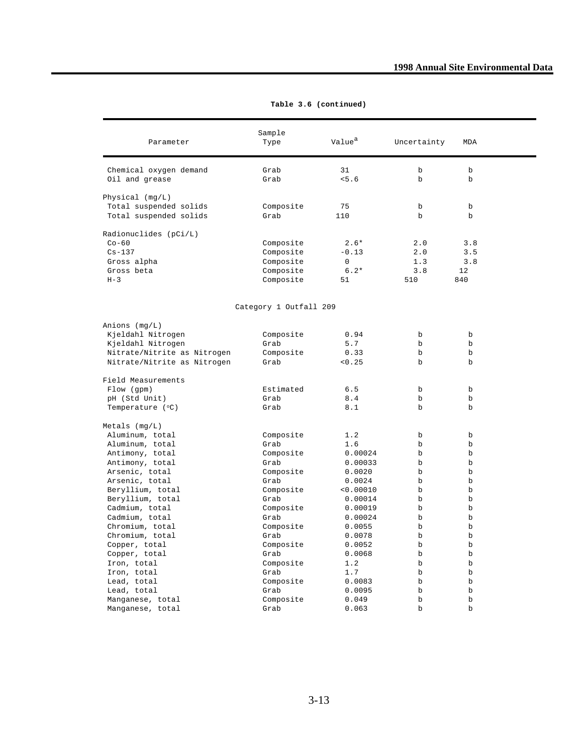**Table 3.6 (continued)**

| Parameter | Sample Type | Value[a] | Uncertainty | MDA |
|---|---|---|---|---|
| Chemical oxygen demand | Grab | 31 | b | b |
| Oil and grease | Grab | <5.6 | b | b |
| Physical (mg/L) | | | | |
| Total suspended solids | Composite | 75 | b | b |
| Total suspended solids | Grab | 110 | b | b |
| Radionuclides (pCi/L) | | | | |
| Co-60 | Composite | 2.6* | 2.0 | 3.8 |
| Cs-137 | Composite | -0.13 | 2.0 | 3.5 |
| Gross alpha | Composite | 0 | 1.3 | 3.8 |
| Gross beta | Composite | 6.2* | 3.8 | 12 |
| H-3 | Composite | 51 | 510 | 840 |
| **Category 1 Outfall 209** | | | | |
| Anions (mg/L) | | | | |
| Kjeldahl Nitrogen | Composite | 0.94 | b | b |
| Kjeldahl Nitrogen | Grab | 5.7 | b | b |
| Nitrate/Nitrite as Nitrogen | Composite | 0.33 | b | b |
| Nitrate/Nitrite as Nitrogen | Grab | <0.25 | b | b |
| Field Measurements | | | | |
| Flow (gpm) | Estimated | 6.5 | b | b |
| pH (Std Unit) | Grab | 8.4 | b | b |
| Temperature (°C) | Grab | 8.1 | b | b |
| Metals (mg/L) | | | | |
| Aluminum, total | Composite | 1.2 | b | b |
| Aluminum, total | Grab | 1.6 | b | b |
| Antimony, total | Composite | 0.00024 | b | b |
| Antimony, total | Grab | 0.00033 | b | b |
| Arsenic, total | Composite | 0.0020 | b | b |
| Arsenic, total | Grab | 0.0024 | b | b |
| Beryllium, total | Composite | <0.00010 | b | b |
| Beryllium, total | Grab | 0.00014 | b | b |
| Cadmium, total | Composite | 0.00019 | b | b |
| Cadmium, total | Grab | 0.00024 | b | b |
| Chromium, total | Composite | 0.0055 | b | b |
| Chromium, total | Grab | 0.0078 | b | b |
| Copper, total | Composite | 0.0052 | b | b |
| Copper, total | Grab | 0.0068 | b | b |
| Iron, total | Composite | 1.2 | b | b |
| Iron, total | Grab | 1.7 | b | b |
| Lead, total | Composite | 0.0083 | b | b |
| Lead, total | Grab | 0.0095 | b | b |
| Manganese, total | Composite | 0.049 | b | b |
| Manganese, total | Grab | 0.063 | b | b |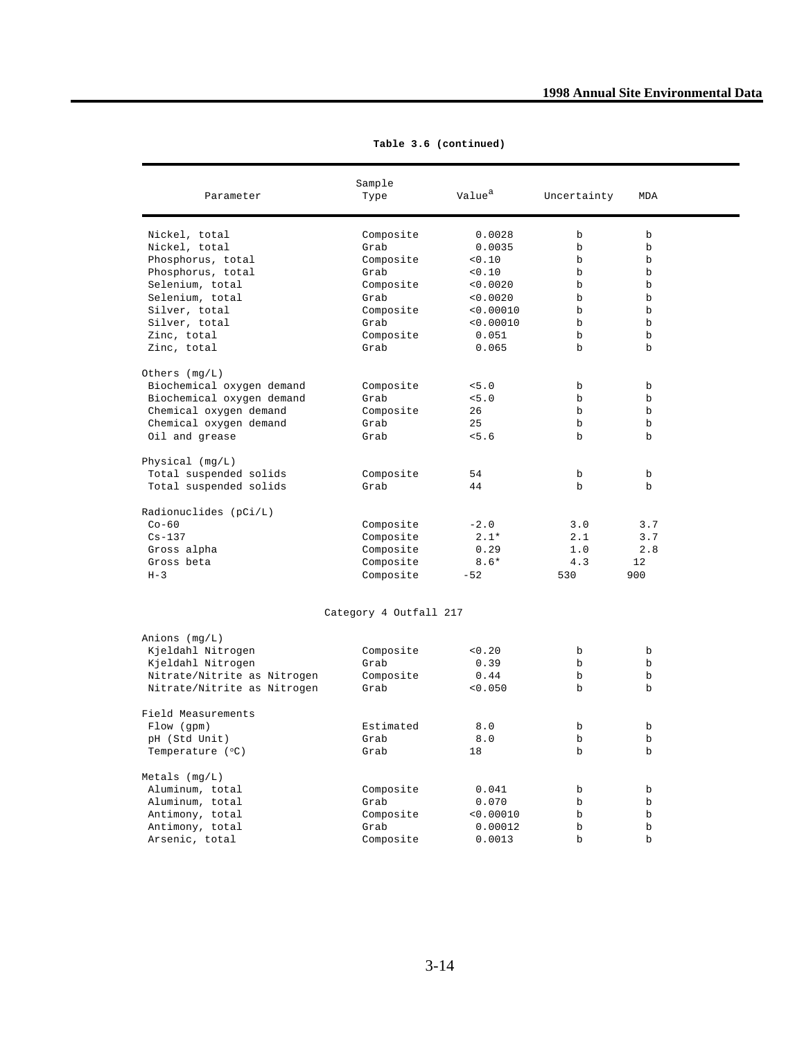**Table 3.6 (continued)**

| Parameter | Sample Type | Value[a] | Uncertainty | MDA |
|---|---|---|---|---|
| Nickel, total | Composite | 0.0028 | b | b |
| Nickel, total | Grab | 0.0035 | b | b |
| Phosphorus, total | Composite | <0.10 | b | b |
| Phosphorus, total | Grab | <0.10 | b | b |
| Selenium, total | Composite | <0.0020 | b | b |
| Selenium, total | Grab | <0.0020 | b | b |
| Silver, total | Composite | <0.00010 | b | b |
| Silver, total | Grab | <0.00010 | b | b |
| Zinc, total | Composite | 0.051 | b | b |
| Zinc, total | Grab | 0.065 | b | b |
| Others (mg/L) | | | | |
| Biochemical oxygen demand | Composite | <5.0 | b | b |
| Biochemical oxygen demand | Grab | <5.0 | b | b |
| Chemical oxygen demand | Composite | 26 | b | b |
| Chemical oxygen demand | Grab | 25 | b | b |
| Oil and grease | Grab | <5.6 | b | b |
| Physical (mg/L) | | | | |
| Total suspended solids | Composite | 54 | b | b |
| Total suspended solids | Grab | 44 | b | b |
| Radionuclides (pCi/L) | | | | |
| Co-60 | Composite | -2.0 | 3.0 | 3.7 |
| Cs-137 | Composite | 2.1* | 2.1 | 3.7 |
| Gross alpha | Composite | 0.29 | 1.0 | 2.8 |
| Gross beta | Composite | 8.6* | 4.3 | 12 |
| H-3 | Composite | -52 | 530 | 900 |
| **Category 4 Outfall 217** | | | | |
| Anions (mg/L) | | | | |
| Kjeldahl Nitrogen | Composite | <0.20 | b | b |
| Kjeldahl Nitrogen | Grab | 0.39 | b | b |
| Nitrate/Nitrite as Nitrogen | Composite | 0.44 | b | b |
| Nitrate/Nitrite as Nitrogen | Grab | <0.050 | b | b |
| Field Measurements | | | | |
| Flow (gpm) | Estimated | 8.0 | b | b |
| pH (Std Unit) | Grab | 8.0 | b | b |
| Temperature (°C) | Grab | 18 | b | b |
| Metals (mg/L) | | | | |
| Aluminum, total | Composite | 0.041 | b | b |
| Aluminum, total | Grab | 0.070 | b | b |
| Antimony, total | Composite | <0.00010 | b | b |
| Antimony, total | Grab | 0.00012 | b | b |
| Arsenic, total | Composite | 0.0013 | b | b |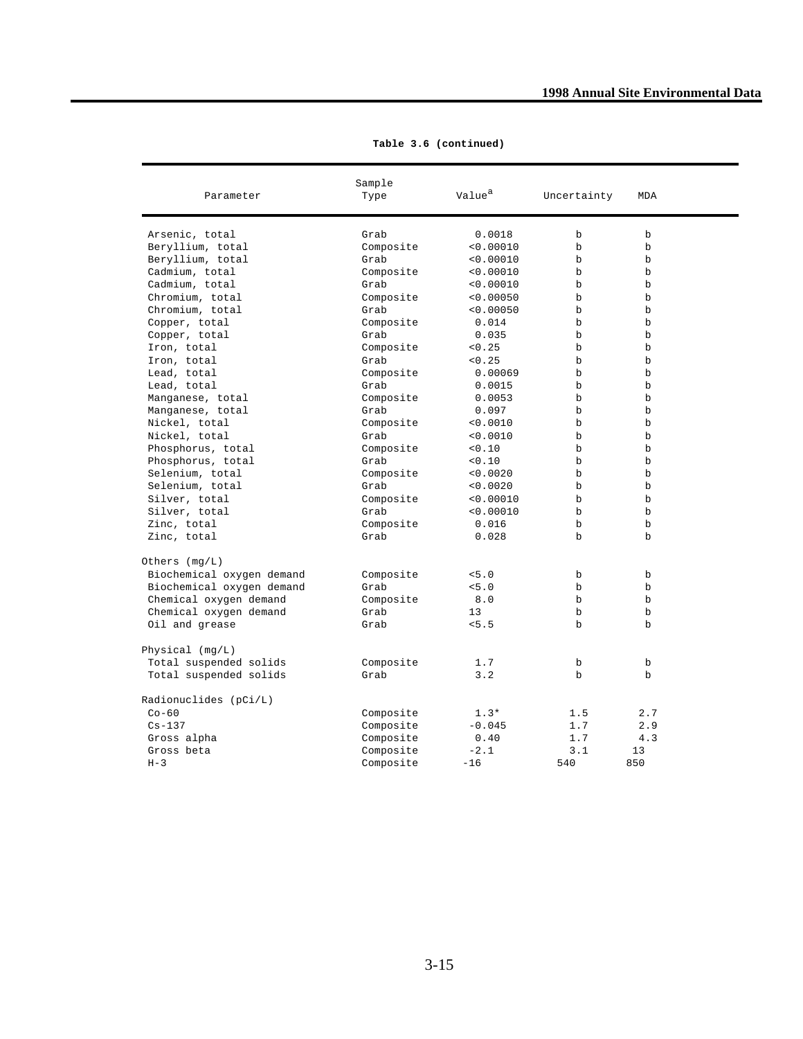**Table 3.6 (continued)**

| Parameter | Sample Type | Value[a] | Uncertainty | MDA |
|---|---|---|---|---|
| Arsenic, total | Grab | 0.0018 | b | b |
| Beryllium, total | Composite | <0.00010 | b | b |
| Beryllium, total | Grab | <0.00010 | b | b |
| Cadmium, total | Composite | <0.00010 | b | b |
| Cadmium, total | Grab | <0.00010 | b | b |
| Chromium, total | Composite | <0.00050 | b | b |
| Chromium, total | Grab | <0.00050 | b | b |
| Copper, total | Composite | 0.014 | b | b |
| Copper, total | Grab | 0.035 | b | b |
| Iron, total | Composite | <0.25 | b | b |
| Iron, total | Grab | <0.25 | b | b |
| Lead, total | Composite | 0.00069 | b | b |
| Lead, total | Grab | 0.0015 | b | b |
| Manganese, total | Composite | 0.0053 | b | b |
| Manganese, total | Grab | 0.097 | b | b |
| Nickel, total | Composite | <0.0010 | b | b |
| Nickel, total | Grab | <0.0010 | b | b |
| Phosphorus, total | Composite | <0.10 | b | b |
| Phosphorus, total | Grab | <0.10 | b | b |
| Selenium, total | Composite | <0.0020 | b | b |
| Selenium, total | Grab | <0.0020 | b | b |
| Silver, total | Composite | <0.00010 | b | b |
| Silver, total | Grab | <0.00010 | b | b |
| Zinc, total | Composite | 0.016 | b | b |
| Zinc, total | Grab | 0.028 | b | b |
| Others (mg/L) | | | | |
| Biochemical oxygen demand | Composite | <5.0 | b | b |
| Biochemical oxygen demand | Grab | <5.0 | b | b |
| Chemical oxygen demand | Composite | 8.0 | b | b |
| Chemical oxygen demand | Grab | 13 | b | b |
| Oil and grease | Grab | <5.5 | b | b |
| Physical (mg/L) | | | | |
| Total suspended solids | Composite | 1.7 | b | b |
| Total suspended solids | Grab | 3.2 | b | b |
| Radionuclides (pCi/L) | | | | |
| Co-60 | Composite | 1.3* | 1.5 | 2.7 |
| Cs-137 | Composite | -0.045 | 1.7 | 2.9 |
| Gross alpha | Composite | 0.40 | 1.7 | 4.3 |
| Gross beta | Composite | -2.1 | 3.1 | 13 |
| H-3 | Composite | -16 | 540 | 850 |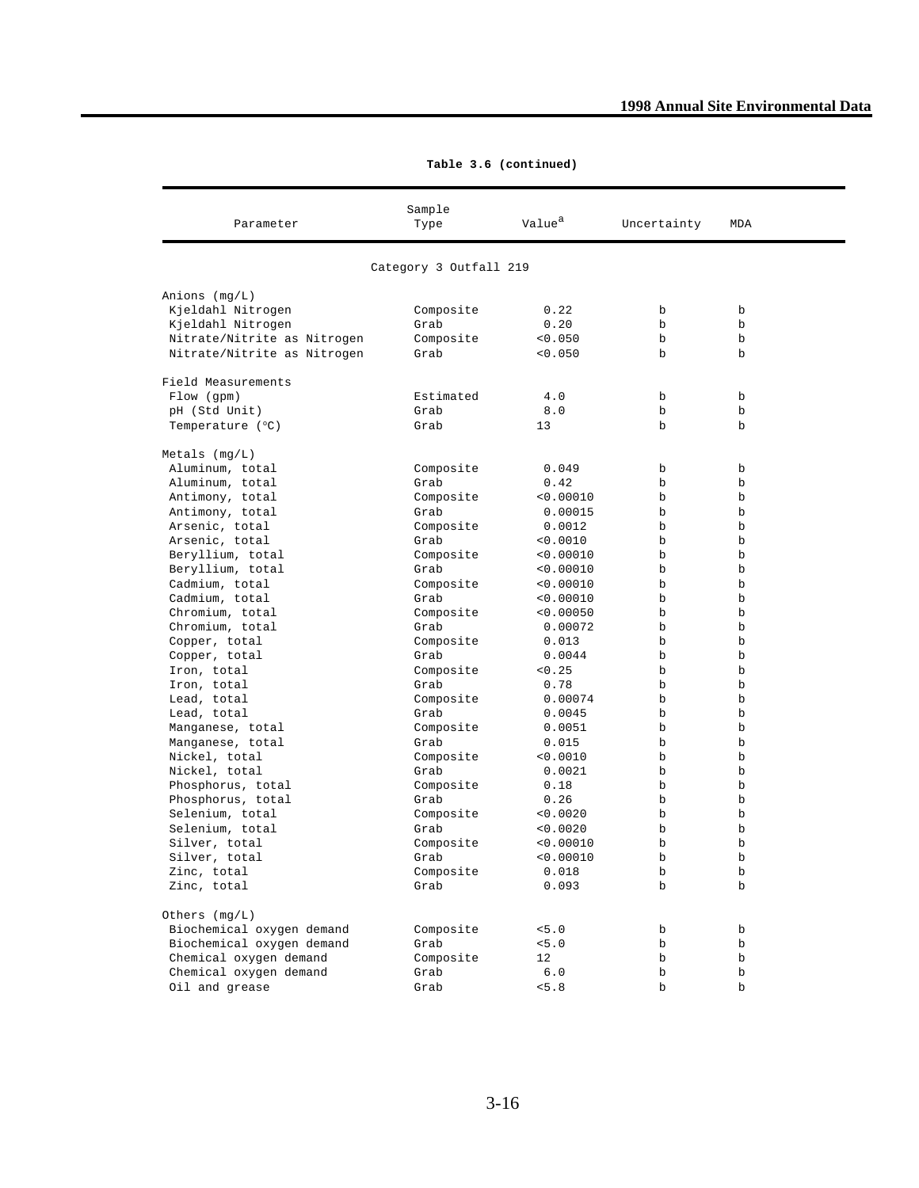**Table 3.6 (continued)**

| Parameter | Sample Type | Value[a] | Uncertainty | MDA |
|---|---|---|---|---|
| | Category 3 Outfall 219 | | | |
| Anions (mg/L) | | | | |
| Kjeldahl Nitrogen | Composite | 0.22 | b | b |
| Kjeldahl Nitrogen | Grab | 0.20 | b | b |
| Nitrate/Nitrite as Nitrogen | Composite | <0.050 | b | b |
| Nitrate/Nitrite as Nitrogen | Grab | <0.050 | b | b |
| Field Measurements | | | | |
| Flow (gpm) | Estimated | 4.0 | b | b |
| pH (Std Unit) | Grab | 8.0 | b | b |
| Temperature (°C) | Grab | 13 | b | b |
| Metals (mg/L) | | | | |
| Aluminum, total | Composite | 0.049 | b | b |
| Aluminum, total | Grab | 0.42 | b | b |
| Antimony, total | Composite | <0.00010 | b | b |
| Antimony, total | Grab | 0.00015 | b | b |
| Arsenic, total | Composite | 0.0012 | b | b |
| Arsenic, total | Grab | <0.0010 | b | b |
| Beryllium, total | Composite | <0.00010 | b | b |
| Beryllium, total | Grab | <0.00010 | b | b |
| Cadmium, total | Composite | <0.00010 | b | b |
| Cadmium, total | Grab | <0.00010 | b | b |
| Chromium, total | Composite | <0.00050 | b | b |
| Chromium, total | Grab | 0.00072 | b | b |
| Copper, total | Composite | 0.013 | b | b |
| Copper, total | Grab | 0.0044 | b | b |
| Iron, total | Composite | <0.25 | b | b |
| Iron, total | Grab | 0.78 | b | b |
| Lead, total | Composite | 0.00074 | b | b |
| Lead, total | Grab | 0.0045 | b | b |
| Manganese, total | Composite | 0.0051 | b | b |
| Manganese, total | Grab | 0.015 | b | b |
| Nickel, total | Composite | <0.0010 | b | b |
| Nickel, total | Grab | 0.0021 | b | b |
| Phosphorus, total | Composite | 0.18 | b | b |
| Phosphorus, total | Grab | 0.26 | b | b |
| Selenium, total | Composite | <0.0020 | b | b |
| Selenium, total | Grab | <0.0020 | b | b |
| Silver, total | Composite | <0.00010 | b | b |
| Silver, total | Grab | <0.00010 | b | b |
| Zinc, total | Composite | 0.018 | b | b |
| Zinc, total | Grab | 0.093 | b | b |
| Others (mg/L) | | | | |
| Biochemical oxygen demand | Composite | <5.0 | b | b |
| Biochemical oxygen demand | Grab | <5.0 | b | b |
| Chemical oxygen demand | Composite | 12 | b | b |
| Chemical oxygen demand | Grab | 6.0 | b | b |
| Oil and grease | Grab | <5.8 | b | b |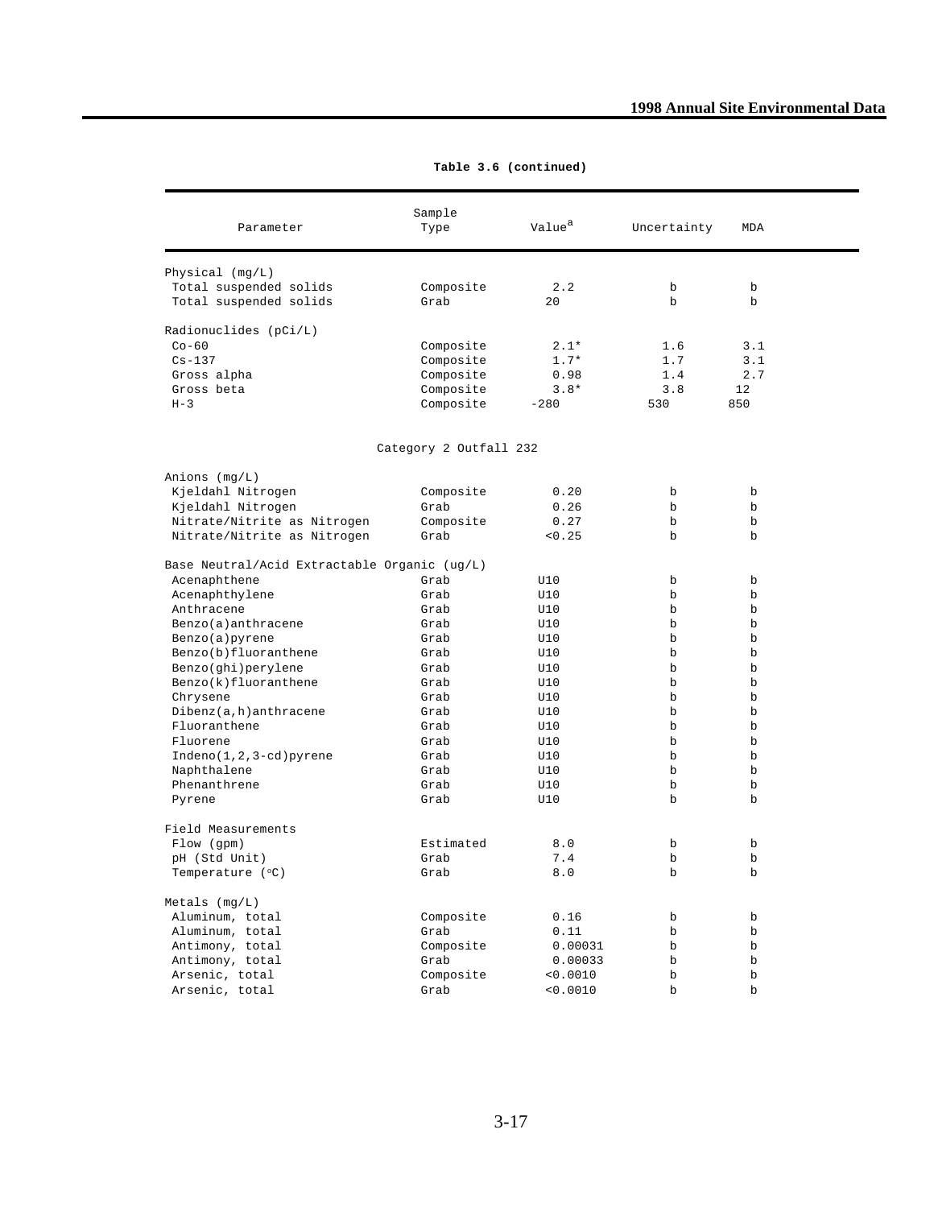**Table 3.6 (continued)**

| Parameter | Sample Type | Value[a] | Uncertainty | MDA |
|---|---|---|---|---|
| Physical (mg/L) | | | | |
| Total suspended solids | Composite | 2.2 | b | b |
| Total suspended solids | Grab | 20 | b | b |
| Radionuclides (pCi/L) | | | | |
| Co-60 | Composite | 2.1* | 1.6 | 3.1 |
| Cs-137 | Composite | 1.7* | 1.7 | 3.1 |
| Gross alpha | Composite | 0.98 | 1.4 | 2.7 |
| Gross beta | Composite | 3.8* | 3.8 | 12 |
| H-3 | Composite | -280 | 530 | 850 |
| | Category 2 Outfall 232 | | | |
| Anions (mg/L) | | | | |
| Kjeldahl Nitrogen | Composite | 0.20 | b | b |
| Kjeldahl Nitrogen | Grab | 0.26 | b | b |
| Nitrate/Nitrite as Nitrogen | Composite | 0.27 | b | b |
| Nitrate/Nitrite as Nitrogen | Grab | <0.25 | b | b |
| Base Neutral/Acid Extractable Organic (ug/L) | | | | |
| Acenaphthene | Grab | U10 | b | b |
| Acenaphthylene | Grab | U10 | b | b |
| Anthracene | Grab | U10 | b | b |
| Benzo(a)anthracene | Grab | U10 | b | b |
| Benzo(a)pyrene | Grab | U10 | b | b |
| Benzo(b)fluoranthene | Grab | U10 | b | b |
| Benzo(ghi)perylene | Grab | U10 | b | b |
| Benzo(k)fluoranthene | Grab | U10 | b | b |
| Chrysene | Grab | U10 | b | b |
| Dibenz(a,h)anthracene | Grab | U10 | b | b |
| Fluoranthene | Grab | U10 | b | b |
| Fluorene | Grab | U10 | b | b |
| Indeno(1,2,3-cd)pyrene | Grab | U10 | b | b |
| Naphthalene | Grab | U10 | b | b |
| Phenanthrene | Grab | U10 | b | b |
| Pyrene | Grab | U10 | b | b |
| Field Measurements | | | | |
| Flow (gpm) | Estimated | 8.0 | b | b |
| pH (Std Unit) | Grab | 7.4 | b | b |
| Temperature (°C) | Grab | 8.0 | b | b |
| Metals (mg/L) | | | | |
| Aluminum, total | Composite | 0.16 | b | b |
| Aluminum, total | Grab | 0.11 | b | b |
| Antimony, total | Composite | 0.00031 | b | b |
| Antimony, total | Grab | 0.00033 | b | b |
| Arsenic, total | Composite | <0.0010 | b | b |
| Arsenic, total | Grab | <0.0010 | b | b |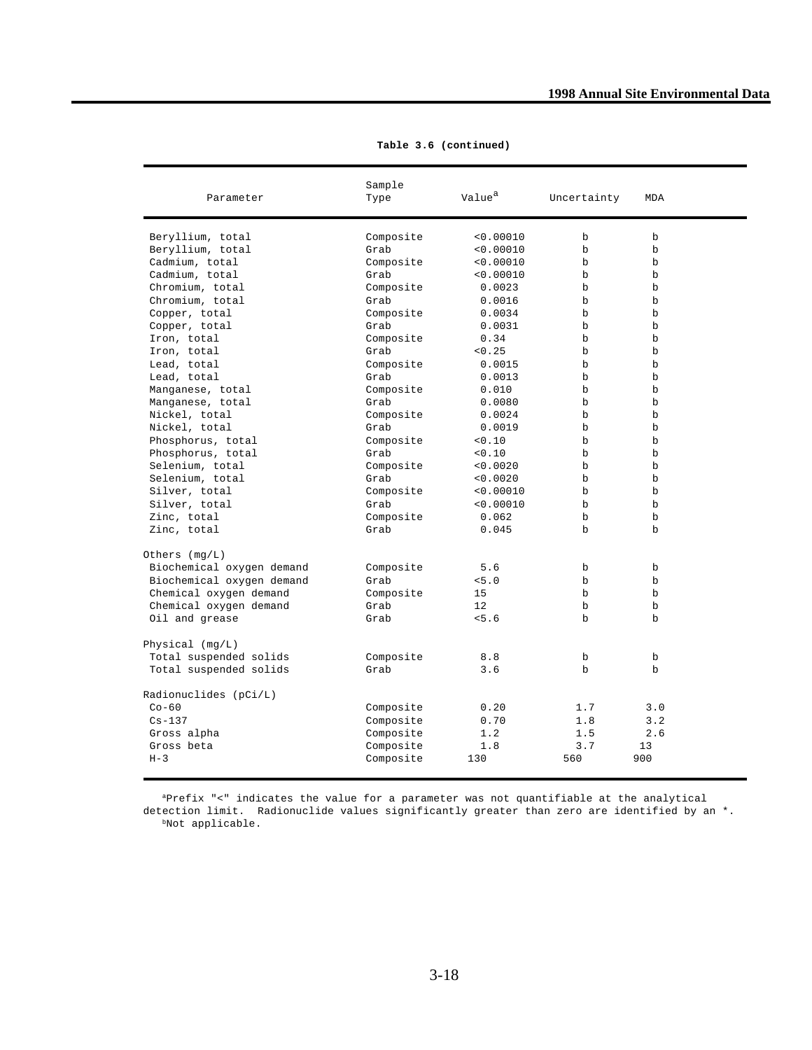**Table 3.6 (continued)**

| Parameter | Sample Type | Value[a] | Uncertainty | MDA |
|---|---|---|---|---|
| Beryllium, total | Composite | <0.00010 | b | b |
| Beryllium, total | Grab | <0.00010 | b | b |
| Cadmium, total | Composite | <0.00010 | b | b |
| Cadmium, total | Grab | <0.00010 | b | b |
| Chromium, total | Composite | 0.0023 | b | b |
| Chromium, total | Grab | 0.0016 | b | b |
| Copper, total | Composite | 0.0034 | b | b |
| Copper, total | Grab | 0.0031 | b | b |
| Iron, total | Composite | 0.34 | b | b |
| Iron, total | Grab | <0.25 | b | b |
| Lead, total | Composite | 0.0015 | b | b |
| Lead, total | Grab | 0.0013 | b | b |
| Manganese, total | Composite | 0.010 | b | b |
| Manganese, total | Grab | 0.0080 | b | b |
| Nickel, total | Composite | 0.0024 | b | b |
| Nickel, total | Grab | 0.0019 | b | b |
| Phosphorus, total | Composite | <0.10 | b | b |
| Phosphorus, total | Grab | <0.10 | b | b |
| Selenium, total | Composite | <0.0020 | b | b |
| Selenium, total | Grab | <0.0020 | b | b |
| Silver, total | Composite | <0.00010 | b | b |
| Silver, total | Grab | <0.00010 | b | b |
| Zinc, total | Composite | 0.062 | b | b |
| Zinc, total | Grab | 0.045 | b | b |
| Others (mg/L) | | | | |
| Biochemical oxygen demand | Composite | 5.6 | b | b |
| Biochemical oxygen demand | Grab | <5.0 | b | b |
| Chemical oxygen demand | Composite | 15 | b | b |
| Chemical oxygen demand | Grab | 12 | b | b |
| Oil and grease | Grab | <5.6 | b | b |
| Physical (mg/L) | | | | |
| Total suspended solids | Composite | 8.8 | b | b |
| Total suspended solids | Grab | 3.6 | b | b |
| Radionuclides (pCi/L) | | | | |
| Co-60 | Composite | 0.20 | 1.7 | 3.0 |
| Cs-137 | Composite | 0.70 | 1.8 | 3.2 |
| Gross alpha | Composite | 1.2 | 1.5 | 2.6 |
| Gross beta | Composite | 1.8 | 3.7 | 13 |
| H-3 | Composite | 130 | 560 | 900 |

[a]Prefix "<" indicates the value for a parameter was not quantifiable at the analytical detection limit. Radionuclide values significantly greater than zero are identified by an *.
[b]Not applicable.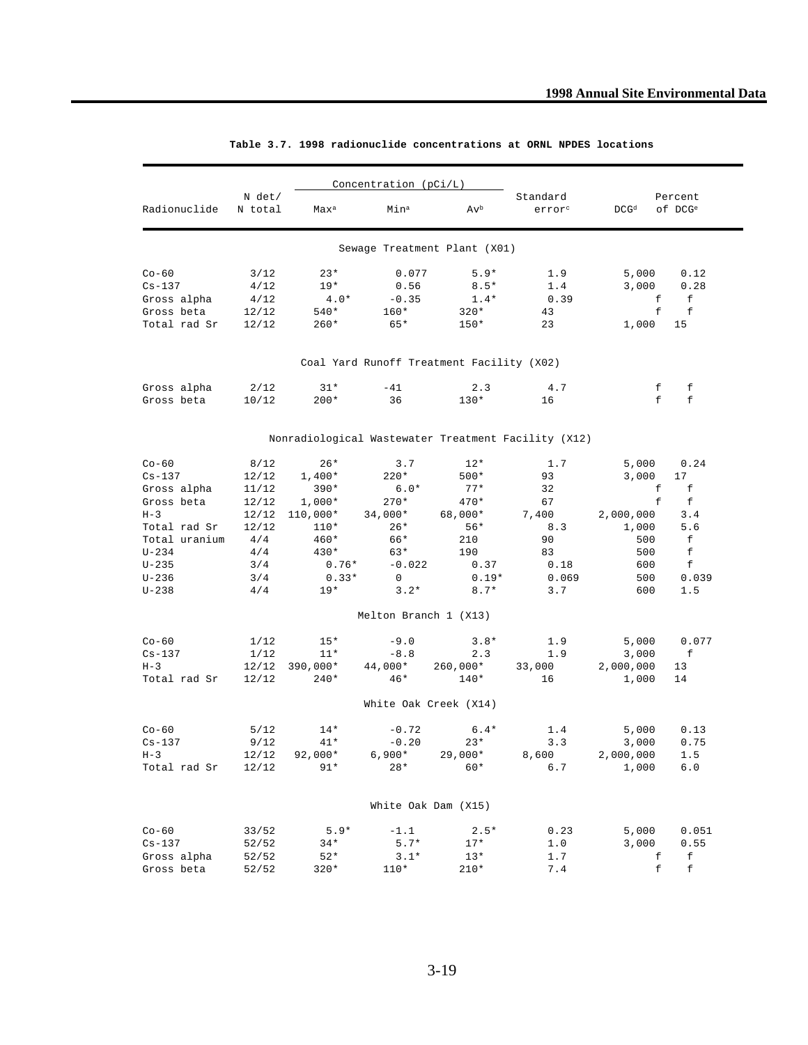**Table 3.7. 1998 radionuclide concentrations at ORNL NPDES locations**

| Radionuclide | N det/ N total | Concentration (pCi/L) Max[a] | Min[a] | Av[b] | Standard error[c] | DCG[d] | Percent of DCG[e] |
|---|---|---|---|---|---|---|---|
| **Sewage Treatment Plant (X01)** | | | | | | | |
| Co-60 | 3/12 | 23* | 0.077 | 5.9* | 1.9 | 5,000 | 0.12 |
| Cs-137 | 4/12 | 19* | 0.56 | 8.5* | 1.4 | 3,000 | 0.28 |
| Gross alpha | 4/12 | 4.0* | -0.35 | 1.4* | 0.39 | f | f |
| Gross beta | 12/12 | 540* | 160* | 320* | 43 | f | f |
| Total rad Sr | 12/12 | 260* | 65* | 150* | 23 | 1,000 | 15 |
| **Coal Yard Runoff Treatment Facility (X02)** | | | | | | | |
| Gross alpha | 2/12 | 31* | -41 | 2.3 | 4.7 | f | f |
| Gross beta | 10/12 | 200* | 36 | 130* | 16 | f | f |
| **Nonradiological Wastewater Treatment Facility (X12)** | | | | | | | |
| Co-60 | 8/12 | 26* | 3.7 | 12* | 1.7 | 5,000 | 0.24 |
| Cs-137 | 12/12 | 1,400* | 220* | 500* | 93 | 3,000 | 17 |
| Gross alpha | 11/12 | 390* | 6.0* | 77* | 32 | f | f |
| Gross beta | 12/12 | 1,000* | 270* | 470* | 67 | f | f |
| H-3 | 12/12 | 110,000* | 34,000* | 68,000* | 7,400 | 2,000,000 | 3.4 |
| Total rad Sr | 12/12 | 110* | 26* | 56* | 8.3 | 1,000 | 5.6 |
| Total uranium | 4/4 | 460* | 66* | 210 | 90 | 500 | f |
| U-234 | 4/4 | 430* | 63* | 190 | 83 | 500 | f |
| U-235 | 3/4 | 0.76* | -0.022 | 0.37 | 0.18 | 600 | f |
| U-236 | 3/4 | 0.33* | 0 | 0.19* | 0.069 | 500 | 0.039 |
| U-238 | 4/4 | 19* | 3.2* | 8.7* | 3.7 | 600 | 1.5 |
| **Melton Branch 1 (X13)** | | | | | | | |
| Co-60 | 1/12 | 15* | -9.0 | 3.8* | 1.9 | 5,000 | 0.077 |
| Cs-137 | 1/12 | 11* | -8.8 | 2.3 | 1.9 | 3,000 | f |
| H-3 | 12/12 | 390,000* | 44,000* | 260,000* | 33,000 | 2,000,000 | 13 |
| Total rad Sr | 12/12 | 240* | 46* | 140* | 16 | 1,000 | 14 |
| **White Oak Creek (X14)** | | | | | | | |
| Co-60 | 5/12 | 14* | -0.72 | 6.4* | 1.4 | 5,000 | 0.13 |
| Cs-137 | 9/12 | 41* | -0.20 | 23* | 3.3 | 3,000 | 0.75 |
| H-3 | 12/12 | 92,000* | 6,900* | 29,000* | 8,600 | 2,000,000 | 1.5 |
| Total rad Sr | 12/12 | 91* | 28* | 60* | 6.7 | 1,000 | 6.0 |
| **White Oak Dam (X15)** | | | | | | | |
| Co-60 | 33/52 | 5.9* | -1.1 | 2.5* | 0.23 | 5,000 | 0.051 |
| Cs-137 | 52/52 | 34* | 5.7* | 17* | 1.0 | 3,000 | 0.55 |
| Gross alpha | 52/52 | 52* | 3.1* | 13* | 1.7 | f | f |
| Gross beta | 52/52 | 320* | 110* | 210* | 7.4 | f | f |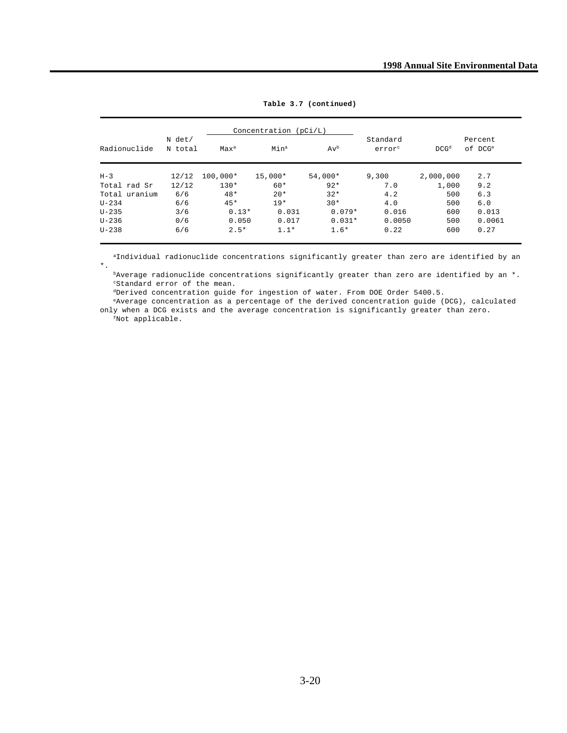**Table 3.7 (continued)**

| Radionuclide | N det/ N total | Concentration (pCi/L) Max[a] | Min[a] | Av[b] | Standard error[c] | DCG[d] | Percent of DCG[e] |
|---|---|---|---|---|---|---|---|
| H-3 | 12/12 | 100,000* | 15,000* | 54,000* | 9,300 | 2,000,000 | 2.7 |
| Total rad Sr | 12/12 | 130* | 60* | 92* | 7.0 | 1,000 | 9.2 |
| Total uranium | 6/6 | 48* | 20* | 32* | 4.2 | 500 | 6.3 |
| U-234 | 6/6 | 45* | 19* | 30* | 4.0 | 500 | 6.0 |
| U-235 | 3/6 | 0.13* | 0.031 | 0.079* | 0.016 | 600 | 0.013 |
| U-236 | 0/6 | 0.050 | 0.017 | 0.031* | 0.0050 | 500 | 0.0061 |
| U-238 | 6/6 | 2.5* | 1.1* | 1.6* | 0.22 | 600 | 0.27 |

[a]Individual radionuclide concentrations significantly greater than zero are identified by an *.

[b]Average radionuclide concentrations significantly greater than zero are identified by an *.

[c]Standard error of the mean.

[d]Derived concentration guide for ingestion of water. From DOE Order 5400.5.

[e]Average concentration as a percentage of the derived concentration guide (DCG), calculated only when a DCG exists and the average concentration is significantly greater than zero.

[f]Not applicable.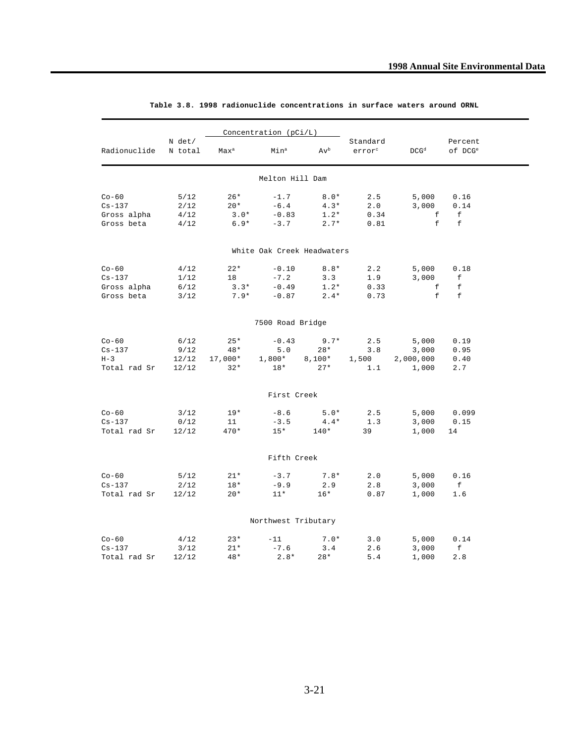**Table 3.8. 1998 radionuclide concentrations in surface waters around ORNL**

| Radionuclide | N det/ N total | Concentration (pCi/L) Max[a] | Min[a] | Av[b] | Standard error[c] | DCG[d] | Percent of DCG[e] |
|---|---|---|---|---|---|---|---|
| **Melton Hill Dam** | | | | | | | |
| Co-60 | 5/12 | 26* | -1.7 | 8.0* | 2.5 | 5,000 | 0.16 |
| Cs-137 | 2/12 | 20* | -6.4 | 4.3* | 2.0 | 3,000 | 0.14 |
| Gross alpha | 4/12 | 3.0* | -0.83 | 1.2* | 0.34 | f | f |
| Gross beta | 4/12 | 6.9* | -3.7 | 2.7* | 0.81 | f | f |
| **White Oak Creek Headwaters** | | | | | | | |
| Co-60 | 4/12 | 22* | -0.10 | 8.8* | 2.2 | 5,000 | 0.18 |
| Cs-137 | 1/12 | 18 | -7.2 | 3.3 | 1.9 | 3,000 | f |
| Gross alpha | 6/12 | 3.3* | -0.49 | 1.2* | 0.33 | f | f |
| Gross beta | 3/12 | 7.9* | -0.87 | 2.4* | 0.73 | f | f |
| **7500 Road Bridge** | | | | | | | |
| Co-60 | 6/12 | 25* | -0.43 | 9.7* | 2.5 | 5,000 | 0.19 |
| Cs-137 | 9/12 | 48* | 5.0 | 28* | 3.8 | 3,000 | 0.95 |
| H-3 | 12/12 | 17,000* | 1,800* | 8,100* | 1,500 | 2,000,000 | 0.40 |
| Total rad Sr | 12/12 | 32* | 18* | 27* | 1.1 | 1,000 | 2.7 |
| **First Creek** | | | | | | | |
| Co-60 | 3/12 | 19* | -8.6 | 5.0* | 2.5 | 5,000 | 0.099 |
| Cs-137 | 0/12 | 11 | -3.5 | 4.4* | 1.3 | 3,000 | 0.15 |
| Total rad Sr | 12/12 | 470* | 15* | 140* | 39 | 1,000 | 14 |
| **Fifth Creek** | | | | | | | |
| Co-60 | 5/12 | 21* | -3.7 | 7.8* | 2.0 | 5,000 | 0.16 |
| Cs-137 | 2/12 | 18* | -9.9 | 2.9 | 2.8 | 3,000 | f |
| Total rad Sr | 12/12 | 20* | 11* | 16* | 0.87 | 1,000 | 1.6 |
| **Northwest Tributary** | | | | | | | |
| Co-60 | 4/12 | 23* | -11 | 7.0* | 3.0 | 5,000 | 0.14 |
| Cs-137 | 3/12 | 21* | -7.6 | 3.4 | 2.6 | 3,000 | f |
| Total rad Sr | 12/12 | 48* | 2.8* | 28* | 5.4 | 1,000 | 2.8 |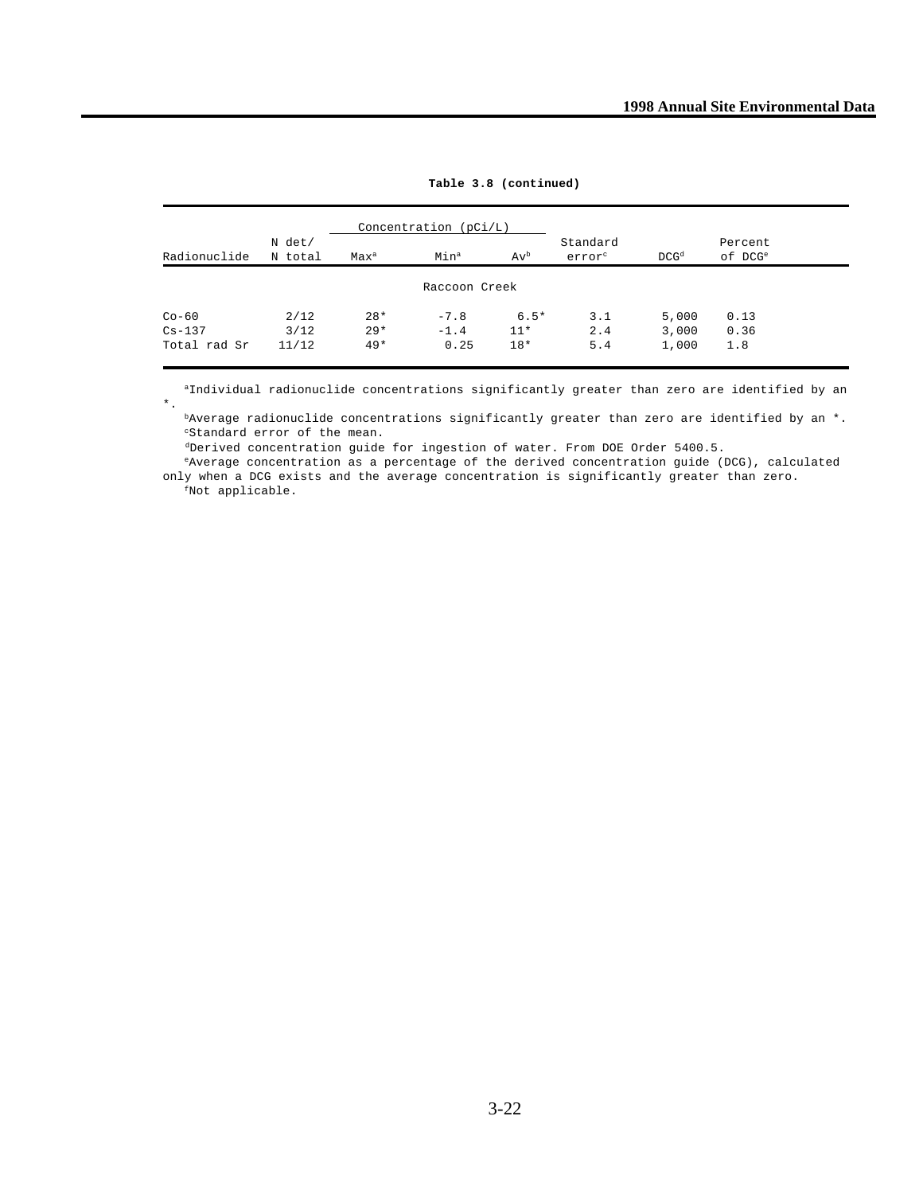**Table 3.8 (continued)**

| Radionuclide | N det/ N total | Concentration (pCi/L) Max[a] | Min[a] | Av[b] | Standard error[c] | DCG[d] | Percent of DCG[e] |
|---|---|---|---|---|---|---|---|
| | | | Raccoon Creek | | | | |
| Co-60 | 2/12 | 28* | -7.8 | 6.5* | 3.1 | 5,000 | 0.13 |
| Cs-137 | 3/12 | 29* | -1.4 | 11* | 2.4 | 3,000 | 0.36 |
| Total rad Sr | 11/12 | 49* | 0.25 | 18* | 5.4 | 1,000 | 1.8 |

[a]Individual radionuclide concentrations significantly greater than zero are identified by an *.

[b]Average radionuclide concentrations significantly greater than zero are identified by an *.

[c]Standard error of the mean.

[d]Derived concentration guide for ingestion of water. From DOE Order 5400.5.

[e]Average concentration as a percentage of the derived concentration guide (DCG), calculated only when a DCG exists and the average concentration is significantly greater than zero.

[f]Not applicable.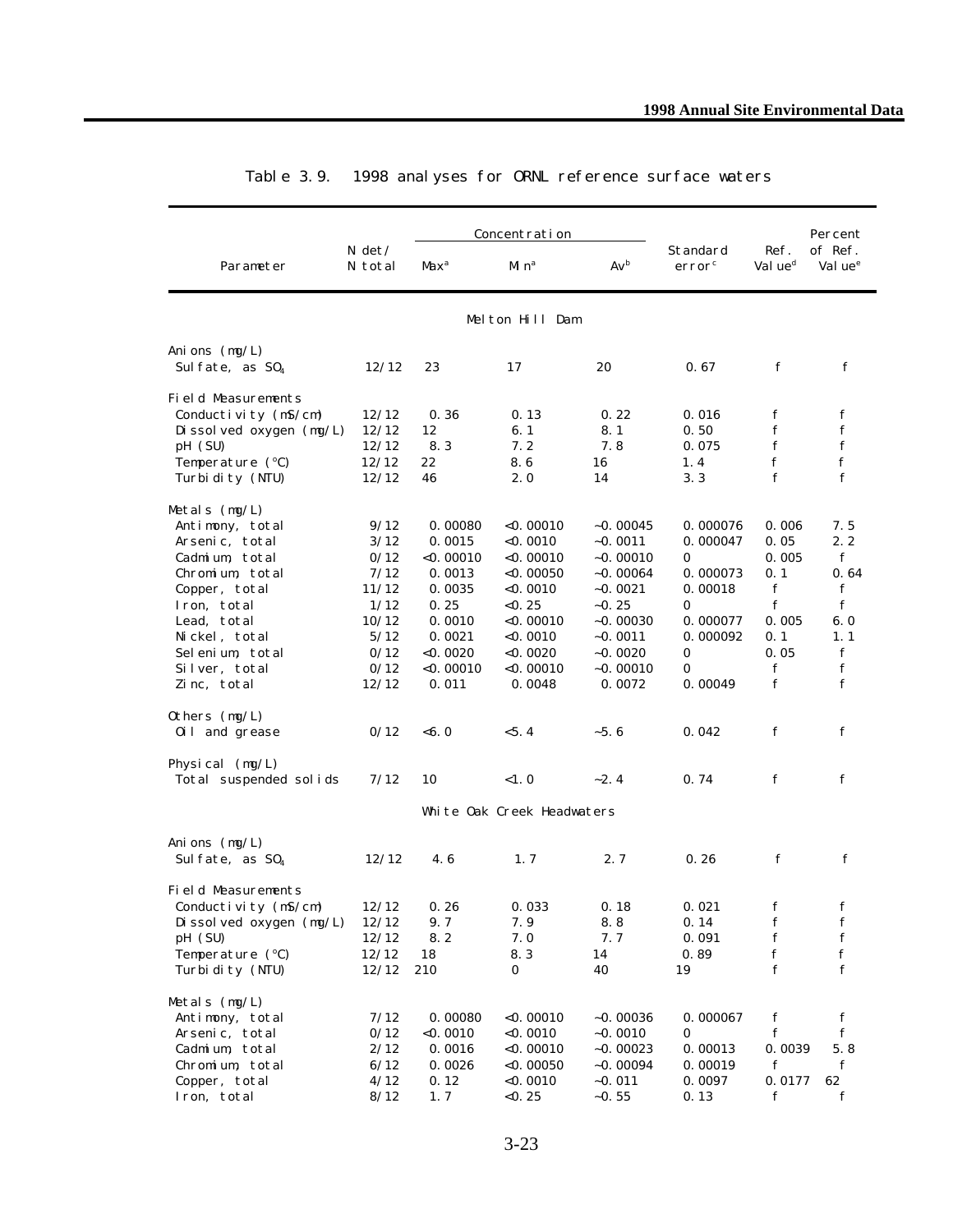# Table 3.9. 1998 analyses for ORNL reference surface waters

| Parameter | N det/ N total | Concentration Max[a] | Min[a] | Av[b] | Standard error[c] | Ref. Value[d] | Percent of Ref. Value[e] |
|---|---|---|---|---|---|---|---|
| | | | **Melton Hill Dam** | | | | |
| *Anions (mg/L)* | | | | | | | |
| Sulfate, as $SO_4$ | 12/12 | 23 | 17 | 20 | 0.67 | f | f |
| *Field Measurements* | | | | | | | |
| Conductivity (mS/cm) | 12/12 | 0.36 | 0.13 | 0.22 | 0.016 | f | f |
| Dissolved oxygen (mg/L) | 12/12 | 12 | 6.1 | 8.1 | 0.50 | f | f |
| pH (SU) | 12/12 | 8.3 | 7.2 | 7.8 | 0.075 | f | f |
| Temperature (°C) | 12/12 | 22 | 8.6 | 16 | 1.4 | f | f |
| Turbidity (NTU) | 12/12 | 46 | 2.0 | 14 | 3.3 | f | f |
| *Metals (mg/L)* | | | | | | | |
| Antimony, total | 9/12 | 0.00080 | <0.00010 | ~0.00045 | 0.000076 | 0.006 | 7.5 |
| Arsenic, total | 3/12 | 0.0015 | <0.0010 | ~0.0011 | 0.000047 | 0.05 | 2.2 |
| Cadmium, total | 0/12 | <0.00010 | <0.00010 | ~0.00010 | 0 | 0.005 | f |
| Chromium, total | 7/12 | 0.0013 | <0.00050 | ~0.00064 | 0.000073 | 0.1 | 0.64 |
| Copper, total | 11/12 | 0.0035 | <0.0010 | ~0.0021 | 0.00018 | f | f |
| Iron, total | 1/12 | 0.25 | <0.25 | ~0.25 | 0 | f | f |
| Lead, total | 10/12 | 0.0010 | <0.00010 | ~0.00030 | 0.000077 | 0.005 | 6.0 |
| Nickel, total | 5/12 | 0.0021 | <0.0010 | ~0.0011 | 0.000092 | 0.1 | 1.1 |
| Selenium, total | 0/12 | <0.0020 | <0.0020 | ~0.0020 | 0 | 0.05 | f |
| Silver, total | 0/12 | <0.00010 | <0.00010 | ~0.00010 | 0 | f | f |
| Zinc, total | 12/12 | 0.011 | 0.0048 | 0.0072 | 0.00049 | f | f |
| *Others (mg/L)* | | | | | | | |
| Oil and grease | 0/12 | <6.0 | <5.4 | ~5.6 | 0.042 | f | f |
| *Physical (mg/L)* | | | | | | | |
| Total suspended solids | 7/12 | 10 | <1.0 | ~2.4 | 0.74 | f | f |
| | | | **White Oak Creek Headwaters** | | | | |
| *Anions (mg/L)* | | | | | | | |
| Sulfate, as $SO_4$ | 12/12 | 4.6 | 1.7 | 2.7 | 0.26 | f | f |
| *Field Measurements* | | | | | | | |
| Conductivity (mS/cm) | 12/12 | 0.26 | 0.033 | 0.18 | 0.021 | f | f |
| Dissolved oxygen (mg/L) | 12/12 | 9.7 | 7.9 | 8.8 | 0.14 | f | f |
| pH (SU) | 12/12 | 8.2 | 7.0 | 7.7 | 0.091 | f | f |
| Temperature (°C) | 12/12 | 18 | 8.3 | 14 | 0.89 | f | f |
| Turbidity (NTU) | 12/12 | 210 | 0 | 40 | 19 | f | f |
| *Metals (mg/L)* | | | | | | | |
| Antimony, total | 7/12 | 0.00080 | <0.00010 | ~0.00036 | 0.000067 | f | f |
| Arsenic, total | 0/12 | <0.0010 | <0.0010 | ~0.0010 | 0 | f | f |
| Cadmium, total | 2/12 | 0.0016 | <0.00010 | ~0.00023 | 0.00013 | 0.0039 | 5.8 |
| Chromium, total | 6/12 | 0.0026 | <0.00050 | ~0.00094 | 0.00019 | f | f |
| Copper, total | 4/12 | 0.12 | <0.0010 | ~0.011 | 0.0097 | 0.0177 | 62 |
| Iron, total | 8/12 | 1.7 | <0.25 | ~0.55 | 0.13 | f | f |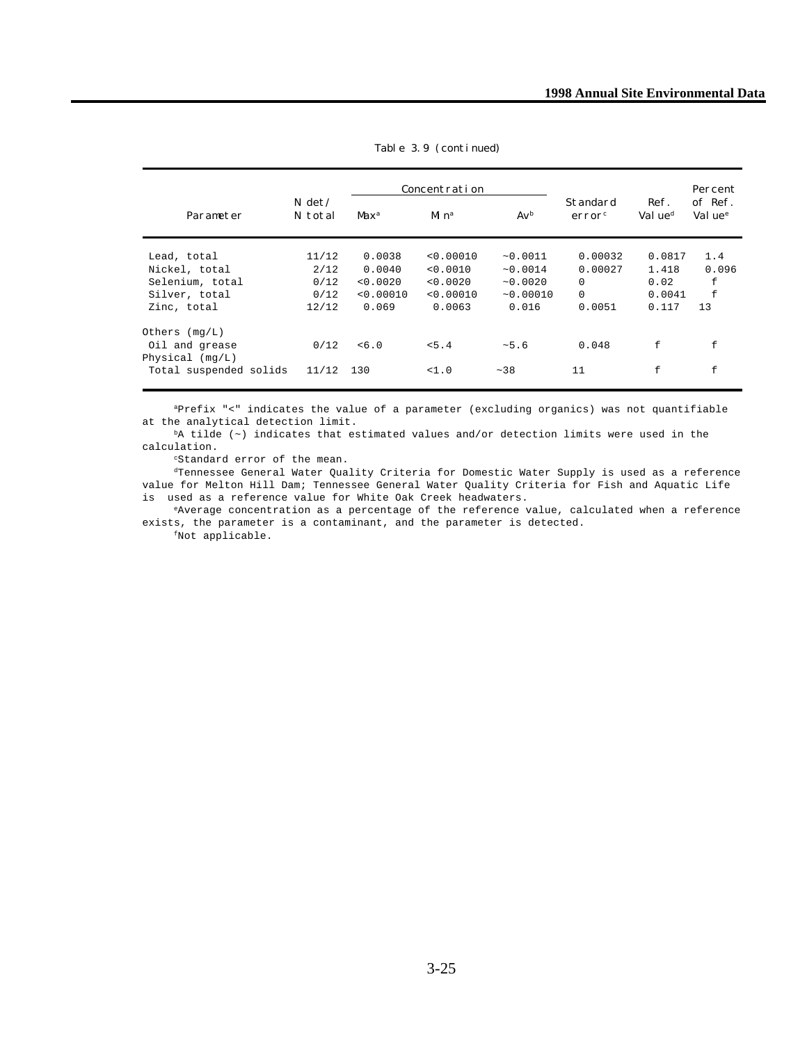Table 3.9 (continued)

| Parameter | N det/ N total | Concentration Max[a] | Min[a] | Av[b] | Standard error[c] | Ref. Value[d] | Percent of Ref. Value[e] |
|---|---|---|---|---|---|---|---|
| Lead, total | 11/12 | 0.0038 | <0.00010 | ~0.0011 | 0.00032 | 0.0817 | 1.4 |
| Nickel, total | 2/12 | 0.0040 | <0.0010 | ~0.0014 | 0.00027 | 1.418 | 0.096 |
| Selenium, total | 0/12 | <0.0020 | <0.0020 | ~0.0020 | 0 | 0.02 | f |
| Silver, total | 0/12 | <0.00010 | <0.00010 | ~0.00010 | 0 | 0.0041 | f |
| Zinc, total | 12/12 | 0.069 | 0.0063 | 0.016 | 0.0051 | 0.117 | 13 |
| Others (mg/L) | | | | | | | |
| Oil and grease | 0/12 | <6.0 | <5.4 | ~5.6 | 0.048 | f | f |
| Physical (mg/L) | | | | | | | |
| Total suspended solids | 11/12 | 130 | <1.0 | ~38 | 11 | f | f |

[a]Prefix "<" indicates the value of a parameter (excluding organics) was not quantifiable at the analytical detection limit.

[b]A tilde (~) indicates that estimated values and/or detection limits were used in the calculation.

[c]Standard error of the mean.

[d]Tennessee General Water Quality Criteria for Domestic Water Supply is used as a reference value for Melton Hill Dam; Tennessee General Water Quality Criteria for Fish and Aquatic Life is used as a reference value for White Oak Creek headwaters.

[e]Average concentration as a percentage of the reference value, calculated when a reference exists, the parameter is a contaminant, and the parameter is detected.

[f]Not applicable.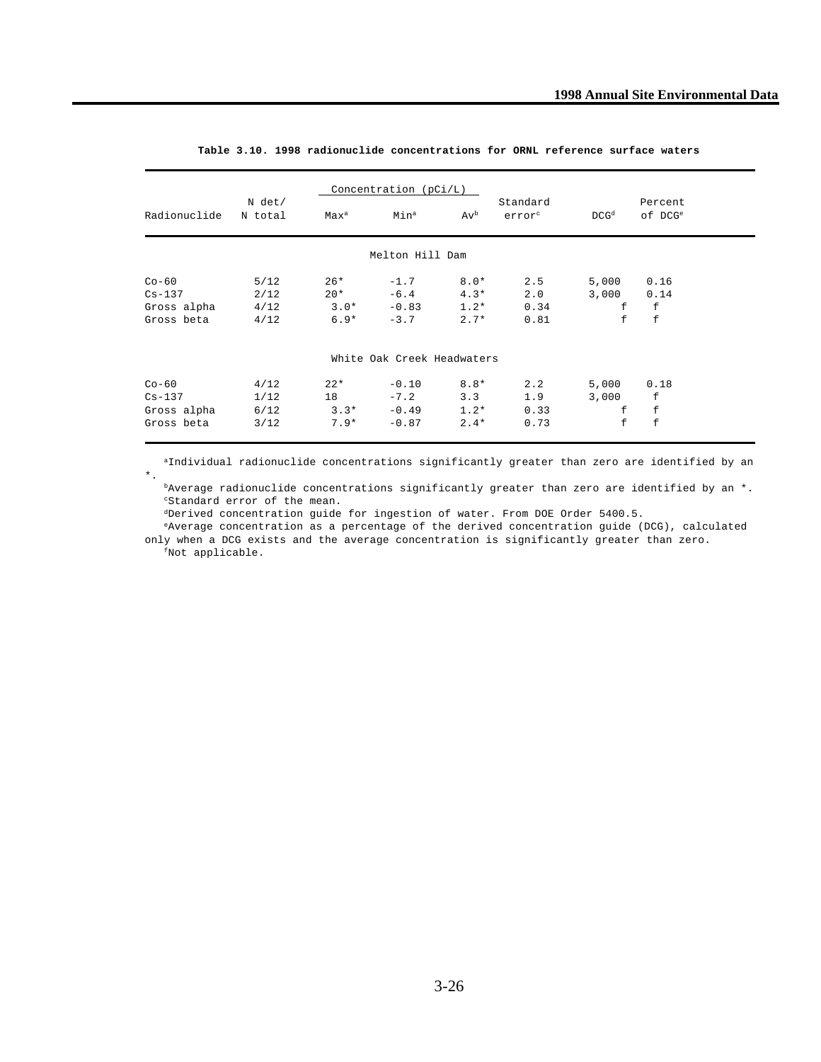**Table 3.10. 1998 radionuclide concentrations for ORNL reference surface waters**

| Radionuclide | N det/ N total | Concentration (pCi/L) Max[a] | Min[a] | Av[b] | Standard error[c] | DCG[d] | Percent of DCG[e] |
|---|---|---|---|---|---|---|---|
| **Melton Hill Dam** | | | | | | | |
| Co-60 | 5/12 | 26* | -1.7 | 8.0* | 2.5 | 5,000 | 0.16 |
| Cs-137 | 2/12 | 20* | -6.4 | 4.3* | 2.0 | 3,000 | 0.14 |
| Gross alpha | 4/12 | 3.0* | -0.83 | 1.2* | 0.34 | f | f |
| Gross beta | 4/12 | 6.9* | -3.7 | 2.7* | 0.81 | f | f |
| **White Oak Creek Headwaters** | | | | | | | |
| Co-60 | 4/12 | 22* | -0.10 | 8.8* | 2.2 | 5,000 | 0.18 |
| Cs-137 | 1/12 | 18 | -7.2 | 3.3 | 1.9 | 3,000 | f |
| Gross alpha | 6/12 | 3.3* | -0.49 | 1.2* | 0.33 | f | f |
| Gross beta | 3/12 | 7.9* | -0.87 | 2.4* | 0.73 | f | f |

[a]Individual radionuclide concentrations significantly greater than zero are identified by an *.

[b]Average radionuclide concentrations significantly greater than zero are identified by an *.

[c]Standard error of the mean.

[d]Derived concentration guide for ingestion of water. From DOE Order 5400.5.

[e]Average concentration as a percentage of the derived concentration guide (DCG), calculated only when a DCG exists and the average concentration is significantly greater than zero.

[f]Not applicable.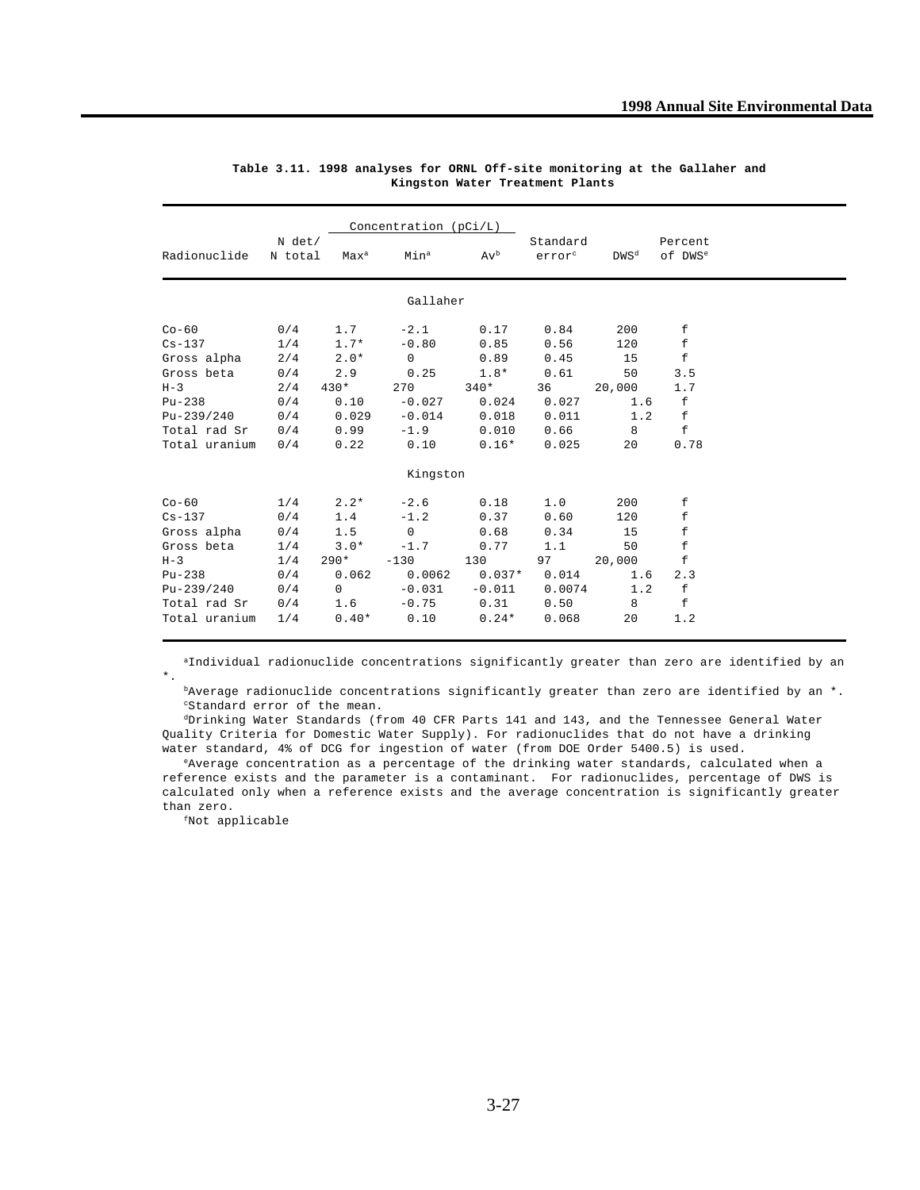**Table 3.11. 1998 analyses for ORNL Off-site monitoring at the Gallaher and Kingston Water Treatment Plants**

| Radionuclide | N det/ N total | Concentration (pCi/L) Max[a] | Min[a] | Av[b] | Standard error[c] | DWS[d] | Percent of DWS[e] |
|---|---|---|---|---|---|---|---|
| | | | Gallaher | | | | |
| Co-60 | 0/4 | 1.7 | -2.1 | 0.17 | 0.84 | 200 | f |
| Cs-137 | 1/4 | 1.7* | -0.80 | 0.85 | 0.56 | 120 | f |
| Gross alpha | 2/4 | 2.0* | 0 | 0.89 | 0.45 | 15 | f |
| Gross beta | 0/4 | 2.9 | 0.25 | 1.8* | 0.61 | 50 | 3.5 |
| H-3 | 2/4 | 430* | 270 | 340* | 36 | 20,000 | 1.7 |
| Pu-238 | 0/4 | 0.10 | -0.027 | 0.024 | 0.027 | 1.6 | f |
| Pu-239/240 | 0/4 | 0.029 | -0.014 | 0.018 | 0.011 | 1.2 | f |
| Total rad Sr | 0/4 | 0.99 | -1.9 | 0.010 | 0.66 | 8 | f |
| Total uranium | 0/4 | 0.22 | 0.10 | 0.16* | 0.025 | 20 | 0.78 |
| | | | Kingston | | | | |
| Co-60 | 1/4 | 2.2* | -2.6 | 0.18 | 1.0 | 200 | f |
| Cs-137 | 0/4 | 1.4 | -1.2 | 0.37 | 0.60 | 120 | f |
| Gross alpha | 0/4 | 1.5 | 0 | 0.68 | 0.34 | 15 | f |
| Gross beta | 1/4 | 3.0* | -1.7 | 0.77 | 1.1 | 50 | f |
| H-3 | 1/4 | 290* | -130 | 130 | 97 | 20,000 | f |
| Pu-238 | 0/4 | 0.062 | 0.0062 | 0.037* | 0.014 | 1.6 | 2.3 |
| Pu-239/240 | 0/4 | 0 | -0.031 | -0.011 | 0.0074 | 1.2 | f |
| Total rad Sr | 0/4 | 1.6 | -0.75 | 0.31 | 0.50 | 8 | f |
| Total uranium | 1/4 | 0.40* | 0.10 | 0.24* | 0.068 | 20 | 1.2 |

[a]Individual radionuclide concentrations significantly greater than zero are identified by an *.

[b]Average radionuclide concentrations significantly greater than zero are identified by an *.

[c]Standard error of the mean.

[d]Drinking Water Standards (from 40 CFR Parts 141 and 143, and the Tennessee General Water Quality Criteria for Domestic Water Supply). For radionuclides that do not have a drinking water standard, 4% of DCG for ingestion of water (from DOE Order 5400.5) is used.

[e]Average concentration as a percentage of the drinking water standards, calculated when a reference exists and the parameter is a contaminant. For radionuclides, percentage of DWS is calculated only when a reference exists and the average concentration is significantly greater than zero.

[f]Not applicable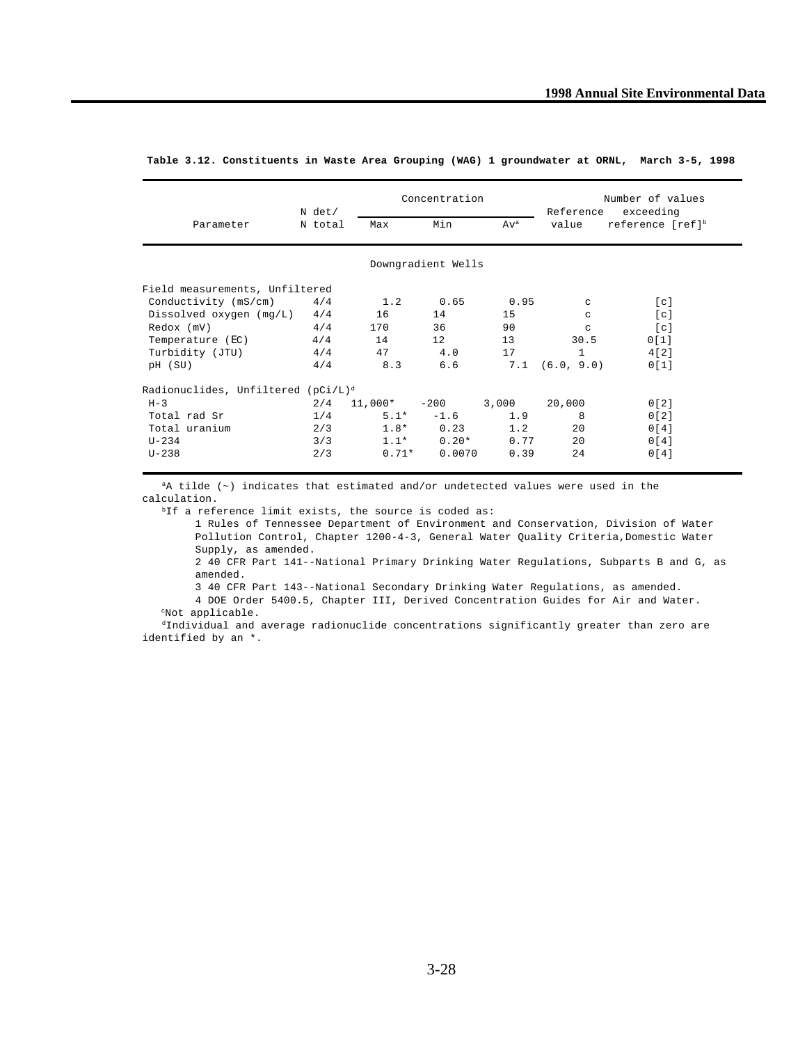**Table 3.12. Constituents in Waste Area Grouping (WAG) 1 groundwater at ORNL, March 3-5, 1998**

| Parameter | N det/ N total | Concentration Max | Min | Av[a] | Reference value | Number of values exceeding reference [ref][b] |
|---|---|---|---|---|---|---|
| | | | Downgradient Wells | | | |
| Field measurements, Unfiltered | | | | | | |
| Conductivity (mS/cm) | 4/4 | 1.2 | 0.65 | 0.95 | c | [c] |
| Dissolved oxygen (mg/L) | 4/4 | 16 | 14 | 15 | c | [c] |
| Redox (mV) | 4/4 | 170 | 36 | 90 | c | [c] |
| Temperature (EC) | 4/4 | 14 | 12 | 13 | 30.5 | 0[1] |
| Turbidity (JTU) | 4/4 | 47 | 4.0 | 17 | 1 | 4[2] |
| pH (SU) | 4/4 | 8.3 | 6.6 | 7.1 | (6.0, 9.0) | 0[1] |
| Radionuclides, Unfiltered (pCi/L)[d] | | | | | | |
| H-3 | 2/4 | 11,000* | -200 | 3,000 | 20,000 | 0[2] |
| Total rad Sr | 1/4 | 5.1* | -1.6 | 1.9 | 8 | 0[2] |
| Total uranium | 2/3 | 1.8* | 0.23 | 1.2 | 20 | 0[4] |
| U-234 | 3/3 | 1.1* | 0.20* | 0.77 | 20 | 0[4] |
| U-238 | 2/3 | 0.71* | 0.0070 | 0.39 | 24 | 0[4] |

[a]A tilde (~) indicates that estimated and/or undetected values were used in the calculation.

[b]If a reference limit exists, the source is coded as:

1 Rules of Tennessee Department of Environment and Conservation, Division of Water Pollution Control, Chapter 1200-4-3, General Water Quality Criteria, Domestic Water Supply, as amended.

2 40 CFR Part 141--National Primary Drinking Water Regulations, Subparts B and G, as amended.

3 40 CFR Part 143--National Secondary Drinking Water Regulations, as amended.

4 DOE Order 5400.5, Chapter III, Derived Concentration Guides for Air and Water.

[c]Not applicable.

[d]Individual and average radionuclide concentrations significantly greater than zero are identified by an *.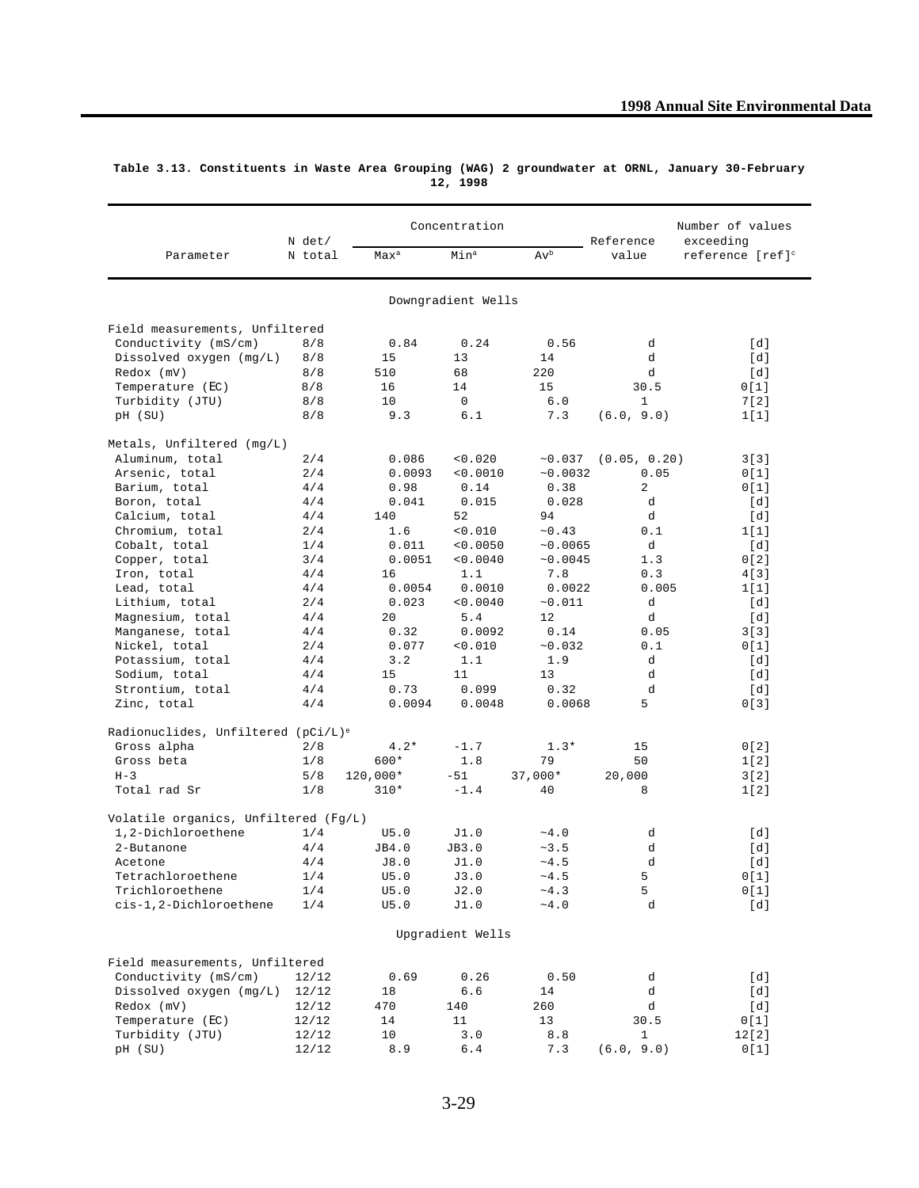**Table 3.13. Constituents in Waste Area Grouping (WAG) 2 groundwater at ORNL, January 30-February 12, 1998**

| Parameter | N det/ N total | Concentration | | | Reference value | Number of values exceeding reference [ref][c] |
|---|---|---|---|---|---|---|
| | | Max[a] | Min[a] | Av[b] | | |
| **Downgradient Wells** | | | | | | |
| *Field measurements, Unfiltered* | | | | | | |
| Conductivity (mS/cm) | 8/8 | 0.84 | 0.24 | 0.56 | d | [d] |
| Dissolved oxygen (mg/L) | 8/8 | 15 | 13 | 14 | d | [d] |
| Redox (mV) | 8/8 | 510 | 68 | 220 | d | [d] |
| Temperature (EC) | 8/8 | 16 | 14 | 15 | 30.5 | 0[1] |
| Turbidity (JTU) | 8/8 | 10 | 0 | 6.0 | 1 | 7[2] |
| pH (SU) | 8/8 | 9.3 | 6.1 | 7.3 | (6.0, 9.0) | 1[1] |
| *Metals, Unfiltered (mg/L)* | | | | | | |
| Aluminum, total | 2/4 | 0.086 | <0.020 | ~0.037 | (0.05, 0.20) | 3[3] |
| Arsenic, total | 2/4 | 0.0093 | <0.0010 | ~0.0032 | 0.05 | 0[1] |
| Barium, total | 4/4 | 0.98 | 0.14 | 0.38 | 2 | 0[1] |
| Boron, total | 4/4 | 0.041 | 0.015 | 0.028 | d | [d] |
| Calcium, total | 4/4 | 140 | 52 | 94 | d | [d] |
| Chromium, total | 2/4 | 1.6 | <0.010 | ~0.43 | 0.1 | 1[1] |
| Cobalt, total | 1/4 | 0.011 | <0.0050 | ~0.0065 | d | [d] |
| Copper, total | 3/4 | 0.0051 | <0.0040 | ~0.0045 | 1.3 | 0[2] |
| Iron, total | 4/4 | 16 | 1.1 | 7.8 | 0.3 | 4[3] |
| Lead, total | 4/4 | 0.0054 | 0.0010 | 0.0022 | 0.005 | 1[1] |
| Lithium, total | 2/4 | 0.023 | <0.0040 | ~0.011 | d | [d] |
| Magnesium, total | 4/4 | 20 | 5.4 | 12 | d | [d] |
| Manganese, total | 4/4 | 0.32 | 0.0092 | 0.14 | 0.05 | 3[3] |
| Nickel, total | 2/4 | 0.077 | <0.010 | ~0.032 | 0.1 | 0[1] |
| Potassium, total | 4/4 | 3.2 | 1.1 | 1.9 | d | [d] |
| Sodium, total | 4/4 | 15 | 11 | 13 | d | [d] |
| Strontium, total | 4/4 | 0.73 | 0.099 | 0.32 | d | [d] |
| Zinc, total | 4/4 | 0.0094 | 0.0048 | 0.0068 | 5 | 0[3] |
| *Radionuclides, Unfiltered (pCi/L)[e]* | | | | | | |
| Gross alpha | 2/8 | 4.2* | -1.7 | 1.3* | 15 | 0[2] |
| Gross beta | 1/8 | 600* | 1.8 | 79 | 50 | 1[2] |
| H-3 | 5/8 | 120,000* | -51 | 37,000* | 20,000 | 3[2] |
| Total rad Sr | 1/8 | 310* | -1.4 | 40 | 8 | 1[2] |
| *Volatile organics, Unfiltered (Fg/L)* | | | | | | |
| 1,2-Dichloroethene | 1/4 | U5.0 | J1.0 | ~4.0 | d | [d] |
| 2-Butanone | 4/4 | JB4.0 | JB3.0 | ~3.5 | d | [d] |
| Acetone | 4/4 | J8.0 | J1.0 | ~4.5 | d | [d] |
| Tetrachloroethene | 1/4 | U5.0 | J3.0 | ~4.5 | 5 | 0[1] |
| Trichloroethene | 1/4 | U5.0 | J2.0 | ~4.3 | 5 | 0[1] |
| cis-1,2-Dichloroethene | 1/4 | U5.0 | J1.0 | ~4.0 | d | [d] |
| **Upgradient Wells** | | | | | | |
| *Field measurements, Unfiltered* | | | | | | |
| Conductivity (mS/cm) | 12/12 | 0.69 | 0.26 | 0.50 | d | [d] |
| Dissolved oxygen (mg/L) | 12/12 | 18 | 6.6 | 14 | d | [d] |
| Redox (mV) | 12/12 | 470 | 140 | 260 | d | [d] |
| Temperature (EC) | 12/12 | 14 | 11 | 13 | 30.5 | 0[1] |
| Turbidity (JTU) | 12/12 | 10 | 3.0 | 8.8 | 1 | 12[2] |
| pH (SU) | 12/12 | 8.9 | 6.4 | 7.3 | (6.0, 9.0) | 0[1] |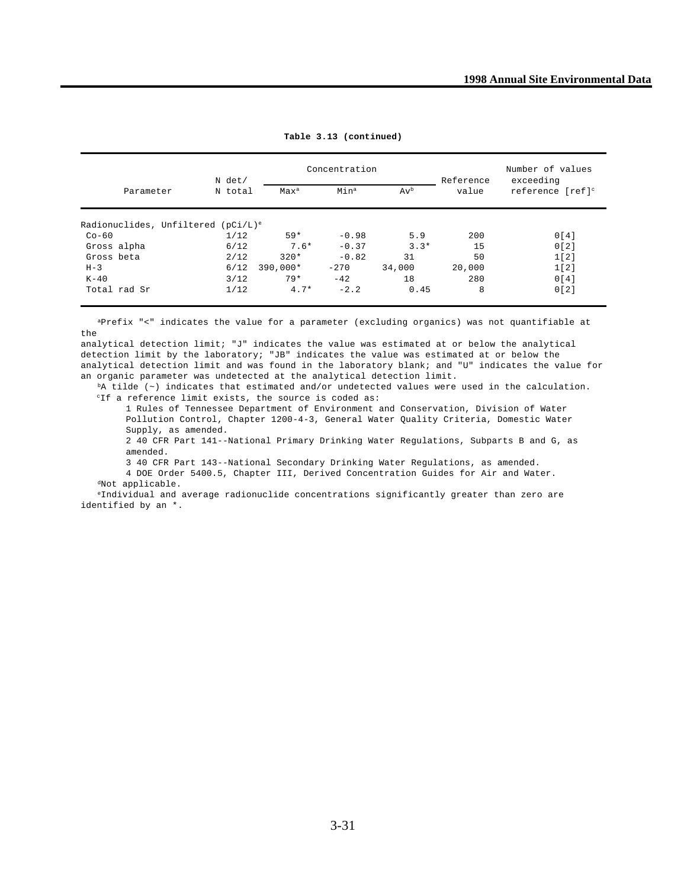**Table 3.13 (continued)**

| Parameter | N det/ N total | Concentration Max[a] | Min[a] | Av[b] | Reference value | Number of values exceeding reference [ref][c] |
|---|---|---|---|---|---|---|
| Radionuclides, Unfiltered (pCi/L)[e] | | | | | | |
| Co-60 | 1/12 | 59* | -0.98 | 5.9 | 200 | 0[4] |
| Gross alpha | 6/12 | 7.6* | -0.37 | 3.3* | 15 | 0[2] |
| Gross beta | 2/12 | 320* | -0.82 | 31 | 50 | 1[2] |
| H-3 | 6/12 | 390,000* | -270 | 34,000 | 20,000 | 1[2] |
| K-40 | 3/12 | 79* | -42 | 18 | 280 | 0[4] |
| Total rad Sr | 1/12 | 4.7* | -2.2 | 0.45 | 8 | 0[2] |

[a]Prefix "<" indicates the value for a parameter (excluding organics) was not quantifiable at the analytical detection limit; "J" indicates the value was estimated at or below the analytical detection limit by the laboratory; "JB" indicates the value was estimated at or below the analytical detection limit and was found in the laboratory blank; and "U" indicates the value for an organic parameter was undetected at the analytical detection limit.

[b]A tilde (~) indicates that estimated and/or undetected values were used in the calculation.

[c]If a reference limit exists, the source is coded as:

1 Rules of Tennessee Department of Environment and Conservation, Division of Water Pollution Control, Chapter 1200-4-3, General Water Quality Criteria, Domestic Water Supply, as amended.

2 40 CFR Part 141--National Primary Drinking Water Regulations, Subparts B and G, as amended.

3 40 CFR Part 143--National Secondary Drinking Water Regulations, as amended.

4 DOE Order 5400.5, Chapter III, Derived Concentration Guides for Air and Water.

[d]Not applicable.

[e]Individual and average radionuclide concentrations significantly greater than zero are identified by an *.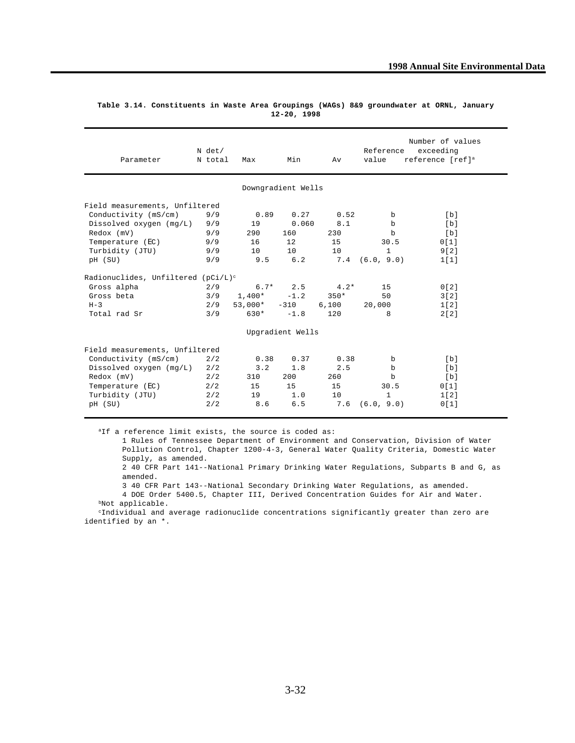**Table 3.14. Constituents in Waste Area Groupings (WAGs) 8&9 groundwater at ORNL, January 12-20, 1998**

| Parameter | N det/ N total | Max | Min | Av | Reference value | Number of values exceeding reference [ref][a] |
|---|---|---|---|---|---|---|
| | | | Downgradient Wells | | | |
| Field measurements, Unfiltered | | | | | | |
| Conductivity (mS/cm) | 9/9 | 0.89 | 0.27 | 0.52 | b | [b] |
| Dissolved oxygen (mg/L) | 9/9 | 19 | 0.060 | 8.1 | b | [b] |
| Redox (mV) | 9/9 | 290 | 160 | 230 | b | [b] |
| Temperature (EC) | 9/9 | 16 | 12 | 15 | 30.5 | 0[1] |
| Turbidity (JTU) | 9/9 | 10 | 10 | 10 | 1 | 9[2] |
| pH (SU) | 9/9 | 9.5 | 6.2 | 7.4 | (6.0, 9.0) | 1[1] |
| Radionuclides, Unfiltered (pCi/L)[c] | | | | | | |
| Gross alpha | 2/9 | 6.7* | 2.5 | 4.2* | 15 | 0[2] |
| Gross beta | 3/9 | 1,400* | -1.2 | 350* | 50 | 3[2] |
| H-3 | 2/9 | 53,000* | -310 | 6,100 | 20,000 | 1[2] |
| Total rad Sr | 3/9 | 630* | -1.8 | 120 | 8 | 2[2] |
| | | | Upgradient Wells | | | |
| Field measurements, Unfiltered | | | | | | |
| Conductivity (mS/cm) | 2/2 | 0.38 | 0.37 | 0.38 | b | [b] |
| Dissolved oxygen (mg/L) | 2/2 | 3.2 | 1.8 | 2.5 | b | [b] |
| Redox (mV) | 2/2 | 310 | 200 | 260 | b | [b] |
| Temperature (EC) | 2/2 | 15 | 15 | 15 | 30.5 | 0[1] |
| Turbidity (JTU) | 2/2 | 19 | 1.0 | 10 | 1 | 1[2] |
| pH (SU) | 2/2 | 8.6 | 6.5 | 7.6 | (6.0, 9.0) | 0[1] |

[a]If a reference limit exists, the source is coded as:

1 Rules of Tennessee Department of Environment and Conservation, Division of Water Pollution Control, Chapter 1200-4-3, General Water Quality Criteria, Domestic Water Supply, as amended.

2 40 CFR Part 141--National Primary Drinking Water Regulations, Subparts B and G, as amended.

3 40 CFR Part 143--National Secondary Drinking Water Regulations, as amended.

4 DOE Order 5400.5, Chapter III, Derived Concentration Guides for Air and Water.

[b]Not applicable.

[c]Individual and average radionuclide concentrations significantly greater than zero are identified by an *.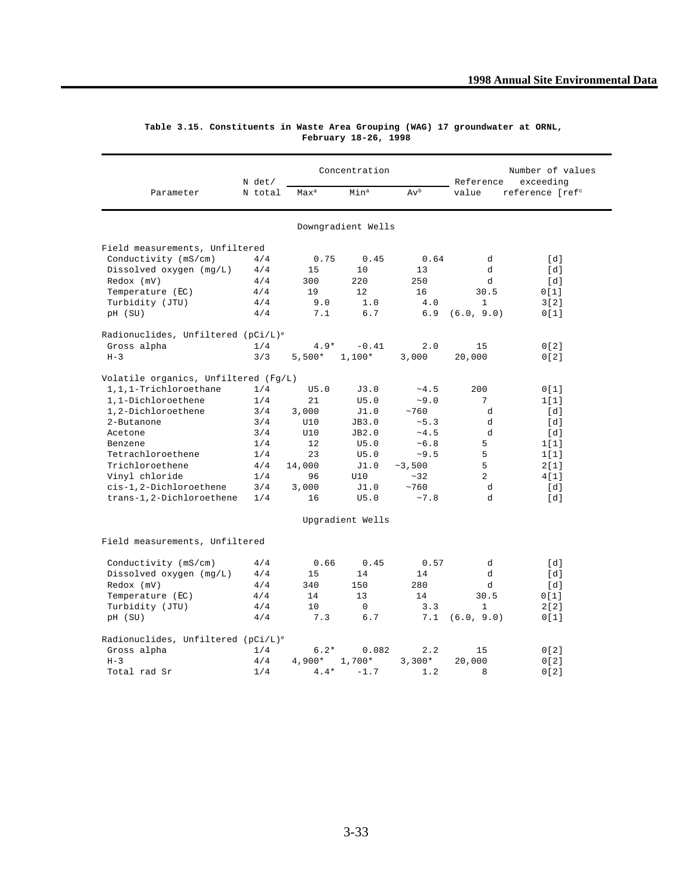**Table 3.15. Constituents in Waste Area Grouping (WAG) 17 groundwater at ORNL, February 18-26, 1998**

| Parameter | N det/ N total | Concentration | | | Reference value | Number of values exceeding reference [ref[c]] |
|---|---|---|---|---|---|---|
| | | Max[a] | Min[a] | Av[b] | | |
| **Downgradient Wells** | | | | | | |
| *Field measurements, Unfiltered* | | | | | | |
| Conductivity (mS/cm) | 4/4 | 0.75 | 0.45 | 0.64 | d | [d] |
| Dissolved oxygen (mg/L) | 4/4 | 15 | 10 | 13 | d | [d] |
| Redox (mV) | 4/4 | 300 | 220 | 250 | d | [d] |
| Temperature (EC) | 4/4 | 19 | 12 | 16 | 30.5 | 0[1] |
| Turbidity (JTU) | 4/4 | 9.0 | 1.0 | 4.0 | 1 | 3[2] |
| pH (SU) | 4/4 | 7.1 | 6.7 | 6.9 | (6.0, 9.0) | 0[1] |
| *Radionuclides, Unfiltered (pCi/L)[e]* | | | | | | |
| Gross alpha | 1/4 | 4.9* | -0.41 | 2.0 | 15 | 0[2] |
| H-3 | 3/3 | 5,500* | 1,100* | 3,000 | 20,000 | 0[2] |
| *Volatile organics, Unfiltered (Fg/L)* | | | | | | |
| 1,1,1-Trichloroethane | 1/4 | U5.0 | J3.0 | ~4.5 | 200 | 0[1] |
| 1,1-Dichloroethene | 1/4 | 21 | U5.0 | ~9.0 | 7 | 1[1] |
| 1,2-Dichloroethene | 3/4 | 3,000 | J1.0 | ~760 | d | [d] |
| 2-Butanone | 3/4 | U10 | JB3.0 | ~5.3 | d | [d] |
| Acetone | 3/4 | U10 | JB2.0 | ~4.5 | d | [d] |
| Benzene | 1/4 | 12 | U5.0 | ~6.8 | 5 | 1[1] |
| Tetrachloroethene | 1/4 | 23 | U5.0 | ~9.5 | 5 | 1[1] |
| Trichloroethene | 4/4 | 14,000 | J1.0 | ~3,500 | 5 | 2[1] |
| Vinyl chloride | 1/4 | 96 | U10 | ~32 | 2 | 4[1] |
| cis-1,2-Dichloroethene | 3/4 | 3,000 | J1.0 | ~760 | d | [d] |
| trans-1,2-Dichloroethene | 1/4 | 16 | U5.0 | ~7.8 | d | [d] |
| **Upgradient Wells** | | | | | | |
| *Field measurements, Unfiltered* | | | | | | |
| Conductivity (mS/cm) | 4/4 | 0.66 | 0.45 | 0.57 | d | [d] |
| Dissolved oxygen (mg/L) | 4/4 | 15 | 14 | 14 | d | [d] |
| Redox (mV) | 4/4 | 340 | 150 | 280 | d | [d] |
| Temperature (EC) | 4/4 | 14 | 13 | 14 | 30.5 | 0[1] |
| Turbidity (JTU) | 4/4 | 10 | 0 | 3.3 | 1 | 2[2] |
| pH (SU) | 4/4 | 7.3 | 6.7 | 7.1 | (6.0, 9.0) | 0[1] |
| *Radionuclides, Unfiltered (pCi/L)[e]* | | | | | | |
| Gross alpha | 1/4 | 6.2* | 0.082 | 2.2 | 15 | 0[2] |
| H-3 | 4/4 | 4,900* | 1,700* | 3,300* | 20,000 | 0[2] |
| Total rad Sr | 1/4 | 4.4* | -1.7 | 1.2 | 8 | 0[2] |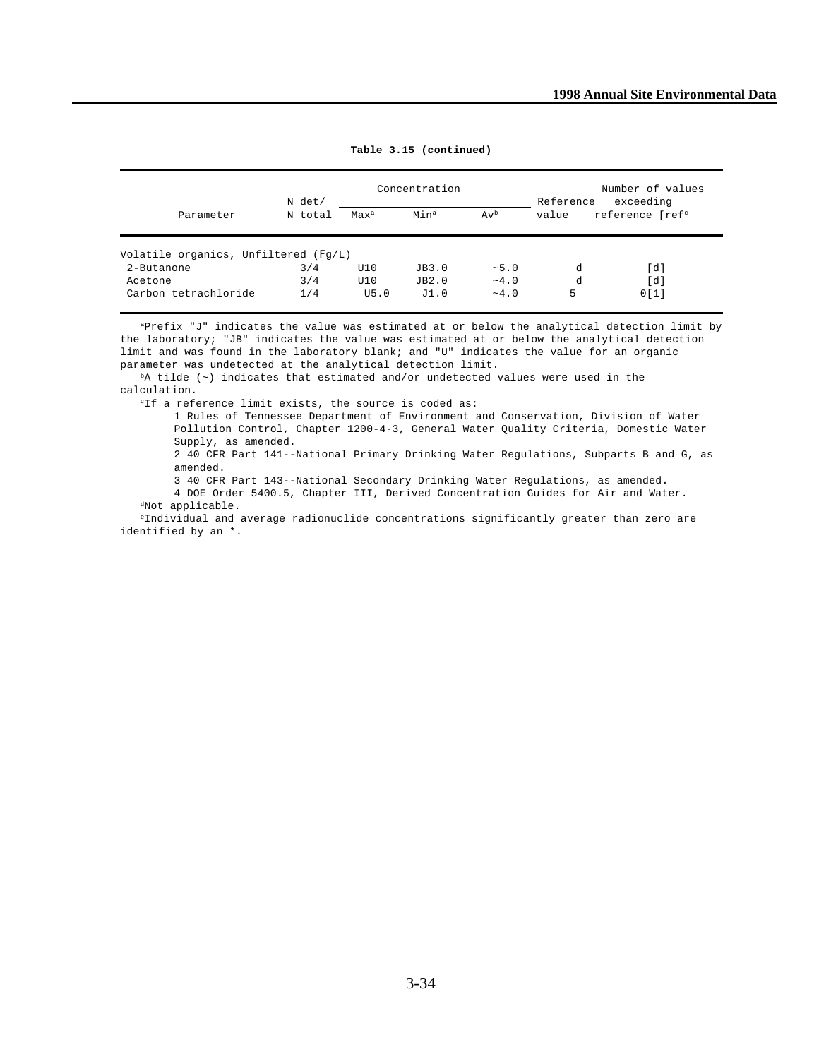**Table 3.15 (continued)**

| Parameter | N det/ N total | Concentration | | | Reference value | Number of values exceeding reference [ref[c] |
|---|---|---|---|---|---|---|
| | | Max[a] | Min[a] | Av[b] | | |
| Volatile organics, Unfiltered (Fg/L) | | | | | | |
| 2-Butanone | 3/4 | U10 | JB3.0 | ~5.0 | d | [d] |
| Acetone | 3/4 | U10 | JB2.0 | ~4.0 | d | [d] |
| Carbon tetrachloride | 1/4 | U5.0 | J1.0 | ~4.0 | 5 | 0[1] |

[a]Prefix "J" indicates the value was estimated at or below the analytical detection limit by the laboratory; "JB" indicates the value was estimated at or below the analytical detection limit and was found in the laboratory blank; and "U" indicates the value for an organic parameter was undetected at the analytical detection limit.

[b]A tilde (~) indicates that estimated and/or undetected values were used in the calculation.

[c]If a reference limit exists, the source is coded as:

1 Rules of Tennessee Department of Environment and Conservation, Division of Water Pollution Control, Chapter 1200-4-3, General Water Quality Criteria, Domestic Water Supply, as amended.

2 40 CFR Part 141--National Primary Drinking Water Regulations, Subparts B and G, as amended.

3 40 CFR Part 143--National Secondary Drinking Water Regulations, as amended.

4 DOE Order 5400.5, Chapter III, Derived Concentration Guides for Air and Water.

[d]Not applicable.

[e]Individual and average radionuclide concentrations significantly greater than zero are identified by an *.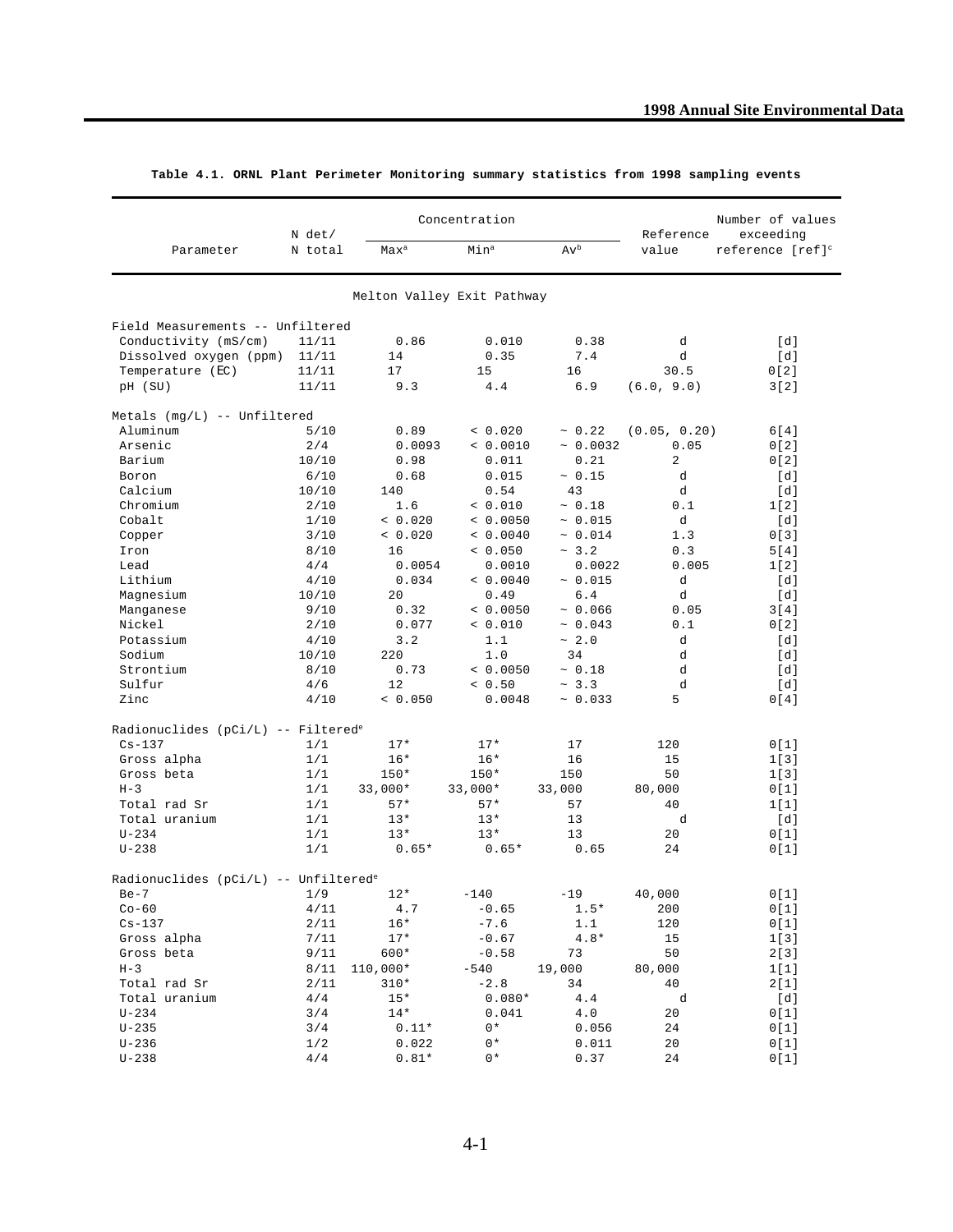**Table 4.1. ORNL Plant Perimeter Monitoring summary statistics from 1998 sampling events**

| Parameter | N det/ N total | Concentration Max[a] | Min[a] | Av[b] | Reference value | Number of values exceeding reference [ref][c] |
|---|---|---|---|---|---|---|
| | | **Melton Valley Exit Pathway** | | | | |
| Field Measurements -- Unfiltered | | | | | | |
| Conductivity (mS/cm) | 11/11 | 0.86 | 0.010 | 0.38 | d | [d] |
| Dissolved oxygen (ppm) | 11/11 | 14 | 0.35 | 7.4 | d | [d] |
| Temperature (EC) | 11/11 | 17 | 15 | 16 | 30.5 | 0[2] |
| pH (SU) | 11/11 | 9.3 | 4.4 | 6.9 | (6.0, 9.0) | 3[2] |
| Metals (mg/L) -- Unfiltered | | | | | | |
| Aluminum | 5/10 | 0.89 | < 0.020 | ~ 0.22 | (0.05, 0.20) | 6[4] |
| Arsenic | 2/4 | 0.0093 | < 0.0010 | ~ 0.0032 | 0.05 | 0[2] |
| Barium | 10/10 | 0.98 | 0.011 | 0.21 | 2 | 0[2] |
| Boron | 6/10 | 0.68 | 0.015 | ~ 0.15 | d | [d] |
| Calcium | 10/10 | 140 | 0.54 | 43 | d | [d] |
| Chromium | 2/10 | 1.6 | < 0.010 | ~ 0.18 | 0.1 | 1[2] |
| Cobalt | 1/10 | < 0.020 | < 0.0050 | ~ 0.015 | d | [d] |
| Copper | 3/10 | < 0.020 | < 0.0040 | ~ 0.014 | 1.3 | 0[3] |
| Iron | 8/10 | 16 | < 0.050 | ~ 3.2 | 0.3 | 5[4] |
| Lead | 4/4 | 0.0054 | 0.0010 | 0.0022 | 0.005 | 1[2] |
| Lithium | 4/10 | 0.034 | < 0.0040 | ~ 0.015 | d | [d] |
| Magnesium | 10/10 | 20 | 0.49 | 6.4 | d | [d] |
| Manganese | 9/10 | 0.32 | < 0.0050 | ~ 0.066 | 0.05 | 3[4] |
| Nickel | 2/10 | 0.077 | < 0.010 | ~ 0.043 | 0.1 | 0[2] |
| Potassium | 4/10 | 3.2 | 1.1 | ~ 2.0 | d | [d] |
| Sodium | 10/10 | 220 | 1.0 | 34 | d | [d] |
| Strontium | 8/10 | 0.73 | < 0.0050 | ~ 0.18 | d | [d] |
| Sulfur | 4/6 | 12 | < 0.50 | ~ 3.3 | d | [d] |
| Zinc | 4/10 | < 0.050 | 0.0048 | ~ 0.033 | 5 | 0[4] |
| Radionuclides (pCi/L) -- Filtered[e] | | | | | | |
| Cs-137 | 1/1 | 17* | 17* | 17 | 120 | 0[1] |
| Gross alpha | 1/1 | 16* | 16* | 16 | 15 | 1[3] |
| Gross beta | 1/1 | 150* | 150* | 150 | 50 | 1[3] |
| H-3 | 1/1 | 33,000* | 33,000* | 33,000 | 80,000 | 0[1] |
| Total rad Sr | 1/1 | 57* | 57* | 57 | 40 | 1[1] |
| Total uranium | 1/1 | 13* | 13* | 13 | d | [d] |
| U-234 | 1/1 | 13* | 13* | 13 | 20 | 0[1] |
| U-238 | 1/1 | 0.65* | 0.65* | 0.65 | 24 | 0[1] |
| Radionuclides (pCi/L) -- Unfiltered[e] | | | | | | |
| Be-7 | 1/9 | 12* | -140 | -19 | 40,000 | 0[1] |
| Co-60 | 4/11 | 4.7 | -0.65 | 1.5* | 200 | 0[1] |
| Cs-137 | 2/11 | 16* | -7.6 | 1.1 | 120 | 0[1] |
| Gross alpha | 7/11 | 17* | -0.67 | 4.8* | 15 | 1[3] |
| Gross beta | 9/11 | 600* | -0.58 | 73 | 50 | 2[3] |
| H-3 | 8/11 | 110,000* | -540 | 19,000 | 80,000 | 1[1] |
| Total rad Sr | 2/11 | 310* | -2.8 | 34 | 40 | 2[1] |
| Total uranium | 4/4 | 15* | 0.080* | 4.4 | d | [d] |
| U-234 | 3/4 | 14* | 0.041 | 4.0 | 20 | 0[1] |
| U-235 | 3/4 | 0.11* | 0* | 0.056 | 24 | 0[1] |
| U-236 | 1/2 | 0.022 | 0* | 0.011 | 20 | 0[1] |
| U-238 | 4/4 | 0.81* | 0* | 0.37 | 24 | 0[1] |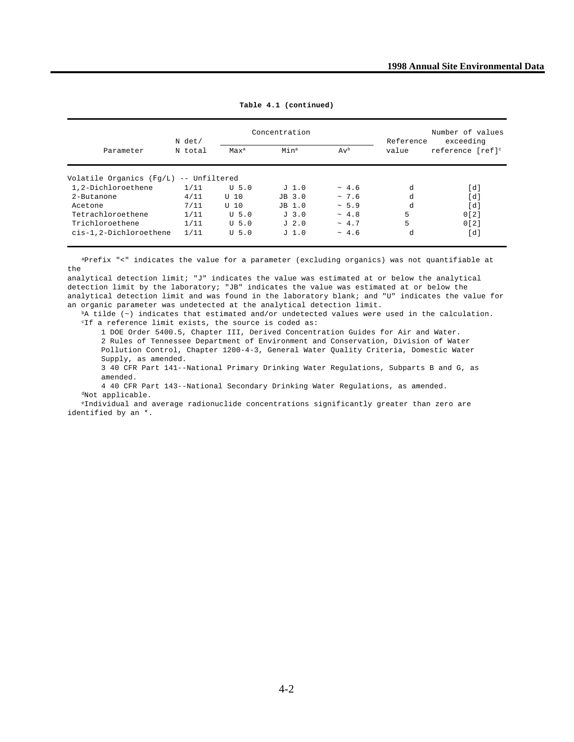**Table 4.1 (continued)**

| Parameter | N det/ N total | Concentration | | | Reference value | Number of values exceeding reference [ref][c] |
|---|---|---|---|---|---|---|
| | | Max[a] | Min[a] | Av[b] | | |
| Volatile Organics (Fg/L) -- Unfiltered | | | | | | |
| 1,2-Dichloroethene | 1/11 | U 5.0 | J 1.0 | ~ 4.6 | d | [d] |
| 2-Butanone | 4/11 | U 10 | JB 3.0 | ~ 7.6 | d | [d] |
| Acetone | 7/11 | U 10 | JB 1.0 | ~ 5.9 | d | [d] |
| Tetrachloroethene | 1/11 | U 5.0 | J 3.0 | ~ 4.8 | 5 | 0[2] |
| Trichloroethene | 1/11 | U 5.0 | J 2.0 | ~ 4.7 | 5 | 0[2] |
| cis-1,2-Dichloroethene | 1/11 | U 5.0 | J 1.0 | ~ 4.6 | d | [d] |

[a]Prefix "<" indicates the value for a parameter (excluding organics) was not quantifiable at the analytical detection limit; "J" indicates the value was estimated at or below the analytical detection limit by the laboratory; "JB" indicates the value was estimated at or below the analytical detection limit and was found in the laboratory blank; and "U" indicates the value for an organic parameter was undetected at the analytical detection limit.

[b]A tilde (~) indicates that estimated and/or undetected values were used in the calculation.

[c]If a reference limit exists, the source is coded as:

1 DOE Order 5400.5, Chapter III, Derived Concentration Guides for Air and Water.

2 Rules of Tennessee Department of Environment and Conservation, Division of Water Pollution Control, Chapter 1200-4-3, General Water Quality Criteria, Domestic Water Supply, as amended.

3 40 CFR Part 141--National Primary Drinking Water Regulations, Subparts B and G, as amended.

4 40 CFR Part 143--National Secondary Drinking Water Regulations, as amended.

[d]Not applicable.

[e]Individual and average radionuclide concentrations significantly greater than zero are identified by an *.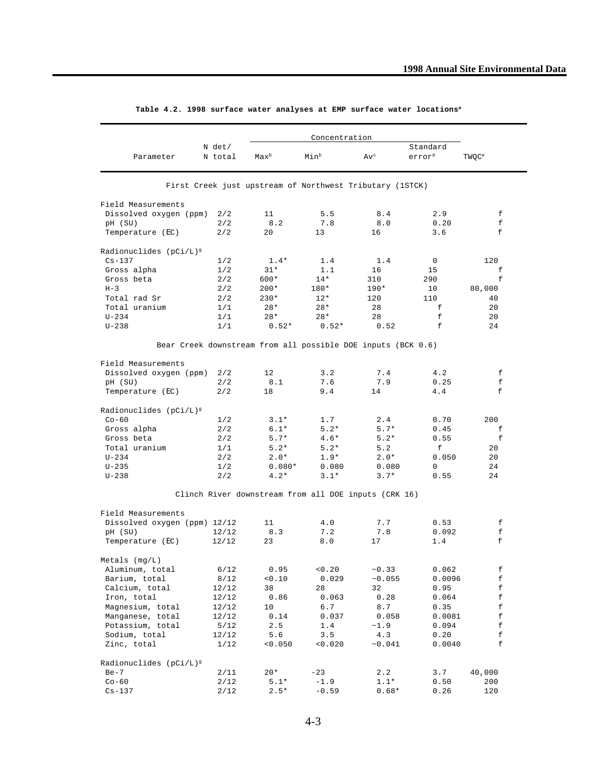**Table 4.2. 1998 surface water analyses at EMP surface water locations[a]**

| Parameter | N det/ N total | Concentration Max[b] | Min[b] | Av[c] | Standard error[d] | TWQC[e] |
|---|---|---|---|---|---|---|
| **First Creek just upstream of Northwest Tributary (1STCK)** | | | | | | |
| Field Measurements | | | | | | |
| Dissolved oxygen (ppm) | 2/2 | 11 | 5.5 | 8.4 | 2.9 | f |
| pH (SU) | 2/2 | 8.2 | 7.8 | 8.0 | 0.20 | f |
| Temperature (EC) | 2/2 | 20 | 13 | 16 | 3.6 | f |
| Radionuclides (pCi/L)[g] | | | | | | |
| Cs-137 | 1/2 | 1.4* | 1.4 | 1.4 | 0 | 120 |
| Gross alpha | 1/2 | 31* | 1.1 | 16 | 15 | f |
| Gross beta | 2/2 | 600* | 14* | 310 | 290 | f |
| H-3 | 2/2 | 200* | 180* | 190* | 10 | 80,000 |
| Total rad Sr | 2/2 | 230* | 12* | 120 | 110 | 40 |
| Total uranium | 1/1 | 28* | 28* | 28 | f | 20 |
| U-234 | 1/1 | 28* | 28* | 28 | f | 20 |
| U-238 | 1/1 | 0.52* | 0.52* | 0.52 | f | 24 |
| **Bear Creek downstream from all possible DOE inputs (BCK 0.6)** | | | | | | |
| Field Measurements | | | | | | |
| Dissolved oxygen (ppm) | 2/2 | 12 | 3.2 | 7.4 | 4.2 | f |
| pH (SU) | 2/2 | 8.1 | 7.6 | 7.9 | 0.25 | f |
| Temperature (EC) | 2/2 | 18 | 9.4 | 14 | 4.4 | f |
| Radionuclides (pCi/L)[g] | | | | | | |
| Co-60 | 1/2 | 3.1* | 1.7 | 2.4 | 0.70 | 200 |
| Gross alpha | 2/2 | 6.1* | 5.2* | 5.7* | 0.45 | f |
| Gross beta | 2/2 | 5.7* | 4.6* | 5.2* | 0.55 | f |
| Total uranium | 1/1 | 5.2* | 5.2* | 5.2 | f | 20 |
| U-234 | 2/2 | 2.0* | 1.9* | 2.0* | 0.050 | 20 |
| U-235 | 1/2 | 0.080* | 0.080 | 0.080 | 0 | 24 |
| U-238 | 2/2 | 4.2* | 3.1* | 3.7* | 0.55 | 24 |
| **Clinch River downstream from all DOE inputs (CRK 16)** | | | | | | |
| Field Measurements | | | | | | |
| Dissolved oxygen (ppm) | 12/12 | 11 | 4.0 | 7.7 | 0.53 | f |
| pH (SU) | 12/12 | 8.3 | 7.2 | 7.8 | 0.092 | f |
| Temperature (EC) | 12/12 | 23 | 8.0 | 17 | 1.4 | f |
| Metals (mg/L) | | | | | | |
| Aluminum, total | 6/12 | 0.95 | <0.20 | ~0.33 | 0.062 | f |
| Barium, total | 8/12 | <0.10 | 0.029 | ~0.055 | 0.0096 | f |
| Calcium, total | 12/12 | 38 | 28 | 32 | 0.95 | f |
| Iron, total | 12/12 | 0.86 | 0.063 | 0.28 | 0.064 | f |
| Magnesium, total | 12/12 | 10 | 6.7 | 8.7 | 0.35 | f |
| Manganese, total | 12/12 | 0.14 | 0.037 | 0.058 | 0.0081 | f |
| Potassium, total | 5/12 | 2.5 | 1.4 | ~1.9 | 0.094 | f |
| Sodium, total | 12/12 | 5.6 | 3.5 | 4.3 | 0.20 | f |
| Zinc, total | 1/12 | <0.050 | <0.020 | ~0.041 | 0.0040 | f |
| Radionuclides (pCi/L)[g] | | | | | | |
| Be-7 | 2/11 | 20* | -23 | 2.2 | 3.7 | 40,000 |
| Co-60 | 2/12 | 5.1* | -1.9 | 1.1* | 0.50 | 200 |
| Cs-137 | 2/12 | 2.5* | -0.59 | 0.68* | 0.26 | 120 |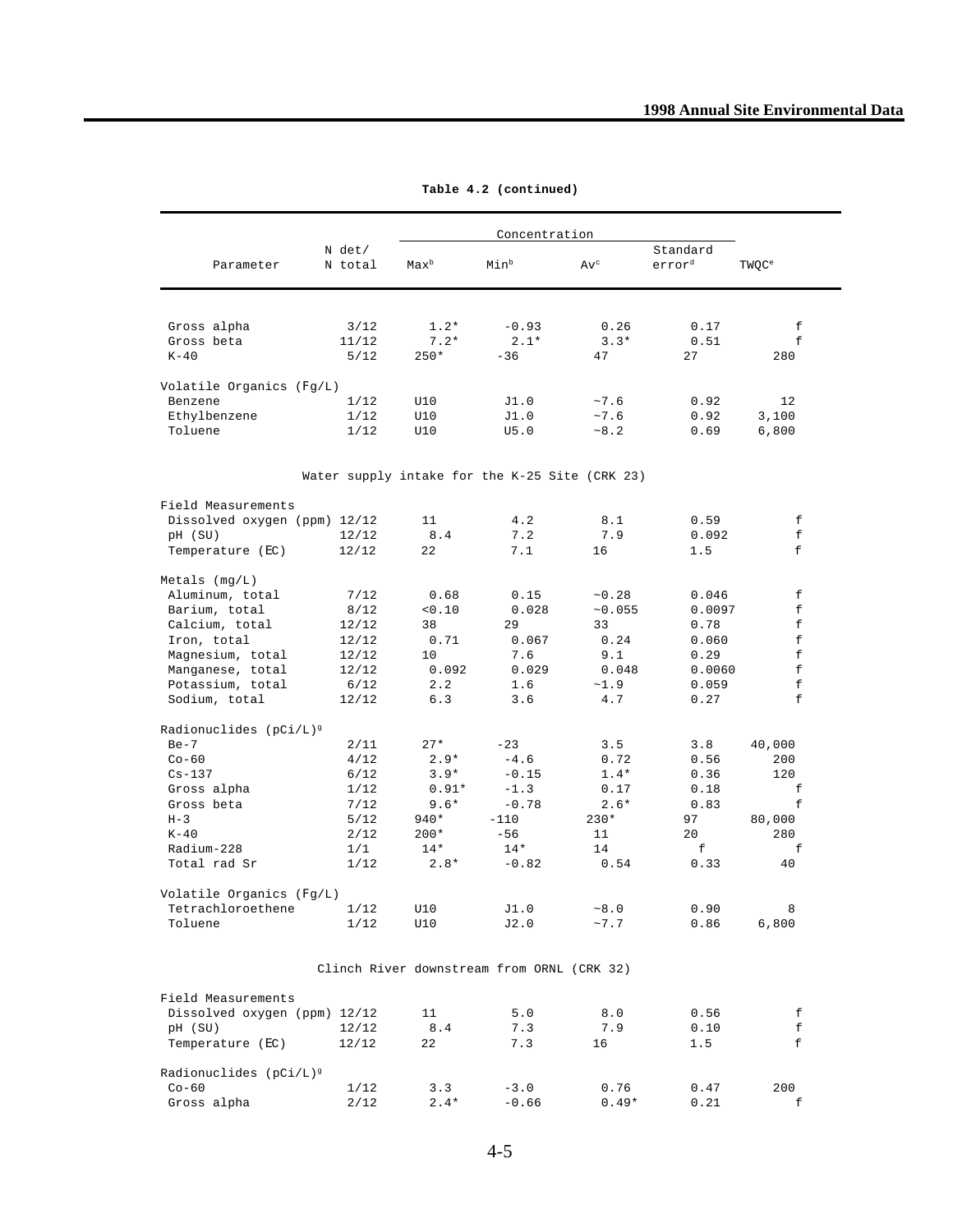**Table 4.2 (continued)**

| Parameter | N det/ N total | Concentration Max[b] | Min[b] | Av[c] | Standard error[d] | TWQC[e] |
|---|---|---|---|---|---|---|
| Gross alpha | 3/12 | 1.2* | -0.93 | 0.26 | 0.17 | f |
| Gross beta | 11/12 | 7.2* | 2.1* | 3.3* | 0.51 | f |
| K-40 | 5/12 | 250* | -36 | 47 | 27 | 280 |
| Volatile Organics (Fg/L) | | | | | | |
| Benzene | 1/12 | U10 | J1.0 | ~7.6 | 0.92 | 12 |
| Ethylbenzene | 1/12 | U10 | J1.0 | ~7.6 | 0.92 | 3,100 |
| Toluene | 1/12 | U10 | U5.0 | ~8.2 | 0.69 | 6,800 |
| **Water supply intake for the K-25 Site (CRK 23)** | | | | | | |
| Field Measurements | | | | | | |
| Dissolved oxygen (ppm) | 12/12 | 11 | 4.2 | 8.1 | 0.59 | f |
| pH (SU) | 12/12 | 8.4 | 7.2 | 7.9 | 0.092 | f |
| Temperature (EC) | 12/12 | 22 | 7.1 | 16 | 1.5 | f |
| Metals (mg/L) | | | | | | |
| Aluminum, total | 7/12 | 0.68 | 0.15 | ~0.28 | 0.046 | f |
| Barium, total | 8/12 | <0.10 | 0.028 | ~0.055 | 0.0097 | f |
| Calcium, total | 12/12 | 38 | 29 | 33 | 0.78 | f |
| Iron, total | 12/12 | 0.71 | 0.067 | 0.24 | 0.060 | f |
| Magnesium, total | 12/12 | 10 | 7.6 | 9.1 | 0.29 | f |
| Manganese, total | 12/12 | 0.092 | 0.029 | 0.048 | 0.0060 | f |
| Potassium, total | 6/12 | 2.2 | 1.6 | ~1.9 | 0.059 | f |
| Sodium, total | 12/12 | 6.3 | 3.6 | 4.7 | 0.27 | f |
| Radionuclides (pCi/L)[g] | | | | | | |
| Be-7 | 2/11 | 27* | -23 | 3.5 | 3.8 | 40,000 |
| Co-60 | 4/12 | 2.9* | -4.6 | 0.72 | 0.56 | 200 |
| Cs-137 | 6/12 | 3.9* | -0.15 | 1.4* | 0.36 | 120 |
| Gross alpha | 1/12 | 0.91* | -1.3 | 0.17 | 0.18 | f |
| Gross beta | 7/12 | 9.6* | -0.78 | 2.6* | 0.83 | f |
| H-3 | 5/12 | 940* | -110 | 230* | 97 | 80,000 |
| K-40 | 2/12 | 200* | -56 | 11 | 20 | 280 |
| Radium-228 | 1/1 | 14* | 14* | 14 | f | f |
| Total rad Sr | 1/12 | 2.8* | -0.82 | 0.54 | 0.33 | 40 |
| Volatile Organics (Fg/L) | | | | | | |
| Tetrachloroethene | 1/12 | U10 | J1.0 | ~8.0 | 0.90 | 8 |
| Toluene | 1/12 | U10 | J2.0 | ~7.7 | 0.86 | 6,800 |
| **Clinch River downstream from ORNL (CRK 32)** | | | | | | |
| Field Measurements | | | | | | |
| Dissolved oxygen (ppm) | 12/12 | 11 | 5.0 | 8.0 | 0.56 | f |
| pH (SU) | 12/12 | 8.4 | 7.3 | 7.9 | 0.10 | f |
| Temperature (EC) | 12/12 | 22 | 7.3 | 16 | 1.5 | f |
| Radionuclides (pCi/L)[g] | | | | | | |
| Co-60 | 1/12 | 3.3 | -3.0 | 0.76 | 0.47 | 200 |
| Gross alpha | 2/12 | 2.4* | -0.66 | 0.49* | 0.21 | f |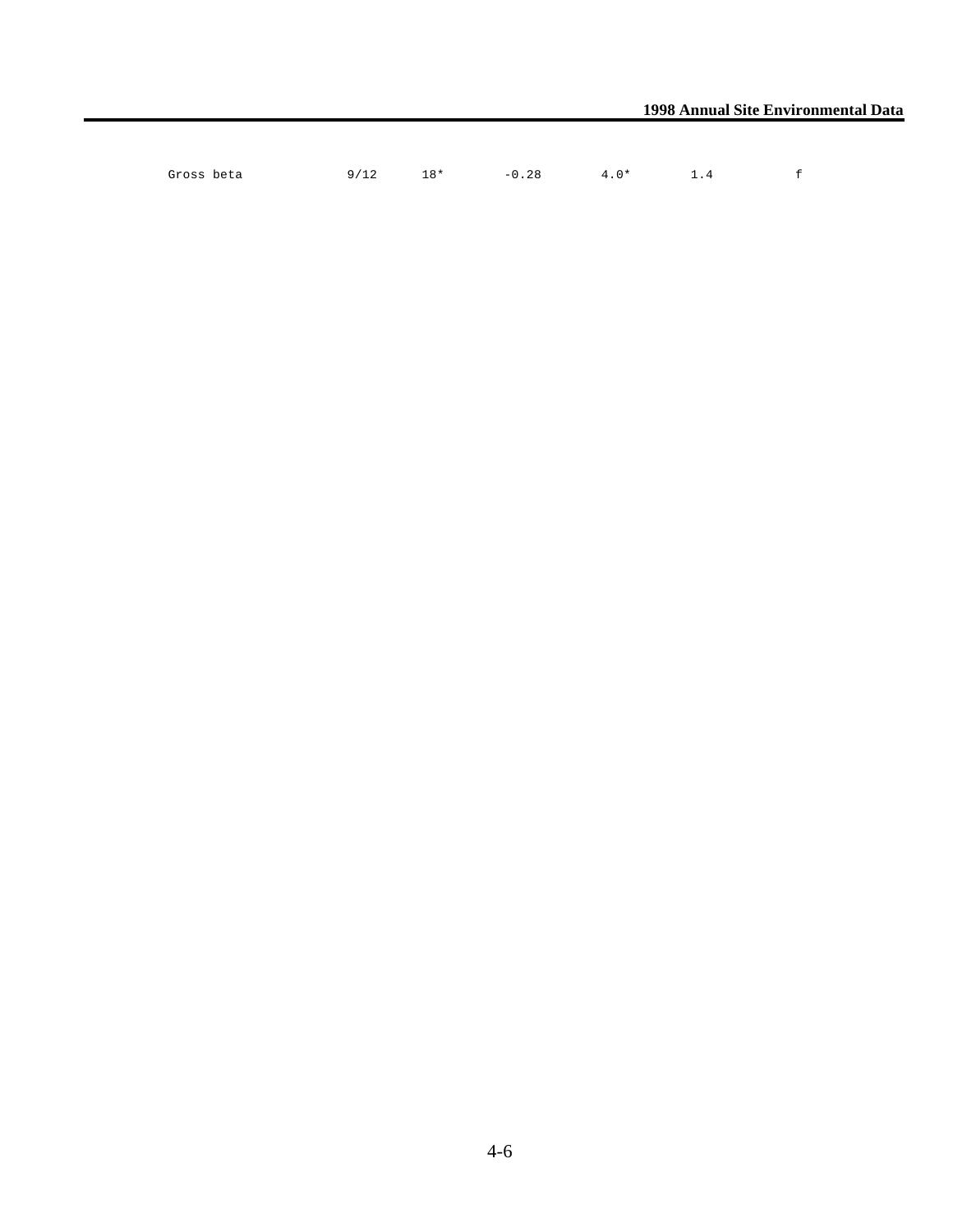| | | | | | | |
|---|---|---|---|---|---|---|
| Gross beta | 9/12 | 18* | -0.28 | 4.0* | 1.4 | f |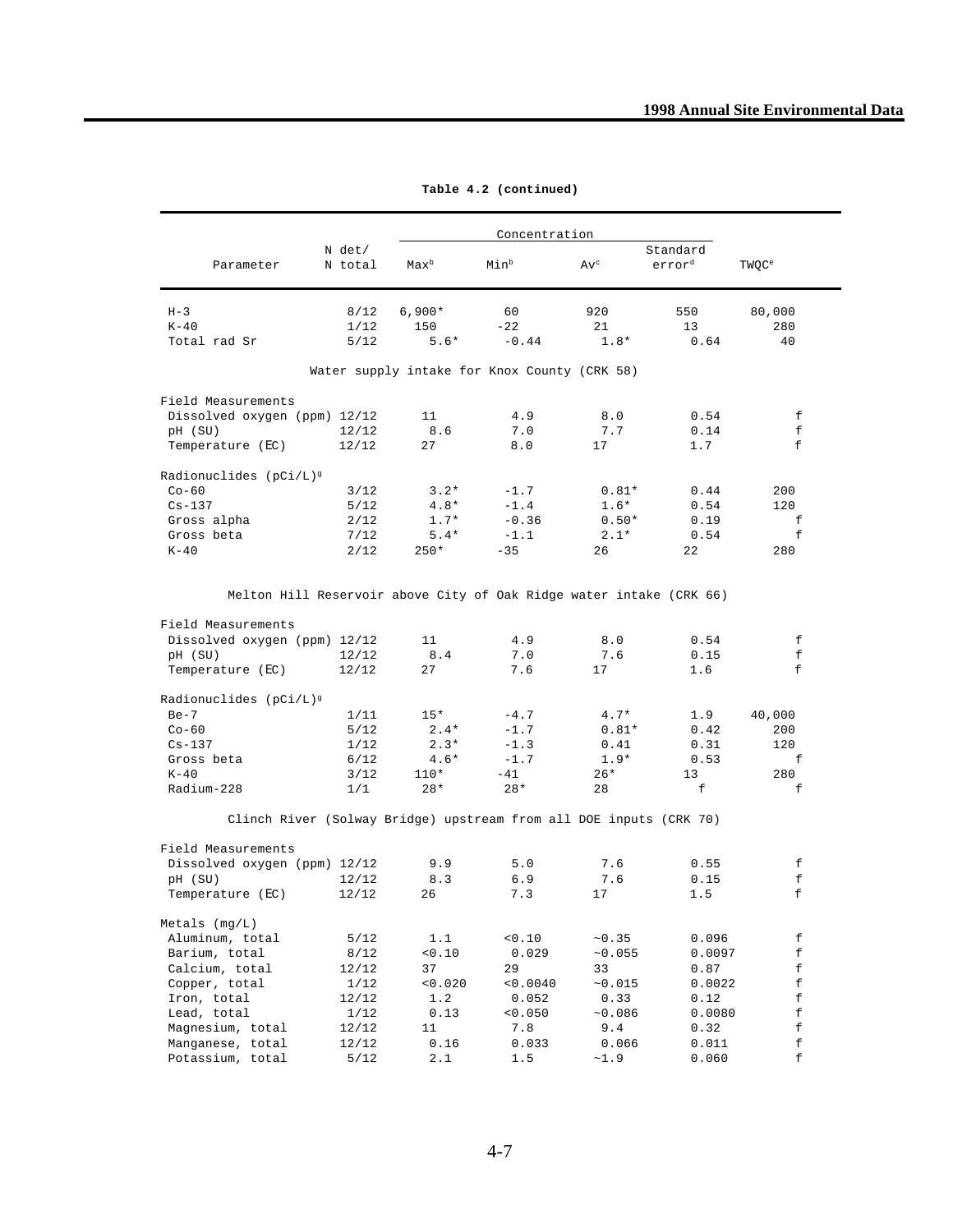**Table 4.2 (continued)**

| Parameter | N det/ N total | Concentration Max[b] | Min[b] | Av[c] | Standard error[d] | TWQC[e] |
|---|---|---|---|---|---|---|
| H-3 | 8/12 | 6,900* | 60 | 920 | 550 | 80,000 |
| K-40 | 1/12 | 150 | -22 | 21 | 13 | 280 |
| Total rad Sr | 5/12 | 5.6* | -0.44 | 1.8* | 0.64 | 40 |
| *Water supply intake for Knox County (CRK 58)* | | | | | | |
| Field Measurements | | | | | | |
| Dissolved oxygen (ppm) | 12/12 | 11 | 4.9 | 8.0 | 0.54 | f |
| pH (SU) | 12/12 | 8.6 | 7.0 | 7.7 | 0.14 | f |
| Temperature (EC) | 12/12 | 27 | 8.0 | 17 | 1.7 | f |
| Radionuclides (pCi/L)[g] | | | | | | |
| Co-60 | 3/12 | 3.2* | -1.7 | 0.81* | 0.44 | 200 |
| Cs-137 | 5/12 | 4.8* | -1.4 | 1.6* | 0.54 | 120 |
| Gross alpha | 2/12 | 1.7* | -0.36 | 0.50* | 0.19 | f |
| Gross beta | 7/12 | 5.4* | -1.1 | 2.1* | 0.54 | f |
| K-40 | 2/12 | 250* | -35 | 26 | 22 | 280 |
| *Melton Hill Reservoir above City of Oak Ridge water intake (CRK 66)* | | | | | | |
| Field Measurements | | | | | | |
| Dissolved oxygen (ppm) | 12/12 | 11 | 4.9 | 8.0 | 0.54 | f |
| pH (SU) | 12/12 | 8.4 | 7.0 | 7.6 | 0.15 | f |
| Temperature (EC) | 12/12 | 27 | 7.6 | 17 | 1.6 | f |
| Radionuclides (pCi/L)[g] | | | | | | |
| Be-7 | 1/11 | 15* | -4.7 | 4.7* | 1.9 | 40,000 |
| Co-60 | 5/12 | 2.4* | -1.7 | 0.81* | 0.42 | 200 |
| Cs-137 | 1/12 | 2.3* | -1.3 | 0.41 | 0.31 | 120 |
| Gross beta | 6/12 | 4.6* | -1.7 | 1.9* | 0.53 | f |
| K-40 | 3/12 | 110* | -41 | 26* | 13 | 280 |
| Radium-228 | 1/1 | 28* | 28* | 28 | f | f |
| *Clinch River (Solway Bridge) upstream from all DOE inputs (CRK 70)* | | | | | | |
| Field Measurements | | | | | | |
| Dissolved oxygen (ppm) | 12/12 | 9.9 | 5.0 | 7.6 | 0.55 | f |
| pH (SU) | 12/12 | 8.3 | 6.9 | 7.6 | 0.15 | f |
| Temperature (EC) | 12/12 | 26 | 7.3 | 17 | 1.5 | f |
| Metals (mg/L) | | | | | | |
| Aluminum, total | 5/12 | 1.1 | <0.10 | ~0.35 | 0.096 | f |
| Barium, total | 8/12 | <0.10 | 0.029 | ~0.055 | 0.0097 | f |
| Calcium, total | 12/12 | 37 | 29 | 33 | 0.87 | f |
| Copper, total | 1/12 | <0.020 | <0.0040 | ~0.015 | 0.0022 | f |
| Iron, total | 12/12 | 1.2 | 0.052 | 0.33 | 0.12 | f |
| Lead, total | 1/12 | 0.13 | <0.050 | ~0.086 | 0.0080 | f |
| Magnesium, total | 12/12 | 11 | 7.8 | 9.4 | 0.32 | f |
| Manganese, total | 12/12 | 0.16 | 0.033 | 0.066 | 0.011 | f |
| Potassium, total | 5/12 | 2.1 | 1.5 | ~1.9 | 0.060 | f |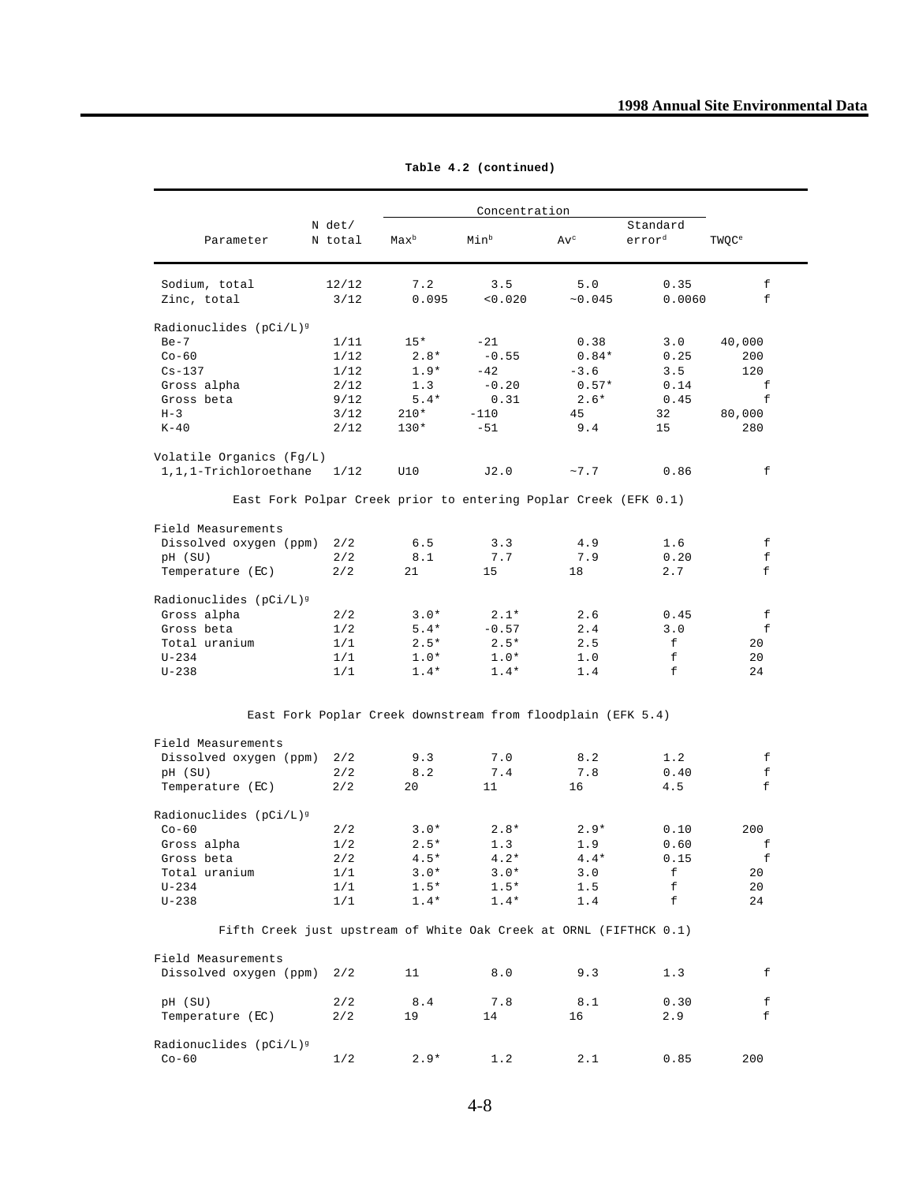**Table 4.2 (continued)**

| Parameter | N det/ N total | Concentration Max[b] | Min[b] | Av[c] | Standard error[d] | TWQC[e] |
|---|---|---|---|---|---|---|
| Sodium, total | 12/12 | 7.2 | 3.5 | 5.0 | 0.35 | f |
| Zinc, total | 3/12 | 0.095 | <0.020 | ~0.045 | 0.0060 | f |
| Radionuclides (pCi/L)[g] | | | | | | |
| Be-7 | 1/11 | 15* | -21 | 0.38 | 3.0 | 40,000 |
| Co-60 | 1/12 | 2.8* | -0.55 | 0.84* | 0.25 | 200 |
| Cs-137 | 1/12 | 1.9* | -42 | -3.6 | 3.5 | 120 |
| Gross alpha | 2/12 | 1.3 | -0.20 | 0.57* | 0.14 | f |
| Gross beta | 9/12 | 5.4* | 0.31 | 2.6* | 0.45 | f |
| H-3 | 3/12 | 210* | -110 | 45 | 32 | 80,000 |
| K-40 | 2/12 | 130* | -51 | 9.4 | 15 | 280 |
| Volatile Organics (Fg/L) | | | | | | |
| 1,1,1-Trichloroethane | 1/12 | U10 | J2.0 | ~7.7 | 0.86 | f |
| **East Fork Polpar Creek prior to entering Poplar Creek (EFK 0.1)** | | | | | | |
| Field Measurements | | | | | | |
| Dissolved oxygen (ppm) | 2/2 | 6.5 | 3.3 | 4.9 | 1.6 | f |
| pH (SU) | 2/2 | 8.1 | 7.7 | 7.9 | 0.20 | f |
| Temperature (EC) | 2/2 | 21 | 15 | 18 | 2.7 | f |
| Radionuclides (pCi/L)[g] | | | | | | |
| Gross alpha | 2/2 | 3.0* | 2.1* | 2.6 | 0.45 | f |
| Gross beta | 1/2 | 5.4* | -0.57 | 2.4 | 3.0 | f |
| Total uranium | 1/1 | 2.5* | 2.5* | 2.5 | f | 20 |
| U-234 | 1/1 | 1.0* | 1.0* | 1.0 | f | 20 |
| U-238 | 1/1 | 1.4* | 1.4* | 1.4 | f | 24 |
| **East Fork Poplar Creek downstream from floodplain (EFK 5.4)** | | | | | | |
| Field Measurements | | | | | | |
| Dissolved oxygen (ppm) | 2/2 | 9.3 | 7.0 | 8.2 | 1.2 | f |
| pH (SU) | 2/2 | 8.2 | 7.4 | 7.8 | 0.40 | f |
| Temperature (EC) | 2/2 | 20 | 11 | 16 | 4.5 | f |
| Radionuclides (pCi/L)[g] | | | | | | |
| Co-60 | 2/2 | 3.0* | 2.8* | 2.9* | 0.10 | 200 |
| Gross alpha | 1/2 | 2.5* | 1.3 | 1.9 | 0.60 | f |
| Gross beta | 2/2 | 4.5* | 4.2* | 4.4* | 0.15 | f |
| Total uranium | 1/1 | 3.0* | 3.0* | 3.0 | f | 20 |
| U-234 | 1/1 | 1.5* | 1.5* | 1.5 | f | 20 |
| U-238 | 1/1 | 1.4* | 1.4* | 1.4 | f | 24 |
| **Fifth Creek just upstream of White Oak Creek at ORNL (FIFTHCK 0.1)** | | | | | | |
| Field Measurements | | | | | | |
| Dissolved oxygen (ppm) | 2/2 | 11 | 8.0 | 9.3 | 1.3 | f |
| pH (SU) | 2/2 | 8.4 | 7.8 | 8.1 | 0.30 | f |
| Temperature (EC) | 2/2 | 19 | 14 | 16 | 2.9 | f |
| Radionuclides (pCi/L)[g] | | | | | | |
| Co-60 | 1/2 | 2.9* | 1.2 | 2.1 | 0.85 | 200 |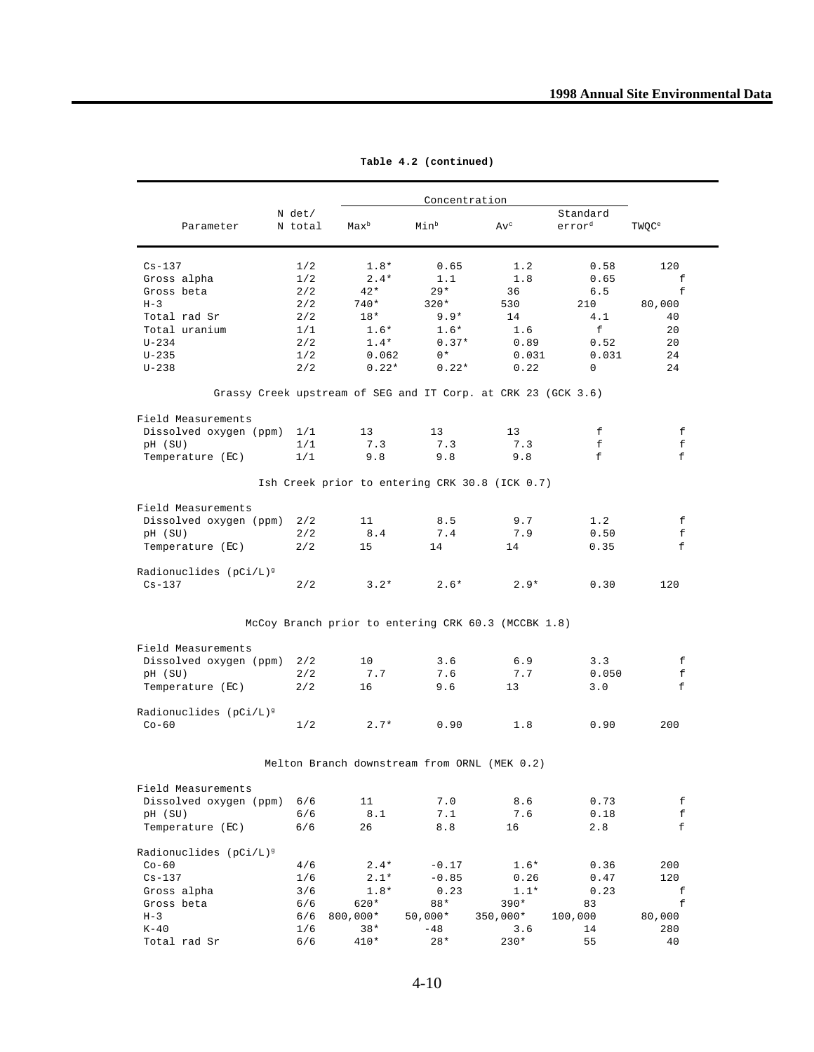**Table 4.2 (continued)**

| Parameter | N det/ N total | Concentration Max[b] | Min[b] | Av[c] | Standard error[d] | TWQC[e] |
|---|---|---|---|---|---|---|
| Cs-137 | 1/2 | 1.8* | 0.65 | 1.2 | 0.58 | 120 |
| Gross alpha | 1/2 | 2.4* | 1.1 | 1.8 | 0.65 | f |
| Gross beta | 2/2 | 42* | 29* | 36 | 6.5 | f |
| H-3 | 2/2 | 740* | 320* | 530 | 210 | 80,000 |
| Total rad Sr | 2/2 | 18* | 9.9* | 14 | 4.1 | 40 |
| Total uranium | 1/1 | 1.6* | 1.6* | 1.6 | f | 20 |
| U-234 | 2/2 | 1.4* | 0.37* | 0.89 | 0.52 | 20 |
| U-235 | 1/2 | 0.062 | 0* | 0.031 | 0.031 | 24 |
| U-238 | 2/2 | 0.22* | 0.22* | 0.22 | 0 | 24 |
| *Grassy Creek upstream of SEG and IT Corp. at CRK 23 (GCK 3.6)* | | | | | | |
| Field Measurements | | | | | | |
| Dissolved oxygen (ppm) | 1/1 | 13 | 13 | 13 | f | f |
| pH (SU) | 1/1 | 7.3 | 7.3 | 7.3 | f | f |
| Temperature (EC) | 1/1 | 9.8 | 9.8 | 9.8 | f | f |
| *Ish Creek prior to entering CRK 30.8 (ICK 0.7)* | | | | | | |
| Field Measurements | | | | | | |
| Dissolved oxygen (ppm) | 2/2 | 11 | 8.5 | 9.7 | 1.2 | f |
| pH (SU) | 2/2 | 8.4 | 7.4 | 7.9 | 0.50 | f |
| Temperature (EC) | 2/2 | 15 | 14 | 14 | 0.35 | f |
| Radionuclides (pCi/L)[g] | | | | | | |
| Cs-137 | 2/2 | 3.2* | 2.6* | 2.9* | 0.30 | 120 |
| *McCoy Branch prior to entering CRK 60.3 (MCCBK 1.8)* | | | | | | |
| Field Measurements | | | | | | |
| Dissolved oxygen (ppm) | 2/2 | 10 | 3.6 | 6.9 | 3.3 | f |
| pH (SU) | 2/2 | 7.7 | 7.6 | 7.7 | 0.050 | f |
| Temperature (EC) | 2/2 | 16 | 9.6 | 13 | 3.0 | f |
| Radionuclides (pCi/L)[g] | | | | | | |
| Co-60 | 1/2 | 2.7* | 0.90 | 1.8 | 0.90 | 200 |
| *Melton Branch downstream from ORNL (MEK 0.2)* | | | | | | |
| Field Measurements | | | | | | |
| Dissolved oxygen (ppm) | 6/6 | 11 | 7.0 | 8.6 | 0.73 | f |
| pH (SU) | 6/6 | 8.1 | 7.1 | 7.6 | 0.18 | f |
| Temperature (EC) | 6/6 | 26 | 8.8 | 16 | 2.8 | f |
| Radionuclides (pCi/L)[g] | | | | | | |
| Co-60 | 4/6 | 2.4* | -0.17 | 1.6* | 0.36 | 200 |
| Cs-137 | 1/6 | 2.1* | -0.85 | 0.26 | 0.47 | 120 |
| Gross alpha | 3/6 | 1.8* | 0.23 | 1.1* | 0.23 | f |
| Gross beta | 6/6 | 620* | 88* | 390* | 83 | f |
| H-3 | 6/6 | 800,000* | 50,000* | 350,000* | 100,000 | 80,000 |
| K-40 | 1/6 | 38* | -48 | 3.6 | 14 | 280 |
| Total rad Sr | 6/6 | 410* | 28* | 230* | 55 | 40 |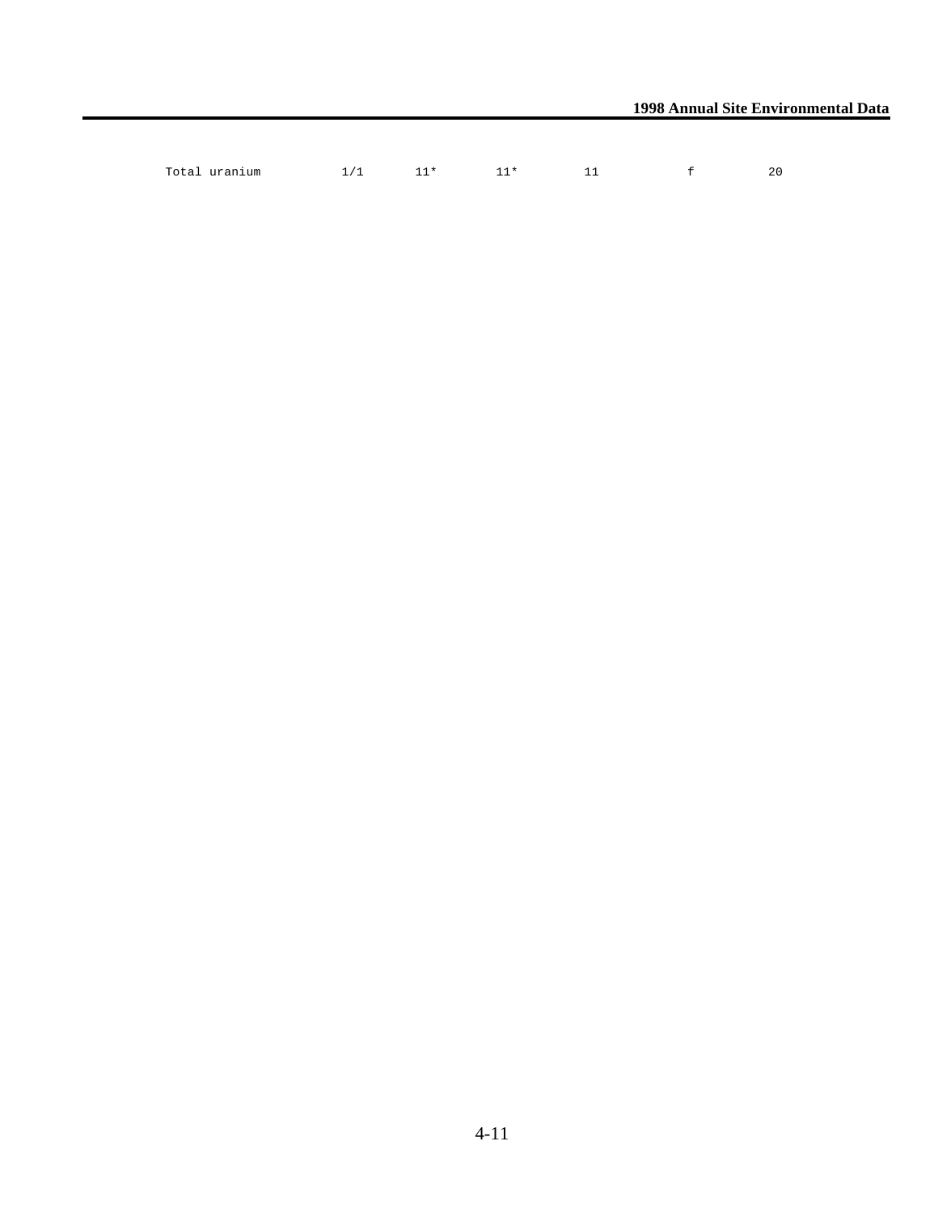| Total uranium | 1/1 | 11* | 11* | 11 | f | 20 |
| --- | --- | --- | --- | --- | --- | --- |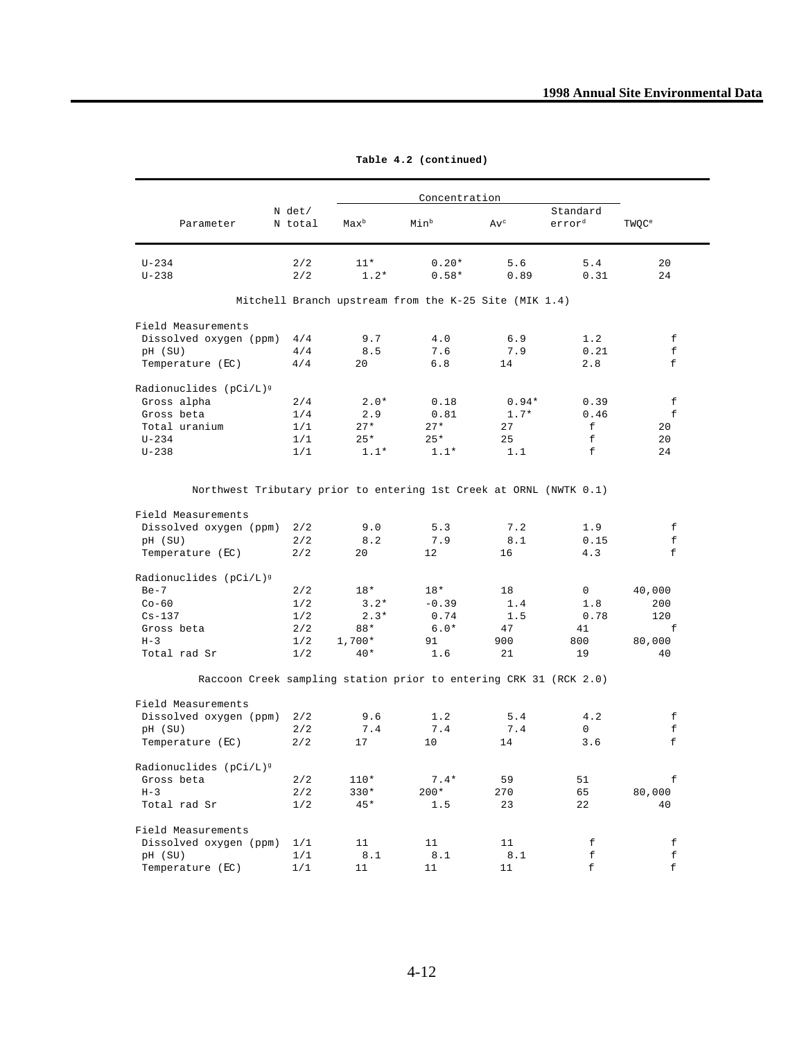**Table 4.2 (continued)**

| Parameter | N det/ N total | Concentration Max[b] | Min[b] | Av[c] | Standard error[d] | TWQC[e] |
|---|---|---|---|---|---|---|
| U-234 | 2/2 | 11* | 0.20* | 5.6 | 5.4 | 20 |
| U-238 | 2/2 | 1.2* | 0.58* | 0.89 | 0.31 | 24 |
| **Mitchell Branch upstream from the K-25 Site (MIK 1.4)** | | | | | | |
| Field Measurements | | | | | | |
| Dissolved oxygen (ppm) | 4/4 | 9.7 | 4.0 | 6.9 | 1.2 | f |
| pH (SU) | 4/4 | 8.5 | 7.6 | 7.9 | 0.21 | f |
| Temperature (EC) | 4/4 | 20 | 6.8 | 14 | 2.8 | f |
| Radionuclides (pCi/L)[g] | | | | | | |
| Gross alpha | 2/4 | 2.0* | 0.18 | 0.94* | 0.39 | f |
| Gross beta | 1/4 | 2.9 | 0.81 | 1.7* | 0.46 | f |
| Total uranium | 1/1 | 27* | 27* | 27 | f | 20 |
| U-234 | 1/1 | 25* | 25* | 25 | f | 20 |
| U-238 | 1/1 | 1.1* | 1.1* | 1.1 | f | 24 |
| **Northwest Tributary prior to entering 1st Creek at ORNL (NWTK 0.1)** | | | | | | |
| Field Measurements | | | | | | |
| Dissolved oxygen (ppm) | 2/2 | 9.0 | 5.3 | 7.2 | 1.9 | f |
| pH (SU) | 2/2 | 8.2 | 7.9 | 8.1 | 0.15 | f |
| Temperature (EC) | 2/2 | 20 | 12 | 16 | 4.3 | f |
| Radionuclides (pCi/L)[g] | | | | | | |
| Be-7 | 2/2 | 18* | 18* | 18 | 0 | 40,000 |
| Co-60 | 1/2 | 3.2* | -0.39 | 1.4 | 1.8 | 200 |
| Cs-137 | 1/2 | 2.3* | 0.74 | 1.5 | 0.78 | 120 |
| Gross beta | 2/2 | 88* | 6.0* | 47 | 41 | f |
| H-3 | 1/2 | 1,700* | 91 | 900 | 800 | 80,000 |
| Total rad Sr | 1/2 | 40* | 1.6 | 21 | 19 | 40 |
| **Raccoon Creek sampling station prior to entering CRK 31 (RCK 2.0)** | | | | | | |
| Field Measurements | | | | | | |
| Dissolved oxygen (ppm) | 2/2 | 9.6 | 1.2 | 5.4 | 4.2 | f |
| pH (SU) | 2/2 | 7.4 | 7.4 | 7.4 | 0 | f |
| Temperature (EC) | 2/2 | 17 | 10 | 14 | 3.6 | f |
| Radionuclides (pCi/L)[g] | | | | | | |
| Gross beta | 2/2 | 110* | 7.4* | 59 | 51 | f |
| H-3 | 2/2 | 330* | 200* | 270 | 65 | 80,000 |
| Total rad Sr | 1/2 | 45* | 1.5 | 23 | 22 | 40 |
| Field Measurements | | | | | | |
| Dissolved oxygen (ppm) | 1/1 | 11 | 11 | 11 | f | f |
| pH (SU) | 1/1 | 8.1 | 8.1 | 8.1 | f | f |
| Temperature (EC) | 1/1 | 11 | 11 | 11 | f | f |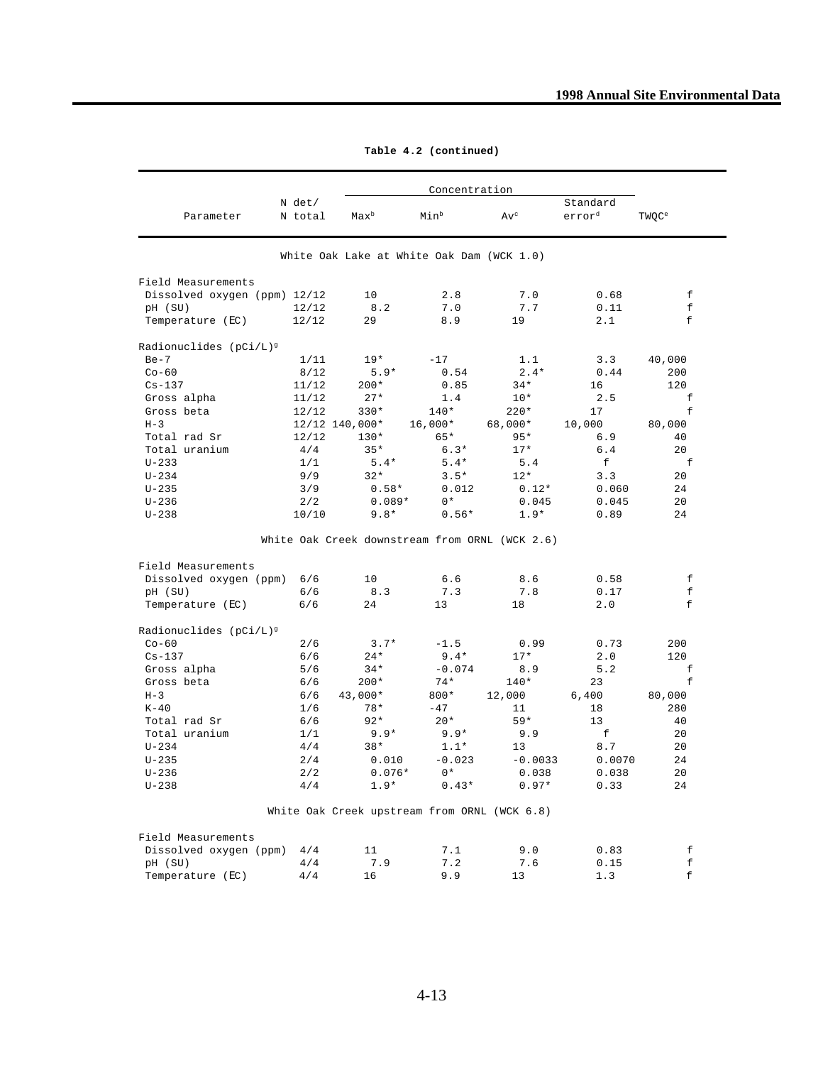**Table 4.2 (continued)**

| Parameter | N det/ N total | Concentration Max[b] | Min[b] | Av[c] | Standard error[d] | TWQC[e] |
|---|---|---|---|---|---|---|
| **White Oak Lake at White Oak Dam (WCK 1.0)** | | | | | | |
| Field Measurements | | | | | | |
| Dissolved oxygen (ppm) | 12/12 | 10 | 2.8 | 7.0 | 0.68 | f |
| pH (SU) | 12/12 | 8.2 | 7.0 | 7.7 | 0.11 | f |
| Temperature (EC) | 12/12 | 29 | 8.9 | 19 | 2.1 | f |
| Radionuclides (pCi/L)[g] | | | | | | |
| Be-7 | 1/11 | 19* | -17 | 1.1 | 3.3 | 40,000 |
| Co-60 | 8/12 | 5.9* | 0.54 | 2.4* | 0.44 | 200 |
| Cs-137 | 11/12 | 200* | 0.85 | 34* | 16 | 120 |
| Gross alpha | 11/12 | 27* | 1.4 | 10* | 2.5 | f |
| Gross beta | 12/12 | 330* | 140* | 220* | 17 | f |
| H-3 | 12/12 | 140,000* | 16,000* | 68,000* | 10,000 | 80,000 |
| Total rad Sr | 12/12 | 130* | 65* | 95* | 6.9 | 40 |
| Total uranium | 4/4 | 35* | 6.3* | 17* | 6.4 | 20 |
| U-233 | 1/1 | 5.4* | 5.4* | 5.4 | f | f |
| U-234 | 9/9 | 32* | 3.5* | 12* | 3.3 | 20 |
| U-235 | 3/9 | 0.58* | 0.012 | 0.12* | 0.060 | 24 |
| U-236 | 2/2 | 0.089* | 0* | 0.045 | 0.045 | 20 |
| U-238 | 10/10 | 9.8* | 0.56* | 1.9* | 0.89 | 24 |
| **White Oak Creek downstream from ORNL (WCK 2.6)** | | | | | | |
| Field Measurements | | | | | | |
| Dissolved oxygen (ppm) | 6/6 | 10 | 6.6 | 8.6 | 0.58 | f |
| pH (SU) | 6/6 | 8.3 | 7.3 | 7.8 | 0.17 | f |
| Temperature (EC) | 6/6 | 24 | 13 | 18 | 2.0 | f |
| Radionuclides (pCi/L)[g] | | | | | | |
| Co-60 | 2/6 | 3.7* | -1.5 | 0.99 | 0.73 | 200 |
| Cs-137 | 6/6 | 24* | 9.4* | 17* | 2.0 | 120 |
| Gross alpha | 5/6 | 34* | -0.074 | 8.9 | 5.2 | f |
| Gross beta | 6/6 | 200* | 74* | 140* | 23 | f |
| H-3 | 6/6 | 43,000* | 800* | 12,000 | 6,400 | 80,000 |
| K-40 | 1/6 | 78* | -47 | 11 | 18 | 280 |
| Total rad Sr | 6/6 | 92* | 20* | 59* | 13 | 40 |
| Total uranium | 1/1 | 9.9* | 9.9* | 9.9 | f | 20 |
| U-234 | 4/4 | 38* | 1.1* | 13 | 8.7 | 20 |
| U-235 | 2/4 | 0.010 | -0.023 | -0.0033 | 0.0070 | 24 |
| U-236 | 2/2 | 0.076* | 0* | 0.038 | 0.038 | 20 |
| U-238 | 4/4 | 1.9* | 0.43* | 0.97* | 0.33 | 24 |
| **White Oak Creek upstream from ORNL (WCK 6.8)** | | | | | | |
| Field Measurements | | | | | | |
| Dissolved oxygen (ppm) | 4/4 | 11 | 7.1 | 9.0 | 0.83 | f |
| pH (SU) | 4/4 | 7.9 | 7.2 | 7.6 | 0.15 | f |
| Temperature (EC) | 4/4 | 16 | 9.9 | 13 | 1.3 | f |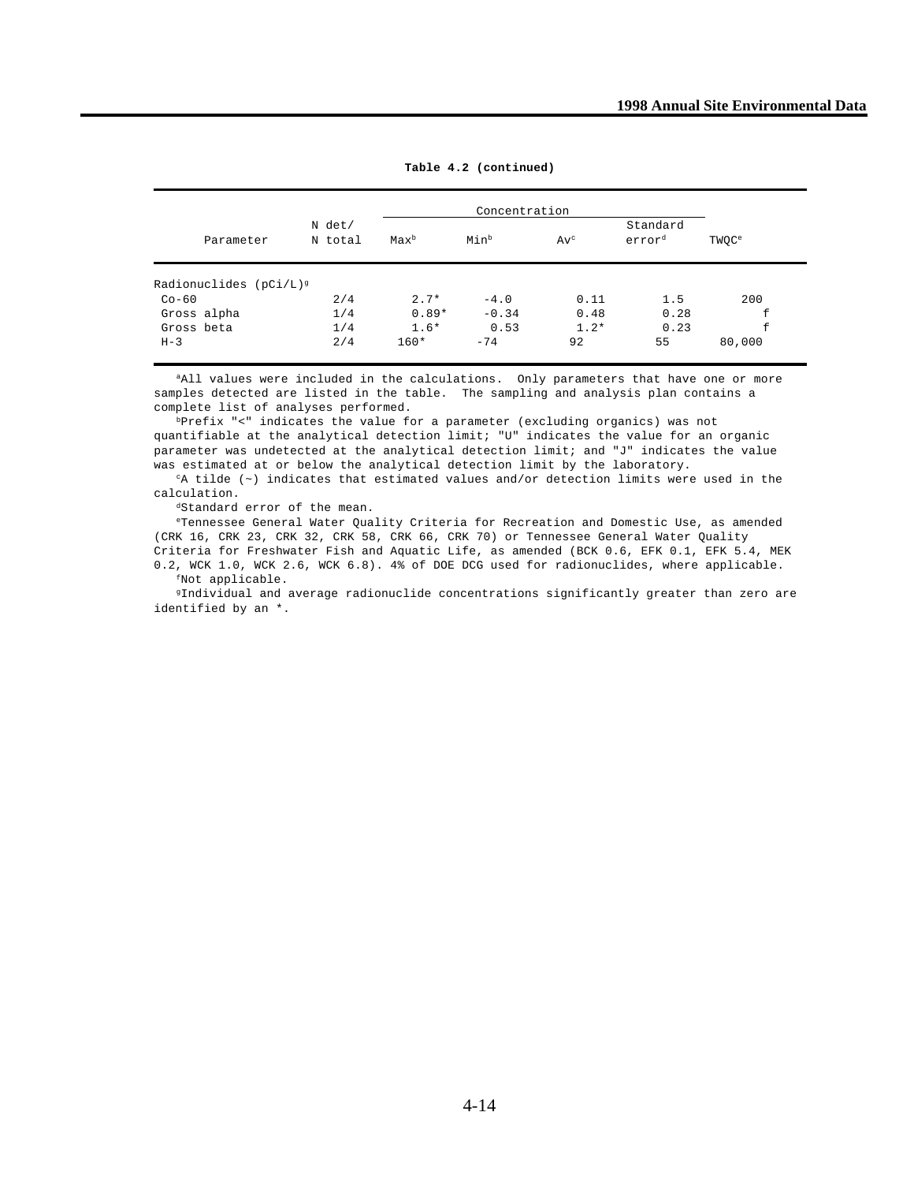**Table 4.2 (continued)**

| Parameter | N det/ N total | Concentration | | | | TWQC[e] |
|---|---|---|---|---|---|---|
| | | Max[b] | Min[b] | Av[c] | Standard error[d] | |
| Radionuclides (pCi/L)[g] | | | | | | |
| Co-60 | 2/4 | 2.7* | -4.0 | 0.11 | 1.5 | 200 |
| Gross alpha | 1/4 | 0.89* | -0.34 | 0.48 | 0.28 | f |
| Gross beta | 1/4 | 1.6* | 0.53 | 1.2* | 0.23 | f |
| H-3 | 2/4 | 160* | -74 | 92 | 55 | 80,000 |

[a]All values were included in the calculations. Only parameters that have one or more samples detected are listed in the table. The sampling and analysis plan contains a complete list of analyses performed.

[b]Prefix "<" indicates the value for a parameter (excluding organics) was not quantifiable at the analytical detection limit; "U" indicates the value for an organic parameter was undetected at the analytical detection limit; and "J" indicates the value was estimated at or below the analytical detection limit by the laboratory.

[c]A tilde (~) indicates that estimated values and/or detection limits were used in the calculation.

[d]Standard error of the mean.

[e]Tennessee General Water Quality Criteria for Recreation and Domestic Use, as amended (CRK 16, CRK 23, CRK 32, CRK 58, CRK 66, CRK 70) or Tennessee General Water Quality Criteria for Freshwater Fish and Aquatic Life, as amended (BCK 0.6, EFK 0.1, EFK 5.4, MEK 0.2, WCK 1.0, WCK 2.6, WCK 6.8). 4% of DOE DCG used for radionuclides, where applicable.

[f]Not applicable.

[g]Individual and average radionuclide concentrations significantly greater than zero are identified by an *.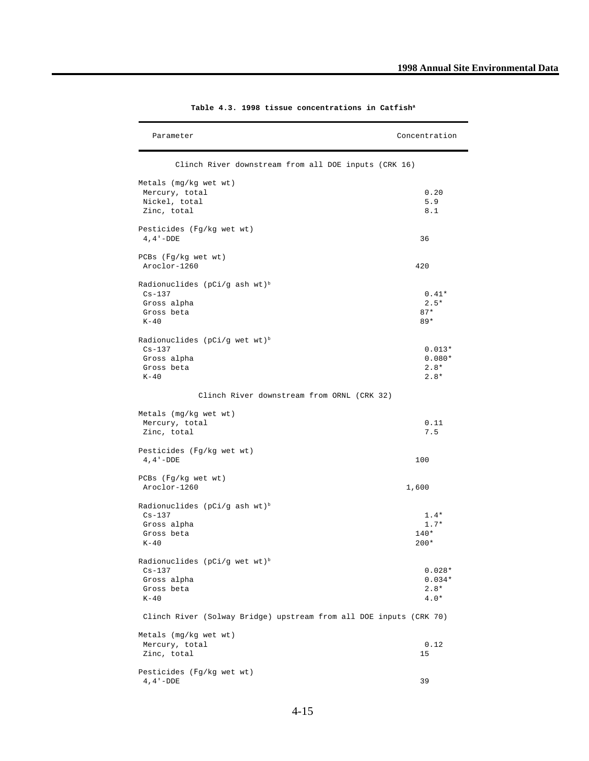**Table 4.3. 1998 tissue concentrations in Catfish[a]**

| Parameter | Concentration |
|---|---|
| **Clinch River downstream from all DOE inputs (CRK 16)** | |
| Metals (mg/kg wet wt) | |
| Mercury, total | 0.20 |
| Nickel, total | 5.9 |
| Zinc, total | 8.1 |
| Pesticides (Fg/kg wet wt) | |
| 4,4'-DDE | 36 |
| PCBs (Fg/kg wet wt) | |
| Aroclor-1260 | 420 |
| Radionuclides (pCi/g ash wt)[b] | |
| Cs-137 | 0.41* |
| Gross alpha | 2.5* |
| Gross beta | 87* |
| K-40 | 89* |
| Radionuclides (pCi/g wet wt)[b] | |
| Cs-137 | 0.013* |
| Gross alpha | 0.080* |
| Gross beta | 2.8* |
| K-40 | 2.8* |
| **Clinch River downstream from ORNL (CRK 32)** | |
| Metals (mg/kg wet wt) | |
| Mercury, total | 0.11 |
| Zinc, total | 7.5 |
| Pesticides (Fg/kg wet wt) | |
| 4,4'-DDE | 100 |
| PCBs (Fg/kg wet wt) | |
| Aroclor-1260 | 1,600 |
| Radionuclides (pCi/g ash wt)[b] | |
| Cs-137 | 1.4* |
| Gross alpha | 1.7* |
| Gross beta | 140* |
| K-40 | 200* |
| Radionuclides (pCi/g wet wt)[b] | |
| Cs-137 | 0.028* |
| Gross alpha | 0.034* |
| Gross beta | 2.8* |
| K-40 | 4.0* |
| **Clinch River (Solway Bridge) upstream from all DOE inputs (CRK 70)** | |
| Metals (mg/kg wet wt) | |
| Mercury, total | 0.12 |
| Zinc, total | 15 |
| Pesticides (Fg/kg wet wt) | |
| 4,4'-DDE | 39 |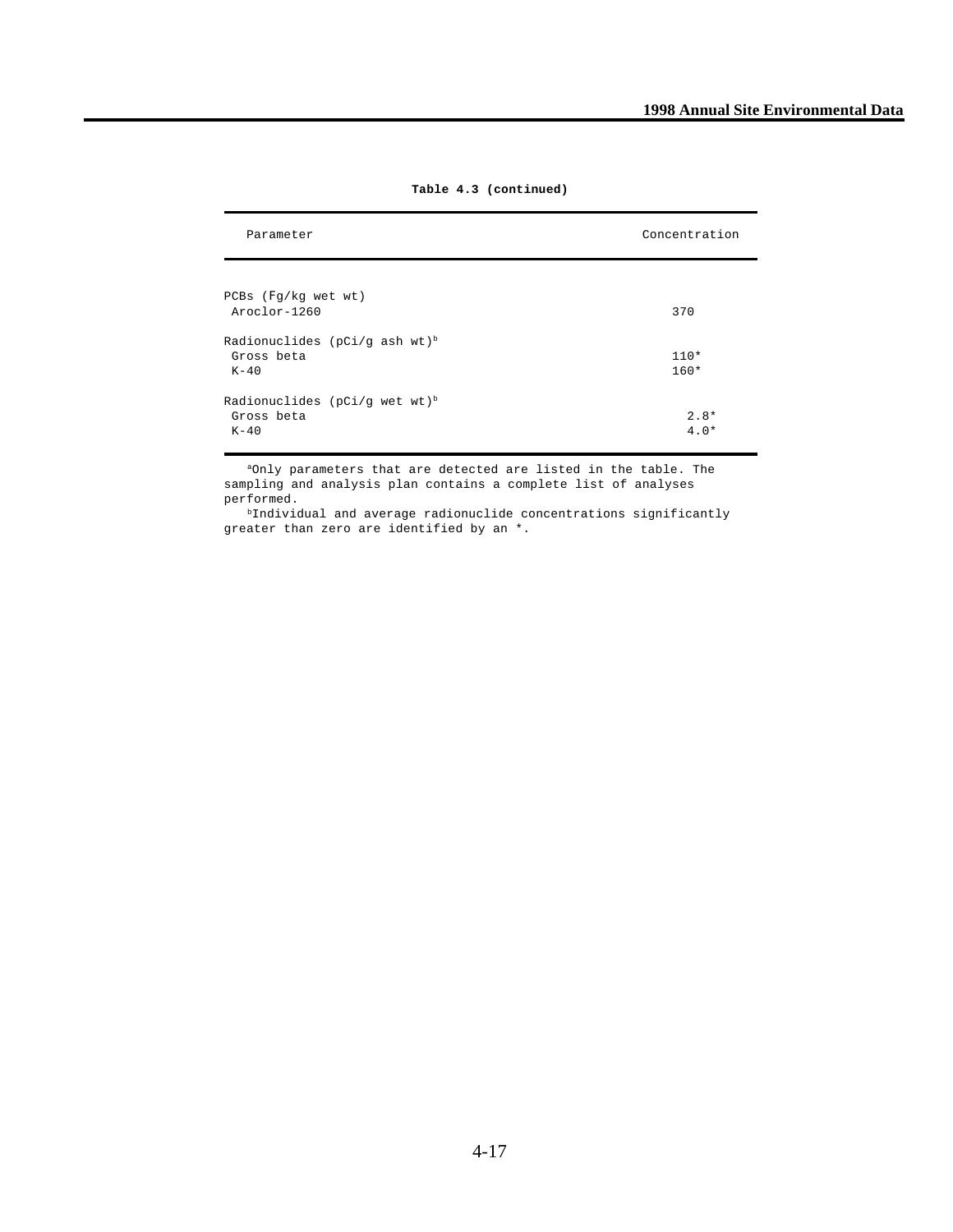**Table 4.3 (continued)**

| Parameter | Concentration |
|---|---|
| PCBs (Fg/kg wet wt) | |
| Aroclor-1260 | 370 |
| Radionuclides (pCi/g ash wt)[b] | |
| Gross beta | 110* |
| K-40 | 160* |
| Radionuclides (pCi/g wet wt)[b] | |
| Gross beta | 2.8* |
| K-40 | 4.0* |

[a]Only parameters that are detected are listed in the table. The sampling and analysis plan contains a complete list of analyses performed.

[b]Individual and average radionuclide concentrations significantly greater than zero are identified by an *.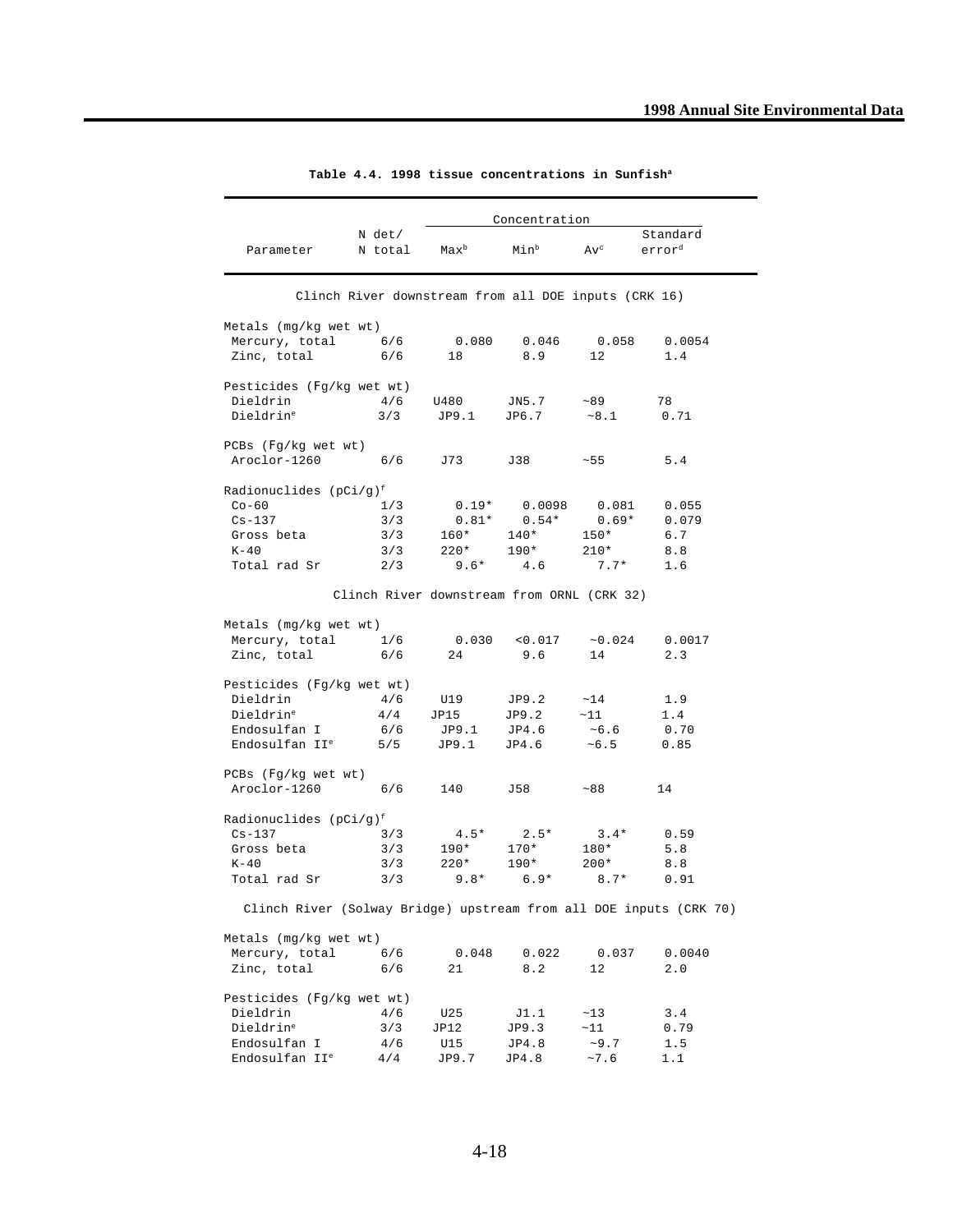**Table 4.4. 1998 tissue concentrations in Sunfish[a]**

| Parameter | N det/ N total | Concentration Max[b] | Min[b] | Av[c] | Standard error[d] |
|---|---|---|---|---|---|
| **Clinch River downstream from all DOE inputs (CRK 16)** | | | | | |
| Metals (mg/kg wet wt) | | | | | |
| Mercury, total | 6/6 | 0.080 | 0.046 | 0.058 | 0.0054 |
| Zinc, total | 6/6 | 18 | 8.9 | 12 | 1.4 |
| Pesticides (Fg/kg wet wt) | | | | | |
| Dieldrin | 4/6 | U480 | JN5.7 | ~89 | 78 |
| Dieldrin[e] | 3/3 | JP9.1 | JP6.7 | ~8.1 | 0.71 |
| PCBs (Fg/kg wet wt) | | | | | |
| Aroclor-1260 | 6/6 | J73 | J38 | ~55 | 5.4 |
| Radionuclides (pCi/g)[f] | | | | | |
| Co-60 | 1/3 | 0.19* | 0.0098 | 0.081 | 0.055 |
| Cs-137 | 3/3 | 0.81* | 0.54* | 0.69* | 0.079 |
| Gross beta | 3/3 | 160* | 140* | 150* | 6.7 |
| K-40 | 3/3 | 220* | 190* | 210* | 8.8 |
| Total rad Sr | 2/3 | 9.6* | 4.6 | 7.7* | 1.6 |
| **Clinch River downstream from ORNL (CRK 32)** | | | | | |
| Metals (mg/kg wet wt) | | | | | |
| Mercury, total | 1/6 | 0.030 | <0.017 | ~0.024 | 0.0017 |
| Zinc, total | 6/6 | 24 | 9.6 | 14 | 2.3 |
| Pesticides (Fg/kg wet wt) | | | | | |
| Dieldrin | 4/6 | U19 | JP9.2 | ~14 | 1.9 |
| Dieldrin[e] | 4/4 | JP15 | JP9.2 | ~11 | 1.4 |
| Endosulfan I | 6/6 | JP9.1 | JP4.6 | ~6.6 | 0.70 |
| Endosulfan II[e] | 5/5 | JP9.1 | JP4.6 | ~6.5 | 0.85 |
| PCBs (Fg/kg wet wt) | | | | | |
| Aroclor-1260 | 6/6 | 140 | J58 | ~88 | 14 |
| Radionuclides (pCi/g)[f] | | | | | |
| Cs-137 | 3/3 | 4.5* | 2.5* | 3.4* | 0.59 |
| Gross beta | 3/3 | 190* | 170* | 180* | 5.8 |
| K-40 | 3/3 | 220* | 190* | 200* | 8.8 |
| Total rad Sr | 3/3 | 9.8* | 6.9* | 8.7* | 0.91 |
| **Clinch River (Solway Bridge) upstream from all DOE inputs (CRK 70)** | | | | | |
| Metals (mg/kg wet wt) | | | | | |
| Mercury, total | 6/6 | 0.048 | 0.022 | 0.037 | 0.0040 |
| Zinc, total | 6/6 | 21 | 8.2 | 12 | 2.0 |
| Pesticides (Fg/kg wet wt) | | | | | |
| Dieldrin | 4/6 | U25 | J1.1 | ~13 | 3.4 |
| Dieldrin[e] | 3/3 | JP12 | JP9.3 | ~11 | 0.79 |
| Endosulfan I | 4/6 | U15 | JP4.8 | ~9.7 | 1.5 |
| Endosulfan II[e] | 4/4 | JP9.7 | JP4.8 | ~7.6 | 1.1 |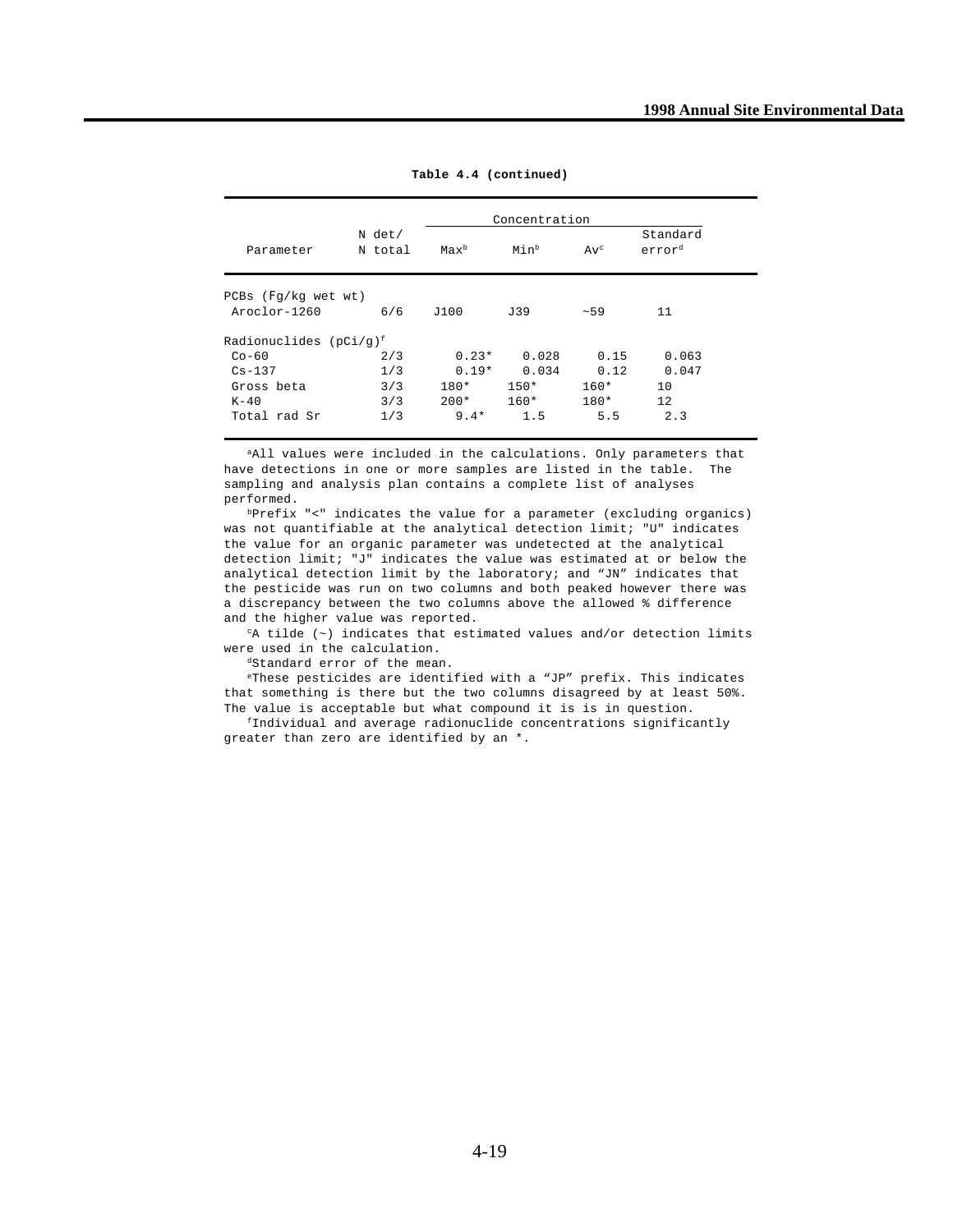**Table 4.4 (continued)**

| Parameter | N det/ N total | Concentration Max[b] | Min[b] | Av[c] | Standard error[d] |
|---|---|---|---|---|---|
| PCBs (Fg/kg wet wt) | | | | | |
| Aroclor-1260 | 6/6 | J100 | J39 | ~59 | 11 |
| Radionuclides (pCi/g)[f] | | | | | |
| Co-60 | 2/3 | 0.23* | 0.028 | 0.15 | 0.063 |
| Cs-137 | 1/3 | 0.19* | 0.034 | 0.12 | 0.047 |
| Gross beta | 3/3 | 180* | 150* | 160* | 10 |
| K-40 | 3/3 | 200* | 160* | 180* | 12 |
| Total rad Sr | 1/3 | 9.4* | 1.5 | 5.5 | 2.3 |

[a]All values were included in the calculations. Only parameters that have detections in one or more samples are listed in the table. The sampling and analysis plan contains a complete list of analyses performed.

[b]Prefix "<" indicates the value for a parameter (excluding organics) was not quantifiable at the analytical detection limit; "U" indicates the value for an organic parameter was undetected at the analytical detection limit; "J" indicates the value was estimated at or below the analytical detection limit by the laboratory; and "JN" indicates that the pesticide was run on two columns and both peaked however there was a discrepancy between the two columns above the allowed % difference and the higher value was reported.

[c]A tilde (~) indicates that estimated values and/or detection limits were used in the calculation.

[d]Standard error of the mean.

[e]These pesticides are identified with a "JP" prefix. This indicates that something is there but the two columns disagreed by at least 50%. The value is acceptable but what compound it is is in question.

[f]Individual and average radionuclide concentrations significantly greater than zero are identified by an *.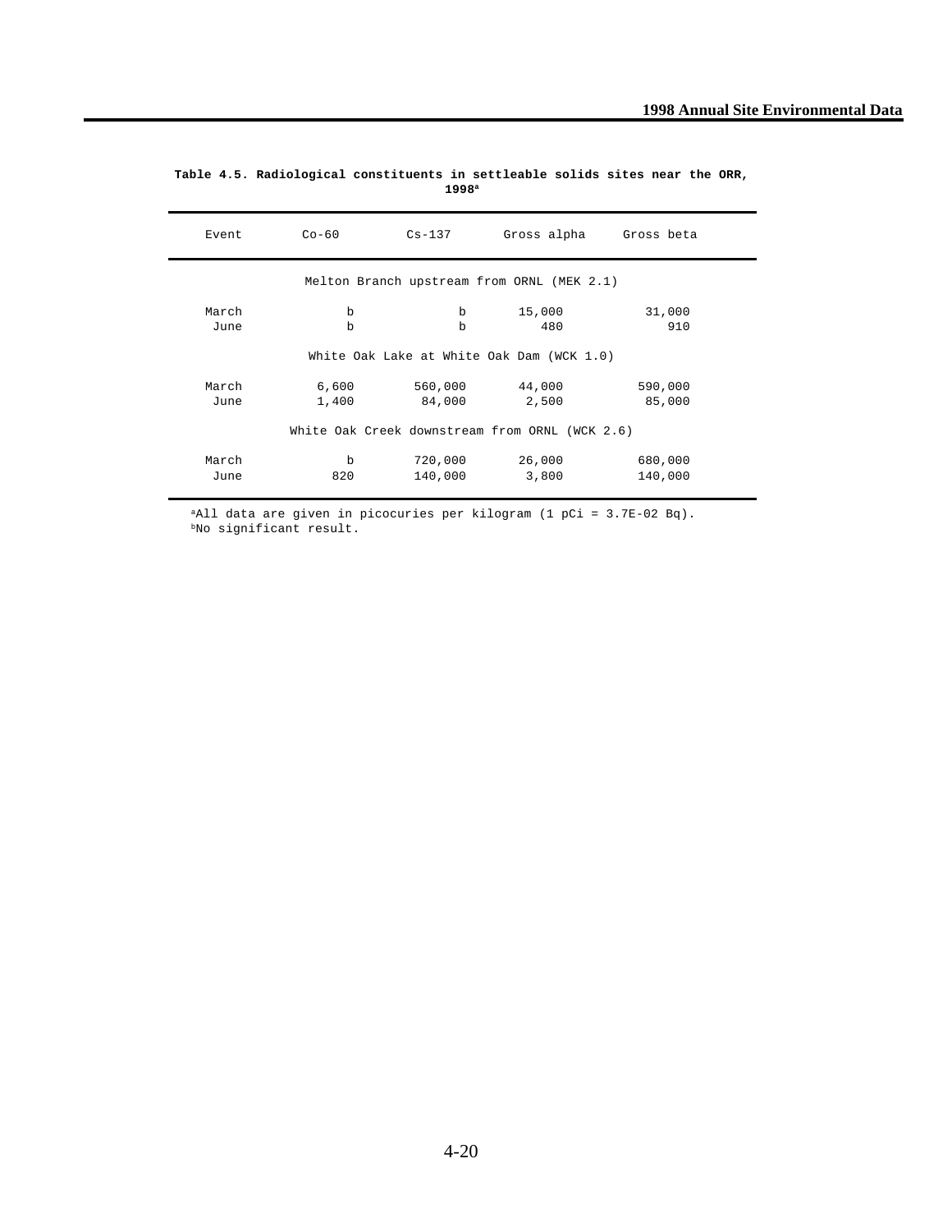**Table 4.5. Radiological constituents in settleable solids sites near the ORR, 1998[a]**

| Event | Co-60 | Cs-137 | Gross alpha | Gross beta |
|---|---|---|---|---|
| Melton Branch upstream from ORNL (MEK 2.1) | | | | |
| March | b | b | 15,000 | 31,000 |
| June | b | b | 480 | 910 |
| White Oak Lake at White Oak Dam (WCK 1.0) | | | | |
| March | 6,600 | 560,000 | 44,000 | 590,000 |
| June | 1,400 | 84,000 | 2,500 | 85,000 |
| White Oak Creek downstream from ORNL (WCK 2.6) | | | | |
| March | b | 720,000 | 26,000 | 680,000 |
| June | 820 | 140,000 | 3,800 | 140,000 |

[a]All data are given in picocuries per kilogram (1 pCi = 3.7E-02 Bq).
[b]No significant result.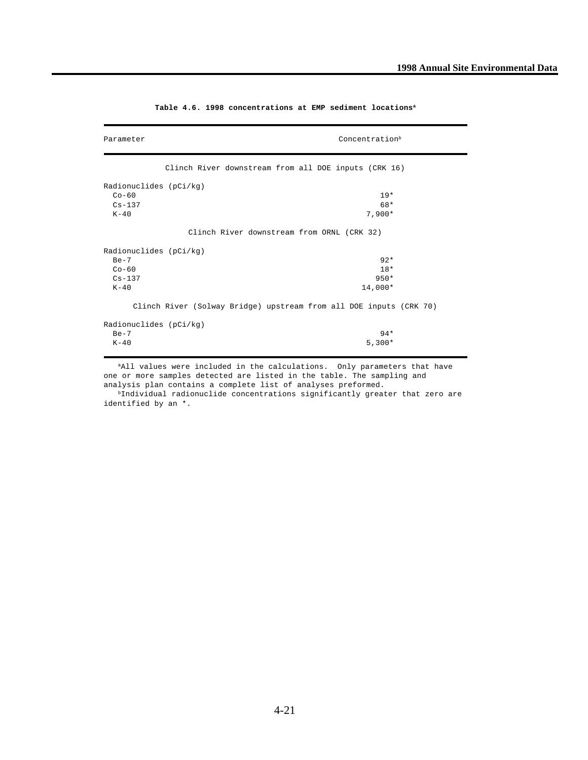**Table 4.6. 1998 concentrations at EMP sediment locations[a]**

| Parameter | Concentration[b] |
|---|---|
| **Clinch River downstream from all DOE inputs (CRK 16)** | |
| Radionuclides (pCi/kg) | |
| Co-60 | 19* |
| Cs-137 | 68* |
| K-40 | 7,900* |
| **Clinch River downstream from ORNL (CRK 32)** | |
| Radionuclides (pCi/kg) | |
| Be-7 | 92* |
| Co-60 | 18* |
| Cs-137 | 950* |
| K-40 | 14,000* |
| **Clinch River (Solway Bridge) upstream from all DOE inputs (CRK 70)** | |
| Radionuclides (pCi/kg) | |
| Be-7 | 94* |
| K-40 | 5,300* |

[a]All values were included in the calculations. Only parameters that have one or more samples detected are listed in the table. The sampling and analysis plan contains a complete list of analyses preformed.

[b]Individual radionuclide concentrations significantly greater that zero are identified by an *.